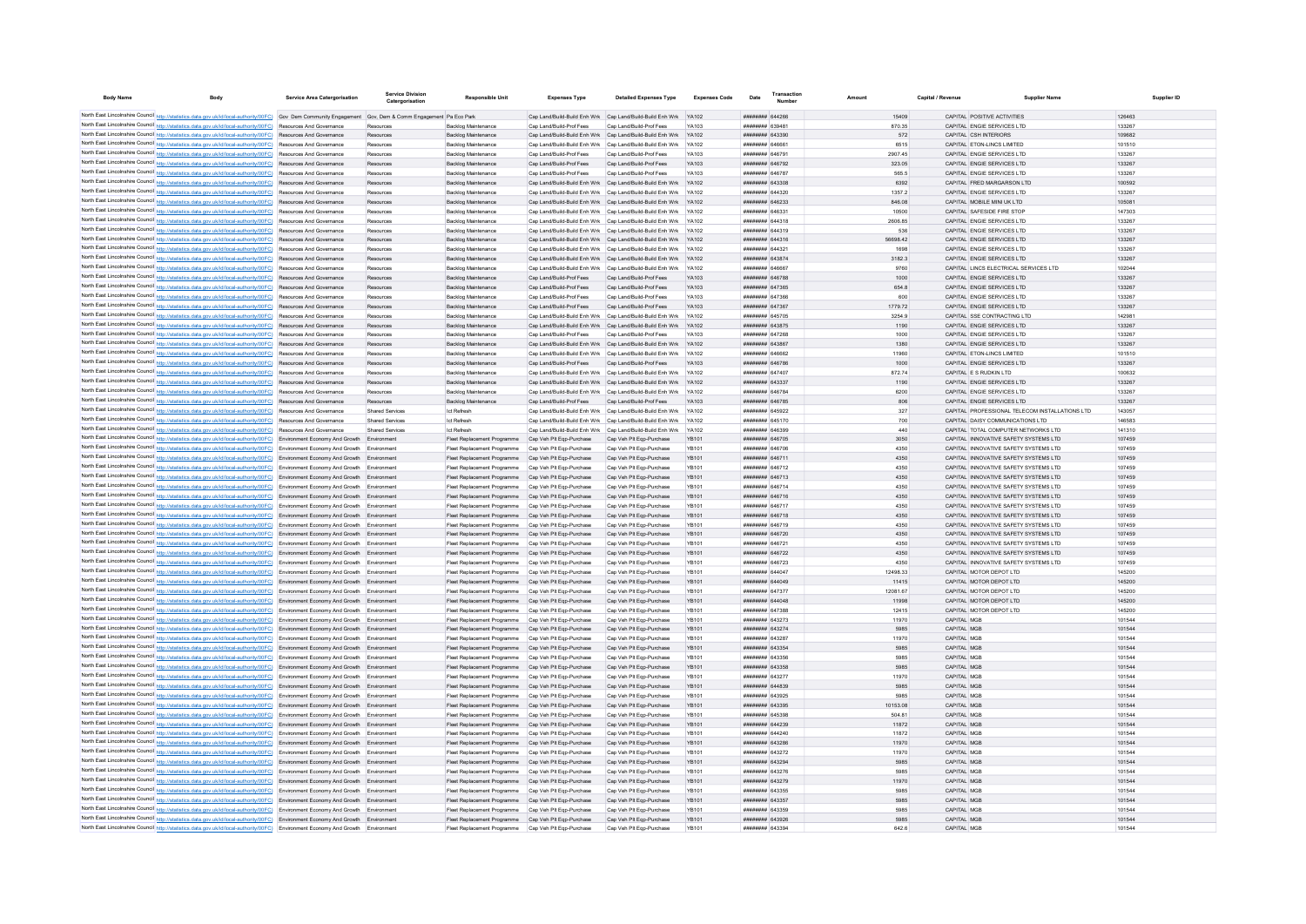| Body Name | Body | Service Area Catergorisation | Service Division Catergorisation | Responsible Unit | Expenses Type | Detailed Expenses Type | Expenses Code | Date | Transaction Number | Amount | Capital / Revenue | Supplier Name | Supplier ID |
|---|---|---|---|---|---|---|---|---|---|---|---|---|---|
| North East Lincolnshire Council | http://statistics.data.gov.uk/id/local-authority/00FC) | Gov Dem Community Engagement | Gov, Dem & Comm Engagement | Pa Eco Park | Cap Land/Build-Build Enh Wrk | Cap Land/Build-Build Enh Wrk | YA102 | ######## | 644266 | 15409 | CAPITAL | POSITIVE ACTIVITIES | 126463 |
| North East Lincolnshire Council | http://statistics.data.gov.uk/id/local-authority/00FC) | Resources And Governance | Resources | Backlog Maintenance | Cap Land/Build-Prof Fees | Cap Land/Build-Prof Fees | YA103 | ######## | 639481 | 870.35 | CAPITAL | ENGIE SERVICES LTD | 133267 |
| North East Lincolnshire Council | http://statistics.data.gov.uk/id/local-authority/00FC) | Resources And Governance | Resources | Backlog Maintenance | Cap Land/Build-Build Enh Wrk | Cap Land/Build-Build Enh Wrk | YA102 | ######## | 643390 | 572 | CAPITAL | CSH INTERIORS | 109682 |
| North East Lincolnshire Council | http://statistics.data.gov.uk/id/local-authority/00FC) | Resources And Governance | Resources | Backlog Maintenance | Cap Land/Build-Build Enh Wrk | Cap Land/Build-Build Enh Wrk | YA102 | ######## | 646661 | 6515 | CAPITAL | ETON-LINCS LIMITED | 101510 |
| North East Lincolnshire Council | http://statistics.data.gov.uk/id/local-authority/00FC) | Resources And Governance | Resources | Backlog Maintenance | Cap Land/Build-Prof Fees | Cap Land/Build-Prof Fees | YA103 | ######## | 646791 | 2907.45 | CAPITAL | ENGIE SERVICES LTD | 133267 |
| North East Lincolnshire Council | http://statistics.data.gov.uk/id/local-authority/00FC) | Resources And Governance | Resources | Backlog Maintenance | Cap Land/Build-Prof Fees | Cap Land/Build-Prof Fees | YA103 | ######## | 646792 | 323.05 | CAPITAL | ENGIE SERVICES LTD | 133267 |
| North East Lincolnshire Council | http://statistics.data.gov.uk/id/local-authority/00FC) | Resources And Governance | Resources | Backlog Maintenance | Cap Land/Build-Prof Fees | Cap Land/Build-Prof Fees | YA103 | ######## | 646787 | 565.5 | CAPITAL | ENGIE SERVICES LTD | 133267 |
| North East Lincolnshire Council | http://statistics.data.gov.uk/id/local-authority/00FC) | Resources And Governance | Resources | Backlog Maintenance | Cap Land/Build-Build Enh Wrk | Cap Land/Build-Build Enh Wrk | YA102 | ######## | 643308 | 6392 | CAPITAL | FRED MARGARSON LTD | 100592 |
| North East Lincolnshire Council | http://statistics.data.gov.uk/id/local-authority/00FC) | Resources And Governance | Resources | Backlog Maintenance | Cap Land/Build-Build Enh Wrk | Cap Land/Build-Build Enh Wrk | YA102 | ######## | 644320 | 1357.2 | CAPITAL | ENGIE SERVICES LTD | 133267 |
| North East Lincolnshire Council | http://statistics.data.gov.uk/id/local-authority/00FC) | Resources And Governance | Resources | Backlog Maintenance | Cap Land/Build-Build Enh Wrk | Cap Land/Build-Build Enh Wrk | YA102 | ######## | 646233 | 846.08 | CAPITAL | MOBILE MINI UK LTD | 105081 |
| North East Lincolnshire Council | http://statistics.data.gov.uk/id/local-authority/00FC) | Resources And Governance | Resources | Backlog Maintenance | Cap Land/Build-Build Enh Wrk | Cap Land/Build-Build Enh Wrk | YA102 | ######## | 646331 | 10500 | CAPITAL | SAFESIDE FIRE STOP | 147303 |
| North East Lincolnshire Council | http://statistics.data.gov.uk/id/local-authority/00FC) | Resources And Governance | Resources | Backlog Maintenance | Cap Land/Build-Build Enh Wrk | Cap Land/Build-Build Enh Wrk | YA102 | ######## | 644318 | 2606.85 | CAPITAL | ENGIE SERVICES LTD | 133267 |
| North East Lincolnshire Council | http://statistics.data.gov.uk/id/local-authority/00FC) | Resources And Governance | Resources | Backlog Maintenance | Cap Land/Build-Build Enh Wrk | Cap Land/Build-Build Enh Wrk | YA102 | ######## | 644319 | 536 | CAPITAL | ENGIE SERVICES LTD | 133267 |
| North East Lincolnshire Council | http://statistics.data.gov.uk/id/local-authority/00FC) | Resources And Governance | Resources | Backlog Maintenance | Cap Land/Build-Build Enh Wrk | Cap Land/Build-Build Enh Wrk | YA102 | ######## | 644316 | 56698.42 | CAPITAL | ENGIE SERVICES LTD | 133267 |
| North East Lincolnshire Council | http://statistics.data.gov.uk/id/local-authority/00FC) | Resources And Governance | Resources | Backlog Maintenance | Cap Land/Build-Build Enh Wrk | Cap Land/Build-Build Enh Wrk | YA102 | ######## | 644321 | 1698 | CAPITAL | ENGIE SERVICES LTD | 133267 |
| North East Lincolnshire Council | http://statistics.data.gov.uk/id/local-authority/00FC) | Resources And Governance | Resources | Backlog Maintenance | Cap Land/Build-Build Enh Wrk | Cap Land/Build-Build Enh Wrk | YA102 | ######## | 643874 | 3182.3 | CAPITAL | ENGIE SERVICES LTD | 133267 |
| North East Lincolnshire Council | http://statistics.data.gov.uk/id/local-authority/00FC) | Resources And Governance | Resources | Backlog Maintenance | Cap Land/Build-Build Enh Wrk | Cap Land/Build-Build Enh Wrk | YA102 | ######## | 646667 | 9760 | CAPITAL | LINCS ELECTRICAL SERVICES LTD | 102044 |
| North East Lincolnshire Council | http://statistics.data.gov.uk/id/local-authority/00FC) | Resources And Governance | Resources | Backlog Maintenance | Cap Land/Build-Prof Fees | Cap Land/Build-Prof Fees | YA103 | ######## | 646788 | 1000 | CAPITAL | ENGIE SERVICES LTD | 133267 |
| North East Lincolnshire Council | http://statistics.data.gov.uk/id/local-authority/00FC) | Resources And Governance | Resources | Backlog Maintenance | Cap Land/Build-Prof Fees | Cap Land/Build-Prof Fees | YA103 | ######## | 647365 | 654.8 | CAPITAL | ENGIE SERVICES LTD | 133267 |
| North East Lincolnshire Council | http://statistics.data.gov.uk/id/local-authority/00FC) | Resources And Governance | Resources | Backlog Maintenance | Cap Land/Build-Prof Fees | Cap Land/Build-Prof Fees | YA103 | ######## | 647366 | 600 | CAPITAL | ENGIE SERVICES LTD | 133267 |
| North East Lincolnshire Council | http://statistics.data.gov.uk/id/local-authority/00FC) | Resources And Governance | Resources | Backlog Maintenance | Cap Land/Build-Prof Fees | Cap Land/Build-Prof Fees | YA103 | ######## | 647367 | 1779.72 | CAPITAL | ENGIE SERVICES LTD | 133267 |
| North East Lincolnshire Council | http://statistics.data.gov.uk/id/local-authority/00FC) | Resources And Governance | Resources | Backlog Maintenance | Cap Land/Build-Build Enh Wrk | Cap Land/Build-Build Enh Wrk | YA102 | ######## | 645705 | 3254.9 | CAPITAL | SSE CONTRACTING LTD | 142981 |
| North East Lincolnshire Council | http://statistics.data.gov.uk/id/local-authority/00FC) | Resources And Governance | Resources | Backlog Maintenance | Cap Land/Build-Build Enh Wrk | Cap Land/Build-Build Enh Wrk | YA102 | ######## | 643875 | 1190 | CAPITAL | ENGIE SERVICES LTD | 133267 |
| North East Lincolnshire Council | http://statistics.data.gov.uk/id/local-authority/00FC) | Resources And Governance | Resources | Backlog Maintenance | Cap Land/Build-Prof Fees | Cap Land/Build-Prof Fees | YA103 | ######## | 647268 | 1000 | CAPITAL | ENGIE SERVICES LTD | 133267 |
| North East Lincolnshire Council | http://statistics.data.gov.uk/id/local-authority/00FC) | Resources And Governance | Resources | Backlog Maintenance | Cap Land/Build-Build Enh Wrk | Cap Land/Build-Build Enh Wrk | YA102 | ######## | 643887 | 1380 | CAPITAL | ENGIE SERVICES LTD | 133267 |
| North East Lincolnshire Council | http://statistics.data.gov.uk/id/local-authority/00FC) | Resources And Governance | Resources | Backlog Maintenance | Cap Land/Build-Build Enh Wrk | Cap Land/Build-Build Enh Wrk | YA102 | ######## | 646662 | 11960 | CAPITAL | ETON-LINCS LIMITED | 101510 |
| North East Lincolnshire Council | http://statistics.data.gov.uk/id/local-authority/00FC) | Resources And Governance | Resources | Backlog Maintenance | Cap Land/Build-Prof Fees | Cap Land/Build-Prof Fees | YA103 | ######## | 646786 | 1000 | CAPITAL | ENGIE SERVICES LTD | 133267 |
| North East Lincolnshire Council | http://statistics.data.gov.uk/id/local-authority/00FC) | Resources And Governance | Resources | Backlog Maintenance | Cap Land/Build-Build Enh Wrk | Cap Land/Build-Build Enh Wrk | YA102 | ######## | 647407 | 872.74 | CAPITAL | E S RUDKIN LTD | 100632 |
| North East Lincolnshire Council | http://statistics.data.gov.uk/id/local-authority/00FC) | Resources And Governance | Resources | Backlog Maintenance | Cap Land/Build-Build Enh Wrk | Cap Land/Build-Build Enh Wrk | YA102 | ######## | 643337 | 1190 | CAPITAL | ENGIE SERVICES LTD | 133267 |
| North East Lincolnshire Council | http://statistics.data.gov.uk/id/local-authority/00FC) | Resources And Governance | Resources | Backlog Maintenance | Cap Land/Build-Build Enh Wrk | Cap Land/Build-Build Enh Wrk | YA102 | ######## | 646784 | 6200 | CAPITAL | ENGIE SERVICES LTD | 133267 |
| North East Lincolnshire Council | http://statistics.data.gov.uk/id/local-authority/00FC) | Resources And Governance | Resources | Backlog Maintenance | Cap Land/Build-Prof Fees | Cap Land/Build-Prof Fees | YA103 | ######## | 646785 | 806 | CAPITAL | ENGIE SERVICES LTD | 133267 |
| North East Lincolnshire Council | http://statistics.data.gov.uk/id/local-authority/00FC) | Resources And Governance | Shared Services | Ict Refresh | Cap Land/Build-Build Enh Wrk | Cap Land/Build-Build Enh Wrk | YA102 | ######## | 645922 | 327 | CAPITAL | PROFESSIONAL TELECOM INSTALLATIONS LTD | 143057 |
| North East Lincolnshire Council | http://statistics.data.gov.uk/id/local-authority/00FC) | Resources And Governance | Shared Services | Ict Refresh | Cap Land/Build-Build Enh Wrk | Cap Land/Build-Build Enh Wrk | YA102 | ######## | 645170 | 700 | CAPITAL | DAISY COMMUNICATIONS LTD | 146583 |
| North East Lincolnshire Council | http://statistics.data.gov.uk/id/local-authority/00FC) | Resources And Governance | Shared Services | Ict Refresh | Cap Land/Build-Build Enh Wrk | Cap Land/Build-Build Enh Wrk | YA102 | ######## | 646399 | 440 | CAPITAL | TOTAL COMPUTER NETWORKS LTD | 141310 |
| North East Lincolnshire Council | http://statistics.data.gov.uk/id/local-authority/00FC) | Environment Economy And Growth | Environment | Fleet Replacement Programme | Cap Veh Plt Eqp-Purchase | Cap Veh Plt Eqp-Purchase | YB101 | ######## | 646705 | 3050 | CAPITAL | INNOVATIVE SAFETY SYSTEMS LTD | 107459 |
| North East Lincolnshire Council | http://statistics.data.gov.uk/id/local-authority/00FC) | Environment Economy And Growth | Environment | Fleet Replacement Programme | Cap Veh Plt Eqp-Purchase | Cap Veh Plt Eqp-Purchase | YB101 | ######## | 646706 | 4350 | CAPITAL | INNOVATIVE SAFETY SYSTEMS LTD | 107459 |
| North East Lincolnshire Council | http://statistics.data.gov.uk/id/local-authority/00FC) | Environment Economy And Growth | Environment | Fleet Replacement Programme | Cap Veh Plt Eqp-Purchase | Cap Veh Plt Eqp-Purchase | YB101 | ######## | 646711 | 4350 | CAPITAL | INNOVATIVE SAFETY SYSTEMS LTD | 107459 |
| North East Lincolnshire Council | http://statistics.data.gov.uk/id/local-authority/00FC) | Environment Economy And Growth | Environment | Fleet Replacement Programme | Cap Veh Plt Eqp-Purchase | Cap Veh Plt Eqp-Purchase | YB101 | ######## | 646712 | 4350 | CAPITAL | INNOVATIVE SAFETY SYSTEMS LTD | 107459 |
| North East Lincolnshire Council | http://statistics.data.gov.uk/id/local-authority/00FC) | Environment Economy And Growth | Environment | Fleet Replacement Programme | Cap Veh Plt Eqp-Purchase | Cap Veh Plt Eqp-Purchase | YB101 | ######## | 646713 | 4350 | CAPITAL | INNOVATIVE SAFETY SYSTEMS LTD | 107459 |
| North East Lincolnshire Council | http://statistics.data.gov.uk/id/local-authority/00FC) | Environment Economy And Growth | Environment | Fleet Replacement Programme | Cap Veh Plt Eqp-Purchase | Cap Veh Plt Eqp-Purchase | YB101 | ######## | 646714 | 4350 | CAPITAL | INNOVATIVE SAFETY SYSTEMS LTD | 107459 |
| North East Lincolnshire Council | http://statistics.data.gov.uk/id/local-authority/00FC) | Environment Economy And Growth | Environment | Fleet Replacement Programme | Cap Veh Plt Eqp-Purchase | Cap Veh Plt Eqp-Purchase | YB101 | ######## | 646716 | 4350 | CAPITAL | INNOVATIVE SAFETY SYSTEMS LTD | 107459 |
| North East Lincolnshire Council | http://statistics.data.gov.uk/id/local-authority/00FC) | Environment Economy And Growth | Environment | Fleet Replacement Programme | Cap Veh Plt Eqp-Purchase | Cap Veh Plt Eqp-Purchase | YB101 | ######## | 646717 | 4350 | CAPITAL | INNOVATIVE SAFETY SYSTEMS LTD | 107459 |
| North East Lincolnshire Council | http://statistics.data.gov.uk/id/local-authority/00FC) | Environment Economy And Growth | Environment | Fleet Replacement Programme | Cap Veh Plt Eqp-Purchase | Cap Veh Plt Eqp-Purchase | YB101 | ######## | 646718 | 4350 | CAPITAL | INNOVATIVE SAFETY SYSTEMS LTD | 107459 |
| North East Lincolnshire Council | http://statistics.data.gov.uk/id/local-authority/00FC) | Environment Economy And Growth | Environment | Fleet Replacement Programme | Cap Veh Plt Eqp-Purchase | Cap Veh Plt Eqp-Purchase | YB101 | ######## | 646719 | 4350 | CAPITAL | INNOVATIVE SAFETY SYSTEMS LTD | 107459 |
| North East Lincolnshire Council | http://statistics.data.gov.uk/id/local-authority/00FC) | Environment Economy And Growth | Environment | Fleet Replacement Programme | Cap Veh Plt Eqp-Purchase | Cap Veh Plt Eqp-Purchase | YB101 | ######## | 646720 | 4350 | CAPITAL | INNOVATIVE SAFETY SYSTEMS LTD | 107459 |
| North East Lincolnshire Council | http://statistics.data.gov.uk/id/local-authority/00FC) | Environment Economy And Growth | Environment | Fleet Replacement Programme | Cap Veh Plt Eqp-Purchase | Cap Veh Plt Eqp-Purchase | YB101 | ######## | 646721 | 4350 | CAPITAL | INNOVATIVE SAFETY SYSTEMS LTD | 107459 |
| North East Lincolnshire Council | http://statistics.data.gov.uk/id/local-authority/00FC) | Environment Economy And Growth | Environment | Fleet Replacement Programme | Cap Veh Plt Eqp-Purchase | Cap Veh Plt Eqp-Purchase | YB101 | ######## | 646722 | 4350 | CAPITAL | INNOVATIVE SAFETY SYSTEMS LTD | 107459 |
| North East Lincolnshire Council | http://statistics.data.gov.uk/id/local-authority/00FC) | Environment Economy And Growth | Environment | Fleet Replacement Programme | Cap Veh Plt Eqp-Purchase | Cap Veh Plt Eqp-Purchase | YB101 | ######## | 646723 | 4350 | CAPITAL | INNOVATIVE SAFETY SYSTEMS LTD | 107459 |
| North East Lincolnshire Council | http://statistics.data.gov.uk/id/local-authority/00FC) | Environment Economy And Growth | Environment | Fleet Replacement Programme | Cap Veh Plt Eqp-Purchase | Cap Veh Plt Eqp-Purchase | YB101 | ######## | 644047 | 12498.33 | CAPITAL | MOTOR DEPOT LTD | 145200 |
| North East Lincolnshire Council | http://statistics.data.gov.uk/id/local-authority/00FC) | Environment Economy And Growth | Environment | Fleet Replacement Programme | Cap Veh Plt Eqp-Purchase | Cap Veh Plt Eqp-Purchase | YB101 | ######## | 644049 | 11415 | CAPITAL | MOTOR DEPOT LTD | 145200 |
| North East Lincolnshire Council | http://statistics.data.gov.uk/id/local-authority/00FC) | Environment Economy And Growth | Environment | Fleet Replacement Programme | Cap Veh Plt Eqp-Purchase | Cap Veh Plt Eqp-Purchase | YB101 | ######## | 647377 | 12081.67 | CAPITAL | MOTOR DEPOT LTD | 145200 |
| North East Lincolnshire Council | http://statistics.data.gov.uk/id/local-authority/00FC) | Environment Economy And Growth | Environment | Fleet Replacement Programme | Cap Veh Plt Eqp-Purchase | Cap Veh Plt Eqp-Purchase | YB101 | ######## | 644048 | 11998 | CAPITAL | MOTOR DEPOT LTD | 145200 |
| North East Lincolnshire Council | http://statistics.data.gov.uk/id/local-authority/00FC) | Environment Economy And Growth | Environment | Fleet Replacement Programme | Cap Veh Plt Eqp-Purchase | Cap Veh Plt Eqp-Purchase | YB101 | ######## | 647388 | 12415 | CAPITAL | MOTOR DEPOT LTD | 145200 |
| North East Lincolnshire Council | http://statistics.data.gov.uk/id/local-authority/00FC) | Environment Economy And Growth | Environment | Fleet Replacement Programme | Cap Veh Plt Eqp-Purchase | Cap Veh Plt Eqp-Purchase | YB101 | ######## | 643273 | 11970 | CAPITAL | MGB | 101544 |
| North East Lincolnshire Council | http://statistics.data.gov.uk/id/local-authority/00FC) | Environment Economy And Growth | Environment | Fleet Replacement Programme | Cap Veh Plt Eqp-Purchase | Cap Veh Plt Eqp-Purchase | YB101 | ######## | 643274 | 5985 | CAPITAL | MGB | 101544 |
| North East Lincolnshire Council | http://statistics.data.gov.uk/id/local-authority/00FC) | Environment Economy And Growth | Environment | Fleet Replacement Programme | Cap Veh Plt Eqp-Purchase | Cap Veh Plt Eqp-Purchase | YB101 | ######## | 643287 | 11970 | CAPITAL | MGB | 101544 |
| North East Lincolnshire Council | http://statistics.data.gov.uk/id/local-authority/00FC) | Environment Economy And Growth | Environment | Fleet Replacement Programme | Cap Veh Plt Eqp-Purchase | Cap Veh Plt Eqp-Purchase | YB101 | ######## | 643354 | 5985 | CAPITAL | MGB | 101544 |
| North East Lincolnshire Council | http://statistics.data.gov.uk/id/local-authority/00FC) | Environment Economy And Growth | Environment | Fleet Replacement Programme | Cap Veh Plt Eqp-Purchase | Cap Veh Plt Eqp-Purchase | YB101 | ######## | 643356 | 5985 | CAPITAL | MGB | 101544 |
| North East Lincolnshire Council | http://statistics.data.gov.uk/id/local-authority/00FC) | Environment Economy And Growth | Environment | Fleet Replacement Programme | Cap Veh Plt Eqp-Purchase | Cap Veh Plt Eqp-Purchase | YB101 | ######## | 643358 | 5985 | CAPITAL | MGB | 101544 |
| North East Lincolnshire Council | http://statistics.data.gov.uk/id/local-authority/00FC) | Environment Economy And Growth | Environment | Fleet Replacement Programme | Cap Veh Plt Eqp-Purchase | Cap Veh Plt Eqp-Purchase | YB101 | ######## | 643277 | 11970 | CAPITAL | MGB | 101544 |
| North East Lincolnshire Council | http://statistics.data.gov.uk/id/local-authority/00FC) | Environment Economy And Growth | Environment | Fleet Replacement Programme | Cap Veh Plt Eqp-Purchase | Cap Veh Plt Eqp-Purchase | YB101 | ######## | 644839 | 5985 | CAPITAL | MGB | 101544 |
| North East Lincolnshire Council | http://statistics.data.gov.uk/id/local-authority/00FC) | Environment Economy And Growth | Environment | Fleet Replacement Programme | Cap Veh Plt Eqp-Purchase | Cap Veh Plt Eqp-Purchase | YB101 | ######## | 643925 | 5985 | CAPITAL | MGB | 101544 |
| North East Lincolnshire Council | http://statistics.data.gov.uk/id/local-authority/00FC) | Environment Economy And Growth | Environment | Fleet Replacement Programme | Cap Veh Plt Eqp-Purchase | Cap Veh Plt Eqp-Purchase | YB101 | ######## | 643395 | 10153.08 | CAPITAL | MGB | 101544 |
| North East Lincolnshire Council | http://statistics.data.gov.uk/id/local-authority/00FC) | Environment Economy And Growth | Environment | Fleet Replacement Programme | Cap Veh Plt Eqp-Purchase | Cap Veh Plt Eqp-Purchase | YB101 | ######## | 645398 | 504.61 | CAPITAL | MGB | 101544 |
| North East Lincolnshire Council | http://statistics.data.gov.uk/id/local-authority/00FC) | Environment Economy And Growth | Environment | Fleet Replacement Programme | Cap Veh Plt Eqp-Purchase | Cap Veh Plt Eqp-Purchase | YB101 | ######## | 644239 | 11872 | CAPITAL | MGB | 101544 |
| North East Lincolnshire Council | http://statistics.data.gov.uk/id/local-authority/00FC) | Environment Economy And Growth | Environment | Fleet Replacement Programme | Cap Veh Plt Eqp-Purchase | Cap Veh Plt Eqp-Purchase | YB101 | ######## | 644240 | 11872 | CAPITAL | MGB | 101544 |
| North East Lincolnshire Council | http://statistics.data.gov.uk/id/local-authority/00FC) | Environment Economy And Growth | Environment | Fleet Replacement Programme | Cap Veh Plt Eqp-Purchase | Cap Veh Plt Eqp-Purchase | YB101 | ######## | 643286 | 11970 | CAPITAL | MGB | 101544 |
| North East Lincolnshire Council | http://statistics.data.gov.uk/id/local-authority/00FC) | Environment Economy And Growth | Environment | Fleet Replacement Programme | Cap Veh Plt Eqp-Purchase | Cap Veh Plt Eqp-Purchase | YB101 | ######## | 643272 | 11970 | CAPITAL | MGB | 101544 |
| North East Lincolnshire Council | http://statistics.data.gov.uk/id/local-authority/00FC) | Environment Economy And Growth | Environment | Fleet Replacement Programme | Cap Veh Plt Eqp-Purchase | Cap Veh Plt Eqp-Purchase | YB101 | ######## | 643294 | 5985 | CAPITAL | MGB | 101544 |
| North East Lincolnshire Council | http://statistics.data.gov.uk/id/local-authority/00FC) | Environment Economy And Growth | Environment | Fleet Replacement Programme | Cap Veh Plt Eqp-Purchase | Cap Veh Plt Eqp-Purchase | YB101 | ######## | 643276 | 5985 | CAPITAL | MGB | 101544 |
| North East Lincolnshire Council | http://statistics.data.gov.uk/id/local-authority/00FC) | Environment Economy And Growth | Environment | Fleet Replacement Programme | Cap Veh Plt Eqp-Purchase | Cap Veh Plt Eqp-Purchase | YB101 | ######## | 643279 | 11970 | CAPITAL | MGB | 101544 |
| North East Lincolnshire Council | http://statistics.data.gov.uk/id/local-authority/00FC) | Environment Economy And Growth | Environment | Fleet Replacement Programme | Cap Veh Plt Eqp-Purchase | Cap Veh Plt Eqp-Purchase | YB101 | ######## | 643355 | 5985 | CAPITAL | MGB | 101544 |
| North East Lincolnshire Council | http://statistics.data.gov.uk/id/local-authority/00FC) | Environment Economy And Growth | Environment | Fleet Replacement Programme | Cap Veh Plt Eqp-Purchase | Cap Veh Plt Eqp-Purchase | YB101 | ######## | 643357 | 5985 | CAPITAL | MGB | 101544 |
| North East Lincolnshire Council | http://statistics.data.gov.uk/id/local-authority/00FC) | Environment Economy And Growth | Environment | Fleet Replacement Programme | Cap Veh Plt Eqp-Purchase | Cap Veh Plt Eqp-Purchase | YB101 | ######## | 643359 | 5985 | CAPITAL | MGB | 101544 |
| North East Lincolnshire Council | http://statistics.data.gov.uk/id/local-authority/00FC) | Environment Economy And Growth | Environment | Fleet Replacement Programme | Cap Veh Plt Eqp-Purchase | Cap Veh Plt Eqp-Purchase | YB101 | ######## | 643926 | 5985 | CAPITAL | MGB | 101544 |
| North East Lincolnshire Council | http://statistics.data.gov.uk/id/local-authority/00FC) | Environment Economy And Growth | Environment | Fleet Replacement Programme | Cap Veh Plt Eqp-Purchase | Cap Veh Plt Eqp-Purchase | YB101 | ######## | 643394 | 642.6 | CAPITAL | MGB | 101544 |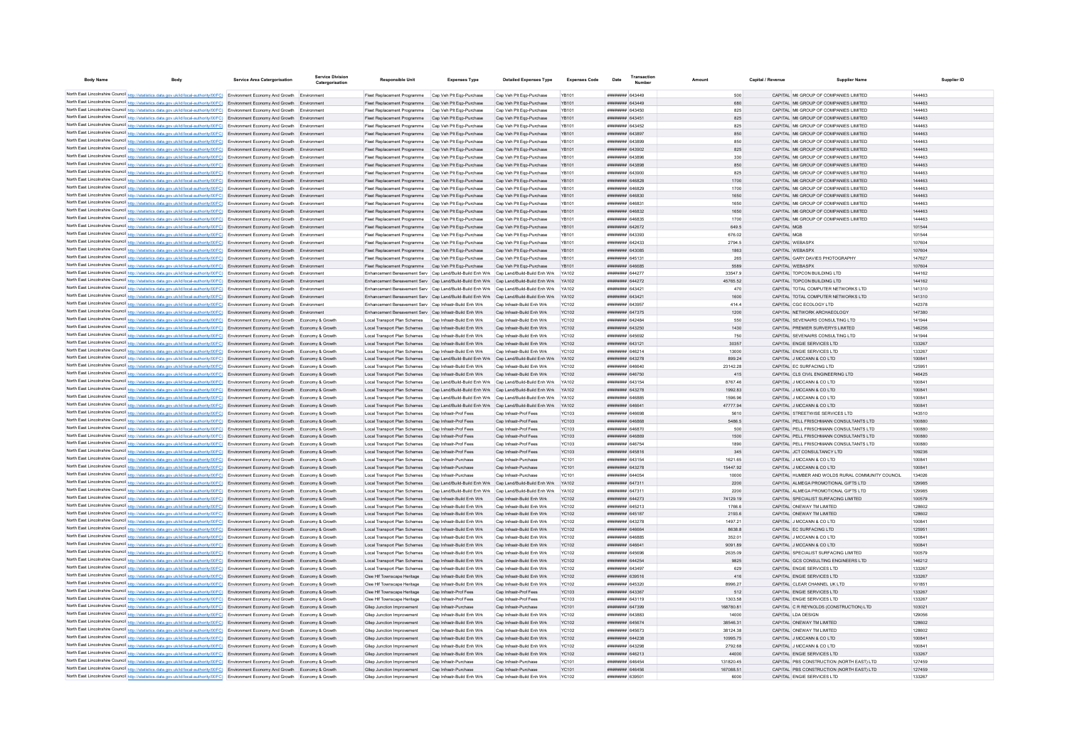| Body Name | Body | Service Area Catergorisation | Service Division Catergorisation | Responsible Unit | Expenses Type | Detailed Expenses Type | Expenses Code | Date | Transaction Number | Amount | Capital / Revenue | Supplier Name | Supplier ID |
|---|---|---|---|---|---|---|---|---|---|---|---|---|---|
| North East Lincolnshire Council | http://statistics.data.gov.uk/id/local-authority/00FC | Environment Economy And Growth | Environment | Fleet Replacement Programme | Cap Veh Plt Eqp-Purchase | Cap Veh Plt Eqp-Purchase | YB101 | ######## | 643449 | 500 | CAPITAL | M6 GROUP OF COMPANIES LIMITED | 144463 |
| North East Lincolnshire Council | http://statistics.data.gov.uk/id/local-authority/00FC | Environment Economy And Growth | Environment | Fleet Replacement Programme | Cap Veh Plt Eqp-Purchase | Cap Veh Plt Eqp-Purchase | YB101 | ######## | 643449 | 680 | CAPITAL | M6 GROUP OF COMPANIES LIMITED | 144463 |
| North East Lincolnshire Council | http://statistics.data.gov.uk/id/local-authority/00FC | Environment Economy And Growth | Environment | Fleet Replacement Programme | Cap Veh Plt Eqp-Purchase | Cap Veh Plt Eqp-Purchase | YB101 | ######## | 643450 | 825 | CAPITAL | M6 GROUP OF COMPANIES LIMITED | 144463 |
| North East Lincolnshire Council | http://statistics.data.gov.uk/id/local-authority/00FC | Environment Economy And Growth | Environment | Fleet Replacement Programme | Cap Veh Plt Eqp-Purchase | Cap Veh Plt Eqp-Purchase | YB101 | ######## | 643451 | 825 | CAPITAL | M6 GROUP OF COMPANIES LIMITED | 144463 |
| North East Lincolnshire Council | http://statistics.data.gov.uk/id/local-authority/00FC | Environment Economy And Growth | Environment | Fleet Replacement Programme | Cap Veh Plt Eqp-Purchase | Cap Veh Plt Eqp-Purchase | YB101 | ######## | 643452 | 825 | CAPITAL | M6 GROUP OF COMPANIES LIMITED | 144463 |
| North East Lincolnshire Council | http://statistics.data.gov.uk/id/local-authority/00FC | Environment Economy And Growth | Environment | Fleet Replacement Programme | Cap Veh Plt Eqp-Purchase | Cap Veh Plt Eqp-Purchase | YB101 | ######## | 643897 | 850 | CAPITAL | M6 GROUP OF COMPANIES LIMITED | 144463 |
| North East Lincolnshire Council | http://statistics.data.gov.uk/id/local-authority/00FC | Environment Economy And Growth | Environment | Fleet Replacement Programme | Cap Veh Plt Eqp-Purchase | Cap Veh Plt Eqp-Purchase | YB101 | ######## | 643899 | 850 | CAPITAL | M6 GROUP OF COMPANIES LIMITED | 144463 |
| North East Lincolnshire Council | http://statistics.data.gov.uk/id/local-authority/00FC | Environment Economy And Growth | Environment | Fleet Replacement Programme | Cap Veh Plt Eqp-Purchase | Cap Veh Plt Eqp-Purchase | YB101 | ######## | 643902 | 825 | CAPITAL | M6 GROUP OF COMPANIES LIMITED | 144463 |
| North East Lincolnshire Council | http://statistics.data.gov.uk/id/local-authority/00FC | Environment Economy And Growth | Environment | Fleet Replacement Programme | Cap Veh Plt Eqp-Purchase | Cap Veh Plt Eqp-Purchase | YB101 | ######## | 643896 | 330 | CAPITAL | M6 GROUP OF COMPANIES LIMITED | 144463 |
| North East Lincolnshire Council | http://statistics.data.gov.uk/id/local-authority/00FC | Environment Economy And Growth | Environment | Fleet Replacement Programme | Cap Veh Plt Eqp-Purchase | Cap Veh Plt Eqp-Purchase | YB101 | ######## | 643898 | 850 | CAPITAL | M6 GROUP OF COMPANIES LIMITED | 144463 |
| North East Lincolnshire Council | http://statistics.data.gov.uk/id/local-authority/00FC | Environment Economy And Growth | Environment | Fleet Replacement Programme | Cap Veh Plt Eqp-Purchase | Cap Veh Plt Eqp-Purchase | YB101 | ######## | 643900 | 825 | CAPITAL | M6 GROUP OF COMPANIES LIMITED | 144463 |
| North East Lincolnshire Council | http://statistics.data.gov.uk/id/local-authority/00FC | Environment Economy And Growth | Environment | Fleet Replacement Programme | Cap Veh Plt Eqp-Purchase | Cap Veh Plt Eqp-Purchase | YB101 | ######## | 646828 | 1700 | CAPITAL | M6 GROUP OF COMPANIES LIMITED | 144463 |
| North East Lincolnshire Council | http://statistics.data.gov.uk/id/local-authority/00FC | Environment Economy And Growth | Environment | Fleet Replacement Programme | Cap Veh Plt Eqp-Purchase | Cap Veh Plt Eqp-Purchase | YB101 | ######## | 646829 | 1700 | CAPITAL | M6 GROUP OF COMPANIES LIMITED | 144463 |
| North East Lincolnshire Council | http://statistics.data.gov.uk/id/local-authority/00FC | Environment Economy And Growth | Environment | Fleet Replacement Programme | Cap Veh Plt Eqp-Purchase | Cap Veh Plt Eqp-Purchase | YB101 | ######## | 646830 | 1650 | CAPITAL | M6 GROUP OF COMPANIES LIMITED | 144463 |
| North East Lincolnshire Council | http://statistics.data.gov.uk/id/local-authority/00FC | Environment Economy And Growth | Environment | Fleet Replacement Programme | Cap Veh Plt Eqp-Purchase | Cap Veh Plt Eqp-Purchase | YB101 | ######## | 646831 | 1650 | CAPITAL | M6 GROUP OF COMPANIES LIMITED | 144463 |
| North East Lincolnshire Council | http://statistics.data.gov.uk/id/local-authority/00FC | Environment Economy And Growth | Environment | Fleet Replacement Programme | Cap Veh Plt Eqp-Purchase | Cap Veh Plt Eqp-Purchase | YB101 | ######## | 646832 | 1650 | CAPITAL | M6 GROUP OF COMPANIES LIMITED | 144463 |
| North East Lincolnshire Council | http://statistics.data.gov.uk/id/local-authority/00FC | Environment Economy And Growth | Environment | Fleet Replacement Programme | Cap Veh Plt Eqp-Purchase | Cap Veh Plt Eqp-Purchase | YB101 | ######## | 646835 | 1700 | CAPITAL | M6 GROUP OF COMPANIES LIMITED | 144463 |
| North East Lincolnshire Council | http://statistics.data.gov.uk/id/local-authority/00FC | Environment Economy And Growth | Environment | Fleet Replacement Programme | Cap Veh Plt Eqp-Purchase | Cap Veh Plt Eqp-Purchase | YB101 | ######## | 642672 | 649.5 | CAPITAL | MGB | 101544 |
| North East Lincolnshire Council | http://statistics.data.gov.uk/id/local-authority/00FC | Environment Economy And Growth | Environment | Fleet Replacement Programme | Cap Veh Plt Eqp-Purchase | Cap Veh Plt Eqp-Purchase | YB101 | ######## | 643393 | 876.02 | CAPITAL | MGB | 101544 |
| North East Lincolnshire Council | http://statistics.data.gov.uk/id/local-authority/00FC | Environment Economy And Growth | Environment | Fleet Replacement Programme | Cap Veh Plt Eqp-Purchase | Cap Veh Plt Eqp-Purchase | YB101 | ######## | 642433 | 2794.5 | CAPITAL | WEBASPX | 107604 |
| North East Lincolnshire Council | http://statistics.data.gov.uk/id/local-authority/00FC | Environment Economy And Growth | Environment | Fleet Replacement Programme | Cap Veh Plt Eqp-Purchase | Cap Veh Plt Eqp-Purchase | YB101 | ######## | 643085 | 1863 | CAPITAL | WEBASPX | 107604 |
| North East Lincolnshire Council | http://statistics.data.gov.uk/id/local-authority/00FC | Environment Economy And Growth | Environment | Fleet Replacement Programme | Cap Veh Plt Eqp-Purchase | Cap Veh Plt Eqp-Purchase | YB101 | ######## | 645131 | 265 | CAPITAL | GARY DAVIES PHOTOGRAPHY | 147627 |
| North East Lincolnshire Council | http://statistics.data.gov.uk/id/local-authority/00FC | Environment Economy And Growth | Environment | Fleet Replacement Programme | Cap Veh Plt Eqp-Purchase | Cap Veh Plt Eqp-Purchase | YB101 | ######## | 646685 | 5589 | CAPITAL | WEBASPX | 107604 |
| North East Lincolnshire Council | http://statistics.data.gov.uk/id/local-authority/00FC | Environment Economy And Growth | Environment | Enhancement Bereavement Serv | Cap Land/Build-Build Enh Wrk | Cap Land/Build-Build Enh Wrk | YA102 | ######## | 644277 | 33547.9 | CAPITAL | TOPCON BUILDING LTD | 144162 |
| North East Lincolnshire Council | http://statistics.data.gov.uk/id/local-authority/00FC | Environment Economy And Growth | Environment | Enhancement Bereavement Serv | Cap Land/Build-Build Enh Wrk | Cap Land/Build-Build Enh Wrk | YA102 | ######## | 644272 | 45765.52 | CAPITAL | TOPCON BUILDING LTD | 144162 |
| North East Lincolnshire Council | http://statistics.data.gov.uk/id/local-authority/00FC | Environment Economy And Growth | Environment | Enhancement Bereavement Serv | Cap Land/Build-Build Enh Wrk | Cap Land/Build-Build Enh Wrk | YA102 | ######## | 643421 | 470 | CAPITAL | TOTAL COMPUTER NETWORKS LTD | 141310 |
| North East Lincolnshire Council | http://statistics.data.gov.uk/id/local-authority/00FC | Environment Economy And Growth | Environment | Enhancement Bereavement Serv | Cap Land/Build-Build Enh Wrk | Cap Land/Build-Build Enh Wrk | YA102 | ######## | 643421 | 1600 | CAPITAL | TOTAL COMPUTER NETWORKS LTD | 141310 |
| North East Lincolnshire Council | http://statistics.data.gov.uk/id/local-authority/00FC | Environment Economy And Growth | Environment | Enhancement Bereavement Serv | Cap Infrastr-Build Enh Wrk | Cap Infrastr-Build Enh Wrk | YC102 | ######## | 643957 | 414.4 | CAPITAL | CGC ECOLOGY LTD | 142378 |
| North East Lincolnshire Council | http://statistics.data.gov.uk/id/local-authority/00FC | Environment Economy And Growth | Environment | Enhancement Bereavement Serv | Cap Infrastr-Build Enh Wrk | Cap Infrastr-Build Enh Wrk | YC102 | ######## | 647375 | 1200 | CAPITAL | NETWORK ARCHAEOLOGY | 147380 |
| North East Lincolnshire Council | http://statistics.data.gov.uk/id/local-authority/00FC | Environment Economy And Growth | Economy & Growth | Local Transport Plan Schemes | Cap Infrastr-Build Enh Wrk | Cap Infrastr-Build Enh Wrk | YC102 | ######## | 642484 | 550 | CAPITAL | SEVENAIRS CONSULTING LTD | 141944 |
| North East Lincolnshire Council | http://statistics.data.gov.uk/id/local-authority/00FC | Environment Economy And Growth | Economy & Growth | Local Transport Plan Schemes | Cap Infrastr-Build Enh Wrk | Cap Infrastr-Build Enh Wrk | YC102 | ######## | 643250 | 1430 | CAPITAL | PREMIER SURVEYS LIMITED | 146256 |
| North East Lincolnshire Council | http://statistics.data.gov.uk/id/local-authority/00FC | Environment Economy And Growth | Economy & Growth | Local Transport Plan Schemes | Cap Infrastr-Build Enh Wrk | Cap Infrastr-Build Enh Wrk | YC102 | ######## | 645692 | 750 | CAPITAL | SEVENAIRS CONSULTING LTD | 141944 |
| North East Lincolnshire Council | http://statistics.data.gov.uk/id/local-authority/00FC | Environment Economy And Growth | Economy & Growth | Local Transport Plan Schemes | Cap Infrastr-Build Enh Wrk | Cap Infrastr-Build Enh Wrk | YC102 | ######## | 643121 | 30357 | CAPITAL | ENGIE SERVICES LTD | 133267 |
| North East Lincolnshire Council | http://statistics.data.gov.uk/id/local-authority/00FC | Environment Economy And Growth | Economy & Growth | Local Transport Plan Schemes | Cap Infrastr-Build Enh Wrk | Cap Infrastr-Build Enh Wrk | YC102 | ######## | 646214 | 13000 | CAPITAL | ENGIE SERVICES LTD | 133267 |
| North East Lincolnshire Council | http://statistics.data.gov.uk/id/local-authority/00FC | Environment Economy And Growth | Economy & Growth | Local Transport Plan Schemes | Cap Land/Build-Build Enh Wrk | Cap Land/Build-Build Enh Wrk | YA102 | ######## | 643278 | 899.24 | CAPITAL | J MCCANN & CO LTD | 100841 |
| North East Lincolnshire Council | http://statistics.data.gov.uk/id/local-authority/00FC | Environment Economy And Growth | Economy & Growth | Local Transport Plan Schemes | Cap Infrastr-Build Enh Wrk | Cap Infrastr-Build Enh Wrk | YC102 | ######## | 646640 | 23142.28 | CAPITAL | EC SURFACING LTD | 125951 |
| North East Lincolnshire Council | http://statistics.data.gov.uk/id/local-authority/00FC | Environment Economy And Growth | Economy & Growth | Local Transport Plan Schemes | Cap Infrastr-Build Enh Wrk | Cap Infrastr-Build Enh Wrk | YC102 | ######## | 646750 | 415 | CAPITAL | CLS CIVIL ENGINEERING LTD | 146425 |
| North East Lincolnshire Council | http://statistics.data.gov.uk/id/local-authority/00FC | Environment Economy And Growth | Economy & Growth | Local Transport Plan Schemes | Cap Land/Build-Build Enh Wrk | Cap Land/Build-Build Enh Wrk | YA102 | ######## | 643154 | 8767.46 | CAPITAL | J MCCANN & CO LTD | 100841 |
| North East Lincolnshire Council | http://statistics.data.gov.uk/id/local-authority/00FC | Environment Economy And Growth | Economy & Growth | Local Transport Plan Schemes | Cap Land/Build-Build Enh Wrk | Cap Land/Build-Build Enh Wrk | YA102 | ######## | 643278 | 1992.83 | CAPITAL | J MCCANN & CO LTD | 100841 |
| North East Lincolnshire Council | http://statistics.data.gov.uk/id/local-authority/00FC | Environment Economy And Growth | Economy & Growth | Local Transport Plan Schemes | Cap Land/Build-Build Enh Wrk | Cap Land/Build-Build Enh Wrk | YA102 | ######## | 646885 | 1596.96 | CAPITAL | J MCCANN & CO LTD | 100841 |
| North East Lincolnshire Council | http://statistics.data.gov.uk/id/local-authority/00FC | Environment Economy And Growth | Economy & Growth | Local Transport Plan Schemes | Cap Land/Build-Build Enh Wrk | Cap Land/Build-Build Enh Wrk | YA102 | ######## | 646641 | 47777.94 | CAPITAL | J MCCANN & CO LTD | 100841 |
| North East Lincolnshire Council | http://statistics.data.gov.uk/id/local-authority/00FC | Environment Economy And Growth | Economy & Growth | Local Transport Plan Schemes | Cap Infrastr-Prof Fees | Cap Infrastr-Prof Fees | YC103 | ######## | 646698 | 5610 | CAPITAL | STREETWISE SERVICES LTD | 143510 |
| North East Lincolnshire Council | http://statistics.data.gov.uk/id/local-authority/00FC | Environment Economy And Growth | Economy & Growth | Local Transport Plan Schemes | Cap Infrastr-Prof Fees | Cap Infrastr-Prof Fees | YC103 | ######## | 646868 | 5486.5 | CAPITAL | PELL FRISCHMANN CONSULTANTS LTD | 100880 |
| North East Lincolnshire Council | http://statistics.data.gov.uk/id/local-authority/00FC | Environment Economy And Growth | Economy & Growth | Local Transport Plan Schemes | Cap Infrastr-Prof Fees | Cap Infrastr-Prof Fees | YC103 | ######## | 646870 | 500 | CAPITAL | PELL FRISCHMANN CONSULTANTS LTD | 100880 |
| North East Lincolnshire Council | http://statistics.data.gov.uk/id/local-authority/00FC | Environment Economy And Growth | Economy & Growth | Local Transport Plan Schemes | Cap Infrastr-Prof Fees | Cap Infrastr-Prof Fees | YC103 | ######## | 646869 | 1500 | CAPITAL | PELL FRISCHMANN CONSULTANTS LTD | 100880 |
| North East Lincolnshire Council | http://statistics.data.gov.uk/id/local-authority/00FC | Environment Economy And Growth | Economy & Growth | Local Transport Plan Schemes | Cap Infrastr-Prof Fees | Cap Infrastr-Prof Fees | YC103 | ######## | 646754 | 1890 | CAPITAL | PELL FRISCHMANN CONSULTANTS LTD | 100880 |
| North East Lincolnshire Council | http://statistics.data.gov.uk/id/local-authority/00FC | Environment Economy And Growth | Economy & Growth | Local Transport Plan Schemes | Cap Infrastr-Prof Fees | Cap Infrastr-Prof Fees | YC103 | ######## | 645816 | 345 | CAPITAL | JCT CONSULTANCY LTD | 109236 |
| North East Lincolnshire Council | http://statistics.data.gov.uk/id/local-authority/00FC | Environment Economy And Growth | Economy & Growth | Local Transport Plan Schemes | Cap Infrastr-Purchase | Cap Infrastr-Purchase | YC101 | ######## | 643154 | 1621.65 | CAPITAL | J MCCANN & CO LTD | 100841 |
| North East Lincolnshire Council | http://statistics.data.gov.uk/id/local-authority/00FC | Environment Economy And Growth | Economy & Growth | Local Transport Plan Schemes | Cap Infrastr-Purchase | Cap Infrastr-Purchase | YC101 | ######## | 643278 | 15447.92 | CAPITAL | J MCCANN & CO LTD | 100841 |
| North East Lincolnshire Council | http://statistics.data.gov.uk/id/local-authority/00FC | Environment Economy And Growth | Economy & Growth | Local Transport Plan Schemes | Cap Infrastr-Purchase | Cap Infrastr-Purchase | YC101 | ######## | 644054 | 10000 | CAPITAL | HUMBER AND WOLDS RURAL COMMUNITY COUNCIL | 134026 |
| North East Lincolnshire Council | http://statistics.data.gov.uk/id/local-authority/00FC | Environment Economy And Growth | Economy & Growth | Local Transport Plan Schemes | Cap Land/Build-Build Enh Wrk | Cap Land/Build-Build Enh Wrk | YA102 | ######## | 647311 | 2200 | CAPITAL | ALMEGA PROMOTIONAL GIFTS LTD | 129985 |
| North East Lincolnshire Council | http://statistics.data.gov.uk/id/local-authority/00FC | Environment Economy And Growth | Economy & Growth | Local Transport Plan Schemes | Cap Land/Build-Build Enh Wrk | Cap Land/Build-Build Enh Wrk | YA102 | ######## | 647311 | 2200 | CAPITAL | ALMEGA PROMOTIONAL GIFTS LTD | 129985 |
| North East Lincolnshire Council | http://statistics.data.gov.uk/id/local-authority/00FC | Environment Economy And Growth | Economy & Growth | Local Transport Plan Schemes | Cap Infrastr-Build Enh Wrk | Cap Infrastr-Build Enh Wrk | YC102 | ######## | 644273 | 74129.19 | CAPITAL | SPECIALIST SURFACING LIMITED | 100579 |
| North East Lincolnshire Council | http://statistics.data.gov.uk/id/local-authority/00FC | Environment Economy And Growth | Economy & Growth | Local Transport Plan Schemes | Cap Infrastr-Build Enh Wrk | Cap Infrastr-Build Enh Wrk | YC102 | ######## | 645213 | 1766.6 | CAPITAL | ONEWAY TM LIMITED | 128602 |
| North East Lincolnshire Council | http://statistics.data.gov.uk/id/local-authority/00FC | Environment Economy And Growth | Economy & Growth | Local Transport Plan Schemes | Cap Infrastr-Build Enh Wrk | Cap Infrastr-Build Enh Wrk | YC102 | ######## | 645187 | 2193.6 | CAPITAL | ONEWAY TM LIMITED | 128602 |
| North East Lincolnshire Council | http://statistics.data.gov.uk/id/local-authority/00FC | Environment Economy And Growth | Economy & Growth | Local Transport Plan Schemes | Cap Infrastr-Build Enh Wrk | Cap Infrastr-Build Enh Wrk | YC102 | ######## | 643278 | 1497.21 | CAPITAL | J MCCANN & CO LTD | 100841 |
| North East Lincolnshire Council | http://statistics.data.gov.uk/id/local-authority/00FC | Environment Economy And Growth | Economy & Growth | Local Transport Plan Schemes | Cap Infrastr-Build Enh Wrk | Cap Infrastr-Build Enh Wrk | YC102 | ######## | 646664 | 8638.8 | CAPITAL | EC SURFACING LTD | 125951 |
| North East Lincolnshire Council | http://statistics.data.gov.uk/id/local-authority/00FC | Environment Economy And Growth | Economy & Growth | Local Transport Plan Schemes | Cap Infrastr-Build Enh Wrk | Cap Infrastr-Build Enh Wrk | YC102 | ######## | 646885 | 352.01 | CAPITAL | J MCCANN & CO LTD | 100841 |
| North East Lincolnshire Council | http://statistics.data.gov.uk/id/local-authority/00FC | Environment Economy And Growth | Economy & Growth | Local Transport Plan Schemes | Cap Infrastr-Build Enh Wrk | Cap Infrastr-Build Enh Wrk | YC102 | ######## | 646641 | 9091.89 | CAPITAL | J MCCANN & CO LTD | 100841 |
| North East Lincolnshire Council | http://statistics.data.gov.uk/id/local-authority/00FC | Environment Economy And Growth | Economy & Growth | Local Transport Plan Schemes | Cap Infrastr-Build Enh Wrk | Cap Infrastr-Build Enh Wrk | YC102 | ######## | 645696 | 2635.09 | CAPITAL | SPECIALIST SURFACING LIMITED | 100579 |
| North East Lincolnshire Council | http://statistics.data.gov.uk/id/local-authority/00FC | Environment Economy And Growth | Economy & Growth | Local Transport Plan Schemes | Cap Infrastr-Build Enh Wrk | Cap Infrastr-Build Enh Wrk | YC102 | ######## | 644254 | 9825 | CAPITAL | GCS CONSULTING ENGINEERS LTD | 146212 |
| North East Lincolnshire Council | http://statistics.data.gov.uk/id/local-authority/00FC | Environment Economy And Growth | Economy & Growth | Local Transport Plan Schemes | Cap Infrastr-Build Enh Wrk | Cap Infrastr-Build Enh Wrk | YC102 | ######## | 643497 | 629 | CAPITAL | ENGIE SERVICES LTD | 133267 |
| North East Lincolnshire Council | http://statistics.data.gov.uk/id/local-authority/00FC | Environment Economy And Growth | Economy & Growth | Clee Hf Townscape Heritage | Cap Infrastr-Build Enh Wrk | Cap Infrastr-Build Enh Wrk | YC102 | ######## | 639516 | 416 | CAPITAL | ENGIE SERVICES LTD | 133267 |
| North East Lincolnshire Council | http://statistics.data.gov.uk/id/local-authority/00FC | Environment Economy And Growth | Economy & Growth | Clee Hf Townscape Heritage | Cap Infrastr-Build Enh Wrk | Cap Infrastr-Build Enh Wrk | YC102 | ######## | 645320 | 8996.27 | CAPITAL | CLEAR CHANNEL UK LTD | 101851 |
| North East Lincolnshire Council | http://statistics.data.gov.uk/id/local-authority/00FC | Environment Economy And Growth | Economy & Growth | Clee Hf Townscape Heritage | Cap Infrastr-Prof Fees | Cap Infrastr-Prof Fees | YC103 | ######## | 643367 | 512 | CAPITAL | ENGIE SERVICES LTD | 133267 |
| North East Lincolnshire Council | http://statistics.data.gov.uk/id/local-authority/00FC | Environment Economy And Growth | Economy & Growth | Clee Hf Townscape Heritage | Cap Infrastr-Prof Fees | Cap Infrastr-Prof Fees | YC103 | ######## | 643119 | 1303.58 | CAPITAL | ENGIE SERVICES LTD | 133267 |
| North East Lincolnshire Council | http://statistics.data.gov.uk/id/local-authority/00FC | Environment Economy And Growth | Economy & Growth | Gllep Junction Improvement | Cap Infrastr-Purchase | Cap Infrastr-Purchase | YC101 | ######## | 647399 | 168780.61 | CAPITAL | C R REYNOLDS (CONSTRUCTION) LTD | 103021 |
| North East Lincolnshire Council | http://statistics.data.gov.uk/id/local-authority/00FC | Environment Economy And Growth | Economy & Growth | Gllep Junction Improvement | Cap Infrastr-Build Enh Wrk | Cap Infrastr-Build Enh Wrk | YC102 | ######## | 643883 | 14000 | CAPITAL | LDA DESIGN | 129056 |
| North East Lincolnshire Council | http://statistics.data.gov.uk/id/local-authority/00FC | Environment Economy And Growth | Economy & Growth | Gllep Junction Improvement | Cap Infrastr-Build Enh Wrk | Cap Infrastr-Build Enh Wrk | YC102 | ######## | 645674 | 38546.31 | CAPITAL | ONEWAY TM LIMITED | 128602 |
| North East Lincolnshire Council | http://statistics.data.gov.uk/id/local-authority/00FC | Environment Economy And Growth | Economy & Growth | Gllep Junction Improvement | Cap Infrastr-Build Enh Wrk | Cap Infrastr-Build Enh Wrk | YC102 | ######## | 645673 | 38124.38 | CAPITAL | ONEWAY TM LIMITED | 128602 |
| North East Lincolnshire Council | http://statistics.data.gov.uk/id/local-authority/00FC | Environment Economy And Growth | Economy & Growth | Gllep Junction Improvement | Cap Infrastr-Build Enh Wrk | Cap Infrastr-Build Enh Wrk | YC102 | ######## | 644238 | 10995.75 | CAPITAL | J MCCANN & CO LTD | 100841 |
| North East Lincolnshire Council | http://statistics.data.gov.uk/id/local-authority/00FC | Environment Economy And Growth | Economy & Growth | Gllep Junction Improvement | Cap Infrastr-Build Enh Wrk | Cap Infrastr-Build Enh Wrk | YC102 | ######## | 643298 | 2792.68 | CAPITAL | J MCCANN & CO LTD | 100841 |
| North East Lincolnshire Council | http://statistics.data.gov.uk/id/local-authority/00FC | Environment Economy And Growth | Economy & Growth | Gllep Junction Improvement | Cap Infrastr-Build Enh Wrk | Cap Infrastr-Build Enh Wrk | YC102 | ######## | 646213 | 44000 | CAPITAL | ENGIE SERVICES LTD | 133267 |
| North East Lincolnshire Council | http://statistics.data.gov.uk/id/local-authority/00FC | Environment Economy And Growth | Economy & Growth | Gllep Junction Improvement | Cap Infrastr-Purchase | Cap Infrastr-Purchase | YC101 | ######## | 646454 | 131820.45 | CAPITAL | PBS CONSTRUCTION (NORTH EAST) LTD | 127459 |
| North East Lincolnshire Council | http://statistics.data.gov.uk/id/local-authority/00FC | Environment Economy And Growth | Economy & Growth | Gllep Junction Improvement | Cap Infrastr-Purchase | Cap Infrastr-Purchase | YC101 | ######## | 646456 | 167088.51 | CAPITAL | PBS CONSTRUCTION (NORTH EAST) LTD | 127459 |
| North East Lincolnshire Council | http://statistics.data.gov.uk/id/local-authority/00FC | Environment Economy And Growth | Economy & Growth | Gllep Junction Improvement | Cap Infrastr-Build Enh Wrk | Cap Infrastr-Build Enh Wrk | YC102 | ######## | 639501 | 6000 | CAPITAL | ENGIE SERVICES LTD | 133267 |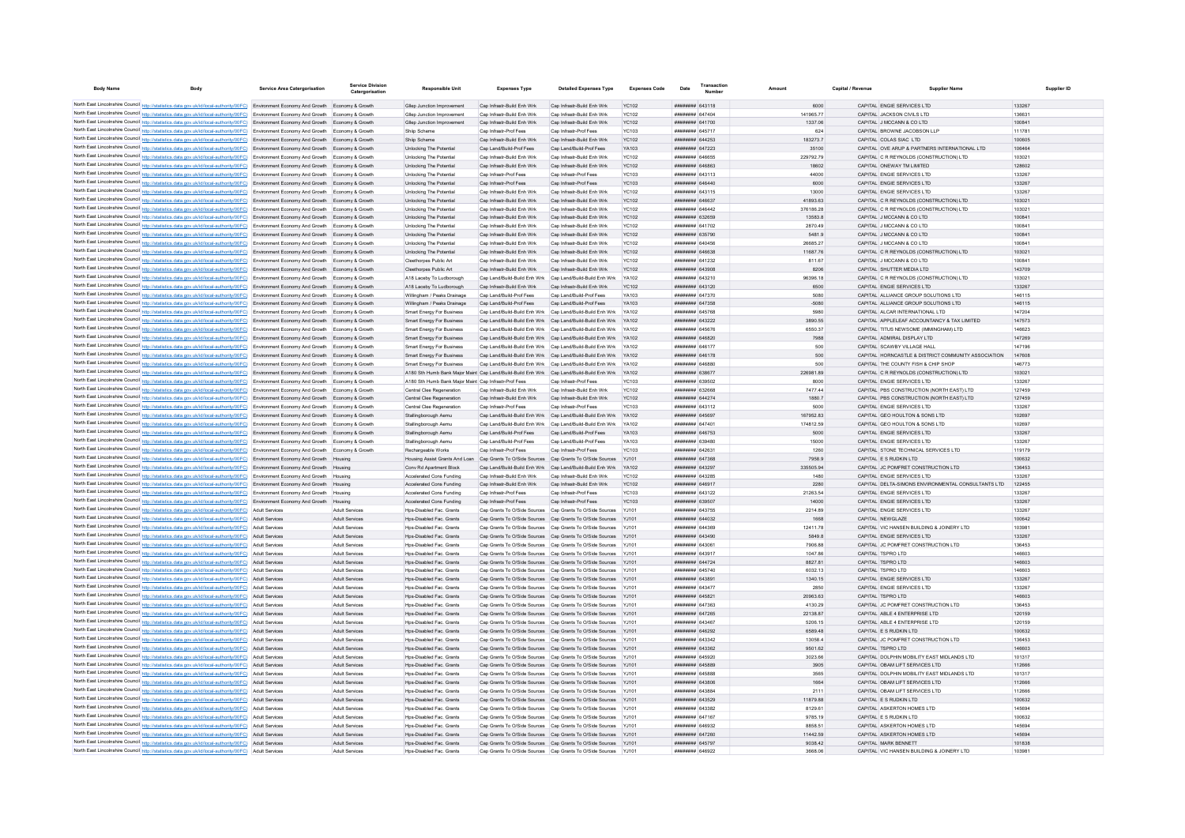| Body Name | Body | Service Area Catergorisation | Service Division Catergorisation | Responsible Unit | Expenses Type | Detailed Expenses Type | Expenses Code | Date | Transaction Number | Amount | Capital / Revenue | Supplier Name | Supplier ID |
|---|---|---|---|---|---|---|---|---|---|---|---|---|---|
| North East Lincolnshire Council | http://statistics.data.gov.uk/id/local-authority/00FC) | Environment Economy And Growth | Economy & Growth | Gilep Junction Improvement | Cap Infrastr-Build Enh Wrk | Cap Infrastr-Build Enh Wrk | YC102 | ######## | 643118 | 6000 | CAPITAL | ENGIE SERVICES LTD | 133267 |
| North East Lincolnshire Council | http://statistics.data.gov.uk/id/local-authority/00FC) | Environment Economy And Growth | Economy & Growth | Gilep Junction Improvement | Cap Infrastr-Build Enh Wrk | Cap Infrastr-Build Enh Wrk | YC102 | ######## | 647404 | 141965.77 | CAPITAL | JACKSON CIVILS LTD | 136631 |
| North East Lincolnshire Council | http://statistics.data.gov.uk/id/local-authority/00FC) | Environment Economy And Growth | Economy & Growth | Gilep Junction Improvement | Cap Infrastr-Build Enh Wrk | Cap Infrastr-Build Enh Wrk | YC102 | ######## | 641700 | 1337.06 | CAPITAL | J MCCANN & CO LTD | 100841 |
| North East Lincolnshire Council | http://statistics.data.gov.uk/id/local-authority/00FC) | Environment Economy And Growth | Economy & Growth | Ship Scheme | Cap Infrastr-Prof Fees | Cap Infrastr-Prof Fees | YC103 | ######## | 645717 | 624 | CAPITAL | BROWNE JACOBSON LLP | 111781 |
| North East Lincolnshire Council | http://statistics.data.gov.uk/id/local-authority/00FC) | Environment Economy And Growth | Economy & Growth | Ship Scheme | Cap Infrastr-Build Enh Wrk | Cap Infrastr-Build Enh Wrk | YC102 | ######## | 644253 | 183273.7 | CAPITAL | COLAS SIAC LTD | 100605 |
| North East Lincolnshire Council | http://statistics.data.gov.uk/id/local-authority/00FC) | Environment Economy And Growth | Economy & Growth | Unlocking The Potential | Cap Land/Build-Prof Fees | Cap Land/Build-Prof Fees | YA103 | ######## | 647223 | 35100 | CAPITAL | OVE ARUP & PARTNERS INTERNATIONAL LTD | 106464 |
| North East Lincolnshire Council | http://statistics.data.gov.uk/id/local-authority/00FC) | Environment Economy And Growth | Economy & Growth | Unlocking The Potential | Cap Infrastr-Build Enh Wrk | Cap Infrastr-Build Enh Wrk | YC102 | ######## | 646655 | 229792.79 | CAPITAL | C R REYNOLDS (CONSTRUCTION) LTD | 103021 |
| North East Lincolnshire Council | http://statistics.data.gov.uk/id/local-authority/00FC) | Environment Economy And Growth | Economy & Growth | Unlocking The Potential | Cap Infrastr-Build Enh Wrk | Cap Infrastr-Build Enh Wrk | YC102 | ######## | 646863 | 18602 | CAPITAL | ONEWAY TM LIMITED | 128602 |
| North East Lincolnshire Council | http://statistics.data.gov.uk/id/local-authority/00FC) | Environment Economy And Growth | Economy & Growth | Unlocking The Potential | Cap Infrastr-Prof Fees | Cap Infrastr-Prof Fees | YC103 | ######## | 643113 | 44000 | CAPITAL | ENGIE SERVICES LTD | 133267 |
| North East Lincolnshire Council | http://statistics.data.gov.uk/id/local-authority/00FC) | Environment Economy And Growth | Economy & Growth | Unlocking The Potential | Cap Infrastr-Prof Fees | Cap Infrastr-Prof Fees | YC103 | ######## | 646440 | 6000 | CAPITAL | ENGIE SERVICES LTD | 133267 |
| North East Lincolnshire Council | http://statistics.data.gov.uk/id/local-authority/00FC) | Environment Economy And Growth | Economy & Growth | Unlocking The Potential | Cap Infrastr-Build Enh Wrk | Cap Infrastr-Build Enh Wrk | YC102 | ######## | 643115 | 13000 | CAPITAL | ENGIE SERVICES LTD | 133267 |
| North East Lincolnshire Council | http://statistics.data.gov.uk/id/local-authority/00FC) | Environment Economy And Growth | Economy & Growth | Unlocking The Potential | Cap Infrastr-Build Enh Wrk | Cap Infrastr-Build Enh Wrk | YC102 | ######## | 646637 | 41893.63 | CAPITAL | C R REYNOLDS (CONSTRUCTION) LTD | 103021 |
| North East Lincolnshire Council | http://statistics.data.gov.uk/id/local-authority/00FC) | Environment Economy And Growth | Economy & Growth | Unlocking The Potential | Cap Infrastr-Build Enh Wrk | Cap Infrastr-Build Enh Wrk | YC102 | ######## | 646442 | 376186.28 | CAPITAL | C R REYNOLDS (CONSTRUCTION) LTD | 103021 |
| North East Lincolnshire Council | http://statistics.data.gov.uk/id/local-authority/00FC) | Environment Economy And Growth | Economy & Growth | Unlocking The Potential | Cap Infrastr-Build Enh Wrk | Cap Infrastr-Build Enh Wrk | YC102 | ######## | 632659 | 13583.8 | CAPITAL | J MCCANN & CO LTD | 100841 |
| North East Lincolnshire Council | http://statistics.data.gov.uk/id/local-authority/00FC) | Environment Economy And Growth | Economy & Growth | Unlocking The Potential | Cap Infrastr-Build Enh Wrk | Cap Infrastr-Build Enh Wrk | YC102 | ######## | 641702 | 2870.49 | CAPITAL | J MCCANN & CO LTD | 100841 |
| North East Lincolnshire Council | http://statistics.data.gov.uk/id/local-authority/00FC) | Environment Economy And Growth | Economy & Growth | Unlocking The Potential | Cap Infrastr-Build Enh Wrk | Cap Infrastr-Build Enh Wrk | YC102 | ######## | 635790 | 5481.9 | CAPITAL | J MCCANN & CO LTD | 100841 |
| North East Lincolnshire Council | http://statistics.data.gov.uk/id/local-authority/00FC) | Environment Economy And Growth | Economy & Growth | Unlocking The Potential | Cap Infrastr-Build Enh Wrk | Cap Infrastr-Build Enh Wrk | YC102 | ######## | 640456 | 26685.27 | CAPITAL | J MCCANN & CO LTD | 100841 |
| North East Lincolnshire Council | http://statistics.data.gov.uk/id/local-authority/00FC) | Environment Economy And Growth | Economy & Growth | Unlocking The Potential | Cap Infrastr-Build Enh Wrk | Cap Infrastr-Build Enh Wrk | YC102 | ######## | 646638 | 11687.76 | CAPITAL | C R REYNOLDS (CONSTRUCTION) LTD | 103021 |
| North East Lincolnshire Council | http://statistics.data.gov.uk/id/local-authority/00FC) | Environment Economy And Growth | Economy & Growth | Cleethorpes Public Art | Cap Infrastr-Build Enh Wrk | Cap Infrastr-Build Enh Wrk | YC102 | ######## | 641232 | 811.67 | CAPITAL | J MCCANN & CO LTD | 100841 |
| North East Lincolnshire Council | http://statistics.data.gov.uk/id/local-authority/00FC) | Environment Economy And Growth | Economy & Growth | Cleethorpes Public Art | Cap Infrastr-Build Enh Wrk | Cap Infrastr-Build Enh Wrk | YC102 | ######## | 643908 | 8206 | CAPITAL | SHUTTER MEDIA LTD | 143709 |
| North East Lincolnshire Council | http://statistics.data.gov.uk/id/local-authority/00FC) | Environment Economy And Growth | Economy & Growth | A18 Laceby To Ludborough | Cap Land/Build-Build Enh Wrk | Cap Land/Build-Build Enh Wrk | YA102 | ######## | 643210 | 96396.18 | CAPITAL | C R REYNOLDS (CONSTRUCTION) LTD | 103021 |
| North East Lincolnshire Council | http://statistics.data.gov.uk/id/local-authority/00FC) | Environment Economy And Growth | Economy & Growth | A18 Laceby To Ludborough | Cap Infrastr-Build Enh Wrk | Cap Infrastr-Build Enh Wrk | YC102 | ######## | 643120 | 6500 | CAPITAL | ENGIE SERVICES LTD | 133267 |
| North East Lincolnshire Council | http://statistics.data.gov.uk/id/local-authority/00FC) | Environment Economy And Growth | Economy & Growth | Willingham / Peaks Drainage | Cap Land/Build-Prof Fees | Cap Land/Build-Prof Fees | YA103 | ######## | 647370 | 5080 | CAPITAL | ALLIANCE GROUP SOLUTIONS LTD | 146115 |
| North East Lincolnshire Council | http://statistics.data.gov.uk/id/local-authority/00FC) | Environment Economy And Growth | Economy & Growth | Willingham / Peaks Drainage | Cap Land/Build-Prof Fees | Cap Land/Build-Prof Fees | YA103 | ######## | 647358 | -5080 | CAPITAL | ALLIANCE GROUP SOLUTIONS LTD | 146115 |
| North East Lincolnshire Council | http://statistics.data.gov.uk/id/local-authority/00FC) | Environment Economy And Growth | Economy & Growth | Smart Energy For Business | Cap Land/Build-Build Enh Wrk | Cap Land/Build-Build Enh Wrk | YA102 | ######## | 645788 | 5980 | CAPITAL | ALCAR INTERNATIONAL LTD | 147204 |
| North East Lincolnshire Council | http://statistics.data.gov.uk/id/local-authority/00FC) | Environment Economy And Growth | Economy & Growth | Smart Energy For Business | Cap Land/Build-Build Enh Wrk | Cap Land/Build-Build Enh Wrk | YA102 | ######## | 643222 | 3890.55 | CAPITAL | APPLELEAF ACCOUNTANCY & TAX LIMITED | 147573 |
| North East Lincolnshire Council | http://statistics.data.gov.uk/id/local-authority/00FC) | Environment Economy And Growth | Economy & Growth | Smart Energy For Business | Cap Land/Build-Build Enh Wrk | Cap Land/Build-Build Enh Wrk | YA102 | ######## | 645676 | 6550.37 | CAPITAL | TITUS NEWSOME (IMMINGHAM) LTD | 146623 |
| North East Lincolnshire Council | http://statistics.data.gov.uk/id/local-authority/00FC) | Environment Economy And Growth | Economy & Growth | Smart Energy For Business | Cap Land/Build-Build Enh Wrk | Cap Land/Build-Build Enh Wrk | YA102 | ######## | 646820 | 7988 | CAPITAL | ADMIRAL DISPLAY LTD | 147269 |
| North East Lincolnshire Council | http://statistics.data.gov.uk/id/local-authority/00FC) | Environment Economy And Growth | Economy & Growth | Smart Energy For Business | Cap Land/Build-Build Enh Wrk | Cap Land/Build-Build Enh Wrk | YA102 | ######## | 646177 | 500 | CAPITAL | SCAWBY VILLAGE HALL | 147196 |
| North East Lincolnshire Council | http://statistics.data.gov.uk/id/local-authority/00FC) | Environment Economy And Growth | Economy & Growth | Smart Energy For Business | Cap Land/Build-Build Enh Wrk | Cap Land/Build-Build Enh Wrk | YA102 | ######## | 646178 | 500 | CAPITAL | HORNCASTLE & DISTRICT COMMUNITY ASSOCIATION | 147608 |
| North East Lincolnshire Council | http://statistics.data.gov.uk/id/local-authority/00FC) | Environment Economy And Growth | Economy & Growth | Smart Energy For Business | Cap Land/Build-Build Enh Wrk | Cap Land/Build-Build Enh Wrk | YA102 | ######## | 646880 | 500 | CAPITAL | THE COUNTY FISH & CHIP SHOP | 146773 |
| North East Lincolnshire Council | http://statistics.data.gov.uk/id/local-authority/00FC) | Environment Economy And Growth | Economy & Growth | A180 Sth Humb Bank Major Maint | Cap Land/Build-Build Enh Wrk | Cap Land/Build-Build Enh Wrk | YA102 | ######## | 636677 | 226981.89 | CAPITAL | C R REYNOLDS (CONSTRUCTION) LTD | 103021 |
| North East Lincolnshire Council | http://statistics.data.gov.uk/id/local-authority/00FC) | Environment Economy And Growth | Economy & Growth | A180 Sth Humb Bank Major Maint | Cap Infrastr-Prof Fees | Cap Infrastr-Prof Fees | YC103 | ######## | 639502 | 8000 | CAPITAL | ENGIE SERVICES LTD | 133267 |
| North East Lincolnshire Council | http://statistics.data.gov.uk/id/local-authority/00FC) | Environment Economy And Growth | Economy & Growth | Central Clee Regeneration | Cap Infrastr-Build Enh Wrk | Cap Infrastr-Build Enh Wrk | YC102 | ######## | 632668 | 7477.44 | CAPITAL | PBS CONSTRUCTION (NORTH EAST) LTD | 127459 |
| North East Lincolnshire Council | http://statistics.data.gov.uk/id/local-authority/00FC) | Environment Economy And Growth | Economy & Growth | Central Clee Regeneration | Cap Infrastr-Build Enh Wrk | Cap Infrastr-Build Enh Wrk | YC102 | ######## | 644274 | 1880.7 | CAPITAL | PBS CONSTRUCTION (NORTH EAST) LTD | 127459 |
| North East Lincolnshire Council | http://statistics.data.gov.uk/id/local-authority/00FC) | Environment Economy And Growth | Economy & Growth | Central Clee Regeneration | Cap Infrastr-Prof Fees | Cap Infrastr-Prof Fees | YC103 | ######## | 643112 | 5000 | CAPITAL | ENGIE SERVICES LTD | 133267 |
| North East Lincolnshire Council | http://statistics.data.gov.uk/id/local-authority/00FC) | Environment Economy And Growth | Economy & Growth | Stallingborough Aemu | Cap Land/Build-Build Enh Wrk | Cap Land/Build-Build Enh Wrk | YA102 | ######## | 645697 | 167952.83 | CAPITAL | GEO HOULTON & SONS LTD | 102697 |
| North East Lincolnshire Council | http://statistics.data.gov.uk/id/local-authority/00FC) | Environment Economy And Growth | Economy & Growth | Stallingborough Aemu | Cap Land/Build-Build Enh Wrk | Cap Land/Build-Build Enh Wrk | YA102 | ######## | 647401 | 174812.59 | CAPITAL | GEO HOULTON & SONS LTD | 102697 |
| North East Lincolnshire Council | http://statistics.data.gov.uk/id/local-authority/00FC) | Environment Economy And Growth | Economy & Growth | Stallingborough Aemu | Cap Land/Build-Prof Fees | Cap Land/Build-Prof Fees | YA103 | ######## | 646753 | 5000 | CAPITAL | ENGIE SERVICES LTD | 133267 |
| North East Lincolnshire Council | http://statistics.data.gov.uk/id/local-authority/00FC) | Environment Economy And Growth | Economy & Growth | Stallingborough Aemu | Cap Land/Build-Prof Fees | Cap Land/Build-Prof Fees | YA103 | ######## | 639480 | 15000 | CAPITAL | ENGIE SERVICES LTD | 133267 |
| North East Lincolnshire Council | http://statistics.data.gov.uk/id/local-authority/00FC) | Environment Economy And Growth | Economy & Growth | Rechargeable Works | Cap Infrastr-Prof Fees | Cap Infrastr-Prof Fees | YC103 | ######## | 642631 | 1260 | CAPITAL | STONE TECHNICAL SERVICES LTD | 119179 |
| North East Lincolnshire Council | http://statistics.data.gov.uk/id/local-authority/00FC) | Environment Economy And Growth | Housing | Housing Assist Grants And Loan | Cap Grants To O/Side Sources | Cap Grants To O/Side Sources | YJ101 | ######## | 647368 | 7958.9 | CAPITAL | E S RUDKIN LTD | 100632 |
| North East Lincolnshire Council | http://statistics.data.gov.uk/id/local-authority/00FC) | Environment Economy And Growth | Housing | Conv Rd Apartment Block | Cap Land/Build-Build Enh Wrk | Cap Land/Build-Build Enh Wrk | YA102 | ######## | 643297 | 335505.94 | CAPITAL | JC POMFRET CONSTRUCTION LTD | 136453 |
| North East Lincolnshire Council | http://statistics.data.gov.uk/id/local-authority/00FC) | Environment Economy And Growth | Housing | Accelerated Cons Funding | Cap Infrastr-Build Enh Wrk | Cap Infrastr-Build Enh Wrk | YC102 | ######## | 643285 | 1480 | CAPITAL | ENGIE SERVICES LTD | 133267 |
| North East Lincolnshire Council | http://statistics.data.gov.uk/id/local-authority/00FC) | Environment Economy And Growth | Housing | Accelerated Cons Funding | Cap Infrastr-Build Enh Wrk | Cap Infrastr-Build Enh Wrk | YC102 | ######## | 646917 | 2280 | CAPITAL | DELTA-SIMONS ENVIRONMENTAL CONSULTANTS LTD | 122455 |
| North East Lincolnshire Council | http://statistics.data.gov.uk/id/local-authority/00FC) | Environment Economy And Growth | Housing | Accelerated Cons Funding | Cap Infrastr-Prof Fees | Cap Infrastr-Prof Fees | YC103 | ######## | 643122 | 21263.54 | CAPITAL | ENGIE SERVICES LTD | 133267 |
| North East Lincolnshire Council | http://statistics.data.gov.uk/id/local-authority/00FC) | Environment Economy And Growth | Housing | Accelerated Cons Funding | Cap Infrastr-Prof Fees | Cap Infrastr-Prof Fees | YC103 | ######## | 639507 | 14000 | CAPITAL | ENGIE SERVICES LTD | 133267 |
| North East Lincolnshire Council | http://statistics.data.gov.uk/id/local-authority/00FC) | Adult Services | Adult Services | Hps-Disabled Fac. Grants | Cap Grants To O/Side Sources | Cap Grants To O/Side Sources | YJ101 | ######## | 643755 | 2214.89 | CAPITAL | ENGIE SERVICES LTD | 133267 |
| North East Lincolnshire Council | http://statistics.data.gov.uk/id/local-authority/00FC) | Adult Services | Adult Services | Hps-Disabled Fac. Grants | Cap Grants To O/Side Sources | Cap Grants To O/Side Sources | YJ101 | ######## | 644032 | 1668 | CAPITAL | NEWGLAZE | 100642 |
| North East Lincolnshire Council | http://statistics.data.gov.uk/id/local-authority/00FC) | Adult Services | Adult Services | Hps-Disabled Fac. Grants | Cap Grants To O/Side Sources | Cap Grants To O/Side Sources | YJ101 | ######## | 644369 | 12411.78 | CAPITAL | VIC HANSEN BUILDING & JOINERY LTD | 103981 |
| North East Lincolnshire Council | http://statistics.data.gov.uk/id/local-authority/00FC) | Adult Services | Adult Services | Hps-Disabled Fac. Grants | Cap Grants To O/Side Sources | Cap Grants To O/Side Sources | YJ101 | ######## | 643490 | 5849.8 | CAPITAL | ENGIE SERVICES LTD | 133267 |
| North East Lincolnshire Council | http://statistics.data.gov.uk/id/local-authority/00FC) | Adult Services | Adult Services | Hps-Disabled Fac. Grants | Cap Grants To O/Side Sources | Cap Grants To O/Side Sources | YJ101 | ######## | 643061 | 7908.88 | CAPITAL | JC POMFRET CONSTRUCTION LTD | 136453 |
| North East Lincolnshire Council | http://statistics.data.gov.uk/id/local-authority/00FC) | Adult Services | Adult Services | Hps-Disabled Fac. Grants | Cap Grants To O/Side Sources | Cap Grants To O/Side Sources | YJ101 | ######## | 643917 | 1047.88 | CAPITAL | TSPRO LTD | 146603 |
| North East Lincolnshire Council | http://statistics.data.gov.uk/id/local-authority/00FC) | Adult Services | Adult Services | Hps-Disabled Fac. Grants | Cap Grants To O/Side Sources | Cap Grants To O/Side Sources | YJ101 | ######## | 644724 | 8827.81 | CAPITAL | TSPRO LTD | 146603 |
| North East Lincolnshire Council | http://statistics.data.gov.uk/id/local-authority/00FC) | Adult Services | Adult Services | Hps-Disabled Fac. Grants | Cap Grants To O/Side Sources | Cap Grants To O/Side Sources | YJ101 | ######## | 645740 | 6032.13 | CAPITAL | TSPRO LTD | 146603 |
| North East Lincolnshire Council | http://statistics.data.gov.uk/id/local-authority/00FC) | Adult Services | Adult Services | Hps-Disabled Fac. Grants | Cap Grants To O/Side Sources | Cap Grants To O/Side Sources | YJ101 | ######## | 643891 | 1340.15 | CAPITAL | ENGIE SERVICES LTD | 133267 |
| North East Lincolnshire Council | http://statistics.data.gov.uk/id/local-authority/00FC) | Adult Services | Adult Services | Hps-Disabled Fac. Grants | Cap Grants To O/Side Sources | Cap Grants To O/Side Sources | YJ101 | ######## | 643477 | 2850 | CAPITAL | ENGIE SERVICES LTD | 133267 |
| North East Lincolnshire Council | http://statistics.data.gov.uk/id/local-authority/00FC) | Adult Services | Adult Services | Hps-Disabled Fac. Grants | Cap Grants To O/Side Sources | Cap Grants To O/Side Sources | YJ101 | ######## | 645821 | 20963.63 | CAPITAL | TSPRO LTD | 146603 |
| North East Lincolnshire Council | http://statistics.data.gov.uk/id/local-authority/00FC) | Adult Services | Adult Services | Hps-Disabled Fac. Grants | Cap Grants To O/Side Sources | Cap Grants To O/Side Sources | YJ101 | ######## | 647363 | 4130.29 | CAPITAL | JC POMFRET CONSTRUCTION LTD | 136453 |
| North East Lincolnshire Council | http://statistics.data.gov.uk/id/local-authority/00FC) | Adult Services | Adult Services | Hps-Disabled Fac. Grants | Cap Grants To O/Side Sources | Cap Grants To O/Side Sources | YJ101 | ######## | 647265 | 22138.87 | CAPITAL | ABLE 4 ENTERPRISE LTD | 120159 |
| North East Lincolnshire Council | http://statistics.data.gov.uk/id/local-authority/00FC) | Adult Services | Adult Services | Hps-Disabled Fac. Grants | Cap Grants To O/Side Sources | Cap Grants To O/Side Sources | YJ101 | ######## | 643467 | 5206.15 | CAPITAL | ABLE 4 ENTERPRISE LTD | 120159 |
| North East Lincolnshire Council | http://statistics.data.gov.uk/id/local-authority/00FC) | Adult Services | Adult Services | Hps-Disabled Fac. Grants | Cap Grants To O/Side Sources | Cap Grants To O/Side Sources | YJ101 | ######## | 646292 | 6589.48 | CAPITAL | E S RUDKIN LTD | 100632 |
| North East Lincolnshire Council | http://statistics.data.gov.uk/id/local-authority/00FC) | Adult Services | Adult Services | Hps-Disabled Fac. Grants | Cap Grants To O/Side Sources | Cap Grants To O/Side Sources | YJ101 | ######## | 643342 | 13058.4 | CAPITAL | JC POMFRET CONSTRUCTION LTD | 136453 |
| North East Lincolnshire Council | http://statistics.data.gov.uk/id/local-authority/00FC) | Adult Services | Adult Services | Hps-Disabled Fac. Grants | Cap Grants To O/Side Sources | Cap Grants To O/Side Sources | YJ101 | ######## | 643362 | 9501.62 | CAPITAL | TSPRO LTD | 146603 |
| North East Lincolnshire Council | http://statistics.data.gov.uk/id/local-authority/00FC) | Adult Services | Adult Services | Hps-Disabled Fac. Grants | Cap Grants To O/Side Sources | Cap Grants To O/Side Sources | YJ101 | ######## | 645920 | 3023.66 | CAPITAL | DOLPHIN MOBILITY EAST MIDLANDS LTD | 101317 |
| North East Lincolnshire Council | http://statistics.data.gov.uk/id/local-authority/00FC) | Adult Services | Adult Services | Hps-Disabled Fac. Grants | Cap Grants To O/Side Sources | Cap Grants To O/Side Sources | YJ101 | ######## | 645889 | 3905 | CAPITAL | OBAM LIFT SERVICES LTD | 112666 |
| North East Lincolnshire Council | http://statistics.data.gov.uk/id/local-authority/00FC) | Adult Services | Adult Services | Hps-Disabled Fac. Grants | Cap Grants To O/Side Sources | Cap Grants To O/Side Sources | YJ101 | ######## | 645868 | 3565 | CAPITAL | DOLPHIN MOBILITY EAST MIDLANDS LTD | 101317 |
| North East Lincolnshire Council | http://statistics.data.gov.uk/id/local-authority/00FC) | Adult Services | Adult Services | Hps-Disabled Fac. Grants | Cap Grants To O/Side Sources | Cap Grants To O/Side Sources | YJ101 | ######## | 643806 | 1664 | CAPITAL | OBAM LIFT SERVICES LTD | 112666 |
| North East Lincolnshire Council | http://statistics.data.gov.uk/id/local-authority/00FC) | Adult Services | Adult Services | Hps-Disabled Fac. Grants | Cap Grants To O/Side Sources | Cap Grants To O/Side Sources | YJ101 | ######## | 643884 | 2111 | CAPITAL | OBAM LIFT SERVICES LTD | 112666 |
| North East Lincolnshire Council | http://statistics.data.gov.uk/id/local-authority/00FC) | Adult Services | Adult Services | Hps-Disabled Fac. Grants | Cap Grants To O/Side Sources | Cap Grants To O/Side Sources | YJ101 | ######## | 643529 | 11879.88 | CAPITAL | E S RUDKIN LTD | 100632 |
| North East Lincolnshire Council | http://statistics.data.gov.uk/id/local-authority/00FC) | Adult Services | Adult Services | Hps-Disabled Fac. Grants | Cap Grants To O/Side Sources | Cap Grants To O/Side Sources | YJ101 | ######## | 643382 | 8129.61 | CAPITAL | ASKERTON HOMES LTD | 145694 |
| North East Lincolnshire Council | http://statistics.data.gov.uk/id/local-authority/00FC) | Adult Services | Adult Services | Hps-Disabled Fac. Grants | Cap Grants To O/Side Sources | Cap Grants To O/Side Sources | YJ101 | ######## | 647167 | 9785.19 | CAPITAL | E S RUDKIN LTD | 100632 |
| North East Lincolnshire Council | http://statistics.data.gov.uk/id/local-authority/00FC) | Adult Services | Adult Services | Hps-Disabled Fac. Grants | Cap Grants To O/Side Sources | Cap Grants To O/Side Sources | YJ101 | ######## | 646932 | 8858.51 | CAPITAL | ASKERTON HOMES LTD | 145694 |
| North East Lincolnshire Council | http://statistics.data.gov.uk/id/local-authority/00FC) | Adult Services | Adult Services | Hps-Disabled Fac. Grants | Cap Grants To O/Side Sources | Cap Grants To O/Side Sources | YJ101 | ######## | 647260 | 11442.59 | CAPITAL | ASKERTON HOMES LTD | 145694 |
| North East Lincolnshire Council | http://statistics.data.gov.uk/id/local-authority/00FC) | Adult Services | Adult Services | Hps-Disabled Fac. Grants | Cap Grants To O/Side Sources | Cap Grants To O/Side Sources | YJ101 | ######## | 645797 | 9038.42 | CAPITAL | MARK BENNETT | 101838 |
| North East Lincolnshire Council | http://statistics.data.gov.uk/id/local-authority/00FC) | Adult Services | Adult Services | Hps-Disabled Fac. Grants | Cap Grants To O/Side Sources | Cap Grants To O/Side Sources | YJ101 | ######## | 646922 | 3668.06 | CAPITAL | VIC HANSEN BUILDING & JOINERY LTD | 103981 |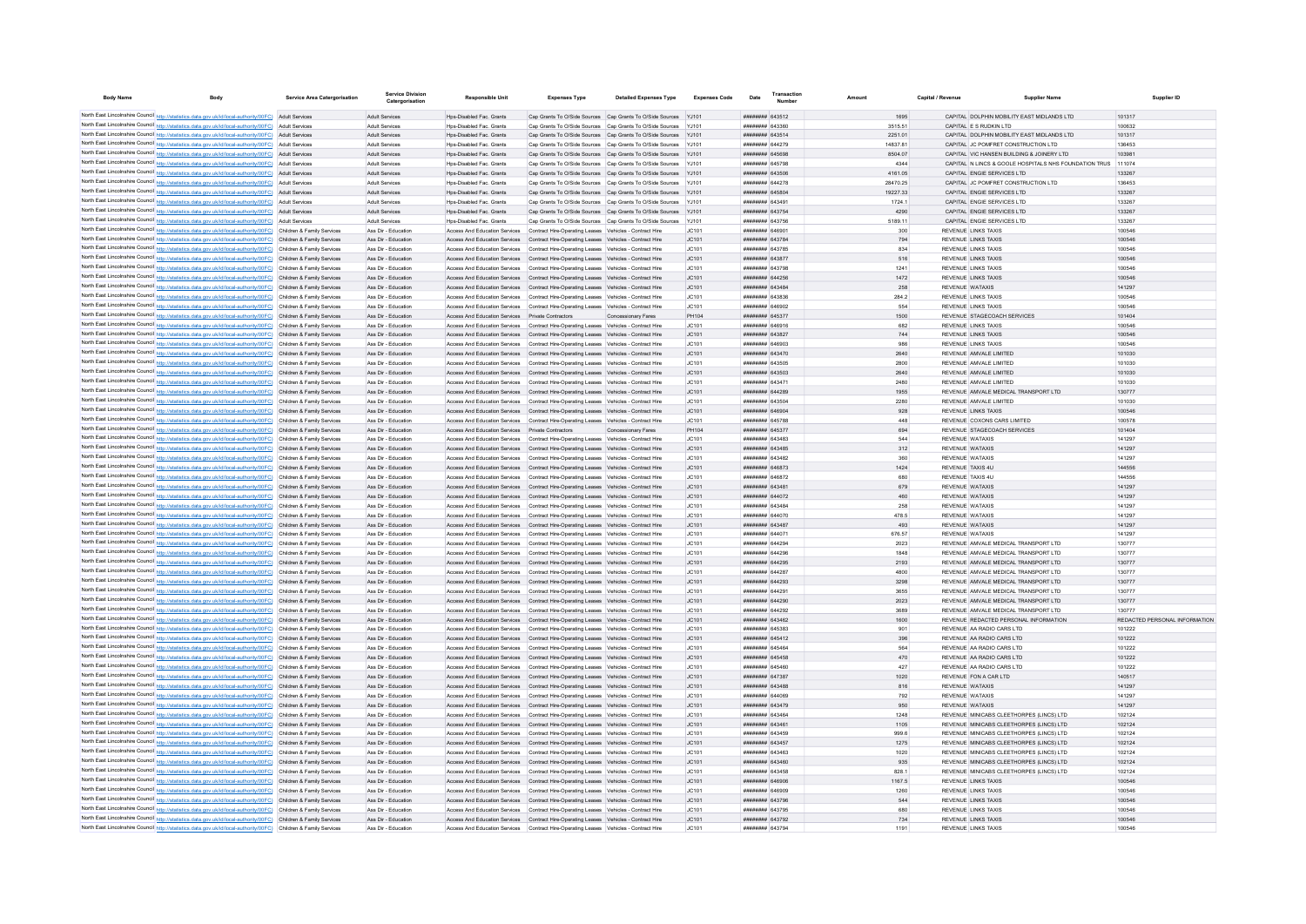| Body Name | Body | Service Area Catergorisation | Service Division Catergorisation | Responsible Unit | Expenses Type | Detailed Expenses Type | Expenses Code | Date | Transaction Number | Amount | Capital / Revenue | Supplier Name | Supplier ID |
|---|---|---|---|---|---|---|---|---|---|---|---|---|---|
| North East Lincolnshire Council | http://statistics.data.gov.uk/id/local-authority/00FC | Adult Services | Adult Services | Hps-Disabled Fac. Grants | Cap Grants To O/Side Sources | Cap Grants To O/Side Sources | YJ101 | ######## | 643512 | 1695 | CAPITAL | DOLPHIN MOBILITY EAST MIDLANDS LTD | 101317 |
| North East Lincolnshire Council | http://statistics.data.gov.uk/id/local-authority/00FC | Adult Services | Adult Services | Hps-Disabled Fac. Grants | Cap Grants To O/Side Sources | Cap Grants To O/Side Sources | YJ101 | ######## | 643360 | 3515.51 | CAPITAL | E S RUDKIN LTD | 100632 |
| North East Lincolnshire Council | http://statistics.data.gov.uk/id/local-authority/00FC | Adult Services | Adult Services | Hps-Disabled Fac. Grants | Cap Grants To O/Side Sources | Cap Grants To O/Side Sources | YJ101 | ######## | 643514 | 2251.01 | CAPITAL | DOLPHIN MOBILITY EAST MIDLANDS LTD | 101317 |
| North East Lincolnshire Council | http://statistics.data.gov.uk/id/local-authority/00FC | Adult Services | Adult Services | Hps-Disabled Fac. Grants | Cap Grants To O/Side Sources | Cap Grants To O/Side Sources | YJ101 | ######## | 644279 | 14837.81 | CAPITAL | JC POMFRET CONSTRUCTION LTD | 136453 |
| North East Lincolnshire Council | http://statistics.data.gov.uk/id/local-authority/00FC | Adult Services | Adult Services | Hps-Disabled Fac. Grants | Cap Grants To O/Side Sources | Cap Grants To O/Side Sources | YJ101 | ######## | 645698 | 8504.07 | CAPITAL | VIC HANSEN BUILDING & JOINERY LTD | 103981 |
| North East Lincolnshire Council | http://statistics.data.gov.uk/id/local-authority/00FC | Adult Services | Adult Services | Hps-Disabled Fac. Grants | Cap Grants To O/Side Sources | Cap Grants To O/Side Sources | YJ101 | ######## | 645798 | 4344 | CAPITAL | N LINCS & GOOLE HOSPITALS NHS FOUNDATION TRUS | 111074 |
| North East Lincolnshire Council | http://statistics.data.gov.uk/id/local-authority/00FC | Adult Services | Adult Services | Hps-Disabled Fac. Grants | Cap Grants To O/Side Sources | Cap Grants To O/Side Sources | YJ101 | ######## | 643506 | 4161.05 | CAPITAL | ENGIE SERVICES LTD | 133267 |
| North East Lincolnshire Council | http://statistics.data.gov.uk/id/local-authority/00FC | Adult Services | Adult Services | Hps-Disabled Fac. Grants | Cap Grants To O/Side Sources | Cap Grants To O/Side Sources | YJ101 | ######## | 644278 | 28470.25 | CAPITAL | JC POMFRET CONSTRUCTION LTD | 136453 |
| North East Lincolnshire Council | http://statistics.data.gov.uk/id/local-authority/00FC | Adult Services | Adult Services | Hps-Disabled Fac. Grants | Cap Grants To O/Side Sources | Cap Grants To O/Side Sources | YJ101 | ######## | 645804 | 19227.33 | CAPITAL | ENGIE SERVICES LTD | 133267 |
| North East Lincolnshire Council | http://statistics.data.gov.uk/id/local-authority/00FC | Adult Services | Adult Services | Hps-Disabled Fac. Grants | Cap Grants To O/Side Sources | Cap Grants To O/Side Sources | YJ101 | ######## | 643491 | 1724.1 | CAPITAL | ENGIE SERVICES LTD | 133267 |
| North East Lincolnshire Council | http://statistics.data.gov.uk/id/local-authority/00FC | Adult Services | Adult Services | Hps-Disabled Fac. Grants | Cap Grants To O/Side Sources | Cap Grants To O/Side Sources | YJ101 | ######## | 643754 | 4290 | CAPITAL | ENGIE SERVICES LTD | 133267 |
| North East Lincolnshire Council | http://statistics.data.gov.uk/id/local-authority/00FC | Adult Services | Adult Services | Hps-Disabled Fac. Grants | Cap Grants To O/Side Sources | Cap Grants To O/Side Sources | YJ101 | ######## | 643756 | 5189.11 | CAPITAL | ENGIE SERVICES LTD | 133267 |
| North East Lincolnshire Council | http://statistics.data.gov.uk/id/local-authority/00FC | Children & Family Services | Ass Dir - Education | Access And Education Services | Contract Hire-Operating Leases | Vehicles - Contract Hire | JC101 | ######## | 646901 | 300 | REVENUE | LINKS TAXIS | 100546 |
| North East Lincolnshire Council | http://statistics.data.gov.uk/id/local-authority/00FC | Children & Family Services | Ass Dir - Education | Access And Education Services | Contract Hire-Operating Leases | Vehicles - Contract Hire | JC101 | ######## | 643784 | 794 | REVENUE | LINKS TAXIS | 100546 |
| North East Lincolnshire Council | http://statistics.data.gov.uk/id/local-authority/00FC | Children & Family Services | Ass Dir - Education | Access And Education Services | Contract Hire-Operating Leases | Vehicles - Contract Hire | JC101 | ######## | 643785 | 834 | REVENUE | LINKS TAXIS | 100546 |
| North East Lincolnshire Council | http://statistics.data.gov.uk/id/local-authority/00FC | Children & Family Services | Ass Dir - Education | Access And Education Services | Contract Hire-Operating Leases | Vehicles - Contract Hire | JC101 | ######## | 643877 | 516 | REVENUE | LINKS TAXIS | 100546 |
| North East Lincolnshire Council | http://statistics.data.gov.uk/id/local-authority/00FC | Children & Family Services | Ass Dir - Education | Access And Education Services | Contract Hire-Operating Leases | Vehicles - Contract Hire | JC101 | ######## | 643798 | 1241 | REVENUE | LINKS TAXIS | 100546 |
| North East Lincolnshire Council | http://statistics.data.gov.uk/id/local-authority/00FC | Children & Family Services | Ass Dir - Education | Access And Education Services | Contract Hire-Operating Leases | Vehicles - Contract Hire | JC101 | ######## | 644256 | 1472 | REVENUE | LINKS TAXIS | 100546 |
| North East Lincolnshire Council | http://statistics.data.gov.uk/id/local-authority/00FC | Children & Family Services | Ass Dir - Education | Access And Education Services | Contract Hire-Operating Leases | Vehicles - Contract Hire | JC101 | ######## | 643484 | 258 | REVENUE | WATAXIS | 141297 |
| North East Lincolnshire Council | http://statistics.data.gov.uk/id/local-authority/00FC | Children & Family Services | Ass Dir - Education | Access And Education Services | Contract Hire-Operating Leases | Vehicles - Contract Hire | JC101 | ######## | 643836 | 284.2 | REVENUE | LINKS TAXIS | 100546 |
| North East Lincolnshire Council | http://statistics.data.gov.uk/id/local-authority/00FC | Children & Family Services | Ass Dir - Education | Access And Education Services | Contract Hire-Operating Leases | Vehicles - Contract Hire | JC101 | ######## | 646902 | 554 | REVENUE | LINKS TAXIS | 100546 |
| North East Lincolnshire Council | http://statistics.data.gov.uk/id/local-authority/00FC | Children & Family Services | Ass Dir - Education | Access And Education Services | Private Contractors | Concessionary Fares | PH104 | ######## | 645377 | 1500 | REVENUE | STAGECOACH SERVICES | 101404 |
| North East Lincolnshire Council | http://statistics.data.gov.uk/id/local-authority/00FC | Children & Family Services | Ass Dir - Education | Access And Education Services | Contract Hire-Operating Leases | Vehicles - Contract Hire | JC101 | ######## | 646916 | 682 | REVENUE | LINKS TAXIS | 100546 |
| North East Lincolnshire Council | http://statistics.data.gov.uk/id/local-authority/00FC | Children & Family Services | Ass Dir - Education | Access And Education Services | Contract Hire-Operating Leases | Vehicles - Contract Hire | JC101 | ######## | 643827 | 744 | REVENUE | LINKS TAXIS | 100546 |
| North East Lincolnshire Council | http://statistics.data.gov.uk/id/local-authority/00FC | Children & Family Services | Ass Dir - Education | Access And Education Services | Contract Hire-Operating Leases | Vehicles - Contract Hire | JC101 | ######## | 646903 | 986 | REVENUE | LINKS TAXIS | 100546 |
| North East Lincolnshire Council | http://statistics.data.gov.uk/id/local-authority/00FC | Children & Family Services | Ass Dir - Education | Access And Education Services | Contract Hire-Operating Leases | Vehicles - Contract Hire | JC101 | ######## | 643470 | 2640 | REVENUE | AMVALE LIMITED | 101030 |
| North East Lincolnshire Council | http://statistics.data.gov.uk/id/local-authority/00FC | Children & Family Services | Ass Dir - Education | Access And Education Services | Contract Hire-Operating Leases | Vehicles - Contract Hire | JC101 | ######## | 643505 | 2800 | REVENUE | AMVALE LIMITED | 101030 |
| North East Lincolnshire Council | http://statistics.data.gov.uk/id/local-authority/00FC | Children & Family Services | Ass Dir - Education | Access And Education Services | Contract Hire-Operating Leases | Vehicles - Contract Hire | JC101 | ######## | 643503 | 2640 | REVENUE | AMVALE LIMITED | 101030 |
| North East Lincolnshire Council | http://statistics.data.gov.uk/id/local-authority/00FC | Children & Family Services | Ass Dir - Education | Access And Education Services | Contract Hire-Operating Leases | Vehicles - Contract Hire | JC101 | ######## | 643471 | 2480 | REVENUE | AMVALE LIMITED | 101030 |
| North East Lincolnshire Council | http://statistics.data.gov.uk/id/local-authority/00FC | Children & Family Services | Ass Dir - Education | Access And Education Services | Contract Hire-Operating Leases | Vehicles - Contract Hire | JC101 | ######## | 644289 | 1955 | REVENUE | AMVALE MEDICAL TRANSPORT LTD | 130777 |
| North East Lincolnshire Council | http://statistics.data.gov.uk/id/local-authority/00FC | Children & Family Services | Ass Dir - Education | Access And Education Services | Contract Hire-Operating Leases | Vehicles - Contract Hire | JC101 | ######## | 643504 | 2280 | REVENUE | AMVALE LIMITED | 101030 |
| North East Lincolnshire Council | http://statistics.data.gov.uk/id/local-authority/00FC | Children & Family Services | Ass Dir - Education | Access And Education Services | Contract Hire-Operating Leases | Vehicles - Contract Hire | JC101 | ######## | 646904 | 928 | REVENUE | LINKS TAXIS | 100546 |
| North East Lincolnshire Council | http://statistics.data.gov.uk/id/local-authority/00FC | Children & Family Services | Ass Dir - Education | Access And Education Services | Contract Hire-Operating Leases | Vehicles - Contract Hire | JC101 | ######## | 645788 | 448 | REVENUE | COXONS CARS LIMITED | 100578 |
| North East Lincolnshire Council | http://statistics.data.gov.uk/id/local-authority/00FC | Children & Family Services | Ass Dir - Education | Access And Education Services | Private Contractors | Concessionary Fares | PH104 | ######## | 645377 | 694 | REVENUE | STAGECOACH SERVICES | 101404 |
| North East Lincolnshire Council | http://statistics.data.gov.uk/id/local-authority/00FC | Children & Family Services | Ass Dir - Education | Access And Education Services | Contract Hire-Operating Leases | Vehicles - Contract Hire | JC101 | ######## | 643483 | 544 | REVENUE | WATAXIS | 141297 |
| North East Lincolnshire Council | http://statistics.data.gov.uk/id/local-authority/00FC | Children & Family Services | Ass Dir - Education | Access And Education Services | Contract Hire-Operating Leases | Vehicles - Contract Hire | JC101 | ######## | 643485 | 312 | REVENUE | WATAXIS | 141297 |
| North East Lincolnshire Council | http://statistics.data.gov.uk/id/local-authority/00FC | Children & Family Services | Ass Dir - Education | Access And Education Services | Contract Hire-Operating Leases | Vehicles - Contract Hire | JC101 | ######## | 643482 | 360 | REVENUE | WATAXIS | 141297 |
| North East Lincolnshire Council | http://statistics.data.gov.uk/id/local-authority/00FC | Children & Family Services | Ass Dir - Education | Access And Education Services | Contract Hire-Operating Leases | Vehicles - Contract Hire | JC101 | ######## | 646873 | 1424 | REVENUE | TAXIS 4U | 144556 |
| North East Lincolnshire Council | http://statistics.data.gov.uk/id/local-authority/00FC | Children & Family Services | Ass Dir - Education | Access And Education Services | Contract Hire-Operating Leases | Vehicles - Contract Hire | JC101 | ######## | 646872 | 680 | REVENUE | TAXIS 4U | 144556 |
| North East Lincolnshire Council | http://statistics.data.gov.uk/id/local-authority/00FC | Children & Family Services | Ass Dir - Education | Access And Education Services | Contract Hire-Operating Leases | Vehicles - Contract Hire | JC101 | ######## | 643481 | 679 | REVENUE | WATAXIS | 141297 |
| North East Lincolnshire Council | http://statistics.data.gov.uk/id/local-authority/00FC | Children & Family Services | Ass Dir - Education | Access And Education Services | Contract Hire-Operating Leases | Vehicles - Contract Hire | JC101 | ######## | 644072 | 460 | REVENUE | WATAXIS | 141297 |
| North East Lincolnshire Council | http://statistics.data.gov.uk/id/local-authority/00FC | Children & Family Services | Ass Dir - Education | Access And Education Services | Contract Hire-Operating Leases | Vehicles - Contract Hire | JC101 | ######## | 643484 | 258 | REVENUE | WATAXIS | 141297 |
| North East Lincolnshire Council | http://statistics.data.gov.uk/id/local-authority/00FC | Children & Family Services | Ass Dir - Education | Access And Education Services | Contract Hire-Operating Leases | Vehicles - Contract Hire | JC101 | ######## | 644070 | 478.5 | REVENUE | WATAXIS | 141297 |
| North East Lincolnshire Council | http://statistics.data.gov.uk/id/local-authority/00FC | Children & Family Services | Ass Dir - Education | Access And Education Services | Contract Hire-Operating Leases | Vehicles - Contract Hire | JC101 | ######## | 643487 | 493 | REVENUE | WATAXIS | 141297 |
| North East Lincolnshire Council | http://statistics.data.gov.uk/id/local-authority/00FC | Children & Family Services | Ass Dir - Education | Access And Education Services | Contract Hire-Operating Leases | Vehicles - Contract Hire | JC101 | ######## | 644071 | 676.57 | REVENUE | WATAXIS | 141297 |
| North East Lincolnshire Council | http://statistics.data.gov.uk/id/local-authority/00FC | Children & Family Services | Ass Dir - Education | Access And Education Services | Contract Hire-Operating Leases | Vehicles - Contract Hire | JC101 | ######## | 644294 | 2023 | REVENUE | AMVALE MEDICAL TRANSPORT LTD | 130777 |
| North East Lincolnshire Council | http://statistics.data.gov.uk/id/local-authority/00FC | Children & Family Services | Ass Dir - Education | Access And Education Services | Contract Hire-Operating Leases | Vehicles - Contract Hire | JC101 | ######## | 644296 | 1848 | REVENUE | AMVALE MEDICAL TRANSPORT LTD | 130777 |
| North East Lincolnshire Council | http://statistics.data.gov.uk/id/local-authority/00FC | Children & Family Services | Ass Dir - Education | Access And Education Services | Contract Hire-Operating Leases | Vehicles - Contract Hire | JC101 | ######## | 644295 | 2193 | REVENUE | AMVALE MEDICAL TRANSPORT LTD | 130777 |
| North East Lincolnshire Council | http://statistics.data.gov.uk/id/local-authority/00FC | Children & Family Services | Ass Dir - Education | Access And Education Services | Contract Hire-Operating Leases | Vehicles - Contract Hire | JC101 | ######## | 644287 | 4800 | REVENUE | AMVALE MEDICAL TRANSPORT LTD | 130777 |
| North East Lincolnshire Council | http://statistics.data.gov.uk/id/local-authority/00FC | Children & Family Services | Ass Dir - Education | Access And Education Services | Contract Hire-Operating Leases | Vehicles - Contract Hire | JC101 | ######## | 644293 | 3298 | REVENUE | AMVALE MEDICAL TRANSPORT LTD | 130777 |
| North East Lincolnshire Council | http://statistics.data.gov.uk/id/local-authority/00FC | Children & Family Services | Ass Dir - Education | Access And Education Services | Contract Hire-Operating Leases | Vehicles - Contract Hire | JC101 | ######## | 644291 | 3655 | REVENUE | AMVALE MEDICAL TRANSPORT LTD | 130777 |
| North East Lincolnshire Council | http://statistics.data.gov.uk/id/local-authority/00FC | Children & Family Services | Ass Dir - Education | Access And Education Services | Contract Hire-Operating Leases | Vehicles - Contract Hire | JC101 | ######## | 644290 | 2023 | REVENUE | AMVALE MEDICAL TRANSPORT LTD | 130777 |
| North East Lincolnshire Council | http://statistics.data.gov.uk/id/local-authority/00FC | Children & Family Services | Ass Dir - Education | Access And Education Services | Contract Hire-Operating Leases | Vehicles - Contract Hire | JC101 | ######## | 644292 | 3689 | REVENUE | AMVALE MEDICAL TRANSPORT LTD | 130777 |
| North East Lincolnshire Council | http://statistics.data.gov.uk/id/local-authority/00FC | Children & Family Services | Ass Dir - Education | Access And Education Services | Contract Hire-Operating Leases | Vehicles - Contract Hire | JC101 | ######## | 643462 | 1600 | REVENUE | REDACTED PERSONAL INFORMATION | REDACTED PERSONAL INFORMATION |
| North East Lincolnshire Council | http://statistics.data.gov.uk/id/local-authority/00FC | Children & Family Services | Ass Dir - Education | Access And Education Services | Contract Hire-Operating Leases | Vehicles - Contract Hire | JC101 | ######## | 645383 | 901 | REVENUE | AA RADIO CARS LTD | 101222 |
| North East Lincolnshire Council | http://statistics.data.gov.uk/id/local-authority/00FC | Children & Family Services | Ass Dir - Education | Access And Education Services | Contract Hire-Operating Leases | Vehicles - Contract Hire | JC101 | ######## | 645412 | 396 | REVENUE | AA RADIO CARS LTD | 101222 |
| North East Lincolnshire Council | http://statistics.data.gov.uk/id/local-authority/00FC | Children & Family Services | Ass Dir - Education | Access And Education Services | Contract Hire-Operating Leases | Vehicles - Contract Hire | JC101 | ######## | 645464 | 564 | REVENUE | AA RADIO CARS LTD | 101222 |
| North East Lincolnshire Council | http://statistics.data.gov.uk/id/local-authority/00FC | Children & Family Services | Ass Dir - Education | Access And Education Services | Contract Hire-Operating Leases | Vehicles - Contract Hire | JC101 | ######## | 645458 | 470 | REVENUE | AA RADIO CARS LTD | 101222 |
| North East Lincolnshire Council | http://statistics.data.gov.uk/id/local-authority/00FC | Children & Family Services | Ass Dir - Education | Access And Education Services | Contract Hire-Operating Leases | Vehicles - Contract Hire | JC101 | ######## | 645460 | 427 | REVENUE | AA RADIO CARS LTD | 101222 |
| North East Lincolnshire Council | http://statistics.data.gov.uk/id/local-authority/00FC | Children & Family Services | Ass Dir - Education | Access And Education Services | Contract Hire-Operating Leases | Vehicles - Contract Hire | JC101 | ######## | 647387 | 1020 | REVENUE | FON A CAR LTD | 140517 |
| North East Lincolnshire Council | http://statistics.data.gov.uk/id/local-authority/00FC | Children & Family Services | Ass Dir - Education | Access And Education Services | Contract Hire-Operating Leases | Vehicles - Contract Hire | JC101 | ######## | 643488 | 816 | REVENUE | WATAXIS | 141297 |
| North East Lincolnshire Council | http://statistics.data.gov.uk/id/local-authority/00FC | Children & Family Services | Ass Dir - Education | Access And Education Services | Contract Hire-Operating Leases | Vehicles - Contract Hire | JC101 | ######## | 644069 | 792 | REVENUE | WATAXIS | 141297 |
| North East Lincolnshire Council | http://statistics.data.gov.uk/id/local-authority/00FC | Children & Family Services | Ass Dir - Education | Access And Education Services | Contract Hire-Operating Leases | Vehicles - Contract Hire | JC101 | ######## | 643479 | 950 | REVENUE | WATAXIS | 141297 |
| North East Lincolnshire Council | http://statistics.data.gov.uk/id/local-authority/00FC | Children & Family Services | Ass Dir - Education | Access And Education Services | Contract Hire-Operating Leases | Vehicles - Contract Hire | JC101 | ######## | 643464 | 1248 | REVENUE | MINICABS CLEETHORPES (LINCS) LTD | 102124 |
| North East Lincolnshire Council | http://statistics.data.gov.uk/id/local-authority/00FC | Children & Family Services | Ass Dir - Education | Access And Education Services | Contract Hire-Operating Leases | Vehicles - Contract Hire | JC101 | ######## | 643461 | 1105 | REVENUE | MINICABS CLEETHORPES (LINCS) LTD | 102124 |
| North East Lincolnshire Council | http://statistics.data.gov.uk/id/local-authority/00FC | Children & Family Services | Ass Dir - Education | Access And Education Services | Contract Hire-Operating Leases | Vehicles - Contract Hire | JC101 | ######## | 643459 | 999.6 | REVENUE | MINICABS CLEETHORPES (LINCS) LTD | 102124 |
| North East Lincolnshire Council | http://statistics.data.gov.uk/id/local-authority/00FC | Children & Family Services | Ass Dir - Education | Access And Education Services | Contract Hire-Operating Leases | Vehicles - Contract Hire | JC101 | ######## | 643457 | 1275 | REVENUE | MINICABS CLEETHORPES (LINCS) LTD | 102124 |
| North East Lincolnshire Council | http://statistics.data.gov.uk/id/local-authority/00FC | Children & Family Services | Ass Dir - Education | Access And Education Services | Contract Hire-Operating Leases | Vehicles - Contract Hire | JC101 | ######## | 643463 | 1020 | REVENUE | MINICABS CLEETHORPES (LINCS) LTD | 102124 |
| North East Lincolnshire Council | http://statistics.data.gov.uk/id/local-authority/00FC | Children & Family Services | Ass Dir - Education | Access And Education Services | Contract Hire-Operating Leases | Vehicles - Contract Hire | JC101 | ######## | 643460 | 935 | REVENUE | MINICABS CLEETHORPES (LINCS) LTD | 102124 |
| North East Lincolnshire Council | http://statistics.data.gov.uk/id/local-authority/00FC | Children & Family Services | Ass Dir - Education | Access And Education Services | Contract Hire-Operating Leases | Vehicles - Contract Hire | JC101 | ######## | 643458 | 828.1 | REVENUE | MINICABS CLEETHORPES (LINCS) LTD | 102124 |
| North East Lincolnshire Council | http://statistics.data.gov.uk/id/local-authority/00FC | Children & Family Services | Ass Dir - Education | Access And Education Services | Contract Hire-Operating Leases | Vehicles - Contract Hire | JC101 | ######## | 646906 | 1167.5 | REVENUE | LINKS TAXIS | 100546 |
| North East Lincolnshire Council | http://statistics.data.gov.uk/id/local-authority/00FC | Children & Family Services | Ass Dir - Education | Access And Education Services | Contract Hire-Operating Leases | Vehicles - Contract Hire | JC101 | ######## | 646909 | 1260 | REVENUE | LINKS TAXIS | 100546 |
| North East Lincolnshire Council | http://statistics.data.gov.uk/id/local-authority/00FC | Children & Family Services | Ass Dir - Education | Access And Education Services | Contract Hire-Operating Leases | Vehicles - Contract Hire | JC101 | ######## | 643796 | 544 | REVENUE | LINKS TAXIS | 100546 |
| North East Lincolnshire Council | http://statistics.data.gov.uk/id/local-authority/00FC | Children & Family Services | Ass Dir - Education | Access And Education Services | Contract Hire-Operating Leases | Vehicles - Contract Hire | JC101 | ######## | 643795 | 680 | REVENUE | LINKS TAXIS | 100546 |
| North East Lincolnshire Council | http://statistics.data.gov.uk/id/local-authority/00FC | Children & Family Services | Ass Dir - Education | Access And Education Services | Contract Hire-Operating Leases | Vehicles - Contract Hire | JC101 | ######## | 643792 | 734 | REVENUE | LINKS TAXIS | 100546 |
| North East Lincolnshire Council | http://statistics.data.gov.uk/id/local-authority/00FC | Children & Family Services | Ass Dir - Education | Access And Education Services | Contract Hire-Operating Leases | Vehicles - Contract Hire | JC101 | ######## | 643794 | 1191 | REVENUE | LINKS TAXIS | 100546 |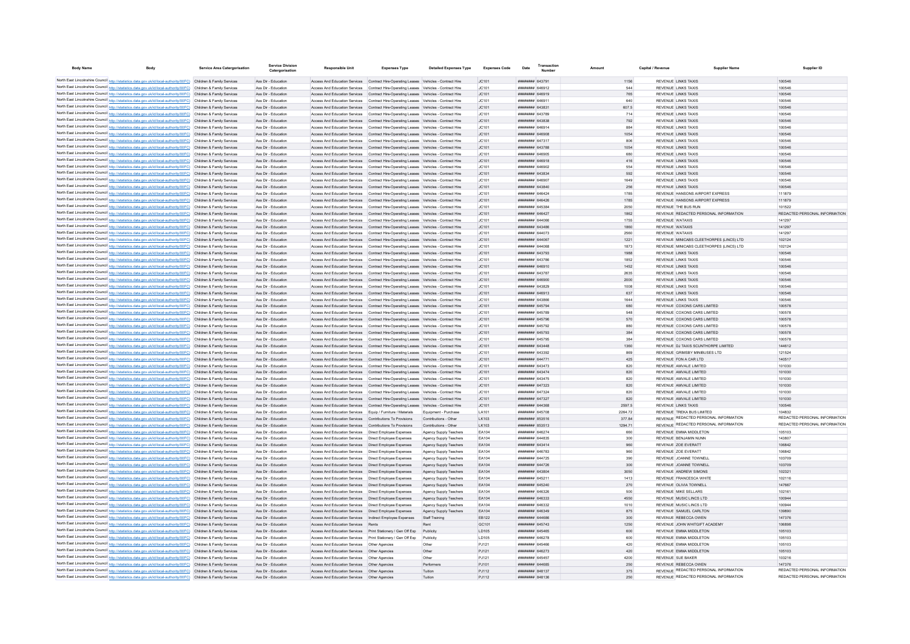| Body Name | Body | Service Area Catergorisation | Service Division Catergorisation | Responsible Unit | Expenses Type | Detailed Expenses Type | Expenses Code | Date | Transaction Number | Amount | Capital / Revenue | Supplier Name | Supplier ID |
|---|---|---|---|---|---|---|---|---|---|---|---|---|---|
| North East Lincolnshire Council | http://statistics.data.gov.uk/id/local-authority/00FC | Children & Family Services | Ass Dir - Education | Access And Education Services | Contract Hire-Operating Leases | Vehicles - Contract Hire | JC101 | ######## | 643791 | 1156 | REVENUE | LINKS TAXIS | 100546 |
| North East Lincolnshire Council | http://statistics.data.gov.uk/id/local-authority/00FC | Children & Family Services | Ass Dir - Education | Access And Education Services | Contract Hire-Operating Leases | Vehicles - Contract Hire | JC101 | ######## | 646912 | 544 | REVENUE | LINKS TAXIS | 100546 |
| North East Lincolnshire Council | http://statistics.data.gov.uk/id/local-authority/00FC | Children & Family Services | Ass Dir - Education | Access And Education Services | Contract Hire-Operating Leases | Vehicles - Contract Hire | JC101 | ######## | 646919 | 765 | REVENUE | LINKS TAXIS | 100546 |
| North East Lincolnshire Council | http://statistics.data.gov.uk/id/local-authority/00FC | Children & Family Services | Ass Dir - Education | Access And Education Services | Contract Hire-Operating Leases | Vehicles - Contract Hire | JC101 | ######## | 646911 | 640 | REVENUE | LINKS TAXIS | 100546 |
| North East Lincolnshire Council | http://statistics.data.gov.uk/id/local-authority/00FC | Children & Family Services | Ass Dir - Education | Access And Education Services | Contract Hire-Operating Leases | Vehicles - Contract Hire | JC101 | ######## | 643831 | 607.5 | REVENUE | LINKS TAXIS | 100546 |
| North East Lincolnshire Council | http://statistics.data.gov.uk/id/local-authority/00FC | Children & Family Services | Ass Dir - Education | Access And Education Services | Contract Hire-Operating Leases | Vehicles - Contract Hire | JC101 | ######## | 643789 | 714 | REVENUE | LINKS TAXIS | 100546 |
| North East Lincolnshire Council | http://statistics.data.gov.uk/id/local-authority/00FC | Children & Family Services | Ass Dir - Education | Access And Education Services | Contract Hire-Operating Leases | Vehicles - Contract Hire | JC101 | ######## | 643838 | 792 | REVENUE | LINKS TAXIS | 100546 |
| North East Lincolnshire Council | http://statistics.data.gov.uk/id/local-authority/00FC | Children & Family Services | Ass Dir - Education | Access And Education Services | Contract Hire-Operating Leases | Vehicles - Contract Hire | JC101 | ######## | 646914 | 884 | REVENUE | LINKS TAXIS | 100546 |
| North East Lincolnshire Council | http://statistics.data.gov.uk/id/local-authority/00FC | Children & Family Services | Ass Dir - Education | Access And Education Services | Contract Hire-Operating Leases | Vehicles - Contract Hire | JC101 | ######## | 646908 | 1054 | REVENUE | LINKS TAXIS | 100546 |
| North East Lincolnshire Council | http://statistics.data.gov.uk/id/local-authority/00FC | Children & Family Services | Ass Dir - Education | Access And Education Services | Contract Hire-Operating Leases | Vehicles - Contract Hire | JC101 | ######## | 647317 | 806 | REVENUE | LINKS TAXIS | 100546 |
| North East Lincolnshire Council | http://statistics.data.gov.uk/id/local-authority/00FC | Children & Family Services | Ass Dir - Education | Access And Education Services | Contract Hire-Operating Leases | Vehicles - Contract Hire | JC101 | ######## | 643788 | 1054 | REVENUE | LINKS TAXIS | 100546 |
| North East Lincolnshire Council | http://statistics.data.gov.uk/id/local-authority/00FC | Children & Family Services | Ass Dir - Education | Access And Education Services | Contract Hire-Operating Leases | Vehicles - Contract Hire | JC101 | ######## | 646905 | 680 | REVENUE | LINKS TAXIS | 100546 |
| North East Lincolnshire Council | http://statistics.data.gov.uk/id/local-authority/00FC | Children & Family Services | Ass Dir - Education | Access And Education Services | Contract Hire-Operating Leases | Vehicles - Contract Hire | JC101 | ######## | 646918 | 416 | REVENUE | LINKS TAXIS | 100546 |
| North East Lincolnshire Council | http://statistics.data.gov.uk/id/local-authority/00FC | Children & Family Services | Ass Dir - Education | Access And Education Services | Contract Hire-Operating Leases | Vehicles - Contract Hire | JC101 | ######## | 646902 | 554 | REVENUE | LINKS TAXIS | 100546 |
| North East Lincolnshire Council | http://statistics.data.gov.uk/id/local-authority/00FC | Children & Family Services | Ass Dir - Education | Access And Education Services | Contract Hire-Operating Leases | Vehicles - Contract Hire | JC101 | ######## | 643834 | 592 | REVENUE | LINKS TAXIS | 100546 |
| North East Lincolnshire Council | http://statistics.data.gov.uk/id/local-authority/00FC | Children & Family Services | Ass Dir - Education | Access And Education Services | Contract Hire-Operating Leases | Vehicles - Contract Hire | JC101 | ######## | 646907 | 1649 | REVENUE | LINKS TAXIS | 100546 |
| North East Lincolnshire Council | http://statistics.data.gov.uk/id/local-authority/00FC | Children & Family Services | Ass Dir - Education | Access And Education Services | Contract Hire-Operating Leases | Vehicles - Contract Hire | JC101 | ######## | 643840 | 256 | REVENUE | LINKS TAXIS | 100546 |
| North East Lincolnshire Council | http://statistics.data.gov.uk/id/local-authority/00FC | Children & Family Services | Ass Dir - Education | Access And Education Services | Contract Hire-Operating Leases | Vehicles - Contract Hire | JC101 | ######## | 646424 | 1785 | REVENUE | HANSONS AIRPORT EXPRESS | 111879 |
| North East Lincolnshire Council | http://statistics.data.gov.uk/id/local-authority/00FC | Children & Family Services | Ass Dir - Education | Access And Education Services | Contract Hire-Operating Leases | Vehicles - Contract Hire | JC101 | ######## | 646426 | 1785 | REVENUE | HANSONS AIRPORT EXPRESS | 111879 |
| North East Lincolnshire Council | http://statistics.data.gov.uk/id/local-authority/00FC | Children & Family Services | Ass Dir - Education | Access And Education Services | Contract Hire-Operating Leases | Vehicles - Contract Hire | JC101 | ######## | 645384 | 2050 | REVENUE | THE BUS RUN | 101522 |
| North East Lincolnshire Council | http://statistics.data.gov.uk/id/local-authority/00FC | Children & Family Services | Ass Dir - Education | Access And Education Services | Contract Hire-Operating Leases | Vehicles - Contract Hire | JC101 | ######## | 646427 | 1862 | REVENUE | REDACTED PERSONAL INFORMATION | REDACTED PERSONAL INFORMATION |
| North East Lincolnshire Council | http://statistics.data.gov.uk/id/local-authority/00FC | Children & Family Services | Ass Dir - Education | Access And Education Services | Contract Hire-Operating Leases | Vehicles - Contract Hire | JC101 | ######## | 644066 | 1755 | REVENUE | WATAXIS | 141297 |
| North East Lincolnshire Council | http://statistics.data.gov.uk/id/local-authority/00FC | Children & Family Services | Ass Dir - Education | Access And Education Services | Contract Hire-Operating Leases | Vehicles - Contract Hire | JC101 | ######## | 643486 | 1860 | REVENUE | WATAXIS | 141297 |
| North East Lincolnshire Council | http://statistics.data.gov.uk/id/local-authority/00FC | Children & Family Services | Ass Dir - Education | Access And Education Services | Contract Hire-Operating Leases | Vehicles - Contract Hire | JC101 | ######## | 644073 | 2560 | REVENUE | WATAXIS | 141297 |
| North East Lincolnshire Council | http://statistics.data.gov.uk/id/local-authority/00FC | Children & Family Services | Ass Dir - Education | Access And Education Services | Contract Hire-Operating Leases | Vehicles - Contract Hire | JC101 | ######## | 644067 | 1221 | REVENUE | MINICABS CLEETHORPES (LINCS) LTD | 102124 |
| North East Lincolnshire Council | http://statistics.data.gov.uk/id/local-authority/00FC | Children & Family Services | Ass Dir - Education | Access And Education Services | Contract Hire-Operating Leases | Vehicles - Contract Hire | JC101 | ######## | 644068 | 1873 | REVENUE | MINICABS CLEETHORPES (LINCS) LTD | 102124 |
| North East Lincolnshire Council | http://statistics.data.gov.uk/id/local-authority/00FC | Children & Family Services | Ass Dir - Education | Access And Education Services | Contract Hire-Operating Leases | Vehicles - Contract Hire | JC101 | ######## | 643793 | 1988 | REVENUE | LINKS TAXIS | 100546 |
| North East Lincolnshire Council | http://statistics.data.gov.uk/id/local-authority/00FC | Children & Family Services | Ass Dir - Education | Access And Education Services | Contract Hire-Operating Leases | Vehicles - Contract Hire | JC101 | ######## | 643786 | 1852 | REVENUE | LINKS TAXIS | 100546 |
| North East Lincolnshire Council | http://statistics.data.gov.uk/id/local-authority/00FC | Children & Family Services | Ass Dir - Education | Access And Education Services | Contract Hire-Operating Leases | Vehicles - Contract Hire | JC101 | ######## | 646910 | 1452 | REVENUE | LINKS TAXIS | 100546 |
| North East Lincolnshire Council | http://statistics.data.gov.uk/id/local-authority/00FC | Children & Family Services | Ass Dir - Education | Access And Education Services | Contract Hire-Operating Leases | Vehicles - Contract Hire | JC101 | ######## | 643787 | 2635 | REVENUE | LINKS TAXIS | 100546 |
| North East Lincolnshire Council | http://statistics.data.gov.uk/id/local-authority/00FC | Children & Family Services | Ass Dir - Education | Access And Education Services | Contract Hire-Operating Leases | Vehicles - Contract Hire | JC101 | ######## | 646900 | 2000 | REVENUE | LINKS TAXIS | 100546 |
| North East Lincolnshire Council | http://statistics.data.gov.uk/id/local-authority/00FC | Children & Family Services | Ass Dir - Education | Access And Education Services | Contract Hire-Operating Leases | Vehicles - Contract Hire | JC101 | ######## | 643829 | 1008 | REVENUE | LINKS TAXIS | 100546 |
| North East Lincolnshire Council | http://statistics.data.gov.uk/id/local-authority/00FC | Children & Family Services | Ass Dir - Education | Access And Education Services | Contract Hire-Operating Leases | Vehicles - Contract Hire | JC101 | ######## | 646913 | 637 | REVENUE | LINKS TAXIS | 100546 |
| North East Lincolnshire Council | http://statistics.data.gov.uk/id/local-authority/00FC | Children & Family Services | Ass Dir - Education | Access And Education Services | Contract Hire-Operating Leases | Vehicles - Contract Hire | JC101 | ######## | 643886 | 1644 | REVENUE | LINKS TAXIS | 100546 |
| North East Lincolnshire Council | http://statistics.data.gov.uk/id/local-authority/00FC | Children & Family Services | Ass Dir - Education | Access And Education Services | Contract Hire-Operating Leases | Vehicles - Contract Hire | JC101 | ######## | 645794 | 680 | REVENUE | COXONS CARS LIMITED | 100578 |
| North East Lincolnshire Council | http://statistics.data.gov.uk/id/local-authority/00FC | Children & Family Services | Ass Dir - Education | Access And Education Services | Contract Hire-Operating Leases | Vehicles - Contract Hire | JC101 | ######## | 645789 | 548 | REVENUE | COXONS CARS LIMITED | 100578 |
| North East Lincolnshire Council | http://statistics.data.gov.uk/id/local-authority/00FC | Children & Family Services | Ass Dir - Education | Access And Education Services | Contract Hire-Operating Leases | Vehicles - Contract Hire | JC101 | ######## | 645796 | 570 | REVENUE | COXONS CARS LIMITED | 100578 |
| North East Lincolnshire Council | http://statistics.data.gov.uk/id/local-authority/00FC | Children & Family Services | Ass Dir - Education | Access And Education Services | Contract Hire-Operating Leases | Vehicles - Contract Hire | JC101 | ######## | 645792 | 880 | REVENUE | COXONS CARS LIMITED | 100578 |
| North East Lincolnshire Council | http://statistics.data.gov.uk/id/local-authority/00FC | Children & Family Services | Ass Dir - Education | Access And Education Services | Contract Hire-Operating Leases | Vehicles - Contract Hire | JC101 | ######## | 645793 | 384 | REVENUE | COXONS CARS LIMITED | 100578 |
| North East Lincolnshire Council | http://statistics.data.gov.uk/id/local-authority/00FC | Children & Family Services | Ass Dir - Education | Access And Education Services | Contract Hire-Operating Leases | Vehicles - Contract Hire | JC101 | ######## | 645795 | 384 | REVENUE | COXONS CARS LIMITED | 100578 |
| North East Lincolnshire Council | http://statistics.data.gov.uk/id/local-authority/00FC | Children & Family Services | Ass Dir - Education | Access And Education Services | Contract Hire-Operating Leases | Vehicles - Contract Hire | JC101 | ######## | 643448 | 1360 | REVENUE | DJ TAXIS SCUNTHORPE LIMITED | 144612 |
| North East Lincolnshire Council | http://statistics.data.gov.uk/id/local-authority/00FC | Children & Family Services | Ass Dir - Education | Access And Education Services | Contract Hire-Operating Leases | Vehicles - Contract Hire | JC101 | ######## | 643392 | 869 | REVENUE | GRIMSBY MINIBUSES LTD | 121524 |
| North East Lincolnshire Council | http://statistics.data.gov.uk/id/local-authority/00FC | Children & Family Services | Ass Dir - Education | Access And Education Services | Contract Hire-Operating Leases | Vehicles - Contract Hire | JC101 | ######## | 644771 | 425 | REVENUE | FON A CAR LTD | 140517 |
| North East Lincolnshire Council | http://statistics.data.gov.uk/id/local-authority/00FC | Children & Family Services | Ass Dir - Education | Access And Education Services | Contract Hire-Operating Leases | Vehicles - Contract Hire | JC101 | ######## | 643473 | 820 | REVENUE | AMVALE LIMITED | 101030 |
| North East Lincolnshire Council | http://statistics.data.gov.uk/id/local-authority/00FC | Children & Family Services | Ass Dir - Education | Access And Education Services | Contract Hire-Operating Leases | Vehicles - Contract Hire | JC101 | ######## | 643474 | 820 | REVENUE | AMVALE LIMITED | 101030 |
| North East Lincolnshire Council | http://statistics.data.gov.uk/id/local-authority/00FC | Children & Family Services | Ass Dir - Education | Access And Education Services | Contract Hire-Operating Leases | Vehicles - Contract Hire | JC101 | ######## | 643475 | 820 | REVENUE | AMVALE LIMITED | 101030 |
| North East Lincolnshire Council | http://statistics.data.gov.uk/id/local-authority/00FC | Children & Family Services | Ass Dir - Education | Access And Education Services | Contract Hire-Operating Leases | Vehicles - Contract Hire | JC101 | ######## | 647323 | 820 | REVENUE | AMVALE LIMITED | 101030 |
| North East Lincolnshire Council | http://statistics.data.gov.uk/id/local-authority/00FC | Children & Family Services | Ass Dir - Education | Access And Education Services | Contract Hire-Operating Leases | Vehicles - Contract Hire | JC101 | ######## | 647324 | 820 | REVENUE | AMVALE LIMITED | 101030 |
| North East Lincolnshire Council | http://statistics.data.gov.uk/id/local-authority/00FC | Children & Family Services | Ass Dir - Education | Access And Education Services | Contract Hire-Operating Leases | Vehicles - Contract Hire | JC101 | ######## | 647327 | 820 | REVENUE | AMVALE LIMITED | 101030 |
| North East Lincolnshire Council | http://statistics.data.gov.uk/id/local-authority/00FC | Children & Family Services | Ass Dir - Education | Access And Education Services | Contract Hire-Operating Leases | Vehicles - Contract Hire | JC101 | ######## | 644368 | 2597.5 | REVENUE | LINKS TAXIS | 100546 |
| North East Lincolnshire Council | http://statistics.data.gov.uk/id/local-authority/00FC | Children & Family Services | Ass Dir - Education | Access And Education Services | Equip / Furniture / Materials | Equipment - Purchase | LA101 | ######## | 645708 | 2264.72 | REVENUE | TREKA BUS LIMITED | 104832 |
| North East Lincolnshire Council | http://statistics.data.gov.uk/id/local-authority/00FC | Children & Family Services | Ass Dir - Education | Access And Education Services | Contributions To Provisions | Contributions - Other | LK103 | ######## | 853516 | 377.84 | REVENUE | REDACTED PERSONAL INFORMATION | REDACTED PERSONAL INFORMATION |
| North East Lincolnshire Council | http://statistics.data.gov.uk/id/local-authority/00FC | Children & Family Services | Ass Dir - Education | Access And Education Services | Contributions To Provisions | Contributions - Other | LK103 | ######## | 853513 | 1294.71 | REVENUE | REDACTED PERSONAL INFORMATION | REDACTED PERSONAL INFORMATION |
| North East Lincolnshire Council | http://statistics.data.gov.uk/id/local-authority/00FC | Children & Family Services | Ass Dir - Education | Access And Education Services | Direct Employee Expenses | Agency Supply Teachers | EA104 | ######## | 646274 | 660 | REVENUE | EMMA MIDDLETON | 105103 |
| North East Lincolnshire Council | http://statistics.data.gov.uk/id/local-authority/00FC | Children & Family Services | Ass Dir - Education | Access And Education Services | Direct Employee Expenses | Agency Supply Teachers | EA104 | ######## | 644835 | 300 | REVENUE | BENJAMIN NUNN | 143807 |
| North East Lincolnshire Council | http://statistics.data.gov.uk/id/local-authority/00FC | Children & Family Services | Ass Dir - Education | Access And Education Services | Direct Employee Expenses | Agency Supply Teachers | EA104 | ######## | 643414 | 960 | REVENUE | ZOE EVERATT | 106842 |
| North East Lincolnshire Council | http://statistics.data.gov.uk/id/local-authority/00FC | Children & Family Services | Ass Dir - Education | Access And Education Services | Direct Employee Expenses | Agency Supply Teachers | EA104 | ######## | 646783 | 960 | REVENUE | ZOE EVERATT | 106842 |
| North East Lincolnshire Council | http://statistics.data.gov.uk/id/local-authority/00FC | Children & Family Services | Ass Dir - Education | Access And Education Services | Direct Employee Expenses | Agency Supply Teachers | EA104 | ######## | 644725 | 390 | REVENUE | JOANNE TOWNELL | 103709 |
| North East Lincolnshire Council | http://statistics.data.gov.uk/id/local-authority/00FC | Children & Family Services | Ass Dir - Education | Access And Education Services | Direct Employee Expenses | Agency Supply Teachers | EA104 | ######## | 644726 | 300 | REVENUE | JOANNE TOWNELL | 103709 |
| North East Lincolnshire Council | http://statistics.data.gov.uk/id/local-authority/00FC | Children & Family Services | Ass Dir - Education | Access And Education Services | Direct Employee Expenses | Agency Supply Teachers | EA104 | ######## | 643804 | 3050 | REVENUE | ANDREW SIMONS | 102321 |
| North East Lincolnshire Council | http://statistics.data.gov.uk/id/local-authority/00FC | Children & Family Services | Ass Dir - Education | Access And Education Services | Direct Employee Expenses | Agency Supply Teachers | EA104 | ######## | 645211 | 1413 | REVENUE | FRANCESCA WHITE | 102116 |
| North East Lincolnshire Council | http://statistics.data.gov.uk/id/local-authority/00FC | Children & Family Services | Ass Dir - Education | Access And Education Services | Direct Employee Expenses | Agency Supply Teachers | EA104 | ######## | 645240 | 270 | REVENUE | OLIVIA TOWNELL | 147667 |
| North East Lincolnshire Council | http://statistics.data.gov.uk/id/local-authority/00FC | Children & Family Services | Ass Dir - Education | Access And Education Services | Direct Employee Expenses | Agency Supply Teachers | EA104 | ######## | 646326 | 500 | REVENUE | MIKE SELLARS | 102161 |
| North East Lincolnshire Council | http://statistics.data.gov.uk/id/local-authority/00FC | Children & Family Services | Ass Dir - Education | Access And Education Services | Direct Employee Expenses | Agency Supply Teachers | EA104 | ######## | 646333 | 4550 | REVENUE | MUSIC LINCS LTD | 100944 |
| North East Lincolnshire Council | http://statistics.data.gov.uk/id/local-authority/00FC | Children & Family Services | Ass Dir - Education | Access And Education Services | Direct Employee Expenses | Agency Supply Teachers | EA104 | ######## | 646332 | 1010 | REVENUE | MUSIC LINCS LTD | 100944 |
| North East Lincolnshire Council | http://statistics.data.gov.uk/id/local-authority/00FC | Children & Family Services | Ass Dir - Education | Access And Education Services | Direct Employee Expenses | Agency Supply Teachers | EA104 | ######## | 646349 | 875 | REVENUE | SAMUEL CARLTON | 139890 |
| North East Lincolnshire Council | http://statistics.data.gov.uk/id/local-authority/00FC | Children & Family Services | Ass Dir - Education | Access And Education Services | Indirect Employee Expenses | Staff Training | EB122 | ######## | 644686 | 300 | REVENUE | REBECCA OWEN | 147376 |
| North East Lincolnshire Council | http://statistics.data.gov.uk/id/local-authority/00FC | Children & Family Services | Ass Dir - Education | Access And Education Services | Rents | Rent | GC101 | ######## | 645743 | 1250 | REVENUE | JOHN WHITGIFT ACADEMY | 106898 |
| North East Lincolnshire Council | http://statistics.data.gov.uk/id/local-authority/00FC | Children & Family Services | Ass Dir - Education | Access And Education Services | Print Stationery / Gen Off Exp | Publicity | LD105 | ######## | 645465 | 600 | REVENUE | EMMA MIDDLETON | 105103 |
| North East Lincolnshire Council | http://statistics.data.gov.uk/id/local-authority/00FC | Children & Family Services | Ass Dir - Education | Access And Education Services | Print Stationery / Gen Off Exp | Publicity | LD105 | ######## | 646278 | 600 | REVENUE | EMMA MIDDLETON | 105103 |
| North East Lincolnshire Council | http://statistics.data.gov.uk/id/local-authority/00FC | Children & Family Services | Ass Dir - Education | Access And Education Services | Other Agencies | Other | PJ121 | ######## | 645466 | 420 | REVENUE | EMMA MIDDLETON | 105103 |
| North East Lincolnshire Council | http://statistics.data.gov.uk/id/local-authority/00FC | Children & Family Services | Ass Dir - Education | Access And Education Services | Other Agencies | Other | PJ121 | ######## | 646273 | 420 | REVENUE | EMMA MIDDLETON | 105103 |
| North East Lincolnshire Council | http://statistics.data.gov.uk/id/local-authority/00FC | Children & Family Services | Ass Dir - Education | Access And Education Services | Other Agencies | Other | PJ121 | ######## | 645457 | 4200 | REVENUE | SUE BAKER | 103216 |
| North East Lincolnshire Council | http://statistics.data.gov.uk/id/local-authority/00FC | Children & Family Services | Ass Dir - Education | Access And Education Services | Other Agencies | Performers | PJ101 | ######## | 644685 | 250 | REVENUE | REBECCA OWEN | 147376 |
| North East Lincolnshire Council | http://statistics.data.gov.uk/id/local-authority/00FC | Children & Family Services | Ass Dir - Education | Access And Education Services | Other Agencies | Tuition | PJ112 | ######## | 848137 | 375 | REVENUE | REDACTED PERSONAL INFORMATION | REDACTED PERSONAL INFORMATION |
| North East Lincolnshire Council | http://statistics.data.gov.uk/id/local-authority/00FC | Children & Family Services | Ass Dir - Education | Access And Education Services | Other Agencies | Tuition | PJ112 | ######## | 848136 | 250 | REVENUE | REDACTED PERSONAL INFORMATION | REDACTED PERSONAL INFORMATION |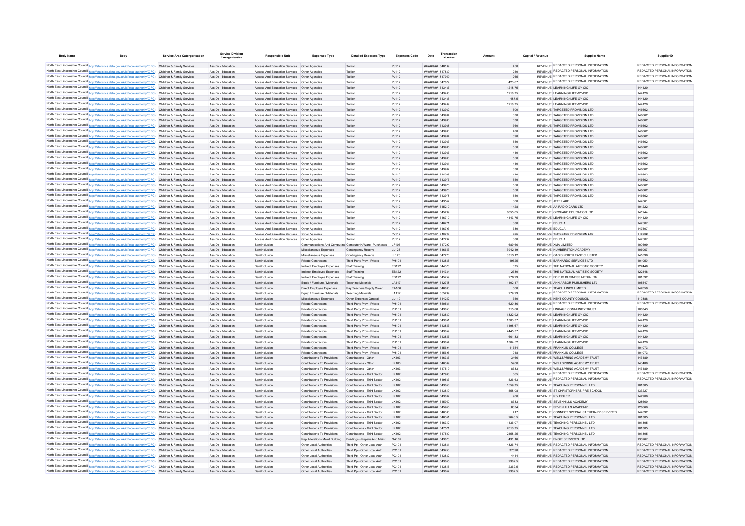| Body Name | Body | Service Area Catergorisation | Service Division Catergorisation | Responsible Unit | Expenses Type | Detailed Expenses Type | Expenses Code | Date | Transaction Number | Amount | Capital / Revenue | Supplier Name | Supplier ID |
|---|---|---|---|---|---|---|---|---|---|---|---|---|---|
| North East Lincolnshire Council | http://statistics.data.gov.uk/id/local-authority/00FC | Children & Family Services | Ass Dir - Education | Access And Education Services | Other Agencies | Tuition | PJ112 | ######## | 848139 | 450 | REVENUE | REDACTED PERSONAL INFORMATION | REDACTED PERSONAL INFORMATION |
| North East Lincolnshire Council | http://statistics.data.gov.uk/id/local-authority/00FC | Children & Family Services | Ass Dir - Education | Access And Education Services | Other Agencies | Tuition | PJ112 | ######## | 847869 | 250 | REVENUE | REDACTED PERSONAL INFORMATION | REDACTED PERSONAL INFORMATION |
| North East Lincolnshire Council | http://statistics.data.gov.uk/id/local-authority/00FC | Children & Family Services | Ass Dir - Education | Access And Education Services | Other Agencies | Tuition | PJ112 | ######## | 847959 | 265 | REVENUE | REDACTED PERSONAL INFORMATION | REDACTED PERSONAL INFORMATION |
| North East Lincolnshire Council | http://statistics.data.gov.uk/id/local-authority/00FC | Children & Family Services | Ass Dir - Education | Access And Education Services | Other Agencies | Tuition | PJ112 | ######## | 847829 | 423.67 | REVENUE | REDACTED PERSONAL INFORMATION | REDACTED PERSONAL INFORMATION |
| North East Lincolnshire Council | http://statistics.data.gov.uk/id/local-authority/00FC | Children & Family Services | Ass Dir - Education | Access And Education Services | Other Agencies | Tuition | PJ112 | ######## | 643437 | 1218.75 | REVENUE | LEARNING4LIFE-GY-CIC | 144120 |
| North East Lincolnshire Council | http://statistics.data.gov.uk/id/local-authority/00FC | Children & Family Services | Ass Dir - Education | Access And Education Services | Other Agencies | Tuition | PJ112 | ######## | 643438 | 1218.75 | REVENUE | LEARNING4LIFE-GY-CIC | 144120 |
| North East Lincolnshire Council | http://statistics.data.gov.uk/id/local-authority/00FC | Children & Family Services | Ass Dir - Education | Access And Education Services | Other Agencies | Tuition | PJ112 | ######## | 643435 | 487.5 | REVENUE | LEARNING4LIFE-GY-CIC | 144120 |
| North East Lincolnshire Council | http://statistics.data.gov.uk/id/local-authority/00FC | Children & Family Services | Ass Dir - Education | Access And Education Services | Other Agencies | Tuition | PJ112 | ######## | 643439 | 1218.75 | REVENUE | LEARNING4LIFE-GY-CIC | 144120 |
| North East Lincolnshire Council | http://statistics.data.gov.uk/id/local-authority/00FC | Children & Family Services | Ass Dir - Education | Access And Education Services | Other Agencies | Tuition | PJ112 | ######## | 643982 | 600 | REVENUE | TARGETED PROVISION LTD | 146662 |
| North East Lincolnshire Council | http://statistics.data.gov.uk/id/local-authority/00FC | Children & Family Services | Ass Dir - Education | Access And Education Services | Other Agencies | Tuition | PJ112 | ######## | 643984 | 330 | REVENUE | TARGETED PROVISION LTD | 146662 |
| North East Lincolnshire Council | http://statistics.data.gov.uk/id/local-authority/00FC | Children & Family Services | Ass Dir - Education | Access And Education Services | Other Agencies | Tuition | PJ112 | ######## | 643986 | 630 | REVENUE | TARGETED PROVISION LTD | 146662 |
| North East Lincolnshire Council | http://statistics.data.gov.uk/id/local-authority/00FC | Children & Family Services | Ass Dir - Education | Access And Education Services | Other Agencies | Tuition | PJ112 | ######## | 643988 | 360 | REVENUE | TARGETED PROVISION LTD | 146662 |
| North East Lincolnshire Council | http://statistics.data.gov.uk/id/local-authority/00FC | Children & Family Services | Ass Dir - Education | Access And Education Services | Other Agencies | Tuition | PJ112 | ######## | 643980 | 480 | REVENUE | TARGETED PROVISION LTD | 146662 |
| North East Lincolnshire Council | http://statistics.data.gov.uk/id/local-authority/00FC | Children & Family Services | Ass Dir - Education | Access And Education Services | Other Agencies | Tuition | PJ112 | ######## | 643994 | 390 | REVENUE | TARGETED PROVISION LTD | 146662 |
| North East Lincolnshire Council | http://statistics.data.gov.uk/id/local-authority/00FC | Children & Family Services | Ass Dir - Education | Access And Education Services | Other Agencies | Tuition | PJ112 | ######## | 643983 | 550 | REVENUE | TARGETED PROVISION LTD | 146662 |
| North East Lincolnshire Council | http://statistics.data.gov.uk/id/local-authority/00FC | Children & Family Services | Ass Dir - Education | Access And Education Services | Other Agencies | Tuition | PJ112 | ######## | 643985 | 550 | REVENUE | TARGETED PROVISION LTD | 146662 |
| North East Lincolnshire Council | http://statistics.data.gov.uk/id/local-authority/00FC | Children & Family Services | Ass Dir - Education | Access And Education Services | Other Agencies | Tuition | PJ112 | ######## | 643987 | 440 | REVENUE | TARGETED PROVISION LTD | 146662 |
| North East Lincolnshire Council | http://statistics.data.gov.uk/id/local-authority/00FC | Children & Family Services | Ass Dir - Education | Access And Education Services | Other Agencies | Tuition | PJ112 | ######## | 643990 | 550 | REVENUE | TARGETED PROVISION LTD | 146662 |
| North East Lincolnshire Council | http://statistics.data.gov.uk/id/local-authority/00FC | Children & Family Services | Ass Dir - Education | Access And Education Services | Other Agencies | Tuition | PJ112 | ######## | 643981 | 440 | REVENUE | TARGETED PROVISION LTD | 146662 |
| North East Lincolnshire Council | http://statistics.data.gov.uk/id/local-authority/00FC | Children & Family Services | Ass Dir - Education | Access And Education Services | Other Agencies | Tuition | PJ112 | ######## | 643992 | 330 | REVENUE | TARGETED PROVISION LTD | 146662 |
| North East Lincolnshire Council | http://statistics.data.gov.uk/id/local-authority/00FC | Children & Family Services | Ass Dir - Education | Access And Education Services | Other Agencies | Tuition | PJ112 | ######## | 644005 | 440 | REVENUE | TARGETED PROVISION LTD | 146662 |
| North East Lincolnshire Council | http://statistics.data.gov.uk/id/local-authority/00FC | Children & Family Services | Ass Dir - Education | Access And Education Services | Other Agencies | Tuition | PJ112 | ######## | 643977 | 550 | REVENUE | TARGETED PROVISION LTD | 146662 |
| North East Lincolnshire Council | http://statistics.data.gov.uk/id/local-authority/00FC | Children & Family Services | Ass Dir - Education | Access And Education Services | Other Agencies | Tuition | PJ112 | ######## | 643975 | 550 | REVENUE | TARGETED PROVISION LTD | 146662 |
| North East Lincolnshire Council | http://statistics.data.gov.uk/id/local-authority/00FC | Children & Family Services | Ass Dir - Education | Access And Education Services | Other Agencies | Tuition | PJ112 | ######## | 643976 | 550 | REVENUE | TARGETED PROVISION LTD | 146662 |
| North East Lincolnshire Council | http://statistics.data.gov.uk/id/local-authority/00FC | Children & Family Services | Ass Dir - Education | Access And Education Services | Other Agencies | Tuition | PJ112 | ######## | 643978 | 550 | REVENUE | TARGETED PROVISION LTD | 146662 |
| North East Lincolnshire Council | http://statistics.data.gov.uk/id/local-authority/00FC | Children & Family Services | Ass Dir - Education | Access And Education Services | Other Agencies | Tuition | PJ112 | ######## | 643542 | 300 | REVENUE | JEFF LAKE | 142061 |
| North East Lincolnshire Council | http://statistics.data.gov.uk/id/local-authority/00FC | Children & Family Services | Ass Dir - Education | Access And Education Services | Other Agencies | Tuition | PJ112 | ######## | 645210 | 1428 | REVENUE | AA RADIO CARS LTD | 101222 |
| North East Lincolnshire Council | http://statistics.data.gov.uk/id/local-authority/00FC | Children & Family Services | Ass Dir - Education | Access And Education Services | Other Agencies | Tuition | PJ112 | ######## | 645209 | 6055.05 | REVENUE | ORCHARD EDUCATION LTD | 141244 |
| North East Lincolnshire Council | http://statistics.data.gov.uk/id/local-authority/00FC | Children & Family Services | Ass Dir - Education | Access And Education Services | Other Agencies | Tuition | PJ112 | ######## | 646710 | 4143.75 | REVENUE | LEARNING4LIFE-GY-CIC | 144120 |
| North East Lincolnshire Council | http://statistics.data.gov.uk/id/local-authority/00FC | Children & Family Services | Ass Dir - Education | Access And Education Services | Other Agencies | Tuition | PJ112 | ######## | 646771 | 380 | REVENUE | EDUCLA | 147507 |
| North East Lincolnshire Council | http://statistics.data.gov.uk/id/local-authority/00FC | Children & Family Services | Ass Dir - Education | Access And Education Services | Other Agencies | Tuition | PJ112 | ######## | 646793 | 380 | REVENUE | EDUCLA | 147507 |
| North East Lincolnshire Council | http://statistics.data.gov.uk/id/local-authority/00FC | Children & Family Services | Ass Dir - Education | Access And Education Services | Other Agencies | Tuition | PJ112 | ######## | 646703 | 825 | REVENUE | TARGETED PROVISION LTD | 146662 |
| North East Lincolnshire Council | http://statistics.data.gov.uk/id/local-authority/00FC | Children & Family Services | Ass Dir - Education | Access And Education Services | Other Agencies | Tuition | PJ112 | ######## | 647262 | 380 | REVENUE | EDUCLA | 147507 |
| North East Lincolnshire Council | http://statistics.data.gov.uk/id/local-authority/00FC | Children & Family Services | Ass Dir - Education | Sen/Inclusion | Communications And Computing | Computer H/Ware - Purchases | LF105 | ######## | 647292 | 689.66 | REVENUE | XMA LIMITED | 100699 |
| North East Lincolnshire Council | http://statistics.data.gov.uk/id/local-authority/00FC | Children & Family Services | Ass Dir - Education | Sen/Inclusion | Miscellaneous Expenses | Contingency Reserve | LL123 | ######## | 646653 | 3942.19 | REVENUE | HUMBERSTON ACADEMY | 108067 |
| North East Lincolnshire Council | http://statistics.data.gov.uk/id/local-authority/00FC | Children & Family Services | Ass Dir - Education | Sen/Inclusion | Miscellaneous Expenses | Contingency Reserve | LL123 | ######## | 647220 | 8313.12 | REVENUE | OASIS NORTH EAST CLUSTER | 141696 |
| North East Lincolnshire Council | http://statistics.data.gov.uk/id/local-authority/00FC | Children & Family Services | Ass Dir - Education | Sen/Inclusion | Private Contractors | Third Party Prov - Private | PH101 | ######## | 643865 | 19625 | REVENUE | BARNARDO SERVICES LTD | 101050 |
| North East Lincolnshire Council | http://statistics.data.gov.uk/id/local-authority/00FC | Children & Family Services | Ass Dir - Education | Sen/Inclusion | Indirect Employee Expenses | Staff Training | EB122 | ######## | 644328 | 675 | REVENUE | THE NATIONAL AUTISTIC SOCIETY | 122448 |
| North East Lincolnshire Council | http://statistics.data.gov.uk/id/local-authority/00FC | Children & Family Services | Ass Dir - Education | Sen/Inclusion | Indirect Employee Expenses | Staff Training | EB122 | ######## | 644384 | 2380 | REVENUE | THE NATIONAL AUTISTIC SOCIETY | 122448 |
| North East Lincolnshire Council | http://statistics.data.gov.uk/id/local-authority/00FC | Children & Family Services | Ass Dir - Education | Sen/Inclusion | Indirect Employee Expenses | Staff Training | EB122 | ######## | 645759 | 279.99 | REVENUE | FORUM BUSINESS MEDIA LTD | 101592 |
| North East Lincolnshire Council | http://statistics.data.gov.uk/id/local-authority/00FC | Children & Family Services | Ass Dir - Education | Sen/Inclusion | Equip / Furniture / Materials | Teaching Materials | LA117 | ######## | 642758 | 1102.47 | REVENUE | ANN ARBOR PUBLISHERS LTD | 105547 |
| North East Lincolnshire Council | http://statistics.data.gov.uk/id/local-authority/00FC | Children & Family Services | Ass Dir - Education | Sen/Inclusion | Direct Employee Expenses | Pay Teachers Supply Cover | EA106 | ######## | 646890 | 500 | REVENUE | TEACH LINCS LIMITED | 142059 |
| North East Lincolnshire Council | http://statistics.data.gov.uk/id/local-authority/00FC | Children & Family Services | Ass Dir - Education | Sen/Inclusion | Equip / Furniture / Materials | Teaching Materials | LA117 | ######## | 855289 | 279.99 | REVENUE | REDACTED PERSONAL INFORMATION | REDACTED PERSONAL INFORMATION |
| North East Lincolnshire Council | http://statistics.data.gov.uk/id/local-authority/00FC | Children & Family Services | Ass Dir - Education | Sen/Inclusion | Miscellaneous Expenses | Other Expenses General | LL119 | ######## | 644252 | 350 | REVENUE | KENT COUNTY COUNCIL | 119888 |
| North East Lincolnshire Council | http://statistics.data.gov.uk/id/local-authority/00FC | Children & Family Services | Ass Dir - Education | Sen/Inclusion | Private Contractors | Third Party Prov - Private | PH101 | ######## | 850581 | 620.36 | REVENUE | REDACTED PERSONAL INFORMATION | REDACTED PERSONAL INFORMATION |
| North East Lincolnshire Council | http://statistics.data.gov.uk/id/local-authority/00FC | Children & Family Services | Ass Dir - Education | Sen/Inclusion | Private Contractors | Third Party Prov - Private | PH101 | ######## | 643850 | 715.68 | REVENUE | LINKAGE COMMUNITY TRUST | 100343 |
| North East Lincolnshire Council | http://statistics.data.gov.uk/id/local-authority/00FC | Children & Family Services | Ass Dir - Education | Sen/Inclusion | Private Contractors | Third Party Prov - Private | PH101 | ######## | 643860 | 1822.92 | REVENUE | LEARNING4LIFE-GY-CIC | 144120 |
| North East Lincolnshire Council | http://statistics.data.gov.uk/id/local-authority/00FC | Children & Family Services | Ass Dir - Education | Sen/Inclusion | Private Contractors | Third Party Prov - Private | PH101 | ######## | 643851 | 1303.37 | REVENUE | LEARNING4LIFE-GY-CIC | 144120 |
| North East Lincolnshire Council | http://statistics.data.gov.uk/id/local-authority/00FC | Children & Family Services | Ass Dir - Education | Sen/Inclusion | Private Contractors | Third Party Prov - Private | PH101 | ######## | 643853 | 1198.67 | REVENUE | LEARNING4LIFE-GY-CIC | 144120 |
| North East Lincolnshire Council | http://statistics.data.gov.uk/id/local-authority/00FC | Children & Family Services | Ass Dir - Education | Sen/Inclusion | Private Contractors | Third Party Prov - Private | PH101 | ######## | 643859 | 2445.37 | REVENUE | LEARNING4LIFE-GY-CIC | 144120 |
| North East Lincolnshire Council | http://statistics.data.gov.uk/id/local-authority/00FC | Children & Family Services | Ass Dir - Education | Sen/Inclusion | Private Contractors | Third Party Prov - Private | PH101 | ######## | 643857 | 661.33 | REVENUE | LEARNING4LIFE-GY-CIC | 144120 |
| North East Lincolnshire Council | http://statistics.data.gov.uk/id/local-authority/00FC | Children & Family Services | Ass Dir - Education | Sen/Inclusion | Private Contractors | Third Party Prov - Private | PH101 | ######## | 643854 | 1304.52 | REVENUE | LEARNING4LIFE-GY-CIC | 144120 |
| North East Lincolnshire Council | http://statistics.data.gov.uk/id/local-authority/00FC | Children & Family Services | Ass Dir - Education | Sen/Inclusion | Private Contractors | Third Party Prov - Private | PH101 | ######## | 645694 | 11754 | REVENUE | FRANKLIN COLLEGE | 101073 |
| North East Lincolnshire Council | http://statistics.data.gov.uk/id/local-authority/00FC | Children & Family Services | Ass Dir - Education | Sen/Inclusion | Private Contractors | Third Party Prov - Private | PH101 | ######## | 645695 | -918 | REVENUE | FRANKLIN COLLEGE | 101073 |
| North East Lincolnshire Council | http://statistics.data.gov.uk/id/local-authority/00FC | Children & Family Services | Ass Dir - Education | Sen/Inclusion | Contributions To Provisions | Contributions - Other | LK103 | ######## | 646337 | 3466 | REVENUE | WELLSPRING ACADEMY TRUST | 143489 |
| North East Lincolnshire Council | http://statistics.data.gov.uk/id/local-authority/00FC | Children & Family Services | Ass Dir - Education | Sen/Inclusion | Contributions To Provisions | Contributions - Other | LK103 | ######## | 646339 | 5900 | REVENUE | WELLSPRING ACADEMY TRUST | 143489 |
| North East Lincolnshire Council | http://statistics.data.gov.uk/id/local-authority/00FC | Children & Family Services | Ass Dir - Education | Sen/Inclusion | Contributions To Provisions | Contributions - Other | LK103 | ######## | 647519 | 8333 | REVENUE | WELLSPRING ACADEMY TRUST | 143489 |
| North East Lincolnshire Council | http://statistics.data.gov.uk/id/local-authority/00FC | Children & Family Services | Ass Dir - Education | Sen/Inclusion | Contributions To Provisions | Contributions - Third Sector | LK102 | ######## | 847968 | 665 | REVENUE | REDACTED PERSONAL INFORMATION | REDACTED PERSONAL INFORMATION |
| North East Lincolnshire Council | http://statistics.data.gov.uk/id/local-authority/00FC | Children & Family Services | Ass Dir - Education | Sen/Inclusion | Contributions To Provisions | Contributions - Third Sector | LK102 | ######## | 849583 | 526.63 | REVENUE | REDACTED PERSONAL INFORMATION | REDACTED PERSONAL INFORMATION |
| North East Lincolnshire Council | http://statistics.data.gov.uk/id/local-authority/00FC | Children & Family Services | Ass Dir - Education | Sen/Inclusion | Contributions To Provisions | Contributions - Third Sector | LK102 | ######## | 643848 | 1559.75 | REVENUE | TEACHING PERSONNEL LTD | 101305 |
| North East Lincolnshire Council | http://statistics.data.gov.uk/id/local-authority/00FC | Children & Family Services | Ass Dir - Education | Sen/Inclusion | Contributions To Provisions | Contributions - Third Sector | LK102 | ######## | 643849 | 558.08 | REVENUE | ST CHRISTOPHERS PRE SCHOOL | 133227 |
| North East Lincolnshire Council | http://statistics.data.gov.uk/id/local-authority/00FC | Children & Family Services | Ass Dir - Education | Sen/Inclusion | Contributions To Provisions | Contributions - Third Sector | LK102 | ######## | 643802 | 900 | REVENUE | R Y FIDLER | 142906 |
| North East Lincolnshire Council | http://statistics.data.gov.uk/id/local-authority/00FC | Children & Family Services | Ass Dir - Education | Sen/Inclusion | Contributions To Provisions | Contributions - Third Sector | LK102 | ######## | 645950 | 8333 | REVENUE | SEVENHILLS ACADEMY | 128660 |
| North East Lincolnshire Council | http://statistics.data.gov.uk/id/local-authority/00FC | Children & Family Services | Ass Dir - Education | Sen/Inclusion | Contributions To Provisions | Contributions - Third Sector | LK102 | ######## | 645945 | 8334 | REVENUE | SEVENHILLS ACADEMY | 128660 |
| North East Lincolnshire Council | http://statistics.data.gov.uk/id/local-authority/00FC | Children & Family Services | Ass Dir - Education | Sen/Inclusion | Contributions To Provisions | Contributions - Third Sector | LK102 | ######## | 646336 | 417 | REVENUE | CONNECT SPECIALIST THERAPY SERVICES | 147692 |
| North East Lincolnshire Council | http://statistics.data.gov.uk/id/local-authority/00FC | Children & Family Services | Ass Dir - Education | Sen/Inclusion | Contributions To Provisions | Contributions - Third Sector | LK102 | ######## | 646341 | 2643.5 | REVENUE | TEACHING PERSONNEL LTD | 101305 |
| North East Lincolnshire Council | http://statistics.data.gov.uk/id/local-authority/00FC | Children & Family Services | Ass Dir - Education | Sen/Inclusion | Contributions To Provisions | Contributions - Third Sector | LK102 | ######## | 646342 | 1436.07 | REVENUE | TEACHING PERSONNEL LTD | 101305 |
| North East Lincolnshire Council | http://statistics.data.gov.uk/id/local-authority/00FC | Children & Family Services | Ass Dir - Education | Sen/Inclusion | Contributions To Provisions | Contributions - Third Sector | LK102 | ######## | 647521 | 2010.75 | REVENUE | TEACHING PERSONNEL LTD | 101305 |
| North East Lincolnshire Council | http://statistics.data.gov.uk/id/local-authority/00FC | Children & Family Services | Ass Dir - Education | Sen/Inclusion | Contributions To Provisions | Contributions - Third Sector | LK102 | ######## | 647520 | 2158.25 | REVENUE | TEACHING PERSONNEL LTD | 101305 |
| North East Lincolnshire Council | http://statistics.data.gov.uk/id/local-authority/00FC | Children & Family Services | Ass Dir - Education | Sen/Inclusion | Rep Alterations Maint Building | Buildings - Repairs And Maint | GA102 | ######## | 643873 | 431.16 | REVENUE | ENGIE SERVICES LTD | 133267 |
| North East Lincolnshire Council | http://statistics.data.gov.uk/id/local-authority/00FC | Children & Family Services | Ass Dir - Education | Sen/Inclusion | Other Local Authorities | Third Pp - Other Local Auth | PC101 | ######## | 643861 | 4326.74 | REVENUE | REDACTED PERSONAL INFORMATION | REDACTED PERSONAL INFORMATION |
| North East Lincolnshire Council | http://statistics.data.gov.uk/id/local-authority/00FC | Children & Family Services | Ass Dir - Education | Sen/Inclusion | Other Local Authorities | Third Pp - Other Local Auth | PC101 | ######## | 643743 | 37590 | REVENUE | REDACTED PERSONAL INFORMATION | REDACTED PERSONAL INFORMATION |
| North East Lincolnshire Council | http://statistics.data.gov.uk/id/local-authority/00FC | Children & Family Services | Ass Dir - Education | Sen/Inclusion | Other Local Authorities | Third Pp - Other Local Auth | PC101 | ######## | 643862 | 4444 | REVENUE | REDACTED PERSONAL INFORMATION | REDACTED PERSONAL INFORMATION |
| North East Lincolnshire Council | http://statistics.data.gov.uk/id/local-authority/00FC | Children & Family Services | Ass Dir - Education | Sen/Inclusion | Other Local Authorities | Third Pp - Other Local Auth | PC101 | ######## | 643845 | 2362.5 | REVENUE | REDACTED PERSONAL INFORMATION | REDACTED PERSONAL INFORMATION |
| North East Lincolnshire Council | http://statistics.data.gov.uk/id/local-authority/00FC | Children & Family Services | Ass Dir - Education | Sen/Inclusion | Other Local Authorities | Third Pp - Other Local Auth | PC101 | ######## | 643846 | 2362.5 | REVENUE | REDACTED PERSONAL INFORMATION | REDACTED PERSONAL INFORMATION |
| North East Lincolnshire Council | http://statistics.data.gov.uk/id/local-authority/00FC | Children & Family Services | Ass Dir - Education | Sen/Inclusion | Other Local Authorities | Third Pp - Other Local Auth | PC101 | ######## | 643842 | 2362.5 | REVENUE | REDACTED PERSONAL INFORMATION | REDACTED PERSONAL INFORMATION |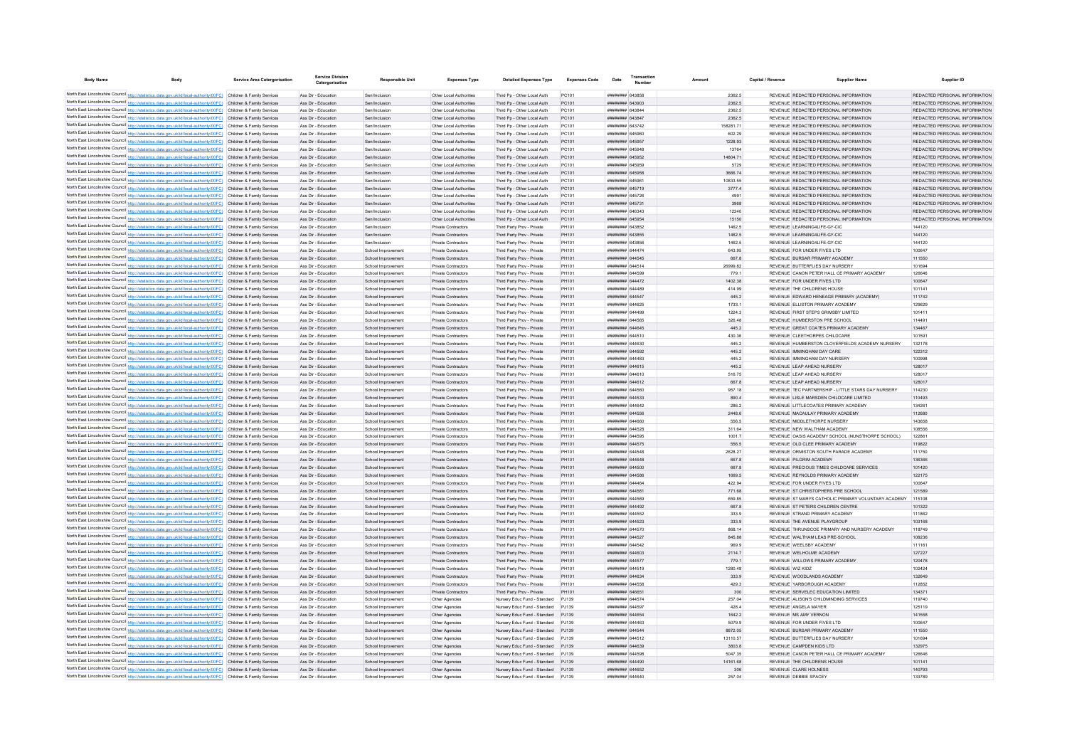| Body Name | Body | Service Area Catergorisation | Service Division Catergorisation | Responsible Unit | Expenses Type | Detailed Expenses Type | Expenses Code | Date | Transaction Number | Amount | Capital / Revenue | Supplier Name | Supplier ID |
|---|---|---|---|---|---|---|---|---|---|---|---|---|---|
| North East Lincolnshire Council | http://statistics.data.gov.uk/id/local-authority/00FC | Children & Family Services | Ass Dir - Education | Sen/Inclusion | Other Local Authorities | Third Pp - Other Local Auth | PC101 | ######## | 643858 | 2362.5 | REVENUE | REDACTED PERSONAL INFORMATION | REDACTED PERSONAL INFORMATION |
| North East Lincolnshire Council | http://statistics.data.gov.uk/id/local-authority/00FC | Children & Family Services | Ass Dir - Education | Sen/Inclusion | Other Local Authorities | Third Pp - Other Local Auth | PC101 | ######## | 643903 | 2362.5 | REVENUE | REDACTED PERSONAL INFORMATION | REDACTED PERSONAL INFORMATION |
| North East Lincolnshire Council | http://statistics.data.gov.uk/id/local-authority/00FC | Children & Family Services | Ass Dir - Education | Sen/Inclusion | Other Local Authorities | Third Pp - Other Local Auth | PC101 | ######## | 643844 | 2362.5 | REVENUE | REDACTED PERSONAL INFORMATION | REDACTED PERSONAL INFORMATION |
| North East Lincolnshire Council | http://statistics.data.gov.uk/id/local-authority/00FC | Children & Family Services | Ass Dir - Education | Sen/Inclusion | Other Local Authorities | Third Pp - Other Local Auth | PC101 | ######## | 643847 | 2362.5 | REVENUE | REDACTED PERSONAL INFORMATION | REDACTED PERSONAL INFORMATION |
| North East Lincolnshire Council | http://statistics.data.gov.uk/id/local-authority/00FC | Children & Family Services | Ass Dir - Education | Sen/Inclusion | Other Local Authorities | Third Pp - Other Local Auth | PC101 | ######## | 643742 | 158281.71 | REVENUE | REDACTED PERSONAL INFORMATION | REDACTED PERSONAL INFORMATION |
| North East Lincolnshire Council | http://statistics.data.gov.uk/id/local-authority/00FC | Children & Family Services | Ass Dir - Education | Sen/Inclusion | Other Local Authorities | Third Pp - Other Local Auth | PC101 | ######## | 645960 | 602.29 | REVENUE | REDACTED PERSONAL INFORMATION | REDACTED PERSONAL INFORMATION |
| North East Lincolnshire Council | http://statistics.data.gov.uk/id/local-authority/00FC | Children & Family Services | Ass Dir - Education | Sen/Inclusion | Other Local Authorities | Third Pp - Other Local Auth | PC101 | ######## | 645957 | 1228.93 | REVENUE | REDACTED PERSONAL INFORMATION | REDACTED PERSONAL INFORMATION |
| North East Lincolnshire Council | http://statistics.data.gov.uk/id/local-authority/00FC | Children & Family Services | Ass Dir - Education | Sen/Inclusion | Other Local Authorities | Third Pp - Other Local Auth | PC101 | ######## | 645948 | 13764 | REVENUE | REDACTED PERSONAL INFORMATION | REDACTED PERSONAL INFORMATION |
| North East Lincolnshire Council | http://statistics.data.gov.uk/id/local-authority/00FC | Children & Family Services | Ass Dir - Education | Sen/Inclusion | Other Local Authorities | Third Pp - Other Local Auth | PC101 | ######## | 645952 | 14804.71 | REVENUE | REDACTED PERSONAL INFORMATION | REDACTED PERSONAL INFORMATION |
| North East Lincolnshire Council | http://statistics.data.gov.uk/id/local-authority/00FC | Children & Family Services | Ass Dir - Education | Sen/Inclusion | Other Local Authorities | Third Pp - Other Local Auth | PC101 | ######## | 645959 | 5729 | REVENUE | REDACTED PERSONAL INFORMATION | REDACTED PERSONAL INFORMATION |
| North East Lincolnshire Council | http://statistics.data.gov.uk/id/local-authority/00FC | Children & Family Services | Ass Dir - Education | Sen/Inclusion | Other Local Authorities | Third Pp - Other Local Auth | PC101 | ######## | 645958 | 3666.74 | REVENUE | REDACTED PERSONAL INFORMATION | REDACTED PERSONAL INFORMATION |
| North East Lincolnshire Council | http://statistics.data.gov.uk/id/local-authority/00FC | Children & Family Services | Ass Dir - Education | Sen/Inclusion | Other Local Authorities | Third Pp - Other Local Auth | PC101 | ######## | 645961 | 10833.55 | REVENUE | REDACTED PERSONAL INFORMATION | REDACTED PERSONAL INFORMATION |
| North East Lincolnshire Council | http://statistics.data.gov.uk/id/local-authority/00FC | Children & Family Services | Ass Dir - Education | Sen/Inclusion | Other Local Authorities | Third Pp - Other Local Auth | PC101 | ######## | 645719 | 3777.4 | REVENUE | REDACTED PERSONAL INFORMATION | REDACTED PERSONAL INFORMATION |
| North East Lincolnshire Council | http://statistics.data.gov.uk/id/local-authority/00FC | Children & Family Services | Ass Dir - Education | Sen/Inclusion | Other Local Authorities | Third Pp - Other Local Auth | PC101 | ######## | 645726 | 4991 | REVENUE | REDACTED PERSONAL INFORMATION | REDACTED PERSONAL INFORMATION |
| North East Lincolnshire Council | http://statistics.data.gov.uk/id/local-authority/00FC | Children & Family Services | Ass Dir - Education | Sen/Inclusion | Other Local Authorities | Third Pp - Other Local Auth | PC101 | ######## | 645731 | 3968 | REVENUE | REDACTED PERSONAL INFORMATION | REDACTED PERSONAL INFORMATION |
| North East Lincolnshire Council | http://statistics.data.gov.uk/id/local-authority/00FC | Children & Family Services | Ass Dir - Education | Sen/Inclusion | Other Local Authorities | Third Pp - Other Local Auth | PC101 | ######## | 646343 | 12240 | REVENUE | REDACTED PERSONAL INFORMATION | REDACTED PERSONAL INFORMATION |
| North East Lincolnshire Council | http://statistics.data.gov.uk/id/local-authority/00FC | Children & Family Services | Ass Dir - Education | Sen/Inclusion | Other Local Authorities | Third Pp - Other Local Auth | PC101 | ######## | 645954 | 15150 | REVENUE | REDACTED PERSONAL INFORMATION | REDACTED PERSONAL INFORMATION |
| North East Lincolnshire Council | http://statistics.data.gov.uk/id/local-authority/00FC | Children & Family Services | Ass Dir - Education | Sen/Inclusion | Private Contractors | Third Party Prov - Private | PH101 | ######## | 643852 | 1462.5 | REVENUE | LEARNING4LIFE-GY-CIC | 144120 |
| North East Lincolnshire Council | http://statistics.data.gov.uk/id/local-authority/00FC | Children & Family Services | Ass Dir - Education | Sen/Inclusion | Private Contractors | Third Party Prov - Private | PH101 | ######## | 643855 | 1462.5 | REVENUE | LEARNING4LIFE-GY-CIC | 144120 |
| North East Lincolnshire Council | http://statistics.data.gov.uk/id/local-authority/00FC | Children & Family Services | Ass Dir - Education | Sen/Inclusion | Private Contractors | Third Party Prov - Private | PH101 | ######## | 643856 | 1462.5 | REVENUE | LEARNING4LIFE-GY-CIC | 144120 |
| North East Lincolnshire Council | http://statistics.data.gov.uk/id/local-authority/00FC | Children & Family Services | Ass Dir - Education | School Improvement | Private Contractors | Third Party Prov - Private | PH101 | ######## | 644474 | 643.95 | REVENUE | FOR UNDER FIVES LTD | 100647 |
| North East Lincolnshire Council | http://statistics.data.gov.uk/id/local-authority/00FC | Children & Family Services | Ass Dir - Education | School Improvement | Private Contractors | Third Party Prov - Private | PH101 | ######## | 644545 | 667.8 | REVENUE | BURSAR PRIMARY ACADEMY | 111550 |
| North East Lincolnshire Council | http://statistics.data.gov.uk/id/local-authority/00FC | Children & Family Services | Ass Dir - Education | School Improvement | Private Contractors | Third Party Prov - Private | PH101 | ######## | 644514 | 26999.82 | REVENUE | BUTTERFLIES DAY NURSERY | 101694 |
| North East Lincolnshire Council | http://statistics.data.gov.uk/id/local-authority/00FC | Children & Family Services | Ass Dir - Education | School Improvement | Private Contractors | Third Party Prov - Private | PH101 | ######## | 644599 | 779.1 | REVENUE | CANON PETER HALL CE PRIMARY ACADEMY | 126646 |
| North East Lincolnshire Council | http://statistics.data.gov.uk/id/local-authority/00FC | Children & Family Services | Ass Dir - Education | School Improvement | Private Contractors | Third Party Prov - Private | PH101 | ######## | 644472 | 1402.38 | REVENUE | FOR UNDER FIVES LTD | 100647 |
| North East Lincolnshire Council | http://statistics.data.gov.uk/id/local-authority/00FC | Children & Family Services | Ass Dir - Education | School Improvement | Private Contractors | Third Party Prov - Private | PH101 | ######## | 644489 | 414.99 | REVENUE | THE CHILDRENS HOUSE | 101141 |
| North East Lincolnshire Council | http://statistics.data.gov.uk/id/local-authority/00FC | Children & Family Services | Ass Dir - Education | School Improvement | Private Contractors | Third Party Prov - Private | PH101 | ######## | 644547 | 445.2 | REVENUE | EDWARD HENEAGE PRIMARY (ACADEMY) | 111742 |
| North East Lincolnshire Council | http://statistics.data.gov.uk/id/local-authority/00FC | Children & Family Services | Ass Dir - Education | School Improvement | Private Contractors | Third Party Prov - Private | PH101 | ######## | 644625 | 1733.1 | REVENUE | ELLISTON PRIMARY ACADEMY | 129629 |
| North East Lincolnshire Council | http://statistics.data.gov.uk/id/local-authority/00FC | Children & Family Services | Ass Dir - Education | School Improvement | Private Contractors | Third Party Prov - Private | PH101 | ######## | 644499 | 1224.3 | REVENUE | FIRST STEPS GRIMSBY LIMITED | 101411 |
| North East Lincolnshire Council | http://statistics.data.gov.uk/id/local-authority/00FC | Children & Family Services | Ass Dir - Education | School Improvement | Private Contractors | Third Party Prov - Private | PH101 | ######## | 644565 | 326.48 | REVENUE | HUMBERSTON PRE SCHOOL | 114491 |
| North East Lincolnshire Council | http://statistics.data.gov.uk/id/local-authority/00FC | Children & Family Services | Ass Dir - Education | School Improvement | Private Contractors | Third Party Prov - Private | PH101 | ######## | 644645 | 445.2 | REVENUE | GREAT COATES PRIMARY ACADEMY | 134467 |
| North East Lincolnshire Council | http://statistics.data.gov.uk/id/local-authority/00FC | Children & Family Services | Ass Dir - Education | School Improvement | Private Contractors | Third Party Prov - Private | PH101 | ######## | 644510 | 430.36 | REVENUE | CLEETHORPES CHILDCARE | 101591 |
| North East Lincolnshire Council | http://statistics.data.gov.uk/id/local-authority/00FC | Children & Family Services | Ass Dir - Education | School Improvement | Private Contractors | Third Party Prov - Private | PH101 | ######## | 644630 | 445.2 | REVENUE | HUMBERSTON CLOVERFIELDS ACADEMY NURSERY | 132178 |
| North East Lincolnshire Council | http://statistics.data.gov.uk/id/local-authority/00FC | Children & Family Services | Ass Dir - Education | School Improvement | Private Contractors | Third Party Prov - Private | PH101 | ######## | 644592 | 445.2 | REVENUE | IMMINGHAM DAY CARE | 122312 |
| North East Lincolnshire Council | http://statistics.data.gov.uk/id/local-authority/00FC | Children & Family Services | Ass Dir - Education | School Improvement | Private Contractors | Third Party Prov - Private | PH101 | ######## | 644463 | 445.2 | REVENUE | IMMINGHAM DAY NURSERY | 100998 |
| North East Lincolnshire Council | http://statistics.data.gov.uk/id/local-authority/00FC | Children & Family Services | Ass Dir - Education | School Improvement | Private Contractors | Third Party Prov - Private | PH101 | ######## | 644615 | 445.2 | REVENUE | LEAP AHEAD NURSERY | 128017 |
| North East Lincolnshire Council | http://statistics.data.gov.uk/id/local-authority/00FC | Children & Family Services | Ass Dir - Education | School Improvement | Private Contractors | Third Party Prov - Private | PH101 | ######## | 644610 | 516.75 | REVENUE | LEAP AHEAD NURSERY | 128017 |
| North East Lincolnshire Council | http://statistics.data.gov.uk/id/local-authority/00FC | Children & Family Services | Ass Dir - Education | School Improvement | Private Contractors | Third Party Prov - Private | PH101 | ######## | 644612 | 667.8 | REVENUE | LEAP AHEAD NURSERY | 128017 |
| North East Lincolnshire Council | http://statistics.data.gov.uk/id/local-authority/00FC | Children & Family Services | Ass Dir - Education | School Improvement | Private Contractors | Third Party Prov - Private | PH101 | ######## | 644560 | 957.18 | REVENUE | TEC PARTNERSHIP - LITTLE STARS DAY NURSERY | 114230 |
| North East Lincolnshire Council | http://statistics.data.gov.uk/id/local-authority/00FC | Children & Family Services | Ass Dir - Education | School Improvement | Private Contractors | Third Party Prov - Private | PH101 | ######## | 644533 | 890.4 | REVENUE | LISLE MARSDEN CHILDCARE LIMITED | 110493 |
| North East Lincolnshire Council | http://statistics.data.gov.uk/id/local-authority/00FC | Children & Family Services | Ass Dir - Education | School Improvement | Private Contractors | Third Party Prov - Private | PH101 | ######## | 644642 | 286.2 | REVENUE | LITTLECOATES PRIMARY ACADEMY | 134261 |
| North East Lincolnshire Council | http://statistics.data.gov.uk/id/local-authority/00FC | Children & Family Services | Ass Dir - Education | School Improvement | Private Contractors | Third Party Prov - Private | PH101 | ######## | 644556 | 2448.6 | REVENUE | MACAULAY PRIMARY ACADEMY | 112680 |
| North East Lincolnshire Council | http://statistics.data.gov.uk/id/local-authority/00FC | Children & Family Services | Ass Dir - Education | School Improvement | Private Contractors | Third Party Prov - Private | PH101 | ######## | 644660 | 556.5 | REVENUE | MIDDLETHORPE NURSERY | 143658 |
| North East Lincolnshire Council | http://statistics.data.gov.uk/id/local-authority/00FC | Children & Family Services | Ass Dir - Education | School Improvement | Private Contractors | Third Party Prov - Private | PH101 | ######## | 644528 | 311.64 | REVENUE | NEW WALTHAM ACADEMY | 108556 |
| North East Lincolnshire Council | http://statistics.data.gov.uk/id/local-authority/00FC | Children & Family Services | Ass Dir - Education | School Improvement | Private Contractors | Third Party Prov - Private | PH101 | ######## | 644595 | 1001.7 | REVENUE | OASIS ACADEMY SCHOOL (NUNSTHORPE SCHOOL) | 122861 |
| North East Lincolnshire Council | http://statistics.data.gov.uk/id/local-authority/00FC | Children & Family Services | Ass Dir - Education | School Improvement | Private Contractors | Third Party Prov - Private | PH101 | ######## | 644575 | 556.5 | REVENUE | OLD CLEE PRIMARY ACADEMY | 119822 |
| North East Lincolnshire Council | http://statistics.data.gov.uk/id/local-authority/00FC | Children & Family Services | Ass Dir - Education | School Improvement | Private Contractors | Third Party Prov - Private | PH101 | ######## | 644548 | 2628.27 | REVENUE | ORMISTON SOUTH PARADE ACADEMY | 111750 |
| North East Lincolnshire Council | http://statistics.data.gov.uk/id/local-authority/00FC | Children & Family Services | Ass Dir - Education | School Improvement | Private Contractors | Third Party Prov - Private | PH101 | ######## | 644648 | 667.8 | REVENUE | PILGRIM ACADEMY | 136368 |
| North East Lincolnshire Council | http://statistics.data.gov.uk/id/local-authority/00FC | Children & Family Services | Ass Dir - Education | School Improvement | Private Contractors | Third Party Prov - Private | PH101 | ######## | 644500 | 667.8 | REVENUE | PRECIOUS TIMES CHILDCARE SERVICES | 101420 |
| North East Lincolnshire Council | http://statistics.data.gov.uk/id/local-authority/00FC | Children & Family Services | Ass Dir - Education | School Improvement | Private Contractors | Third Party Prov - Private | PH101 | ######## | 644586 | 1669.5 | REVENUE | REYNOLDS PRIMARY ACADEMY | 122175 |
| North East Lincolnshire Council | http://statistics.data.gov.uk/id/local-authority/00FC | Children & Family Services | Ass Dir - Education | School Improvement | Private Contractors | Third Party Prov - Private | PH101 | ######## | 644464 | 422.94 | REVENUE | FOR UNDER FIVES LTD | 100647 |
| North East Lincolnshire Council | http://statistics.data.gov.uk/id/local-authority/00FC | Children & Family Services | Ass Dir - Education | School Improvement | Private Contractors | Third Party Prov - Private | PH101 | ######## | 644581 | 771.68 | REVENUE | ST CHRISTOPHERS PRE SCHOOL | 121589 |
| North East Lincolnshire Council | http://statistics.data.gov.uk/id/local-authority/00FC | Children & Family Services | Ass Dir - Education | School Improvement | Private Contractors | Third Party Prov - Private | PH101 | ######## | 644569 | 659.85 | REVENUE | ST MARYS CATHOLIC PRIMARY VOLUNTARY ACADEMY | 115108 |
| North East Lincolnshire Council | http://statistics.data.gov.uk/id/local-authority/00FC | Children & Family Services | Ass Dir - Education | School Improvement | Private Contractors | Third Party Prov - Private | PH101 | ######## | 644492 | 667.8 | REVENUE | ST PETERS CHILDREN CENTRE | 101322 |
| North East Lincolnshire Council | http://statistics.data.gov.uk/id/local-authority/00FC | Children & Family Services | Ass Dir - Education | School Improvement | Private Contractors | Third Party Prov - Private | PH101 | ######## | 644552 | 333.9 | REVENUE | STRAND PRIMARY ACADEMY | 111862 |
| North East Lincolnshire Council | http://statistics.data.gov.uk/id/local-authority/00FC | Children & Family Services | Ass Dir - Education | School Improvement | Private Contractors | Third Party Prov - Private | PH101 | ######## | 644523 | 333.9 | REVENUE | THE AVENUE PLAYGROUP | 103168 |
| North East Lincolnshire Council | http://statistics.data.gov.uk/id/local-authority/00FC | Children & Family Services | Ass Dir - Education | School Improvement | Private Contractors | Third Party Prov - Private | PH101 | ######## | 644570 | 868.14 | REVENUE | THRUNSCOE PRIMARY AND NURSERY ACADEMY | 118749 |
| North East Lincolnshire Council | http://statistics.data.gov.uk/id/local-authority/00FC | Children & Family Services | Ass Dir - Education | School Improvement | Private Contractors | Third Party Prov - Private | PH101 | ######## | 644527 | 845.88 | REVENUE | WALTHAM LEAS PRE-SCHOOL | 108236 |
| North East Lincolnshire Council | http://statistics.data.gov.uk/id/local-authority/00FC | Children & Family Services | Ass Dir - Education | School Improvement | Private Contractors | Third Party Prov - Private | PH101 | ######## | 644542 | 969.9 | REVENUE | WEELSBY ACADEMY | 111161 |
| North East Lincolnshire Council | http://statistics.data.gov.uk/id/local-authority/00FC | Children & Family Services | Ass Dir - Education | School Improvement | Private Contractors | Third Party Prov - Private | PH101 | ######## | 644603 | 2114.7 | REVENUE | WELHOLME ACADEMY | 127227 |
| North East Lincolnshire Council | http://statistics.data.gov.uk/id/local-authority/00FC | Children & Family Services | Ass Dir - Education | School Improvement | Private Contractors | Third Party Prov - Private | PH101 | ######## | 644577 | 779.1 | REVENUE | WILLOWS PRIMARY ACADEMY | 120478 |
| North East Lincolnshire Council | http://statistics.data.gov.uk/id/local-authority/00FC | Children & Family Services | Ass Dir - Education | School Improvement | Private Contractors | Third Party Prov - Private | PH101 | ######## | 644519 | 1280.48 | REVENUE | WIZ KIDZ | 102424 |
| North East Lincolnshire Council | http://statistics.data.gov.uk/id/local-authority/00FC | Children & Family Services | Ass Dir - Education | School Improvement | Private Contractors | Third Party Prov - Private | PH101 | ######## | 644634 | 333.9 | REVENUE | WOODLANDS ACADEMY | 132649 |
| North East Lincolnshire Council | http://statistics.data.gov.uk/id/local-authority/00FC | Children & Family Services | Ass Dir - Education | School Improvement | Private Contractors | Third Party Prov - Private | PH101 | ######## | 644558 | 429.3 | REVENUE | YARBOROUGH ACADEMY | 112852 |
| North East Lincolnshire Council | http://statistics.data.gov.uk/id/local-authority/00FC | Children & Family Services | Ass Dir - Education | School Improvement | Private Contractors | Third Party Prov - Private | PH101 | ######## | 646651 | 300 | REVENUE | SERVELEC EDUCATION LIMITED | 134371 |
| North East Lincolnshire Council | http://statistics.data.gov.uk/id/local-authority/00FC | Children & Family Services | Ass Dir - Education | School Improvement | Other Agencies | Nursery Educ Fund - Standard | PJ139 | ######## | 644574 | 257.04 | REVENUE | ALISON'S CHILDMINDING SERVICES | 119740 |
| North East Lincolnshire Council | http://statistics.data.gov.uk/id/local-authority/00FC | Children & Family Services | Ass Dir - Education | School Improvement | Other Agencies | Nursery Educ Fund - Standard | PJ139 | ######## | 644597 | 428.4 | REVENUE | ANGELA MAYER | 125119 |
| North East Lincolnshire Council | http://statistics.data.gov.uk/id/local-authority/00FC | Children & Family Services | Ass Dir - Education | School Improvement | Other Agencies | Nursery Educ Fund - Standard | PJ139 | ######## | 644654 | 1642.2 | REVENUE | MS AMY VERNON | 141558 |
| North East Lincolnshire Council | http://statistics.data.gov.uk/id/local-authority/00FC | Children & Family Services | Ass Dir - Education | School Improvement | Other Agencies | Nursery Educ Fund - Standard | PJ139 | ######## | 644463 | 5079.9 | REVENUE | FOR UNDER FIVES LTD | 100647 |
| North East Lincolnshire Council | http://statistics.data.gov.uk/id/local-authority/00FC | Children & Family Services | Ass Dir - Education | School Improvement | Other Agencies | Nursery Educ Fund - Standard | PJ139 | ######## | 644544 | 8872.05 | REVENUE | BURSAR PRIMARY ACADEMY | 111550 |
| North East Lincolnshire Council | http://statistics.data.gov.uk/id/local-authority/00FC | Children & Family Services | Ass Dir - Education | School Improvement | Other Agencies | Nursery Educ Fund - Standard | PJ139 | ######## | 644512 | 13110.57 | REVENUE | BUTTERFLIES DAY NURSERY | 101694 |
| North East Lincolnshire Council | http://statistics.data.gov.uk/id/local-authority/00FC | Children & Family Services | Ass Dir - Education | School Improvement | Other Agencies | Nursery Educ Fund - Standard | PJ139 | ######## | 644639 | 3803.8 | REVENUE | CAMPDEN KIDS LTD | 132975 |
| North East Lincolnshire Council | http://statistics.data.gov.uk/id/local-authority/00FC | Children & Family Services | Ass Dir - Education | School Improvement | Other Agencies | Nursery Educ Fund - Standard | PJ139 | ######## | 644598 | 5047.35 | REVENUE | CANON PETER HALL CE PRIMARY ACADEMY | 126646 |
| North East Lincolnshire Council | http://statistics.data.gov.uk/id/local-authority/00FC | Children & Family Services | Ass Dir - Education | School Improvement | Other Agencies | Nursery Educ Fund - Standard | PJ139 | ######## | 644490 | 14161.68 | REVENUE | THE CHILDRENS HOUSE | 101141 |
| North East Lincolnshire Council | http://statistics.data.gov.uk/id/local-authority/00FC | Children & Family Services | Ass Dir - Education | School Improvement | Other Agencies | Nursery Educ Fund - Standard | PJ139 | ######## | 644652 | 306 | REVENUE | CLARE HOLNESS | 140793 |
| North East Lincolnshire Council | http://statistics.data.gov.uk/id/local-authority/00FC | Children & Family Services | Ass Dir - Education | School Improvement | Other Agencies | Nursery Educ Fund - Standard | PJ139 | ######## | 644640 | 257.04 | REVENUE | DEBBIE SPACEY | 133789 |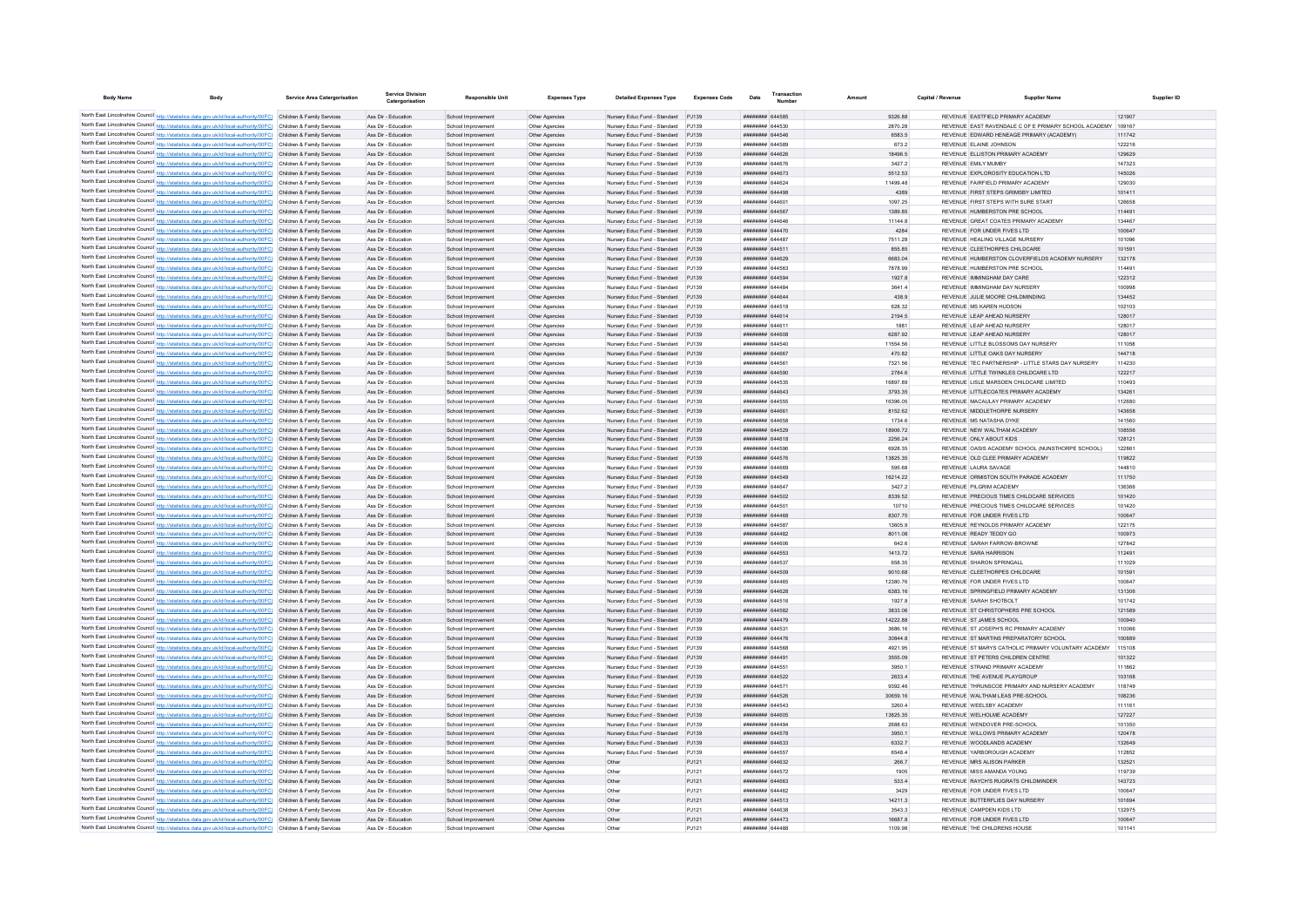| Body Name | Body | Service Area Catergorisation | Service Division Catergorisation | Responsible Unit | Expenses Type | Detailed Expenses Type | Expenses Code | Date | Transaction Number | Amount | Capital / Revenue | Supplier Name | Supplier ID |
|---|---|---|---|---|---|---|---|---|---|---|---|---|---|
| North East Lincolnshire Council | http://statistics.data.gov.uk/id/local-authority/00FC | Children & Family Services | Ass Dir - Education | School Improvement | Other Agencies | Nursery Educ Fund - Standard | PJ139 | ######## | 644585 | 9326.88 | REVENUE | EASTFIELD PRIMARY ACADEMY | 121907 |
| North East Lincolnshire Council | http://statistics.data.gov.uk/id/local-authority/00FC | Children & Family Services | Ass Dir - Education | School Improvement | Other Agencies | Nursery Educ Fund - Standard | PJ139 | ######## | 644530 | 2870.28 | REVENUE | EAST RAVENDALE C OF E PRIMARY SCHOOL ACADEMY | 109167 |
| North East Lincolnshire Council | http://statistics.data.gov.uk/id/local-authority/00FC | Children & Family Services | Ass Dir - Education | School Improvement | Other Agencies | Nursery Educ Fund - Standard | PJ139 | ######## | 644546 | 6583.5 | REVENUE | EDWARD HENEAGE PRIMARY (ACADEMY) | 111742 |
| North East Lincolnshire Council | http://statistics.data.gov.uk/id/local-authority/00FC | Children & Family Services | Ass Dir - Education | School Improvement | Other Agencies | Nursery Educ Fund - Standard | PJ139 | ######## | 644589 | 673.2 | REVENUE | ELAINE JOHNSON | 122216 |
| North East Lincolnshire Council | http://statistics.data.gov.uk/id/local-authority/00FC | Children & Family Services | Ass Dir - Education | School Improvement | Other Agencies | Nursery Educ Fund - Standard | PJ139 | ######## | 644626 | 18496.5 | REVENUE | ELLISTON PRIMARY ACADEMY | 129629 |
| North East Lincolnshire Council | http://statistics.data.gov.uk/id/local-authority/00FC | Children & Family Services | Ass Dir - Education | School Improvement | Other Agencies | Nursery Educ Fund - Standard | PJ139 | ######## | 644676 | 3427.2 | REVENUE | EMILY MUMBY | 147323 |
| North East Lincolnshire Council | http://statistics.data.gov.uk/id/local-authority/00FC | Children & Family Services | Ass Dir - Education | School Improvement | Other Agencies | Nursery Educ Fund - Standard | PJ139 | ######## | 644673 | 5512.53 | REVENUE | EXPLOROSITY EDUCATION LTD | 145026 |
| North East Lincolnshire Council | http://statistics.data.gov.uk/id/local-authority/00FC | Children & Family Services | Ass Dir - Education | School Improvement | Other Agencies | Nursery Educ Fund - Standard | PJ139 | ######## | 644624 | 11499.48 | REVENUE | FAIRFIELD PRIMARY ACADEMY | 129030 |
| North East Lincolnshire Council | http://statistics.data.gov.uk/id/local-authority/00FC | Children & Family Services | Ass Dir - Education | School Improvement | Other Agencies | Nursery Educ Fund - Standard | PJ139 | ######## | 644498 | 4389 | REVENUE | FIRST STEPS GRIMSBY LIMITED | 101411 |
| North East Lincolnshire Council | http://statistics.data.gov.uk/id/local-authority/00FC | Children & Family Services | Ass Dir - Education | School Improvement | Other Agencies | Nursery Educ Fund - Standard | PJ139 | ######## | 644601 | 1097.25 | REVENUE | FIRST STEPS WITH SURE START | 126658 |
| North East Lincolnshire Council | http://statistics.data.gov.uk/id/local-authority/00FC | Children & Family Services | Ass Dir - Education | School Improvement | Other Agencies | Nursery Educ Fund - Standard | PJ139 | ######## | 644567 | 1389.85 | REVENUE | HUMBERSTON PRE SCHOOL | 114491 |
| North East Lincolnshire Council | http://statistics.data.gov.uk/id/local-authority/00FC | Children & Family Services | Ass Dir - Education | School Improvement | Other Agencies | Nursery Educ Fund - Standard | PJ139 | ######## | 644646 | 11144.8 | REVENUE | GREAT COATES PRIMARY ACADEMY | 134467 |
| North East Lincolnshire Council | http://statistics.data.gov.uk/id/local-authority/00FC | Children & Family Services | Ass Dir - Education | School Improvement | Other Agencies | Nursery Educ Fund - Standard | PJ139 | ######## | 644470 | 4284 | REVENUE | FOR UNDER FIVES LTD | 100647 |
| North East Lincolnshire Council | http://statistics.data.gov.uk/id/local-authority/00FC | Children & Family Services | Ass Dir - Education | School Improvement | Other Agencies | Nursery Educ Fund - Standard | PJ139 | ######## | 644487 | 7511.28 | REVENUE | HEALING VILLAGE NURSERY | 101096 |
| North East Lincolnshire Council | http://statistics.data.gov.uk/id/local-authority/00FC | Children & Family Services | Ass Dir - Education | School Improvement | Other Agencies | Nursery Educ Fund - Standard | PJ139 | ######## | 644511 | 855.85 | REVENUE | CLEETHORPES CHILDCARE | 101591 |
| North East Lincolnshire Council | http://statistics.data.gov.uk/id/local-authority/00FC | Children & Family Services | Ass Dir - Education | School Improvement | Other Agencies | Nursery Educ Fund - Standard | PJ139 | ######## | 644629 | 6683.04 | REVENUE | HUMBERSTON CLOVERFIELDS ACADEMY NURSERY | 132178 |
| North East Lincolnshire Council | http://statistics.data.gov.uk/id/local-authority/00FC | Children & Family Services | Ass Dir - Education | School Improvement | Other Agencies | Nursery Educ Fund - Standard | PJ139 | ######## | 644563 | 7878.99 | REVENUE | HUMBERSTON PRE SCHOOL | 114491 |
| North East Lincolnshire Council | http://statistics.data.gov.uk/id/local-authority/00FC | Children & Family Services | Ass Dir - Education | School Improvement | Other Agencies | Nursery Educ Fund - Standard | PJ139 | ######## | 644594 | 1927.8 | REVENUE | IMMINGHAM DAY CARE | 122312 |
| North East Lincolnshire Council | http://statistics.data.gov.uk/id/local-authority/00FC | Children & Family Services | Ass Dir - Education | School Improvement | Other Agencies | Nursery Educ Fund - Standard | PJ139 | ######## | 644484 | 3641.4 | REVENUE | IMMINGHAM DAY NURSERY | 100998 |
| North East Lincolnshire Council | http://statistics.data.gov.uk/id/local-authority/00FC | Children & Family Services | Ass Dir - Education | School Improvement | Other Agencies | Nursery Educ Fund - Standard | PJ139 | ######## | 644644 | 438.9 | REVENUE | JULIE MOORE CHILDMINDING | 134452 |
| North East Lincolnshire Council | http://statistics.data.gov.uk/id/local-authority/00FC | Children & Family Services | Ass Dir - Education | School Improvement | Other Agencies | Nursery Educ Fund - Standard | PJ139 | ######## | 644518 | 628.32 | REVENUE | MS KAREN HUDSON | 102103 |
| North East Lincolnshire Council | http://statistics.data.gov.uk/id/local-authority/00FC | Children & Family Services | Ass Dir - Education | School Improvement | Other Agencies | Nursery Educ Fund - Standard | PJ139 | ######## | 644614 | 2194.5 | REVENUE | LEAP AHEAD NURSERY | 128017 |
| North East Lincolnshire Council | http://statistics.data.gov.uk/id/local-authority/00FC | Children & Family Services | Ass Dir - Education | School Improvement | Other Agencies | Nursery Educ Fund - Standard | PJ139 | ######## | 644611 | 1881 | REVENUE | LEAP AHEAD NURSERY | 128017 |
| North East Lincolnshire Council | http://statistics.data.gov.uk/id/local-authority/00FC | Children & Family Services | Ass Dir - Education | School Improvement | Other Agencies | Nursery Educ Fund - Standard | PJ139 | ######## | 644608 | 6287.92 | REVENUE | LEAP AHEAD NURSERY | 128017 |
| North East Lincolnshire Council | http://statistics.data.gov.uk/id/local-authority/00FC | Children & Family Services | Ass Dir - Education | School Improvement | Other Agencies | Nursery Educ Fund - Standard | PJ139 | ######## | 644540 | 11554.56 | REVENUE | LITTLE BLOSSOMS DAY NURSERY | 111058 |
| North East Lincolnshire Council | http://statistics.data.gov.uk/id/local-authority/00FC | Children & Family Services | Ass Dir - Education | School Improvement | Other Agencies | Nursery Educ Fund - Standard | PJ139 | ######## | 644667 | 470.82 | REVENUE | LITTLE OAKS DAY NURSERY | 144718 |
| North East Lincolnshire Council | http://statistics.data.gov.uk/id/local-authority/00FC | Children & Family Services | Ass Dir - Education | School Improvement | Other Agencies | Nursery Educ Fund - Standard | PJ139 | ######## | 644561 | 7321.56 | REVENUE | TEC PARTNERSHIP - LITTLE STARS DAY NURSERY | 114230 |
| North East Lincolnshire Council | http://statistics.data.gov.uk/id/local-authority/00FC | Children & Family Services | Ass Dir - Education | School Improvement | Other Agencies | Nursery Educ Fund - Standard | PJ139 | ######## | 644590 | 2784.6 | REVENUE | LITTLE TWINKLES CHILDCARE LTD | 122217 |
| North East Lincolnshire Council | http://statistics.data.gov.uk/id/local-authority/00FC | Children & Family Services | Ass Dir - Education | School Improvement | Other Agencies | Nursery Educ Fund - Standard | PJ139 | ######## | 644535 | 16897.89 | REVENUE | LISLE MARSDEN CHILDCARE LIMITED | 110493 |
| North East Lincolnshire Council | http://statistics.data.gov.uk/id/local-authority/00FC | Children & Family Services | Ass Dir - Education | School Improvement | Other Agencies | Nursery Educ Fund - Standard | PJ139 | ######## | 644643 | 3793.35 | REVENUE | LITTLECOATES PRIMARY ACADEMY | 134261 |
| North East Lincolnshire Council | http://statistics.data.gov.uk/id/local-authority/00FC | Children & Family Services | Ass Dir - Education | School Improvement | Other Agencies | Nursery Educ Fund - Standard | PJ139 | ######## | 644555 | 16396.05 | REVENUE | MACAULAY PRIMARY ACADEMY | 112680 |
| North East Lincolnshire Council | http://statistics.data.gov.uk/id/local-authority/00FC | Children & Family Services | Ass Dir - Education | School Improvement | Other Agencies | Nursery Educ Fund - Standard | PJ139 | ######## | 644661 | 8152.62 | REVENUE | MIDDLETHORPE NURSERY | 143658 |
| North East Lincolnshire Council | http://statistics.data.gov.uk/id/local-authority/00FC | Children & Family Services | Ass Dir - Education | School Improvement | Other Agencies | Nursery Educ Fund - Standard | PJ139 | ######## | 644658 | 1734.6 | REVENUE | MS NATASHA DYKE | 141560 |
| North East Lincolnshire Council | http://statistics.data.gov.uk/id/local-authority/00FC | Children & Family Services | Ass Dir - Education | School Improvement | Other Agencies | Nursery Educ Fund - Standard | PJ139 | ######## | 644529 | 18906.72 | REVENUE | NEW WALTHAM ACADEMY | 108556 |
| North East Lincolnshire Council | http://statistics.data.gov.uk/id/local-authority/00FC | Children & Family Services | Ass Dir - Education | School Improvement | Other Agencies | Nursery Educ Fund - Standard | PJ139 | ######## | 644618 | 2256.24 | REVENUE | ONLY ABOUT KIDS | 128121 |
| North East Lincolnshire Council | http://statistics.data.gov.uk/id/local-authority/00FC | Children & Family Services | Ass Dir - Education | School Improvement | Other Agencies | Nursery Educ Fund - Standard | PJ139 | ######## | 644596 | 6928.35 | REVENUE | OASIS ACADEMY SCHOOL (NUNSTHORPE SCHOOL) | 122861 |
| North East Lincolnshire Council | http://statistics.data.gov.uk/id/local-authority/00FC | Children & Family Services | Ass Dir - Education | School Improvement | Other Agencies | Nursery Educ Fund - Standard | PJ139 | ######## | 644576 | 13825.35 | REVENUE | OLD CLEE PRIMARY ACADEMY | 119822 |
| North East Lincolnshire Council | http://statistics.data.gov.uk/id/local-authority/00FC | Children & Family Services | Ass Dir - Education | School Improvement | Other Agencies | Nursery Educ Fund - Standard | PJ139 | ######## | 644669 | 595.68 | REVENUE | LAURA SAVAGE | 144810 |
| North East Lincolnshire Council | http://statistics.data.gov.uk/id/local-authority/00FC | Children & Family Services | Ass Dir - Education | School Improvement | Other Agencies | Nursery Educ Fund - Standard | PJ139 | ######## | 644549 | 16214.22 | REVENUE | ORMISTON SOUTH PARADE ACADEMY | 111750 |
| North East Lincolnshire Council | http://statistics.data.gov.uk/id/local-authority/00FC | Children & Family Services | Ass Dir - Education | School Improvement | Other Agencies | Nursery Educ Fund - Standard | PJ139 | ######## | 644647 | 3427.2 | REVENUE | PILGRIM ACADEMY | 136366 |
| North East Lincolnshire Council | http://statistics.data.gov.uk/id/local-authority/00FC | Children & Family Services | Ass Dir - Education | School Improvement | Other Agencies | Nursery Educ Fund - Standard | PJ139 | ######## | 644502 | 8339.52 | REVENUE | PRECIOUS TIMES CHILDCARE SERVICES | 101420 |
| North East Lincolnshire Council | http://statistics.data.gov.uk/id/local-authority/00FC | Children & Family Services | Ass Dir - Education | School Improvement | Other Agencies | Nursery Educ Fund - Standard | PJ139 | ######## | 644501 | 10710 | REVENUE | PRECIOUS TIMES CHILDCARE SERVICES | 101420 |
| North East Lincolnshire Council | http://statistics.data.gov.uk/id/local-authority/00FC | Children & Family Services | Ass Dir - Education | School Improvement | Other Agencies | Nursery Educ Fund - Standard | PJ139 | ######## | 644468 | 8307.75 | REVENUE | FOR UNDER FIVES LTD | 100647 |
| North East Lincolnshire Council | http://statistics.data.gov.uk/id/local-authority/00FC | Children & Family Services | Ass Dir - Education | School Improvement | Other Agencies | Nursery Educ Fund - Standard | PJ139 | ######## | 644587 | 13605.9 | REVENUE | REYNOLDS PRIMARY ACADEMY | 122175 |
| North East Lincolnshire Council | http://statistics.data.gov.uk/id/local-authority/00FC | Children & Family Services | Ass Dir - Education | School Improvement | Other Agencies | Nursery Educ Fund - Standard | PJ139 | ######## | 644482 | 8011.08 | REVENUE | READY TEDDY GO | 100973 |
| North East Lincolnshire Council | http://statistics.data.gov.uk/id/local-authority/00FC | Children & Family Services | Ass Dir - Education | School Improvement | Other Agencies | Nursery Educ Fund - Standard | PJ139 | ######## | 644606 | 642.6 | REVENUE | SARAH FARROW-BROWNE | 127842 |
| North East Lincolnshire Council | http://statistics.data.gov.uk/id/local-authority/00FC | Children & Family Services | Ass Dir - Education | School Improvement | Other Agencies | Nursery Educ Fund - Standard | PJ139 | ######## | 644553 | 1413.72 | REVENUE | SARA HARRISON | 112491 |
| North East Lincolnshire Council | http://statistics.data.gov.uk/id/local-authority/00FC | Children & Family Services | Ass Dir - Education | School Improvement | Other Agencies | Nursery Educ Fund - Standard | PJ139 | ######## | 644537 | 658.35 | REVENUE | SHARON SPRINGALL | 111029 |
| North East Lincolnshire Council | http://statistics.data.gov.uk/id/local-authority/00FC | Children & Family Services | Ass Dir - Education | School Improvement | Other Agencies | Nursery Educ Fund - Standard | PJ139 | ######## | 644509 | 9010.68 | REVENUE | CLEETHORPES CHILDCARE | 101591 |
| North East Lincolnshire Council | http://statistics.data.gov.uk/id/local-authority/00FC | Children & Family Services | Ass Dir - Education | School Improvement | Other Agencies | Nursery Educ Fund - Standard | PJ139 | ######## | 644465 | 12380.76 | REVENUE | FOR UNDER FIVES LTD | 100647 |
| North East Lincolnshire Council | http://statistics.data.gov.uk/id/local-authority/00FC | Children & Family Services | Ass Dir - Education | School Improvement | Other Agencies | Nursery Educ Fund - Standard | PJ139 | ######## | 644628 | 6383.16 | REVENUE | SPRINGFIELD PRIMARY ACADEMY | 131306 |
| North East Lincolnshire Council | http://statistics.data.gov.uk/id/local-authority/00FC | Children & Family Services | Ass Dir - Education | School Improvement | Other Agencies | Nursery Educ Fund - Standard | PJ139 | ######## | 644516 | 1927.8 | REVENUE | SARAH SHOTBOLT | 101742 |
| North East Lincolnshire Council | http://statistics.data.gov.uk/id/local-authority/00FC | Children & Family Services | Ass Dir - Education | School Improvement | Other Agencies | Nursery Educ Fund - Standard | PJ139 | ######## | 644582 | 3833.06 | REVENUE | ST CHRISTOPHERS PRE SCHOOL | 121589 |
| North East Lincolnshire Council | http://statistics.data.gov.uk/id/local-authority/00FC | Children & Family Services | Ass Dir - Education | School Improvement | Other Agencies | Nursery Educ Fund - Standard | PJ139 | ######## | 644479 | 14222.88 | REVENUE | ST JAMES SCHOOL | 100940 |
| North East Lincolnshire Council | http://statistics.data.gov.uk/id/local-authority/00FC | Children & Family Services | Ass Dir - Education | School Improvement | Other Agencies | Nursery Educ Fund - Standard | PJ139 | ######## | 644531 | 3686.16 | REVENUE | ST JOSEPH'S RC PRIMARY ACADEMY | 110066 |
| North East Lincolnshire Council | http://statistics.data.gov.uk/id/local-authority/00FC | Children & Family Services | Ass Dir - Education | School Improvement | Other Agencies | Nursery Educ Fund - Standard | PJ139 | ######## | 644476 | 30844.8 | REVENUE | ST MARTINS PREPARATORY SCHOOL | 100889 |
| North East Lincolnshire Council | http://statistics.data.gov.uk/id/local-authority/00FC | Children & Family Services | Ass Dir - Education | School Improvement | Other Agencies | Nursery Educ Fund - Standard | PJ139 | ######## | 644568 | 4921.95 | REVENUE | ST MARYS CATHOLIC PRIMARY VOLUNTARY ACADEMY | 115108 |
| North East Lincolnshire Council | http://statistics.data.gov.uk/id/local-authority/00FC | Children & Family Services | Ass Dir - Education | School Improvement | Other Agencies | Nursery Educ Fund - Standard | PJ139 | ######## | 644491 | 3505.09 | REVENUE | ST PETERS CHILDREN CENTRE | 101322 |
| North East Lincolnshire Council | http://statistics.data.gov.uk/id/local-authority/00FC | Children & Family Services | Ass Dir - Education | School Improvement | Other Agencies | Nursery Educ Fund - Standard | PJ139 | ######## | 644551 | 3950.1 | REVENUE | STRAND PRIMARY ACADEMY | 111862 |
| North East Lincolnshire Council | http://statistics.data.gov.uk/id/local-authority/00FC | Children & Family Services | Ass Dir - Education | School Improvement | Other Agencies | Nursery Educ Fund - Standard | PJ139 | ######## | 644522 | 2633.4 | REVENUE | THE AVENUE PLAYGROUP | 103168 |
| North East Lincolnshire Council | http://statistics.data.gov.uk/id/local-authority/00FC | Children & Family Services | Ass Dir - Education | School Improvement | Other Agencies | Nursery Educ Fund - Standard | PJ139 | ######## | 644571 | 9392.46 | REVENUE | THRUNSCOE PRIMARY AND NURSERY ACADEMY | 118749 |
| North East Lincolnshire Council | http://statistics.data.gov.uk/id/local-authority/00FC | Children & Family Services | Ass Dir - Education | School Improvement | Other Agencies | Nursery Educ Fund - Standard | PJ139 | ######## | 644526 | 30859.16 | REVENUE | WALTHAM LEAS PRE-SCHOOL | 108236 |
| North East Lincolnshire Council | http://statistics.data.gov.uk/id/local-authority/00FC | Children & Family Services | Ass Dir - Education | School Improvement | Other Agencies | Nursery Educ Fund - Standard | PJ139 | ######## | 644543 | 3260.4 | REVENUE | WEELSBY ACADEMY | 111161 |
| North East Lincolnshire Council | http://statistics.data.gov.uk/id/local-authority/00FC | Children & Family Services | Ass Dir - Education | School Improvement | Other Agencies | Nursery Educ Fund - Standard | PJ139 | ######## | 644605 | 13825.35 | REVENUE | WELHOLME ACADEMY | 127227 |
| North East Lincolnshire Council | http://statistics.data.gov.uk/id/local-authority/00FC | Children & Family Services | Ass Dir - Education | School Improvement | Other Agencies | Nursery Educ Fund - Standard | PJ139 | ######## | 644494 | 2688.63 | REVENUE | WENDOVER PRE-SCHOOL | 101350 |
| North East Lincolnshire Council | http://statistics.data.gov.uk/id/local-authority/00FC | Children & Family Services | Ass Dir - Education | School Improvement | Other Agencies | Nursery Educ Fund - Standard | PJ139 | ######## | 644578 | 3950.1 | REVENUE | WILLOWS PRIMARY ACADEMY | 120478 |
| North East Lincolnshire Council | http://statistics.data.gov.uk/id/local-authority/00FC | Children & Family Services | Ass Dir - Education | School Improvement | Other Agencies | Nursery Educ Fund - Standard | PJ139 | ######## | 644633 | 6332.7 | REVENUE | WOODLANDS ACADEMY | 132649 |
| North East Lincolnshire Council | http://statistics.data.gov.uk/id/local-authority/00FC | Children & Family Services | Ass Dir - Education | School Improvement | Other Agencies | Nursery Educ Fund - Standard | PJ139 | ######## | 644557 | 6548.4 | REVENUE | YARBOROUGH ACADEMY | 112852 |
| North East Lincolnshire Council | http://statistics.data.gov.uk/id/local-authority/00FC | Children & Family Services | Ass Dir - Education | School Improvement | Other Agencies | Other | PJ121 | ######## | 644632 | 266.7 | REVENUE | MRS ALISON PARKER | 132521 |
| North East Lincolnshire Council | http://statistics.data.gov.uk/id/local-authority/00FC | Children & Family Services | Ass Dir - Education | School Improvement | Other Agencies | Other | PJ121 | ######## | 644572 | 1905 | REVENUE | MISS AMANDA YOUNG | 119739 |
| North East Lincolnshire Council | http://statistics.data.gov.uk/id/local-authority/00FC | Children & Family Services | Ass Dir - Education | School Improvement | Other Agencies | Other | PJ121 | ######## | 644663 | 533.4 | REVENUE | RAYCH'S RUGRATS CHILDMINDER | 143723 |
| North East Lincolnshire Council | http://statistics.data.gov.uk/id/local-authority/00FC | Children & Family Services | Ass Dir - Education | School Improvement | Other Agencies | Other | PJ121 | ######## | 644462 | 3429 | REVENUE | FOR UNDER FIVES LTD | 100647 |
| North East Lincolnshire Council | http://statistics.data.gov.uk/id/local-authority/00FC | Children & Family Services | Ass Dir - Education | School Improvement | Other Agencies | Other | PJ121 | ######## | 644513 | 14211.3 | REVENUE | BUTTERFLIES DAY NURSERY | 101694 |
| North East Lincolnshire Council | http://statistics.data.gov.uk/id/local-authority/00FC | Children & Family Services | Ass Dir - Education | School Improvement | Other Agencies | Other | PJ121 | ######## | 644638 | 3543.3 | REVENUE | CAMPDEN KIDS LTD | 132975 |
| North East Lincolnshire Council | http://statistics.data.gov.uk/id/local-authority/00FC | Children & Family Services | Ass Dir - Education | School Improvement | Other Agencies | Other | PJ121 | ######## | 644473 | 16687.8 | REVENUE | FOR UNDER FIVES LTD | 100647 |
| North East Lincolnshire Council | http://statistics.data.gov.uk/id/local-authority/00FC | Children & Family Services | Ass Dir - Education | School Improvement | Other Agencies | Other | PJ121 | ######## | 644488 | 1109.98 | REVENUE | THE CHILDRENS HOUSE | 101141 |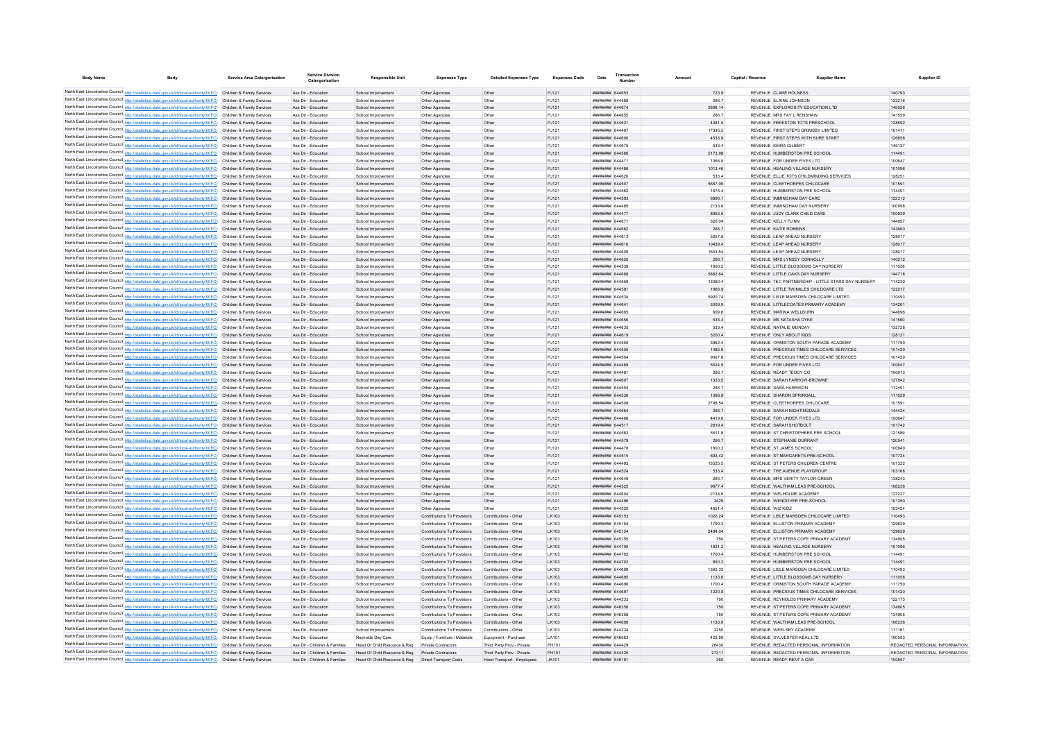| Body Name | Body | Service Area Catergorisation | Service Division Catergorisation | Responsible Unit | Expenses Type | Detailed Expenses Type | Expenses Code | Date | Transaction Number | Amount | Capital / Revenue | Supplier Name | Supplier ID |
|---|---|---|---|---|---|---|---|---|---|---|---|---|---|
| North East Lincolnshire Council | http://statistics.data.gov.uk/id/local-authority/00FC | Children & Family Services | Ass Dir - Education | School Improvement | Other Agencies | Other | PJ121 | ######## | 644653 | 723.9 | REVENUE | CLARE HOLNESS | 140793 |
| North East Lincolnshire Council | http://statistics.data.gov.uk/id/local-authority/00FC | Children & Family Services | Ass Dir - Education | School Improvement | Other Agencies | Other | PJ121 | ######## | 644588 | 266.7 | REVENUE | ELAINE JOHNSON | 122216 |
| North East Lincolnshire Council | http://statistics.data.gov.uk/id/local-authority/00FC | Children & Family Services | Ass Dir - Education | School Improvement | Other Agencies | Other | PJ121 | ######## | 644674 | 2898.14 | REVENUE | EXPLOROSITY EDUCATION LTD | 145026 |
| North East Lincolnshire Council | http://statistics.data.gov.uk/id/local-authority/00FC | Children & Family Services | Ass Dir - Education | School Improvement | Other Agencies | Other | PJ121 | ######## | 644655 | 266.7 | REVENUE | MRS FAY L RENSHAW | 141559 |
| North East Lincolnshire Council | http://statistics.data.gov.uk/id/local-authority/00FC | Children & Family Services | Ass Dir - Education | School Improvement | Other Agencies | Other | PJ121 | ######## | 644621 | 4381.5 | REVENUE | FREESTON TOTS PRESCHOOL | 128592 |
| North East Lincolnshire Council | http://statistics.data.gov.uk/id/local-authority/00FC | Children & Family Services | Ass Dir - Education | School Improvement | Other Agencies | Other | PJ121 | ######## | 644497 | 17335.5 | REVENUE | FIRST STEPS GRIMSBY LIMITED | 101411 |
| North East Lincolnshire Council | http://statistics.data.gov.uk/id/local-authority/00FC | Children & Family Services | Ass Dir - Education | School Improvement | Other Agencies | Other | PJ121 | ######## | 644600 | 4533.9 | REVENUE | FIRST STEPS WITH SURE START | 126658 |
| North East Lincolnshire Council | http://statistics.data.gov.uk/id/local-authority/00FC | Children & Family Services | Ass Dir - Education | School Improvement | Other Agencies | Other | PJ121 | ######## | 644675 | 533.4 | REVENUE | KEIRA GILBERT | 146127 |
| North East Lincolnshire Council | http://statistics.data.gov.uk/id/local-authority/00FC | Children & Family Services | Ass Dir - Education | School Improvement | Other Agencies | Other | PJ121 | ######## | 644586 | 5173.98 | REVENUE | HUMBERSTON PRE SCHOOL | 114491 |
| North East Lincolnshire Council | http://statistics.data.gov.uk/id/local-authority/00FC | Children & Family Services | Ass Dir - Education | School Improvement | Other Agencies | Other | PJ121 | ######## | 644471 | 1066.8 | REVENUE | FOR UNDER FIVES LTD | 100647 |
| North East Lincolnshire Council | http://statistics.data.gov.uk/id/local-authority/00FC | Children & Family Services | Ass Dir - Education | School Improvement | Other Agencies | Other | PJ121 | ######## | 644486 | 1013.46 | REVENUE | HEALING VILLAGE NURSERY | 101096 |
| North East Lincolnshire Council | http://statistics.data.gov.uk/id/local-authority/00FC | Children & Family Services | Ass Dir - Education | School Improvement | Other Agencies | Other | PJ121 | ######## | 644620 | 533.4 | REVENUE | ELLIE TOTS CHILDMINDING SERVICES | 128251 |
| North East Lincolnshire Council | http://statistics.data.gov.uk/id/local-authority/00FC | Children & Family Services | Ass Dir - Education | School Improvement | Other Agencies | Other | PJ121 | ######## | 644507 | 5687.06 | REVENUE | CLEETHORPES CHILDCARE | 101591 |
| North East Lincolnshire Council | http://statistics.data.gov.uk/id/local-authority/00FC | Children & Family Services | Ass Dir - Education | School Improvement | Other Agencies | Other | PJ121 | ######## | 644582 | 1676.4 | REVENUE | HUMBERSTON PRE SCHOOL | 114491 |
| North East Lincolnshire Council | http://statistics.data.gov.uk/id/local-authority/00FC | Children & Family Services | Ass Dir - Education | School Improvement | Other Agencies | Other | PJ121 | ######## | 644593 | 6896.1 | REVENUE | IMMINGHAM DAY CARE | 122312 |
| North East Lincolnshire Council | http://statistics.data.gov.uk/id/local-authority/00FC | Children & Family Services | Ass Dir - Education | School Improvement | Other Agencies | Other | PJ121 | ######## | 644485 | 2133.6 | REVENUE | IMMINGHAM DAY NURSERY | 100998 |
| North East Lincolnshire Council | http://statistics.data.gov.uk/id/local-authority/00FC | Children & Family Services | Ass Dir - Education | School Improvement | Other Agencies | Other | PJ121 | ######## | 644477 | 8953.5 | REVENUE | JUDY CLARK CHILD CARE | 100939 |
| North East Lincolnshire Council | http://statistics.data.gov.uk/id/local-authority/00FC | Children & Family Services | Ass Dir - Education | School Improvement | Other Agencies | Other | PJ121 | ######## | 644671 | 320.04 | REVENUE | KELLY FLINN | 144957 |
| North East Lincolnshire Council | http://statistics.data.gov.uk/id/local-authority/00FC | Children & Family Services | Ass Dir - Education | School Improvement | Other Agencies | Other | PJ121 | ######## | 644662 | 266.7 | REVENUE | KATIE ROBBINS | 143660 |
| North East Lincolnshire Council | http://statistics.data.gov.uk/id/local-authority/00FC | Children & Family Services | Ass Dir - Education | School Improvement | Other Agencies | Other | PJ121 | ######## | 644613 | 5257.8 | REVENUE | LEAP AHEAD NURSERY | 128017 |
| North East Lincolnshire Council | http://statistics.data.gov.uk/id/local-authority/00FC | Children & Family Services | Ass Dir - Education | School Improvement | Other Agencies | Other | PJ121 | ######## | 644616 | 10439.4 | REVENUE | LEAP AHEAD NURSERY | 128017 |
| North East Lincolnshire Council | http://statistics.data.gov.uk/id/local-authority/00FC | Children & Family Services | Ass Dir - Education | School Improvement | Other Agencies | Other | PJ121 | ######## | 644609 | 1653.54 | REVENUE | LEAP AHEAD NURSERY | 128017 |
| North East Lincolnshire Council | http://statistics.data.gov.uk/id/local-authority/00FC | Children & Family Services | Ass Dir - Education | School Improvement | Other Agencies | Other | PJ121 | ######## | 644650 | 266.7 | REVENUE | MRS LYNSEY CONNOLLY | 140212 |
| North East Lincolnshire Council | http://statistics.data.gov.uk/id/local-authority/00FC | Children & Family Services | Ass Dir - Education | School Improvement | Other Agencies | Other | PJ121 | ######## | 644539 | 1600.2 | REVENUE | LITTLE BLOSSOMS DAY NURSERY | 111058 |
| North East Lincolnshire Council | http://statistics.data.gov.uk/id/local-authority/00FC | Children & Family Services | Ass Dir - Education | School Improvement | Other Agencies | Other | PJ121 | ######## | 644668 | 5882.64 | REVENUE | LITTLE OAKS DAY NURSERY | 144718 |
| North East Lincolnshire Council | http://statistics.data.gov.uk/id/local-authority/00FC | Children & Family Services | Ass Dir - Education | School Improvement | Other Agencies | Other | PJ121 | ######## | 644559 | 13360.4 | REVENUE | TEC PARTNERSHIP - LITTLE STARS DAY NURSERY | 114230 |
| North East Lincolnshire Council | http://statistics.data.gov.uk/id/local-authority/00FC | Children & Family Services | Ass Dir - Education | School Improvement | Other Agencies | Other | PJ121 | ######## | 644591 | 1866.9 | REVENUE | LITTLE TWINKLES CHILDCARE LTD | 122217 |
| North East Lincolnshire Council | http://statistics.data.gov.uk/id/local-authority/00FC | Children & Family Services | Ass Dir - Education | School Improvement | Other Agencies | Other | PJ121 | ######## | 644534 | 5920.74 | REVENUE | LISLE MARSDEN CHILDCARE LIMITED | 110493 |
| North East Lincolnshire Council | http://statistics.data.gov.uk/id/local-authority/00FC | Children & Family Services | Ass Dir - Education | School Improvement | Other Agencies | Other | PJ121 | ######## | 644641 | 3009.9 | REVENUE | LITTLECOATES PRIMARY ACADEMY | 134261 |
| North East Lincolnshire Council | http://statistics.data.gov.uk/id/local-authority/00FC | Children & Family Services | Ass Dir - Education | School Improvement | Other Agencies | Other | PJ121 | ######## | 644665 | 609.6 | REVENUE | MARINA WELLBURN | 144696 |
| North East Lincolnshire Council | http://statistics.data.gov.uk/id/local-authority/00FC | Children & Family Services | Ass Dir - Education | School Improvement | Other Agencies | Other | PJ121 | ######## | 644656 | 533.4 | REVENUE | MS NATASHA DYKE | 141560 |
| North East Lincolnshire Council | http://statistics.data.gov.uk/id/local-authority/00FC | Children & Family Services | Ass Dir - Education | School Improvement | Other Agencies | Other | PJ121 | ######## | 644635 | 533.4 | REVENUE | NATALIE MUNDAY | 132728 |
| North East Lincolnshire Council | http://statistics.data.gov.uk/id/local-authority/00FC | Children & Family Services | Ass Dir - Education | School Improvement | Other Agencies | Other | PJ121 | ######## | 644619 | 3200.4 | REVENUE | ONLY ABOUT KIDS | 128121 |
| North East Lincolnshire Council | http://statistics.data.gov.uk/id/local-authority/00FC | Children & Family Services | Ass Dir - Education | School Improvement | Other Agencies | Other | PJ121 | ######## | 644550 | 3962.4 | REVENUE | ORMISTON SOUTH PARADE ACADEMY | 111750 |
| North East Lincolnshire Council | http://statistics.data.gov.uk/id/local-authority/00FC | Children & Family Services | Ass Dir - Education | School Improvement | Other Agencies | Other | PJ121 | ######## | 644505 | 1485.9 | REVENUE | PRECIOUS TIMES CHILDCARE SERVICES | 101420 |
| North East Lincolnshire Council | http://statistics.data.gov.uk/id/local-authority/00FC | Children & Family Services | Ass Dir - Education | School Improvement | Other Agencies | Other | PJ121 | ######## | 644504 | 9067.8 | REVENUE | PRECIOUS TIMES CHILDCARE SERVICES | 101420 |
| North East Lincolnshire Council | http://statistics.data.gov.uk/id/local-authority/00FC | Children & Family Services | Ass Dir - Education | School Improvement | Other Agencies | Other | PJ121 | ######## | 644469 | 5524.5 | REVENUE | FOR UNDER FIVES LTD | 100647 |
| North East Lincolnshire Council | http://statistics.data.gov.uk/id/local-authority/00FC | Children & Family Services | Ass Dir - Education | School Improvement | Other Agencies | Other | PJ121 | ######## | 644481 | 266.7 | REVENUE | READY TEDDY GO | 100973 |
| North East Lincolnshire Council | http://statistics.data.gov.uk/id/local-authority/00FC | Children & Family Services | Ass Dir - Education | School Improvement | Other Agencies | Other | PJ121 | ######## | 644607 | 1333.5 | REVENUE | SARAH FARROW-BROWNE | 127842 |
| North East Lincolnshire Council | http://statistics.data.gov.uk/id/local-authority/00FC | Children & Family Services | Ass Dir - Education | School Improvement | Other Agencies | Other | PJ121 | ######## | 644554 | 266.7 | REVENUE | SARA HARRISON | 112491 |
| North East Lincolnshire Council | http://statistics.data.gov.uk/id/local-authority/00FC | Children & Family Services | Ass Dir - Education | School Improvement | Other Agencies | Other | PJ121 | ######## | 644536 | 1066.8 | REVENUE | SHARON SPRINGALL | 111029 |
| North East Lincolnshire Council | http://statistics.data.gov.uk/id/local-authority/00FC | Children & Family Services | Ass Dir - Education | School Improvement | Other Agencies | Other | PJ121 | ######## | 644508 | 2796.54 | REVENUE | CLEETHORPES CHILDCARE | 101591 |
| North East Lincolnshire Council | http://statistics.data.gov.uk/id/local-authority/00FC | Children & Family Services | Ass Dir - Education | School Improvement | Other Agencies | Other | PJ121 | ######## | 644664 | 266.7 | REVENUE | SARAH NIGHTINGDALE | 144424 |
| North East Lincolnshire Council | http://statistics.data.gov.uk/id/local-authority/00FC | Children & Family Services | Ass Dir - Education | School Improvement | Other Agencies | Other | PJ121 | ######## | 644466 | 4419.6 | REVENUE | FOR UNDER FIVES LTD | 100647 |
| North East Lincolnshire Council | http://statistics.data.gov.uk/id/local-authority/00FC | Children & Family Services | Ass Dir - Education | School Improvement | Other Agencies | Other | PJ121 | ######## | 644517 | 2819.4 | REVENUE | SARAH SHOTBOLT | 101742 |
| North East Lincolnshire Council | http://statistics.data.gov.uk/id/local-authority/00FC | Children & Family Services | Ass Dir - Education | School Improvement | Other Agencies | Other | PJ121 | ######## | 644583 | 5511.8 | REVENUE | ST CHRISTOPHERS PRE SCHOOL | 121589 |
| North East Lincolnshire Council | http://statistics.data.gov.uk/id/local-authority/00FC | Children & Family Services | Ass Dir - Education | School Improvement | Other Agencies | Other | PJ121 | ######## | 644579 | 266.7 | REVENUE | STEPHANIE DURRANT | 120541 |
| North East Lincolnshire Council | http://statistics.data.gov.uk/id/local-authority/00FC | Children & Family Services | Ass Dir - Education | School Improvement | Other Agencies | Other | PJ121 | ######## | 644478 | 1600.2 | REVENUE | ST JAMES SCHOOL | 100940 |
| North East Lincolnshire Council | http://statistics.data.gov.uk/id/local-authority/00FC | Children & Family Services | Ass Dir - Education | School Improvement | Other Agencies | Other | PJ121 | ######## | 644515 | 693.42 | REVENUE | ST MARGARETS PRE-SCHOOL | 101724 |
| North East Lincolnshire Council | http://statistics.data.gov.uk/id/local-authority/00FC | Children & Family Services | Ass Dir - Education | School Improvement | Other Agencies | Other | PJ121 | ######## | 644493 | 13525.5 | REVENUE | ST PETERS CHILDREN CENTRE | 101322 |
| North East Lincolnshire Council | http://statistics.data.gov.uk/id/local-authority/00FC | Children & Family Services | Ass Dir - Education | School Improvement | Other Agencies | Other | PJ121 | ######## | 644524 | 533.4 | REVENUE | THE AVENUE PLAYGROUP | 103168 |
| North East Lincolnshire Council | http://statistics.data.gov.uk/id/local-authority/00FC | Children & Family Services | Ass Dir - Education | School Improvement | Other Agencies | Other | PJ121 | ######## | 644649 | 266.7 | REVENUE | MRS VERITY TAYLOR-GREEN | 138243 |
| North East Lincolnshire Council | http://statistics.data.gov.uk/id/local-authority/00FC | Children & Family Services | Ass Dir - Education | School Improvement | Other Agencies | Other | PJ121 | ######## | 644525 | 9677.4 | REVENUE | WALTHAM LEAS PRE-SCHOOL | 108236 |
| North East Lincolnshire Council | http://statistics.data.gov.uk/id/local-authority/00FC | Children & Family Services | Ass Dir - Education | School Improvement | Other Agencies | Other | PJ121 | ######## | 644604 | 2133.6 | REVENUE | WELHOLME ACADEMY | 127227 |
| North East Lincolnshire Council | http://statistics.data.gov.uk/id/local-authority/00FC | Children & Family Services | Ass Dir - Education | School Improvement | Other Agencies | Other | PJ121 | ######## | 644496 | 3429 | REVENUE | WENDOVER PRE-SCHOOL | 101350 |
| North East Lincolnshire Council | http://statistics.data.gov.uk/id/local-authority/00FC | Children & Family Services | Ass Dir - Education | School Improvement | Other Agencies | Other | PJ121 | ######## | 644520 | 4851.4 | REVENUE | WIZ KIDZ | 102424 |
| North East Lincolnshire Council | http://statistics.data.gov.uk/id/local-authority/00FC | Children & Family Services | Ass Dir - Education | School Improvement | Contributions To Provisions | Contributions - Other | LK103 | ######## | 645153 | 1020.24 | REVENUE | LISLE MARSDEN CHILDCARE LIMITED | 110493 |
| North East Lincolnshire Council | http://statistics.data.gov.uk/id/local-authority/00FC | Children & Family Services | Ass Dir - Education | School Improvement | Contributions To Provisions | Contributions - Other | LK103 | ######## | 645154 | 1790.3 | REVENUE | ELLISTON PRIMARY ACADEMY | 129629 |
| North East Lincolnshire Council | http://statistics.data.gov.uk/id/local-authority/00FC | Children & Family Services | Ass Dir - Education | School Improvement | Contributions To Provisions | Contributions - Other | LK103 | ######## | 645154 | 2484.04 | REVENUE | ELLISTON PRIMARY ACADEMY | 129629 |
| North East Lincolnshire Council | http://statistics.data.gov.uk/id/local-authority/00FC | Children & Family Services | Ass Dir - Education | School Improvement | Contributions To Provisions | Contributions - Other | LK103 | ######## | 645155 | 750 | REVENUE | ST PETERS COFE PRIMARY ACADEMY | 134905 |
| North East Lincolnshire Council | http://statistics.data.gov.uk/id/local-authority/00FC | Children & Family Services | Ass Dir - Education | School Improvement | Contributions To Provisions | Contributions - Other | LK103 | ######## | 644700 | 1831.2 | REVENUE | HEALING VILLAGE NURSERY | 101096 |
| North East Lincolnshire Council | http://statistics.data.gov.uk/id/local-authority/00FC | Children & Family Services | Ass Dir - Education | School Improvement | Contributions To Provisions | Contributions - Other | LK103 | ######## | 644702 | 1700.4 | REVENUE | HUMBERSTON PRE SCHOOL | 114491 |
| North East Lincolnshire Council | http://statistics.data.gov.uk/id/local-authority/00FC | Children & Family Services | Ass Dir - Education | School Improvement | Contributions To Provisions | Contributions - Other | LK103 | ######## | 644702 | 850.2 | REVENUE | HUMBERSTON PRE SCHOOL | 114491 |
| North East Lincolnshire Council | http://statistics.data.gov.uk/id/local-authority/00FC | Children & Family Services | Ass Dir - Education | School Improvement | Contributions To Provisions | Contributions - Other | LK103 | ######## | 644699 | 1360.32 | REVENUE | LISLE MARSDEN CHILDCARE LIMITED | 110493 |
| North East Lincolnshire Council | http://statistics.data.gov.uk/id/local-authority/00FC | Children & Family Services | Ass Dir - Education | School Improvement | Contributions To Provisions | Contributions - Other | LK103 | ######## | 644695 | 1133.6 | REVENUE | LITTLE BLOSSOMS DAY NURSERY | 111058 |
| North East Lincolnshire Council | http://statistics.data.gov.uk/id/local-authority/00FC | Children & Family Services | Ass Dir - Education | School Improvement | Contributions To Provisions | Contributions - Other | LK103 | ######## | 644696 | 1700.4 | REVENUE | ORMISTON SOUTH PARADE ACADEMY | 111750 |
| North East Lincolnshire Council | http://statistics.data.gov.uk/id/local-authority/00FC | Children & Family Services | Ass Dir - Education | School Improvement | Contributions To Provisions | Contributions - Other | LK103 | ######## | 644697 | 1220.8 | REVENUE | PRECIOUS TIMES CHILDCARE SERVICES | 101420 |
| North East Lincolnshire Council | http://statistics.data.gov.uk/id/local-authority/00FC | Children & Family Services | Ass Dir - Education | School Improvement | Contributions To Provisions | Contributions - Other | LK103 | ######## | 644233 | 750 | REVENUE | REYNOLDS PRIMARY ACADEMY | 122175 |
| North East Lincolnshire Council | http://statistics.data.gov.uk/id/local-authority/00FC | Children & Family Services | Ass Dir - Education | School Improvement | Contributions To Provisions | Contributions - Other | LK103 | ######## | 646356 | 750 | REVENUE | ST PETERS COFE PRIMARY ACADEMY | 134905 |
| North East Lincolnshire Council | http://statistics.data.gov.uk/id/local-authority/00FC | Children & Family Services | Ass Dir - Education | School Improvement | Contributions To Provisions | Contributions - Other | LK103 | ######## | 646356 | 750 | REVENUE | ST PETERS COFE PRIMARY ACADEMY | 134905 |
| North East Lincolnshire Council | http://statistics.data.gov.uk/id/local-authority/00FC | Children & Family Services | Ass Dir - Education | School Improvement | Contributions To Provisions | Contributions - Other | LK103 | ######## | 644698 | 1133.6 | REVENUE | WALTHAM LEAS PRE-SCHOOL | 108236 |
| North East Lincolnshire Council | http://statistics.data.gov.uk/id/local-authority/00FC | Children & Family Services | Ass Dir - Education | School Improvement | Contributions To Provisions | Contributions - Other | LK103 | ######## | 644234 | 2250 | REVENUE | WEELSBY ACADEMY | 111161 |
| North East Lincolnshire Council | http://statistics.data.gov.uk/id/local-authority/00FC | Children & Family Services | Ass Dir - Education | Reynolds Day Care | Equip / Furniture / Materials | Equipment - Purchase | LA101 | ######## | 646663 | 425.66 | REVENUE | SYLVESTER-KEAL LTD | 100593 |
| North East Lincolnshire Council | http://statistics.data.gov.uk/id/local-authority/00FC | Children & Family Services | Ass Dir - Children & Families | Head Of Child Resource & Reg | Private Contractors | Third Party Prov - Private | PH101 | ######## | 644429 | 26430 | REVENUE | REDACTED PERSONAL INFORMATION | REDACTED PERSONAL INFORMATION |
| North East Lincolnshire Council | http://statistics.data.gov.uk/id/local-authority/00FC | Children & Family Services | Ass Dir - Children & Families | Head Of Child Resource & Reg | Private Contractors | Third Party Prov - Private | PH101 | ######## | 644425 | 27311 | REVENUE | REDACTED PERSONAL INFORMATION | REDACTED PERSONAL INFORMATION |
| North East Lincolnshire Council | http://statistics.data.gov.uk/id/local-authority/00FC | Children & Family Services | Ass Dir - Children & Families | Head Of Child Resource & Reg | Direct Transport Costs | Hired Transport - Employees | JA101 | ######## | 646181 | 350 | REVENUE | READY RENT A CAR | 100557 |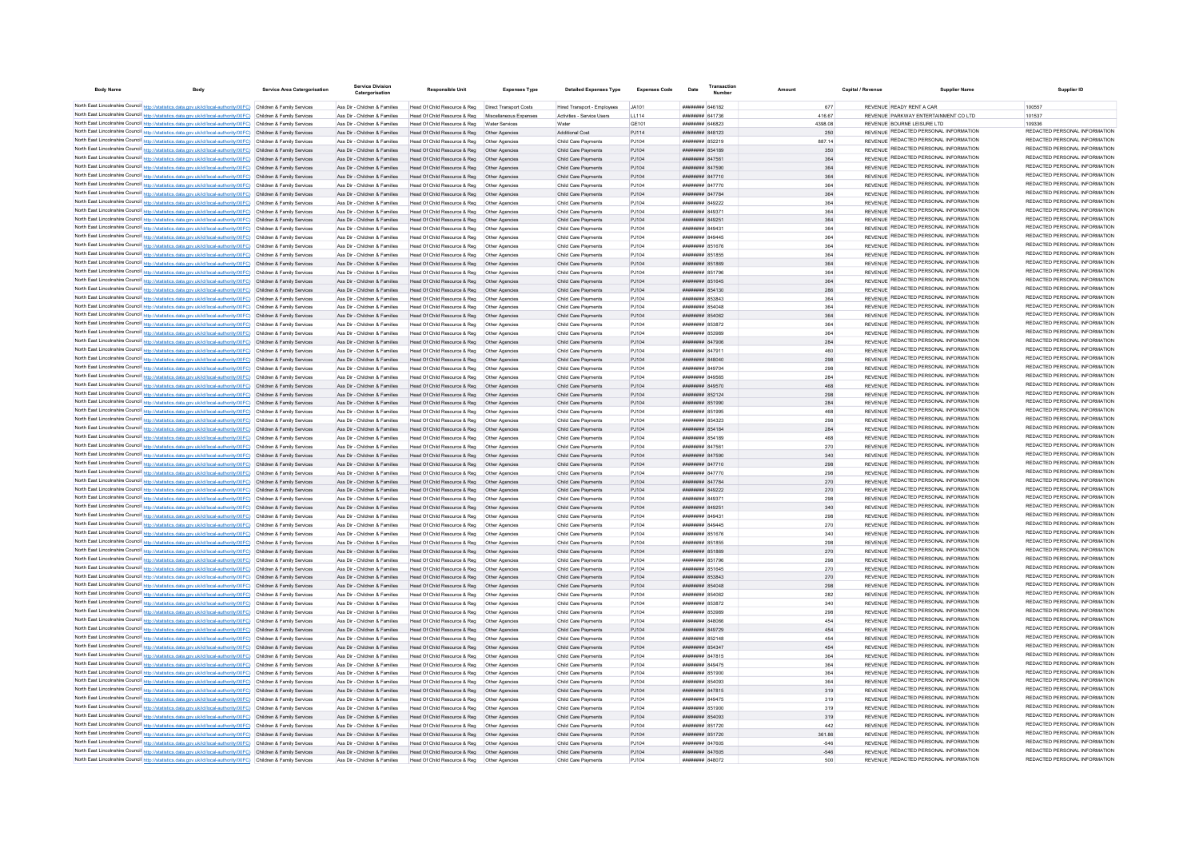| Body Name | Body | Service Area Catergorisation | Service Division Catergorisation | Responsible Unit | Expenses Type | Detailed Expenses Type | Expenses Code | Date | Transaction Number | Amount | Capital / Revenue | Supplier Name | Supplier ID |
|---|---|---|---|---|---|---|---|---|---|---|---|---|---|
| North East Lincolnshire Council | http://statistics.data.gov.uk/id/local-authority/00FC) | Children & Family Services | Ass Dir - Children & Families | Head Of Child Resource & Reg | Direct Transport Costs | Hired Transport - Employees | JA101 | ######## | 846182 | 677 | REVENUE | READY RENT A CAR | 100557 |
| North East Lincolnshire Council | http://statistics.data.gov.uk/id/local-authority/00FC) | Children & Family Services | Ass Dir - Children & Families | Head Of Child Resource & Reg | Miscellaneous Expenses | Activities - Service Users | LL114 | ######## | 841736 | 416.67 | REVENUE | PARKWAY ENTERTAINMENT CO LTD | 101537 |
| North East Lincolnshire Council | http://statistics.data.gov.uk/id/local-authority/00FC) | Children & Family Services | Ass Dir - Children & Families | Head Of Child Resource & Reg | Water Services | Water | GE101 | ######## | 846823 | 4398.08 | REVENUE | BOURNE LEISURE LTD | 109336 |
| North East Lincolnshire Council | http://statistics.data.gov.uk/id/local-authority/00FC) | Children & Family Services | Ass Dir - Children & Families | Head Of Child Resource & Reg | Other Agencies | Additional Cost | PJ114 | ######## | 848123 | 250 | REVENUE | REDACTED PERSONAL INFORMATION | REDACTED PERSONAL INFORMATION |
| North East Lincolnshire Council | http://statistics.data.gov.uk/id/local-authority/00FC) | Children & Family Services | Ass Dir - Children & Families | Head Of Child Resource & Reg | Other Agencies | Child Care Payments | PJ104 | ######## | 852219 | 887.14 | REVENUE | REDACTED PERSONAL INFORMATION | REDACTED PERSONAL INFORMATION |
| North East Lincolnshire Council | http://statistics.data.gov.uk/id/local-authority/00FC) | Children & Family Services | Ass Dir - Children & Families | Head Of Child Resource & Reg | Other Agencies | Child Care Payments | PJ104 | ######## | 854189 | 350 | REVENUE | REDACTED PERSONAL INFORMATION | REDACTED PERSONAL INFORMATION |
| North East Lincolnshire Council | http://statistics.data.gov.uk/id/local-authority/00FC) | Children & Family Services | Ass Dir - Children & Families | Head Of Child Resource & Reg | Other Agencies | Child Care Payments | PJ104 | ######## | 847561 | 364 | REVENUE | REDACTED PERSONAL INFORMATION | REDACTED PERSONAL INFORMATION |
| North East Lincolnshire Council | http://statistics.data.gov.uk/id/local-authority/00FC) | Children & Family Services | Ass Dir - Children & Families | Head Of Child Resource & Reg | Other Agencies | Child Care Payments | PJ104 | ######## | 847590 | 364 | REVENUE | REDACTED PERSONAL INFORMATION | REDACTED PERSONAL INFORMATION |
| North East Lincolnshire Council | http://statistics.data.gov.uk/id/local-authority/00FC) | Children & Family Services | Ass Dir - Children & Families | Head Of Child Resource & Reg | Other Agencies | Child Care Payments | PJ104 | ######## | 847710 | 364 | REVENUE | REDACTED PERSONAL INFORMATION | REDACTED PERSONAL INFORMATION |
| North East Lincolnshire Council | http://statistics.data.gov.uk/id/local-authority/00FC) | Children & Family Services | Ass Dir - Children & Families | Head Of Child Resource & Reg | Other Agencies | Child Care Payments | PJ104 | ######## | 847770 | 364 | REVENUE | REDACTED PERSONAL INFORMATION | REDACTED PERSONAL INFORMATION |
| North East Lincolnshire Council | http://statistics.data.gov.uk/id/local-authority/00FC) | Children & Family Services | Ass Dir - Children & Families | Head Of Child Resource & Reg | Other Agencies | Child Care Payments | PJ104 | ######## | 847784 | 364 | REVENUE | REDACTED PERSONAL INFORMATION | REDACTED PERSONAL INFORMATION |
| North East Lincolnshire Council | http://statistics.data.gov.uk/id/local-authority/00FC) | Children & Family Services | Ass Dir - Children & Families | Head Of Child Resource & Reg | Other Agencies | Child Care Payments | PJ104 | ######## | 849222 | 364 | REVENUE | REDACTED PERSONAL INFORMATION | REDACTED PERSONAL INFORMATION |
| North East Lincolnshire Council | http://statistics.data.gov.uk/id/local-authority/00FC) | Children & Family Services | Ass Dir - Children & Families | Head Of Child Resource & Reg | Other Agencies | Child Care Payments | PJ104 | ######## | 849371 | 364 | REVENUE | REDACTED PERSONAL INFORMATION | REDACTED PERSONAL INFORMATION |
| North East Lincolnshire Council | http://statistics.data.gov.uk/id/local-authority/00FC) | Children & Family Services | Ass Dir - Children & Families | Head Of Child Resource & Reg | Other Agencies | Child Care Payments | PJ104 | ######## | 849251 | 364 | REVENUE | REDACTED PERSONAL INFORMATION | REDACTED PERSONAL INFORMATION |
| North East Lincolnshire Council | http://statistics.data.gov.uk/id/local-authority/00FC) | Children & Family Services | Ass Dir - Children & Families | Head Of Child Resource & Reg | Other Agencies | Child Care Payments | PJ104 | ######## | 849431 | 364 | REVENUE | REDACTED PERSONAL INFORMATION | REDACTED PERSONAL INFORMATION |
| North East Lincolnshire Council | http://statistics.data.gov.uk/id/local-authority/00FC) | Children & Family Services | Ass Dir - Children & Families | Head Of Child Resource & Reg | Other Agencies | Child Care Payments | PJ104 | ######## | 849445 | 364 | REVENUE | REDACTED PERSONAL INFORMATION | REDACTED PERSONAL INFORMATION |
| North East Lincolnshire Council | http://statistics.data.gov.uk/id/local-authority/00FC) | Children & Family Services | Ass Dir - Children & Families | Head Of Child Resource & Reg | Other Agencies | Child Care Payments | PJ104 | ######## | 851676 | 364 | REVENUE | REDACTED PERSONAL INFORMATION | REDACTED PERSONAL INFORMATION |
| North East Lincolnshire Council | http://statistics.data.gov.uk/id/local-authority/00FC) | Children & Family Services | Ass Dir - Children & Families | Head Of Child Resource & Reg | Other Agencies | Child Care Payments | PJ104 | ######## | 851855 | 364 | REVENUE | REDACTED PERSONAL INFORMATION | REDACTED PERSONAL INFORMATION |
| North East Lincolnshire Council | http://statistics.data.gov.uk/id/local-authority/00FC) | Children & Family Services | Ass Dir - Children & Families | Head Of Child Resource & Reg | Other Agencies | Child Care Payments | PJ104 | ######## | 851869 | 364 | REVENUE | REDACTED PERSONAL INFORMATION | REDACTED PERSONAL INFORMATION |
| North East Lincolnshire Council | http://statistics.data.gov.uk/id/local-authority/00FC) | Children & Family Services | Ass Dir - Children & Families | Head Of Child Resource & Reg | Other Agencies | Child Care Payments | PJ104 | ######## | 851796 | 364 | REVENUE | REDACTED PERSONAL INFORMATION | REDACTED PERSONAL INFORMATION |
| North East Lincolnshire Council | http://statistics.data.gov.uk/id/local-authority/00FC) | Children & Family Services | Ass Dir - Children & Families | Head Of Child Resource & Reg | Other Agencies | Child Care Payments | PJ104 | ######## | 851645 | 364 | REVENUE | REDACTED PERSONAL INFORMATION | REDACTED PERSONAL INFORMATION |
| North East Lincolnshire Council | http://statistics.data.gov.uk/id/local-authority/00FC) | Children & Family Services | Ass Dir - Children & Families | Head Of Child Resource & Reg | Other Agencies | Child Care Payments | PJ104 | ######## | 854130 | 286 | REVENUE | REDACTED PERSONAL INFORMATION | REDACTED PERSONAL INFORMATION |
| North East Lincolnshire Council | http://statistics.data.gov.uk/id/local-authority/00FC) | Children & Family Services | Ass Dir - Children & Families | Head Of Child Resource & Reg | Other Agencies | Child Care Payments | PJ104 | ######## | 853843 | 364 | REVENUE | REDACTED PERSONAL INFORMATION | REDACTED PERSONAL INFORMATION |
| North East Lincolnshire Council | http://statistics.data.gov.uk/id/local-authority/00FC) | Children & Family Services | Ass Dir - Children & Families | Head Of Child Resource & Reg | Other Agencies | Child Care Payments | PJ104 | ######## | 854048 | 364 | REVENUE | REDACTED PERSONAL INFORMATION | REDACTED PERSONAL INFORMATION |
| North East Lincolnshire Council | http://statistics.data.gov.uk/id/local-authority/00FC) | Children & Family Services | Ass Dir - Children & Families | Head Of Child Resource & Reg | Other Agencies | Child Care Payments | PJ104 | ######## | 854062 | 364 | REVENUE | REDACTED PERSONAL INFORMATION | REDACTED PERSONAL INFORMATION |
| North East Lincolnshire Council | http://statistics.data.gov.uk/id/local-authority/00FC) | Children & Family Services | Ass Dir - Children & Families | Head Of Child Resource & Reg | Other Agencies | Child Care Payments | PJ104 | ######## | 853872 | 364 | REVENUE | REDACTED PERSONAL INFORMATION | REDACTED PERSONAL INFORMATION |
| North East Lincolnshire Council | http://statistics.data.gov.uk/id/local-authority/00FC) | Children & Family Services | Ass Dir - Children & Families | Head Of Child Resource & Reg | Other Agencies | Child Care Payments | PJ104 | ######## | 853989 | 364 | REVENUE | REDACTED PERSONAL INFORMATION | REDACTED PERSONAL INFORMATION |
| North East Lincolnshire Council | http://statistics.data.gov.uk/id/local-authority/00FC) | Children & Family Services | Ass Dir - Children & Families | Head Of Child Resource & Reg | Other Agencies | Child Care Payments | PJ104 | ######## | 847906 | 284 | REVENUE | REDACTED PERSONAL INFORMATION | REDACTED PERSONAL INFORMATION |
| North East Lincolnshire Council | http://statistics.data.gov.uk/id/local-authority/00FC) | Children & Family Services | Ass Dir - Children & Families | Head Of Child Resource & Reg | Other Agencies | Child Care Payments | PJ104 | ######## | 847911 | 460 | REVENUE | REDACTED PERSONAL INFORMATION | REDACTED PERSONAL INFORMATION |
| North East Lincolnshire Council | http://statistics.data.gov.uk/id/local-authority/00FC) | Children & Family Services | Ass Dir - Children & Families | Head Of Child Resource & Reg | Other Agencies | Child Care Payments | PJ104 | ######## | 848040 | 298 | REVENUE | REDACTED PERSONAL INFORMATION | REDACTED PERSONAL INFORMATION |
| North East Lincolnshire Council | http://statistics.data.gov.uk/id/local-authority/00FC) | Children & Family Services | Ass Dir - Children & Families | Head Of Child Resource & Reg | Other Agencies | Child Care Payments | PJ104 | ######## | 849704 | 298 | REVENUE | REDACTED PERSONAL INFORMATION | REDACTED PERSONAL INFORMATION |
| North East Lincolnshire Council | http://statistics.data.gov.uk/id/local-authority/00FC) | Children & Family Services | Ass Dir - Children & Families | Head Of Child Resource & Reg | Other Agencies | Child Care Payments | PJ104 | ######## | 849565 | 284 | REVENUE | REDACTED PERSONAL INFORMATION | REDACTED PERSONAL INFORMATION |
| North East Lincolnshire Council | http://statistics.data.gov.uk/id/local-authority/00FC) | Children & Family Services | Ass Dir - Children & Families | Head Of Child Resource & Reg | Other Agencies | Child Care Payments | PJ104 | ######## | 849570 | 468 | REVENUE | REDACTED PERSONAL INFORMATION | REDACTED PERSONAL INFORMATION |
| North East Lincolnshire Council | http://statistics.data.gov.uk/id/local-authority/00FC) | Children & Family Services | Ass Dir - Children & Families | Head Of Child Resource & Reg | Other Agencies | Child Care Payments | PJ104 | ######## | 852124 | 298 | REVENUE | REDACTED PERSONAL INFORMATION | REDACTED PERSONAL INFORMATION |
| North East Lincolnshire Council | http://statistics.data.gov.uk/id/local-authority/00FC) | Children & Family Services | Ass Dir - Children & Families | Head Of Child Resource & Reg | Other Agencies | Child Care Payments | PJ104 | ######## | 851990 | 284 | REVENUE | REDACTED PERSONAL INFORMATION | REDACTED PERSONAL INFORMATION |
| North East Lincolnshire Council | http://statistics.data.gov.uk/id/local-authority/00FC) | Children & Family Services | Ass Dir - Children & Families | Head Of Child Resource & Reg | Other Agencies | Child Care Payments | PJ104 | ######## | 851995 | 468 | REVENUE | REDACTED PERSONAL INFORMATION | REDACTED PERSONAL INFORMATION |
| North East Lincolnshire Council | http://statistics.data.gov.uk/id/local-authority/00FC) | Children & Family Services | Ass Dir - Children & Families | Head Of Child Resource & Reg | Other Agencies | Child Care Payments | PJ104 | ######## | 854323 | 298 | REVENUE | REDACTED PERSONAL INFORMATION | REDACTED PERSONAL INFORMATION |
| North East Lincolnshire Council | http://statistics.data.gov.uk/id/local-authority/00FC) | Children & Family Services | Ass Dir - Children & Families | Head Of Child Resource & Reg | Other Agencies | Child Care Payments | PJ104 | ######## | 854184 | 284 | REVENUE | REDACTED PERSONAL INFORMATION | REDACTED PERSONAL INFORMATION |
| North East Lincolnshire Council | http://statistics.data.gov.uk/id/local-authority/00FC) | Children & Family Services | Ass Dir - Children & Families | Head Of Child Resource & Reg | Other Agencies | Child Care Payments | PJ104 | ######## | 854189 | 468 | REVENUE | REDACTED PERSONAL INFORMATION | REDACTED PERSONAL INFORMATION |
| North East Lincolnshire Council | http://statistics.data.gov.uk/id/local-authority/00FC) | Children & Family Services | Ass Dir - Children & Families | Head Of Child Resource & Reg | Other Agencies | Child Care Payments | PJ104 | ######## | 847561 | 270 | REVENUE | REDACTED PERSONAL INFORMATION | REDACTED PERSONAL INFORMATION |
| North East Lincolnshire Council | http://statistics.data.gov.uk/id/local-authority/00FC) | Children & Family Services | Ass Dir - Children & Families | Head Of Child Resource & Reg | Other Agencies | Child Care Payments | PJ104 | ######## | 847590 | 340 | REVENUE | REDACTED PERSONAL INFORMATION | REDACTED PERSONAL INFORMATION |
| North East Lincolnshire Council | http://statistics.data.gov.uk/id/local-authority/00FC) | Children & Family Services | Ass Dir - Children & Families | Head Of Child Resource & Reg | Other Agencies | Child Care Payments | PJ104 | ######## | 847710 | 298 | REVENUE | REDACTED PERSONAL INFORMATION | REDACTED PERSONAL INFORMATION |
| North East Lincolnshire Council | http://statistics.data.gov.uk/id/local-authority/00FC) | Children & Family Services | Ass Dir - Children & Families | Head Of Child Resource & Reg | Other Agencies | Child Care Payments | PJ104 | ######## | 847770 | 298 | REVENUE | REDACTED PERSONAL INFORMATION | REDACTED PERSONAL INFORMATION |
| North East Lincolnshire Council | http://statistics.data.gov.uk/id/local-authority/00FC) | Children & Family Services | Ass Dir - Children & Families | Head Of Child Resource & Reg | Other Agencies | Child Care Payments | PJ104 | ######## | 847784 | 270 | REVENUE | REDACTED PERSONAL INFORMATION | REDACTED PERSONAL INFORMATION |
| North East Lincolnshire Council | http://statistics.data.gov.uk/id/local-authority/00FC) | Children & Family Services | Ass Dir - Children & Families | Head Of Child Resource & Reg | Other Agencies | Child Care Payments | PJ104 | ######## | 849222 | 270 | REVENUE | REDACTED PERSONAL INFORMATION | REDACTED PERSONAL INFORMATION |
| North East Lincolnshire Council | http://statistics.data.gov.uk/id/local-authority/00FC) | Children & Family Services | Ass Dir - Children & Families | Head Of Child Resource & Reg | Other Agencies | Child Care Payments | PJ104 | ######## | 849371 | 298 | REVENUE | REDACTED PERSONAL INFORMATION | REDACTED PERSONAL INFORMATION |
| North East Lincolnshire Council | http://statistics.data.gov.uk/id/local-authority/00FC) | Children & Family Services | Ass Dir - Children & Families | Head Of Child Resource & Reg | Other Agencies | Child Care Payments | PJ104 | ######## | 849251 | 340 | REVENUE | REDACTED PERSONAL INFORMATION | REDACTED PERSONAL INFORMATION |
| North East Lincolnshire Council | http://statistics.data.gov.uk/id/local-authority/00FC) | Children & Family Services | Ass Dir - Children & Families | Head Of Child Resource & Reg | Other Agencies | Child Care Payments | PJ104 | ######## | 849431 | 298 | REVENUE | REDACTED PERSONAL INFORMATION | REDACTED PERSONAL INFORMATION |
| North East Lincolnshire Council | http://statistics.data.gov.uk/id/local-authority/00FC) | Children & Family Services | Ass Dir - Children & Families | Head Of Child Resource & Reg | Other Agencies | Child Care Payments | PJ104 | ######## | 849445 | 270 | REVENUE | REDACTED PERSONAL INFORMATION | REDACTED PERSONAL INFORMATION |
| North East Lincolnshire Council | http://statistics.data.gov.uk/id/local-authority/00FC) | Children & Family Services | Ass Dir - Children & Families | Head Of Child Resource & Reg | Other Agencies | Child Care Payments | PJ104 | ######## | 851676 | 340 | REVENUE | REDACTED PERSONAL INFORMATION | REDACTED PERSONAL INFORMATION |
| North East Lincolnshire Council | http://statistics.data.gov.uk/id/local-authority/00FC) | Children & Family Services | Ass Dir - Children & Families | Head Of Child Resource & Reg | Other Agencies | Child Care Payments | PJ104 | ######## | 851855 | 298 | REVENUE | REDACTED PERSONAL INFORMATION | REDACTED PERSONAL INFORMATION |
| North East Lincolnshire Council | http://statistics.data.gov.uk/id/local-authority/00FC) | Children & Family Services | Ass Dir - Children & Families | Head Of Child Resource & Reg | Other Agencies | Child Care Payments | PJ104 | ######## | 851869 | 270 | REVENUE | REDACTED PERSONAL INFORMATION | REDACTED PERSONAL INFORMATION |
| North East Lincolnshire Council | http://statistics.data.gov.uk/id/local-authority/00FC) | Children & Family Services | Ass Dir - Children & Families | Head Of Child Resource & Reg | Other Agencies | Child Care Payments | PJ104 | ######## | 851796 | 298 | REVENUE | REDACTED PERSONAL INFORMATION | REDACTED PERSONAL INFORMATION |
| North East Lincolnshire Council | http://statistics.data.gov.uk/id/local-authority/00FC) | Children & Family Services | Ass Dir - Children & Families | Head Of Child Resource & Reg | Other Agencies | Child Care Payments | PJ104 | ######## | 851645 | 270 | REVENUE | REDACTED PERSONAL INFORMATION | REDACTED PERSONAL INFORMATION |
| North East Lincolnshire Council | http://statistics.data.gov.uk/id/local-authority/00FC) | Children & Family Services | Ass Dir - Children & Families | Head Of Child Resource & Reg | Other Agencies | Child Care Payments | PJ104 | ######## | 853843 | 270 | REVENUE | REDACTED PERSONAL INFORMATION | REDACTED PERSONAL INFORMATION |
| North East Lincolnshire Council | http://statistics.data.gov.uk/id/local-authority/00FC) | Children & Family Services | Ass Dir - Children & Families | Head Of Child Resource & Reg | Other Agencies | Child Care Payments | PJ104 | ######## | 854048 | 298 | REVENUE | REDACTED PERSONAL INFORMATION | REDACTED PERSONAL INFORMATION |
| North East Lincolnshire Council | http://statistics.data.gov.uk/id/local-authority/00FC) | Children & Family Services | Ass Dir - Children & Families | Head Of Child Resource & Reg | Other Agencies | Child Care Payments | PJ104 | ######## | 854062 | 282 | REVENUE | REDACTED PERSONAL INFORMATION | REDACTED PERSONAL INFORMATION |
| North East Lincolnshire Council | http://statistics.data.gov.uk/id/local-authority/00FC) | Children & Family Services | Ass Dir - Children & Families | Head Of Child Resource & Reg | Other Agencies | Child Care Payments | PJ104 | ######## | 853872 | 340 | REVENUE | REDACTED PERSONAL INFORMATION | REDACTED PERSONAL INFORMATION |
| North East Lincolnshire Council | http://statistics.data.gov.uk/id/local-authority/00FC) | Children & Family Services | Ass Dir - Children & Families | Head Of Child Resource & Reg | Other Agencies | Child Care Payments | PJ104 | ######## | 853989 | 298 | REVENUE | REDACTED PERSONAL INFORMATION | REDACTED PERSONAL INFORMATION |
| North East Lincolnshire Council | http://statistics.data.gov.uk/id/local-authority/00FC) | Children & Family Services | Ass Dir - Children & Families | Head Of Child Resource & Reg | Other Agencies | Child Care Payments | PJ104 | ######## | 848066 | 454 | REVENUE | REDACTED PERSONAL INFORMATION | REDACTED PERSONAL INFORMATION |
| North East Lincolnshire Council | http://statistics.data.gov.uk/id/local-authority/00FC) | Children & Family Services | Ass Dir - Children & Families | Head Of Child Resource & Reg | Other Agencies | Child Care Payments | PJ104 | ######## | 849729 | 454 | REVENUE | REDACTED PERSONAL INFORMATION | REDACTED PERSONAL INFORMATION |
| North East Lincolnshire Council | http://statistics.data.gov.uk/id/local-authority/00FC) | Children & Family Services | Ass Dir - Children & Families | Head Of Child Resource & Reg | Other Agencies | Child Care Payments | PJ104 | ######## | 852148 | 454 | REVENUE | REDACTED PERSONAL INFORMATION | REDACTED PERSONAL INFORMATION |
| North East Lincolnshire Council | http://statistics.data.gov.uk/id/local-authority/00FC) | Children & Family Services | Ass Dir - Children & Families | Head Of Child Resource & Reg | Other Agencies | Child Care Payments | PJ104 | ######## | 854347 | 454 | REVENUE | REDACTED PERSONAL INFORMATION | REDACTED PERSONAL INFORMATION |
| North East Lincolnshire Council | http://statistics.data.gov.uk/id/local-authority/00FC) | Children & Family Services | Ass Dir - Children & Families | Head Of Child Resource & Reg | Other Agencies | Child Care Payments | PJ104 | ######## | 847815 | 364 | REVENUE | REDACTED PERSONAL INFORMATION | REDACTED PERSONAL INFORMATION |
| North East Lincolnshire Council | http://statistics.data.gov.uk/id/local-authority/00FC) | Children & Family Services | Ass Dir - Children & Families | Head Of Child Resource & Reg | Other Agencies | Child Care Payments | PJ104 | ######## | 849475 | 364 | REVENUE | REDACTED PERSONAL INFORMATION | REDACTED PERSONAL INFORMATION |
| North East Lincolnshire Council | http://statistics.data.gov.uk/id/local-authority/00FC) | Children & Family Services | Ass Dir - Children & Families | Head Of Child Resource & Reg | Other Agencies | Child Care Payments | PJ104 | ######## | 851900 | 364 | REVENUE | REDACTED PERSONAL INFORMATION | REDACTED PERSONAL INFORMATION |
| North East Lincolnshire Council | http://statistics.data.gov.uk/id/local-authority/00FC) | Children & Family Services | Ass Dir - Children & Families | Head Of Child Resource & Reg | Other Agencies | Child Care Payments | PJ104 | ######## | 854093 | 364 | REVENUE | REDACTED PERSONAL INFORMATION | REDACTED PERSONAL INFORMATION |
| North East Lincolnshire Council | http://statistics.data.gov.uk/id/local-authority/00FC) | Children & Family Services | Ass Dir - Children & Families | Head Of Child Resource & Reg | Other Agencies | Child Care Payments | PJ104 | ######## | 847815 | 319 | REVENUE | REDACTED PERSONAL INFORMATION | REDACTED PERSONAL INFORMATION |
| North East Lincolnshire Council | http://statistics.data.gov.uk/id/local-authority/00FC) | Children & Family Services | Ass Dir - Children & Families | Head Of Child Resource & Reg | Other Agencies | Child Care Payments | PJ104 | ######## | 849475 | 319 | REVENUE | REDACTED PERSONAL INFORMATION | REDACTED PERSONAL INFORMATION |
| North East Lincolnshire Council | http://statistics.data.gov.uk/id/local-authority/00FC) | Children & Family Services | Ass Dir - Children & Families | Head Of Child Resource & Reg | Other Agencies | Child Care Payments | PJ104 | ######## | 851900 | 319 | REVENUE | REDACTED PERSONAL INFORMATION | REDACTED PERSONAL INFORMATION |
| North East Lincolnshire Council | http://statistics.data.gov.uk/id/local-authority/00FC) | Children & Family Services | Ass Dir - Children & Families | Head Of Child Resource & Reg | Other Agencies | Child Care Payments | PJ104 | ######## | 854093 | 319 | REVENUE | REDACTED PERSONAL INFORMATION | REDACTED PERSONAL INFORMATION |
| North East Lincolnshire Council | http://statistics.data.gov.uk/id/local-authority/00FC) | Children & Family Services | Ass Dir - Children & Families | Head Of Child Resource & Reg | Other Agencies | Child Care Payments | PJ104 | ######## | 851720 | 442 | REVENUE | REDACTED PERSONAL INFORMATION | REDACTED PERSONAL INFORMATION |
| North East Lincolnshire Council | http://statistics.data.gov.uk/id/local-authority/00FC) | Children & Family Services | Ass Dir - Children & Families | Head Of Child Resource & Reg | Other Agencies | Child Care Payments | PJ104 | ######## | 851720 | 361.86 | REVENUE | REDACTED PERSONAL INFORMATION | REDACTED PERSONAL INFORMATION |
| North East Lincolnshire Council | http://statistics.data.gov.uk/id/local-authority/00FC) | Children & Family Services | Ass Dir - Children & Families | Head Of Child Resource & Reg | Other Agencies | Child Care Payments | PJ104 | ######## | 847605 | -546 | REVENUE | REDACTED PERSONAL INFORMATION | REDACTED PERSONAL INFORMATION |
| North East Lincolnshire Council | http://statistics.data.gov.uk/id/local-authority/00FC) | Children & Family Services | Ass Dir - Children & Families | Head Of Child Resource & Reg | Other Agencies | Child Care Payments | PJ104 | ######## | 847605 | -546 | REVENUE | REDACTED PERSONAL INFORMATION | REDACTED PERSONAL INFORMATION |
| North East Lincolnshire Council | http://statistics.data.gov.uk/id/local-authority/00FC) | Children & Family Services | Ass Dir - Children & Families | Head Of Child Resource & Reg | Other Agencies | Child Care Payments | PJ104 | ######## | 848072 | 500 | REVENUE | REDACTED PERSONAL INFORMATION | REDACTED PERSONAL INFORMATION |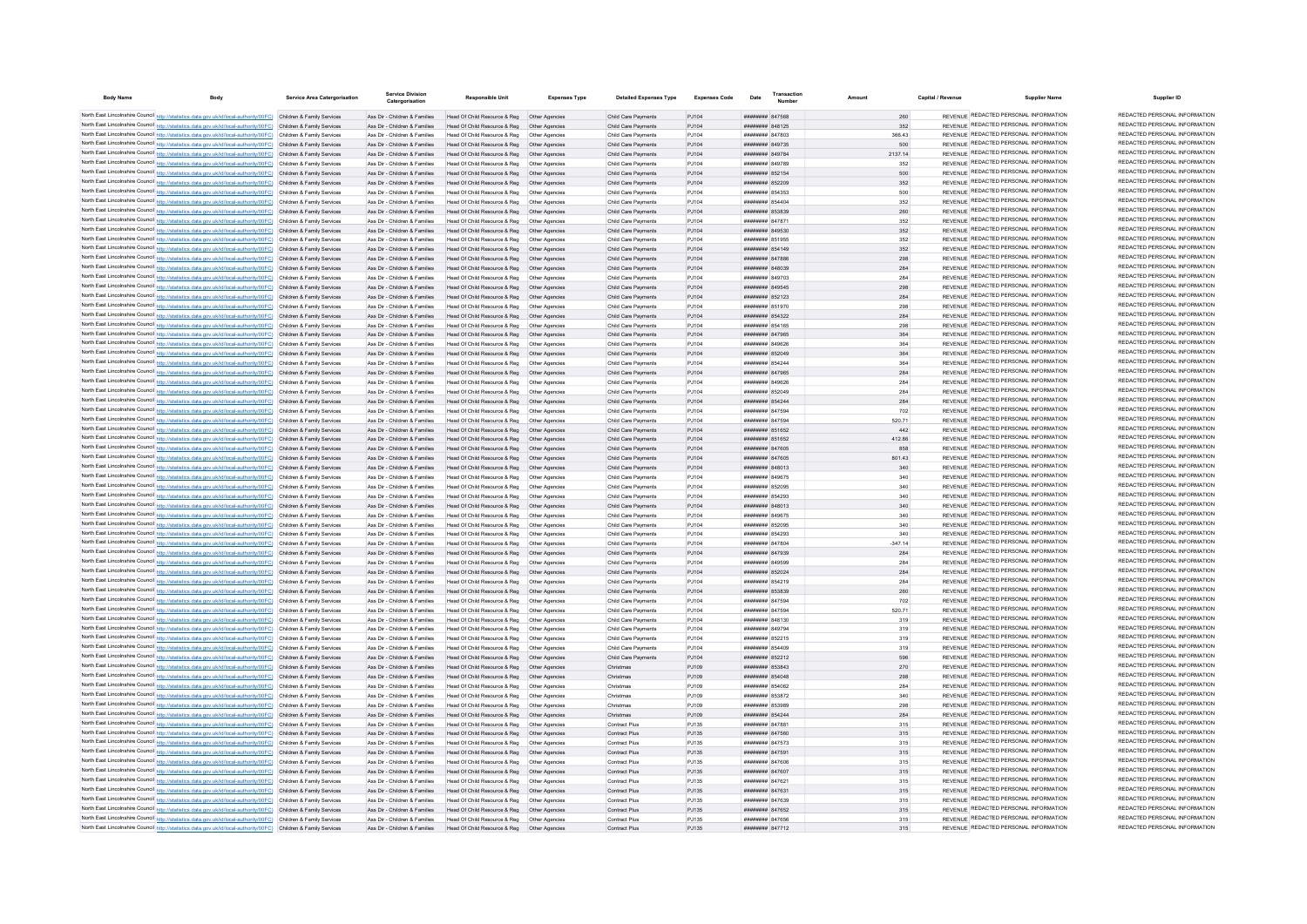| Body Name | Body | Service Area Catergorisation | Service Division Catergorisation | Responsible Unit | Expenses Type | Detailed Expenses Type | Expenses Code | Date | Transaction Number | Amount | Capital / Revenue | Supplier Name | Supplier ID |
|---|---|---|---|---|---|---|---|---|---|---|---|---|---|
| North East Lincolnshire Council | http://statistics.data.gov.uk/id/local-authority/00FC) | Children & Family Services | Ass Dir - Children & Families | Head Of Child Resource & Reg | Other Agencies | Child Care Payments | PJ104 | ######## | 847568 | 260 | REVENUE | REDACTED PERSONAL INFORMATION | REDACTED PERSONAL INFORMATION |
| North East Lincolnshire Council | http://statistics.data.gov.uk/id/local-authority/00FC) | Children & Family Services | Ass Dir - Children & Families | Head Of Child Resource & Reg | Other Agencies | Child Care Payments | PJ104 | ######## | 848125 | 352 | REVENUE | REDACTED PERSONAL INFORMATION | REDACTED PERSONAL INFORMATION |
| North East Lincolnshire Council | http://statistics.data.gov.uk/id/local-authority/00FC) | Children & Family Services | Ass Dir - Children & Families | Head Of Child Resource & Reg | Other Agencies | Child Care Payments | PJ104 | ######## | 847803 | 366.43 | REVENUE | REDACTED PERSONAL INFORMATION | REDACTED PERSONAL INFORMATION |
| North East Lincolnshire Council | http://statistics.data.gov.uk/id/local-authority/00FC) | Children & Family Services | Ass Dir - Children & Families | Head Of Child Resource & Reg | Other Agencies | Child Care Payments | PJ104 | ######## | 849735 | 500 | REVENUE | REDACTED PERSONAL INFORMATION | REDACTED PERSONAL INFORMATION |
| North East Lincolnshire Council | http://statistics.data.gov.uk/id/local-authority/00FC) | Children & Family Services | Ass Dir - Children & Families | Head Of Child Resource & Reg | Other Agencies | Child Care Payments | PJ104 | ######## | 849784 | 2137.14 | REVENUE | REDACTED PERSONAL INFORMATION | REDACTED PERSONAL INFORMATION |
| North East Lincolnshire Council | http://statistics.data.gov.uk/id/local-authority/00FC) | Children & Family Services | Ass Dir - Children & Families | Head Of Child Resource & Reg | Other Agencies | Child Care Payments | PJ104 | ######## | 849789 | 352 | REVENUE | REDACTED PERSONAL INFORMATION | REDACTED PERSONAL INFORMATION |
| North East Lincolnshire Council | http://statistics.data.gov.uk/id/local-authority/00FC) | Children & Family Services | Ass Dir - Children & Families | Head Of Child Resource & Reg | Other Agencies | Child Care Payments | PJ104 | ######## | 852154 | 500 | REVENUE | REDACTED PERSONAL INFORMATION | REDACTED PERSONAL INFORMATION |
| North East Lincolnshire Council | http://statistics.data.gov.uk/id/local-authority/00FC) | Children & Family Services | Ass Dir - Children & Families | Head Of Child Resource & Reg | Other Agencies | Child Care Payments | PJ104 | ######## | 852209 | 352 | REVENUE | REDACTED PERSONAL INFORMATION | REDACTED PERSONAL INFORMATION |
| North East Lincolnshire Council | http://statistics.data.gov.uk/id/local-authority/00FC) | Children & Family Services | Ass Dir - Children & Families | Head Of Child Resource & Reg | Other Agencies | Child Care Payments | PJ104 | ######## | 854353 | 500 | REVENUE | REDACTED PERSONAL INFORMATION | REDACTED PERSONAL INFORMATION |
| North East Lincolnshire Council | http://statistics.data.gov.uk/id/local-authority/00FC) | Children & Family Services | Ass Dir - Children & Families | Head Of Child Resource & Reg | Other Agencies | Child Care Payments | PJ104 | ######## | 854404 | 352 | REVENUE | REDACTED PERSONAL INFORMATION | REDACTED PERSONAL INFORMATION |
| North East Lincolnshire Council | http://statistics.data.gov.uk/id/local-authority/00FC) | Children & Family Services | Ass Dir - Children & Families | Head Of Child Resource & Reg | Other Agencies | Child Care Payments | PJ104 | ######## | 853839 | 260 | REVENUE | REDACTED PERSONAL INFORMATION | REDACTED PERSONAL INFORMATION |
| North East Lincolnshire Council | http://statistics.data.gov.uk/id/local-authority/00FC) | Children & Family Services | Ass Dir - Children & Families | Head Of Child Resource & Reg | Other Agencies | Child Care Payments | PJ104 | ######## | 847871 | 352 | REVENUE | REDACTED PERSONAL INFORMATION | REDACTED PERSONAL INFORMATION |
| North East Lincolnshire Council | http://statistics.data.gov.uk/id/local-authority/00FC) | Children & Family Services | Ass Dir - Children & Families | Head Of Child Resource & Reg | Other Agencies | Child Care Payments | PJ104 | ######## | 849530 | 352 | REVENUE | REDACTED PERSONAL INFORMATION | REDACTED PERSONAL INFORMATION |
| North East Lincolnshire Council | http://statistics.data.gov.uk/id/local-authority/00FC) | Children & Family Services | Ass Dir - Children & Families | Head Of Child Resource & Reg | Other Agencies | Child Care Payments | PJ104 | ######## | 851955 | 352 | REVENUE | REDACTED PERSONAL INFORMATION | REDACTED PERSONAL INFORMATION |
| North East Lincolnshire Council | http://statistics.data.gov.uk/id/local-authority/00FC) | Children & Family Services | Ass Dir - Children & Families | Head Of Child Resource & Reg | Other Agencies | Child Care Payments | PJ104 | ######## | 854149 | 352 | REVENUE | REDACTED PERSONAL INFORMATION | REDACTED PERSONAL INFORMATION |
| North East Lincolnshire Council | http://statistics.data.gov.uk/id/local-authority/00FC) | Children & Family Services | Ass Dir - Children & Families | Head Of Child Resource & Reg | Other Agencies | Child Care Payments | PJ104 | ######## | 847886 | 298 | REVENUE | REDACTED PERSONAL INFORMATION | REDACTED PERSONAL INFORMATION |
| North East Lincolnshire Council | http://statistics.data.gov.uk/id/local-authority/00FC) | Children & Family Services | Ass Dir - Children & Families | Head Of Child Resource & Reg | Other Agencies | Child Care Payments | PJ104 | ######## | 848039 | 284 | REVENUE | REDACTED PERSONAL INFORMATION | REDACTED PERSONAL INFORMATION |
| North East Lincolnshire Council | http://statistics.data.gov.uk/id/local-authority/00FC) | Children & Family Services | Ass Dir - Children & Families | Head Of Child Resource & Reg | Other Agencies | Child Care Payments | PJ104 | ######## | 849703 | 284 | REVENUE | REDACTED PERSONAL INFORMATION | REDACTED PERSONAL INFORMATION |
| North East Lincolnshire Council | http://statistics.data.gov.uk/id/local-authority/00FC) | Children & Family Services | Ass Dir - Children & Families | Head Of Child Resource & Reg | Other Agencies | Child Care Payments | PJ104 | ######## | 849545 | 298 | REVENUE | REDACTED PERSONAL INFORMATION | REDACTED PERSONAL INFORMATION |
| North East Lincolnshire Council | http://statistics.data.gov.uk/id/local-authority/00FC) | Children & Family Services | Ass Dir - Children & Families | Head Of Child Resource & Reg | Other Agencies | Child Care Payments | PJ104 | ######## | 852123 | 284 | REVENUE | REDACTED PERSONAL INFORMATION | REDACTED PERSONAL INFORMATION |
| North East Lincolnshire Council | http://statistics.data.gov.uk/id/local-authority/00FC) | Children & Family Services | Ass Dir - Children & Families | Head Of Child Resource & Reg | Other Agencies | Child Care Payments | PJ104 | ######## | 851970 | 298 | REVENUE | REDACTED PERSONAL INFORMATION | REDACTED PERSONAL INFORMATION |
| North East Lincolnshire Council | http://statistics.data.gov.uk/id/local-authority/00FC) | Children & Family Services | Ass Dir - Children & Families | Head Of Child Resource & Reg | Other Agencies | Child Care Payments | PJ104 | ######## | 854322 | 284 | REVENUE | REDACTED PERSONAL INFORMATION | REDACTED PERSONAL INFORMATION |
| North East Lincolnshire Council | http://statistics.data.gov.uk/id/local-authority/00FC) | Children & Family Services | Ass Dir - Children & Families | Head Of Child Resource & Reg | Other Agencies | Child Care Payments | PJ104 | ######## | 854165 | 298 | REVENUE | REDACTED PERSONAL INFORMATION | REDACTED PERSONAL INFORMATION |
| North East Lincolnshire Council | http://statistics.data.gov.uk/id/local-authority/00FC) | Children & Family Services | Ass Dir - Children & Families | Head Of Child Resource & Reg | Other Agencies | Child Care Payments | PJ104 | ######## | 847965 | 364 | REVENUE | REDACTED PERSONAL INFORMATION | REDACTED PERSONAL INFORMATION |
| North East Lincolnshire Council | http://statistics.data.gov.uk/id/local-authority/00FC) | Children & Family Services | Ass Dir - Children & Families | Head Of Child Resource & Reg | Other Agencies | Child Care Payments | PJ104 | ######## | 849626 | 364 | REVENUE | REDACTED PERSONAL INFORMATION | REDACTED PERSONAL INFORMATION |
| North East Lincolnshire Council | http://statistics.data.gov.uk/id/local-authority/00FC) | Children & Family Services | Ass Dir - Children & Families | Head Of Child Resource & Reg | Other Agencies | Child Care Payments | PJ104 | ######## | 852049 | 364 | REVENUE | REDACTED PERSONAL INFORMATION | REDACTED PERSONAL INFORMATION |
| North East Lincolnshire Council | http://statistics.data.gov.uk/id/local-authority/00FC) | Children & Family Services | Ass Dir - Children & Families | Head Of Child Resource & Reg | Other Agencies | Child Care Payments | PJ104 | ######## | 854244 | 364 | REVENUE | REDACTED PERSONAL INFORMATION | REDACTED PERSONAL INFORMATION |
| North East Lincolnshire Council | http://statistics.data.gov.uk/id/local-authority/00FC) | Children & Family Services | Ass Dir - Children & Families | Head Of Child Resource & Reg | Other Agencies | Child Care Payments | PJ104 | ######## | 847965 | 284 | REVENUE | REDACTED PERSONAL INFORMATION | REDACTED PERSONAL INFORMATION |
| North East Lincolnshire Council | http://statistics.data.gov.uk/id/local-authority/00FC) | Children & Family Services | Ass Dir - Children & Families | Head Of Child Resource & Reg | Other Agencies | Child Care Payments | PJ104 | ######## | 849626 | 284 | REVENUE | REDACTED PERSONAL INFORMATION | REDACTED PERSONAL INFORMATION |
| North East Lincolnshire Council | http://statistics.data.gov.uk/id/local-authority/00FC) | Children & Family Services | Ass Dir - Children & Families | Head Of Child Resource & Reg | Other Agencies | Child Care Payments | PJ104 | ######## | 852049 | 284 | REVENUE | REDACTED PERSONAL INFORMATION | REDACTED PERSONAL INFORMATION |
| North East Lincolnshire Council | http://statistics.data.gov.uk/id/local-authority/00FC) | Children & Family Services | Ass Dir - Children & Families | Head Of Child Resource & Reg | Other Agencies | Child Care Payments | PJ104 | ######## | 854244 | 284 | REVENUE | REDACTED PERSONAL INFORMATION | REDACTED PERSONAL INFORMATION |
| North East Lincolnshire Council | http://statistics.data.gov.uk/id/local-authority/00FC) | Children & Family Services | Ass Dir - Children & Families | Head Of Child Resource & Reg | Other Agencies | Child Care Payments | PJ104 | ######## | 847594 | 702 | REVENUE | REDACTED PERSONAL INFORMATION | REDACTED PERSONAL INFORMATION |
| North East Lincolnshire Council | http://statistics.data.gov.uk/id/local-authority/00FC) | Children & Family Services | Ass Dir - Children & Families | Head Of Child Resource & Reg | Other Agencies | Child Care Payments | PJ104 | ######## | 847594 | 520.71 | REVENUE | REDACTED PERSONAL INFORMATION | REDACTED PERSONAL INFORMATION |
| North East Lincolnshire Council | http://statistics.data.gov.uk/id/local-authority/00FC) | Children & Family Services | Ass Dir - Children & Families | Head Of Child Resource & Reg | Other Agencies | Child Care Payments | PJ104 | ######## | 851652 | 442 | REVENUE | REDACTED PERSONAL INFORMATION | REDACTED PERSONAL INFORMATION |
| North East Lincolnshire Council | http://statistics.data.gov.uk/id/local-authority/00FC) | Children & Family Services | Ass Dir - Children & Families | Head Of Child Resource & Reg | Other Agencies | Child Care Payments | PJ104 | ######## | 851652 | 412.86 | REVENUE | REDACTED PERSONAL INFORMATION | REDACTED PERSONAL INFORMATION |
| North East Lincolnshire Council | http://statistics.data.gov.uk/id/local-authority/00FC) | Children & Family Services | Ass Dir - Children & Families | Head Of Child Resource & Reg | Other Agencies | Child Care Payments | PJ104 | ######## | 847605 | 858 | REVENUE | REDACTED PERSONAL INFORMATION | REDACTED PERSONAL INFORMATION |
| North East Lincolnshire Council | http://statistics.data.gov.uk/id/local-authority/00FC) | Children & Family Services | Ass Dir - Children & Families | Head Of Child Resource & Reg | Other Agencies | Child Care Payments | PJ104 | ######## | 847605 | 801.43 | REVENUE | REDACTED PERSONAL INFORMATION | REDACTED PERSONAL INFORMATION |
| North East Lincolnshire Council | http://statistics.data.gov.uk/id/local-authority/00FC) | Children & Family Services | Ass Dir - Children & Families | Head Of Child Resource & Reg | Other Agencies | Child Care Payments | PJ104 | ######## | 848013 | 340 | REVENUE | REDACTED PERSONAL INFORMATION | REDACTED PERSONAL INFORMATION |
| North East Lincolnshire Council | http://statistics.data.gov.uk/id/local-authority/00FC) | Children & Family Services | Ass Dir - Children & Families | Head Of Child Resource & Reg | Other Agencies | Child Care Payments | PJ104 | ######## | 849675 | 340 | REVENUE | REDACTED PERSONAL INFORMATION | REDACTED PERSONAL INFORMATION |
| North East Lincolnshire Council | http://statistics.data.gov.uk/id/local-authority/00FC) | Children & Family Services | Ass Dir - Children & Families | Head Of Child Resource & Reg | Other Agencies | Child Care Payments | PJ104 | ######## | 852095 | 340 | REVENUE | REDACTED PERSONAL INFORMATION | REDACTED PERSONAL INFORMATION |
| North East Lincolnshire Council | http://statistics.data.gov.uk/id/local-authority/00FC) | Children & Family Services | Ass Dir - Children & Families | Head Of Child Resource & Reg | Other Agencies | Child Care Payments | PJ104 | ######## | 854293 | 340 | REVENUE | REDACTED PERSONAL INFORMATION | REDACTED PERSONAL INFORMATION |
| North East Lincolnshire Council | http://statistics.data.gov.uk/id/local-authority/00FC) | Children & Family Services | Ass Dir - Children & Families | Head Of Child Resource & Reg | Other Agencies | Child Care Payments | PJ104 | ######## | 848013 | 340 | REVENUE | REDACTED PERSONAL INFORMATION | REDACTED PERSONAL INFORMATION |
| North East Lincolnshire Council | http://statistics.data.gov.uk/id/local-authority/00FC) | Children & Family Services | Ass Dir - Children & Families | Head Of Child Resource & Reg | Other Agencies | Child Care Payments | PJ104 | ######## | 849675 | 340 | REVENUE | REDACTED PERSONAL INFORMATION | REDACTED PERSONAL INFORMATION |
| North East Lincolnshire Council | http://statistics.data.gov.uk/id/local-authority/00FC) | Children & Family Services | Ass Dir - Children & Families | Head Of Child Resource & Reg | Other Agencies | Child Care Payments | PJ104 | ######## | 852095 | 340 | REVENUE | REDACTED PERSONAL INFORMATION | REDACTED PERSONAL INFORMATION |
| North East Lincolnshire Council | http://statistics.data.gov.uk/id/local-authority/00FC) | Children & Family Services | Ass Dir - Children & Families | Head Of Child Resource & Reg | Other Agencies | Child Care Payments | PJ104 | ######## | 854293 | 340 | REVENUE | REDACTED PERSONAL INFORMATION | REDACTED PERSONAL INFORMATION |
| North East Lincolnshire Council | http://statistics.data.gov.uk/id/local-authority/00FC) | Children & Family Services | Ass Dir - Children & Families | Head Of Child Resource & Reg | Other Agencies | Child Care Payments | PJ104 | ######## | 847804 | -347.14 | REVENUE | REDACTED PERSONAL INFORMATION | REDACTED PERSONAL INFORMATION |
| North East Lincolnshire Council | http://statistics.data.gov.uk/id/local-authority/00FC) | Children & Family Services | Ass Dir - Children & Families | Head Of Child Resource & Reg | Other Agencies | Child Care Payments | PJ104 | ######## | 847939 | 284 | REVENUE | REDACTED PERSONAL INFORMATION | REDACTED PERSONAL INFORMATION |
| North East Lincolnshire Council | http://statistics.data.gov.uk/id/local-authority/00FC) | Children & Family Services | Ass Dir - Children & Families | Head Of Child Resource & Reg | Other Agencies | Child Care Payments | PJ104 | ######## | 849599 | 284 | REVENUE | REDACTED PERSONAL INFORMATION | REDACTED PERSONAL INFORMATION |
| North East Lincolnshire Council | http://statistics.data.gov.uk/id/local-authority/00FC) | Children & Family Services | Ass Dir - Children & Families | Head Of Child Resource & Reg | Other Agencies | Child Care Payments | PJ104 | ######## | 852024 | 284 | REVENUE | REDACTED PERSONAL INFORMATION | REDACTED PERSONAL INFORMATION |
| North East Lincolnshire Council | http://statistics.data.gov.uk/id/local-authority/00FC) | Children & Family Services | Ass Dir - Children & Families | Head Of Child Resource & Reg | Other Agencies | Child Care Payments | PJ104 | ######## | 854219 | 284 | REVENUE | REDACTED PERSONAL INFORMATION | REDACTED PERSONAL INFORMATION |
| North East Lincolnshire Council | http://statistics.data.gov.uk/id/local-authority/00FC) | Children & Family Services | Ass Dir - Children & Families | Head Of Child Resource & Reg | Other Agencies | Child Care Payments | PJ104 | ######## | 853839 | 260 | REVENUE | REDACTED PERSONAL INFORMATION | REDACTED PERSONAL INFORMATION |
| North East Lincolnshire Council | http://statistics.data.gov.uk/id/local-authority/00FC) | Children & Family Services | Ass Dir - Children & Families | Head Of Child Resource & Reg | Other Agencies | Child Care Payments | PJ104 | ######## | 847594 | 702 | REVENUE | REDACTED PERSONAL INFORMATION | REDACTED PERSONAL INFORMATION |
| North East Lincolnshire Council | http://statistics.data.gov.uk/id/local-authority/00FC) | Children & Family Services | Ass Dir - Children & Families | Head Of Child Resource & Reg | Other Agencies | Child Care Payments | PJ104 | ######## | 847594 | 520.71 | REVENUE | REDACTED PERSONAL INFORMATION | REDACTED PERSONAL INFORMATION |
| North East Lincolnshire Council | http://statistics.data.gov.uk/id/local-authority/00FC) | Children & Family Services | Ass Dir - Children & Families | Head Of Child Resource & Reg | Other Agencies | Child Care Payments | PJ104 | ######## | 848130 | 319 | REVENUE | REDACTED PERSONAL INFORMATION | REDACTED PERSONAL INFORMATION |
| North East Lincolnshire Council | http://statistics.data.gov.uk/id/local-authority/00FC) | Children & Family Services | Ass Dir - Children & Families | Head Of Child Resource & Reg | Other Agencies | Child Care Payments | PJ104 | ######## | 849794 | 319 | REVENUE | REDACTED PERSONAL INFORMATION | REDACTED PERSONAL INFORMATION |
| North East Lincolnshire Council | http://statistics.data.gov.uk/id/local-authority/00FC) | Children & Family Services | Ass Dir - Children & Families | Head Of Child Resource & Reg | Other Agencies | Child Care Payments | PJ104 | ######## | 852215 | 319 | REVENUE | REDACTED PERSONAL INFORMATION | REDACTED PERSONAL INFORMATION |
| North East Lincolnshire Council | http://statistics.data.gov.uk/id/local-authority/00FC) | Children & Family Services | Ass Dir - Children & Families | Head Of Child Resource & Reg | Other Agencies | Child Care Payments | PJ104 | ######## | 854409 | 319 | REVENUE | REDACTED PERSONAL INFORMATION | REDACTED PERSONAL INFORMATION |
| North East Lincolnshire Council | http://statistics.data.gov.uk/id/local-authority/00FC) | Children & Family Services | Ass Dir - Children & Families | Head Of Child Resource & Reg | Other Agencies | Child Care Payments | PJ104 | ######## | 852212 | 596 | REVENUE | REDACTED PERSONAL INFORMATION | REDACTED PERSONAL INFORMATION |
| North East Lincolnshire Council | http://statistics.data.gov.uk/id/local-authority/00FC) | Children & Family Services | Ass Dir - Children & Families | Head Of Child Resource & Reg | Other Agencies | Christmas | PJ109 | ######## | 853843 | 270 | REVENUE | REDACTED PERSONAL INFORMATION | REDACTED PERSONAL INFORMATION |
| North East Lincolnshire Council | http://statistics.data.gov.uk/id/local-authority/00FC) | Children & Family Services | Ass Dir - Children & Families | Head Of Child Resource & Reg | Other Agencies | Christmas | PJ109 | ######## | 854048 | 298 | REVENUE | REDACTED PERSONAL INFORMATION | REDACTED PERSONAL INFORMATION |
| North East Lincolnshire Council | http://statistics.data.gov.uk/id/local-authority/00FC) | Children & Family Services | Ass Dir - Children & Families | Head Of Child Resource & Reg | Other Agencies | Christmas | PJ109 | ######## | 854062 | 284 | REVENUE | REDACTED PERSONAL INFORMATION | REDACTED PERSONAL INFORMATION |
| North East Lincolnshire Council | http://statistics.data.gov.uk/id/local-authority/00FC) | Children & Family Services | Ass Dir - Children & Families | Head Of Child Resource & Reg | Other Agencies | Christmas | PJ109 | ######## | 853872 | 340 | REVENUE | REDACTED PERSONAL INFORMATION | REDACTED PERSONAL INFORMATION |
| North East Lincolnshire Council | http://statistics.data.gov.uk/id/local-authority/00FC) | Children & Family Services | Ass Dir - Children & Families | Head Of Child Resource & Reg | Other Agencies | Christmas | PJ109 | ######## | 853989 | 298 | REVENUE | REDACTED PERSONAL INFORMATION | REDACTED PERSONAL INFORMATION |
| North East Lincolnshire Council | http://statistics.data.gov.uk/id/local-authority/00FC) | Children & Family Services | Ass Dir - Children & Families | Head Of Child Resource & Reg | Other Agencies | Christmas | PJ109 | ######## | 854244 | 284 | REVENUE | REDACTED PERSONAL INFORMATION | REDACTED PERSONAL INFORMATION |
| North East Lincolnshire Council | http://statistics.data.gov.uk/id/local-authority/00FC) | Children & Family Services | Ass Dir - Children & Families | Head Of Child Resource & Reg | Other Agencies | Contract Plus | PJ135 | ######## | 847881 | 315 | REVENUE | REDACTED PERSONAL INFORMATION | REDACTED PERSONAL INFORMATION |
| North East Lincolnshire Council | http://statistics.data.gov.uk/id/local-authority/00FC) | Children & Family Services | Ass Dir - Children & Families | Head Of Child Resource & Reg | Other Agencies | Contract Plus | PJ135 | ######## | 847560 | 315 | REVENUE | REDACTED PERSONAL INFORMATION | REDACTED PERSONAL INFORMATION |
| North East Lincolnshire Council | http://statistics.data.gov.uk/id/local-authority/00FC) | Children & Family Services | Ass Dir - Children & Families | Head Of Child Resource & Reg | Other Agencies | Contract Plus | PJ135 | ######## | 847573 | 315 | REVENUE | REDACTED PERSONAL INFORMATION | REDACTED PERSONAL INFORMATION |
| North East Lincolnshire Council | http://statistics.data.gov.uk/id/local-authority/00FC) | Children & Family Services | Ass Dir - Children & Families | Head Of Child Resource & Reg | Other Agencies | Contract Plus | PJ135 | ######## | 847591 | 315 | REVENUE | REDACTED PERSONAL INFORMATION | REDACTED PERSONAL INFORMATION |
| North East Lincolnshire Council | http://statistics.data.gov.uk/id/local-authority/00FC) | Children & Family Services | Ass Dir - Children & Families | Head Of Child Resource & Reg | Other Agencies | Contract Plus | PJ135 | ######## | 847606 | 315 | REVENUE | REDACTED PERSONAL INFORMATION | REDACTED PERSONAL INFORMATION |
| North East Lincolnshire Council | http://statistics.data.gov.uk/id/local-authority/00FC) | Children & Family Services | Ass Dir - Children & Families | Head Of Child Resource & Reg | Other Agencies | Contract Plus | PJ135 | ######## | 847607 | 315 | REVENUE | REDACTED PERSONAL INFORMATION | REDACTED PERSONAL INFORMATION |
| North East Lincolnshire Council | http://statistics.data.gov.uk/id/local-authority/00FC) | Children & Family Services | Ass Dir - Children & Families | Head Of Child Resource & Reg | Other Agencies | Contract Plus | PJ135 | ######## | 847621 | 315 | REVENUE | REDACTED PERSONAL INFORMATION | REDACTED PERSONAL INFORMATION |
| North East Lincolnshire Council | http://statistics.data.gov.uk/id/local-authority/00FC) | Children & Family Services | Ass Dir - Children & Families | Head Of Child Resource & Reg | Other Agencies | Contract Plus | PJ135 | ######## | 847631 | 315 | REVENUE | REDACTED PERSONAL INFORMATION | REDACTED PERSONAL INFORMATION |
| North East Lincolnshire Council | http://statistics.data.gov.uk/id/local-authority/00FC) | Children & Family Services | Ass Dir - Children & Families | Head Of Child Resource & Reg | Other Agencies | Contract Plus | PJ135 | ######## | 847639 | 315 | REVENUE | REDACTED PERSONAL INFORMATION | REDACTED PERSONAL INFORMATION |
| North East Lincolnshire Council | http://statistics.data.gov.uk/id/local-authority/00FC) | Children & Family Services | Ass Dir - Children & Families | Head Of Child Resource & Reg | Other Agencies | Contract Plus | PJ135 | ######## | 847652 | 315 | REVENUE | REDACTED PERSONAL INFORMATION | REDACTED PERSONAL INFORMATION |
| North East Lincolnshire Council | http://statistics.data.gov.uk/id/local-authority/00FC) | Children & Family Services | Ass Dir - Children & Families | Head Of Child Resource & Reg | Other Agencies | Contract Plus | PJ135 | ######## | 847656 | 315 | REVENUE | REDACTED PERSONAL INFORMATION | REDACTED PERSONAL INFORMATION |
| North East Lincolnshire Council | http://statistics.data.gov.uk/id/local-authority/00FC) | Children & Family Services | Ass Dir - Children & Families | Head Of Child Resource & Reg | Other Agencies | Contract Plus | PJ135 | ######## | 847712 | 315 | REVENUE | REDACTED PERSONAL INFORMATION | REDACTED PERSONAL INFORMATION |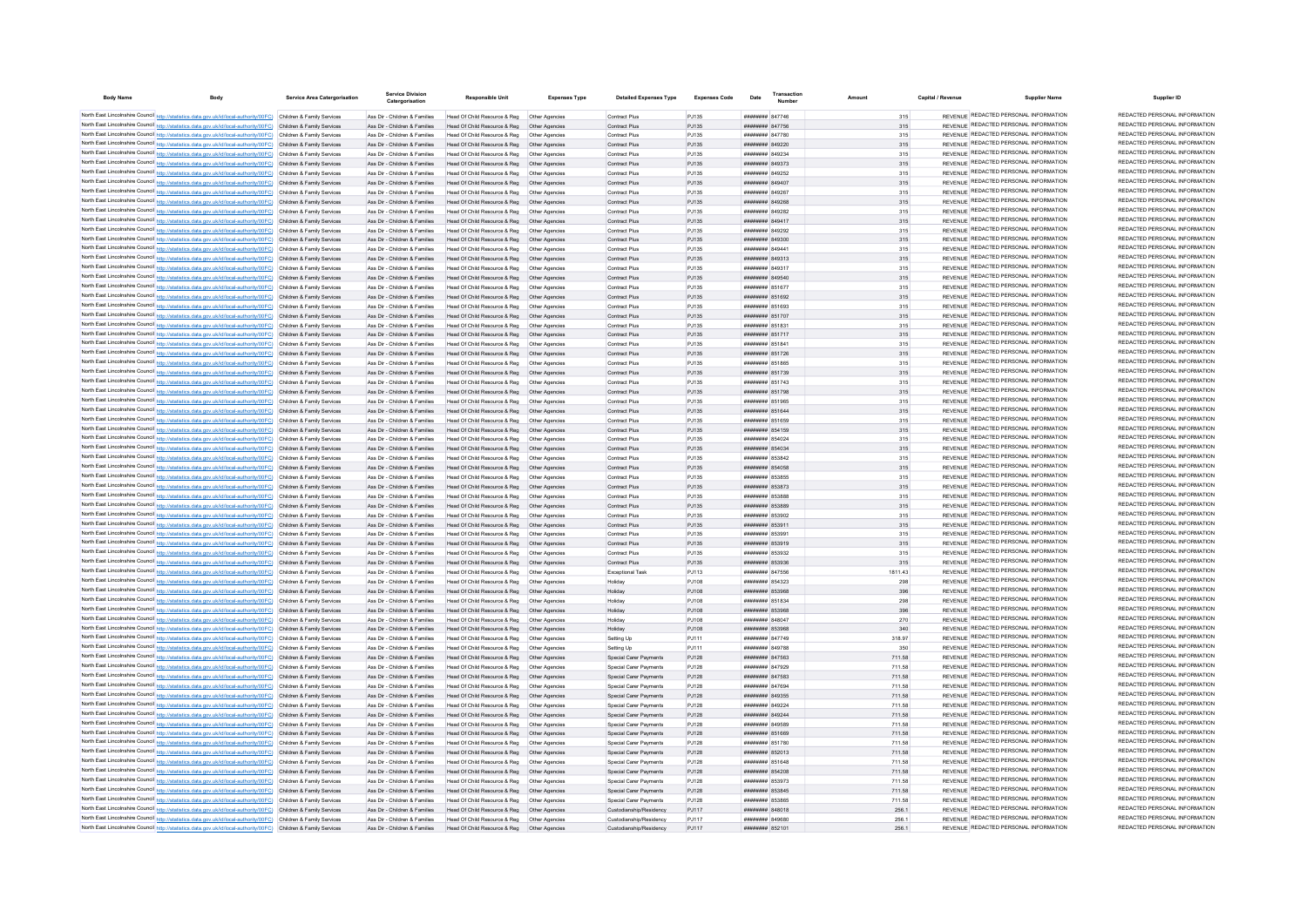| Body Name | Body | Service Area Catergorisation | Service Division Catergorisation | Responsible Unit | Expenses Type | Detailed Expenses Type | Expenses Code | Date | Transaction Number | Amount | Capital / Revenue | Supplier Name | Supplier ID |
|---|---|---|---|---|---|---|---|---|---|---|---|---|---|
| North East Lincolnshire Council | http://statistics.data.gov.uk/id/local-authority/00FC | Children & Family Services | Ass Dir - Children & Families | Head Of Child Resource & Reg | Other Agencies | Contract Plus | PJ135 | ######## | 847746 | 315 | REVENUE | REDACTED PERSONAL INFORMATION | REDACTED PERSONAL INFORMATION |
| North East Lincolnshire Council | http://statistics.data.gov.uk/id/local-authority/00FC | Children & Family Services | Ass Dir - Children & Families | Head Of Child Resource & Reg | Other Agencies | Contract Plus | PJ135 | ######## | 847756 | 315 | REVENUE | REDACTED PERSONAL INFORMATION | REDACTED PERSONAL INFORMATION |
| North East Lincolnshire Council | http://statistics.data.gov.uk/id/local-authority/00FC | Children & Family Services | Ass Dir - Children & Families | Head Of Child Resource & Reg | Other Agencies | Contract Plus | PJ135 | ######## | 847780 | 315 | REVENUE | REDACTED PERSONAL INFORMATION | REDACTED PERSONAL INFORMATION |
| North East Lincolnshire Council | http://statistics.data.gov.uk/id/local-authority/00FC | Children & Family Services | Ass Dir - Children & Families | Head Of Child Resource & Reg | Other Agencies | Contract Plus | PJ135 | ######## | 849220 | 315 | REVENUE | REDACTED PERSONAL INFORMATION | REDACTED PERSONAL INFORMATION |
| North East Lincolnshire Council | http://statistics.data.gov.uk/id/local-authority/00FC | Children & Family Services | Ass Dir - Children & Families | Head Of Child Resource & Reg | Other Agencies | Contract Plus | PJ135 | ######## | 849234 | 315 | REVENUE | REDACTED PERSONAL INFORMATION | REDACTED PERSONAL INFORMATION |
| North East Lincolnshire Council | http://statistics.data.gov.uk/id/local-authority/00FC | Children & Family Services | Ass Dir - Children & Families | Head Of Child Resource & Reg | Other Agencies | Contract Plus | PJ135 | ######## | 849373 | 315 | REVENUE | REDACTED PERSONAL INFORMATION | REDACTED PERSONAL INFORMATION |
| North East Lincolnshire Council | http://statistics.data.gov.uk/id/local-authority/00FC | Children & Family Services | Ass Dir - Children & Families | Head Of Child Resource & Reg | Other Agencies | Contract Plus | PJ135 | ######## | 849252 | 315 | REVENUE | REDACTED PERSONAL INFORMATION | REDACTED PERSONAL INFORMATION |
| North East Lincolnshire Council | http://statistics.data.gov.uk/id/local-authority/00FC | Children & Family Services | Ass Dir - Children & Families | Head Of Child Resource & Reg | Other Agencies | Contract Plus | PJ135 | ######## | 849407 | 315 | REVENUE | REDACTED PERSONAL INFORMATION | REDACTED PERSONAL INFORMATION |
| North East Lincolnshire Council | http://statistics.data.gov.uk/id/local-authority/00FC | Children & Family Services | Ass Dir - Children & Families | Head Of Child Resource & Reg | Other Agencies | Contract Plus | PJ135 | ######## | 849267 | 315 | REVENUE | REDACTED PERSONAL INFORMATION | REDACTED PERSONAL INFORMATION |
| North East Lincolnshire Council | http://statistics.data.gov.uk/id/local-authority/00FC | Children & Family Services | Ass Dir - Children & Families | Head Of Child Resource & Reg | Other Agencies | Contract Plus | PJ135 | ######## | 849268 | 315 | REVENUE | REDACTED PERSONAL INFORMATION | REDACTED PERSONAL INFORMATION |
| North East Lincolnshire Council | http://statistics.data.gov.uk/id/local-authority/00FC | Children & Family Services | Ass Dir - Children & Families | Head Of Child Resource & Reg | Other Agencies | Contract Plus | PJ135 | ######## | 849282 | 315 | REVENUE | REDACTED PERSONAL INFORMATION | REDACTED PERSONAL INFORMATION |
| North East Lincolnshire Council | http://statistics.data.gov.uk/id/local-authority/00FC | Children & Family Services | Ass Dir - Children & Families | Head Of Child Resource & Reg | Other Agencies | Contract Plus | PJ135 | ######## | 849417 | 315 | REVENUE | REDACTED PERSONAL INFORMATION | REDACTED PERSONAL INFORMATION |
| North East Lincolnshire Council | http://statistics.data.gov.uk/id/local-authority/00FC | Children & Family Services | Ass Dir - Children & Families | Head Of Child Resource & Reg | Other Agencies | Contract Plus | PJ135 | ######## | 849292 | 315 | REVENUE | REDACTED PERSONAL INFORMATION | REDACTED PERSONAL INFORMATION |
| North East Lincolnshire Council | http://statistics.data.gov.uk/id/local-authority/00FC | Children & Family Services | Ass Dir - Children & Families | Head Of Child Resource & Reg | Other Agencies | Contract Plus | PJ135 | ######## | 849300 | 315 | REVENUE | REDACTED PERSONAL INFORMATION | REDACTED PERSONAL INFORMATION |
| North East Lincolnshire Council | http://statistics.data.gov.uk/id/local-authority/00FC | Children & Family Services | Ass Dir - Children & Families | Head Of Child Resource & Reg | Other Agencies | Contract Plus | PJ135 | ######## | 849441 | 315 | REVENUE | REDACTED PERSONAL INFORMATION | REDACTED PERSONAL INFORMATION |
| North East Lincolnshire Council | http://statistics.data.gov.uk/id/local-authority/00FC | Children & Family Services | Ass Dir - Children & Families | Head Of Child Resource & Reg | Other Agencies | Contract Plus | PJ135 | ######## | 849313 | 315 | REVENUE | REDACTED PERSONAL INFORMATION | REDACTED PERSONAL INFORMATION |
| North East Lincolnshire Council | http://statistics.data.gov.uk/id/local-authority/00FC | Children & Family Services | Ass Dir - Children & Families | Head Of Child Resource & Reg | Other Agencies | Contract Plus | PJ135 | ######## | 849317 | 315 | REVENUE | REDACTED PERSONAL INFORMATION | REDACTED PERSONAL INFORMATION |
| North East Lincolnshire Council | http://statistics.data.gov.uk/id/local-authority/00FC | Children & Family Services | Ass Dir - Children & Families | Head Of Child Resource & Reg | Other Agencies | Contract Plus | PJ135 | ######## | 849540 | 315 | REVENUE | REDACTED PERSONAL INFORMATION | REDACTED PERSONAL INFORMATION |
| North East Lincolnshire Council | http://statistics.data.gov.uk/id/local-authority/00FC | Children & Family Services | Ass Dir - Children & Families | Head Of Child Resource & Reg | Other Agencies | Contract Plus | PJ135 | ######## | 851677 | 315 | REVENUE | REDACTED PERSONAL INFORMATION | REDACTED PERSONAL INFORMATION |
| North East Lincolnshire Council | http://statistics.data.gov.uk/id/local-authority/00FC | Children & Family Services | Ass Dir - Children & Families | Head Of Child Resource & Reg | Other Agencies | Contract Plus | PJ135 | ######## | 851692 | 315 | REVENUE | REDACTED PERSONAL INFORMATION | REDACTED PERSONAL INFORMATION |
| North East Lincolnshire Council | http://statistics.data.gov.uk/id/local-authority/00FC | Children & Family Services | Ass Dir - Children & Families | Head Of Child Resource & Reg | Other Agencies | Contract Plus | PJ135 | ######## | 851693 | 315 | REVENUE | REDACTED PERSONAL INFORMATION | REDACTED PERSONAL INFORMATION |
| North East Lincolnshire Council | http://statistics.data.gov.uk/id/local-authority/00FC | Children & Family Services | Ass Dir - Children & Families | Head Of Child Resource & Reg | Other Agencies | Contract Plus | PJ135 | ######## | 851707 | 315 | REVENUE | REDACTED PERSONAL INFORMATION | REDACTED PERSONAL INFORMATION |
| North East Lincolnshire Council | http://statistics.data.gov.uk/id/local-authority/00FC | Children & Family Services | Ass Dir - Children & Families | Head Of Child Resource & Reg | Other Agencies | Contract Plus | PJ135 | ######## | 851831 | 315 | REVENUE | REDACTED PERSONAL INFORMATION | REDACTED PERSONAL INFORMATION |
| North East Lincolnshire Council | http://statistics.data.gov.uk/id/local-authority/00FC | Children & Family Services | Ass Dir - Children & Families | Head Of Child Resource & Reg | Other Agencies | Contract Plus | PJ135 | ######## | 851717 | 315 | REVENUE | REDACTED PERSONAL INFORMATION | REDACTED PERSONAL INFORMATION |
| North East Lincolnshire Council | http://statistics.data.gov.uk/id/local-authority/00FC | Children & Family Services | Ass Dir - Children & Families | Head Of Child Resource & Reg | Other Agencies | Contract Plus | PJ135 | ######## | 851841 | 315 | REVENUE | REDACTED PERSONAL INFORMATION | REDACTED PERSONAL INFORMATION |
| North East Lincolnshire Council | http://statistics.data.gov.uk/id/local-authority/00FC | Children & Family Services | Ass Dir - Children & Families | Head Of Child Resource & Reg | Other Agencies | Contract Plus | PJ135 | ######## | 851726 | 315 | REVENUE | REDACTED PERSONAL INFORMATION | REDACTED PERSONAL INFORMATION |
| North East Lincolnshire Council | http://statistics.data.gov.uk/id/local-authority/00FC | Children & Family Services | Ass Dir - Children & Families | Head Of Child Resource & Reg | Other Agencies | Contract Plus | PJ135 | ######## | 851865 | 315 | REVENUE | REDACTED PERSONAL INFORMATION | REDACTED PERSONAL INFORMATION |
| North East Lincolnshire Council | http://statistics.data.gov.uk/id/local-authority/00FC | Children & Family Services | Ass Dir - Children & Families | Head Of Child Resource & Reg | Other Agencies | Contract Plus | PJ135 | ######## | 851739 | 315 | REVENUE | REDACTED PERSONAL INFORMATION | REDACTED PERSONAL INFORMATION |
| North East Lincolnshire Council | http://statistics.data.gov.uk/id/local-authority/00FC | Children & Family Services | Ass Dir - Children & Families | Head Of Child Resource & Reg | Other Agencies | Contract Plus | PJ135 | ######## | 851743 | 315 | REVENUE | REDACTED PERSONAL INFORMATION | REDACTED PERSONAL INFORMATION |
| North East Lincolnshire Council | http://statistics.data.gov.uk/id/local-authority/00FC | Children & Family Services | Ass Dir - Children & Families | Head Of Child Resource & Reg | Other Agencies | Contract Plus | PJ135 | ######## | 851798 | 315 | REVENUE | REDACTED PERSONAL INFORMATION | REDACTED PERSONAL INFORMATION |
| North East Lincolnshire Council | http://statistics.data.gov.uk/id/local-authority/00FC | Children & Family Services | Ass Dir - Children & Families | Head Of Child Resource & Reg | Other Agencies | Contract Plus | PJ135 | ######## | 851965 | 315 | REVENUE | REDACTED PERSONAL INFORMATION | REDACTED PERSONAL INFORMATION |
| North East Lincolnshire Council | http://statistics.data.gov.uk/id/local-authority/00FC | Children & Family Services | Ass Dir - Children & Families | Head Of Child Resource & Reg | Other Agencies | Contract Plus | PJ135 | ######## | 851644 | 315 | REVENUE | REDACTED PERSONAL INFORMATION | REDACTED PERSONAL INFORMATION |
| North East Lincolnshire Council | http://statistics.data.gov.uk/id/local-authority/00FC | Children & Family Services | Ass Dir - Children & Families | Head Of Child Resource & Reg | Other Agencies | Contract Plus | PJ135 | ######## | 851659 | 315 | REVENUE | REDACTED PERSONAL INFORMATION | REDACTED PERSONAL INFORMATION |
| North East Lincolnshire Council | http://statistics.data.gov.uk/id/local-authority/00FC | Children & Family Services | Ass Dir - Children & Families | Head Of Child Resource & Reg | Other Agencies | Contract Plus | PJ135 | ######## | 854159 | 315 | REVENUE | REDACTED PERSONAL INFORMATION | REDACTED PERSONAL INFORMATION |
| North East Lincolnshire Council | http://statistics.data.gov.uk/id/local-authority/00FC | Children & Family Services | Ass Dir - Children & Families | Head Of Child Resource & Reg | Other Agencies | Contract Plus | PJ135 | ######## | 854024 | 315 | REVENUE | REDACTED PERSONAL INFORMATION | REDACTED PERSONAL INFORMATION |
| North East Lincolnshire Council | http://statistics.data.gov.uk/id/local-authority/00FC | Children & Family Services | Ass Dir - Children & Families | Head Of Child Resource & Reg | Other Agencies | Contract Plus | PJ135 | ######## | 854034 | 315 | REVENUE | REDACTED PERSONAL INFORMATION | REDACTED PERSONAL INFORMATION |
| North East Lincolnshire Council | http://statistics.data.gov.uk/id/local-authority/00FC | Children & Family Services | Ass Dir - Children & Families | Head Of Child Resource & Reg | Other Agencies | Contract Plus | PJ135 | ######## | 853842 | 315 | REVENUE | REDACTED PERSONAL INFORMATION | REDACTED PERSONAL INFORMATION |
| North East Lincolnshire Council | http://statistics.data.gov.uk/id/local-authority/00FC | Children & Family Services | Ass Dir - Children & Families | Head Of Child Resource & Reg | Other Agencies | Contract Plus | PJ135 | ######## | 854058 | 315 | REVENUE | REDACTED PERSONAL INFORMATION | REDACTED PERSONAL INFORMATION |
| North East Lincolnshire Council | http://statistics.data.gov.uk/id/local-authority/00FC | Children & Family Services | Ass Dir - Children & Families | Head Of Child Resource & Reg | Other Agencies | Contract Plus | PJ135 | ######## | 853855 | 315 | REVENUE | REDACTED PERSONAL INFORMATION | REDACTED PERSONAL INFORMATION |
| North East Lincolnshire Council | http://statistics.data.gov.uk/id/local-authority/00FC | Children & Family Services | Ass Dir - Children & Families | Head Of Child Resource & Reg | Other Agencies | Contract Plus | PJ135 | ######## | 853873 | 315 | REVENUE | REDACTED PERSONAL INFORMATION | REDACTED PERSONAL INFORMATION |
| North East Lincolnshire Council | http://statistics.data.gov.uk/id/local-authority/00FC | Children & Family Services | Ass Dir - Children & Families | Head Of Child Resource & Reg | Other Agencies | Contract Plus | PJ135 | ######## | 853888 | 315 | REVENUE | REDACTED PERSONAL INFORMATION | REDACTED PERSONAL INFORMATION |
| North East Lincolnshire Council | http://statistics.data.gov.uk/id/local-authority/00FC | Children & Family Services | Ass Dir - Children & Families | Head Of Child Resource & Reg | Other Agencies | Contract Plus | PJ135 | ######## | 853889 | 315 | REVENUE | REDACTED PERSONAL INFORMATION | REDACTED PERSONAL INFORMATION |
| North East Lincolnshire Council | http://statistics.data.gov.uk/id/local-authority/00FC | Children & Family Services | Ass Dir - Children & Families | Head Of Child Resource & Reg | Other Agencies | Contract Plus | PJ135 | ######## | 853902 | 315 | REVENUE | REDACTED PERSONAL INFORMATION | REDACTED PERSONAL INFORMATION |
| North East Lincolnshire Council | http://statistics.data.gov.uk/id/local-authority/00FC | Children & Family Services | Ass Dir - Children & Families | Head Of Child Resource & Reg | Other Agencies | Contract Plus | PJ135 | ######## | 853911 | 315 | REVENUE | REDACTED PERSONAL INFORMATION | REDACTED PERSONAL INFORMATION |
| North East Lincolnshire Council | http://statistics.data.gov.uk/id/local-authority/00FC | Children & Family Services | Ass Dir - Children & Families | Head Of Child Resource & Reg | Other Agencies | Contract Plus | PJ135 | ######## | 853991 | 315 | REVENUE | REDACTED PERSONAL INFORMATION | REDACTED PERSONAL INFORMATION |
| North East Lincolnshire Council | http://statistics.data.gov.uk/id/local-authority/00FC | Children & Family Services | Ass Dir - Children & Families | Head Of Child Resource & Reg | Other Agencies | Contract Plus | PJ135 | ######## | 853919 | 315 | REVENUE | REDACTED PERSONAL INFORMATION | REDACTED PERSONAL INFORMATION |
| North East Lincolnshire Council | http://statistics.data.gov.uk/id/local-authority/00FC | Children & Family Services | Ass Dir - Children & Families | Head Of Child Resource & Reg | Other Agencies | Contract Plus | PJ135 | ######## | 853932 | 315 | REVENUE | REDACTED PERSONAL INFORMATION | REDACTED PERSONAL INFORMATION |
| North East Lincolnshire Council | http://statistics.data.gov.uk/id/local-authority/00FC | Children & Family Services | Ass Dir - Children & Families | Head Of Child Resource & Reg | Other Agencies | Contract Plus | PJ135 | ######## | 853936 | 315 | REVENUE | REDACTED PERSONAL INFORMATION | REDACTED PERSONAL INFORMATION |
| North East Lincolnshire Council | http://statistics.data.gov.uk/id/local-authority/00FC | Children & Family Services | Ass Dir - Children & Families | Head Of Child Resource & Reg | Other Agencies | Exceptional Task | PJ113 | ######## | 847556 | 1811.43 | REVENUE | REDACTED PERSONAL INFORMATION | REDACTED PERSONAL INFORMATION |
| North East Lincolnshire Council | http://statistics.data.gov.uk/id/local-authority/00FC | Children & Family Services | Ass Dir - Children & Families | Head Of Child Resource & Reg | Other Agencies | Holiday | PJ108 | ######## | 854323 | 298 | REVENUE | REDACTED PERSONAL INFORMATION | REDACTED PERSONAL INFORMATION |
| North East Lincolnshire Council | http://statistics.data.gov.uk/id/local-authority/00FC | Children & Family Services | Ass Dir - Children & Families | Head Of Child Resource & Reg | Other Agencies | Holiday | PJ108 | ######## | 853968 | 396 | REVENUE | REDACTED PERSONAL INFORMATION | REDACTED PERSONAL INFORMATION |
| North East Lincolnshire Council | http://statistics.data.gov.uk/id/local-authority/00FC | Children & Family Services | Ass Dir - Children & Families | Head Of Child Resource & Reg | Other Agencies | Holiday | PJ108 | ######## | 851834 | 298 | REVENUE | REDACTED PERSONAL INFORMATION | REDACTED PERSONAL INFORMATION |
| North East Lincolnshire Council | http://statistics.data.gov.uk/id/local-authority/00FC | Children & Family Services | Ass Dir - Children & Families | Head Of Child Resource & Reg | Other Agencies | Holiday | PJ108 | ######## | 853968 | 398 | REVENUE | REDACTED PERSONAL INFORMATION | REDACTED PERSONAL INFORMATION |
| North East Lincolnshire Council | http://statistics.data.gov.uk/id/local-authority/00FC | Children & Family Services | Ass Dir - Children & Families | Head Of Child Resource & Reg | Other Agencies | Holiday | PJ108 | ######## | 848047 | 270 | REVENUE | REDACTED PERSONAL INFORMATION | REDACTED PERSONAL INFORMATION |
| North East Lincolnshire Council | http://statistics.data.gov.uk/id/local-authority/00FC | Children & Family Services | Ass Dir - Children & Families | Head Of Child Resource & Reg | Other Agencies | Holiday | PJ108 | ######## | 853968 | 340 | REVENUE | REDACTED PERSONAL INFORMATION | REDACTED PERSONAL INFORMATION |
| North East Lincolnshire Council | http://statistics.data.gov.uk/id/local-authority/00FC | Children & Family Services | Ass Dir - Children & Families | Head Of Child Resource & Reg | Other Agencies | Setting Up | PJ111 | ######## | 847749 | 318.97 | REVENUE | REDACTED PERSONAL INFORMATION | REDACTED PERSONAL INFORMATION |
| North East Lincolnshire Council | http://statistics.data.gov.uk/id/local-authority/00FC | Children & Family Services | Ass Dir - Children & Families | Head Of Child Resource & Reg | Other Agencies | Setting Up | PJ111 | ######## | 849788 | 350 | REVENUE | REDACTED PERSONAL INFORMATION | REDACTED PERSONAL INFORMATION |
| North East Lincolnshire Council | http://statistics.data.gov.uk/id/local-authority/00FC | Children & Family Services | Ass Dir - Children & Families | Head Of Child Resource & Reg | Other Agencies | Special Carer Payments | PJ128 | ######## | 847563 | 711.58 | REVENUE | REDACTED PERSONAL INFORMATION | REDACTED PERSONAL INFORMATION |
| North East Lincolnshire Council | http://statistics.data.gov.uk/id/local-authority/00FC | Children & Family Services | Ass Dir - Children & Families | Head Of Child Resource & Reg | Other Agencies | Special Carer Payments | PJ128 | ######## | 847929 | 711.58 | REVENUE | REDACTED PERSONAL INFORMATION | REDACTED PERSONAL INFORMATION |
| North East Lincolnshire Council | http://statistics.data.gov.uk/id/local-authority/00FC | Children & Family Services | Ass Dir - Children & Families | Head Of Child Resource & Reg | Other Agencies | Special Carer Payments | PJ128 | ######## | 847583 | 711.58 | REVENUE | REDACTED PERSONAL INFORMATION | REDACTED PERSONAL INFORMATION |
| North East Lincolnshire Council | http://statistics.data.gov.uk/id/local-authority/00FC | Children & Family Services | Ass Dir - Children & Families | Head Of Child Resource & Reg | Other Agencies | Special Carer Payments | PJ128 | ######## | 847694 | 711.58 | REVENUE | REDACTED PERSONAL INFORMATION | REDACTED PERSONAL INFORMATION |
| North East Lincolnshire Council | http://statistics.data.gov.uk/id/local-authority/00FC | Children & Family Services | Ass Dir - Children & Families | Head Of Child Resource & Reg | Other Agencies | Special Carer Payments | PJ128 | ######## | 849355 | 711.58 | REVENUE | REDACTED PERSONAL INFORMATION | REDACTED PERSONAL INFORMATION |
| North East Lincolnshire Council | http://statistics.data.gov.uk/id/local-authority/00FC | Children & Family Services | Ass Dir - Children & Families | Head Of Child Resource & Reg | Other Agencies | Special Carer Payments | PJ128 | ######## | 849224 | 711.58 | REVENUE | REDACTED PERSONAL INFORMATION | REDACTED PERSONAL INFORMATION |
| North East Lincolnshire Council | http://statistics.data.gov.uk/id/local-authority/00FC | Children & Family Services | Ass Dir - Children & Families | Head Of Child Resource & Reg | Other Agencies | Special Carer Payments | PJ128 | ######## | 849244 | 711.58 | REVENUE | REDACTED PERSONAL INFORMATION | REDACTED PERSONAL INFORMATION |
| North East Lincolnshire Council | http://statistics.data.gov.uk/id/local-authority/00FC | Children & Family Services | Ass Dir - Children & Families | Head Of Child Resource & Reg | Other Agencies | Special Carer Payments | PJ128 | ######## | 849589 | 711.58 | REVENUE | REDACTED PERSONAL INFORMATION | REDACTED PERSONAL INFORMATION |
| North East Lincolnshire Council | http://statistics.data.gov.uk/id/local-authority/00FC | Children & Family Services | Ass Dir - Children & Families | Head Of Child Resource & Reg | Other Agencies | Special Carer Payments | PJ128 | ######## | 851669 | 711.58 | REVENUE | REDACTED PERSONAL INFORMATION | REDACTED PERSONAL INFORMATION |
| North East Lincolnshire Council | http://statistics.data.gov.uk/id/local-authority/00FC | Children & Family Services | Ass Dir - Children & Families | Head Of Child Resource & Reg | Other Agencies | Special Carer Payments | PJ128 | ######## | 851780 | 711.58 | REVENUE | REDACTED PERSONAL INFORMATION | REDACTED PERSONAL INFORMATION |
| North East Lincolnshire Council | http://statistics.data.gov.uk/id/local-authority/00FC | Children & Family Services | Ass Dir - Children & Families | Head Of Child Resource & Reg | Other Agencies | Special Carer Payments | PJ128 | ######## | 852013 | 711.58 | REVENUE | REDACTED PERSONAL INFORMATION | REDACTED PERSONAL INFORMATION |
| North East Lincolnshire Council | http://statistics.data.gov.uk/id/local-authority/00FC | Children & Family Services | Ass Dir - Children & Families | Head Of Child Resource & Reg | Other Agencies | Special Carer Payments | PJ128 | ######## | 851648 | 711.58 | REVENUE | REDACTED PERSONAL INFORMATION | REDACTED PERSONAL INFORMATION |
| North East Lincolnshire Council | http://statistics.data.gov.uk/id/local-authority/00FC | Children & Family Services | Ass Dir - Children & Families | Head Of Child Resource & Reg | Other Agencies | Special Carer Payments | PJ128 | ######## | 854208 | 711.58 | REVENUE | REDACTED PERSONAL INFORMATION | REDACTED PERSONAL INFORMATION |
| North East Lincolnshire Council | http://statistics.data.gov.uk/id/local-authority/00FC | Children & Family Services | Ass Dir - Children & Families | Head Of Child Resource & Reg | Other Agencies | Special Carer Payments | PJ128 | ######## | 853973 | 711.58 | REVENUE | REDACTED PERSONAL INFORMATION | REDACTED PERSONAL INFORMATION |
| North East Lincolnshire Council | http://statistics.data.gov.uk/id/local-authority/00FC | Children & Family Services | Ass Dir - Children & Families | Head Of Child Resource & Reg | Other Agencies | Special Carer Payments | PJ128 | ######## | 853845 | 711.58 | REVENUE | REDACTED PERSONAL INFORMATION | REDACTED PERSONAL INFORMATION |
| North East Lincolnshire Council | http://statistics.data.gov.uk/id/local-authority/00FC | Children & Family Services | Ass Dir - Children & Families | Head Of Child Resource & Reg | Other Agencies | Special Carer Payments | PJ128 | ######## | 853865 | 711.58 | REVENUE | REDACTED PERSONAL INFORMATION | REDACTED PERSONAL INFORMATION |
| North East Lincolnshire Council | http://statistics.data.gov.uk/id/local-authority/00FC | Children & Family Services | Ass Dir - Children & Families | Head Of Child Resource & Reg | Other Agencies | Custodianship/Residency | PJ117 | ######## | 848018 | 256.1 | REVENUE | REDACTED PERSONAL INFORMATION | REDACTED PERSONAL INFORMATION |
| North East Lincolnshire Council | http://statistics.data.gov.uk/id/local-authority/00FC | Children & Family Services | Ass Dir - Children & Families | Head Of Child Resource & Reg | Other Agencies | Custodianship/Residency | PJ117 | ######## | 849680 | 256.1 | REVENUE | REDACTED PERSONAL INFORMATION | REDACTED PERSONAL INFORMATION |
| North East Lincolnshire Council | http://statistics.data.gov.uk/id/local-authority/00FC | Children & Family Services | Ass Dir - Children & Families | Head Of Child Resource & Reg | Other Agencies | Custodianship/Residency | PJ117 | ######## | 852101 | 256.1 | REVENUE | REDACTED PERSONAL INFORMATION | REDACTED PERSONAL INFORMATION |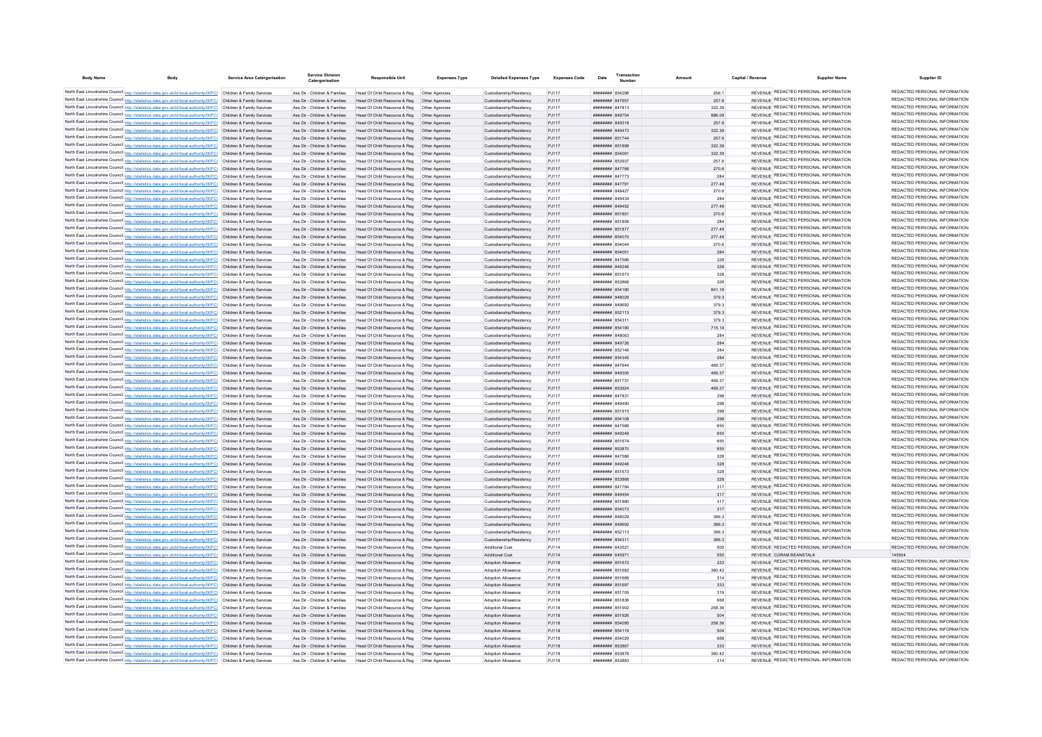| Body Name | Body | Service Area Catergorisation | Service Division Catergorisation | Responsible Unit | Expenses Type | Detailed Expenses Type | Expenses Code | Date | Transaction Number | Amount | Capital / Revenue | Supplier Name | Supplier ID |
|---|---|---|---|---|---|---|---|---|---|---|---|---|---|
| North East Lincolnshire Council | http://statistics.data.gov.uk/id/local-authority/00FC) | Children & Family Services | Ass Dir - Children & Families | Head Of Child Resource & Reg | Other Agencies | Custodianship/Residency | PJ117 | ######## | 854298 | 256.1 | REVENUE | REDACTED PERSONAL INFORMATION | REDACTED PERSONAL INFORMATION |
| North East Lincolnshire Council | http://statistics.data.gov.uk/id/local-authority/00FC) | Children & Family Services | Ass Dir - Children & Families | Head Of Child Resource & Reg | Other Agencies | Custodianship/Residency | PJ117 | ######## | 847657 | 257.6 | REVENUE | REDACTED PERSONAL INFORMATION | REDACTED PERSONAL INFORMATION |
| North East Lincolnshire Council | http://statistics.data.gov.uk/id/local-authority/00FC) | Children & Family Services | Ass Dir - Children & Families | Head Of Child Resource & Reg | Other Agencies | Custodianship/Residency | PJ117 | ######## | 847813 | 322.39 | REVENUE | REDACTED PERSONAL INFORMATION | REDACTED PERSONAL INFORMATION |
| North East Lincolnshire Council | http://statistics.data.gov.uk/id/local-authority/00FC) | Children & Family Services | Ass Dir - Children & Families | Head Of Child Resource & Reg | Other Agencies | Custodianship/Residency | PJ117 | ######## | 849754 | 886.09 | REVENUE | REDACTED PERSONAL INFORMATION | REDACTED PERSONAL INFORMATION |
| North East Lincolnshire Council | http://statistics.data.gov.uk/id/local-authority/00FC) | Children & Family Services | Ass Dir - Children & Families | Head Of Child Resource & Reg | Other Agencies | Custodianship/Residency | PJ117 | ######## | 849318 | 257.6 | REVENUE | REDACTED PERSONAL INFORMATION | REDACTED PERSONAL INFORMATION |
| North East Lincolnshire Council | http://statistics.data.gov.uk/id/local-authority/00FC) | Children & Family Services | Ass Dir - Children & Families | Head Of Child Resource & Reg | Other Agencies | Custodianship/Residency | PJ117 | ######## | 849473 | 322.39 | REVENUE | REDACTED PERSONAL INFORMATION | REDACTED PERSONAL INFORMATION |
| North East Lincolnshire Council | http://statistics.data.gov.uk/id/local-authority/00FC) | Children & Family Services | Ass Dir - Children & Families | Head Of Child Resource & Reg | Other Agencies | Custodianship/Residency | PJ117 | ######## | 851744 | 257.6 | REVENUE | REDACTED PERSONAL INFORMATION | REDACTED PERSONAL INFORMATION |
| North East Lincolnshire Council | http://statistics.data.gov.uk/id/local-authority/00FC) | Children & Family Services | Ass Dir - Children & Families | Head Of Child Resource & Reg | Other Agencies | Custodianship/Residency | PJ117 | ######## | 851898 | 322.39 | REVENUE | REDACTED PERSONAL INFORMATION | REDACTED PERSONAL INFORMATION |
| North East Lincolnshire Council | http://statistics.data.gov.uk/id/local-authority/00FC) | Children & Family Services | Ass Dir - Children & Families | Head Of Child Resource & Reg | Other Agencies | Custodianship/Residency | PJ117 | ######## | 854091 | 322.39 | REVENUE | REDACTED PERSONAL INFORMATION | REDACTED PERSONAL INFORMATION |
| North East Lincolnshire Council | http://statistics.data.gov.uk/id/local-authority/00FC) | Children & Family Services | Ass Dir - Children & Families | Head Of Child Resource & Reg | Other Agencies | Custodianship/Residency | PJ117 | ######## | 853937 | 257.6 | REVENUE | REDACTED PERSONAL INFORMATION | REDACTED PERSONAL INFORMATION |
| North East Lincolnshire Council | http://statistics.data.gov.uk/id/local-authority/00FC) | Children & Family Services | Ass Dir - Children & Families | Head Of Child Resource & Reg | Other Agencies | Custodianship/Residency | PJ117 | ######## | 847766 | 270.6 | REVENUE | REDACTED PERSONAL INFORMATION | REDACTED PERSONAL INFORMATION |
| North East Lincolnshire Council | http://statistics.data.gov.uk/id/local-authority/00FC) | Children & Family Services | Ass Dir - Children & Families | Head Of Child Resource & Reg | Other Agencies | Custodianship/Residency | PJ117 | ######## | 847773 | 284 | REVENUE | REDACTED PERSONAL INFORMATION | REDACTED PERSONAL INFORMATION |
| North East Lincolnshire Council | http://statistics.data.gov.uk/id/local-authority/00FC) | Children & Family Services | Ass Dir - Children & Families | Head Of Child Resource & Reg | Other Agencies | Custodianship/Residency | PJ117 | ######## | 847791 | 277.48 | REVENUE | REDACTED PERSONAL INFORMATION | REDACTED PERSONAL INFORMATION |
| North East Lincolnshire Council | http://statistics.data.gov.uk/id/local-authority/00FC) | Children & Family Services | Ass Dir - Children & Families | Head Of Child Resource & Reg | Other Agencies | Custodianship/Residency | PJ117 | ######## | 849427 | 270.6 | REVENUE | REDACTED PERSONAL INFORMATION | REDACTED PERSONAL INFORMATION |
| North East Lincolnshire Council | http://statistics.data.gov.uk/id/local-authority/00FC) | Children & Family Services | Ass Dir - Children & Families | Head Of Child Resource & Reg | Other Agencies | Custodianship/Residency | PJ117 | ######## | 849434 | 284 | REVENUE | REDACTED PERSONAL INFORMATION | REDACTED PERSONAL INFORMATION |
| North East Lincolnshire Council | http://statistics.data.gov.uk/id/local-authority/00FC) | Children & Family Services | Ass Dir - Children & Families | Head Of Child Resource & Reg | Other Agencies | Custodianship/Residency | PJ117 | ######## | 849452 | 277.48 | REVENUE | REDACTED PERSONAL INFORMATION | REDACTED PERSONAL INFORMATION |
| North East Lincolnshire Council | http://statistics.data.gov.uk/id/local-authority/00FC) | Children & Family Services | Ass Dir - Children & Families | Head Of Child Resource & Reg | Other Agencies | Custodianship/Residency | PJ117 | ######## | 851851 | 270.6 | REVENUE | REDACTED PERSONAL INFORMATION | REDACTED PERSONAL INFORMATION |
| North East Lincolnshire Council | http://statistics.data.gov.uk/id/local-authority/00FC) | Children & Family Services | Ass Dir - Children & Families | Head Of Child Resource & Reg | Other Agencies | Custodianship/Residency | PJ117 | ######## | 851858 | 284 | REVENUE | REDACTED PERSONAL INFORMATION | REDACTED PERSONAL INFORMATION |
| North East Lincolnshire Council | http://statistics.data.gov.uk/id/local-authority/00FC) | Children & Family Services | Ass Dir - Children & Families | Head Of Child Resource & Reg | Other Agencies | Custodianship/Residency | PJ117 | ######## | 851877 | 277.48 | REVENUE | REDACTED PERSONAL INFORMATION | REDACTED PERSONAL INFORMATION |
| North East Lincolnshire Council | http://statistics.data.gov.uk/id/local-authority/00FC) | Children & Family Services | Ass Dir - Children & Families | Head Of Child Resource & Reg | Other Agencies | Custodianship/Residency | PJ117 | ######## | 854070 | 277.48 | REVENUE | REDACTED PERSONAL INFORMATION | REDACTED PERSONAL INFORMATION |
| North East Lincolnshire Council | http://statistics.data.gov.uk/id/local-authority/00FC) | Children & Family Services | Ass Dir - Children & Families | Head Of Child Resource & Reg | Other Agencies | Custodianship/Residency | PJ117 | ######## | 854044 | 270.6 | REVENUE | REDACTED PERSONAL INFORMATION | REDACTED PERSONAL INFORMATION |
| North East Lincolnshire Council | http://statistics.data.gov.uk/id/local-authority/00FC) | Children & Family Services | Ass Dir - Children & Families | Head Of Child Resource & Reg | Other Agencies | Custodianship/Residency | PJ117 | ######## | 854051 | 284 | REVENUE | REDACTED PERSONAL INFORMATION | REDACTED PERSONAL INFORMATION |
| North East Lincolnshire Council | http://statistics.data.gov.uk/id/local-authority/00FC) | Children & Family Services | Ass Dir - Children & Families | Head Of Child Resource & Reg | Other Agencies | Custodianship/Residency | PJ117 | ######## | 847586 | 328 | REVENUE | REDACTED PERSONAL INFORMATION | REDACTED PERSONAL INFORMATION |
| North East Lincolnshire Council | http://statistics.data.gov.uk/id/local-authority/00FC) | Children & Family Services | Ass Dir - Children & Families | Head Of Child Resource & Reg | Other Agencies | Custodianship/Residency | PJ117 | ######## | 849246 | 328 | REVENUE | REDACTED PERSONAL INFORMATION | REDACTED PERSONAL INFORMATION |
| North East Lincolnshire Council | http://statistics.data.gov.uk/id/local-authority/00FC) | Children & Family Services | Ass Dir - Children & Families | Head Of Child Resource & Reg | Other Agencies | Custodianship/Residency | PJ117 | ######## | 851673 | 328 | REVENUE | REDACTED PERSONAL INFORMATION | REDACTED PERSONAL INFORMATION |
| North East Lincolnshire Council | http://statistics.data.gov.uk/id/local-authority/00FC) | Children & Family Services | Ass Dir - Children & Families | Head Of Child Resource & Reg | Other Agencies | Custodianship/Residency | PJ117 | ######## | 853868 | 328 | REVENUE | REDACTED PERSONAL INFORMATION | REDACTED PERSONAL INFORMATION |
| North East Lincolnshire Council | http://statistics.data.gov.uk/id/local-authority/00FC) | Children & Family Services | Ass Dir - Children & Families | Head Of Child Resource & Reg | Other Agencies | Custodianship/Residency | PJ117 | ######## | 854190 | 841.18 | REVENUE | REDACTED PERSONAL INFORMATION | REDACTED PERSONAL INFORMATION |
| North East Lincolnshire Council | http://statistics.data.gov.uk/id/local-authority/00FC) | Children & Family Services | Ass Dir - Children & Families | Head Of Child Resource & Reg | Other Agencies | Custodianship/Residency | PJ117 | ######## | 848029 | 379.3 | REVENUE | REDACTED PERSONAL INFORMATION | REDACTED PERSONAL INFORMATION |
| North East Lincolnshire Council | http://statistics.data.gov.uk/id/local-authority/00FC) | Children & Family Services | Ass Dir - Children & Families | Head Of Child Resource & Reg | Other Agencies | Custodianship/Residency | PJ117 | ######## | 849692 | 379.3 | REVENUE | REDACTED PERSONAL INFORMATION | REDACTED PERSONAL INFORMATION |
| North East Lincolnshire Council | http://statistics.data.gov.uk/id/local-authority/00FC) | Children & Family Services | Ass Dir - Children & Families | Head Of Child Resource & Reg | Other Agencies | Custodianship/Residency | PJ117 | ######## | 852113 | 379.3 | REVENUE | REDACTED PERSONAL INFORMATION | REDACTED PERSONAL INFORMATION |
| North East Lincolnshire Council | http://statistics.data.gov.uk/id/local-authority/00FC) | Children & Family Services | Ass Dir - Children & Families | Head Of Child Resource & Reg | Other Agencies | Custodianship/Residency | PJ117 | ######## | 854311 | 379.3 | REVENUE | REDACTED PERSONAL INFORMATION | REDACTED PERSONAL INFORMATION |
| North East Lincolnshire Council | http://statistics.data.gov.uk/id/local-authority/00FC) | Children & Family Services | Ass Dir - Children & Families | Head Of Child Resource & Reg | Other Agencies | Custodianship/Residency | PJ117 | ######## | 854190 | 715.18 | REVENUE | REDACTED PERSONAL INFORMATION | REDACTED PERSONAL INFORMATION |
| North East Lincolnshire Council | http://statistics.data.gov.uk/id/local-authority/00FC) | Children & Family Services | Ass Dir - Children & Families | Head Of Child Resource & Reg | Other Agencies | Custodianship/Residency | PJ117 | ######## | 848063 | 284 | REVENUE | REDACTED PERSONAL INFORMATION | REDACTED PERSONAL INFORMATION |
| North East Lincolnshire Council | http://statistics.data.gov.uk/id/local-authority/00FC) | Children & Family Services | Ass Dir - Children & Families | Head Of Child Resource & Reg | Other Agencies | Custodianship/Residency | PJ117 | ######## | 849726 | 284 | REVENUE | REDACTED PERSONAL INFORMATION | REDACTED PERSONAL INFORMATION |
| North East Lincolnshire Council | http://statistics.data.gov.uk/id/local-authority/00FC) | Children & Family Services | Ass Dir - Children & Families | Head Of Child Resource & Reg | Other Agencies | Custodianship/Residency | PJ117 | ######## | 852146 | 284 | REVENUE | REDACTED PERSONAL INFORMATION | REDACTED PERSONAL INFORMATION |
| North East Lincolnshire Council | http://statistics.data.gov.uk/id/local-authority/00FC) | Children & Family Services | Ass Dir - Children & Families | Head Of Child Resource & Reg | Other Agencies | Custodianship/Residency | PJ117 | ######## | 854345 | 284 | REVENUE | REDACTED PERSONAL INFORMATION | REDACTED PERSONAL INFORMATION |
| North East Lincolnshire Council | http://statistics.data.gov.uk/id/local-authority/00FC) | Children & Family Services | Ass Dir - Children & Families | Head Of Child Resource & Reg | Other Agencies | Custodianship/Residency | PJ117 | ######## | 847644 | 469.37 | REVENUE | REDACTED PERSONAL INFORMATION | REDACTED PERSONAL INFORMATION |
| North East Lincolnshire Council | http://statistics.data.gov.uk/id/local-authority/00FC) | Children & Family Services | Ass Dir - Children & Families | Head Of Child Resource & Reg | Other Agencies | Custodianship/Residency | PJ117 | ######## | 849305 | 469.37 | REVENUE | REDACTED PERSONAL INFORMATION | REDACTED PERSONAL INFORMATION |
| North East Lincolnshire Council | http://statistics.data.gov.uk/id/local-authority/00FC) | Children & Family Services | Ass Dir - Children & Families | Head Of Child Resource & Reg | Other Agencies | Custodianship/Residency | PJ117 | ######## | 851731 | 469.37 | REVENUE | REDACTED PERSONAL INFORMATION | REDACTED PERSONAL INFORMATION |
| North East Lincolnshire Council | http://statistics.data.gov.uk/id/local-authority/00FC) | Children & Family Services | Ass Dir - Children & Families | Head Of Child Resource & Reg | Other Agencies | Custodianship/Residency | PJ117 | ######## | 853924 | 469.37 | REVENUE | REDACTED PERSONAL INFORMATION | REDACTED PERSONAL INFORMATION |
| North East Lincolnshire Council | http://statistics.data.gov.uk/id/local-authority/00FC) | Children & Family Services | Ass Dir - Children & Families | Head Of Child Resource & Reg | Other Agencies | Custodianship/Residency | PJ117 | ######## | 847831 | 298 | REVENUE | REDACTED PERSONAL INFORMATION | REDACTED PERSONAL INFORMATION |
| North East Lincolnshire Council | http://statistics.data.gov.uk/id/local-authority/00FC) | Children & Family Services | Ass Dir - Children & Families | Head Of Child Resource & Reg | Other Agencies | Custodianship/Residency | PJ117 | ######## | 849490 | 298 | REVENUE | REDACTED PERSONAL INFORMATION | REDACTED PERSONAL INFORMATION |
| North East Lincolnshire Council | http://statistics.data.gov.uk/id/local-authority/00FC) | Children & Family Services | Ass Dir - Children & Families | Head Of Child Resource & Reg | Other Agencies | Custodianship/Residency | PJ117 | ######## | 851915 | 298 | REVENUE | REDACTED PERSONAL INFORMATION | REDACTED PERSONAL INFORMATION |
| North East Lincolnshire Council | http://statistics.data.gov.uk/id/local-authority/00FC) | Children & Family Services | Ass Dir - Children & Families | Head Of Child Resource & Reg | Other Agencies | Custodianship/Residency | PJ117 | ######## | 854108 | 298 | REVENUE | REDACTED PERSONAL INFORMATION | REDACTED PERSONAL INFORMATION |
| North East Lincolnshire Council | http://statistics.data.gov.uk/id/local-authority/00FC) | Children & Family Services | Ass Dir - Children & Families | Head Of Child Resource & Reg | Other Agencies | Custodianship/Residency | PJ117 | ######## | 847588 | 655 | REVENUE | REDACTED PERSONAL INFORMATION | REDACTED PERSONAL INFORMATION |
| North East Lincolnshire Council | http://statistics.data.gov.uk/id/local-authority/00FC) | Children & Family Services | Ass Dir - Children & Families | Head Of Child Resource & Reg | Other Agencies | Custodianship/Residency | PJ117 | ######## | 849249 | 655 | REVENUE | REDACTED PERSONAL INFORMATION | REDACTED PERSONAL INFORMATION |
| North East Lincolnshire Council | http://statistics.data.gov.uk/id/local-authority/00FC) | Children & Family Services | Ass Dir - Children & Families | Head Of Child Resource & Reg | Other Agencies | Custodianship/Residency | PJ117 | ######## | 851674 | 655 | REVENUE | REDACTED PERSONAL INFORMATION | REDACTED PERSONAL INFORMATION |
| North East Lincolnshire Council | http://statistics.data.gov.uk/id/local-authority/00FC) | Children & Family Services | Ass Dir - Children & Families | Head Of Child Resource & Reg | Other Agencies | Custodianship/Residency | PJ117 | ######## | 853870 | 655 | REVENUE | REDACTED PERSONAL INFORMATION | REDACTED PERSONAL INFORMATION |
| North East Lincolnshire Council | http://statistics.data.gov.uk/id/local-authority/00FC) | Children & Family Services | Ass Dir - Children & Families | Head Of Child Resource & Reg | Other Agencies | Custodianship/Residency | PJ117 | ######## | 847586 | 328 | REVENUE | REDACTED PERSONAL INFORMATION | REDACTED PERSONAL INFORMATION |
| North East Lincolnshire Council | http://statistics.data.gov.uk/id/local-authority/00FC) | Children & Family Services | Ass Dir - Children & Families | Head Of Child Resource & Reg | Other Agencies | Custodianship/Residency | PJ117 | ######## | 849246 | 328 | REVENUE | REDACTED PERSONAL INFORMATION | REDACTED PERSONAL INFORMATION |
| North East Lincolnshire Council | http://statistics.data.gov.uk/id/local-authority/00FC) | Children & Family Services | Ass Dir - Children & Families | Head Of Child Resource & Reg | Other Agencies | Custodianship/Residency | PJ117 | ######## | 851673 | 328 | REVENUE | REDACTED PERSONAL INFORMATION | REDACTED PERSONAL INFORMATION |
| North East Lincolnshire Council | http://statistics.data.gov.uk/id/local-authority/00FC) | Children & Family Services | Ass Dir - Children & Families | Head Of Child Resource & Reg | Other Agencies | Custodianship/Residency | PJ117 | ######## | 853868 | 328 | REVENUE | REDACTED PERSONAL INFORMATION | REDACTED PERSONAL INFORMATION |
| North East Lincolnshire Council | http://statistics.data.gov.uk/id/local-authority/00FC) | Children & Family Services | Ass Dir - Children & Families | Head Of Child Resource & Reg | Other Agencies | Custodianship/Residency | PJ117 | ######## | 847794 | 317 | REVENUE | REDACTED PERSONAL INFORMATION | REDACTED PERSONAL INFORMATION |
| North East Lincolnshire Council | http://statistics.data.gov.uk/id/local-authority/00FC) | Children & Family Services | Ass Dir - Children & Families | Head Of Child Resource & Reg | Other Agencies | Custodianship/Residency | PJ117 | ######## | 849454 | 317 | REVENUE | REDACTED PERSONAL INFORMATION | REDACTED PERSONAL INFORMATION |
| North East Lincolnshire Council | http://statistics.data.gov.uk/id/local-authority/00FC) | Children & Family Services | Ass Dir - Children & Families | Head Of Child Resource & Reg | Other Agencies | Custodianship/Residency | PJ117 | ######## | 851880 | 317 | REVENUE | REDACTED PERSONAL INFORMATION | REDACTED PERSONAL INFORMATION |
| North East Lincolnshire Council | http://statistics.data.gov.uk/id/local-authority/00FC) | Children & Family Services | Ass Dir - Children & Families | Head Of Child Resource & Reg | Other Agencies | Custodianship/Residency | PJ117 | ######## | 854073 | 317 | REVENUE | REDACTED PERSONAL INFORMATION | REDACTED PERSONAL INFORMATION |
| North East Lincolnshire Council | http://statistics.data.gov.uk/id/local-authority/00FC) | Children & Family Services | Ass Dir - Children & Families | Head Of Child Resource & Reg | Other Agencies | Custodianship/Residency | PJ117 | ######## | 848029 | 386.3 | REVENUE | REDACTED PERSONAL INFORMATION | REDACTED PERSONAL INFORMATION |
| North East Lincolnshire Council | http://statistics.data.gov.uk/id/local-authority/00FC) | Children & Family Services | Ass Dir - Children & Families | Head Of Child Resource & Reg | Other Agencies | Custodianship/Residency | PJ117 | ######## | 849692 | 386.3 | REVENUE | REDACTED PERSONAL INFORMATION | REDACTED PERSONAL INFORMATION |
| North East Lincolnshire Council | http://statistics.data.gov.uk/id/local-authority/00FC) | Children & Family Services | Ass Dir - Children & Families | Head Of Child Resource & Reg | Other Agencies | Custodianship/Residency | PJ117 | ######## | 852113 | 386.3 | REVENUE | REDACTED PERSONAL INFORMATION | REDACTED PERSONAL INFORMATION |
| North East Lincolnshire Council | http://statistics.data.gov.uk/id/local-authority/00FC) | Children & Family Services | Ass Dir - Children & Families | Head Of Child Resource & Reg | Other Agencies | Custodianship/Residency | PJ117 | ######## | 854311 | 386.3 | REVENUE | REDACTED PERSONAL INFORMATION | REDACTED PERSONAL INFORMATION |
| North East Lincolnshire Council | http://statistics.data.gov.uk/id/local-authority/00FC) | Children & Family Services | Ass Dir - Children & Families | Head Of Child Resource & Reg | Other Agencies | Additional Cost | PJ114 | ######## | 643521 | 500 | REVENUE | REDACTED PERSONAL INFORMATION | REDACTED PERSONAL INFORMATION |
| North East Lincolnshire Council | http://statistics.data.gov.uk/id/local-authority/00FC) | Children & Family Services | Ass Dir - Children & Families | Head Of Child Resource & Reg | Other Agencies | Additional Cost | PJ114 | ######## | 645971 | 550 | REVENUE | CORAM BEANSTALK | 145504 |
| North East Lincolnshire Council | http://statistics.data.gov.uk/id/local-authority/00FC) | Children & Family Services | Ass Dir - Children & Families | Head Of Child Resource & Reg | Other Agencies | Adoption Allowance | PJ118 | ######## | 851672 | 333 | REVENUE | REDACTED PERSONAL INFORMATION | REDACTED PERSONAL INFORMATION |
| North East Lincolnshire Council | http://statistics.data.gov.uk/id/local-authority/00FC) | Children & Family Services | Ass Dir - Children & Families | Head Of Child Resource & Reg | Other Agencies | Adoption Allowance | PJ118 | ######## | 851682 | 360.42 | REVENUE | REDACTED PERSONAL INFORMATION | REDACTED PERSONAL INFORMATION |
| North East Lincolnshire Council | http://statistics.data.gov.uk/id/local-authority/00FC) | Children & Family Services | Ass Dir - Children & Families | Head Of Child Resource & Reg | Other Agencies | Adoption Allowance | PJ118 | ######## | 851688 | 314 | REVENUE | REDACTED PERSONAL INFORMATION | REDACTED PERSONAL INFORMATION |
| North East Lincolnshire Council | http://statistics.data.gov.uk/id/local-authority/00FC) | Children & Family Services | Ass Dir - Children & Families | Head Of Child Resource & Reg | Other Agencies | Adoption Allowance | PJ118 | ######## | 851697 | 333 | REVENUE | REDACTED PERSONAL INFORMATION | REDACTED PERSONAL INFORMATION |
| North East Lincolnshire Council | http://statistics.data.gov.uk/id/local-authority/00FC) | Children & Family Services | Ass Dir - Children & Families | Head Of Child Resource & Reg | Other Agencies | Adoption Allowance | PJ118 | ######## | 851705 | 319 | REVENUE | REDACTED PERSONAL INFORMATION | REDACTED PERSONAL INFORMATION |
| North East Lincolnshire Council | http://statistics.data.gov.uk/id/local-authority/00FC) | Children & Family Services | Ass Dir - Children & Families | Head Of Child Resource & Reg | Other Agencies | Adoption Allowance | PJ118 | ######## | 851836 | 668 | REVENUE | REDACTED PERSONAL INFORMATION | REDACTED PERSONAL INFORMATION |
| North East Lincolnshire Council | http://statistics.data.gov.uk/id/local-authority/00FC) | Children & Family Services | Ass Dir - Children & Families | Head Of Child Resource & Reg | Other Agencies | Adoption Allowance | PJ118 | ######## | 851902 | 258.36 | REVENUE | REDACTED PERSONAL INFORMATION | REDACTED PERSONAL INFORMATION |
| North East Lincolnshire Council | http://statistics.data.gov.uk/id/local-authority/00FC) | Children & Family Services | Ass Dir - Children & Families | Head Of Child Resource & Reg | Other Agencies | Adoption Allowance | PJ118 | ######## | 851926 | 504 | REVENUE | REDACTED PERSONAL INFORMATION | REDACTED PERSONAL INFORMATION |
| North East Lincolnshire Council | http://statistics.data.gov.uk/id/local-authority/00FC) | Children & Family Services | Ass Dir - Children & Families | Head Of Child Resource & Reg | Other Agencies | Adoption Allowance | PJ118 | ######## | 854095 | 258.36 | REVENUE | REDACTED PERSONAL INFORMATION | REDACTED PERSONAL INFORMATION |
| North East Lincolnshire Council | http://statistics.data.gov.uk/id/local-authority/00FC) | Children & Family Services | Ass Dir - Children & Families | Head Of Child Resource & Reg | Other Agencies | Adoption Allowance | PJ118 | ######## | 854119 | 504 | REVENUE | REDACTED PERSONAL INFORMATION | REDACTED PERSONAL INFORMATION |
| North East Lincolnshire Council | http://statistics.data.gov.uk/id/local-authority/00FC) | Children & Family Services | Ass Dir - Children & Families | Head Of Child Resource & Reg | Other Agencies | Adoption Allowance | PJ118 | ######## | 854029 | 668 | REVENUE | REDACTED PERSONAL INFORMATION | REDACTED PERSONAL INFORMATION |
| North East Lincolnshire Council | http://statistics.data.gov.uk/id/local-authority/00FC) | Children & Family Services | Ass Dir - Children & Families | Head Of Child Resource & Reg | Other Agencies | Adoption Allowance | PJ118 | ######## | 853867 | 333 | REVENUE | REDACTED PERSONAL INFORMATION | REDACTED PERSONAL INFORMATION |
| North East Lincolnshire Council | http://statistics.data.gov.uk/id/local-authority/00FC) | Children & Family Services | Ass Dir - Children & Families | Head Of Child Resource & Reg | Other Agencies | Adoption Allowance | PJ118 | ######## | 853878 | 360.42 | REVENUE | REDACTED PERSONAL INFORMATION | REDACTED PERSONAL INFORMATION |
| North East Lincolnshire Council | http://statistics.data.gov.uk/id/local-authority/00FC) | Children & Family Services | Ass Dir - Children & Families | Head Of Child Resource & Reg | Other Agencies | Adoption Allowance | PJ118 | ######## | 853883 | 314 | REVENUE | REDACTED PERSONAL INFORMATION | REDACTED PERSONAL INFORMATION |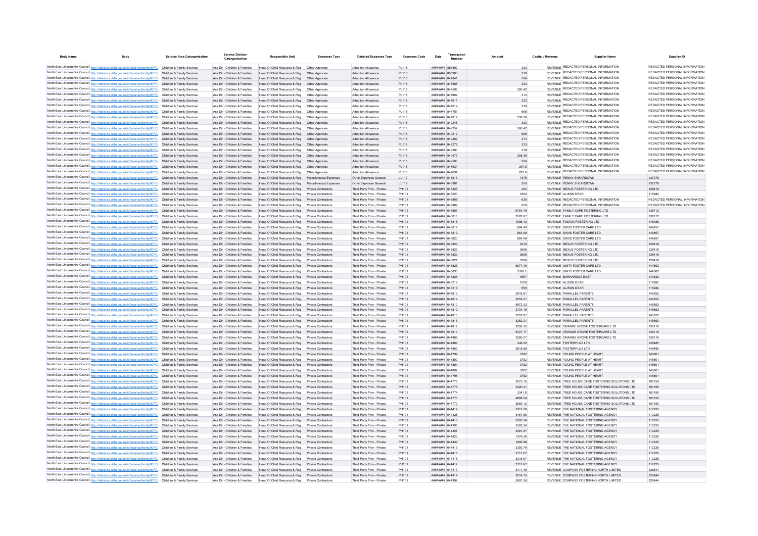| Body Name | Body | Service Area Catergorisation | Service Division Catergorisation | Responsible Unit | Expenses Type | Detailed Expenses Type | Expenses Code | Date | Transaction Number | Amount | Capital / Revenue | Supplier Name | Supplier ID |
|---|---|---|---|---|---|---|---|---|---|---|---|---|---|
| North East Lincolnshire Council | http://statistics.data.gov.uk/id/local-authority/00FC) | Children & Family Services | Ass Dir - Children & Families | Head Of Child Resource & Reg | Other Agencies | Adoption Allowance | PJ118 | ######## | 853892 | 333 | REVENUE | REDACTED PERSONAL INFORMATION | REDACTED PERSONAL INFORMATION |
| North East Lincolnshire Council | http://statistics.data.gov.uk/id/local-authority/00FC) | Children & Family Services | Ass Dir - Children & Families | Head Of Child Resource & Reg | Other Agencies | Adoption Allowance | PJ118 | ######## | 853900 | 319 | REVENUE | REDACTED PERSONAL INFORMATION | REDACTED PERSONAL INFORMATION |
| North East Lincolnshire Council | http://statistics.data.gov.uk/id/local-authority/00FC) | Children & Family Services | Ass Dir - Children & Families | Head Of Child Resource & Reg | Other Agencies | Adoption Allowance | PJ118 | ######## | 847841 | 504 | REVENUE | REDACTED PERSONAL INFORMATION | REDACTED PERSONAL INFORMATION |
| North East Lincolnshire Council | http://statistics.data.gov.uk/id/local-authority/00FC) | Children & Family Services | Ass Dir - Children & Families | Head Of Child Resource & Reg | Other Agencies | Adoption Allowance | PJ118 | ######## | 847585 | 333 | REVENUE | REDACTED PERSONAL INFORMATION | REDACTED PERSONAL INFORMATION |
| North East Lincolnshire Council | http://statistics.data.gov.uk/id/local-authority/00FC) | Children & Family Services | Ass Dir - Children & Families | Head Of Child Resource & Reg | Other Agencies | Adoption Allowance | PJ118 | ######## | 847596 | 360.42 | REVENUE | REDACTED PERSONAL INFORMATION | REDACTED PERSONAL INFORMATION |
| North East Lincolnshire Council | http://statistics.data.gov.uk/id/local-authority/00FC) | Children & Family Services | Ass Dir - Children & Families | Head Of Child Resource & Reg | Other Agencies | Adoption Allowance | PJ118 | ######## | 847602 | 314 | REVENUE | REDACTED PERSONAL INFORMATION | REDACTED PERSONAL INFORMATION |
| North East Lincolnshire Council | http://statistics.data.gov.uk/id/local-authority/00FC) | Children & Family Services | Ass Dir - Children & Families | Head Of Child Resource & Reg | Other Agencies | Adoption Allowance | PJ118 | ######## | 847611 | 333 | REVENUE | REDACTED PERSONAL INFORMATION | REDACTED PERSONAL INFORMATION |
| North East Lincolnshire Council | http://statistics.data.gov.uk/id/local-authority/00FC) | Children & Family Services | Ass Dir - Children & Families | Head Of Child Resource & Reg | Other Agencies | Adoption Allowance | PJ118 | ######## | 847619 | 319 | REVENUE | REDACTED PERSONAL INFORMATION | REDACTED PERSONAL INFORMATION |
| North East Lincolnshire Council | http://statistics.data.gov.uk/id/local-authority/00FC) | Children & Family Services | Ass Dir - Children & Families | Head Of Child Resource & Reg | Other Agencies | Adoption Allowance | PJ118 | ######## | 847751 | 668 | REVENUE | REDACTED PERSONAL INFORMATION | REDACTED PERSONAL INFORMATION |
| North East Lincolnshire Council | http://statistics.data.gov.uk/id/local-authority/00FC) | Children & Family Services | Ass Dir - Children & Families | Head Of Child Resource & Reg | Other Agencies | Adoption Allowance | PJ118 | ######## | 847817 | 258.36 | REVENUE | REDACTED PERSONAL INFORMATION | REDACTED PERSONAL INFORMATION |
| North East Lincolnshire Council | http://statistics.data.gov.uk/id/local-authority/00FC) | Children & Family Services | Ass Dir - Children & Families | Head Of Child Resource & Reg | Other Agencies | Adoption Allowance | PJ118 | ######## | 849248 | 333 | REVENUE | REDACTED PERSONAL INFORMATION | REDACTED PERSONAL INFORMATION |
| North East Lincolnshire Council | http://statistics.data.gov.uk/id/local-authority/00FC) | Children & Family Services | Ass Dir - Children & Families | Head Of Child Resource & Reg | Other Agencies | Adoption Allowance | PJ118 | ######## | 849257 | 360.42 | REVENUE | REDACTED PERSONAL INFORMATION | REDACTED PERSONAL INFORMATION |
| North East Lincolnshire Council | http://statistics.data.gov.uk/id/local-authority/00FC) | Children & Family Services | Ass Dir - Children & Families | Head Of Child Resource & Reg | Other Agencies | Adoption Allowance | PJ118 | ######## | 849412 | 668 | REVENUE | REDACTED PERSONAL INFORMATION | REDACTED PERSONAL INFORMATION |
| North East Lincolnshire Council | http://statistics.data.gov.uk/id/local-authority/00FC) | Children & Family Services | Ass Dir - Children & Families | Head Of Child Resource & Reg | Other Agencies | Adoption Allowance | PJ118 | ######## | 849262 | 314 | REVENUE | REDACTED PERSONAL INFORMATION | REDACTED PERSONAL INFORMATION |
| North East Lincolnshire Council | http://statistics.data.gov.uk/id/local-authority/00FC) | Children & Family Services | Ass Dir - Children & Families | Head Of Child Resource & Reg | Other Agencies | Adoption Allowance | PJ118 | ######## | 849272 | 333 | REVENUE | REDACTED PERSONAL INFORMATION | REDACTED PERSONAL INFORMATION |
| North East Lincolnshire Council | http://statistics.data.gov.uk/id/local-authority/00FC) | Children & Family Services | Ass Dir - Children & Families | Head Of Child Resource & Reg | Other Agencies | Adoption Allowance | PJ118 | ######## | 849280 | 319 | REVENUE | REDACTED PERSONAL INFORMATION | REDACTED PERSONAL INFORMATION |
| North East Lincolnshire Council | http://statistics.data.gov.uk/id/local-authority/00FC) | Children & Family Services | Ass Dir - Children & Families | Head Of Child Resource & Reg | Other Agencies | Adoption Allowance | PJ118 | ######## | 849477 | 258.36 | REVENUE | REDACTED PERSONAL INFORMATION | REDACTED PERSONAL INFORMATION |
| North East Lincolnshire Council | http://statistics.data.gov.uk/id/local-authority/00FC) | Children & Family Services | Ass Dir - Children & Families | Head Of Child Resource & Reg | Other Agencies | Adoption Allowance | PJ118 | ######## | 849500 | 504 | REVENUE | REDACTED PERSONAL INFORMATION | REDACTED PERSONAL INFORMATION |
| North East Lincolnshire Council | http://statistics.data.gov.uk/id/local-authority/00FC) | Children & Family Services | Ass Dir - Children & Families | Head Of Child Resource & Reg | Other Agencies | Adoption Allowance | PJ118 | ######## | 847634 | 297.9 | REVENUE | REDACTED PERSONAL INFORMATION | REDACTED PERSONAL INFORMATION |
| North East Lincolnshire Council | http://statistics.data.gov.uk/id/local-authority/00FC) | Children & Family Services | Ass Dir - Children & Families | Head Of Child Resource & Reg | Other Agencies | Adoption Allowance | PJ118 | ######## | 847634 | 297.9 | REVENUE | REDACTED PERSONAL INFORMATION | REDACTED PERSONAL INFORMATION |
| North East Lincolnshire Council | http://statistics.data.gov.uk/id/local-authority/00FC) | Children & Family Services | Ass Dir - Children & Families | Head Of Child Resource & Reg | Miscellaneous Expenses | Other Expenses General | LL119 | ######## | 643813 | 1375 | REVENUE | PENNY SHEARDOWN | 137278 |
| North East Lincolnshire Council | http://statistics.data.gov.uk/id/local-authority/00FC) | Children & Family Services | Ass Dir - Children & Families | Head Of Child Resource & Reg | Miscellaneous Expenses | Other Expenses General | LL119 | ######## | 645981 | 500 | REVENUE | PENNY SHEARDOWN | 137278 |
| North East Lincolnshire Council | http://statistics.data.gov.uk/id/local-authority/00FC) | Children & Family Services | Ass Dir - Children & Families | Head Of Child Resource & Reg | Private Contractors | Third Party Prov - Private | PH101 | ######## | 643425 | 464 | REVENUE | NEXUS FOSTERING LTD | 128418 |
| North East Lincolnshire Council | http://statistics.data.gov.uk/id/local-authority/00FC) | Children & Family Services | Ass Dir - Children & Families | Head Of Child Resource & Reg | Private Contractors | Third Party Prov - Private | PH101 | ######## | 643520 | 1800 | REVENUE | ALISON DEAR | 115282 |
| North East Lincolnshire Council | http://statistics.data.gov.uk/id/local-authority/00FC) | Children & Family Services | Ass Dir - Children & Families | Head Of Child Resource & Reg | Private Contractors | Third Party Prov - Private | PH101 | ######## | 643808 | 630 | REVENUE | REDACTED PERSONAL INFORMATION | REDACTED PERSONAL INFORMATION |
| North East Lincolnshire Council | http://statistics.data.gov.uk/id/local-authority/00FC) | Children & Family Services | Ass Dir - Children & Families | Head Of Child Resource & Reg | Private Contractors | Third Party Prov - Private | PH101 | ######## | 643809 | 630 | REVENUE | REDACTED PERSONAL INFORMATION | REDACTED PERSONAL INFORMATION |
| North East Lincolnshire Council | http://statistics.data.gov.uk/id/local-authority/00FC) | Children & Family Services | Ass Dir - Children & Families | Head Of Child Resource & Reg | Private Contractors | Third Party Prov - Private | PH101 | ######## | 643807 | 6764.78 | REVENUE | FAMILY CARE FOSTERING LTD | 138712 |
| North East Lincolnshire Council | http://statistics.data.gov.uk/id/local-authority/00FC) | Children & Family Services | Ass Dir - Children & Families | Head Of Child Resource & Reg | Private Contractors | Third Party Prov - Private | PH101 | ######## | 643816 | 3582.67 | REVENUE | FAMILY CARE FOSTERING LTD | 138712 |
| North East Lincolnshire Council | http://statistics.data.gov.uk/id/local-authority/00FC) | Children & Family Services | Ass Dir - Children & Families | Head Of Child Resource & Reg | Private Contractors | Third Party Prov - Private | PH101 | ######## | 643818 | 4096.43 | REVENUE | FUSION FOSTERING LTD | 146086 |
| North East Lincolnshire Council | http://statistics.data.gov.uk/id/local-authority/00FC) | Children & Family Services | Ass Dir - Children & Families | Head Of Child Resource & Reg | Private Contractors | Third Party Prov - Private | PH101 | ######## | 643817 | 864.99 | REVENUE | SWIIS FOSTER CARE LTD | 146857 |
| North East Lincolnshire Council | http://statistics.data.gov.uk/id/local-authority/00FC) | Children & Family Services | Ass Dir - Children & Families | Head Of Child Resource & Reg | Private Contractors | Third Party Prov - Private | PH101 | ######## | 643819 | 864.99 | REVENUE | SWIIS FOSTER CARE LTD | 146857 |
| North East Lincolnshire Council | http://statistics.data.gov.uk/id/local-authority/00FC) | Children & Family Services | Ass Dir - Children & Families | Head Of Child Resource & Reg | Private Contractors | Third Party Prov - Private | PH101 | ######## | 643820 | 864.99 | REVENUE | SWIIS FOSTER CARE LTD | 146857 |
| North East Lincolnshire Council | http://statistics.data.gov.uk/id/local-authority/00FC) | Children & Family Services | Ass Dir - Children & Families | Head Of Child Resource & Reg | Private Contractors | Third Party Prov - Private | PH101 | ######## | 643824 | 3410 | REVENUE | NEXUS FOSTERING LTD | 128418 |
| North East Lincolnshire Council | http://statistics.data.gov.uk/id/local-authority/00FC) | Children & Family Services | Ass Dir - Children & Families | Head Of Child Resource & Reg | Private Contractors | Third Party Prov - Private | PH101 | ######## | 643823 | 3596 | REVENUE | NEXUS FOSTERING LTD | 128418 |
| North East Lincolnshire Council | http://statistics.data.gov.uk/id/local-authority/00FC) | Children & Family Services | Ass Dir - Children & Families | Head Of Child Resource & Reg | Private Contractors | Third Party Prov - Private | PH101 | ######## | 643822 | 3596 | REVENUE | NEXUS FOSTERING LTD | 128418 |
| North East Lincolnshire Council | http://statistics.data.gov.uk/id/local-authority/00FC) | Children & Family Services | Ass Dir - Children & Families | Head Of Child Resource & Reg | Private Contractors | Third Party Prov - Private | PH101 | ######## | 643821 | 3596 | REVENUE | NEXUS FOSTERING LTD | 128418 |
| North East Lincolnshire Council | http://statistics.data.gov.uk/id/local-authority/00FC) | Children & Family Services | Ass Dir - Children & Families | Head Of Child Resource & Reg | Private Contractors | Third Party Prov - Private | PH101 | ######## | 643825 | 5077.49 | REVENUE | UNITY FOSTER CARE LTD | 144562 |
| North East Lincolnshire Council | http://statistics.data.gov.uk/id/local-authority/00FC) | Children & Family Services | Ass Dir - Children & Families | Head Of Child Resource & Reg | Private Contractors | Third Party Prov - Private | PH101 | ######## | 643835 | 3320.1 | REVENUE | UNITY FOSTER CARE LTD | 144562 |
| North East Lincolnshire Council | http://statistics.data.gov.uk/id/local-authority/00FC) | Children & Family Services | Ass Dir - Children & Families | Head Of Child Resource & Reg | Private Contractors | Third Party Prov - Private | PH101 | ######## | 643826 | 4557 | REVENUE | BARNARDOS EAST | 143482 |
| North East Lincolnshire Council | http://statistics.data.gov.uk/id/local-authority/00FC) | Children & Family Services | Ass Dir - Children & Families | Head Of Child Resource & Reg | Private Contractors | Third Party Prov - Private | PH101 | ######## | 645218 | 1500 | REVENUE | ALISON DEAR | 115282 |
| North East Lincolnshire Council | http://statistics.data.gov.uk/id/local-authority/00FC) | Children & Family Services | Ass Dir - Children & Families | Head Of Child Resource & Reg | Private Contractors | Third Party Prov - Private | PH101 | ######## | 645217 | 550 | REVENUE | ALISON DEAR | 115282 |
| North East Lincolnshire Council | http://statistics.data.gov.uk/id/local-authority/00FC) | Children & Family Services | Ass Dir - Children & Families | Head Of Child Resource & Reg | Private Contractors | Third Party Prov - Private | PH101 | ######## | 644813 | 3518.81 | REVENUE | PARALLEL PARENTS | 145652 |
| North East Lincolnshire Council | http://statistics.data.gov.uk/id/local-authority/00FC) | Children & Family Services | Ass Dir - Children & Families | Head Of Child Resource & Reg | Private Contractors | Third Party Prov - Private | PH101 | ######## | 644814 | 3252.21 | REVENUE | PARALLEL PARENTS | 145652 |
| North East Lincolnshire Council | http://statistics.data.gov.uk/id/local-authority/00FC) | Children & Family Services | Ass Dir - Children & Families | Head Of Child Resource & Reg | Private Contractors | Third Party Prov - Private | PH101 | ######## | 644810 | 5872.33 | REVENUE | PARALLEL PARENTS | 145652 |
| North East Lincolnshire Council | http://statistics.data.gov.uk/id/local-authority/00FC) | Children & Family Services | Ass Dir - Children & Families | Head Of Child Resource & Reg | Private Contractors | Third Party Prov - Private | PH101 | ######## | 644812 | 3704.19 | REVENUE | PARALLEL PARENTS | 145652 |
| North East Lincolnshire Council | http://statistics.data.gov.uk/id/local-authority/00FC) | Children & Family Services | Ass Dir - Children & Families | Head Of Child Resource & Reg | Private Contractors | Third Party Prov - Private | PH101 | ######## | 644815 | 3518.81 | REVENUE | PARALLEL PARENTS | 145652 |
| North East Lincolnshire Council | http://statistics.data.gov.uk/id/local-authority/00FC) | Children & Family Services | Ass Dir - Children & Families | Head Of Child Resource & Reg | Private Contractors | Third Party Prov - Private | PH101 | ######## | 644816 | 3252.21 | REVENUE | PARALLEL PARENTS | 145652 |
| North East Lincolnshire Council | http://statistics.data.gov.uk/id/local-authority/00FC) | Children & Family Services | Ass Dir - Children & Families | Head Of Child Resource & Reg | Private Contractors | Third Party Prov - Private | PH101 | ######## | 644817 | 3200.35 | REVENUE | ORANGE GROVE FOSTERCARE LTD | 135118 |
| North East Lincolnshire Council | http://statistics.data.gov.uk/id/local-authority/00FC) | Children & Family Services | Ass Dir - Children & Families | Head Of Child Resource & Reg | Private Contractors | Third Party Prov - Private | PH101 | ######## | 644811 | 5427.17 | REVENUE | ORANGE GROVE FOSTERCARE LTD | 135118 |
| North East Lincolnshire Council | http://statistics.data.gov.uk/id/local-authority/00FC) | Children & Family Services | Ass Dir - Children & Families | Head Of Child Resource & Reg | Private Contractors | Third Party Prov - Private | PH101 | ######## | 644808 | 3260.27 | REVENUE | ORANGE GROVE FOSTERCARE LTD | 135118 |
| North East Lincolnshire Council | http://statistics.data.gov.uk/id/local-authority/00FC) | Children & Family Services | Ass Dir - Children & Families | Head Of Child Resource & Reg | Private Contractors | Third Party Prov - Private | PH101 | ######## | 644804 | 346.02 | REVENUE | FOSTERPLUS LTD | 145485 |
| North East Lincolnshire Council | http://statistics.data.gov.uk/id/local-authority/00FC) | Children & Family Services | Ass Dir - Children & Families | Head Of Child Resource & Reg | Private Contractors | Third Party Prov - Private | PH101 | ######## | 644803 | 3519.88 | REVENUE | FOSTERPLUS LTD | 145485 |
| North East Lincolnshire Council | http://statistics.data.gov.uk/id/local-authority/00FC) | Children & Family Services | Ass Dir - Children & Families | Head Of Child Resource & Reg | Private Contractors | Third Party Prov - Private | PH101 | ######## | 644799 | 3782 | REVENUE | YOUNG PEOPLE AT HEART | 145801 |
| North East Lincolnshire Council | http://statistics.data.gov.uk/id/local-authority/00FC) | Children & Family Services | Ass Dir - Children & Families | Head Of Child Resource & Reg | Private Contractors | Third Party Prov - Private | PH101 | ######## | 644800 | 3782 | REVENUE | YOUNG PEOPLE AT HEART | 145801 |
| North East Lincolnshire Council | http://statistics.data.gov.uk/id/local-authority/00FC) | Children & Family Services | Ass Dir - Children & Families | Head Of Child Resource & Reg | Private Contractors | Third Party Prov - Private | PH101 | ######## | 644801 | 3782 | REVENUE | YOUNG PEOPLE AT HEART | 145801 |
| North East Lincolnshire Council | http://statistics.data.gov.uk/id/local-authority/00FC) | Children & Family Services | Ass Dir - Children & Families | Head Of Child Resource & Reg | Private Contractors | Third Party Prov - Private | PH101 | ######## | 644802 | 3782 | REVENUE | YOUNG PEOPLE AT HEART | 145801 |
| North East Lincolnshire Council | http://statistics.data.gov.uk/id/local-authority/00FC) | Children & Family Services | Ass Dir - Children & Families | Head Of Child Resource & Reg | Private Contractors | Third Party Prov - Private | PH101 | ######## | 644798 | 3782 | REVENUE | YOUNG PEOPLE AT HEART | 145801 |
| North East Lincolnshire Council | http://statistics.data.gov.uk/id/local-authority/00FC) | Children & Family Services | Ass Dir - Children & Families | Head Of Child Resource & Reg | Private Contractors | Third Party Prov - Private | PH101 | ######## | 644775 | 3275.15 | REVENUE | TREE HOUSE CARE FOSTERING SOLUTIONS LTD | 101150 |
| North East Lincolnshire Council | http://statistics.data.gov.uk/id/local-authority/00FC) | Children & Family Services | Ass Dir - Children & Families | Head Of Child Resource & Reg | Private Contractors | Third Party Prov - Private | PH101 | ######## | 644775 | 3320.41 | REVENUE | TREE HOUSE CARE FOSTERING SOLUTIONS LTD | 101150 |
| North East Lincolnshire Council | http://statistics.data.gov.uk/id/local-authority/00FC) | Children & Family Services | Ass Dir - Children & Families | Head Of Child Resource & Reg | Private Contractors | Third Party Prov - Private | PH101 | ######## | 644774 | 3341.8 | REVENUE | TREE HOUSE CARE FOSTERING SOLUTIONS LTD | 101150 |
| North East Lincolnshire Council | http://statistics.data.gov.uk/id/local-authority/00FC) | Children & Family Services | Ass Dir - Children & Families | Head Of Child Resource & Reg | Private Contractors | Third Party Prov - Private | PH101 | ######## | 644773 | 4868.24 | REVENUE | TREE HOUSE CARE FOSTERING SOLUTIONS LTD | 101150 |
| North East Lincolnshire Council | http://statistics.data.gov.uk/id/local-authority/00FC) | Children & Family Services | Ass Dir - Children & Families | Head Of Child Resource & Reg | Private Contractors | Third Party Prov - Private | PH101 | ######## | 644772 | 3550.12 | REVENUE | TREE HOUSE CARE FOSTERING SOLUTIONS LTD | 101150 |
| North East Lincolnshire Council | http://statistics.data.gov.uk/id/local-authority/00FC) | Children & Family Services | Ass Dir - Children & Families | Head Of Child Resource & Reg | Private Contractors | Third Party Prov - Private | PH101 | ######## | 644412 | 3315.76 | REVENUE | THE NATIONAL FOSTERING AGENCY | 112225 |
| North East Lincolnshire Council | http://statistics.data.gov.uk/id/local-authority/00FC) | Children & Family Services | Ass Dir - Children & Families | Head Of Child Resource & Reg | Private Contractors | Third Party Prov - Private | PH101 | ######## | 644428 | 3467.66 | REVENUE | THE NATIONAL FOSTERING AGENCY | 112225 |
| North East Lincolnshire Council | http://statistics.data.gov.uk/id/local-authority/00FC) | Children & Family Services | Ass Dir - Children & Families | Head Of Child Resource & Reg | Private Contractors | Third Party Prov - Private | PH101 | ######## | 644415 | 3383.34 | REVENUE | THE NATIONAL FOSTERING AGENCY | 112225 |
| North East Lincolnshire Council | http://statistics.data.gov.uk/id/local-authority/00FC) | Children & Family Services | Ass Dir - Children & Families | Head Of Child Resource & Reg | Private Contractors | Third Party Prov - Private | PH101 | ######## | 644398 | 3383.34 | REVENUE | THE NATIONAL FOSTERING AGENCY | 112225 |
| North East Lincolnshire Council | http://statistics.data.gov.uk/id/local-authority/00FC) | Children & Family Services | Ass Dir - Children & Families | Head Of Child Resource & Reg | Private Contractors | Third Party Prov - Private | PH101 | ######## | 644427 | 3281.97 | REVENUE | THE NATIONAL FOSTERING AGENCY | 112225 |
| North East Lincolnshire Council | http://statistics.data.gov.uk/id/local-authority/00FC) | Children & Family Services | Ass Dir - Children & Families | Head Of Child Resource & Reg | Private Contractors | Third Party Prov - Private | PH101 | ######## | 644423 | 1376.26 | REVENUE | THE NATIONAL FOSTERING AGENCY | 112225 |
| North East Lincolnshire Council | http://statistics.data.gov.uk/id/local-authority/00FC) | Children & Family Services | Ass Dir - Children & Families | Head Of Child Resource & Reg | Private Contractors | Third Party Prov - Private | PH101 | ######## | 644432 | 1992.88 | REVENUE | THE NATIONAL FOSTERING AGENCY | 112225 |
| North East Lincolnshire Council | http://statistics.data.gov.uk/id/local-authority/00FC) | Children & Family Services | Ass Dir - Children & Families | Head Of Child Resource & Reg | Private Contractors | Third Party Prov - Private | PH101 | ######## | 644419 | 3350.79 | REVENUE | THE NATIONAL FOSTERING AGENCY | 112225 |
| North East Lincolnshire Council | http://statistics.data.gov.uk/id/local-authority/00FC) | Children & Family Services | Ass Dir - Children & Families | Head Of Child Resource & Reg | Private Contractors | Third Party Prov - Private | PH101 | ######## | 644418 | 3117.67 | REVENUE | THE NATIONAL FOSTERING AGENCY | 112225 |
| North East Lincolnshire Council | http://statistics.data.gov.uk/id/local-authority/00FC) | Children & Family Services | Ass Dir - Children & Families | Head Of Child Resource & Reg | Private Contractors | Third Party Prov - Private | PH101 | ######## | 644416 | 3315.67 | REVENUE | THE NATIONAL FOSTERING AGENCY | 112225 |
| North East Lincolnshire Council | http://statistics.data.gov.uk/id/local-authority/00FC) | Children & Family Services | Ass Dir - Children & Families | Head Of Child Resource & Reg | Private Contractors | Third Party Prov - Private | PH101 | ######## | 644417 | 3117.67 | REVENUE | THE NATIONAL FOSTERING AGENCY | 112225 |
| North East Lincolnshire Council | http://statistics.data.gov.uk/id/local-authority/00FC) | Children & Family Services | Ass Dir - Children & Families | Head Of Child Resource & Reg | Private Contractors | Third Party Prov - Private | PH101 | ######## | 644413 | 3411.49 | REVENUE | COMPASS FOSTERING NORTH LIMITED | 128844 |
| North East Lincolnshire Council | http://statistics.data.gov.uk/id/local-authority/00FC) | Children & Family Services | Ass Dir - Children & Families | Head Of Child Resource & Reg | Private Contractors | Third Party Prov - Private | PH101 | ######## | 644414 | 3014.75 | REVENUE | COMPASS FOSTERING NORTH LIMITED | 128844 |
| North East Lincolnshire Council | http://statistics.data.gov.uk/id/local-authority/00FC) | Children & Family Services | Ass Dir - Children & Families | Head Of Child Resource & Reg | Private Contractors | Third Party Prov - Private | PH101 | ######## | 644397 | 3681.56 | REVENUE | COMPASS FOSTERING NORTH LIMITED | 128844 |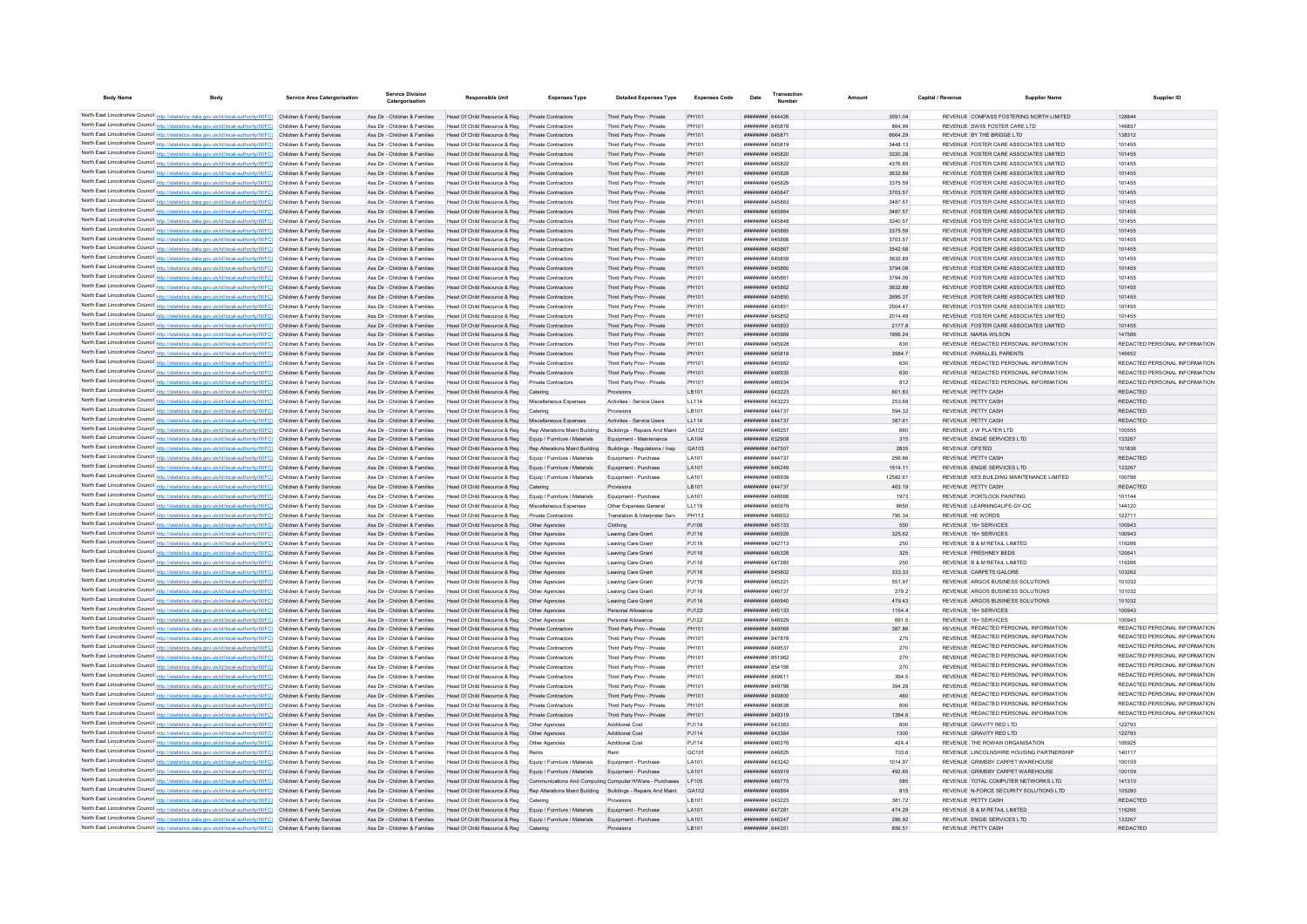| Body Name | Body | Service Area Catergorisation | Service Division Catergorisation | Responsible Unit | Expenses Type | Detailed Expenses Type | Expenses Code | Date | Transaction Number | Amount | Capital / Revenue | Supplier Name | Supplier ID |
|---|---|---|---|---|---|---|---|---|---|---|---|---|---|
| North East Lincolnshire Council | http://statistics.data.gov.uk/id/local-authority/00FC) | Children & Family Services | Ass Dir - Children & Families | Head Of Child Resource & Reg | Private Contractors | Third Party Prov - Private | PH101 | ######## | 644426 | 3591.04 | REVENUE | COMPASS FOSTERING NORTH LIMITED | 128844 |
| North East Lincolnshire Council | http://statistics.data.gov.uk/id/local-authority/00FC) | Children & Family Services | Ass Dir - Children & Families | Head Of Child Resource & Reg | Private Contractors | Third Party Prov - Private | PH101 | ######## | 645878 | 864.99 | REVENUE | SWIIS FOSTER CARE LTD | 146857 |
| North East Lincolnshire Council | http://statistics.data.gov.uk/id/local-authority/00FC) | Children & Family Services | Ass Dir - Children & Families | Head Of Child Resource & Reg | Private Contractors | Third Party Prov - Private | PH101 | ######## | 645871 | 6664.29 | REVENUE | BY THE BRIDGE LTD | 138312 |
| North East Lincolnshire Council | http://statistics.data.gov.uk/id/local-authority/00FC) | Children & Family Services | Ass Dir - Children & Families | Head Of Child Resource & Reg | Private Contractors | Third Party Prov - Private | PH101 | ######## | 645819 | 3448.13 | REVENUE | FOSTER CARE ASSOCIATES LIMITED | 101455 |
| North East Lincolnshire Council | http://statistics.data.gov.uk/id/local-authority/00FC) | Children & Family Services | Ass Dir - Children & Families | Head Of Child Resource & Reg | Private Contractors | Third Party Prov - Private | PH101 | ######## | 645820 | 3220.28 | REVENUE | FOSTER CARE ASSOCIATES LIMITED | 101455 |
| North East Lincolnshire Council | http://statistics.data.gov.uk/id/local-authority/00FC) | Children & Family Services | Ass Dir - Children & Families | Head Of Child Resource & Reg | Private Contractors | Third Party Prov - Private | PH101 | ######## | 645822 | 4376.85 | REVENUE | FOSTER CARE ASSOCIATES LIMITED | 101455 |
| North East Lincolnshire Council | http://statistics.data.gov.uk/id/local-authority/00FC) | Children & Family Services | Ass Dir - Children & Families | Head Of Child Resource & Reg | Private Contractors | Third Party Prov - Private | PH101 | ######## | 645828 | 3632.89 | REVENUE | FOSTER CARE ASSOCIATES LIMITED | 101455 |
| North East Lincolnshire Council | http://statistics.data.gov.uk/id/local-authority/00FC) | Children & Family Services | Ass Dir - Children & Families | Head Of Child Resource & Reg | Private Contractors | Third Party Prov - Private | PH101 | ######## | 645829 | 3375.59 | REVENUE | FOSTER CARE ASSOCIATES LIMITED | 101455 |
| North East Lincolnshire Council | http://statistics.data.gov.uk/id/local-authority/00FC) | Children & Family Services | Ass Dir - Children & Families | Head Of Child Resource & Reg | Private Contractors | Third Party Prov - Private | PH101 | ######## | 645847 | 3703.57 | REVENUE | FOSTER CARE ASSOCIATES LIMITED | 101455 |
| North East Lincolnshire Council | http://statistics.data.gov.uk/id/local-authority/00FC) | Children & Family Services | Ass Dir - Children & Families | Head Of Child Resource & Reg | Private Contractors | Third Party Prov - Private | PH101 | ######## | 645863 | 3487.57 | REVENUE | FOSTER CARE ASSOCIATES LIMITED | 101455 |
| North East Lincolnshire Council | http://statistics.data.gov.uk/id/local-authority/00FC) | Children & Family Services | Ass Dir - Children & Families | Head Of Child Resource & Reg | Private Contractors | Third Party Prov - Private | PH101 | ######## | 645864 | 3487.57 | REVENUE | FOSTER CARE ASSOCIATES LIMITED | 101455 |
| North East Lincolnshire Council | http://statistics.data.gov.uk/id/local-authority/00FC) | Children & Family Services | Ass Dir - Children & Families | Head Of Child Resource & Reg | Private Contractors | Third Party Prov - Private | PH101 | ######## | 645848 | 3240.57 | REVENUE | FOSTER CARE ASSOCIATES LIMITED | 101455 |
| North East Lincolnshire Council | http://statistics.data.gov.uk/id/local-authority/00FC) | Children & Family Services | Ass Dir - Children & Families | Head Of Child Resource & Reg | Private Contractors | Third Party Prov - Private | PH101 | ######## | 645865 | 3375.59 | REVENUE | FOSTER CARE ASSOCIATES LIMITED | 101455 |
| North East Lincolnshire Council | http://statistics.data.gov.uk/id/local-authority/00FC) | Children & Family Services | Ass Dir - Children & Families | Head Of Child Resource & Reg | Private Contractors | Third Party Prov - Private | PH101 | ######## | 645866 | 3703.57 | REVENUE | FOSTER CARE ASSOCIATES LIMITED | 101455 |
| North East Lincolnshire Council | http://statistics.data.gov.uk/id/local-authority/00FC) | Children & Family Services | Ass Dir - Children & Families | Head Of Child Resource & Reg | Private Contractors | Third Party Prov - Private | PH101 | ######## | 645867 | 3542.68 | REVENUE | FOSTER CARE ASSOCIATES LIMITED | 101455 |
| North East Lincolnshire Council | http://statistics.data.gov.uk/id/local-authority/00FC) | Children & Family Services | Ass Dir - Children & Families | Head Of Child Resource & Reg | Private Contractors | Third Party Prov - Private | PH101 | ######## | 645859 | 3632.89 | REVENUE | FOSTER CARE ASSOCIATES LIMITED | 101455 |
| North East Lincolnshire Council | http://statistics.data.gov.uk/id/local-authority/00FC) | Children & Family Services | Ass Dir - Children & Families | Head Of Child Resource & Reg | Private Contractors | Third Party Prov - Private | PH101 | ######## | 645860 | 3794.09 | REVENUE | FOSTER CARE ASSOCIATES LIMITED | 101455 |
| North East Lincolnshire Council | http://statistics.data.gov.uk/id/local-authority/00FC) | Children & Family Services | Ass Dir - Children & Families | Head Of Child Resource & Reg | Private Contractors | Third Party Prov - Private | PH101 | ######## | 645861 | 3794.09 | REVENUE | FOSTER CARE ASSOCIATES LIMITED | 101455 |
| North East Lincolnshire Council | http://statistics.data.gov.uk/id/local-authority/00FC) | Children & Family Services | Ass Dir - Children & Families | Head Of Child Resource & Reg | Private Contractors | Third Party Prov - Private | PH101 | ######## | 645862 | 3632.89 | REVENUE | FOSTER CARE ASSOCIATES LIMITED | 101455 |
| North East Lincolnshire Council | http://statistics.data.gov.uk/id/local-authority/00FC) | Children & Family Services | Ass Dir - Children & Families | Head Of Child Resource & Reg | Private Contractors | Third Party Prov - Private | PH101 | ######## | 645850 | 2695.37 | REVENUE | FOSTER CARE ASSOCIATES LIMITED | 101455 |
| North East Lincolnshire Council | http://statistics.data.gov.uk/id/local-authority/00FC) | Children & Family Services | Ass Dir - Children & Families | Head Of Child Resource & Reg | Private Contractors | Third Party Prov - Private | PH101 | ######## | 645851 | 2504.47 | REVENUE | FOSTER CARE ASSOCIATES LIMITED | 101455 |
| North East Lincolnshire Council | http://statistics.data.gov.uk/id/local-authority/00FC) | Children & Family Services | Ass Dir - Children & Families | Head Of Child Resource & Reg | Private Contractors | Third Party Prov - Private | PH101 | ######## | 645852 | 2014.48 | REVENUE | FOSTER CARE ASSOCIATES LIMITED | 101455 |
| North East Lincolnshire Council | http://statistics.data.gov.uk/id/local-authority/00FC) | Children & Family Services | Ass Dir - Children & Families | Head Of Child Resource & Reg | Private Contractors | Third Party Prov - Private | PH101 | ######## | 645853 | 2177.8 | REVENUE | FOSTER CARE ASSOCIATES LIMITED | 101455 |
| North East Lincolnshire Council | http://statistics.data.gov.uk/id/local-authority/00FC) | Children & Family Services | Ass Dir - Children & Families | Head Of Child Resource & Reg | Private Contractors | Third Party Prov - Private | PH101 | ######## | 645969 | 1956.24 | REVENUE | MARIA WILSON | 147586 |
| North East Lincolnshire Council | http://statistics.data.gov.uk/id/local-authority/00FC) | Children & Family Services | Ass Dir - Children & Families | Head Of Child Resource & Reg | Private Contractors | Third Party Prov - Private | PH101 | ######## | 645928 | 630 | REVENUE | REDACTED PERSONAL INFORMATION | REDACTED PERSONAL INFORMATION |
| North East Lincolnshire Council | http://statistics.data.gov.uk/id/local-authority/00FC) | Children & Family Services | Ass Dir - Children & Families | Head Of Child Resource & Reg | Private Contractors | Third Party Prov - Private | PH101 | ######## | 645818 | 3584.7 | REVENUE | PARALLEL PARENTS | 146652 |
| North East Lincolnshire Council | http://statistics.data.gov.uk/id/local-authority/00FC) | Children & Family Services | Ass Dir - Children & Families | Head Of Child Resource & Reg | Private Contractors | Third Party Prov - Private | PH101 | ######## | 645982 | 630 | REVENUE | REDACTED PERSONAL INFORMATION | REDACTED PERSONAL INFORMATION |
| North East Lincolnshire Council | http://statistics.data.gov.uk/id/local-authority/00FC) | Children & Family Services | Ass Dir - Children & Families | Head Of Child Resource & Reg | Private Contractors | Third Party Prov - Private | PH101 | ######## | 646935 | 630 | REVENUE | REDACTED PERSONAL INFORMATION | REDACTED PERSONAL INFORMATION |
| North East Lincolnshire Council | http://statistics.data.gov.uk/id/local-authority/00FC) | Children & Family Services | Ass Dir - Children & Families | Head Of Child Resource & Reg | Private Contractors | Third Party Prov - Private | PH101 | ######## | 646934 | 812 | REVENUE | REDACTED PERSONAL INFORMATION | REDACTED PERSONAL INFORMATION |
| North East Lincolnshire Council | http://statistics.data.gov.uk/id/local-authority/00FC) | Children & Family Services | Ass Dir - Children & Families | Head Of Child Resource & Reg | Catering | Provisions | LB101 | ######## | 643223 | 601.83 | REVENUE | PETTY CASH | REDACTED |
| North East Lincolnshire Council | http://statistics.data.gov.uk/id/local-authority/00FC) | Children & Family Services | Ass Dir - Children & Families | Head Of Child Resource & Reg | Miscellaneous Expenses | Activities - Service Users | LL114 | ######## | 643223 | 253.68 | REVENUE | PETTY CASH | REDACTED |
| North East Lincolnshire Council | http://statistics.data.gov.uk/id/local-authority/00FC) | Children & Family Services | Ass Dir - Children & Families | Head Of Child Resource & Reg | Catering | Provisions | LB101 | ######## | 644737 | 594.32 | REVENUE | PETTY CASH | REDACTED |
| North East Lincolnshire Council | http://statistics.data.gov.uk/id/local-authority/00FC) | Children & Family Services | Ass Dir - Children & Families | Head Of Child Resource & Reg | Miscellaneous Expenses | Activities - Service Users | LL114 | ######## | 644737 | 387.61 | REVENUE | PETTY CASH | REDACTED |
| North East Lincolnshire Council | http://statistics.data.gov.uk/id/local-authority/00FC) | Children & Family Services | Ass Dir - Children & Families | Head Of Child Resource & Reg | Rep Alterations Maint Building | Buildings - Repairs And Maint | GA102 | ######## | 646257 | 660 | REVENUE | J W PLATER LTD | 100555 |
| North East Lincolnshire Council | http://statistics.data.gov.uk/id/local-authority/00FC) | Children & Family Services | Ass Dir - Children & Families | Head Of Child Resource & Reg | Equip / Furniture / Materials | Equipment - Maintenance | LA104 | ######## | 632908 | 315 | REVENUE | ENGIE SERVICES LTD | 133267 |
| North East Lincolnshire Council | http://statistics.data.gov.uk/id/local-authority/00FC) | Children & Family Services | Ass Dir - Children & Families | Head Of Child Resource & Reg | Rep Alterations Maint Building | Buildings - Regulations / Insp | GA103 | ######## | 647507 | 2835 | REVENUE | OFSTED | 101836 |
| North East Lincolnshire Council | http://statistics.data.gov.uk/id/local-authority/00FC) | Children & Family Services | Ass Dir - Children & Families | Head Of Child Resource & Reg | Equip / Furniture / Materials | Equipment - Purchase | LA101 | ######## | 644737 | 256.66 | REVENUE | PETTY CASH | REDACTED |
| North East Lincolnshire Council | http://statistics.data.gov.uk/id/local-authority/00FC) | Children & Family Services | Ass Dir - Children & Families | Head Of Child Resource & Reg | Equip / Furniture / Materials | Equipment - Purchase | LA101 | ######## | 646249 | 1514.11 | REVENUE | ENGIE SERVICES LTD | 133267 |
| North East Lincolnshire Council | http://statistics.data.gov.uk/id/local-authority/00FC) | Children & Family Services | Ass Dir - Children & Families | Head Of Child Resource & Reg | Equip / Furniture / Materials | Equipment - Purchase | LA101 | ######## | 646939 | 12582.61 | REVENUE | KES BUILDING MAINTENANCE LIMITED | 100786 |
| North East Lincolnshire Council | http://statistics.data.gov.uk/id/local-authority/00FC) | Children & Family Services | Ass Dir - Children & Families | Head Of Child Resource & Reg | Catering | Provisions | LB101 | ######## | 644737 | 463.19 | REVENUE | PETTY CASH | REDACTED |
| North East Lincolnshire Council | http://statistics.data.gov.uk/id/local-authority/00FC) | Children & Family Services | Ass Dir - Children & Families | Head Of Child Resource & Reg | Equip / Furniture / Materials | Equipment - Purchase | LA101 | ######## | 646666 | 1973 | REVENUE | PORTLOCK PAINTING | 101144 |
| North East Lincolnshire Council | http://statistics.data.gov.uk/id/local-authority/00FC) | Children & Family Services | Ass Dir - Children & Families | Head Of Child Resource & Reg | Miscellaneous Expenses | Other Expenses General | LL119 | ######## | 645979 | 6650 | REVENUE | LEARNING4LIFE-GY-CIC | 144120 |
| North East Lincolnshire Council | http://statistics.data.gov.uk/id/local-authority/00FC) | Children & Family Services | Ass Dir - Children & Families | Head Of Child Resource & Reg | Private Contractors | Translation & Interpreter Serv | PH113 | ######## | 646652 | 790.34 | REVENUE | HE WORDS | 122711 |
| North East Lincolnshire Council | http://statistics.data.gov.uk/id/local-authority/00FC) | Children & Family Services | Ass Dir - Children & Families | Head Of Child Resource & Reg | Other Agencies | Clothing | PJ106 | ######## | 645133 | 550 | REVENUE | 16+ SERVICES | 100943 |
| North East Lincolnshire Council | http://statistics.data.gov.uk/id/local-authority/00FC) | Children & Family Services | Ass Dir - Children & Families | Head Of Child Resource & Reg | Other Agencies | Leaving Care Grant | PJ116 | ######## | 646929 | 325.62 | REVENUE | 16+ SERVICES | 100943 |
| North East Lincolnshire Council | http://statistics.data.gov.uk/id/local-authority/00FC) | Children & Family Services | Ass Dir - Children & Families | Head Of Child Resource & Reg | Other Agencies | Leaving Care Grant | PJ116 | ######## | 642713 | 250 | REVENUE | B & M RETAIL LIMITED | 116266 |
| North East Lincolnshire Council | http://statistics.data.gov.uk/id/local-authority/00FC) | Children & Family Services | Ass Dir - Children & Families | Head Of Child Resource & Reg | Other Agencies | Leaving Care Grant | PJ116 | ######## | 646328 | 325 | REVENUE | FRESHNEY BEDS | 120641 |
| North East Lincolnshire Council | http://statistics.data.gov.uk/id/local-authority/00FC) | Children & Family Services | Ass Dir - Children & Families | Head Of Child Resource & Reg | Other Agencies | Leaving Care Grant | PJ116 | ######## | 647285 | 250 | REVENUE | B & M RETAIL LIMITED | 116266 |
| North East Lincolnshire Council | http://statistics.data.gov.uk/id/local-authority/00FC) | Children & Family Services | Ass Dir - Children & Families | Head Of Child Resource & Reg | Other Agencies | Leaving Care Grant | PJ116 | ######## | 645802 | 333.33 | REVENUE | CARPETS GALORE | 103262 |
| North East Lincolnshire Council | http://statistics.data.gov.uk/id/local-authority/00FC) | Children & Family Services | Ass Dir - Children & Families | Head Of Child Resource & Reg | Other Agencies | Leaving Care Grant | PJ116 | ######## | 645221 | 551.97 | REVENUE | ARGOS BUSINESS SOLUTIONS | 101032 |
| North East Lincolnshire Council | http://statistics.data.gov.uk/id/local-authority/00FC) | Children & Family Services | Ass Dir - Children & Families | Head Of Child Resource & Reg | Other Agencies | Leaving Care Grant | PJ116 | ######## | 646737 | 279.2 | REVENUE | ARGOS BUSINESS SOLUTIONS | 101032 |
| North East Lincolnshire Council | http://statistics.data.gov.uk/id/local-authority/00FC) | Children & Family Services | Ass Dir - Children & Families | Head Of Child Resource & Reg | Other Agencies | Leaving Care Grant | PJ116 | ######## | 646940 | 479.43 | REVENUE | ARGOS BUSINESS SOLUTIONS | 101032 |
| North East Lincolnshire Council | http://statistics.data.gov.uk/id/local-authority/00FC) | Children & Family Services | Ass Dir - Children & Families | Head Of Child Resource & Reg | Other Agencies | Personal Allowance | PJ122 | ######## | 645133 | 1154.4 | REVENUE | 16+ SERVICES | 100943 |
| North East Lincolnshire Council | http://statistics.data.gov.uk/id/local-authority/00FC) | Children & Family Services | Ass Dir - Children & Families | Head Of Child Resource & Reg | Other Agencies | Personal Allowance | PJ122 | ######## | 646929 | 691.5 | REVENUE | 16+ SERVICES | 100943 |
| North East Lincolnshire Council | http://statistics.data.gov.uk/id/local-authority/00FC) | Children & Family Services | Ass Dir - Children & Families | Head Of Child Resource & Reg | Private Contractors | Third Party Prov - Private | PH101 | ######## | 849589 | 387.86 | REVENUE | REDACTED PERSONAL INFORMATION | REDACTED PERSONAL INFORMATION |
| North East Lincolnshire Council | http://statistics.data.gov.uk/id/local-authority/00FC) | Children & Family Services | Ass Dir - Children & Families | Head Of Child Resource & Reg | Private Contractors | Third Party Prov - Private | PH101 | ######## | 847878 | 270 | REVENUE | REDACTED PERSONAL INFORMATION | REDACTED PERSONAL INFORMATION |
| North East Lincolnshire Council | http://statistics.data.gov.uk/id/local-authority/00FC) | Children & Family Services | Ass Dir - Children & Families | Head Of Child Resource & Reg | Private Contractors | Third Party Prov - Private | PH101 | ######## | 849537 | 270 | REVENUE | REDACTED PERSONAL INFORMATION | REDACTED PERSONAL INFORMATION |
| North East Lincolnshire Council | http://statistics.data.gov.uk/id/local-authority/00FC) | Children & Family Services | Ass Dir - Children & Families | Head Of Child Resource & Reg | Private Contractors | Third Party Prov - Private | PH101 | ######## | 851962 | 270 | REVENUE | REDACTED PERSONAL INFORMATION | REDACTED PERSONAL INFORMATION |
| North East Lincolnshire Council | http://statistics.data.gov.uk/id/local-authority/00FC) | Children & Family Services | Ass Dir - Children & Families | Head Of Child Resource & Reg | Private Contractors | Third Party Prov - Private | PH101 | ######## | 854156 | 270 | REVENUE | REDACTED PERSONAL INFORMATION | REDACTED PERSONAL INFORMATION |
| North East Lincolnshire Council | http://statistics.data.gov.uk/id/local-authority/00FC) | Children & Family Services | Ass Dir - Children & Families | Head Of Child Resource & Reg | Private Contractors | Third Party Prov - Private | PH101 | ######## | 849611 | 394.5 | REVENUE | REDACTED PERSONAL INFORMATION | REDACTED PERSONAL INFORMATION |
| North East Lincolnshire Council | http://statistics.data.gov.uk/id/local-authority/00FC) | Children & Family Services | Ass Dir - Children & Families | Head Of Child Resource & Reg | Private Contractors | Third Party Prov - Private | PH101 | ######## | 849799 | 394.29 | REVENUE | REDACTED PERSONAL INFORMATION | REDACTED PERSONAL INFORMATION |
| North East Lincolnshire Council | http://statistics.data.gov.uk/id/local-authority/00FC) | Children & Family Services | Ass Dir - Children & Families | Head Of Child Resource & Reg | Private Contractors | Third Party Prov - Private | PH101 | ######## | 849800 | 460 | REVENUE | REDACTED PERSONAL INFORMATION | REDACTED PERSONAL INFORMATION |
| North East Lincolnshire Council | http://statistics.data.gov.uk/id/local-authority/00FC) | Children & Family Services | Ass Dir - Children & Families | Head Of Child Resource & Reg | Private Contractors | Third Party Prov - Private | PH101 | ######## | 849638 | 800 | REVENUE | REDACTED PERSONAL INFORMATION | REDACTED PERSONAL INFORMATION |
| North East Lincolnshire Council | http://statistics.data.gov.uk/id/local-authority/00FC) | Children & Family Services | Ass Dir - Children & Families | Head Of Child Resource & Reg | Private Contractors | Third Party Prov - Private | PH101 | ######## | 849319 | 1394.6 | REVENUE | REDACTED PERSONAL INFORMATION | REDACTED PERSONAL INFORMATION |
| North East Lincolnshire Council | http://statistics.data.gov.uk/id/local-authority/00FC) | Children & Family Services | Ass Dir - Children & Families | Head Of Child Resource & Reg | Other Agencies | Additional Cost | PJ114 | ######## | 643363 | 800 | REVENUE | GRAVITY RED LTD | 122793 |
| North East Lincolnshire Council | http://statistics.data.gov.uk/id/local-authority/00FC) | Children & Family Services | Ass Dir - Children & Families | Head Of Child Resource & Reg | Other Agencies | Additional Cost | PJ114 | ######## | 643364 | 1300 | REVENUE | GRAVITY RED LTD | 122793 |
| North East Lincolnshire Council | http://statistics.data.gov.uk/id/local-authority/00FC) | Children & Family Services | Ass Dir - Children & Families | Head Of Child Resource & Reg | Other Agencies | Additional Cost | PJ114 | ######## | 646376 | 424.4 | REVENUE | THE ROWAN ORGANISATION | 105925 |
| North East Lincolnshire Council | http://statistics.data.gov.uk/id/local-authority/00FC) | Children & Family Services | Ass Dir - Children & Families | Head Of Child Resource & Reg | Rents | Rent | GC101 | ######## | 646825 | 703.6 | REVENUE | LINCOLNSHIRE HOUSING PARTNERSHIP | 140117 |
| North East Lincolnshire Council | http://statistics.data.gov.uk/id/local-authority/00FC) | Children & Family Services | Ass Dir - Children & Families | Head Of Child Resource & Reg | Equip / Furniture / Materials | Equipment - Purchase | LA101 | ######## | 643242 | 1014.97 | REVENUE | GRIMSBY CARPET WAREHOUSE | 100159 |
| North East Lincolnshire Council | http://statistics.data.gov.uk/id/local-authority/00FC) | Children & Family Services | Ass Dir - Children & Families | Head Of Child Resource & Reg | Equip / Furniture / Materials | Equipment - Purchase | LA101 | ######## | 645919 | 492.65 | REVENUE | GRIMSBY CARPET WAREHOUSE | 100159 |
| North East Lincolnshire Council | http://statistics.data.gov.uk/id/local-authority/00FC) | Children & Family Services | Ass Dir - Children & Families | Head Of Child Resource & Reg | Communications And Computing | Computer H/Ware - Purchases | LF105 | ######## | 646775 | 585 | REVENUE | TOTAL COMPUTER NETWORKS LTD | 141310 |
| North East Lincolnshire Council | http://statistics.data.gov.uk/id/local-authority/00FC) | Children & Family Services | Ass Dir - Children & Families | Head Of Child Resource & Reg | Rep Alterations Maint Building | Buildings - Repairs And Maint | GA102 | ######## | 646864 | 815 | REVENUE | N-FORCE SECURITY SOLUTIONS LTD | 105280 |
| North East Lincolnshire Council | http://statistics.data.gov.uk/id/local-authority/00FC) | Children & Family Services | Ass Dir - Children & Families | Head Of Child Resource & Reg | Catering | Provisions | LB101 | ######## | 643223 | 381.72 | REVENUE | PETTY CASH | REDACTED |
| North East Lincolnshire Council | http://statistics.data.gov.uk/id/local-authority/00FC) | Children & Family Services | Ass Dir - Children & Families | Head Of Child Resource & Reg | Equip / Furniture / Materials | Equipment - Purchase | LA101 | ######## | 647281 | 474.29 | REVENUE | B & M RETAIL LIMITED | 116266 |
| North East Lincolnshire Council | http://statistics.data.gov.uk/id/local-authority/00FC) | Children & Family Services | Ass Dir - Children & Families | Head Of Child Resource & Reg | Equip / Furniture / Materials | Equipment - Purchase | LA101 | ######## | 646247 | 286.92 | REVENUE | ENGIE SERVICES LTD | 133267 |
| North East Lincolnshire Council | http://statistics.data.gov.uk/id/local-authority/00FC) | Children & Family Services | Ass Dir - Children & Families | Head Of Child Resource & Reg | Catering | Provisions | LB101 | ######## | 644351 | 856.51 | REVENUE | PETTY CASH | REDACTED |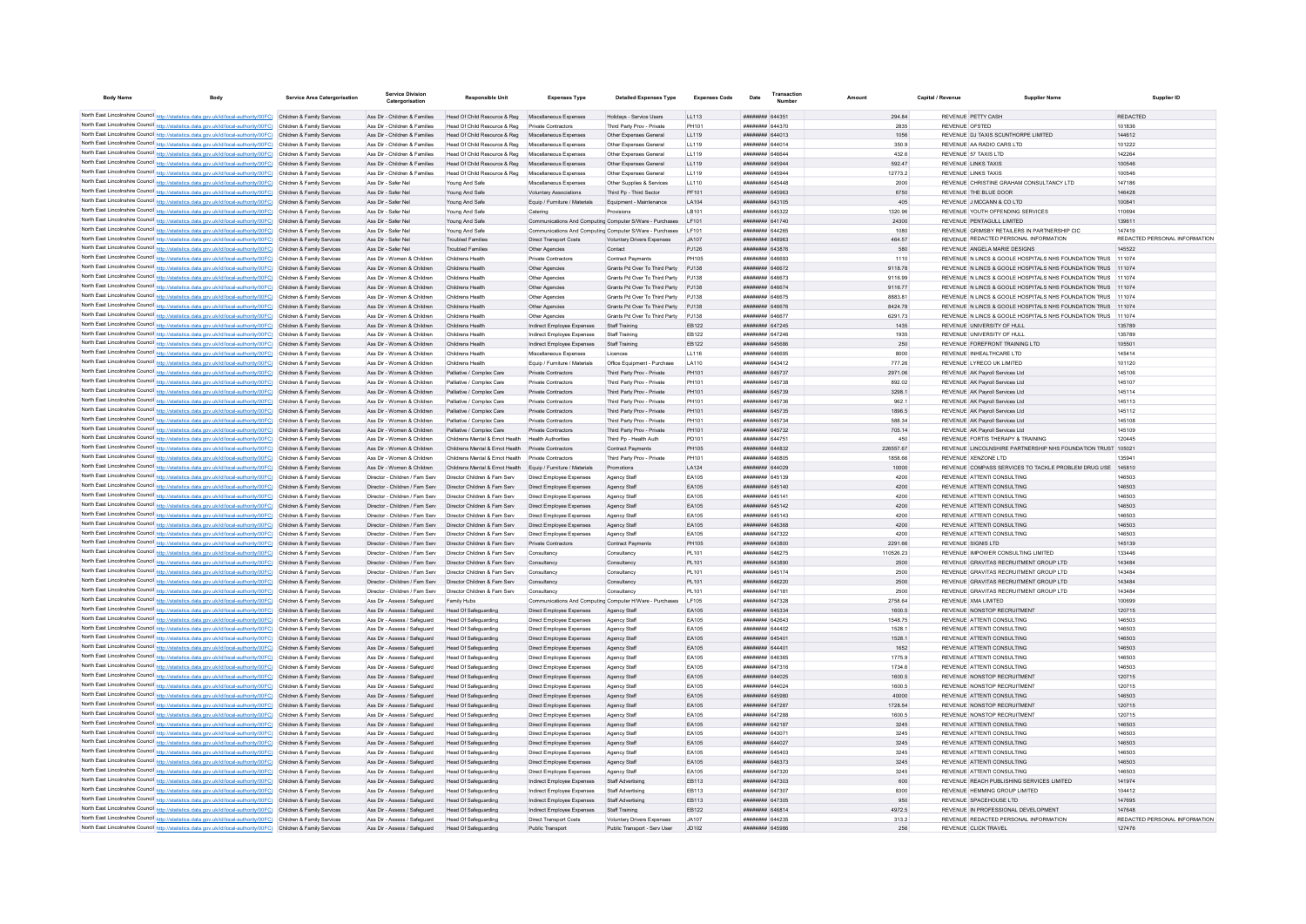| Body Name | Body | Service Area Catergorisation | Service Division Catergorisation | Responsible Unit | Expenses Type | Detailed Expenses Type | Expenses Code | Date | Transaction Number | Amount | Capital / Revenue | Supplier Name | Supplier ID |
|---|---|---|---|---|---|---|---|---|---|---|---|---|---|
| North East Lincolnshire Council | http://statistics.data.gov.uk/id/local-authority/00FC | Children & Family Services | Ass Dir - Children & Families | Head Of Child Resource & Reg | Miscellaneous Expenses | Holidays - Service Users | LL113 | ######## | 644351 | 294.84 | REVENUE | PETTY CASH | REDACTED |
| North East Lincolnshire Council | http://statistics.data.gov.uk/id/local-authority/00FC | Children & Family Services | Ass Dir - Children & Families | Head Of Child Resource & Reg | Private Contractors | Third Party Prov - Private | PH101 | ######## | 644370 | 2835 | REVENUE | OFSTED | 101836 |
| North East Lincolnshire Council | http://statistics.data.gov.uk/id/local-authority/00FC | Children & Family Services | Ass Dir - Children & Families | Head Of Child Resource & Reg | Miscellaneous Expenses | Other Expenses General | LL119 | ######## | 644013 | 1056 | REVENUE | DJ TAXIS SCUNTHORPE LIMITED | 144612 |
| North East Lincolnshire Council | http://statistics.data.gov.uk/id/local-authority/00FC | Children & Family Services | Ass Dir - Children & Families | Head Of Child Resource & Reg | Miscellaneous Expenses | Other Expenses General | LL119 | ######## | 644014 | 350.9 | REVENUE | AA RADIO CARS LTD | 101222 |
| North East Lincolnshire Council | http://statistics.data.gov.uk/id/local-authority/00FC | Children & Family Services | Ass Dir - Children & Families | Head Of Child Resource & Reg | Miscellaneous Expenses | Other Expenses General | LL119 | ######## | 646644 | 432.6 | REVENUE | 57 TAXIS LTD | 142264 |
| North East Lincolnshire Council | http://statistics.data.gov.uk/id/local-authority/00FC | Children & Family Services | Ass Dir - Children & Families | Head Of Child Resource & Reg | Miscellaneous Expenses | Other Expenses General | LL119 | ######## | 645944 | 592.47 | REVENUE | LINKS TAXIS | 100546 |
| North East Lincolnshire Council | http://statistics.data.gov.uk/id/local-authority/00FC | Children & Family Services | Ass Dir - Children & Families | Head Of Child Resource & Reg | Miscellaneous Expenses | Other Expenses General | LL119 | ######## | 645944 | 12773.2 | REVENUE | LINKS TAXIS | 100546 |
| North East Lincolnshire Council | http://statistics.data.gov.uk/id/local-authority/00FC | Children & Family Services | Ass Dir - Safer Nel | Young And Safe | Miscellaneous Expenses | Other Supplies & Services | LL110 | ######## | 645448 | 2000 | REVENUE | CHRISTINE GRAHAM CONSULTANCY LTD | 147185 |
| North East Lincolnshire Council | http://statistics.data.gov.uk/id/local-authority/00FC | Children & Family Services | Ass Dir - Safer Nel | Young And Safe | Voluntary Associations | Third Pp - Third Sector | PF101 | ######## | 645963 | 6750 | REVENUE | THE BLUE DOOR | 146428 |
| North East Lincolnshire Council | http://statistics.data.gov.uk/id/local-authority/00FC | Children & Family Services | Ass Dir - Safer Nel | Young And Safe | Equip / Furniture / Materials | Equipment - Maintenance | LA104 | ######## | 643105 | 405 | REVENUE | J MCCANN & CO LTD | 100841 |
| North East Lincolnshire Council | http://statistics.data.gov.uk/id/local-authority/00FC | Children & Family Services | Ass Dir - Safer Nel | Young And Safe | Catering | Provisions | LB101 | ######## | 645322 | 1320.96 | REVENUE | YOUTH OFFENDING SERVICES | 110694 |
| North East Lincolnshire Council | http://statistics.data.gov.uk/id/local-authority/00FC | Children & Family Services | Ass Dir - Safer Nel | Young And Safe | Communications And Computing | Computer S/Ware - Purchases | LF101 | ######## | 641740 | 24300 | REVENUE | PENTAGULL LIMITED | 139611 |
| North East Lincolnshire Council | http://statistics.data.gov.uk/id/local-authority/00FC | Children & Family Services | Ass Dir - Safer Nel | Young And Safe | Communications And Computing | Computer S/Ware - Purchases | LF101 | ######## | 644265 | 1080 | REVENUE | GRIMSBY RETAILERS IN PARTNERSHIP CIC | 147419 |
| North East Lincolnshire Council | http://statistics.data.gov.uk/id/local-authority/00FC | Children & Family Services | Ass Dir - Safer Nel | Troubled Families | Direct Transport Costs | Voluntary Drivers Expenses | JA107 | ######## | 648983 | 464.57 | REVENUE | REDACTED PERSONAL INFORMATION | REDACTED PERSONAL INFORMATION |
| North East Lincolnshire Council | http://statistics.data.gov.uk/id/local-authority/00FC | Children & Family Services | Ass Dir - Safer Nel | Troubled Families | Other Agencies | Contact | PJ126 | ######## | 643876 | 580 | REVENUE | ANGELA MARIE DESIGNS | 145522 |
| North East Lincolnshire Council | http://statistics.data.gov.uk/id/local-authority/00FC | Children & Family Services | Ass Dir - Women & Children | Childrens Health | Private Contractors | Contract Payments | PH105 | ######## | 646693 | 1110 | REVENUE | N LINCS & GOOLE HOSPITALS NHS FOUNDATION TRUS | 111074 |
| North East Lincolnshire Council | http://statistics.data.gov.uk/id/local-authority/00FC | Children & Family Services | Ass Dir - Women & Children | Childrens Health | Other Agencies | Grants Pd Over To Third Party | PJ138 | ######## | 646672 | 9118.78 | REVENUE | N LINCS & GOOLE HOSPITALS NHS FOUNDATION TRUS | 111074 |
| North East Lincolnshire Council | http://statistics.data.gov.uk/id/local-authority/00FC | Children & Family Services | Ass Dir - Women & Children | Childrens Health | Other Agencies | Grants Pd Over To Third Party | PJ138 | ######## | 646673 | 9116.99 | REVENUE | N LINCS & GOOLE HOSPITALS NHS FOUNDATION TRUS | 111074 |
| North East Lincolnshire Council | http://statistics.data.gov.uk/id/local-authority/00FC | Children & Family Services | Ass Dir - Women & Children | Childrens Health | Other Agencies | Grants Pd Over To Third Party | PJ138 | ######## | 646674 | 9116.77 | REVENUE | N LINCS & GOOLE HOSPITALS NHS FOUNDATION TRUS | 111074 |
| North East Lincolnshire Council | http://statistics.data.gov.uk/id/local-authority/00FC | Children & Family Services | Ass Dir - Women & Children | Childrens Health | Other Agencies | Grants Pd Over To Third Party | PJ138 | ######## | 646675 | 8883.81 | REVENUE | N LINCS & GOOLE HOSPITALS NHS FOUNDATION TRUS | 111074 |
| North East Lincolnshire Council | http://statistics.data.gov.uk/id/local-authority/00FC | Children & Family Services | Ass Dir - Women & Children | Childrens Health | Other Agencies | Grants Pd Over To Third Party | PJ138 | ######## | 646676 | 8424.78 | REVENUE | N LINCS & GOOLE HOSPITALS NHS FOUNDATION TRUS | 111074 |
| North East Lincolnshire Council | http://statistics.data.gov.uk/id/local-authority/00FC | Children & Family Services | Ass Dir - Women & Children | Childrens Health | Other Agencies | Grants Pd Over To Third Party | PJ138 | ######## | 646677 | 8291.73 | REVENUE | N LINCS & GOOLE HOSPITALS NHS FOUNDATION TRUS | 111074 |
| North East Lincolnshire Council | http://statistics.data.gov.uk/id/local-authority/00FC | Children & Family Services | Ass Dir - Women & Children | Childrens Health | Indirect Employee Expenses | Staff Training | EB122 | ######## | 647245 | 1435 | REVENUE | UNIVERSITY OF HULL | 135789 |
| North East Lincolnshire Council | http://statistics.data.gov.uk/id/local-authority/00FC | Children & Family Services | Ass Dir - Women & Children | Childrens Health | Indirect Employee Expenses | Staff Training | EB122 | ######## | 647246 | 1935 | REVENUE | UNIVERSITY OF HULL | 135789 |
| North East Lincolnshire Council | http://statistics.data.gov.uk/id/local-authority/00FC | Children & Family Services | Ass Dir - Women & Children | Childrens Health | Indirect Employee Expenses | Staff Training | EB122 | ######## | 645686 | 250 | REVENUE | FOREFRONT TRAINING LTD | 105501 |
| North East Lincolnshire Council | http://statistics.data.gov.uk/id/local-authority/00FC | Children & Family Services | Ass Dir - Women & Children | Childrens Health | Miscellaneous Expenses | Licences | LL116 | ######## | 646695 | 8000 | REVENUE | INHEALTHCARE LTD | 145414 |
| North East Lincolnshire Council | http://statistics.data.gov.uk/id/local-authority/00FC | Children & Family Services | Ass Dir - Women & Children | Childrens Health | Equip / Furniture / Materials | Office Equipment - Purchase | LA110 | ######## | 643412 | 777.26 | REVENUE | LYRECO UK LIMITED | 101120 |
| North East Lincolnshire Council | http://statistics.data.gov.uk/id/local-authority/00FC | Children & Family Services | Ass Dir - Women & Children | Palliative / Complex Care | Private Contractors | Third Party Prov - Private | PH101 | ######## | 645737 | 2971.06 | REVENUE | AK Payroll Services Ltd | 145106 |
| North East Lincolnshire Council | http://statistics.data.gov.uk/id/local-authority/00FC | Children & Family Services | Ass Dir - Women & Children | Palliative / Complex Care | Private Contractors | Third Party Prov - Private | PH101 | ######## | 645738 | 892.02 | REVENUE | AK Payroll Services Ltd | 145107 |
| North East Lincolnshire Council | http://statistics.data.gov.uk/id/local-authority/00FC | Children & Family Services | Ass Dir - Women & Children | Palliative / Complex Care | Private Contractors | Third Party Prov - Private | PH101 | ######## | 645739 | 3298.1 | REVENUE | AK Payroll Services Ltd | 145114 |
| North East Lincolnshire Council | http://statistics.data.gov.uk/id/local-authority/00FC | Children & Family Services | Ass Dir - Women & Children | Palliative / Complex Care | Private Contractors | Third Party Prov - Private | PH101 | ######## | 645736 | 962.1 | REVENUE | AK Payroll Services Ltd | 145113 |
| North East Lincolnshire Council | http://statistics.data.gov.uk/id/local-authority/00FC | Children & Family Services | Ass Dir - Women & Children | Palliative / Complex Care | Private Contractors | Third Party Prov - Private | PH101 | ######## | 645735 | 1896.5 | REVENUE | AK Payroll Services Ltd | 145112 |
| North East Lincolnshire Council | http://statistics.data.gov.uk/id/local-authority/00FC | Children & Family Services | Ass Dir - Women & Children | Palliative / Complex Care | Private Contractors | Third Party Prov - Private | PH101 | ######## | 645734 | 588.34 | REVENUE | AK Payroll Services Ltd | 145108 |
| North East Lincolnshire Council | http://statistics.data.gov.uk/id/local-authority/00FC | Children & Family Services | Ass Dir - Women & Children | Palliative / Complex Care | Private Contractors | Third Party Prov - Private | PH101 | ######## | 645732 | 705.14 | REVENUE | AK Payroll Services Ltd | 145109 |
| North East Lincolnshire Council | http://statistics.data.gov.uk/id/local-authority/00FC | Children & Family Services | Ass Dir - Women & Children | Childrens Mental & Emot Health | Health Authorities | Third Pp - Health Auth | PD101 | ######## | 644751 | 450 | REVENUE | FORTIS THERAPY & TRAINING | 120445 |
| North East Lincolnshire Council | http://statistics.data.gov.uk/id/local-authority/00FC | Children & Family Services | Ass Dir - Women & Children | Childrens Mental & Emot Health | Private Contractors | Contract Payments | PH105 | ######## | 644832 | 226557.67 | REVENUE | LINCOLNSHIRE PARTNERSHIP NHS FOUNDATION TRUST | 105021 |
| North East Lincolnshire Council | http://statistics.data.gov.uk/id/local-authority/00FC | Children & Family Services | Ass Dir - Women & Children | Childrens Mental & Emot Health | Private Contractors | Third Party Prov - Private | PH101 | ######## | 646805 | 1858.66 | REVENUE | XENZONE LTD | 135941 |
| North East Lincolnshire Council | http://statistics.data.gov.uk/id/local-authority/00FC | Children & Family Services | Ass Dir - Women & Children | Childrens Mental & Emot Health | Equip / Furniture / Materials | Promotions | LA124 | ######## | 644029 | 10000 | REVENUE | COMPASS SERVICES TO TACKLE PROBLEM DRUG USE | 145810 |
| North East Lincolnshire Council | http://statistics.data.gov.uk/id/local-authority/00FC | Children & Family Services | Director - Children / Fam Serv | Director Children & Fam Serv | Direct Employee Expenses | Agency Staff | EA105 | ######## | 645139 | 4200 | REVENUE | ATTENTI CONSULTING | 146503 |
| North East Lincolnshire Council | http://statistics.data.gov.uk/id/local-authority/00FC | Children & Family Services | Director - Children / Fam Serv | Director Children & Fam Serv | Direct Employee Expenses | Agency Staff | EA105 | ######## | 645140 | 4200 | REVENUE | ATTENTI CONSULTING | 146503 |
| North East Lincolnshire Council | http://statistics.data.gov.uk/id/local-authority/00FC | Children & Family Services | Director - Children / Fam Serv | Director Children & Fam Serv | Direct Employee Expenses | Agency Staff | EA105 | ######## | 645141 | 4200 | REVENUE | ATTENTI CONSULTING | 146503 |
| North East Lincolnshire Council | http://statistics.data.gov.uk/id/local-authority/00FC | Children & Family Services | Director - Children / Fam Serv | Director Children & Fam Serv | Direct Employee Expenses | Agency Staff | EA105 | ######## | 645142 | 4200 | REVENUE | ATTENTI CONSULTING | 146503 |
| North East Lincolnshire Council | http://statistics.data.gov.uk/id/local-authority/00FC | Children & Family Services | Director - Children / Fam Serv | Director Children & Fam Serv | Direct Employee Expenses | Agency Staff | EA105 | ######## | 645143 | 4200 | REVENUE | ATTENTI CONSULTING | 146503 |
| North East Lincolnshire Council | http://statistics.data.gov.uk/id/local-authority/00FC | Children & Family Services | Director - Children / Fam Serv | Director Children & Fam Serv | Direct Employee Expenses | Agency Staff | EA105 | ######## | 646368 | 4200 | REVENUE | ATTENTI CONSULTING | 146503 |
| North East Lincolnshire Council | http://statistics.data.gov.uk/id/local-authority/00FC | Children & Family Services | Director - Children / Fam Serv | Director Children & Fam Serv | Direct Employee Expenses | Agency Staff | EA105 | ######## | 647322 | 4200 | REVENUE | ATTENTI CONSULTING | 146503 |
| North East Lincolnshire Council | http://statistics.data.gov.uk/id/local-authority/00FC | Children & Family Services | Director - Children / Fam Serv | Director Children & Fam Serv | Private Contractors | Contract Payments | PH105 | ######## | 643800 | 2291.66 | REVENUE | SIGNIS LTD | 145139 |
| North East Lincolnshire Council | http://statistics.data.gov.uk/id/local-authority/00FC | Children & Family Services | Director - Children / Fam Serv | Director Children & Fam Serv | Consultancy | Consultancy | PL101 | ######## | 646275 | 110526.23 | REVENUE | IMPOWER CONSULTING LIMITED | 133446 |
| North East Lincolnshire Council | http://statistics.data.gov.uk/id/local-authority/00FC | Children & Family Services | Director - Children / Fam Serv | Director Children & Fam Serv | Consultancy | Consultancy | PL101 | ######## | 643890 | 2500 | REVENUE | GRAVITAS RECRUITMENT GROUP LTD | 143484 |
| North East Lincolnshire Council | http://statistics.data.gov.uk/id/local-authority/00FC | Children & Family Services | Director - Children / Fam Serv | Director Children & Fam Serv | Consultancy | Consultancy | PL101 | ######## | 645174 | 2500 | REVENUE | GRAVITAS RECRUITMENT GROUP LTD | 143484 |
| North East Lincolnshire Council | http://statistics.data.gov.uk/id/local-authority/00FC | Children & Family Services | Director - Children / Fam Serv | Director Children & Fam Serv | Consultancy | Consultancy | PL101 | ######## | 646220 | 2500 | REVENUE | GRAVITAS RECRUITMENT GROUP LTD | 143484 |
| North East Lincolnshire Council | http://statistics.data.gov.uk/id/local-authority/00FC | Children & Family Services | Director - Children / Fam Serv | Director Children & Fam Serv | Consultancy | Consultancy | PL101 | ######## | 647181 | 2500 | REVENUE | GRAVITAS RECRUITMENT GROUP LTD | 143484 |
| North East Lincolnshire Council | http://statistics.data.gov.uk/id/local-authority/00FC | Children & Family Services | Ass Dir - Assess / Safeguard | Family Hubs | Communications And Computing | Computer H/Ware - Purchases | LF105 | ######## | 647328 | 2758.64 | REVENUE | XMA LIMITED | 100699 |
| North East Lincolnshire Council | http://statistics.data.gov.uk/id/local-authority/00FC | Children & Family Services | Ass Dir - Assess / Safeguard | Head Of Safeguarding | Direct Employee Expenses | Agency Staff | EA105 | ######## | 645334 | 1600.5 | REVENUE | NONSTOP RECRUITMENT | 120715 |
| North East Lincolnshire Council | http://statistics.data.gov.uk/id/local-authority/00FC | Children & Family Services | Ass Dir - Assess / Safeguard | Head Of Safeguarding | Direct Employee Expenses | Agency Staff | EA105 | ######## | 642643 | 1548.75 | REVENUE | ATTENTI CONSULTING | 146503 |
| North East Lincolnshire Council | http://statistics.data.gov.uk/id/local-authority/00FC | Children & Family Services | Ass Dir - Assess / Safeguard | Head Of Safeguarding | Direct Employee Expenses | Agency Staff | EA105 | ######## | 644402 | 1528.1 | REVENUE | ATTENTI CONSULTING | 146503 |
| North East Lincolnshire Council | http://statistics.data.gov.uk/id/local-authority/00FC | Children & Family Services | Ass Dir - Assess / Safeguard | Head Of Safeguarding | Direct Employee Expenses | Agency Staff | EA105 | ######## | 645401 | 1528.1 | REVENUE | ATTENTI CONSULTING | 146503 |
| North East Lincolnshire Council | http://statistics.data.gov.uk/id/local-authority/00FC | Children & Family Services | Ass Dir - Assess / Safeguard | Head Of Safeguarding | Direct Employee Expenses | Agency Staff | EA105 | ######## | 644401 | 1652 | REVENUE | ATTENTI CONSULTING | 146503 |
| North East Lincolnshire Council | http://statistics.data.gov.uk/id/local-authority/00FC | Children & Family Services | Ass Dir - Assess / Safeguard | Head Of Safeguarding | Direct Employee Expenses | Agency Staff | EA105 | ######## | 646365 | 1775.9 | REVENUE | ATTENTI CONSULTING | 146503 |
| North East Lincolnshire Council | http://statistics.data.gov.uk/id/local-authority/00FC | Children & Family Services | Ass Dir - Assess / Safeguard | Head Of Safeguarding | Direct Employee Expenses | Agency Staff | EA105 | ######## | 647316 | 1734.6 | REVENUE | ATTENTI CONSULTING | 146503 |
| North East Lincolnshire Council | http://statistics.data.gov.uk/id/local-authority/00FC | Children & Family Services | Ass Dir - Assess / Safeguard | Head Of Safeguarding | Direct Employee Expenses | Agency Staff | EA105 | ######## | 644025 | 1600.5 | REVENUE | NONSTOP RECRUITMENT | 120715 |
| North East Lincolnshire Council | http://statistics.data.gov.uk/id/local-authority/00FC | Children & Family Services | Ass Dir - Assess / Safeguard | Head Of Safeguarding | Direct Employee Expenses | Agency Staff | EA105 | ######## | 644024 | 1600.5 | REVENUE | NONSTOP RECRUITMENT | 120715 |
| North East Lincolnshire Council | http://statistics.data.gov.uk/id/local-authority/00FC | Children & Family Services | Ass Dir - Assess / Safeguard | Head Of Safeguarding | Direct Employee Expenses | Agency Staff | EA105 | ######## | 645980 | 40000 | REVENUE | ATTENTI CONSULTING | 146503 |
| North East Lincolnshire Council | http://statistics.data.gov.uk/id/local-authority/00FC | Children & Family Services | Ass Dir - Assess / Safeguard | Head Of Safeguarding | Direct Employee Expenses | Agency Staff | EA105 | ######## | 647287 | 1728.54 | REVENUE | NONSTOP RECRUITMENT | 120715 |
| North East Lincolnshire Council | http://statistics.data.gov.uk/id/local-authority/00FC | Children & Family Services | Ass Dir - Assess / Safeguard | Head Of Safeguarding | Direct Employee Expenses | Agency Staff | EA105 | ######## | 647288 | 1600.5 | REVENUE | NONSTOP RECRUITMENT | 120715 |
| North East Lincolnshire Council | http://statistics.data.gov.uk/id/local-authority/00FC | Children & Family Services | Ass Dir - Assess / Safeguard | Head Of Safeguarding | Direct Employee Expenses | Agency Staff | EA105 | ######## | 642187 | 3245 | REVENUE | ATTENTI CONSULTING | 146503 |
| North East Lincolnshire Council | http://statistics.data.gov.uk/id/local-authority/00FC | Children & Family Services | Ass Dir - Assess / Safeguard | Head Of Safeguarding | Direct Employee Expenses | Agency Staff | EA105 | ######## | 643071 | 3245 | REVENUE | ATTENTI CONSULTING | 146503 |
| North East Lincolnshire Council | http://statistics.data.gov.uk/id/local-authority/00FC | Children & Family Services | Ass Dir - Assess / Safeguard | Head Of Safeguarding | Direct Employee Expenses | Agency Staff | EA105 | ######## | 644027 | 3245 | REVENUE | ATTENTI CONSULTING | 146503 |
| North East Lincolnshire Council | http://statistics.data.gov.uk/id/local-authority/00FC | Children & Family Services | Ass Dir - Assess / Safeguard | Head Of Safeguarding | Direct Employee Expenses | Agency Staff | EA105 | ######## | 645403 | 3245 | REVENUE | ATTENTI CONSULTING | 146503 |
| North East Lincolnshire Council | http://statistics.data.gov.uk/id/local-authority/00FC | Children & Family Services | Ass Dir - Assess / Safeguard | Head Of Safeguarding | Direct Employee Expenses | Agency Staff | EA105 | ######## | 646373 | 3245 | REVENUE | ATTENTI CONSULTING | 146503 |
| North East Lincolnshire Council | http://statistics.data.gov.uk/id/local-authority/00FC | Children & Family Services | Ass Dir - Assess / Safeguard | Head Of Safeguarding | Direct Employee Expenses | Agency Staff | EA105 | ######## | 647320 | 3245 | REVENUE | ATTENTI CONSULTING | 146503 |
| North East Lincolnshire Council | http://statistics.data.gov.uk/id/local-authority/00FC | Children & Family Services | Ass Dir - Assess / Safeguard | Head Of Safeguarding | Indirect Employee Expenses | Staff Advertising | EB113 | ######## | 647303 | 600 | REVENUE | REACH PUBLISHING SERVICES LIMITED | 141974 |
| North East Lincolnshire Council | http://statistics.data.gov.uk/id/local-authority/00FC | Children & Family Services | Ass Dir - Assess / Safeguard | Head Of Safeguarding | Indirect Employee Expenses | Staff Advertising | EB113 | ######## | 647307 | 8300 | REVENUE | HEMMING GROUP LIMITED | 104412 |
| North East Lincolnshire Council | http://statistics.data.gov.uk/id/local-authority/00FC | Children & Family Services | Ass Dir - Assess / Safeguard | Head Of Safeguarding | Indirect Employee Expenses | Staff Advertising | EB113 | ######## | 647305 | 950 | REVENUE | SPACEHOUSE LTD | 147695 |
| North East Lincolnshire Council | http://statistics.data.gov.uk/id/local-authority/00FC | Children & Family Services | Ass Dir - Assess / Safeguard | Head Of Safeguarding | Indirect Employee Expenses | Staff Training | EB122 | ######## | 646814 | 4972.5 | REVENUE | IN PROFESSIONAL DEVELOPMENT | 147648 |
| North East Lincolnshire Council | http://statistics.data.gov.uk/id/local-authority/00FC | Children & Family Services | Ass Dir - Assess / Safeguard | Head Of Safeguarding | Direct Transport Costs | Voluntary Drivers Expenses | JA107 | ######## | 644235 | 313.2 | REVENUE | REDACTED PERSONAL INFORMATION | REDACTED PERSONAL INFORMATION |
| North East Lincolnshire Council | http://statistics.data.gov.uk/id/local-authority/00FC | Children & Family Services | Ass Dir - Assess / Safeguard | Head Of Safeguarding | Public Transport | Public Transport - Serv User | JD102 | ######## | 645986 | 256 | REVENUE | CLICK TRAVEL | 127476 |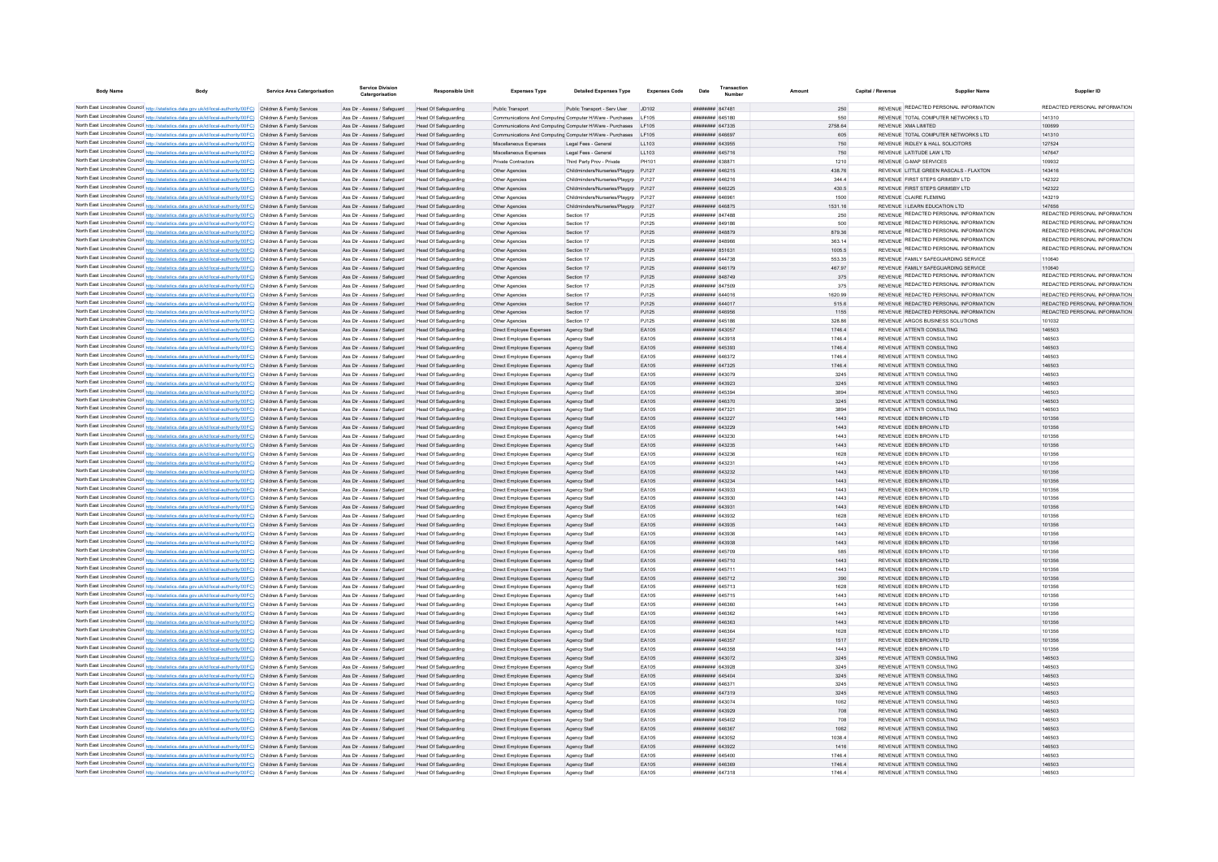| Body Name | Body | Service Area Catergorisation | Service Division Catergorisation | Responsible Unit | Expenses Type | Detailed Expenses Type | Expenses Code | Date | Transaction Number | Amount | Capital / Revenue | Supplier Name | Supplier ID |
|---|---|---|---|---|---|---|---|---|---|---|---|---|---|
| North East Lincolnshire Council | http://statistics.data.gov.uk/id/local-authority/00FC | Children & Family Services | Ass Dir - Assess / Safeguard | Head Of Safeguarding | Public Transport | Public Transport - Serv User | JD102 | ######## | 847481 | 250 | REVENUE | REDACTED PERSONAL INFORMATION | REDACTED PERSONAL INFORMATION |
| North East Lincolnshire Council | http://statistics.data.gov.uk/id/local-authority/00FC | Children & Family Services | Ass Dir - Assess / Safeguard | Head Of Safeguarding | Communications And Computing | Computer H/Ware - Purchases | LF105 | ######## | 645180 | 550 | REVENUE | TOTAL COMPUTER NETWORKS LTD | 141310 |
| North East Lincolnshire Council | http://statistics.data.gov.uk/id/local-authority/00FC | Children & Family Services | Ass Dir - Assess / Safeguard | Head Of Safeguarding | Communications And Computing | Computer H/Ware - Purchases | LF105 | ######## | 647335 | 2758.64 | REVENUE | XMA LIMITED | 100699 |
| North East Lincolnshire Council | http://statistics.data.gov.uk/id/local-authority/00FC | Children & Family Services | Ass Dir - Assess / Safeguard | Head Of Safeguarding | Communications And Computing | Computer H/Ware - Purchases | LF105 | ######## | 646697 | 605 | REVENUE | TOTAL COMPUTER NETWORKS LTD | 141310 |
| North East Lincolnshire Council | http://statistics.data.gov.uk/id/local-authority/00FC | Children & Family Services | Ass Dir - Assess / Safeguard | Head Of Safeguarding | Miscellaneous Expenses | Legal Fees - General | LL103 | ######## | 643955 | 750 | REVENUE | RIDLEY & HALL SOLICITORS | 127524 |
| North East Lincolnshire Council | http://statistics.data.gov.uk/id/local-authority/00FC | Children & Family Services | Ass Dir - Assess / Safeguard | Head Of Safeguarding | Miscellaneous Expenses | Legal Fees - General | LL103 | ######## | 645716 | 750 | REVENUE | LATITUDE LAW LTD | 147647 |
| North East Lincolnshire Council | http://statistics.data.gov.uk/id/local-authority/00FC | Children & Family Services | Ass Dir - Assess / Safeguard | Head Of Safeguarding | Private Contractors | Third Party Prov - Private | PH101 | ######## | 638871 | 1210 | REVENUE | G-MAP SERVICES | 109932 |
| North East Lincolnshire Council | http://statistics.data.gov.uk/id/local-authority/00FC | Children & Family Services | Ass Dir - Assess / Safeguard | Head Of Safeguarding | Other Agencies | Childminders/Nurseries/Playgrp | PJ127 | ######## | 646215 | 438.76 | REVENUE | LITTLE GREEN RASCALS - FLAXTON | 143416 |
| North East Lincolnshire Council | http://statistics.data.gov.uk/id/local-authority/00FC | Children & Family Services | Ass Dir - Assess / Safeguard | Head Of Safeguarding | Other Agencies | Childminders/Nurseries/Playgrp | PJ127 | ######## | 646216 | 344.4 | REVENUE | FIRST STEPS GRIMSBY LTD | 142322 |
| North East Lincolnshire Council | http://statistics.data.gov.uk/id/local-authority/00FC | Children & Family Services | Ass Dir - Assess / Safeguard | Head Of Safeguarding | Other Agencies | Childminders/Nurseries/Playgrp | PJ127 | ######## | 646225 | 430.5 | REVENUE | FIRST STEPS GRIMSBY LTD | 142322 |
| North East Lincolnshire Council | http://statistics.data.gov.uk/id/local-authority/00FC | Children & Family Services | Ass Dir - Assess / Safeguard | Head Of Safeguarding | Other Agencies | Childminders/Nurseries/Playgrp | PJ127 | ######## | 646961 | 1500 | REVENUE | CLAIRE FLEMING | 143219 |
| North East Lincolnshire Council | http://statistics.data.gov.uk/id/local-authority/00FC | Children & Family Services | Ass Dir - Assess / Safeguard | Head Of Safeguarding | Other Agencies | Childminders/Nurseries/Playgrp | PJ127 | ######## | 646875 | 1531.16 | REVENUE | I LEARN EDUCATION LTD | 147656 |
| North East Lincolnshire Council | http://statistics.data.gov.uk/id/local-authority/00FC | Children & Family Services | Ass Dir - Assess / Safeguard | Head Of Safeguarding | Other Agencies | Section 17 | PJ125 | ######## | 847488 | 250 | REVENUE | REDACTED PERSONAL INFORMATION | REDACTED PERSONAL INFORMATION |
| North East Lincolnshire Council | http://statistics.data.gov.uk/id/local-authority/00FC | Children & Family Services | Ass Dir - Assess / Safeguard | Head Of Safeguarding | Other Agencies | Section 17 | PJ125 | ######## | 849186 | 500 | REVENUE | REDACTED PERSONAL INFORMATION | REDACTED PERSONAL INFORMATION |
| North East Lincolnshire Council | http://statistics.data.gov.uk/id/local-authority/00FC | Children & Family Services | Ass Dir - Assess / Safeguard | Head Of Safeguarding | Other Agencies | Section 17 | PJ125 | ######## | 848879 | 879.36 | REVENUE | REDACTED PERSONAL INFORMATION | REDACTED PERSONAL INFORMATION |
| North East Lincolnshire Council | http://statistics.data.gov.uk/id/local-authority/00FC | Children & Family Services | Ass Dir - Assess / Safeguard | Head Of Safeguarding | Other Agencies | Section 17 | PJ125 | ######## | 848966 | 363.14 | REVENUE | REDACTED PERSONAL INFORMATION | REDACTED PERSONAL INFORMATION |
| North East Lincolnshire Council | http://statistics.data.gov.uk/id/local-authority/00FC | Children & Family Services | Ass Dir - Assess / Safeguard | Head Of Safeguarding | Other Agencies | Section 17 | PJ125 | ######## | 851631 | 1005.5 | REVENUE | REDACTED PERSONAL INFORMATION | REDACTED PERSONAL INFORMATION |
| North East Lincolnshire Council | http://statistics.data.gov.uk/id/local-authority/00FC | Children & Family Services | Ass Dir - Assess / Safeguard | Head Of Safeguarding | Other Agencies | Section 17 | PJ125 | ######## | 644738 | 553.35 | REVENUE | FAMILY SAFEGUARDING SERVICE | 110640 |
| North East Lincolnshire Council | http://statistics.data.gov.uk/id/local-authority/00FC | Children & Family Services | Ass Dir - Assess / Safeguard | Head Of Safeguarding | Other Agencies | Section 17 | PJ125 | ######## | 646179 | 467.97 | REVENUE | FAMILY SAFEGUARDING SERVICE | 110640 |
| North East Lincolnshire Council | http://statistics.data.gov.uk/id/local-authority/00FC | Children & Family Services | Ass Dir - Assess / Safeguard | Head Of Safeguarding | Other Agencies | Section 17 | PJ125 | ######## | 848749 | 375 | REVENUE | REDACTED PERSONAL INFORMATION | REDACTED PERSONAL INFORMATION |
| North East Lincolnshire Council | http://statistics.data.gov.uk/id/local-authority/00FC | Children & Family Services | Ass Dir - Assess / Safeguard | Head Of Safeguarding | Other Agencies | Section 17 | PJ125 | ######## | 847509 | 375 | REVENUE | REDACTED PERSONAL INFORMATION | REDACTED PERSONAL INFORMATION |
| North East Lincolnshire Council | http://statistics.data.gov.uk/id/local-authority/00FC | Children & Family Services | Ass Dir - Assess / Safeguard | Head Of Safeguarding | Other Agencies | Section 17 | PJ125 | ######## | 644016 | 1620.99 | REVENUE | REDACTED PERSONAL INFORMATION | REDACTED PERSONAL INFORMATION |
| North East Lincolnshire Council | http://statistics.data.gov.uk/id/local-authority/00FC | Children & Family Services | Ass Dir - Assess / Safeguard | Head Of Safeguarding | Other Agencies | Section 17 | PJ125 | ######## | 644017 | 515.6 | REVENUE | REDACTED PERSONAL INFORMATION | REDACTED PERSONAL INFORMATION |
| North East Lincolnshire Council | http://statistics.data.gov.uk/id/local-authority/00FC | Children & Family Services | Ass Dir - Assess / Safeguard | Head Of Safeguarding | Other Agencies | Section 17 | PJ125 | ######## | 646956 | 1155 | REVENUE | REDACTED PERSONAL INFORMATION | REDACTED PERSONAL INFORMATION |
| North East Lincolnshire Council | http://statistics.data.gov.uk/id/local-authority/00FC | Children & Family Services | Ass Dir - Assess / Safeguard | Head Of Safeguarding | Other Agencies | Section 17 | PJ125 | ######## | 645186 | 328.86 | REVENUE | ARGOS BUSINESS SOLUTIONS | 101032 |
| North East Lincolnshire Council | http://statistics.data.gov.uk/id/local-authority/00FC | Children & Family Services | Ass Dir - Assess / Safeguard | Head Of Safeguarding | Direct Employee Expenses | Agency Staff | EA105 | ######## | 643057 | 1746.4 | REVENUE | ATTENTI CONSULTING | 146503 |
| North East Lincolnshire Council | http://statistics.data.gov.uk/id/local-authority/00FC | Children & Family Services | Ass Dir - Assess / Safeguard | Head Of Safeguarding | Direct Employee Expenses | Agency Staff | EA105 | ######## | 643918 | 1746.4 | REVENUE | ATTENTI CONSULTING | 146503 |
| North East Lincolnshire Council | http://statistics.data.gov.uk/id/local-authority/00FC | Children & Family Services | Ass Dir - Assess / Safeguard | Head Of Safeguarding | Direct Employee Expenses | Agency Staff | EA105 | ######## | 645393 | 1746.4 | REVENUE | ATTENTI CONSULTING | 146503 |
| North East Lincolnshire Council | http://statistics.data.gov.uk/id/local-authority/00FC | Children & Family Services | Ass Dir - Assess / Safeguard | Head Of Safeguarding | Direct Employee Expenses | Agency Staff | EA105 | ######## | 646372 | 1746.4 | REVENUE | ATTENTI CONSULTING | 146503 |
| North East Lincolnshire Council | http://statistics.data.gov.uk/id/local-authority/00FC | Children & Family Services | Ass Dir - Assess / Safeguard | Head Of Safeguarding | Direct Employee Expenses | Agency Staff | EA105 | ######## | 647325 | 1746.4 | REVENUE | ATTENTI CONSULTING | 146503 |
| North East Lincolnshire Council | http://statistics.data.gov.uk/id/local-authority/00FC | Children & Family Services | Ass Dir - Assess / Safeguard | Head Of Safeguarding | Direct Employee Expenses | Agency Staff | EA105 | ######## | 643079 | 3245 | REVENUE | ATTENTI CONSULTING | 146503 |
| North East Lincolnshire Council | http://statistics.data.gov.uk/id/local-authority/00FC | Children & Family Services | Ass Dir - Assess / Safeguard | Head Of Safeguarding | Direct Employee Expenses | Agency Staff | EA105 | ######## | 643923 | 3245 | REVENUE | ATTENTI CONSULTING | 146503 |
| North East Lincolnshire Council | http://statistics.data.gov.uk/id/local-authority/00FC | Children & Family Services | Ass Dir - Assess / Safeguard | Head Of Safeguarding | Direct Employee Expenses | Agency Staff | EA105 | ######## | 645394 | 3894 | REVENUE | ATTENTI CONSULTING | 146503 |
| North East Lincolnshire Council | http://statistics.data.gov.uk/id/local-authority/00FC | Children & Family Services | Ass Dir - Assess / Safeguard | Head Of Safeguarding | Direct Employee Expenses | Agency Staff | EA105 | ######## | 646370 | 3245 | REVENUE | ATTENTI CONSULTING | 146503 |
| North East Lincolnshire Council | http://statistics.data.gov.uk/id/local-authority/00FC | Children & Family Services | Ass Dir - Assess / Safeguard | Head Of Safeguarding | Direct Employee Expenses | Agency Staff | EA105 | ######## | 647321 | 3894 | REVENUE | ATTENTI CONSULTING | 146503 |
| North East Lincolnshire Council | http://statistics.data.gov.uk/id/local-authority/00FC | Children & Family Services | Ass Dir - Assess / Safeguard | Head Of Safeguarding | Direct Employee Expenses | Agency Staff | EA105 | ######## | 643227 | 1443 | REVENUE | EDEN BROWN LTD | 101356 |
| North East Lincolnshire Council | http://statistics.data.gov.uk/id/local-authority/00FC | Children & Family Services | Ass Dir - Assess / Safeguard | Head Of Safeguarding | Direct Employee Expenses | Agency Staff | EA105 | ######## | 643229 | 1443 | REVENUE | EDEN BROWN LTD | 101356 |
| North East Lincolnshire Council | http://statistics.data.gov.uk/id/local-authority/00FC | Children & Family Services | Ass Dir - Assess / Safeguard | Head Of Safeguarding | Direct Employee Expenses | Agency Staff | EA105 | ######## | 643230 | 1443 | REVENUE | EDEN BROWN LTD | 101356 |
| North East Lincolnshire Council | http://statistics.data.gov.uk/id/local-authority/00FC | Children & Family Services | Ass Dir - Assess / Safeguard | Head Of Safeguarding | Direct Employee Expenses | Agency Staff | EA105 | ######## | 643235 | 1443 | REVENUE | EDEN BROWN LTD | 101356 |
| North East Lincolnshire Council | http://statistics.data.gov.uk/id/local-authority/00FC | Children & Family Services | Ass Dir - Assess / Safeguard | Head Of Safeguarding | Direct Employee Expenses | Agency Staff | EA105 | ######## | 643236 | 1628 | REVENUE | EDEN BROWN LTD | 101356 |
| North East Lincolnshire Council | http://statistics.data.gov.uk/id/local-authority/00FC | Children & Family Services | Ass Dir - Assess / Safeguard | Head Of Safeguarding | Direct Employee Expenses | Agency Staff | EA105 | ######## | 643231 | 1443 | REVENUE | EDEN BROWN LTD | 101356 |
| North East Lincolnshire Council | http://statistics.data.gov.uk/id/local-authority/00FC | Children & Family Services | Ass Dir - Assess / Safeguard | Head Of Safeguarding | Direct Employee Expenses | Agency Staff | EA105 | ######## | 643232 | 1443 | REVENUE | EDEN BROWN LTD | 101356 |
| North East Lincolnshire Council | http://statistics.data.gov.uk/id/local-authority/00FC | Children & Family Services | Ass Dir - Assess / Safeguard | Head Of Safeguarding | Direct Employee Expenses | Agency Staff | EA105 | ######## | 643234 | 1443 | REVENUE | EDEN BROWN LTD | 101356 |
| North East Lincolnshire Council | http://statistics.data.gov.uk/id/local-authority/00FC | Children & Family Services | Ass Dir - Assess / Safeguard | Head Of Safeguarding | Direct Employee Expenses | Agency Staff | EA105 | ######## | 643933 | 1443 | REVENUE | EDEN BROWN LTD | 101356 |
| North East Lincolnshire Council | http://statistics.data.gov.uk/id/local-authority/00FC | Children & Family Services | Ass Dir - Assess / Safeguard | Head Of Safeguarding | Direct Employee Expenses | Agency Staff | EA105 | ######## | 643930 | 1443 | REVENUE | EDEN BROWN LTD | 101356 |
| North East Lincolnshire Council | http://statistics.data.gov.uk/id/local-authority/00FC | Children & Family Services | Ass Dir - Assess / Safeguard | Head Of Safeguarding | Direct Employee Expenses | Agency Staff | EA105 | ######## | 643931 | 1443 | REVENUE | EDEN BROWN LTD | 101356 |
| North East Lincolnshire Council | http://statistics.data.gov.uk/id/local-authority/00FC | Children & Family Services | Ass Dir - Assess / Safeguard | Head Of Safeguarding | Direct Employee Expenses | Agency Staff | EA105 | ######## | 643932 | 1628 | REVENUE | EDEN BROWN LTD | 101356 |
| North East Lincolnshire Council | http://statistics.data.gov.uk/id/local-authority/00FC | Children & Family Services | Ass Dir - Assess / Safeguard | Head Of Safeguarding | Direct Employee Expenses | Agency Staff | EA105 | ######## | 643935 | 1443 | REVENUE | EDEN BROWN LTD | 101356 |
| North East Lincolnshire Council | http://statistics.data.gov.uk/id/local-authority/00FC | Children & Family Services | Ass Dir - Assess / Safeguard | Head Of Safeguarding | Direct Employee Expenses | Agency Staff | EA105 | ######## | 643936 | 1443 | REVENUE | EDEN BROWN LTD | 101356 |
| North East Lincolnshire Council | http://statistics.data.gov.uk/id/local-authority/00FC | Children & Family Services | Ass Dir - Assess / Safeguard | Head Of Safeguarding | Direct Employee Expenses | Agency Staff | EA105 | ######## | 643938 | 1443 | REVENUE | EDEN BROWN LTD | 101356 |
| North East Lincolnshire Council | http://statistics.data.gov.uk/id/local-authority/00FC | Children & Family Services | Ass Dir - Assess / Safeguard | Head Of Safeguarding | Direct Employee Expenses | Agency Staff | EA105 | ######## | 645709 | 585 | REVENUE | EDEN BROWN LTD | 101356 |
| North East Lincolnshire Council | http://statistics.data.gov.uk/id/local-authority/00FC | Children & Family Services | Ass Dir - Assess / Safeguard | Head Of Safeguarding | Direct Employee Expenses | Agency Staff | EA105 | ######## | 645710 | 1443 | REVENUE | EDEN BROWN LTD | 101356 |
| North East Lincolnshire Council | http://statistics.data.gov.uk/id/local-authority/00FC | Children & Family Services | Ass Dir - Assess / Safeguard | Head Of Safeguarding | Direct Employee Expenses | Agency Staff | EA105 | ######## | 645711 | 1443 | REVENUE | EDEN BROWN LTD | 101356 |
| North East Lincolnshire Council | http://statistics.data.gov.uk/id/local-authority/00FC | Children & Family Services | Ass Dir - Assess / Safeguard | Head Of Safeguarding | Direct Employee Expenses | Agency Staff | EA105 | ######## | 645712 | 390 | REVENUE | EDEN BROWN LTD | 101356 |
| North East Lincolnshire Council | http://statistics.data.gov.uk/id/local-authority/00FC | Children & Family Services | Ass Dir - Assess / Safeguard | Head Of Safeguarding | Direct Employee Expenses | Agency Staff | EA105 | ######## | 645713 | 1628 | REVENUE | EDEN BROWN LTD | 101356 |
| North East Lincolnshire Council | http://statistics.data.gov.uk/id/local-authority/00FC | Children & Family Services | Ass Dir - Assess / Safeguard | Head Of Safeguarding | Direct Employee Expenses | Agency Staff | EA105 | ######## | 645715 | 1443 | REVENUE | EDEN BROWN LTD | 101356 |
| North East Lincolnshire Council | http://statistics.data.gov.uk/id/local-authority/00FC | Children & Family Services | Ass Dir - Assess / Safeguard | Head Of Safeguarding | Direct Employee Expenses | Agency Staff | EA105 | ######## | 646360 | 1443 | REVENUE | EDEN BROWN LTD | 101356 |
| North East Lincolnshire Council | http://statistics.data.gov.uk/id/local-authority/00FC | Children & Family Services | Ass Dir - Assess / Safeguard | Head Of Safeguarding | Direct Employee Expenses | Agency Staff | EA105 | ######## | 646362 | 1443 | REVENUE | EDEN BROWN LTD | 101356 |
| North East Lincolnshire Council | http://statistics.data.gov.uk/id/local-authority/00FC | Children & Family Services | Ass Dir - Assess / Safeguard | Head Of Safeguarding | Direct Employee Expenses | Agency Staff | EA105 | ######## | 646363 | 1443 | REVENUE | EDEN BROWN LTD | 101356 |
| North East Lincolnshire Council | http://statistics.data.gov.uk/id/local-authority/00FC | Children & Family Services | Ass Dir - Assess / Safeguard | Head Of Safeguarding | Direct Employee Expenses | Agency Staff | EA105 | ######## | 646364 | 1628 | REVENUE | EDEN BROWN LTD | 101356 |
| North East Lincolnshire Council | http://statistics.data.gov.uk/id/local-authority/00FC | Children & Family Services | Ass Dir - Assess / Safeguard | Head Of Safeguarding | Direct Employee Expenses | Agency Staff | EA105 | ######## | 646357 | 1517 | REVENUE | EDEN BROWN LTD | 101356 |
| North East Lincolnshire Council | http://statistics.data.gov.uk/id/local-authority/00FC | Children & Family Services | Ass Dir - Assess / Safeguard | Head Of Safeguarding | Direct Employee Expenses | Agency Staff | EA105 | ######## | 646358 | 1443 | REVENUE | EDEN BROWN LTD | 101356 |
| North East Lincolnshire Council | http://statistics.data.gov.uk/id/local-authority/00FC | Children & Family Services | Ass Dir - Assess / Safeguard | Head Of Safeguarding | Direct Employee Expenses | Agency Staff | EA105 | ######## | 643072 | 3245 | REVENUE | ATTENTI CONSULTING | 146503 |
| North East Lincolnshire Council | http://statistics.data.gov.uk/id/local-authority/00FC | Children & Family Services | Ass Dir - Assess / Safeguard | Head Of Safeguarding | Direct Employee Expenses | Agency Staff | EA105 | ######## | 643928 | 3245 | REVENUE | ATTENTI CONSULTING | 146503 |
| North East Lincolnshire Council | http://statistics.data.gov.uk/id/local-authority/00FC | Children & Family Services | Ass Dir - Assess / Safeguard | Head Of Safeguarding | Direct Employee Expenses | Agency Staff | EA105 | ######## | 645404 | 3245 | REVENUE | ATTENTI CONSULTING | 146503 |
| North East Lincolnshire Council | http://statistics.data.gov.uk/id/local-authority/00FC | Children & Family Services | Ass Dir - Assess / Safeguard | Head Of Safeguarding | Direct Employee Expenses | Agency Staff | EA105 | ######## | 646371 | 3245 | REVENUE | ATTENTI CONSULTING | 146503 |
| North East Lincolnshire Council | http://statistics.data.gov.uk/id/local-authority/00FC | Children & Family Services | Ass Dir - Assess / Safeguard | Head Of Safeguarding | Direct Employee Expenses | Agency Staff | EA105 | ######## | 647319 | 3245 | REVENUE | ATTENTI CONSULTING | 146503 |
| North East Lincolnshire Council | http://statistics.data.gov.uk/id/local-authority/00FC | Children & Family Services | Ass Dir - Assess / Safeguard | Head Of Safeguarding | Direct Employee Expenses | Agency Staff | EA105 | ######## | 643074 | 1062 | REVENUE | ATTENTI CONSULTING | 146503 |
| North East Lincolnshire Council | http://statistics.data.gov.uk/id/local-authority/00FC | Children & Family Services | Ass Dir - Assess / Safeguard | Head Of Safeguarding | Direct Employee Expenses | Agency Staff | EA105 | ######## | 643929 | 708 | REVENUE | ATTENTI CONSULTING | 146503 |
| North East Lincolnshire Council | http://statistics.data.gov.uk/id/local-authority/00FC | Children & Family Services | Ass Dir - Assess / Safeguard | Head Of Safeguarding | Direct Employee Expenses | Agency Staff | EA105 | ######## | 645402 | 708 | REVENUE | ATTENTI CONSULTING | 146503 |
| North East Lincolnshire Council | http://statistics.data.gov.uk/id/local-authority/00FC | Children & Family Services | Ass Dir - Assess / Safeguard | Head Of Safeguarding | Direct Employee Expenses | Agency Staff | EA105 | ######## | 646367 | 1062 | REVENUE | ATTENTI CONSULTING | 146503 |
| North East Lincolnshire Council | http://statistics.data.gov.uk/id/local-authority/00FC | Children & Family Services | Ass Dir - Assess / Safeguard | Head Of Safeguarding | Direct Employee Expenses | Agency Staff | EA105 | ######## | 643052 | 1038.4 | REVENUE | ATTENTI CONSULTING | 146503 |
| North East Lincolnshire Council | http://statistics.data.gov.uk/id/local-authority/00FC | Children & Family Services | Ass Dir - Assess / Safeguard | Head Of Safeguarding | Direct Employee Expenses | Agency Staff | EA105 | ######## | 643922 | 1416 | REVENUE | ATTENTI CONSULTING | 146503 |
| North East Lincolnshire Council | http://statistics.data.gov.uk/id/local-authority/00FC | Children & Family Services | Ass Dir - Assess / Safeguard | Head Of Safeguarding | Direct Employee Expenses | Agency Staff | EA105 | ######## | 645400 | 1746.4 | REVENUE | ATTENTI CONSULTING | 146503 |
| North East Lincolnshire Council | http://statistics.data.gov.uk/id/local-authority/00FC | Children & Family Services | Ass Dir - Assess / Safeguard | Head Of Safeguarding | Direct Employee Expenses | Agency Staff | EA105 | ######## | 646369 | 1746.4 | REVENUE | ATTENTI CONSULTING | 146503 |
| North East Lincolnshire Council | http://statistics.data.gov.uk/id/local-authority/00FC | Children & Family Services | Ass Dir - Assess / Safeguard | Head Of Safeguarding | Direct Employee Expenses | Agency Staff | EA105 | ######## | 647318 | 1746.4 | REVENUE | ATTENTI CONSULTING | 146503 |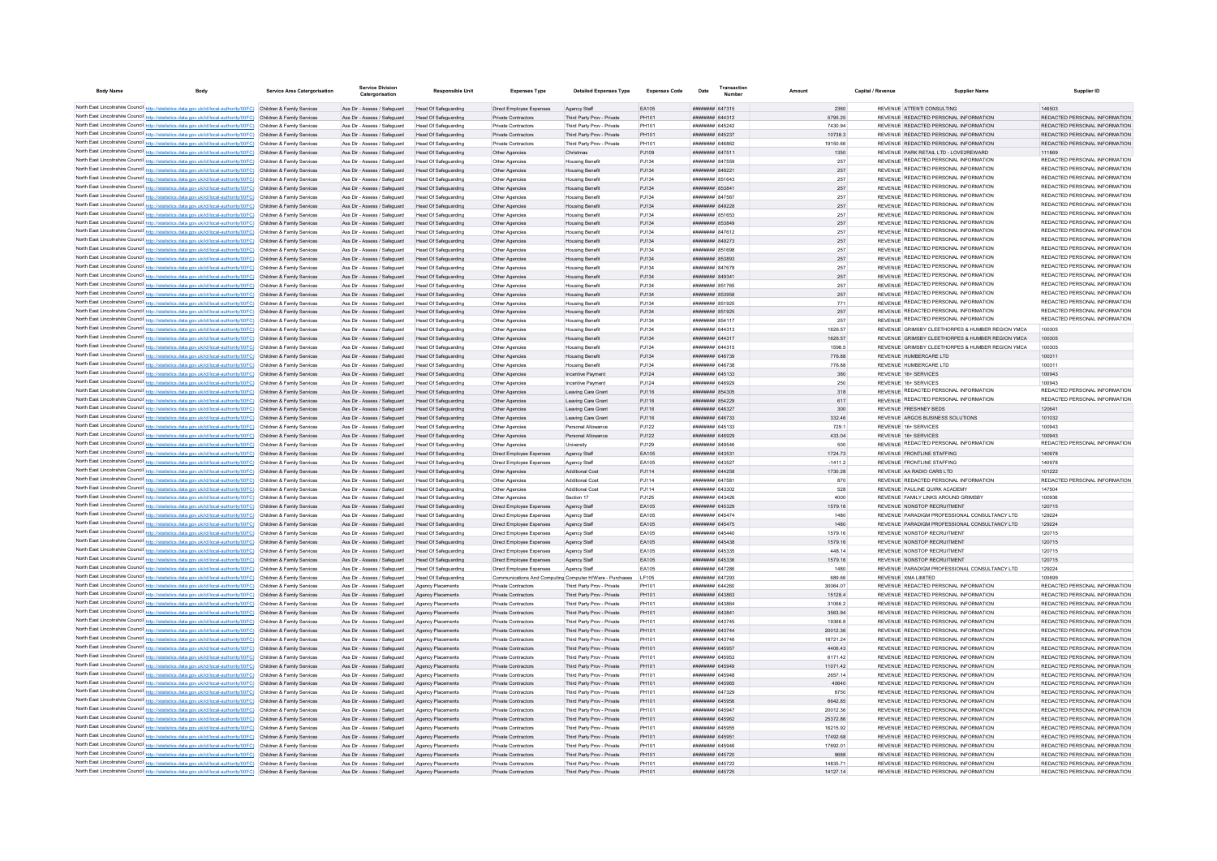| Body Name | Body | Service Area Catergorisation | Service Division Catergorisation | Responsible Unit | Expenses Type | Detailed Expenses Type | Expenses Code | Date | Transaction Number | Amount | Capital / Revenue | Supplier Name | Supplier ID |
|---|---|---|---|---|---|---|---|---|---|---|---|---|---|
| North East Lincolnshire Council | http://statistics.data.gov.uk/id/local-authority/00FC | Children & Family Services | Ass Dir - Assess / Safeguard | Head Of Safeguarding | Direct Employee Expenses | Agency Staff | EA105 | ######## | 647315 | 2360 | REVENUE | ATTENTI CONSULTING | 146503 |
| North East Lincolnshire Council | http://statistics.data.gov.uk/id/local-authority/00FC | Children & Family Services | Ass Dir - Assess / Safeguard | Head Of Safeguarding | Private Contractors | Third Party Prov - Private | PH101 | ######## | 644312 | 5795.25 | REVENUE | REDACTED PERSONAL INFORMATION | REDACTED PERSONAL INFORMATION |
| North East Lincolnshire Council | http://statistics.data.gov.uk/id/local-authority/00FC | Children & Family Services | Ass Dir - Assess / Safeguard | Head Of Safeguarding | Private Contractors | Third Party Prov - Private | PH101 | ######## | 645242 | 7430.94 | REVENUE | REDACTED PERSONAL INFORMATION | REDACTED PERSONAL INFORMATION |
| North East Lincolnshire Council | http://statistics.data.gov.uk/id/local-authority/00FC | Children & Family Services | Ass Dir - Assess / Safeguard | Head Of Safeguarding | Private Contractors | Third Party Prov - Private | PH101 | ######## | 645237 | 10738.3 | REVENUE | REDACTED PERSONAL INFORMATION | REDACTED PERSONAL INFORMATION |
| North East Lincolnshire Council | http://statistics.data.gov.uk/id/local-authority/00FC | Children & Family Services | Ass Dir - Assess / Safeguard | Head Of Safeguarding | Private Contractors | Third Party Prov - Private | PH101 | ######## | 646862 | 19150.66 | REVENUE | REDACTED PERSONAL INFORMATION | REDACTED PERSONAL INFORMATION |
| North East Lincolnshire Council | http://statistics.data.gov.uk/id/local-authority/00FC | Children & Family Services | Ass Dir - Assess / Safeguard | Head Of Safeguarding | Other Agencies | Christmas | PJ109 | ######## | 647511 | 1350 | REVENUE | PARK RETAIL LTD - LOVE2REWARD | 111869 |
| North East Lincolnshire Council | http://statistics.data.gov.uk/id/local-authority/00FC | Children & Family Services | Ass Dir - Assess / Safeguard | Head Of Safeguarding | Other Agencies | Housing Benefit | PJ134 | ######## | 847559 | 257 | REVENUE | REDACTED PERSONAL INFORMATION | REDACTED PERSONAL INFORMATION |
| North East Lincolnshire Council | http://statistics.data.gov.uk/id/local-authority/00FC | Children & Family Services | Ass Dir - Assess / Safeguard | Head Of Safeguarding | Other Agencies | Housing Benefit | PJ134 | ######## | 849221 | 257 | REVENUE | REDACTED PERSONAL INFORMATION | REDACTED PERSONAL INFORMATION |
| North East Lincolnshire Council | http://statistics.data.gov.uk/id/local-authority/00FC | Children & Family Services | Ass Dir - Assess / Safeguard | Head Of Safeguarding | Other Agencies | Housing Benefit | PJ134 | ######## | 851643 | 257 | REVENUE | REDACTED PERSONAL INFORMATION | REDACTED PERSONAL INFORMATION |
| North East Lincolnshire Council | http://statistics.data.gov.uk/id/local-authority/00FC | Children & Family Services | Ass Dir - Assess / Safeguard | Head Of Safeguarding | Other Agencies | Housing Benefit | PJ134 | ######## | 853841 | 257 | REVENUE | REDACTED PERSONAL INFORMATION | REDACTED PERSONAL INFORMATION |
| North East Lincolnshire Council | http://statistics.data.gov.uk/id/local-authority/00FC | Children & Family Services | Ass Dir - Assess / Safeguard | Head Of Safeguarding | Other Agencies | Housing Benefit | PJ134 | ######## | 847567 | 257 | REVENUE | REDACTED PERSONAL INFORMATION | REDACTED PERSONAL INFORMATION |
| North East Lincolnshire Council | http://statistics.data.gov.uk/id/local-authority/00FC | Children & Family Services | Ass Dir - Assess / Safeguard | Head Of Safeguarding | Other Agencies | Housing Benefit | PJ134 | ######## | 849228 | 257 | REVENUE | REDACTED PERSONAL INFORMATION | REDACTED PERSONAL INFORMATION |
| North East Lincolnshire Council | http://statistics.data.gov.uk/id/local-authority/00FC | Children & Family Services | Ass Dir - Assess / Safeguard | Head Of Safeguarding | Other Agencies | Housing Benefit | PJ134 | ######## | 851653 | 257 | REVENUE | REDACTED PERSONAL INFORMATION | REDACTED PERSONAL INFORMATION |
| North East Lincolnshire Council | http://statistics.data.gov.uk/id/local-authority/00FC | Children & Family Services | Ass Dir - Assess / Safeguard | Head Of Safeguarding | Other Agencies | Housing Benefit | PJ134 | ######## | 853849 | 257 | REVENUE | REDACTED PERSONAL INFORMATION | REDACTED PERSONAL INFORMATION |
| North East Lincolnshire Council | http://statistics.data.gov.uk/id/local-authority/00FC | Children & Family Services | Ass Dir - Assess / Safeguard | Head Of Safeguarding | Other Agencies | Housing Benefit | PJ134 | ######## | 847612 | 257 | REVENUE | REDACTED PERSONAL INFORMATION | REDACTED PERSONAL INFORMATION |
| North East Lincolnshire Council | http://statistics.data.gov.uk/id/local-authority/00FC | Children & Family Services | Ass Dir - Assess / Safeguard | Head Of Safeguarding | Other Agencies | Housing Benefit | PJ134 | ######## | 849273 | 257 | REVENUE | REDACTED PERSONAL INFORMATION | REDACTED PERSONAL INFORMATION |
| North East Lincolnshire Council | http://statistics.data.gov.uk/id/local-authority/00FC | Children & Family Services | Ass Dir - Assess / Safeguard | Head Of Safeguarding | Other Agencies | Housing Benefit | PJ134 | ######## | 851698 | 257 | REVENUE | REDACTED PERSONAL INFORMATION | REDACTED PERSONAL INFORMATION |
| North East Lincolnshire Council | http://statistics.data.gov.uk/id/local-authority/00FC | Children & Family Services | Ass Dir - Assess / Safeguard | Head Of Safeguarding | Other Agencies | Housing Benefit | PJ134 | ######## | 853893 | 257 | REVENUE | REDACTED PERSONAL INFORMATION | REDACTED PERSONAL INFORMATION |
| North East Lincolnshire Council | http://statistics.data.gov.uk/id/local-authority/00FC | Children & Family Services | Ass Dir - Assess / Safeguard | Head Of Safeguarding | Other Agencies | Housing Benefit | PJ134 | ######## | 847678 | 257 | REVENUE | REDACTED PERSONAL INFORMATION | REDACTED PERSONAL INFORMATION |
| North East Lincolnshire Council | http://statistics.data.gov.uk/id/local-authority/00FC | Children & Family Services | Ass Dir - Assess / Safeguard | Head Of Safeguarding | Other Agencies | Housing Benefit | PJ134 | ######## | 849341 | 257 | REVENUE | REDACTED PERSONAL INFORMATION | REDACTED PERSONAL INFORMATION |
| North East Lincolnshire Council | http://statistics.data.gov.uk/id/local-authority/00FC | Children & Family Services | Ass Dir - Assess / Safeguard | Head Of Safeguarding | Other Agencies | Housing Benefit | PJ134 | ######## | 851765 | 257 | REVENUE | REDACTED PERSONAL INFORMATION | REDACTED PERSONAL INFORMATION |
| North East Lincolnshire Council | http://statistics.data.gov.uk/id/local-authority/00FC | Children & Family Services | Ass Dir - Assess / Safeguard | Head Of Safeguarding | Other Agencies | Housing Benefit | PJ134 | ######## | 853958 | 257 | REVENUE | REDACTED PERSONAL INFORMATION | REDACTED PERSONAL INFORMATION |
| North East Lincolnshire Council | http://statistics.data.gov.uk/id/local-authority/00FC | Children & Family Services | Ass Dir - Assess / Safeguard | Head Of Safeguarding | Other Agencies | Housing Benefit | PJ134 | ######## | 851925 | 771 | REVENUE | REDACTED PERSONAL INFORMATION | REDACTED PERSONAL INFORMATION |
| North East Lincolnshire Council | http://statistics.data.gov.uk/id/local-authority/00FC | Children & Family Services | Ass Dir - Assess / Safeguard | Head Of Safeguarding | Other Agencies | Housing Benefit | PJ134 | ######## | 851925 | 257 | REVENUE | REDACTED PERSONAL INFORMATION | REDACTED PERSONAL INFORMATION |
| North East Lincolnshire Council | http://statistics.data.gov.uk/id/local-authority/00FC | Children & Family Services | Ass Dir - Assess / Safeguard | Head Of Safeguarding | Other Agencies | Housing Benefit | PJ134 | ######## | 854117 | 257 | REVENUE | REDACTED PERSONAL INFORMATION | REDACTED PERSONAL INFORMATION |
| North East Lincolnshire Council | http://statistics.data.gov.uk/id/local-authority/00FC | Children & Family Services | Ass Dir - Assess / Safeguard | Head Of Safeguarding | Other Agencies | Housing Benefit | PJ134 | ######## | 644313 | 1626.57 | REVENUE | GRIMSBY CLEETHORPES & HUMBER REGION YMCA | 100305 |
| North East Lincolnshire Council | http://statistics.data.gov.uk/id/local-authority/00FC | Children & Family Services | Ass Dir - Assess / Safeguard | Head Of Safeguarding | Other Agencies | Housing Benefit | PJ134 | ######## | 644317 | 1626.57 | REVENUE | GRIMSBY CLEETHORPES & HUMBER REGION YMCA | 100305 |
| North East Lincolnshire Council | http://statistics.data.gov.uk/id/local-authority/00FC | Children & Family Services | Ass Dir - Assess / Safeguard | Head Of Safeguarding | Other Agencies | Housing Benefit | PJ134 | ######## | 644315 | 1598.5 | REVENUE | GRIMSBY CLEETHORPES & HUMBER REGION YMCA | 100305 |
| North East Lincolnshire Council | http://statistics.data.gov.uk/id/local-authority/00FC | Children & Family Services | Ass Dir - Assess / Safeguard | Head Of Safeguarding | Other Agencies | Housing Benefit | PJ134 | ######## | 646739 | 776.88 | REVENUE | HUMBERCARE LTD | 100311 |
| North East Lincolnshire Council | http://statistics.data.gov.uk/id/local-authority/00FC | Children & Family Services | Ass Dir - Assess / Safeguard | Head Of Safeguarding | Other Agencies | Housing Benefit | PJ134 | ######## | 646738 | 776.88 | REVENUE | HUMBERCARE LTD | 100311 |
| North East Lincolnshire Council | http://statistics.data.gov.uk/id/local-authority/00FC | Children & Family Services | Ass Dir - Assess / Safeguard | Head Of Safeguarding | Other Agencies | Incentive Payment | PJ124 | ######## | 645133 | 380 | REVENUE | 16+ SERVICES | 100943 |
| North East Lincolnshire Council | http://statistics.data.gov.uk/id/local-authority/00FC | Children & Family Services | Ass Dir - Assess / Safeguard | Head Of Safeguarding | Other Agencies | Incentive Payment | PJ124 | ######## | 646929 | 250 | REVENUE | 16+ SERVICES | 100943 |
| North East Lincolnshire Council | http://statistics.data.gov.uk/id/local-authority/00FC | Children & Family Services | Ass Dir - Assess / Safeguard | Head Of Safeguarding | Other Agencies | Leaving Care Grant | PJ116 | ######## | 854305 | 318 | REVENUE | REDACTED PERSONAL INFORMATION | REDACTED PERSONAL INFORMATION |
| North East Lincolnshire Council | http://statistics.data.gov.uk/id/local-authority/00FC | Children & Family Services | Ass Dir - Assess / Safeguard | Head Of Safeguarding | Other Agencies | Leaving Care Grant | PJ116 | ######## | 854229 | 617 | REVENUE | REDACTED PERSONAL INFORMATION | REDACTED PERSONAL INFORMATION |
| North East Lincolnshire Council | http://statistics.data.gov.uk/id/local-authority/00FC | Children & Family Services | Ass Dir - Assess / Safeguard | Head Of Safeguarding | Other Agencies | Leaving Care Grant | PJ116 | ######## | 646327 | 300 | REVENUE | FRESHNEY BEDS | 120641 |
| North East Lincolnshire Council | http://statistics.data.gov.uk/id/local-authority/00FC | Children & Family Services | Ass Dir - Assess / Safeguard | Head Of Safeguarding | Other Agencies | Leaving Care Grant | PJ116 | ######## | 646733 | 332.46 | REVENUE | ARGOS BUSINESS SOLUTIONS | 101032 |
| North East Lincolnshire Council | http://statistics.data.gov.uk/id/local-authority/00FC | Children & Family Services | Ass Dir - Assess / Safeguard | Head Of Safeguarding | Other Agencies | Personal Allowance | PJ122 | ######## | 645133 | 729.1 | REVENUE | 16+ SERVICES | 100943 |
| North East Lincolnshire Council | http://statistics.data.gov.uk/id/local-authority/00FC | Children & Family Services | Ass Dir - Assess / Safeguard | Head Of Safeguarding | Other Agencies | Personal Allowance | PJ122 | ######## | 646929 | 433.04 | REVENUE | 16+ SERVICES | 100943 |
| North East Lincolnshire Council | http://statistics.data.gov.uk/id/local-authority/00FC | Children & Family Services | Ass Dir - Assess / Safeguard | Head Of Safeguarding | Other Agencies | University | PJ129 | ######## | 849546 | 500 | REVENUE | REDACTED PERSONAL INFORMATION | REDACTED PERSONAL INFORMATION |
| North East Lincolnshire Council | http://statistics.data.gov.uk/id/local-authority/00FC | Children & Family Services | Ass Dir - Assess / Safeguard | Head Of Safeguarding | Direct Employee Expenses | Agency Staff | EA105 | ######## | 643531 | 1724.73 | REVENUE | FRONTLINE STAFFING | 140978 |
| North East Lincolnshire Council | http://statistics.data.gov.uk/id/local-authority/00FC | Children & Family Services | Ass Dir - Assess / Safeguard | Head Of Safeguarding | Direct Employee Expenses | Agency Staff | EA105 | ######## | 643527 | -1411.2 | REVENUE | FRONTLINE STAFFING | 140978 |
| North East Lincolnshire Council | http://statistics.data.gov.uk/id/local-authority/00FC | Children & Family Services | Ass Dir - Assess / Safeguard | Head Of Safeguarding | Other Agencies | Additional Cost | PJ114 | ######## | 644258 | 1730.28 | REVENUE | AA RADIO CARS LTD | 101222 |
| North East Lincolnshire Council | http://statistics.data.gov.uk/id/local-authority/00FC | Children & Family Services | Ass Dir - Assess / Safeguard | Head Of Safeguarding | Other Agencies | Additional Cost | PJ114 | ######## | 647581 | 870 | REVENUE | REDACTED PERSONAL INFORMATION | REDACTED PERSONAL INFORMATION |
| North East Lincolnshire Council | http://statistics.data.gov.uk/id/local-authority/00FC | Children & Family Services | Ass Dir - Assess / Safeguard | Head Of Safeguarding | Other Agencies | Additional Cost | PJ114 | ######## | 643302 | 528 | REVENUE | PAULINE QUIRK ACADEMY | 147504 |
| North East Lincolnshire Council | http://statistics.data.gov.uk/id/local-authority/00FC | Children & Family Services | Ass Dir - Assess / Safeguard | Head Of Safeguarding | Other Agencies | Section 17 | PJ125 | ######## | 643426 | 4000 | REVENUE | FAMILY LINKS AROUND GRIMSBY | 100936 |
| North East Lincolnshire Council | http://statistics.data.gov.uk/id/local-authority/00FC | Children & Family Services | Ass Dir - Assess / Safeguard | Head Of Safeguarding | Direct Employee Expenses | Agency Staff | EA105 | ######## | 645329 | 1579.16 | REVENUE | NONSTOP RECRUITMENT | 120715 |
| North East Lincolnshire Council | http://statistics.data.gov.uk/id/local-authority/00FC | Children & Family Services | Ass Dir - Assess / Safeguard | Head Of Safeguarding | Direct Employee Expenses | Agency Staff | EA105 | ######## | 645474 | 1480 | REVENUE | PARADIGM PROFESSIONAL CONSULTANCY LTD | 129224 |
| North East Lincolnshire Council | http://statistics.data.gov.uk/id/local-authority/00FC | Children & Family Services | Ass Dir - Assess / Safeguard | Head Of Safeguarding | Direct Employee Expenses | Agency Staff | EA105 | ######## | 645475 | 1480 | REVENUE | PARADIGM PROFESSIONAL CONSULTANCY LTD | 129224 |
| North East Lincolnshire Council | http://statistics.data.gov.uk/id/local-authority/00FC | Children & Family Services | Ass Dir - Assess / Safeguard | Head Of Safeguarding | Direct Employee Expenses | Agency Staff | EA105 | ######## | 645440 | 1579.16 | REVENUE | NONSTOP RECRUITMENT | 120715 |
| North East Lincolnshire Council | http://statistics.data.gov.uk/id/local-authority/00FC | Children & Family Services | Ass Dir - Assess / Safeguard | Head Of Safeguarding | Direct Employee Expenses | Agency Staff | EA105 | ######## | 645438 | 1579.16 | REVENUE | NONSTOP RECRUITMENT | 120715 |
| North East Lincolnshire Council | http://statistics.data.gov.uk/id/local-authority/00FC | Children & Family Services | Ass Dir - Assess / Safeguard | Head Of Safeguarding | Direct Employee Expenses | Agency Staff | EA105 | ######## | 645335 | 448.14 | REVENUE | NONSTOP RECRUITMENT | 120715 |
| North East Lincolnshire Council | http://statistics.data.gov.uk/id/local-authority/00FC | Children & Family Services | Ass Dir - Assess / Safeguard | Head Of Safeguarding | Direct Employee Expenses | Agency Staff | EA105 | ######## | 645336 | 1579.16 | REVENUE | NONSTOP RECRUITMENT | 120715 |
| North East Lincolnshire Council | http://statistics.data.gov.uk/id/local-authority/00FC | Children & Family Services | Ass Dir - Assess / Safeguard | Head Of Safeguarding | Direct Employee Expenses | Agency Staff | EA105 | ######## | 647286 | 1480 | REVENUE | PARADIGM PROFESSIONAL CONSULTANCY LTD | 129224 |
| North East Lincolnshire Council | http://statistics.data.gov.uk/id/local-authority/00FC | Children & Family Services | Ass Dir - Assess / Safeguard | Head Of Safeguarding | Communications And Computing | Computer H/Ware - Purchases | LF105 | ######## | 647293 | 689.66 | REVENUE | XMA LIMITED | 100699 |
| North East Lincolnshire Council | http://statistics.data.gov.uk/id/local-authority/00FC | Children & Family Services | Ass Dir - Assess / Safeguard | Agency Placements | Private Contractors | Third Party Prov - Private | PH101 | ######## | 644260 | 30064.07 | REVENUE | REDACTED PERSONAL INFORMATION | REDACTED PERSONAL INFORMATION |
| North East Lincolnshire Council | http://statistics.data.gov.uk/id/local-authority/00FC | Children & Family Services | Ass Dir - Assess / Safeguard | Agency Placements | Private Contractors | Third Party Prov - Private | PH101 | ######## | 643863 | 15128.4 | REVENUE | REDACTED PERSONAL INFORMATION | REDACTED PERSONAL INFORMATION |
| North East Lincolnshire Council | http://statistics.data.gov.uk/id/local-authority/00FC | Children & Family Services | Ass Dir - Assess / Safeguard | Agency Placements | Private Contractors | Third Party Prov - Private | PH101 | ######## | 643864 | 31066.2 | REVENUE | REDACTED PERSONAL INFORMATION | REDACTED PERSONAL INFORMATION |
| North East Lincolnshire Council | http://statistics.data.gov.uk/id/local-authority/00FC | Children & Family Services | Ass Dir - Assess / Safeguard | Agency Placements | Private Contractors | Third Party Prov - Private | PH101 | ######## | 643841 | 3563.94 | REVENUE | REDACTED PERSONAL INFORMATION | REDACTED PERSONAL INFORMATION |
| North East Lincolnshire Council | http://statistics.data.gov.uk/id/local-authority/00FC | Children & Family Services | Ass Dir - Assess / Safeguard | Agency Placements | Private Contractors | Third Party Prov - Private | PH101 | ######## | 643745 | 19366.8 | REVENUE | REDACTED PERSONAL INFORMATION | REDACTED PERSONAL INFORMATION |
| North East Lincolnshire Council | http://statistics.data.gov.uk/id/local-authority/00FC | Children & Family Services | Ass Dir - Assess / Safeguard | Agency Placements | Private Contractors | Third Party Prov - Private | PH101 | ######## | 643744 | 20012.36 | REVENUE | REDACTED PERSONAL INFORMATION | REDACTED PERSONAL INFORMATION |
| North East Lincolnshire Council | http://statistics.data.gov.uk/id/local-authority/00FC | Children & Family Services | Ass Dir - Assess / Safeguard | Agency Placements | Private Contractors | Third Party Prov - Private | PH101 | ######## | 643746 | 18721.24 | REVENUE | REDACTED PERSONAL INFORMATION | REDACTED PERSONAL INFORMATION |
| North East Lincolnshire Council | http://statistics.data.gov.uk/id/local-authority/00FC | Children & Family Services | Ass Dir - Assess / Safeguard | Agency Placements | Private Contractors | Third Party Prov - Private | PH101 | ######## | 645957 | 4406.43 | REVENUE | REDACTED PERSONAL INFORMATION | REDACTED PERSONAL INFORMATION |
| North East Lincolnshire Council | http://statistics.data.gov.uk/id/local-authority/00FC | Children & Family Services | Ass Dir - Assess / Safeguard | Agency Placements | Private Contractors | Third Party Prov - Private | PH101 | ######## | 645953 | 6171.42 | REVENUE | REDACTED PERSONAL INFORMATION | REDACTED PERSONAL INFORMATION |
| North East Lincolnshire Council | http://statistics.data.gov.uk/id/local-authority/00FC | Children & Family Services | Ass Dir - Assess / Safeguard | Agency Placements | Private Contractors | Third Party Prov - Private | PH101 | ######## | 645949 | 11071.42 | REVENUE | REDACTED PERSONAL INFORMATION | REDACTED PERSONAL INFORMATION |
| North East Lincolnshire Council | http://statistics.data.gov.uk/id/local-authority/00FC | Children & Family Services | Ass Dir - Assess / Safeguard | Agency Placements | Private Contractors | Third Party Prov - Private | PH101 | ######## | 645948 | 2657.14 | REVENUE | REDACTED PERSONAL INFORMATION | REDACTED PERSONAL INFORMATION |
| North East Lincolnshire Council | http://statistics.data.gov.uk/id/local-authority/00FC | Children & Family Services | Ass Dir - Assess / Safeguard | Agency Placements | Private Contractors | Third Party Prov - Private | PH101 | ######## | 645965 | 40640 | REVENUE | REDACTED PERSONAL INFORMATION | REDACTED PERSONAL INFORMATION |
| North East Lincolnshire Council | http://statistics.data.gov.uk/id/local-authority/00FC | Children & Family Services | Ass Dir - Assess / Safeguard | Agency Placements | Private Contractors | Third Party Prov - Private | PH101 | ######## | 647329 | 6750 | REVENUE | REDACTED PERSONAL INFORMATION | REDACTED PERSONAL INFORMATION |
| North East Lincolnshire Council | http://statistics.data.gov.uk/id/local-authority/00FC | Children & Family Services | Ass Dir - Assess / Safeguard | Agency Placements | Private Contractors | Third Party Prov - Private | PH101 | ######## | 645956 | 6642.85 | REVENUE | REDACTED PERSONAL INFORMATION | REDACTED PERSONAL INFORMATION |
| North East Lincolnshire Council | http://statistics.data.gov.uk/id/local-authority/00FC | Children & Family Services | Ass Dir - Assess / Safeguard | Agency Placements | Private Contractors | Third Party Prov - Private | PH101 | ######## | 645947 | 20012.36 | REVENUE | REDACTED PERSONAL INFORMATION | REDACTED PERSONAL INFORMATION |
| North East Lincolnshire Council | http://statistics.data.gov.uk/id/local-authority/00FC | Children & Family Services | Ass Dir - Assess / Safeguard | Agency Placements | Private Contractors | Third Party Prov - Private | PH101 | ######## | 645962 | 25372.86 | REVENUE | REDACTED PERSONAL INFORMATION | REDACTED PERSONAL INFORMATION |
| North East Lincolnshire Council | http://statistics.data.gov.uk/id/local-authority/00FC | Children & Family Services | Ass Dir - Assess / Safeguard | Agency Placements | Private Contractors | Third Party Prov - Private | PH101 | ######## | 645955 | 16215.92 | REVENUE | REDACTED PERSONAL INFORMATION | REDACTED PERSONAL INFORMATION |
| North East Lincolnshire Council | http://statistics.data.gov.uk/id/local-authority/00FC | Children & Family Services | Ass Dir - Assess / Safeguard | Agency Placements | Private Contractors | Third Party Prov - Private | PH101 | ######## | 645951 | 17492.68 | REVENUE | REDACTED PERSONAL INFORMATION | REDACTED PERSONAL INFORMATION |
| North East Lincolnshire Council | http://statistics.data.gov.uk/id/local-authority/00FC | Children & Family Services | Ass Dir - Assess / Safeguard | Agency Placements | Private Contractors | Third Party Prov - Private | PH101 | ######## | 645946 | 17692.01 | REVENUE | REDACTED PERSONAL INFORMATION | REDACTED PERSONAL INFORMATION |
| North East Lincolnshire Council | http://statistics.data.gov.uk/id/local-authority/00FC | Children & Family Services | Ass Dir - Assess / Safeguard | Agency Placements | Private Contractors | Third Party Prov - Private | PH101 | ######## | 645720 | 9688 | REVENUE | REDACTED PERSONAL INFORMATION | REDACTED PERSONAL INFORMATION |
| North East Lincolnshire Council | http://statistics.data.gov.uk/id/local-authority/00FC | Children & Family Services | Ass Dir - Assess / Safeguard | Agency Placements | Private Contractors | Third Party Prov - Private | PH101 | ######## | 645722 | 14835.71 | REVENUE | REDACTED PERSONAL INFORMATION | REDACTED PERSONAL INFORMATION |
| North East Lincolnshire Council | http://statistics.data.gov.uk/id/local-authority/00FC | Children & Family Services | Ass Dir - Assess / Safeguard | Agency Placements | Private Contractors | Third Party Prov - Private | PH101 | ######## | 645725 | 14127.14 | REVENUE | REDACTED PERSONAL INFORMATION | REDACTED PERSONAL INFORMATION |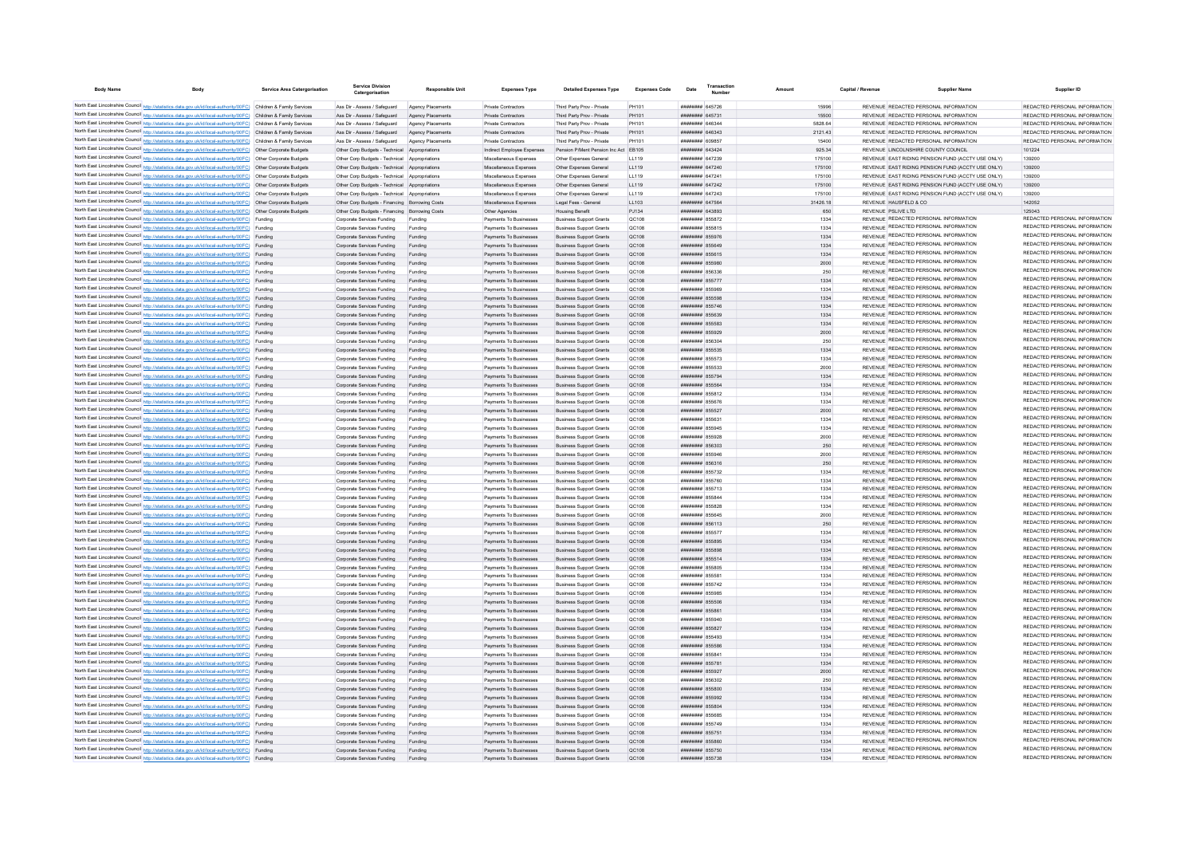| Body Name | Body | Service Area Catergorisation | Service Division Catergorisation | Responsible Unit | Expenses Type | Detailed Expenses Type | Expenses Code | Date | Transaction Number | Amount | Capital / Revenue | Supplier Name | Supplier ID |
|---|---|---|---|---|---|---|---|---|---|---|---|---|---|
| North East Lincolnshire Council | http://statistics.data.gov.uk/id/local-authority/00FC) | Children & Family Services | Ass Dir - Assess / Safeguard | Agency Placements | Private Contractors | Third Party Prov - Private | PH101 | ######## | 645726 | 15996 | REVENUE | REDACTED PERSONAL INFORMATION | REDACTED PERSONAL INFORMATION |
| North East Lincolnshire Council | http://statistics.data.gov.uk/id/local-authority/00FC) | Children & Family Services | Ass Dir - Assess / Safeguard | Agency Placements | Private Contractors | Third Party Prov - Private | PH101 | ######## | 645731 | 15500 | REVENUE | REDACTED PERSONAL INFORMATION | REDACTED PERSONAL INFORMATION |
| North East Lincolnshire Council | http://statistics.data.gov.uk/id/local-authority/00FC) | Children & Family Services | Ass Dir - Assess / Safeguard | Agency Placements | Private Contractors | Third Party Prov - Private | PH101 | ######## | 646344 | 5828.64 | REVENUE | REDACTED PERSONAL INFORMATION | REDACTED PERSONAL INFORMATION |
| North East Lincolnshire Council | http://statistics.data.gov.uk/id/local-authority/00FC) | Children & Family Services | Ass Dir - Assess / Safeguard | Agency Placements | Private Contractors | Third Party Prov - Private | PH101 | ######## | 646343 | 2121.43 | REVENUE | REDACTED PERSONAL INFORMATION | REDACTED PERSONAL INFORMATION |
| North East Lincolnshire Council | http://statistics.data.gov.uk/id/local-authority/00FC) | Children & Family Services | Ass Dir - Assess / Safeguard | Agency Placements | Private Contractors | Third Party Prov - Private | PH101 | ######## | 609857 | 15400 | REVENUE | REDACTED PERSONAL INFORMATION | REDACTED PERSONAL INFORMATION |
| North East Lincolnshire Council | http://statistics.data.gov.uk/id/local-authority/00FC) | Other Corporate Budgets | Other Corp Budgets - Technical | Appropriations | Indirect Employee Expenses | Pension P/Ment Pension Inc Act | EB105 | ######## | 643424 | 925.34 | REVENUE | LINCOLNSHIRE COUNTY COUNCIL | 101224 |
| North East Lincolnshire Council | http://statistics.data.gov.uk/id/local-authority/00FC) | Other Corporate Budgets | Other Corp Budgets - Technical | Appropriations | Miscellaneous Expenses | Other Expenses General | LL119 | ######## | 647239 | 175100 | REVENUE | EAST RIDING PENSION FUND (ACCTY USE ONLY) | 139200 |
| North East Lincolnshire Council | http://statistics.data.gov.uk/id/local-authority/00FC) | Other Corporate Budgets | Other Corp Budgets - Technical | Appropriations | Miscellaneous Expenses | Other Expenses General | LL119 | ######## | 647240 | 175100 | REVENUE | EAST RIDING PENSION FUND (ACCTY USE ONLY) | 139200 |
| North East Lincolnshire Council | http://statistics.data.gov.uk/id/local-authority/00FC) | Other Corporate Budgets | Other Corp Budgets - Technical | Appropriations | Miscellaneous Expenses | Other Expenses General | LL119 | ######## | 647241 | 175100 | REVENUE | EAST RIDING PENSION FUND (ACCTY USE ONLY) | 139200 |
| North East Lincolnshire Council | http://statistics.data.gov.uk/id/local-authority/00FC) | Other Corporate Budgets | Other Corp Budgets - Technical | Appropriations | Miscellaneous Expenses | Other Expenses General | LL119 | ######## | 647242 | 175100 | REVENUE | EAST RIDING PENSION FUND (ACCTY USE ONLY) | 139200 |
| North East Lincolnshire Council | http://statistics.data.gov.uk/id/local-authority/00FC) | Other Corporate Budgets | Other Corp Budgets - Technical | Appropriations | Miscellaneous Expenses | Other Expenses General | LL119 | ######## | 647243 | 175100 | REVENUE | EAST RIDING PENSION FUND (ACCTY USE ONLY) | 139200 |
| North East Lincolnshire Council | http://statistics.data.gov.uk/id/local-authority/00FC) | Other Corporate Budgets | Other Corp Budgets - Financing | Borrowing Costs | Miscellaneous Expenses | Legal Fees - General | LL103 | ######## | 647564 | 31426.18 | REVENUE | HAUSFELD & CO | 142052 |
| North East Lincolnshire Council | http://statistics.data.gov.uk/id/local-authority/00FC) | Other Corporate Budgets | Other Corp Budgets - Financing | Borrowing Costs | Other Agencies | Housing Benefit | PJ134 | ######## | 643893 | 650 | REVENUE | PSLIVE LTD | 125043 |
| North East Lincolnshire Council | http://statistics.data.gov.uk/id/local-authority/00FC) | Funding | Corporate Services Funding | Funding | Payments To Businesses | Business Support Grants | QC108 | ######## | 855872 | 1334 | REVENUE | REDACTED PERSONAL INFORMATION | REDACTED PERSONAL INFORMATION |
| North East Lincolnshire Council | http://statistics.data.gov.uk/id/local-authority/00FC) | Funding | Corporate Services Funding | Funding | Payments To Businesses | Business Support Grants | QC108 | ######## | 855815 | 1334 | REVENUE | REDACTED PERSONAL INFORMATION | REDACTED PERSONAL INFORMATION |
| North East Lincolnshire Council | http://statistics.data.gov.uk/id/local-authority/00FC) | Funding | Corporate Services Funding | Funding | Payments To Businesses | Business Support Grants | QC108 | ######## | 855976 | 1334 | REVENUE | REDACTED PERSONAL INFORMATION | REDACTED PERSONAL INFORMATION |
| North East Lincolnshire Council | http://statistics.data.gov.uk/id/local-authority/00FC) | Funding | Corporate Services Funding | Funding | Payments To Businesses | Business Support Grants | QC108 | ######## | 855649 | 1334 | REVENUE | REDACTED PERSONAL INFORMATION | REDACTED PERSONAL INFORMATION |
| North East Lincolnshire Council | http://statistics.data.gov.uk/id/local-authority/00FC) | Funding | Corporate Services Funding | Funding | Payments To Businesses | Business Support Grants | QC108 | ######## | 855615 | 1334 | REVENUE | REDACTED PERSONAL INFORMATION | REDACTED PERSONAL INFORMATION |
| North East Lincolnshire Council | http://statistics.data.gov.uk/id/local-authority/00FC) | Funding | Corporate Services Funding | Funding | Payments To Businesses | Business Support Grants | QC108 | ######## | 855980 | 2000 | REVENUE | REDACTED PERSONAL INFORMATION | REDACTED PERSONAL INFORMATION |
| North East Lincolnshire Council | http://statistics.data.gov.uk/id/local-authority/00FC) | Funding | Corporate Services Funding | Funding | Payments To Businesses | Business Support Grants | QC108 | ######## | 856336 | 250 | REVENUE | REDACTED PERSONAL INFORMATION | REDACTED PERSONAL INFORMATION |
| North East Lincolnshire Council | http://statistics.data.gov.uk/id/local-authority/00FC) | Funding | Corporate Services Funding | Funding | Payments To Businesses | Business Support Grants | QC108 | ######## | 855777 | 1334 | REVENUE | REDACTED PERSONAL INFORMATION | REDACTED PERSONAL INFORMATION |
| North East Lincolnshire Council | http://statistics.data.gov.uk/id/local-authority/00FC) | Funding | Corporate Services Funding | Funding | Payments To Businesses | Business Support Grants | QC108 | ######## | 855969 | 1334 | REVENUE | REDACTED PERSONAL INFORMATION | REDACTED PERSONAL INFORMATION |
| North East Lincolnshire Council | http://statistics.data.gov.uk/id/local-authority/00FC) | Funding | Corporate Services Funding | Funding | Payments To Businesses | Business Support Grants | QC108 | ######## | 855598 | 1334 | REVENUE | REDACTED PERSONAL INFORMATION | REDACTED PERSONAL INFORMATION |
| North East Lincolnshire Council | http://statistics.data.gov.uk/id/local-authority/00FC) | Funding | Corporate Services Funding | Funding | Payments To Businesses | Business Support Grants | QC108 | ######## | 855746 | 1334 | REVENUE | REDACTED PERSONAL INFORMATION | REDACTED PERSONAL INFORMATION |
| North East Lincolnshire Council | http://statistics.data.gov.uk/id/local-authority/00FC) | Funding | Corporate Services Funding | Funding | Payments To Businesses | Business Support Grants | QC108 | ######## | 855639 | 1334 | REVENUE | REDACTED PERSONAL INFORMATION | REDACTED PERSONAL INFORMATION |
| North East Lincolnshire Council | http://statistics.data.gov.uk/id/local-authority/00FC) | Funding | Corporate Services Funding | Funding | Payments To Businesses | Business Support Grants | QC108 | ######## | 855583 | 1334 | REVENUE | REDACTED PERSONAL INFORMATION | REDACTED PERSONAL INFORMATION |
| North East Lincolnshire Council | http://statistics.data.gov.uk/id/local-authority/00FC) | Funding | Corporate Services Funding | Funding | Payments To Businesses | Business Support Grants | QC108 | ######## | 855929 | 2000 | REVENUE | REDACTED PERSONAL INFORMATION | REDACTED PERSONAL INFORMATION |
| North East Lincolnshire Council | http://statistics.data.gov.uk/id/local-authority/00FC) | Funding | Corporate Services Funding | Funding | Payments To Businesses | Business Support Grants | QC108 | ######## | 856304 | 250 | REVENUE | REDACTED PERSONAL INFORMATION | REDACTED PERSONAL INFORMATION |
| North East Lincolnshire Council | http://statistics.data.gov.uk/id/local-authority/00FC) | Funding | Corporate Services Funding | Funding | Payments To Businesses | Business Support Grants | QC108 | ######## | 855535 | 1334 | REVENUE | REDACTED PERSONAL INFORMATION | REDACTED PERSONAL INFORMATION |
| North East Lincolnshire Council | http://statistics.data.gov.uk/id/local-authority/00FC) | Funding | Corporate Services Funding | Funding | Payments To Businesses | Business Support Grants | QC108 | ######## | 855573 | 1334 | REVENUE | REDACTED PERSONAL INFORMATION | REDACTED PERSONAL INFORMATION |
| North East Lincolnshire Council | http://statistics.data.gov.uk/id/local-authority/00FC) | Funding | Corporate Services Funding | Funding | Payments To Businesses | Business Support Grants | QC108 | ######## | 855533 | 2000 | REVENUE | REDACTED PERSONAL INFORMATION | REDACTED PERSONAL INFORMATION |
| North East Lincolnshire Council | http://statistics.data.gov.uk/id/local-authority/00FC) | Funding | Corporate Services Funding | Funding | Payments To Businesses | Business Support Grants | QC108 | ######## | 855794 | 1334 | REVENUE | REDACTED PERSONAL INFORMATION | REDACTED PERSONAL INFORMATION |
| North East Lincolnshire Council | http://statistics.data.gov.uk/id/local-authority/00FC) | Funding | Corporate Services Funding | Funding | Payments To Businesses | Business Support Grants | QC108 | ######## | 855564 | 1334 | REVENUE | REDACTED PERSONAL INFORMATION | REDACTED PERSONAL INFORMATION |
| North East Lincolnshire Council | http://statistics.data.gov.uk/id/local-authority/00FC) | Funding | Corporate Services Funding | Funding | Payments To Businesses | Business Support Grants | QC108 | ######## | 855812 | 1334 | REVENUE | REDACTED PERSONAL INFORMATION | REDACTED PERSONAL INFORMATION |
| North East Lincolnshire Council | http://statistics.data.gov.uk/id/local-authority/00FC) | Funding | Corporate Services Funding | Funding | Payments To Businesses | Business Support Grants | QC108 | ######## | 855676 | 1334 | REVENUE | REDACTED PERSONAL INFORMATION | REDACTED PERSONAL INFORMATION |
| North East Lincolnshire Council | http://statistics.data.gov.uk/id/local-authority/00FC) | Funding | Corporate Services Funding | Funding | Payments To Businesses | Business Support Grants | QC108 | ######## | 855527 | 2000 | REVENUE | REDACTED PERSONAL INFORMATION | REDACTED PERSONAL INFORMATION |
| North East Lincolnshire Council | http://statistics.data.gov.uk/id/local-authority/00FC) | Funding | Corporate Services Funding | Funding | Payments To Businesses | Business Support Grants | QC108 | ######## | 855631 | 1334 | REVENUE | REDACTED PERSONAL INFORMATION | REDACTED PERSONAL INFORMATION |
| North East Lincolnshire Council | http://statistics.data.gov.uk/id/local-authority/00FC) | Funding | Corporate Services Funding | Funding | Payments To Businesses | Business Support Grants | QC108 | ######## | 855945 | 1334 | REVENUE | REDACTED PERSONAL INFORMATION | REDACTED PERSONAL INFORMATION |
| North East Lincolnshire Council | http://statistics.data.gov.uk/id/local-authority/00FC) | Funding | Corporate Services Funding | Funding | Payments To Businesses | Business Support Grants | QC108 | ######## | 855928 | 2000 | REVENUE | REDACTED PERSONAL INFORMATION | REDACTED PERSONAL INFORMATION |
| North East Lincolnshire Council | http://statistics.data.gov.uk/id/local-authority/00FC) | Funding | Corporate Services Funding | Funding | Payments To Businesses | Business Support Grants | QC108 | ######## | 856303 | 250 | REVENUE | REDACTED PERSONAL INFORMATION | REDACTED PERSONAL INFORMATION |
| North East Lincolnshire Council | http://statistics.data.gov.uk/id/local-authority/00FC) | Funding | Corporate Services Funding | Funding | Payments To Businesses | Business Support Grants | QC108 | ######## | 855946 | 2000 | REVENUE | REDACTED PERSONAL INFORMATION | REDACTED PERSONAL INFORMATION |
| North East Lincolnshire Council | http://statistics.data.gov.uk/id/local-authority/00FC) | Funding | Corporate Services Funding | Funding | Payments To Businesses | Business Support Grants | QC108 | ######## | 856316 | 250 | REVENUE | REDACTED PERSONAL INFORMATION | REDACTED PERSONAL INFORMATION |
| North East Lincolnshire Council | http://statistics.data.gov.uk/id/local-authority/00FC) | Funding | Corporate Services Funding | Funding | Payments To Businesses | Business Support Grants | QC108 | ######## | 855732 | 1334 | REVENUE | REDACTED PERSONAL INFORMATION | REDACTED PERSONAL INFORMATION |
| North East Lincolnshire Council | http://statistics.data.gov.uk/id/local-authority/00FC) | Funding | Corporate Services Funding | Funding | Payments To Businesses | Business Support Grants | QC108 | ######## | 855760 | 1334 | REVENUE | REDACTED PERSONAL INFORMATION | REDACTED PERSONAL INFORMATION |
| North East Lincolnshire Council | http://statistics.data.gov.uk/id/local-authority/00FC) | Funding | Corporate Services Funding | Funding | Payments To Businesses | Business Support Grants | QC108 | ######## | 855713 | 1334 | REVENUE | REDACTED PERSONAL INFORMATION | REDACTED PERSONAL INFORMATION |
| North East Lincolnshire Council | http://statistics.data.gov.uk/id/local-authority/00FC) | Funding | Corporate Services Funding | Funding | Payments To Businesses | Business Support Grants | QC108 | ######## | 855844 | 1334 | REVENUE | REDACTED PERSONAL INFORMATION | REDACTED PERSONAL INFORMATION |
| North East Lincolnshire Council | http://statistics.data.gov.uk/id/local-authority/00FC) | Funding | Corporate Services Funding | Funding | Payments To Businesses | Business Support Grants | QC108 | ######## | 855828 | 1334 | REVENUE | REDACTED PERSONAL INFORMATION | REDACTED PERSONAL INFORMATION |
| North East Lincolnshire Council | http://statistics.data.gov.uk/id/local-authority/00FC) | Funding | Corporate Services Funding | Funding | Payments To Businesses | Business Support Grants | QC108 | ######## | 855645 | 2000 | REVENUE | REDACTED PERSONAL INFORMATION | REDACTED PERSONAL INFORMATION |
| North East Lincolnshire Council | http://statistics.data.gov.uk/id/local-authority/00FC) | Funding | Corporate Services Funding | Funding | Payments To Businesses | Business Support Grants | QC108 | ######## | 856113 | 250 | REVENUE | REDACTED PERSONAL INFORMATION | REDACTED PERSONAL INFORMATION |
| North East Lincolnshire Council | http://statistics.data.gov.uk/id/local-authority/00FC) | Funding | Corporate Services Funding | Funding | Payments To Businesses | Business Support Grants | QC108 | ######## | 855577 | 1334 | REVENUE | REDACTED PERSONAL INFORMATION | REDACTED PERSONAL INFORMATION |
| North East Lincolnshire Council | http://statistics.data.gov.uk/id/local-authority/00FC) | Funding | Corporate Services Funding | Funding | Payments To Businesses | Business Support Grants | QC108 | ######## | 855895 | 1334 | REVENUE | REDACTED PERSONAL INFORMATION | REDACTED PERSONAL INFORMATION |
| North East Lincolnshire Council | http://statistics.data.gov.uk/id/local-authority/00FC) | Funding | Corporate Services Funding | Funding | Payments To Businesses | Business Support Grants | QC108 | ######## | 855898 | 1334 | REVENUE | REDACTED PERSONAL INFORMATION | REDACTED PERSONAL INFORMATION |
| North East Lincolnshire Council | http://statistics.data.gov.uk/id/local-authority/00FC) | Funding | Corporate Services Funding | Funding | Payments To Businesses | Business Support Grants | QC108 | ######## | 855514 | 1334 | REVENUE | REDACTED PERSONAL INFORMATION | REDACTED PERSONAL INFORMATION |
| North East Lincolnshire Council | http://statistics.data.gov.uk/id/local-authority/00FC) | Funding | Corporate Services Funding | Funding | Payments To Businesses | Business Support Grants | QC108 | ######## | 855805 | 1334 | REVENUE | REDACTED PERSONAL INFORMATION | REDACTED PERSONAL INFORMATION |
| North East Lincolnshire Council | http://statistics.data.gov.uk/id/local-authority/00FC) | Funding | Corporate Services Funding | Funding | Payments To Businesses | Business Support Grants | QC108 | ######## | 855581 | 1334 | REVENUE | REDACTED PERSONAL INFORMATION | REDACTED PERSONAL INFORMATION |
| North East Lincolnshire Council | http://statistics.data.gov.uk/id/local-authority/00FC) | Funding | Corporate Services Funding | Funding | Payments To Businesses | Business Support Grants | QC108 | ######## | 855742 | 1334 | REVENUE | REDACTED PERSONAL INFORMATION | REDACTED PERSONAL INFORMATION |
| North East Lincolnshire Council | http://statistics.data.gov.uk/id/local-authority/00FC) | Funding | Corporate Services Funding | Funding | Payments To Businesses | Business Support Grants | QC108 | ######## | 855985 | 1334 | REVENUE | REDACTED PERSONAL INFORMATION | REDACTED PERSONAL INFORMATION |
| North East Lincolnshire Council | http://statistics.data.gov.uk/id/local-authority/00FC) | Funding | Corporate Services Funding | Funding | Payments To Businesses | Business Support Grants | QC108 | ######## | 855506 | 1334 | REVENUE | REDACTED PERSONAL INFORMATION | REDACTED PERSONAL INFORMATION |
| North East Lincolnshire Council | http://statistics.data.gov.uk/id/local-authority/00FC) | Funding | Corporate Services Funding | Funding | Payments To Businesses | Business Support Grants | QC108 | ######## | 855861 | 1334 | REVENUE | REDACTED PERSONAL INFORMATION | REDACTED PERSONAL INFORMATION |
| North East Lincolnshire Council | http://statistics.data.gov.uk/id/local-authority/00FC) | Funding | Corporate Services Funding | Funding | Payments To Businesses | Business Support Grants | QC108 | ######## | 855940 | 1334 | REVENUE | REDACTED PERSONAL INFORMATION | REDACTED PERSONAL INFORMATION |
| North East Lincolnshire Council | http://statistics.data.gov.uk/id/local-authority/00FC) | Funding | Corporate Services Funding | Funding | Payments To Businesses | Business Support Grants | QC108 | ######## | 855827 | 1334 | REVENUE | REDACTED PERSONAL INFORMATION | REDACTED PERSONAL INFORMATION |
| North East Lincolnshire Council | http://statistics.data.gov.uk/id/local-authority/00FC) | Funding | Corporate Services Funding | Funding | Payments To Businesses | Business Support Grants | QC108 | ######## | 855493 | 1334 | REVENUE | REDACTED PERSONAL INFORMATION | REDACTED PERSONAL INFORMATION |
| North East Lincolnshire Council | http://statistics.data.gov.uk/id/local-authority/00FC) | Funding | Corporate Services Funding | Funding | Payments To Businesses | Business Support Grants | QC108 | ######## | 855586 | 1334 | REVENUE | REDACTED PERSONAL INFORMATION | REDACTED PERSONAL INFORMATION |
| North East Lincolnshire Council | http://statistics.data.gov.uk/id/local-authority/00FC) | Funding | Corporate Services Funding | Funding | Payments To Businesses | Business Support Grants | QC108 | ######## | 855841 | 1334 | REVENUE | REDACTED PERSONAL INFORMATION | REDACTED PERSONAL INFORMATION |
| North East Lincolnshire Council | http://statistics.data.gov.uk/id/local-authority/00FC) | Funding | Corporate Services Funding | Funding | Payments To Businesses | Business Support Grants | QC108 | ######## | 855781 | 1334 | REVENUE | REDACTED PERSONAL INFORMATION | REDACTED PERSONAL INFORMATION |
| North East Lincolnshire Council | http://statistics.data.gov.uk/id/local-authority/00FC) | Funding | Corporate Services Funding | Funding | Payments To Businesses | Business Support Grants | QC108 | ######## | 855927 | 2000 | REVENUE | REDACTED PERSONAL INFORMATION | REDACTED PERSONAL INFORMATION |
| North East Lincolnshire Council | http://statistics.data.gov.uk/id/local-authority/00FC) | Funding | Corporate Services Funding | Funding | Payments To Businesses | Business Support Grants | QC108 | ######## | 856302 | 250 | REVENUE | REDACTED PERSONAL INFORMATION | REDACTED PERSONAL INFORMATION |
| North East Lincolnshire Council | http://statistics.data.gov.uk/id/local-authority/00FC) | Funding | Corporate Services Funding | Funding | Payments To Businesses | Business Support Grants | QC108 | ######## | 855800 | 1334 | REVENUE | REDACTED PERSONAL INFORMATION | REDACTED PERSONAL INFORMATION |
| North East Lincolnshire Council | http://statistics.data.gov.uk/id/local-authority/00FC) | Funding | Corporate Services Funding | Funding | Payments To Businesses | Business Support Grants | QC108 | ######## | 855992 | 1334 | REVENUE | REDACTED PERSONAL INFORMATION | REDACTED PERSONAL INFORMATION |
| North East Lincolnshire Council | http://statistics.data.gov.uk/id/local-authority/00FC) | Funding | Corporate Services Funding | Funding | Payments To Businesses | Business Support Grants | QC108 | ######## | 855804 | 1334 | REVENUE | REDACTED PERSONAL INFORMATION | REDACTED PERSONAL INFORMATION |
| North East Lincolnshire Council | http://statistics.data.gov.uk/id/local-authority/00FC) | Funding | Corporate Services Funding | Funding | Payments To Businesses | Business Support Grants | QC108 | ######## | 855685 | 1334 | REVENUE | REDACTED PERSONAL INFORMATION | REDACTED PERSONAL INFORMATION |
| North East Lincolnshire Council | http://statistics.data.gov.uk/id/local-authority/00FC) | Funding | Corporate Services Funding | Funding | Payments To Businesses | Business Support Grants | QC108 | ######## | 855749 | 1334 | REVENUE | REDACTED PERSONAL INFORMATION | REDACTED PERSONAL INFORMATION |
| North East Lincolnshire Council | http://statistics.data.gov.uk/id/local-authority/00FC) | Funding | Corporate Services Funding | Funding | Payments To Businesses | Business Support Grants | QC108 | ######## | 855751 | 1334 | REVENUE | REDACTED PERSONAL INFORMATION | REDACTED PERSONAL INFORMATION |
| North East Lincolnshire Council | http://statistics.data.gov.uk/id/local-authority/00FC) | Funding | Corporate Services Funding | Funding | Payments To Businesses | Business Support Grants | QC108 | ######## | 855860 | 1334 | REVENUE | REDACTED PERSONAL INFORMATION | REDACTED PERSONAL INFORMATION |
| North East Lincolnshire Council | http://statistics.data.gov.uk/id/local-authority/00FC) | Funding | Corporate Services Funding | Funding | Payments To Businesses | Business Support Grants | QC108 | ######## | 855750 | 1334 | REVENUE | REDACTED PERSONAL INFORMATION | REDACTED PERSONAL INFORMATION |
| North East Lincolnshire Council | http://statistics.data.gov.uk/id/local-authority/00FC) | Funding | Corporate Services Funding | Funding | Payments To Businesses | Business Support Grants | QC108 | ######## | 855738 | 1334 | REVENUE | REDACTED PERSONAL INFORMATION | REDACTED PERSONAL INFORMATION |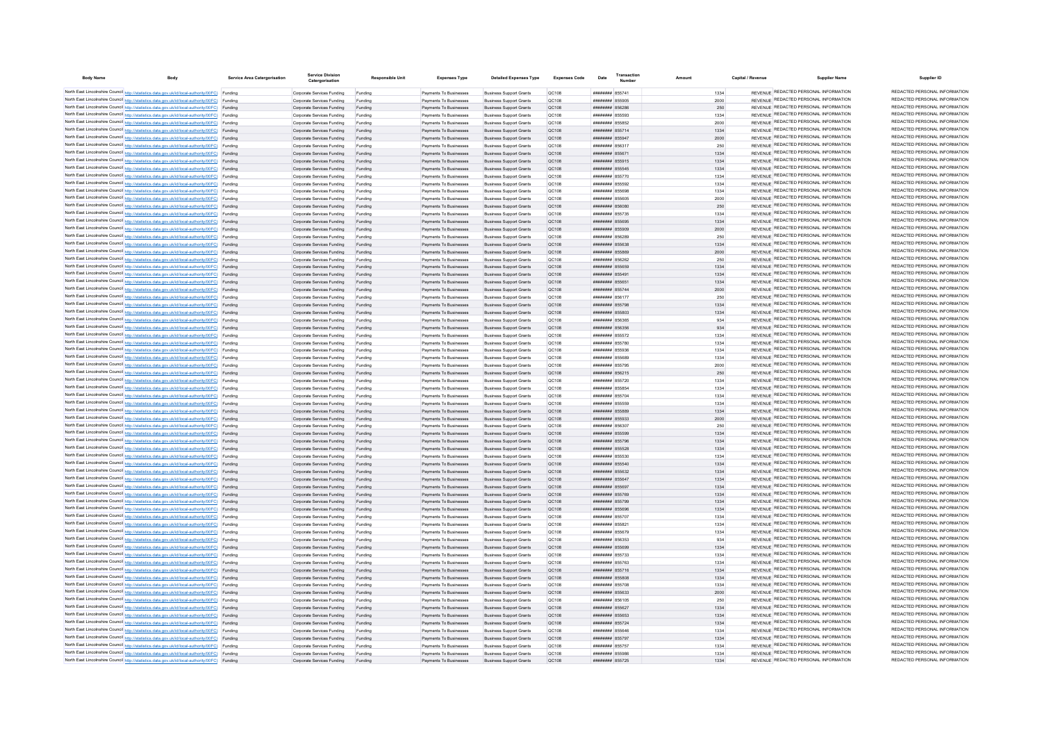| Body Name | Body | Service Area Catergorisation | Service Division Catergorisation | Responsible Unit | Expenses Type | Detailed Expenses Type | Expenses Code | Date | Transaction Number | Amount | Capital / Revenue | Supplier Name | Supplier ID |
|---|---|---|---|---|---|---|---|---|---|---|---|---|---|
| North East Lincolnshire Council | http://statistics.data.gov.uk/id/local-authority/00FC) | Funding | Corporate Services Funding | Funding | Payments To Businesses | Business Support Grants | QC108 | ######## | 855741 | 1334 | REVENUE | REDACTED PERSONAL INFORMATION | REDACTED PERSONAL INFORMATION |
| North East Lincolnshire Council | http://statistics.data.gov.uk/id/local-authority/00FC) | Funding | Corporate Services Funding | Funding | Payments To Businesses | Business Support Grants | QC108 | ######## | 855905 | 2000 | REVENUE | REDACTED PERSONAL INFORMATION | REDACTED PERSONAL INFORMATION |
| North East Lincolnshire Council | http://statistics.data.gov.uk/id/local-authority/00FC) | Funding | Corporate Services Funding | Funding | Payments To Businesses | Business Support Grants | QC108 | ######## | 856286 | 250 | REVENUE | REDACTED PERSONAL INFORMATION | REDACTED PERSONAL INFORMATION |
| North East Lincolnshire Council | http://statistics.data.gov.uk/id/local-authority/00FC) | Funding | Corporate Services Funding | Funding | Payments To Businesses | Business Support Grants | QC108 | ######## | 855593 | 1334 | REVENUE | REDACTED PERSONAL INFORMATION | REDACTED PERSONAL INFORMATION |
| North East Lincolnshire Council | http://statistics.data.gov.uk/id/local-authority/00FC) | Funding | Corporate Services Funding | Funding | Payments To Businesses | Business Support Grants | QC108 | ######## | 855852 | 2000 | REVENUE | REDACTED PERSONAL INFORMATION | REDACTED PERSONAL INFORMATION |
| North East Lincolnshire Council | http://statistics.data.gov.uk/id/local-authority/00FC) | Funding | Corporate Services Funding | Funding | Payments To Businesses | Business Support Grants | QC108 | ######## | 855714 | 1334 | REVENUE | REDACTED PERSONAL INFORMATION | REDACTED PERSONAL INFORMATION |
| North East Lincolnshire Council | http://statistics.data.gov.uk/id/local-authority/00FC) | Funding | Corporate Services Funding | Funding | Payments To Businesses | Business Support Grants | QC108 | ######## | 855947 | 2000 | REVENUE | REDACTED PERSONAL INFORMATION | REDACTED PERSONAL INFORMATION |
| North East Lincolnshire Council | http://statistics.data.gov.uk/id/local-authority/00FC) | Funding | Corporate Services Funding | Funding | Payments To Businesses | Business Support Grants | QC108 | ######## | 856317 | 250 | REVENUE | REDACTED PERSONAL INFORMATION | REDACTED PERSONAL INFORMATION |
| North East Lincolnshire Council | http://statistics.data.gov.uk/id/local-authority/00FC) | Funding | Corporate Services Funding | Funding | Payments To Businesses | Business Support Grants | QC108 | ######## | 855671 | 1334 | REVENUE | REDACTED PERSONAL INFORMATION | REDACTED PERSONAL INFORMATION |
| North East Lincolnshire Council | http://statistics.data.gov.uk/id/local-authority/00FC) | Funding | Corporate Services Funding | Funding | Payments To Businesses | Business Support Grants | QC108 | ######## | 855915 | 1334 | REVENUE | REDACTED PERSONAL INFORMATION | REDACTED PERSONAL INFORMATION |
| North East Lincolnshire Council | http://statistics.data.gov.uk/id/local-authority/00FC) | Funding | Corporate Services Funding | Funding | Payments To Businesses | Business Support Grants | QC108 | ######## | 855545 | 1334 | REVENUE | REDACTED PERSONAL INFORMATION | REDACTED PERSONAL INFORMATION |
| North East Lincolnshire Council | http://statistics.data.gov.uk/id/local-authority/00FC) | Funding | Corporate Services Funding | Funding | Payments To Businesses | Business Support Grants | QC108 | ######## | 855770 | 1334 | REVENUE | REDACTED PERSONAL INFORMATION | REDACTED PERSONAL INFORMATION |
| North East Lincolnshire Council | http://statistics.data.gov.uk/id/local-authority/00FC) | Funding | Corporate Services Funding | Funding | Payments To Businesses | Business Support Grants | QC108 | ######## | 855592 | 1334 | REVENUE | REDACTED PERSONAL INFORMATION | REDACTED PERSONAL INFORMATION |
| North East Lincolnshire Council | http://statistics.data.gov.uk/id/local-authority/00FC) | Funding | Corporate Services Funding | Funding | Payments To Businesses | Business Support Grants | QC108 | ######## | 855698 | 1334 | REVENUE | REDACTED PERSONAL INFORMATION | REDACTED PERSONAL INFORMATION |
| North East Lincolnshire Council | http://statistics.data.gov.uk/id/local-authority/00FC) | Funding | Corporate Services Funding | Funding | Payments To Businesses | Business Support Grants | QC108 | ######## | 855605 | 2000 | REVENUE | REDACTED PERSONAL INFORMATION | REDACTED PERSONAL INFORMATION |
| North East Lincolnshire Council | http://statistics.data.gov.uk/id/local-authority/00FC) | Funding | Corporate Services Funding | Funding | Payments To Businesses | Business Support Grants | QC108 | ######## | 856080 | 250 | REVENUE | REDACTED PERSONAL INFORMATION | REDACTED PERSONAL INFORMATION |
| North East Lincolnshire Council | http://statistics.data.gov.uk/id/local-authority/00FC) | Funding | Corporate Services Funding | Funding | Payments To Businesses | Business Support Grants | QC108 | ######## | 855735 | 1334 | REVENUE | REDACTED PERSONAL INFORMATION | REDACTED PERSONAL INFORMATION |
| North East Lincolnshire Council | http://statistics.data.gov.uk/id/local-authority/00FC) | Funding | Corporate Services Funding | Funding | Payments To Businesses | Business Support Grants | QC108 | ######## | 855695 | 1334 | REVENUE | REDACTED PERSONAL INFORMATION | REDACTED PERSONAL INFORMATION |
| North East Lincolnshire Council | http://statistics.data.gov.uk/id/local-authority/00FC) | Funding | Corporate Services Funding | Funding | Payments To Businesses | Business Support Grants | QC108 | ######## | 855909 | 2000 | REVENUE | REDACTED PERSONAL INFORMATION | REDACTED PERSONAL INFORMATION |
| North East Lincolnshire Council | http://statistics.data.gov.uk/id/local-authority/00FC) | Funding | Corporate Services Funding | Funding | Payments To Businesses | Business Support Grants | QC108 | ######## | 856289 | 250 | REVENUE | REDACTED PERSONAL INFORMATION | REDACTED PERSONAL INFORMATION |
| North East Lincolnshire Council | http://statistics.data.gov.uk/id/local-authority/00FC) | Funding | Corporate Services Funding | Funding | Payments To Businesses | Business Support Grants | QC108 | ######## | 855638 | 1334 | REVENUE | REDACTED PERSONAL INFORMATION | REDACTED PERSONAL INFORMATION |
| North East Lincolnshire Council | http://statistics.data.gov.uk/id/local-authority/00FC) | Funding | Corporate Services Funding | Funding | Payments To Businesses | Business Support Grants | QC108 | ######## | 855869 | 2000 | REVENUE | REDACTED PERSONAL INFORMATION | REDACTED PERSONAL INFORMATION |
| North East Lincolnshire Council | http://statistics.data.gov.uk/id/local-authority/00FC) | Funding | Corporate Services Funding | Funding | Payments To Businesses | Business Support Grants | QC108 | ######## | 856262 | 250 | REVENUE | REDACTED PERSONAL INFORMATION | REDACTED PERSONAL INFORMATION |
| North East Lincolnshire Council | http://statistics.data.gov.uk/id/local-authority/00FC) | Funding | Corporate Services Funding | Funding | Payments To Businesses | Business Support Grants | QC108 | ######## | 855659 | 1334 | REVENUE | REDACTED PERSONAL INFORMATION | REDACTED PERSONAL INFORMATION |
| North East Lincolnshire Council | http://statistics.data.gov.uk/id/local-authority/00FC) | Funding | Corporate Services Funding | Funding | Payments To Businesses | Business Support Grants | QC108 | ######## | 855491 | 1334 | REVENUE | REDACTED PERSONAL INFORMATION | REDACTED PERSONAL INFORMATION |
| North East Lincolnshire Council | http://statistics.data.gov.uk/id/local-authority/00FC) | Funding | Corporate Services Funding | Funding | Payments To Businesses | Business Support Grants | QC108 | ######## | 855651 | 1334 | REVENUE | REDACTED PERSONAL INFORMATION | REDACTED PERSONAL INFORMATION |
| North East Lincolnshire Council | http://statistics.data.gov.uk/id/local-authority/00FC) | Funding | Corporate Services Funding | Funding | Payments To Businesses | Business Support Grants | QC108 | ######## | 855744 | 2000 | REVENUE | REDACTED PERSONAL INFORMATION | REDACTED PERSONAL INFORMATION |
| North East Lincolnshire Council | http://statistics.data.gov.uk/id/local-authority/00FC) | Funding | Corporate Services Funding | Funding | Payments To Businesses | Business Support Grants | QC108 | ######## | 856177 | 250 | REVENUE | REDACTED PERSONAL INFORMATION | REDACTED PERSONAL INFORMATION |
| North East Lincolnshire Council | http://statistics.data.gov.uk/id/local-authority/00FC) | Funding | Corporate Services Funding | Funding | Payments To Businesses | Business Support Grants | QC108 | ######## | 855798 | 1334 | REVENUE | REDACTED PERSONAL INFORMATION | REDACTED PERSONAL INFORMATION |
| North East Lincolnshire Council | http://statistics.data.gov.uk/id/local-authority/00FC) | Funding | Corporate Services Funding | Funding | Payments To Businesses | Business Support Grants | QC108 | ######## | 855803 | 1334 | REVENUE | REDACTED PERSONAL INFORMATION | REDACTED PERSONAL INFORMATION |
| North East Lincolnshire Council | http://statistics.data.gov.uk/id/local-authority/00FC) | Funding | Corporate Services Funding | Funding | Payments To Businesses | Business Support Grants | QC108 | ######## | 856365 | 934 | REVENUE | REDACTED PERSONAL INFORMATION | REDACTED PERSONAL INFORMATION |
| North East Lincolnshire Council | http://statistics.data.gov.uk/id/local-authority/00FC) | Funding | Corporate Services Funding | Funding | Payments To Businesses | Business Support Grants | QC108 | ######## | 856356 | 934 | REVENUE | REDACTED PERSONAL INFORMATION | REDACTED PERSONAL INFORMATION |
| North East Lincolnshire Council | http://statistics.data.gov.uk/id/local-authority/00FC) | Funding | Corporate Services Funding | Funding | Payments To Businesses | Business Support Grants | QC108 | ######## | 855572 | 1334 | REVENUE | REDACTED PERSONAL INFORMATION | REDACTED PERSONAL INFORMATION |
| North East Lincolnshire Council | http://statistics.data.gov.uk/id/local-authority/00FC) | Funding | Corporate Services Funding | Funding | Payments To Businesses | Business Support Grants | QC108 | ######## | 855780 | 1334 | REVENUE | REDACTED PERSONAL INFORMATION | REDACTED PERSONAL INFORMATION |
| North East Lincolnshire Council | http://statistics.data.gov.uk/id/local-authority/00FC) | Funding | Corporate Services Funding | Funding | Payments To Businesses | Business Support Grants | QC108 | ######## | 855936 | 1334 | REVENUE | REDACTED PERSONAL INFORMATION | REDACTED PERSONAL INFORMATION |
| North East Lincolnshire Council | http://statistics.data.gov.uk/id/local-authority/00FC) | Funding | Corporate Services Funding | Funding | Payments To Businesses | Business Support Grants | QC108 | ######## | 855689 | 1334 | REVENUE | REDACTED PERSONAL INFORMATION | REDACTED PERSONAL INFORMATION |
| North East Lincolnshire Council | http://statistics.data.gov.uk/id/local-authority/00FC) | Funding | Corporate Services Funding | Funding | Payments To Businesses | Business Support Grants | QC108 | ######## | 855795 | 2000 | REVENUE | REDACTED PERSONAL INFORMATION | REDACTED PERSONAL INFORMATION |
| North East Lincolnshire Council | http://statistics.data.gov.uk/id/local-authority/00FC) | Funding | Corporate Services Funding | Funding | Payments To Businesses | Business Support Grants | QC108 | ######## | 856215 | 250 | REVENUE | REDACTED PERSONAL INFORMATION | REDACTED PERSONAL INFORMATION |
| North East Lincolnshire Council | http://statistics.data.gov.uk/id/local-authority/00FC) | Funding | Corporate Services Funding | Funding | Payments To Businesses | Business Support Grants | QC108 | ######## | 855720 | 1334 | REVENUE | REDACTED PERSONAL INFORMATION | REDACTED PERSONAL INFORMATION |
| North East Lincolnshire Council | http://statistics.data.gov.uk/id/local-authority/00FC) | Funding | Corporate Services Funding | Funding | Payments To Businesses | Business Support Grants | QC108 | ######## | 855854 | 1334 | REVENUE | REDACTED PERSONAL INFORMATION | REDACTED PERSONAL INFORMATION |
| North East Lincolnshire Council | http://statistics.data.gov.uk/id/local-authority/00FC) | Funding | Corporate Services Funding | Funding | Payments To Businesses | Business Support Grants | QC108 | ######## | 855704 | 1334 | REVENUE | REDACTED PERSONAL INFORMATION | REDACTED PERSONAL INFORMATION |
| North East Lincolnshire Council | http://statistics.data.gov.uk/id/local-authority/00FC) | Funding | Corporate Services Funding | Funding | Payments To Businesses | Business Support Grants | QC108 | ######## | 855559 | 1334 | REVENUE | REDACTED PERSONAL INFORMATION | REDACTED PERSONAL INFORMATION |
| North East Lincolnshire Council | http://statistics.data.gov.uk/id/local-authority/00FC) | Funding | Corporate Services Funding | Funding | Payments To Businesses | Business Support Grants | QC108 | ######## | 855889 | 1334 | REVENUE | REDACTED PERSONAL INFORMATION | REDACTED PERSONAL INFORMATION |
| North East Lincolnshire Council | http://statistics.data.gov.uk/id/local-authority/00FC) | Funding | Corporate Services Funding | Funding | Payments To Businesses | Business Support Grants | QC108 | ######## | 855933 | 2000 | REVENUE | REDACTED PERSONAL INFORMATION | REDACTED PERSONAL INFORMATION |
| North East Lincolnshire Council | http://statistics.data.gov.uk/id/local-authority/00FC) | Funding | Corporate Services Funding | Funding | Payments To Businesses | Business Support Grants | QC108 | ######## | 856307 | 250 | REVENUE | REDACTED PERSONAL INFORMATION | REDACTED PERSONAL INFORMATION |
| North East Lincolnshire Council | http://statistics.data.gov.uk/id/local-authority/00FC) | Funding | Corporate Services Funding | Funding | Payments To Businesses | Business Support Grants | QC108 | ######## | 855599 | 1334 | REVENUE | REDACTED PERSONAL INFORMATION | REDACTED PERSONAL INFORMATION |
| North East Lincolnshire Council | http://statistics.data.gov.uk/id/local-authority/00FC) | Funding | Corporate Services Funding | Funding | Payments To Businesses | Business Support Grants | QC108 | ######## | 855796 | 1334 | REVENUE | REDACTED PERSONAL INFORMATION | REDACTED PERSONAL INFORMATION |
| North East Lincolnshire Council | http://statistics.data.gov.uk/id/local-authority/00FC) | Funding | Corporate Services Funding | Funding | Payments To Businesses | Business Support Grants | QC108 | ######## | 855528 | 1334 | REVENUE | REDACTED PERSONAL INFORMATION | REDACTED PERSONAL INFORMATION |
| North East Lincolnshire Council | http://statistics.data.gov.uk/id/local-authority/00FC) | Funding | Corporate Services Funding | Funding | Payments To Businesses | Business Support Grants | QC108 | ######## | 855530 | 1334 | REVENUE | REDACTED PERSONAL INFORMATION | REDACTED PERSONAL INFORMATION |
| North East Lincolnshire Council | http://statistics.data.gov.uk/id/local-authority/00FC) | Funding | Corporate Services Funding | Funding | Payments To Businesses | Business Support Grants | QC108 | ######## | 855540 | 1334 | REVENUE | REDACTED PERSONAL INFORMATION | REDACTED PERSONAL INFORMATION |
| North East Lincolnshire Council | http://statistics.data.gov.uk/id/local-authority/00FC) | Funding | Corporate Services Funding | Funding | Payments To Businesses | Business Support Grants | QC108 | ######## | 855632 | 1334 | REVENUE | REDACTED PERSONAL INFORMATION | REDACTED PERSONAL INFORMATION |
| North East Lincolnshire Council | http://statistics.data.gov.uk/id/local-authority/00FC) | Funding | Corporate Services Funding | Funding | Payments To Businesses | Business Support Grants | QC108 | ######## | 855647 | 1334 | REVENUE | REDACTED PERSONAL INFORMATION | REDACTED PERSONAL INFORMATION |
| North East Lincolnshire Council | http://statistics.data.gov.uk/id/local-authority/00FC) | Funding | Corporate Services Funding | Funding | Payments To Businesses | Business Support Grants | QC108 | ######## | 855697 | 1334 | REVENUE | REDACTED PERSONAL INFORMATION | REDACTED PERSONAL INFORMATION |
| North East Lincolnshire Council | http://statistics.data.gov.uk/id/local-authority/00FC) | Funding | Corporate Services Funding | Funding | Payments To Businesses | Business Support Grants | QC108 | ######## | 855769 | 1334 | REVENUE | REDACTED PERSONAL INFORMATION | REDACTED PERSONAL INFORMATION |
| North East Lincolnshire Council | http://statistics.data.gov.uk/id/local-authority/00FC) | Funding | Corporate Services Funding | Funding | Payments To Businesses | Business Support Grants | QC108 | ######## | 855799 | 1334 | REVENUE | REDACTED PERSONAL INFORMATION | REDACTED PERSONAL INFORMATION |
| North East Lincolnshire Council | http://statistics.data.gov.uk/id/local-authority/00FC) | Funding | Corporate Services Funding | Funding | Payments To Businesses | Business Support Grants | QC108 | ######## | 855696 | 1334 | REVENUE | REDACTED PERSONAL INFORMATION | REDACTED PERSONAL INFORMATION |
| North East Lincolnshire Council | http://statistics.data.gov.uk/id/local-authority/00FC) | Funding | Corporate Services Funding | Funding | Payments To Businesses | Business Support Grants | QC108 | ######## | 855707 | 1334 | REVENUE | REDACTED PERSONAL INFORMATION | REDACTED PERSONAL INFORMATION |
| North East Lincolnshire Council | http://statistics.data.gov.uk/id/local-authority/00FC) | Funding | Corporate Services Funding | Funding | Payments To Businesses | Business Support Grants | QC108 | ######## | 855821 | 1334 | REVENUE | REDACTED PERSONAL INFORMATION | REDACTED PERSONAL INFORMATION |
| North East Lincolnshire Council | http://statistics.data.gov.uk/id/local-authority/00FC) | Funding | Corporate Services Funding | Funding | Payments To Businesses | Business Support Grants | QC108 | ######## | 855679 | 1334 | REVENUE | REDACTED PERSONAL INFORMATION | REDACTED PERSONAL INFORMATION |
| North East Lincolnshire Council | http://statistics.data.gov.uk/id/local-authority/00FC) | Funding | Corporate Services Funding | Funding | Payments To Businesses | Business Support Grants | QC108 | ######## | 856353 | 934 | REVENUE | REDACTED PERSONAL INFORMATION | REDACTED PERSONAL INFORMATION |
| North East Lincolnshire Council | http://statistics.data.gov.uk/id/local-authority/00FC) | Funding | Corporate Services Funding | Funding | Payments To Businesses | Business Support Grants | QC108 | ######## | 855699 | 1334 | REVENUE | REDACTED PERSONAL INFORMATION | REDACTED PERSONAL INFORMATION |
| North East Lincolnshire Council | http://statistics.data.gov.uk/id/local-authority/00FC) | Funding | Corporate Services Funding | Funding | Payments To Businesses | Business Support Grants | QC108 | ######## | 855733 | 1334 | REVENUE | REDACTED PERSONAL INFORMATION | REDACTED PERSONAL INFORMATION |
| North East Lincolnshire Council | http://statistics.data.gov.uk/id/local-authority/00FC) | Funding | Corporate Services Funding | Funding | Payments To Businesses | Business Support Grants | QC108 | ######## | 855763 | 1334 | REVENUE | REDACTED PERSONAL INFORMATION | REDACTED PERSONAL INFORMATION |
| North East Lincolnshire Council | http://statistics.data.gov.uk/id/local-authority/00FC) | Funding | Corporate Services Funding | Funding | Payments To Businesses | Business Support Grants | QC108 | ######## | 855716 | 1334 | REVENUE | REDACTED PERSONAL INFORMATION | REDACTED PERSONAL INFORMATION |
| North East Lincolnshire Council | http://statistics.data.gov.uk/id/local-authority/00FC) | Funding | Corporate Services Funding | Funding | Payments To Businesses | Business Support Grants | QC108 | ######## | 855808 | 1334 | REVENUE | REDACTED PERSONAL INFORMATION | REDACTED PERSONAL INFORMATION |
| North East Lincolnshire Council | http://statistics.data.gov.uk/id/local-authority/00FC) | Funding | Corporate Services Funding | Funding | Payments To Businesses | Business Support Grants | QC108 | ######## | 855708 | 1334 | REVENUE | REDACTED PERSONAL INFORMATION | REDACTED PERSONAL INFORMATION |
| North East Lincolnshire Council | http://statistics.data.gov.uk/id/local-authority/00FC) | Funding | Corporate Services Funding | Funding | Payments To Businesses | Business Support Grants | QC108 | ######## | 855633 | 2000 | REVENUE | REDACTED PERSONAL INFORMATION | REDACTED PERSONAL INFORMATION |
| North East Lincolnshire Council | http://statistics.data.gov.uk/id/local-authority/00FC) | Funding | Corporate Services Funding | Funding | Payments To Businesses | Business Support Grants | QC108 | ######## | 856105 | 250 | REVENUE | REDACTED PERSONAL INFORMATION | REDACTED PERSONAL INFORMATION |
| North East Lincolnshire Council | http://statistics.data.gov.uk/id/local-authority/00FC) | Funding | Corporate Services Funding | Funding | Payments To Businesses | Business Support Grants | QC108 | ######## | 855627 | 1334 | REVENUE | REDACTED PERSONAL INFORMATION | REDACTED PERSONAL INFORMATION |
| North East Lincolnshire Council | http://statistics.data.gov.uk/id/local-authority/00FC) | Funding | Corporate Services Funding | Funding | Payments To Businesses | Business Support Grants | QC108 | ######## | 855653 | 1334 | REVENUE | REDACTED PERSONAL INFORMATION | REDACTED PERSONAL INFORMATION |
| North East Lincolnshire Council | http://statistics.data.gov.uk/id/local-authority/00FC) | Funding | Corporate Services Funding | Funding | Payments To Businesses | Business Support Grants | QC108 | ######## | 855724 | 1334 | REVENUE | REDACTED PERSONAL INFORMATION | REDACTED PERSONAL INFORMATION |
| North East Lincolnshire Council | http://statistics.data.gov.uk/id/local-authority/00FC) | Funding | Corporate Services Funding | Funding | Payments To Businesses | Business Support Grants | QC108 | ######## | 855648 | 1334 | REVENUE | REDACTED PERSONAL INFORMATION | REDACTED PERSONAL INFORMATION |
| North East Lincolnshire Council | http://statistics.data.gov.uk/id/local-authority/00FC) | Funding | Corporate Services Funding | Funding | Payments To Businesses | Business Support Grants | QC108 | ######## | 855797 | 1334 | REVENUE | REDACTED PERSONAL INFORMATION | REDACTED PERSONAL INFORMATION |
| North East Lincolnshire Council | http://statistics.data.gov.uk/id/local-authority/00FC) | Funding | Corporate Services Funding | Funding | Payments To Businesses | Business Support Grants | QC108 | ######## | 855757 | 1334 | REVENUE | REDACTED PERSONAL INFORMATION | REDACTED PERSONAL INFORMATION |
| North East Lincolnshire Council | http://statistics.data.gov.uk/id/local-authority/00FC) | Funding | Corporate Services Funding | Funding | Payments To Businesses | Business Support Grants | QC108 | ######## | 855986 | 1334 | REVENUE | REDACTED PERSONAL INFORMATION | REDACTED PERSONAL INFORMATION |
| North East Lincolnshire Council | http://statistics.data.gov.uk/id/local-authority/00FC) | Funding | Corporate Services Funding | Funding | Payments To Businesses | Business Support Grants | QC108 | ######## | 855725 | 1334 | REVENUE | REDACTED PERSONAL INFORMATION | REDACTED PERSONAL INFORMATION |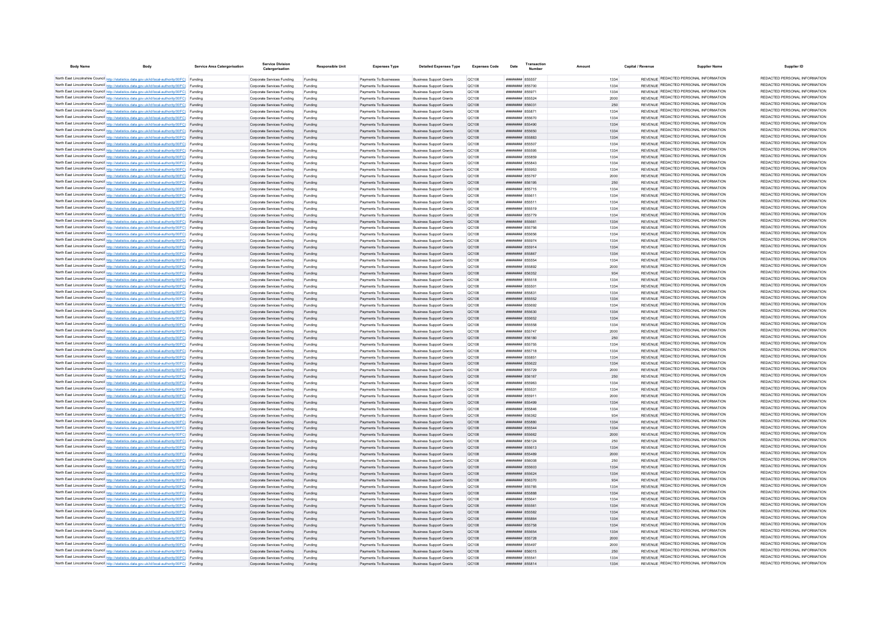| Body Name | Body | Service Area Catergorisation | Service Division Catergorisation | Responsible Unit | Expenses Type | Detailed Expenses Type | Expenses Code | Date | Transaction Number | Amount | Capital / Revenue | Supplier Name | Supplier ID |
|---|---|---|---|---|---|---|---|---|---|---|---|---|---|
| North East Lincolnshire Council | http://statistics.data.gov.uk/id/local-authority/00FC) | Funding | Corporate Services Funding | Funding | Payments To Businesses | Business Support Grants | QC108 | ######## | 855557 | 1334 | REVENUE | REDACTED PERSONAL INFORMATION | REDACTED PERSONAL INFORMATION |
| North East Lincolnshire Council | http://statistics.data.gov.uk/id/local-authority/00FC) | Funding | Corporate Services Funding | Funding | Payments To Businesses | Business Support Grants | QC108 | ######## | 855700 | 1334 | REVENUE | REDACTED PERSONAL INFORMATION | REDACTED PERSONAL INFORMATION |
| North East Lincolnshire Council | http://statistics.data.gov.uk/id/local-authority/00FC) | Funding | Corporate Services Funding | Funding | Payments To Businesses | Business Support Grants | QC108 | ######## | 855971 | 1334 | REVENUE | REDACTED PERSONAL INFORMATION | REDACTED PERSONAL INFORMATION |
| North East Lincolnshire Council | http://statistics.data.gov.uk/id/local-authority/00FC) | Funding | Corporate Services Funding | Funding | Payments To Businesses | Business Support Grants | QC108 | ######## | 855524 | 2000 | REVENUE | REDACTED PERSONAL INFORMATION | REDACTED PERSONAL INFORMATION |
| North East Lincolnshire Council | http://statistics.data.gov.uk/id/local-authority/00FC) | Funding | Corporate Services Funding | Funding | Payments To Businesses | Business Support Grants | QC108 | ######## | 856031 | 250 | REVENUE | REDACTED PERSONAL INFORMATION | REDACTED PERSONAL INFORMATION |
| North East Lincolnshire Council | http://statistics.data.gov.uk/id/local-authority/00FC) | Funding | Corporate Services Funding | Funding | Payments To Businesses | Business Support Grants | QC108 | ######## | 855871 | 1334 | REVENUE | REDACTED PERSONAL INFORMATION | REDACTED PERSONAL INFORMATION |
| North East Lincolnshire Council | http://statistics.data.gov.uk/id/local-authority/00FC) | Funding | Corporate Services Funding | Funding | Payments To Businesses | Business Support Grants | QC108 | ######## | 855670 | 1334 | REVENUE | REDACTED PERSONAL INFORMATION | REDACTED PERSONAL INFORMATION |
| North East Lincolnshire Council | http://statistics.data.gov.uk/id/local-authority/00FC) | Funding | Corporate Services Funding | Funding | Payments To Businesses | Business Support Grants | QC108 | ######## | 855490 | 1334 | REVENUE | REDACTED PERSONAL INFORMATION | REDACTED PERSONAL INFORMATION |
| North East Lincolnshire Council | http://statistics.data.gov.uk/id/local-authority/00FC) | Funding | Corporate Services Funding | Funding | Payments To Businesses | Business Support Grants | QC108 | ######## | 855650 | 1334 | REVENUE | REDACTED PERSONAL INFORMATION | REDACTED PERSONAL INFORMATION |
| North East Lincolnshire Council | http://statistics.data.gov.uk/id/local-authority/00FC) | Funding | Corporate Services Funding | Funding | Payments To Businesses | Business Support Grants | QC108 | ######## | 855883 | 1334 | REVENUE | REDACTED PERSONAL INFORMATION | REDACTED PERSONAL INFORMATION |
| North East Lincolnshire Council | http://statistics.data.gov.uk/id/local-authority/00FC) | Funding | Corporate Services Funding | Funding | Payments To Businesses | Business Support Grants | QC108 | ######## | 855507 | 1334 | REVENUE | REDACTED PERSONAL INFORMATION | REDACTED PERSONAL INFORMATION |
| North East Lincolnshire Council | http://statistics.data.gov.uk/id/local-authority/00FC) | Funding | Corporate Services Funding | Funding | Payments To Businesses | Business Support Grants | QC108 | ######## | 855595 | 1334 | REVENUE | REDACTED PERSONAL INFORMATION | REDACTED PERSONAL INFORMATION |
| North East Lincolnshire Council | http://statistics.data.gov.uk/id/local-authority/00FC) | Funding | Corporate Services Funding | Funding | Payments To Businesses | Business Support Grants | QC108 | ######## | 855859 | 1334 | REVENUE | REDACTED PERSONAL INFORMATION | REDACTED PERSONAL INFORMATION |
| North East Lincolnshire Council | http://statistics.data.gov.uk/id/local-authority/00FC) | Funding | Corporate Services Funding | Funding | Payments To Businesses | Business Support Grants | QC108 | ######## | 855843 | 1334 | REVENUE | REDACTED PERSONAL INFORMATION | REDACTED PERSONAL INFORMATION |
| North East Lincolnshire Council | http://statistics.data.gov.uk/id/local-authority/00FC) | Funding | Corporate Services Funding | Funding | Payments To Businesses | Business Support Grants | QC108 | ######## | 855953 | 1334 | REVENUE | REDACTED PERSONAL INFORMATION | REDACTED PERSONAL INFORMATION |
| North East Lincolnshire Council | http://statistics.data.gov.uk/id/local-authority/00FC) | Funding | Corporate Services Funding | Funding | Payments To Businesses | Business Support Grants | QC108 | ######## | 855787 | 2000 | REVENUE | REDACTED PERSONAL INFORMATION | REDACTED PERSONAL INFORMATION |
| North East Lincolnshire Council | http://statistics.data.gov.uk/id/local-authority/00FC) | Funding | Corporate Services Funding | Funding | Payments To Businesses | Business Support Grants | QC108 | ######## | 856195 | 250 | REVENUE | REDACTED PERSONAL INFORMATION | REDACTED PERSONAL INFORMATION |
| North East Lincolnshire Council | http://statistics.data.gov.uk/id/local-authority/00FC) | Funding | Corporate Services Funding | Funding | Payments To Businesses | Business Support Grants | QC108 | ######## | 855715 | 1334 | REVENUE | REDACTED PERSONAL INFORMATION | REDACTED PERSONAL INFORMATION |
| North East Lincolnshire Council | http://statistics.data.gov.uk/id/local-authority/00FC) | Funding | Corporate Services Funding | Funding | Payments To Businesses | Business Support Grants | QC108 | ######## | 855611 | 1334 | REVENUE | REDACTED PERSONAL INFORMATION | REDACTED PERSONAL INFORMATION |
| North East Lincolnshire Council | http://statistics.data.gov.uk/id/local-authority/00FC) | Funding | Corporate Services Funding | Funding | Payments To Businesses | Business Support Grants | QC108 | ######## | 855511 | 1334 | REVENUE | REDACTED PERSONAL INFORMATION | REDACTED PERSONAL INFORMATION |
| North East Lincolnshire Council | http://statistics.data.gov.uk/id/local-authority/00FC) | Funding | Corporate Services Funding | Funding | Payments To Businesses | Business Support Grants | QC108 | ######## | 855519 | 1334 | REVENUE | REDACTED PERSONAL INFORMATION | REDACTED PERSONAL INFORMATION |
| North East Lincolnshire Council | http://statistics.data.gov.uk/id/local-authority/00FC) | Funding | Corporate Services Funding | Funding | Payments To Businesses | Business Support Grants | QC108 | ######## | 855779 | 1334 | REVENUE | REDACTED PERSONAL INFORMATION | REDACTED PERSONAL INFORMATION |
| North East Lincolnshire Council | http://statistics.data.gov.uk/id/local-authority/00FC) | Funding | Corporate Services Funding | Funding | Payments To Businesses | Business Support Grants | QC108 | ######## | 855661 | 1334 | REVENUE | REDACTED PERSONAL INFORMATION | REDACTED PERSONAL INFORMATION |
| North East Lincolnshire Council | http://statistics.data.gov.uk/id/local-authority/00FC) | Funding | Corporate Services Funding | Funding | Payments To Businesses | Business Support Grants | QC108 | ######## | 855756 | 1334 | REVENUE | REDACTED PERSONAL INFORMATION | REDACTED PERSONAL INFORMATION |
| North East Lincolnshire Council | http://statistics.data.gov.uk/id/local-authority/00FC) | Funding | Corporate Services Funding | Funding | Payments To Businesses | Business Support Grants | QC108 | ######## | 855656 | 1334 | REVENUE | REDACTED PERSONAL INFORMATION | REDACTED PERSONAL INFORMATION |
| North East Lincolnshire Council | http://statistics.data.gov.uk/id/local-authority/00FC) | Funding | Corporate Services Funding | Funding | Payments To Businesses | Business Support Grants | QC108 | ######## | 855974 | 1334 | REVENUE | REDACTED PERSONAL INFORMATION | REDACTED PERSONAL INFORMATION |
| North East Lincolnshire Council | http://statistics.data.gov.uk/id/local-authority/00FC) | Funding | Corporate Services Funding | Funding | Payments To Businesses | Business Support Grants | QC108 | ######## | 855914 | 1334 | REVENUE | REDACTED PERSONAL INFORMATION | REDACTED PERSONAL INFORMATION |
| North East Lincolnshire Council | http://statistics.data.gov.uk/id/local-authority/00FC) | Funding | Corporate Services Funding | Funding | Payments To Businesses | Business Support Grants | QC108 | ######## | 855867 | 1334 | REVENUE | REDACTED PERSONAL INFORMATION | REDACTED PERSONAL INFORMATION |
| North East Lincolnshire Council | http://statistics.data.gov.uk/id/local-authority/00FC) | Funding | Corporate Services Funding | Funding | Payments To Businesses | Business Support Grants | QC108 | ######## | 855554 | 1334 | REVENUE | REDACTED PERSONAL INFORMATION | REDACTED PERSONAL INFORMATION |
| North East Lincolnshire Council | http://statistics.data.gov.uk/id/local-authority/00FC) | Funding | Corporate Services Funding | Funding | Payments To Businesses | Business Support Grants | QC108 | ######## | 855892 | 2000 | REVENUE | REDACTED PERSONAL INFORMATION | REDACTED PERSONAL INFORMATION |
| North East Lincolnshire Council | http://statistics.data.gov.uk/id/local-authority/00FC) | Funding | Corporate Services Funding | Funding | Payments To Businesses | Business Support Grants | QC108 | ######## | 856352 | 934 | REVENUE | REDACTED PERSONAL INFORMATION | REDACTED PERSONAL INFORMATION |
| North East Lincolnshire Council | http://statistics.data.gov.uk/id/local-authority/00FC) | Funding | Corporate Services Funding | Funding | Payments To Businesses | Business Support Grants | QC108 | ######## | 855518 | 1334 | REVENUE | REDACTED PERSONAL INFORMATION | REDACTED PERSONAL INFORMATION |
| North East Lincolnshire Council | http://statistics.data.gov.uk/id/local-authority/00FC) | Funding | Corporate Services Funding | Funding | Payments To Businesses | Business Support Grants | QC108 | ######## | 855501 | 1334 | REVENUE | REDACTED PERSONAL INFORMATION | REDACTED PERSONAL INFORMATION |
| North East Lincolnshire Council | http://statistics.data.gov.uk/id/local-authority/00FC) | Funding | Corporate Services Funding | Funding | Payments To Businesses | Business Support Grants | QC108 | ######## | 855831 | 1334 | REVENUE | REDACTED PERSONAL INFORMATION | REDACTED PERSONAL INFORMATION |
| North East Lincolnshire Council | http://statistics.data.gov.uk/id/local-authority/00FC) | Funding | Corporate Services Funding | Funding | Payments To Businesses | Business Support Grants | QC108 | ######## | 855552 | 1334 | REVENUE | REDACTED PERSONAL INFORMATION | REDACTED PERSONAL INFORMATION |
| North East Lincolnshire Council | http://statistics.data.gov.uk/id/local-authority/00FC) | Funding | Corporate Services Funding | Funding | Payments To Businesses | Business Support Grants | QC108 | ######## | 855692 | 1334 | REVENUE | REDACTED PERSONAL INFORMATION | REDACTED PERSONAL INFORMATION |
| North East Lincolnshire Council | http://statistics.data.gov.uk/id/local-authority/00FC) | Funding | Corporate Services Funding | Funding | Payments To Businesses | Business Support Grants | QC108 | ######## | 855630 | 1334 | REVENUE | REDACTED PERSONAL INFORMATION | REDACTED PERSONAL INFORMATION |
| North East Lincolnshire Council | http://statistics.data.gov.uk/id/local-authority/00FC) | Funding | Corporate Services Funding | Funding | Payments To Businesses | Business Support Grants | QC108 | ######## | 855652 | 1334 | REVENUE | REDACTED PERSONAL INFORMATION | REDACTED PERSONAL INFORMATION |
| North East Lincolnshire Council | http://statistics.data.gov.uk/id/local-authority/00FC) | Funding | Corporate Services Funding | Funding | Payments To Businesses | Business Support Grants | QC108 | ######## | 855558 | 1334 | REVENUE | REDACTED PERSONAL INFORMATION | REDACTED PERSONAL INFORMATION |
| North East Lincolnshire Council | http://statistics.data.gov.uk/id/local-authority/00FC) | Funding | Corporate Services Funding | Funding | Payments To Businesses | Business Support Grants | QC108 | ######## | 855747 | 2000 | REVENUE | REDACTED PERSONAL INFORMATION | REDACTED PERSONAL INFORMATION |
| North East Lincolnshire Council | http://statistics.data.gov.uk/id/local-authority/00FC) | Funding | Corporate Services Funding | Funding | Payments To Businesses | Business Support Grants | QC108 | ######## | 856180 | 250 | REVENUE | REDACTED PERSONAL INFORMATION | REDACTED PERSONAL INFORMATION |
| North East Lincolnshire Council | http://statistics.data.gov.uk/id/local-authority/00FC) | Funding | Corporate Services Funding | Funding | Payments To Businesses | Business Support Grants | QC108 | ######## | 855755 | 1334 | REVENUE | REDACTED PERSONAL INFORMATION | REDACTED PERSONAL INFORMATION |
| North East Lincolnshire Council | http://statistics.data.gov.uk/id/local-authority/00FC) | Funding | Corporate Services Funding | Funding | Payments To Businesses | Business Support Grants | QC108 | ######## | 855718 | 1334 | REVENUE | REDACTED PERSONAL INFORMATION | REDACTED PERSONAL INFORMATION |
| North East Lincolnshire Council | http://statistics.data.gov.uk/id/local-authority/00FC) | Funding | Corporate Services Funding | Funding | Payments To Businesses | Business Support Grants | QC108 | ######## | 855851 | 1334 | REVENUE | REDACTED PERSONAL INFORMATION | REDACTED PERSONAL INFORMATION |
| North East Lincolnshire Council | http://statistics.data.gov.uk/id/local-authority/00FC) | Funding | Corporate Services Funding | Funding | Payments To Businesses | Business Support Grants | QC108 | ######## | 855622 | 1334 | REVENUE | REDACTED PERSONAL INFORMATION | REDACTED PERSONAL INFORMATION |
| North East Lincolnshire Council | http://statistics.data.gov.uk/id/local-authority/00FC) | Funding | Corporate Services Funding | Funding | Payments To Businesses | Business Support Grants | QC108 | ######## | 855729 | 2000 | REVENUE | REDACTED PERSONAL INFORMATION | REDACTED PERSONAL INFORMATION |
| North East Lincolnshire Council | http://statistics.data.gov.uk/id/local-authority/00FC) | Funding | Corporate Services Funding | Funding | Payments To Businesses | Business Support Grants | QC108 | ######## | 856167 | 250 | REVENUE | REDACTED PERSONAL INFORMATION | REDACTED PERSONAL INFORMATION |
| North East Lincolnshire Council | http://statistics.data.gov.uk/id/local-authority/00FC) | Funding | Corporate Services Funding | Funding | Payments To Businesses | Business Support Grants | QC108 | ######## | 855963 | 1334 | REVENUE | REDACTED PERSONAL INFORMATION | REDACTED PERSONAL INFORMATION |
| North East Lincolnshire Council | http://statistics.data.gov.uk/id/local-authority/00FC) | Funding | Corporate Services Funding | Funding | Payments To Businesses | Business Support Grants | QC108 | ######## | 855531 | 1334 | REVENUE | REDACTED PERSONAL INFORMATION | REDACTED PERSONAL INFORMATION |
| North East Lincolnshire Council | http://statistics.data.gov.uk/id/local-authority/00FC) | Funding | Corporate Services Funding | Funding | Payments To Businesses | Business Support Grants | QC108 | ######## | 855911 | 2000 | REVENUE | REDACTED PERSONAL INFORMATION | REDACTED PERSONAL INFORMATION |
| North East Lincolnshire Council | http://statistics.data.gov.uk/id/local-authority/00FC) | Funding | Corporate Services Funding | Funding | Payments To Businesses | Business Support Grants | QC108 | ######## | 855499 | 1334 | REVENUE | REDACTED PERSONAL INFORMATION | REDACTED PERSONAL INFORMATION |
| North East Lincolnshire Council | http://statistics.data.gov.uk/id/local-authority/00FC) | Funding | Corporate Services Funding | Funding | Payments To Businesses | Business Support Grants | QC108 | ######## | 855846 | 1334 | REVENUE | REDACTED PERSONAL INFORMATION | REDACTED PERSONAL INFORMATION |
| North East Lincolnshire Council | http://statistics.data.gov.uk/id/local-authority/00FC) | Funding | Corporate Services Funding | Funding | Payments To Businesses | Business Support Grants | QC108 | ######## | 856362 | 934 | REVENUE | REDACTED PERSONAL INFORMATION | REDACTED PERSONAL INFORMATION |
| North East Lincolnshire Council | http://statistics.data.gov.uk/id/local-authority/00FC) | Funding | Corporate Services Funding | Funding | Payments To Businesses | Business Support Grants | QC108 | ######## | 855880 | 1334 | REVENUE | REDACTED PERSONAL INFORMATION | REDACTED PERSONAL INFORMATION |
| North East Lincolnshire Council | http://statistics.data.gov.uk/id/local-authority/00FC) | Funding | Corporate Services Funding | Funding | Payments To Businesses | Business Support Grants | QC108 | ######## | 855544 | 1334 | REVENUE | REDACTED PERSONAL INFORMATION | REDACTED PERSONAL INFORMATION |
| North East Lincolnshire Council | http://statistics.data.gov.uk/id/local-authority/00FC) | Funding | Corporate Services Funding | Funding | Payments To Businesses | Business Support Grants | QC108 | ######## | 855662 | 2000 | REVENUE | REDACTED PERSONAL INFORMATION | REDACTED PERSONAL INFORMATION |
| North East Lincolnshire Council | http://statistics.data.gov.uk/id/local-authority/00FC) | Funding | Corporate Services Funding | Funding | Payments To Businesses | Business Support Grants | QC108 | ######## | 856124 | 250 | REVENUE | REDACTED PERSONAL INFORMATION | REDACTED PERSONAL INFORMATION |
| North East Lincolnshire Council | http://statistics.data.gov.uk/id/local-authority/00FC) | Funding | Corporate Services Funding | Funding | Payments To Businesses | Business Support Grants | QC108 | ######## | 855613 | 1334 | REVENUE | REDACTED PERSONAL INFORMATION | REDACTED PERSONAL INFORMATION |
| North East Lincolnshire Council | http://statistics.data.gov.uk/id/local-authority/00FC) | Funding | Corporate Services Funding | Funding | Payments To Businesses | Business Support Grants | QC108 | ######## | 855489 | 2000 | REVENUE | REDACTED PERSONAL INFORMATION | REDACTED PERSONAL INFORMATION |
| North East Lincolnshire Council | http://statistics.data.gov.uk/id/local-authority/00FC) | Funding | Corporate Services Funding | Funding | Payments To Businesses | Business Support Grants | QC108 | ######## | 856008 | 250 | REVENUE | REDACTED PERSONAL INFORMATION | REDACTED PERSONAL INFORMATION |
| North East Lincolnshire Council | http://statistics.data.gov.uk/id/local-authority/00FC) | Funding | Corporate Services Funding | Funding | Payments To Businesses | Business Support Grants | QC108 | ######## | 855603 | 1334 | REVENUE | REDACTED PERSONAL INFORMATION | REDACTED PERSONAL INFORMATION |
| North East Lincolnshire Council | http://statistics.data.gov.uk/id/local-authority/00FC) | Funding | Corporate Services Funding | Funding | Payments To Businesses | Business Support Grants | QC108 | ######## | 855624 | 1334 | REVENUE | REDACTED PERSONAL INFORMATION | REDACTED PERSONAL INFORMATION |
| North East Lincolnshire Council | http://statistics.data.gov.uk/id/local-authority/00FC) | Funding | Corporate Services Funding | Funding | Payments To Businesses | Business Support Grants | QC108 | ######## | 856370 | 934 | REVENUE | REDACTED PERSONAL INFORMATION | REDACTED PERSONAL INFORMATION |
| North East Lincolnshire Council | http://statistics.data.gov.uk/id/local-authority/00FC) | Funding | Corporate Services Funding | Funding | Payments To Businesses | Business Support Grants | QC108 | ######## | 855785 | 1334 | REVENUE | REDACTED PERSONAL INFORMATION | REDACTED PERSONAL INFORMATION |
| North East Lincolnshire Council | http://statistics.data.gov.uk/id/local-authority/00FC) | Funding | Corporate Services Funding | Funding | Payments To Businesses | Business Support Grants | QC108 | ######## | 855888 | 1334 | REVENUE | REDACTED PERSONAL INFORMATION | REDACTED PERSONAL INFORMATION |
| North East Lincolnshire Council | http://statistics.data.gov.uk/id/local-authority/00FC) | Funding | Corporate Services Funding | Funding | Payments To Businesses | Business Support Grants | QC108 | ######## | 855641 | 1334 | REVENUE | REDACTED PERSONAL INFORMATION | REDACTED PERSONAL INFORMATION |
| North East Lincolnshire Council | http://statistics.data.gov.uk/id/local-authority/00FC) | Funding | Corporate Services Funding | Funding | Payments To Businesses | Business Support Grants | QC108 | ######## | 855561 | 1334 | REVENUE | REDACTED PERSONAL INFORMATION | REDACTED PERSONAL INFORMATION |
| North East Lincolnshire Council | http://statistics.data.gov.uk/id/local-authority/00FC) | Funding | Corporate Services Funding | Funding | Payments To Businesses | Business Support Grants | QC108 | ######## | 855582 | 1334 | REVENUE | REDACTED PERSONAL INFORMATION | REDACTED PERSONAL INFORMATION |
| North East Lincolnshire Council | http://statistics.data.gov.uk/id/local-authority/00FC) | Funding | Corporate Services Funding | Funding | Payments To Businesses | Business Support Grants | QC108 | ######## | 855884 | 1334 | REVENUE | REDACTED PERSONAL INFORMATION | REDACTED PERSONAL INFORMATION |
| North East Lincolnshire Council | http://statistics.data.gov.uk/id/local-authority/00FC) | Funding | Corporate Services Funding | Funding | Payments To Businesses | Business Support Grants | QC108 | ######## | 855758 | 1334 | REVENUE | REDACTED PERSONAL INFORMATION | REDACTED PERSONAL INFORMATION |
| North East Lincolnshire Council | http://statistics.data.gov.uk/id/local-authority/00FC) | Funding | Corporate Services Funding | Funding | Payments To Businesses | Business Support Grants | QC108 | ######## | 855654 | 1334 | REVENUE | REDACTED PERSONAL INFORMATION | REDACTED PERSONAL INFORMATION |
| North East Lincolnshire Council | http://statistics.data.gov.uk/id/local-authority/00FC) | Funding | Corporate Services Funding | Funding | Payments To Businesses | Business Support Grants | QC108 | ######## | 855728 | 2000 | REVENUE | REDACTED PERSONAL INFORMATION | REDACTED PERSONAL INFORMATION |
| North East Lincolnshire Council | http://statistics.data.gov.uk/id/local-authority/00FC) | Funding | Corporate Services Funding | Funding | Payments To Businesses | Business Support Grants | QC108 | ######## | 855497 | 2000 | REVENUE | REDACTED PERSONAL INFORMATION | REDACTED PERSONAL INFORMATION |
| North East Lincolnshire Council | http://statistics.data.gov.uk/id/local-authority/00FC) | Funding | Corporate Services Funding | Funding | Payments To Businesses | Business Support Grants | QC108 | ######## | 856015 | 250 | REVENUE | REDACTED PERSONAL INFORMATION | REDACTED PERSONAL INFORMATION |
| North East Lincolnshire Council | http://statistics.data.gov.uk/id/local-authority/00FC) | Funding | Corporate Services Funding | Funding | Payments To Businesses | Business Support Grants | QC108 | ######## | 855541 | 1334 | REVENUE | REDACTED PERSONAL INFORMATION | REDACTED PERSONAL INFORMATION |
| North East Lincolnshire Council | http://statistics.data.gov.uk/id/local-authority/00FC) | Funding | Corporate Services Funding | Funding | Payments To Businesses | Business Support Grants | QC108 | ######## | 855814 | 1334 | REVENUE | REDACTED PERSONAL INFORMATION | REDACTED PERSONAL INFORMATION |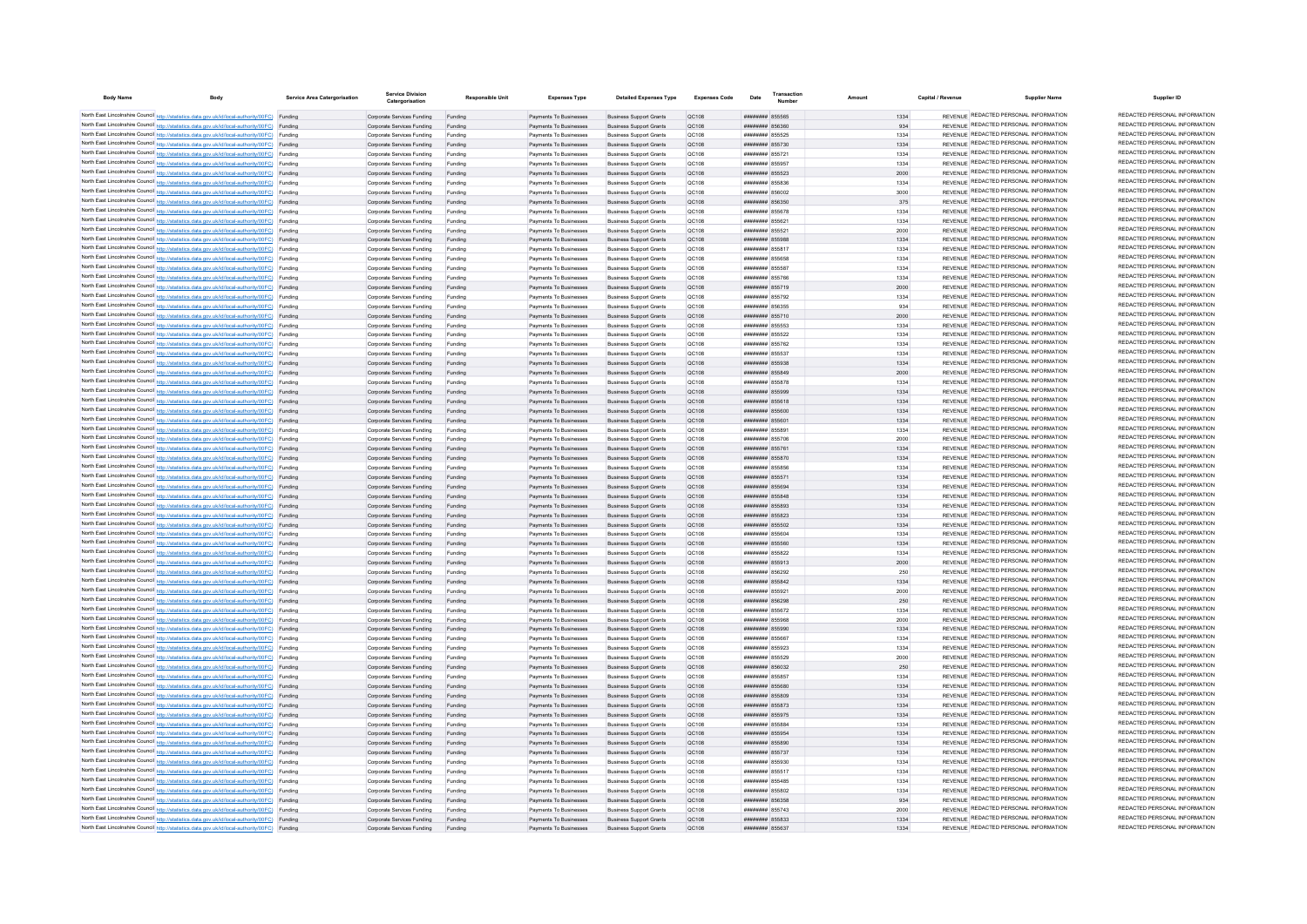| Body Name | Body | Service Area Catergorisation | Service Division Catergorisation | Responsible Unit | Expenses Type | Detailed Expenses Type | Expenses Code | Date | Transaction Number | Amount | Capital / Revenue | Supplier Name | Supplier ID |
|---|---|---|---|---|---|---|---|---|---|---|---|---|---|
| North East Lincolnshire Council | http://statistics.data.gov.uk/id/local-authority/00FC) | Funding | Corporate Services Funding | Funding | Payments To Businesses | Business Support Grants | QC108 | ######## | 855565 | 1334 | REVENUE | REDACTED PERSONAL INFORMATION | REDACTED PERSONAL INFORMATION |
| North East Lincolnshire Council | http://statistics.data.gov.uk/id/local-authority/00FC) | Funding | Corporate Services Funding | Funding | Payments To Businesses | Business Support Grants | QC108 | ######## | 856360 | 934 | REVENUE | REDACTED PERSONAL INFORMATION | REDACTED PERSONAL INFORMATION |
| North East Lincolnshire Council | http://statistics.data.gov.uk/id/local-authority/00FC) | Funding | Corporate Services Funding | Funding | Payments To Businesses | Business Support Grants | QC108 | ######## | 855525 | 1334 | REVENUE | REDACTED PERSONAL INFORMATION | REDACTED PERSONAL INFORMATION |
| North East Lincolnshire Council | http://statistics.data.gov.uk/id/local-authority/00FC) | Funding | Corporate Services Funding | Funding | Payments To Businesses | Business Support Grants | QC108 | ######## | 855730 | 1334 | REVENUE | REDACTED PERSONAL INFORMATION | REDACTED PERSONAL INFORMATION |
| North East Lincolnshire Council | http://statistics.data.gov.uk/id/local-authority/00FC) | Funding | Corporate Services Funding | Funding | Payments To Businesses | Business Support Grants | QC108 | ######## | 855721 | 1334 | REVENUE | REDACTED PERSONAL INFORMATION | REDACTED PERSONAL INFORMATION |
| North East Lincolnshire Council | http://statistics.data.gov.uk/id/local-authority/00FC) | Funding | Corporate Services Funding | Funding | Payments To Businesses | Business Support Grants | QC108 | ######## | 855957 | 1334 | REVENUE | REDACTED PERSONAL INFORMATION | REDACTED PERSONAL INFORMATION |
| North East Lincolnshire Council | http://statistics.data.gov.uk/id/local-authority/00FC) | Funding | Corporate Services Funding | Funding | Payments To Businesses | Business Support Grants | QC108 | ######## | 855523 | 2000 | REVENUE | REDACTED PERSONAL INFORMATION | REDACTED PERSONAL INFORMATION |
| North East Lincolnshire Council | http://statistics.data.gov.uk/id/local-authority/00FC) | Funding | Corporate Services Funding | Funding | Payments To Businesses | Business Support Grants | QC108 | ######## | 855836 | 1334 | REVENUE | REDACTED PERSONAL INFORMATION | REDACTED PERSONAL INFORMATION |
| North East Lincolnshire Council | http://statistics.data.gov.uk/id/local-authority/00FC) | Funding | Corporate Services Funding | Funding | Payments To Businesses | Business Support Grants | QC108 | ######## | 856002 | 3000 | REVENUE | REDACTED PERSONAL INFORMATION | REDACTED PERSONAL INFORMATION |
| North East Lincolnshire Council | http://statistics.data.gov.uk/id/local-authority/00FC) | Funding | Corporate Services Funding | Funding | Payments To Businesses | Business Support Grants | QC108 | ######## | 856350 | 375 | REVENUE | REDACTED PERSONAL INFORMATION | REDACTED PERSONAL INFORMATION |
| North East Lincolnshire Council | http://statistics.data.gov.uk/id/local-authority/00FC) | Funding | Corporate Services Funding | Funding | Payments To Businesses | Business Support Grants | QC108 | ######## | 855678 | 1334 | REVENUE | REDACTED PERSONAL INFORMATION | REDACTED PERSONAL INFORMATION |
| North East Lincolnshire Council | http://statistics.data.gov.uk/id/local-authority/00FC) | Funding | Corporate Services Funding | Funding | Payments To Businesses | Business Support Grants | QC108 | ######## | 855621 | 1334 | REVENUE | REDACTED PERSONAL INFORMATION | REDACTED PERSONAL INFORMATION |
| North East Lincolnshire Council | http://statistics.data.gov.uk/id/local-authority/00FC) | Funding | Corporate Services Funding | Funding | Payments To Businesses | Business Support Grants | QC108 | ######## | 855521 | 2000 | REVENUE | REDACTED PERSONAL INFORMATION | REDACTED PERSONAL INFORMATION |
| North East Lincolnshire Council | http://statistics.data.gov.uk/id/local-authority/00FC) | Funding | Corporate Services Funding | Funding | Payments To Businesses | Business Support Grants | QC108 | ######## | 855988 | 1334 | REVENUE | REDACTED PERSONAL INFORMATION | REDACTED PERSONAL INFORMATION |
| North East Lincolnshire Council | http://statistics.data.gov.uk/id/local-authority/00FC) | Funding | Corporate Services Funding | Funding | Payments To Businesses | Business Support Grants | QC108 | ######## | 855817 | 1334 | REVENUE | REDACTED PERSONAL INFORMATION | REDACTED PERSONAL INFORMATION |
| North East Lincolnshire Council | http://statistics.data.gov.uk/id/local-authority/00FC) | Funding | Corporate Services Funding | Funding | Payments To Businesses | Business Support Grants | QC108 | ######## | 855658 | 1334 | REVENUE | REDACTED PERSONAL INFORMATION | REDACTED PERSONAL INFORMATION |
| North East Lincolnshire Council | http://statistics.data.gov.uk/id/local-authority/00FC) | Funding | Corporate Services Funding | Funding | Payments To Businesses | Business Support Grants | QC108 | ######## | 855587 | 1334 | REVENUE | REDACTED PERSONAL INFORMATION | REDACTED PERSONAL INFORMATION |
| North East Lincolnshire Council | http://statistics.data.gov.uk/id/local-authority/00FC) | Funding | Corporate Services Funding | Funding | Payments To Businesses | Business Support Grants | QC108 | ######## | 855786 | 1334 | REVENUE | REDACTED PERSONAL INFORMATION | REDACTED PERSONAL INFORMATION |
| North East Lincolnshire Council | http://statistics.data.gov.uk/id/local-authority/00FC) | Funding | Corporate Services Funding | Funding | Payments To Businesses | Business Support Grants | QC108 | ######## | 855719 | 2000 | REVENUE | REDACTED PERSONAL INFORMATION | REDACTED PERSONAL INFORMATION |
| North East Lincolnshire Council | http://statistics.data.gov.uk/id/local-authority/00FC) | Funding | Corporate Services Funding | Funding | Payments To Businesses | Business Support Grants | QC108 | ######## | 855792 | 1334 | REVENUE | REDACTED PERSONAL INFORMATION | REDACTED PERSONAL INFORMATION |
| North East Lincolnshire Council | http://statistics.data.gov.uk/id/local-authority/00FC) | Funding | Corporate Services Funding | Funding | Payments To Businesses | Business Support Grants | QC108 | ######## | 856355 | 934 | REVENUE | REDACTED PERSONAL INFORMATION | REDACTED PERSONAL INFORMATION |
| North East Lincolnshire Council | http://statistics.data.gov.uk/id/local-authority/00FC) | Funding | Corporate Services Funding | Funding | Payments To Businesses | Business Support Grants | QC108 | ######## | 855710 | 2000 | REVENUE | REDACTED PERSONAL INFORMATION | REDACTED PERSONAL INFORMATION |
| North East Lincolnshire Council | http://statistics.data.gov.uk/id/local-authority/00FC) | Funding | Corporate Services Funding | Funding | Payments To Businesses | Business Support Grants | QC108 | ######## | 855553 | 1334 | REVENUE | REDACTED PERSONAL INFORMATION | REDACTED PERSONAL INFORMATION |
| North East Lincolnshire Council | http://statistics.data.gov.uk/id/local-authority/00FC) | Funding | Corporate Services Funding | Funding | Payments To Businesses | Business Support Grants | QC108 | ######## | 855522 | 1334 | REVENUE | REDACTED PERSONAL INFORMATION | REDACTED PERSONAL INFORMATION |
| North East Lincolnshire Council | http://statistics.data.gov.uk/id/local-authority/00FC) | Funding | Corporate Services Funding | Funding | Payments To Businesses | Business Support Grants | QC108 | ######## | 855782 | 1334 | REVENUE | REDACTED PERSONAL INFORMATION | REDACTED PERSONAL INFORMATION |
| North East Lincolnshire Council | http://statistics.data.gov.uk/id/local-authority/00FC) | Funding | Corporate Services Funding | Funding | Payments To Businesses | Business Support Grants | QC108 | ######## | 855537 | 1334 | REVENUE | REDACTED PERSONAL INFORMATION | REDACTED PERSONAL INFORMATION |
| North East Lincolnshire Council | http://statistics.data.gov.uk/id/local-authority/00FC) | Funding | Corporate Services Funding | Funding | Payments To Businesses | Business Support Grants | QC108 | ######## | 855938 | 1334 | REVENUE | REDACTED PERSONAL INFORMATION | REDACTED PERSONAL INFORMATION |
| North East Lincolnshire Council | http://statistics.data.gov.uk/id/local-authority/00FC) | Funding | Corporate Services Funding | Funding | Payments To Businesses | Business Support Grants | QC108 | ######## | 855849 | 2000 | REVENUE | REDACTED PERSONAL INFORMATION | REDACTED PERSONAL INFORMATION |
| North East Lincolnshire Council | http://statistics.data.gov.uk/id/local-authority/00FC) | Funding | Corporate Services Funding | Funding | Payments To Businesses | Business Support Grants | QC108 | ######## | 855878 | 1334 | REVENUE | REDACTED PERSONAL INFORMATION | REDACTED PERSONAL INFORMATION |
| North East Lincolnshire Council | http://statistics.data.gov.uk/id/local-authority/00FC) | Funding | Corporate Services Funding | Funding | Payments To Businesses | Business Support Grants | QC108 | ######## | 855999 | 1334 | REVENUE | REDACTED PERSONAL INFORMATION | REDACTED PERSONAL INFORMATION |
| North East Lincolnshire Council | http://statistics.data.gov.uk/id/local-authority/00FC) | Funding | Corporate Services Funding | Funding | Payments To Businesses | Business Support Grants | QC108 | ######## | 855618 | 1334 | REVENUE | REDACTED PERSONAL INFORMATION | REDACTED PERSONAL INFORMATION |
| North East Lincolnshire Council | http://statistics.data.gov.uk/id/local-authority/00FC) | Funding | Corporate Services Funding | Funding | Payments To Businesses | Business Support Grants | QC108 | ######## | 855600 | 1334 | REVENUE | REDACTED PERSONAL INFORMATION | REDACTED PERSONAL INFORMATION |
| North East Lincolnshire Council | http://statistics.data.gov.uk/id/local-authority/00FC) | Funding | Corporate Services Funding | Funding | Payments To Businesses | Business Support Grants | QC108 | ######## | 855601 | 1334 | REVENUE | REDACTED PERSONAL INFORMATION | REDACTED PERSONAL INFORMATION |
| North East Lincolnshire Council | http://statistics.data.gov.uk/id/local-authority/00FC) | Funding | Corporate Services Funding | Funding | Payments To Businesses | Business Support Grants | QC108 | ######## | 855891 | 1334 | REVENUE | REDACTED PERSONAL INFORMATION | REDACTED PERSONAL INFORMATION |
| North East Lincolnshire Council | http://statistics.data.gov.uk/id/local-authority/00FC) | Funding | Corporate Services Funding | Funding | Payments To Businesses | Business Support Grants | QC108 | ######## | 855706 | 2000 | REVENUE | REDACTED PERSONAL INFORMATION | REDACTED PERSONAL INFORMATION |
| North East Lincolnshire Council | http://statistics.data.gov.uk/id/local-authority/00FC) | Funding | Corporate Services Funding | Funding | Payments To Businesses | Business Support Grants | QC108 | ######## | 855761 | 1334 | REVENUE | REDACTED PERSONAL INFORMATION | REDACTED PERSONAL INFORMATION |
| North East Lincolnshire Council | http://statistics.data.gov.uk/id/local-authority/00FC) | Funding | Corporate Services Funding | Funding | Payments To Businesses | Business Support Grants | QC108 | ######## | 855870 | 1334 | REVENUE | REDACTED PERSONAL INFORMATION | REDACTED PERSONAL INFORMATION |
| North East Lincolnshire Council | http://statistics.data.gov.uk/id/local-authority/00FC) | Funding | Corporate Services Funding | Funding | Payments To Businesses | Business Support Grants | QC108 | ######## | 855856 | 1334 | REVENUE | REDACTED PERSONAL INFORMATION | REDACTED PERSONAL INFORMATION |
| North East Lincolnshire Council | http://statistics.data.gov.uk/id/local-authority/00FC) | Funding | Corporate Services Funding | Funding | Payments To Businesses | Business Support Grants | QC108 | ######## | 855571 | 1334 | REVENUE | REDACTED PERSONAL INFORMATION | REDACTED PERSONAL INFORMATION |
| North East Lincolnshire Council | http://statistics.data.gov.uk/id/local-authority/00FC) | Funding | Corporate Services Funding | Funding | Payments To Businesses | Business Support Grants | QC108 | ######## | 855694 | 1334 | REVENUE | REDACTED PERSONAL INFORMATION | REDACTED PERSONAL INFORMATION |
| North East Lincolnshire Council | http://statistics.data.gov.uk/id/local-authority/00FC) | Funding | Corporate Services Funding | Funding | Payments To Businesses | Business Support Grants | QC108 | ######## | 855848 | 1334 | REVENUE | REDACTED PERSONAL INFORMATION | REDACTED PERSONAL INFORMATION |
| North East Lincolnshire Council | http://statistics.data.gov.uk/id/local-authority/00FC) | Funding | Corporate Services Funding | Funding | Payments To Businesses | Business Support Grants | QC108 | ######## | 855893 | 1334 | REVENUE | REDACTED PERSONAL INFORMATION | REDACTED PERSONAL INFORMATION |
| North East Lincolnshire Council | http://statistics.data.gov.uk/id/local-authority/00FC) | Funding | Corporate Services Funding | Funding | Payments To Businesses | Business Support Grants | QC108 | ######## | 855823 | 1334 | REVENUE | REDACTED PERSONAL INFORMATION | REDACTED PERSONAL INFORMATION |
| North East Lincolnshire Council | http://statistics.data.gov.uk/id/local-authority/00FC) | Funding | Corporate Services Funding | Funding | Payments To Businesses | Business Support Grants | QC108 | ######## | 855502 | 1334 | REVENUE | REDACTED PERSONAL INFORMATION | REDACTED PERSONAL INFORMATION |
| North East Lincolnshire Council | http://statistics.data.gov.uk/id/local-authority/00FC) | Funding | Corporate Services Funding | Funding | Payments To Businesses | Business Support Grants | QC108 | ######## | 855604 | 1334 | REVENUE | REDACTED PERSONAL INFORMATION | REDACTED PERSONAL INFORMATION |
| North East Lincolnshire Council | http://statistics.data.gov.uk/id/local-authority/00FC) | Funding | Corporate Services Funding | Funding | Payments To Businesses | Business Support Grants | QC108 | ######## | 855560 | 1334 | REVENUE | REDACTED PERSONAL INFORMATION | REDACTED PERSONAL INFORMATION |
| North East Lincolnshire Council | http://statistics.data.gov.uk/id/local-authority/00FC) | Funding | Corporate Services Funding | Funding | Payments To Businesses | Business Support Grants | QC108 | ######## | 855822 | 1334 | REVENUE | REDACTED PERSONAL INFORMATION | REDACTED PERSONAL INFORMATION |
| North East Lincolnshire Council | http://statistics.data.gov.uk/id/local-authority/00FC) | Funding | Corporate Services Funding | Funding | Payments To Businesses | Business Support Grants | QC108 | ######## | 855913 | 2000 | REVENUE | REDACTED PERSONAL INFORMATION | REDACTED PERSONAL INFORMATION |
| North East Lincolnshire Council | http://statistics.data.gov.uk/id/local-authority/00FC) | Funding | Corporate Services Funding | Funding | Payments To Businesses | Business Support Grants | QC108 | ######## | 856292 | 250 | REVENUE | REDACTED PERSONAL INFORMATION | REDACTED PERSONAL INFORMATION |
| North East Lincolnshire Council | http://statistics.data.gov.uk/id/local-authority/00FC) | Funding | Corporate Services Funding | Funding | Payments To Businesses | Business Support Grants | QC108 | ######## | 855842 | 1334 | REVENUE | REDACTED PERSONAL INFORMATION | REDACTED PERSONAL INFORMATION |
| North East Lincolnshire Council | http://statistics.data.gov.uk/id/local-authority/00FC) | Funding | Corporate Services Funding | Funding | Payments To Businesses | Business Support Grants | QC108 | ######## | 855921 | 2000 | REVENUE | REDACTED PERSONAL INFORMATION | REDACTED PERSONAL INFORMATION |
| North East Lincolnshire Council | http://statistics.data.gov.uk/id/local-authority/00FC) | Funding | Corporate Services Funding | Funding | Payments To Businesses | Business Support Grants | QC108 | ######## | 856298 | 250 | REVENUE | REDACTED PERSONAL INFORMATION | REDACTED PERSONAL INFORMATION |
| North East Lincolnshire Council | http://statistics.data.gov.uk/id/local-authority/00FC) | Funding | Corporate Services Funding | Funding | Payments To Businesses | Business Support Grants | QC108 | ######## | 855672 | 1334 | REVENUE | REDACTED PERSONAL INFORMATION | REDACTED PERSONAL INFORMATION |
| North East Lincolnshire Council | http://statistics.data.gov.uk/id/local-authority/00FC) | Funding | Corporate Services Funding | Funding | Payments To Businesses | Business Support Grants | QC108 | ######## | 855968 | 2000 | REVENUE | REDACTED PERSONAL INFORMATION | REDACTED PERSONAL INFORMATION |
| North East Lincolnshire Council | http://statistics.data.gov.uk/id/local-authority/00FC) | Funding | Corporate Services Funding | Funding | Payments To Businesses | Business Support Grants | QC108 | ######## | 855990 | 1334 | REVENUE | REDACTED PERSONAL INFORMATION | REDACTED PERSONAL INFORMATION |
| North East Lincolnshire Council | http://statistics.data.gov.uk/id/local-authority/00FC) | Funding | Corporate Services Funding | Funding | Payments To Businesses | Business Support Grants | QC108 | ######## | 855667 | 1334 | REVENUE | REDACTED PERSONAL INFORMATION | REDACTED PERSONAL INFORMATION |
| North East Lincolnshire Council | http://statistics.data.gov.uk/id/local-authority/00FC) | Funding | Corporate Services Funding | Funding | Payments To Businesses | Business Support Grants | QC108 | ######## | 855923 | 1334 | REVENUE | REDACTED PERSONAL INFORMATION | REDACTED PERSONAL INFORMATION |
| North East Lincolnshire Council | http://statistics.data.gov.uk/id/local-authority/00FC) | Funding | Corporate Services Funding | Funding | Payments To Businesses | Business Support Grants | QC108 | ######## | 855529 | 2000 | REVENUE | REDACTED PERSONAL INFORMATION | REDACTED PERSONAL INFORMATION |
| North East Lincolnshire Council | http://statistics.data.gov.uk/id/local-authority/00FC) | Funding | Corporate Services Funding | Funding | Payments To Businesses | Business Support Grants | QC108 | ######## | 856032 | 250 | REVENUE | REDACTED PERSONAL INFORMATION | REDACTED PERSONAL INFORMATION |
| North East Lincolnshire Council | http://statistics.data.gov.uk/id/local-authority/00FC) | Funding | Corporate Services Funding | Funding | Payments To Businesses | Business Support Grants | QC108 | ######## | 855857 | 1334 | REVENUE | REDACTED PERSONAL INFORMATION | REDACTED PERSONAL INFORMATION |
| North East Lincolnshire Council | http://statistics.data.gov.uk/id/local-authority/00FC) | Funding | Corporate Services Funding | Funding | Payments To Businesses | Business Support Grants | QC108 | ######## | 855680 | 1334 | REVENUE | REDACTED PERSONAL INFORMATION | REDACTED PERSONAL INFORMATION |
| North East Lincolnshire Council | http://statistics.data.gov.uk/id/local-authority/00FC) | Funding | Corporate Services Funding | Funding | Payments To Businesses | Business Support Grants | QC108 | ######## | 855809 | 1334 | REVENUE | REDACTED PERSONAL INFORMATION | REDACTED PERSONAL INFORMATION |
| North East Lincolnshire Council | http://statistics.data.gov.uk/id/local-authority/00FC) | Funding | Corporate Services Funding | Funding | Payments To Businesses | Business Support Grants | QC108 | ######## | 855873 | 1334 | REVENUE | REDACTED PERSONAL INFORMATION | REDACTED PERSONAL INFORMATION |
| North East Lincolnshire Council | http://statistics.data.gov.uk/id/local-authority/00FC) | Funding | Corporate Services Funding | Funding | Payments To Businesses | Business Support Grants | QC108 | ######## | 855975 | 1334 | REVENUE | REDACTED PERSONAL INFORMATION | REDACTED PERSONAL INFORMATION |
| North East Lincolnshire Council | http://statistics.data.gov.uk/id/local-authority/00FC) | Funding | Corporate Services Funding | Funding | Payments To Businesses | Business Support Grants | QC108 | ######## | 855884 | 1334 | REVENUE | REDACTED PERSONAL INFORMATION | REDACTED PERSONAL INFORMATION |
| North East Lincolnshire Council | http://statistics.data.gov.uk/id/local-authority/00FC) | Funding | Corporate Services Funding | Funding | Payments To Businesses | Business Support Grants | QC108 | ######## | 855954 | 1334 | REVENUE | REDACTED PERSONAL INFORMATION | REDACTED PERSONAL INFORMATION |
| North East Lincolnshire Council | http://statistics.data.gov.uk/id/local-authority/00FC) | Funding | Corporate Services Funding | Funding | Payments To Businesses | Business Support Grants | QC108 | ######## | 855890 | 1334 | REVENUE | REDACTED PERSONAL INFORMATION | REDACTED PERSONAL INFORMATION |
| North East Lincolnshire Council | http://statistics.data.gov.uk/id/local-authority/00FC) | Funding | Corporate Services Funding | Funding | Payments To Businesses | Business Support Grants | QC108 | ######## | 855737 | 1334 | REVENUE | REDACTED PERSONAL INFORMATION | REDACTED PERSONAL INFORMATION |
| North East Lincolnshire Council | http://statistics.data.gov.uk/id/local-authority/00FC) | Funding | Corporate Services Funding | Funding | Payments To Businesses | Business Support Grants | QC108 | ######## | 855930 | 1334 | REVENUE | REDACTED PERSONAL INFORMATION | REDACTED PERSONAL INFORMATION |
| North East Lincolnshire Council | http://statistics.data.gov.uk/id/local-authority/00FC) | Funding | Corporate Services Funding | Funding | Payments To Businesses | Business Support Grants | QC108 | ######## | 855517 | 1334 | REVENUE | REDACTED PERSONAL INFORMATION | REDACTED PERSONAL INFORMATION |
| North East Lincolnshire Council | http://statistics.data.gov.uk/id/local-authority/00FC) | Funding | Corporate Services Funding | Funding | Payments To Businesses | Business Support Grants | QC108 | ######## | 855485 | 1334 | REVENUE | REDACTED PERSONAL INFORMATION | REDACTED PERSONAL INFORMATION |
| North East Lincolnshire Council | http://statistics.data.gov.uk/id/local-authority/00FC) | Funding | Corporate Services Funding | Funding | Payments To Businesses | Business Support Grants | QC108 | ######## | 855802 | 1334 | REVENUE | REDACTED PERSONAL INFORMATION | REDACTED PERSONAL INFORMATION |
| North East Lincolnshire Council | http://statistics.data.gov.uk/id/local-authority/00FC) | Funding | Corporate Services Funding | Funding | Payments To Businesses | Business Support Grants | QC108 | ######## | 856358 | 934 | REVENUE | REDACTED PERSONAL INFORMATION | REDACTED PERSONAL INFORMATION |
| North East Lincolnshire Council | http://statistics.data.gov.uk/id/local-authority/00FC) | Funding | Corporate Services Funding | Funding | Payments To Businesses | Business Support Grants | QC108 | ######## | 855743 | 2000 | REVENUE | REDACTED PERSONAL INFORMATION | REDACTED PERSONAL INFORMATION |
| North East Lincolnshire Council | http://statistics.data.gov.uk/id/local-authority/00FC) | Funding | Corporate Services Funding | Funding | Payments To Businesses | Business Support Grants | QC108 | ######## | 855833 | 1334 | REVENUE | REDACTED PERSONAL INFORMATION | REDACTED PERSONAL INFORMATION |
| North East Lincolnshire Council | http://statistics.data.gov.uk/id/local-authority/00FC) | Funding | Corporate Services Funding | Funding | Payments To Businesses | Business Support Grants | QC108 | ######## | 855637 | 1334 | REVENUE | REDACTED PERSONAL INFORMATION | REDACTED PERSONAL INFORMATION |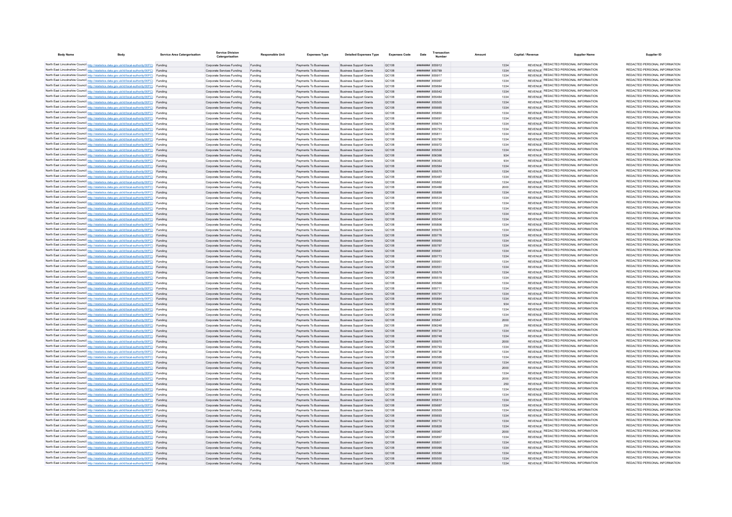| Body Name | Body | Service Area Catergorisation | Service Division Catergorisation | Responsible Unit | Expenses Type | Detailed Expenses Type | Expenses Code | Date | Transaction Number | Amount | Capital / Revenue | Supplier Name | Supplier ID |
|---|---|---|---|---|---|---|---|---|---|---|---|---|---|
| North East Lincolnshire Council | http://statistics.data.gov.uk/id/local-authority/00FC) | Funding | Corporate Services Funding | Funding | Payments To Businesses | Business Support Grants | QC108 | ######## | 855912 | 1334 | REVENUE | REDACTED PERSONAL INFORMATION | REDACTED PERSONAL INFORMATION |
| North East Lincolnshire Council | http://statistics.data.gov.uk/id/local-authority/00FC) | Funding | Corporate Services Funding | Funding | Payments To Businesses | Business Support Grants | QC108 | ######## | 855789 | 1334 | REVENUE | REDACTED PERSONAL INFORMATION | REDACTED PERSONAL INFORMATION |
| North East Lincolnshire Council | http://statistics.data.gov.uk/id/local-authority/00FC) | Funding | Corporate Services Funding | Funding | Payments To Businesses | Business Support Grants | QC108 | ######## | 855917 | 1334 | REVENUE | REDACTED PERSONAL INFORMATION | REDACTED PERSONAL INFORMATION |
| North East Lincolnshire Council | http://statistics.data.gov.uk/id/local-authority/00FC) | Funding | Corporate Services Funding | Funding | Payments To Businesses | Business Support Grants | QC108 | ######## | 855997 | 1334 | REVENUE | REDACTED PERSONAL INFORMATION | REDACTED PERSONAL INFORMATION |
| North East Lincolnshire Council | http://statistics.data.gov.uk/id/local-authority/00FC) | Funding | Corporate Services Funding | Funding | Payments To Businesses | Business Support Grants | QC108 | ######## | 855684 | 1334 | REVENUE | REDACTED PERSONAL INFORMATION | REDACTED PERSONAL INFORMATION |
| North East Lincolnshire Council | http://statistics.data.gov.uk/id/local-authority/00FC) | Funding | Corporate Services Funding | Funding | Payments To Businesses | Business Support Grants | QC108 | ######## | 855542 | 1334 | REVENUE | REDACTED PERSONAL INFORMATION | REDACTED PERSONAL INFORMATION |
| North East Lincolnshire Council | http://statistics.data.gov.uk/id/local-authority/00FC) | Funding | Corporate Services Funding | Funding | Payments To Businesses | Business Support Grants | QC108 | ######## | 855484 | 1334 | REVENUE | REDACTED PERSONAL INFORMATION | REDACTED PERSONAL INFORMATION |
| North East Lincolnshire Council | http://statistics.data.gov.uk/id/local-authority/00FC) | Funding | Corporate Services Funding | Funding | Payments To Businesses | Business Support Grants | QC108 | ######## | 855505 | 1334 | REVENUE | REDACTED PERSONAL INFORMATION | REDACTED PERSONAL INFORMATION |
| North East Lincolnshire Council | http://statistics.data.gov.uk/id/local-authority/00FC) | Funding | Corporate Services Funding | Funding | Payments To Businesses | Business Support Grants | QC108 | ######## | 855665 | 1334 | REVENUE | REDACTED PERSONAL INFORMATION | REDACTED PERSONAL INFORMATION |
| North East Lincolnshire Council | http://statistics.data.gov.uk/id/local-authority/00FC) | Funding | Corporate Services Funding | Funding | Payments To Businesses | Business Support Grants | QC108 | ######## | 855850 | 1334 | REVENUE | REDACTED PERSONAL INFORMATION | REDACTED PERSONAL INFORMATION |
| North East Lincolnshire Council | http://statistics.data.gov.uk/id/local-authority/00FC) | Funding | Corporate Services Funding | Funding | Payments To Businesses | Business Support Grants | QC108 | ######## | 855691 | 1334 | REVENUE | REDACTED PERSONAL INFORMATION | REDACTED PERSONAL INFORMATION |
| North East Lincolnshire Council | http://statistics.data.gov.uk/id/local-authority/00FC) | Funding | Corporate Services Funding | Funding | Payments To Businesses | Business Support Grants | QC108 | ######## | 855674 | 1334 | REVENUE | REDACTED PERSONAL INFORMATION | REDACTED PERSONAL INFORMATION |
| North East Lincolnshire Council | http://statistics.data.gov.uk/id/local-authority/00FC) | Funding | Corporate Services Funding | Funding | Payments To Businesses | Business Support Grants | QC108 | ######## | 855753 | 1334 | REVENUE | REDACTED PERSONAL INFORMATION | REDACTED PERSONAL INFORMATION |
| North East Lincolnshire Council | http://statistics.data.gov.uk/id/local-authority/00FC) | Funding | Corporate Services Funding | Funding | Payments To Businesses | Business Support Grants | QC108 | ######## | 855811 | 1334 | REVENUE | REDACTED PERSONAL INFORMATION | REDACTED PERSONAL INFORMATION |
| North East Lincolnshire Council | http://statistics.data.gov.uk/id/local-authority/00FC) | Funding | Corporate Services Funding | Funding | Payments To Businesses | Business Support Grants | QC108 | ######## | 855790 | 1334 | REVENUE | REDACTED PERSONAL INFORMATION | REDACTED PERSONAL INFORMATION |
| North East Lincolnshire Council | http://statistics.data.gov.uk/id/local-authority/00FC) | Funding | Corporate Services Funding | Funding | Payments To Businesses | Business Support Grants | QC108 | ######## | 855972 | 1334 | REVENUE | REDACTED PERSONAL INFORMATION | REDACTED PERSONAL INFORMATION |
| North East Lincolnshire Council | http://statistics.data.gov.uk/id/local-authority/00FC) | Funding | Corporate Services Funding | Funding | Payments To Businesses | Business Support Grants | QC108 | ######## | 855508 | 1334 | REVENUE | REDACTED PERSONAL INFORMATION | REDACTED PERSONAL INFORMATION |
| North East Lincolnshire Council | http://statistics.data.gov.uk/id/local-authority/00FC) | Funding | Corporate Services Funding | Funding | Payments To Businesses | Business Support Grants | QC108 | ######## | 856366 | 934 | REVENUE | REDACTED PERSONAL INFORMATION | REDACTED PERSONAL INFORMATION |
| North East Lincolnshire Council | http://statistics.data.gov.uk/id/local-authority/00FC) | Funding | Corporate Services Funding | Funding | Payments To Businesses | Business Support Grants | QC108 | ######## | 856363 | 934 | REVENUE | REDACTED PERSONAL INFORMATION | REDACTED PERSONAL INFORMATION |
| North East Lincolnshire Council | http://statistics.data.gov.uk/id/local-authority/00FC) | Funding | Corporate Services Funding | Funding | Payments To Businesses | Business Support Grants | QC108 | ######## | 855584 | 1334 | REVENUE | REDACTED PERSONAL INFORMATION | REDACTED PERSONAL INFORMATION |
| North East Lincolnshire Council | http://statistics.data.gov.uk/id/local-authority/00FC) | Funding | Corporate Services Funding | Funding | Payments To Businesses | Business Support Grants | QC108 | ######## | 855575 | 1334 | REVENUE | REDACTED PERSONAL INFORMATION | REDACTED PERSONAL INFORMATION |
| North East Lincolnshire Council | http://statistics.data.gov.uk/id/local-authority/00FC) | Funding | Corporate Services Funding | Funding | Payments To Businesses | Business Support Grants | QC108 | ######## | 855487 | 1334 | REVENUE | REDACTED PERSONAL INFORMATION | REDACTED PERSONAL INFORMATION |
| North East Lincolnshire Council | http://statistics.data.gov.uk/id/local-authority/00FC) | Funding | Corporate Services Funding | Funding | Payments To Businesses | Business Support Grants | QC108 | ######## | 855862 | 1334 | REVENUE | REDACTED PERSONAL INFORMATION | REDACTED PERSONAL INFORMATION |
| North East Lincolnshire Council | http://statistics.data.gov.uk/id/local-authority/00FC) | Funding | Corporate Services Funding | Funding | Payments To Businesses | Business Support Grants | QC108 | ######## | 855486 | 2000 | REVENUE | REDACTED PERSONAL INFORMATION | REDACTED PERSONAL INFORMATION |
| North East Lincolnshire Council | http://statistics.data.gov.uk/id/local-authority/00FC) | Funding | Corporate Services Funding | Funding | Payments To Businesses | Business Support Grants | QC108 | ######## | 855899 | 1334 | REVENUE | REDACTED PERSONAL INFORMATION | REDACTED PERSONAL INFORMATION |
| North East Lincolnshire Council | http://statistics.data.gov.uk/id/local-authority/00FC) | Funding | Corporate Services Funding | Funding | Payments To Businesses | Business Support Grants | QC108 | ######## | 855534 | 1334 | REVENUE | REDACTED PERSONAL INFORMATION | REDACTED PERSONAL INFORMATION |
| North East Lincolnshire Council | http://statistics.data.gov.uk/id/local-authority/00FC) | Funding | Corporate Services Funding | Funding | Payments To Businesses | Business Support Grants | QC108 | ######## | 855512 | 1334 | REVENUE | REDACTED PERSONAL INFORMATION | REDACTED PERSONAL INFORMATION |
| North East Lincolnshire Council | http://statistics.data.gov.uk/id/local-authority/00FC) | Funding | Corporate Services Funding | Funding | Payments To Businesses | Business Support Grants | QC108 | ######## | 855596 | 1334 | REVENUE | REDACTED PERSONAL INFORMATION | REDACTED PERSONAL INFORMATION |
| North East Lincolnshire Council | http://statistics.data.gov.uk/id/local-authority/00FC) | Funding | Corporate Services Funding | Funding | Payments To Businesses | Business Support Grants | QC108 | ######## | 855701 | 1334 | REVENUE | REDACTED PERSONAL INFORMATION | REDACTED PERSONAL INFORMATION |
| North East Lincolnshire Council | http://statistics.data.gov.uk/id/local-authority/00FC) | Funding | Corporate Services Funding | Funding | Payments To Businesses | Business Support Grants | QC108 | ######## | 855549 | 1334 | REVENUE | REDACTED PERSONAL INFORMATION | REDACTED PERSONAL INFORMATION |
| North East Lincolnshire Council | http://statistics.data.gov.uk/id/local-authority/00FC) | Funding | Corporate Services Funding | Funding | Payments To Businesses | Business Support Grants | QC108 | ######## | 855806 | 1334 | REVENUE | REDACTED PERSONAL INFORMATION | REDACTED PERSONAL INFORMATION |
| North East Lincolnshire Council | http://statistics.data.gov.uk/id/local-authority/00FC) | Funding | Corporate Services Funding | Funding | Payments To Businesses | Business Support Grants | QC108 | ######## | 855978 | 1334 | REVENUE | REDACTED PERSONAL INFORMATION | REDACTED PERSONAL INFORMATION |
| North East Lincolnshire Council | http://statistics.data.gov.uk/id/local-authority/00FC) | Funding | Corporate Services Funding | Funding | Payments To Businesses | Business Support Grants | QC108 | ######## | 855776 | 1334 | REVENUE | REDACTED PERSONAL INFORMATION | REDACTED PERSONAL INFORMATION |
| North East Lincolnshire Council | http://statistics.data.gov.uk/id/local-authority/00FC) | Funding | Corporate Services Funding | Funding | Payments To Businesses | Business Support Grants | QC108 | ######## | 855950 | 1334 | REVENUE | REDACTED PERSONAL INFORMATION | REDACTED PERSONAL INFORMATION |
| North East Lincolnshire Council | http://statistics.data.gov.uk/id/local-authority/00FC) | Funding | Corporate Services Funding | Funding | Payments To Businesses | Business Support Grants | QC108 | ######## | 855787 | 1334 | REVENUE | REDACTED PERSONAL INFORMATION | REDACTED PERSONAL INFORMATION |
| North East Lincolnshire Council | http://statistics.data.gov.uk/id/local-authority/00FC) | Funding | Corporate Services Funding | Funding | Payments To Businesses | Business Support Grants | QC108 | ######## | 855681 | 1334 | REVENUE | REDACTED PERSONAL INFORMATION | REDACTED PERSONAL INFORMATION |
| North East Lincolnshire Council | http://statistics.data.gov.uk/id/local-authority/00FC) | Funding | Corporate Services Funding | Funding | Payments To Businesses | Business Support Grants | QC108 | ######## | 855773 | 1334 | REVENUE | REDACTED PERSONAL INFORMATION | REDACTED PERSONAL INFORMATION |
| North East Lincolnshire Council | http://statistics.data.gov.uk/id/local-authority/00FC) | Funding | Corporate Services Funding | Funding | Payments To Businesses | Business Support Grants | QC108 | ######## | 855951 | 1334 | REVENUE | REDACTED PERSONAL INFORMATION | REDACTED PERSONAL INFORMATION |
| North East Lincolnshire Council | http://statistics.data.gov.uk/id/local-authority/00FC) | Funding | Corporate Services Funding | Funding | Payments To Businesses | Business Support Grants | QC108 | ######## | 855551 | 1334 | REVENUE | REDACTED PERSONAL INFORMATION | REDACTED PERSONAL INFORMATION |
| North East Lincolnshire Council | http://statistics.data.gov.uk/id/local-authority/00FC) | Funding | Corporate Services Funding | Funding | Payments To Businesses | Business Support Grants | QC108 | ######## | 855579 | 1334 | REVENUE | REDACTED PERSONAL INFORMATION | REDACTED PERSONAL INFORMATION |
| North East Lincolnshire Council | http://statistics.data.gov.uk/id/local-authority/00FC) | Funding | Corporate Services Funding | Funding | Payments To Businesses | Business Support Grants | QC108 | ######## | 855516 | 1334 | REVENUE | REDACTED PERSONAL INFORMATION | REDACTED PERSONAL INFORMATION |
| North East Lincolnshire Council | http://statistics.data.gov.uk/id/local-authority/00FC) | Funding | Corporate Services Funding | Funding | Payments To Businesses | Business Support Grants | QC108 | ######## | 855566 | 1334 | REVENUE | REDACTED PERSONAL INFORMATION | REDACTED PERSONAL INFORMATION |
| North East Lincolnshire Council | http://statistics.data.gov.uk/id/local-authority/00FC) | Funding | Corporate Services Funding | Funding | Payments To Businesses | Business Support Grants | QC108 | ######## | 855711 | 1334 | REVENUE | REDACTED PERSONAL INFORMATION | REDACTED PERSONAL INFORMATION |
| North East Lincolnshire Council | http://statistics.data.gov.uk/id/local-authority/00FC) | Funding | Corporate Services Funding | Funding | Payments To Businesses | Business Support Grants | QC108 | ######## | 855791 | 1334 | REVENUE | REDACTED PERSONAL INFORMATION | REDACTED PERSONAL INFORMATION |
| North East Lincolnshire Council | http://statistics.data.gov.uk/id/local-authority/00FC) | Funding | Corporate Services Funding | Funding | Payments To Businesses | Business Support Grants | QC108 | ######## | 855894 | 1334 | REVENUE | REDACTED PERSONAL INFORMATION | REDACTED PERSONAL INFORMATION |
| North East Lincolnshire Council | http://statistics.data.gov.uk/id/local-authority/00FC) | Funding | Corporate Services Funding | Funding | Payments To Businesses | Business Support Grants | QC108 | ######## | 856364 | 934 | REVENUE | REDACTED PERSONAL INFORMATION | REDACTED PERSONAL INFORMATION |
| North East Lincolnshire Council | http://statistics.data.gov.uk/id/local-authority/00FC) | Funding | Corporate Services Funding | Funding | Payments To Businesses | Business Support Grants | QC108 | ######## | 855784 | 1334 | REVENUE | REDACTED PERSONAL INFORMATION | REDACTED PERSONAL INFORMATION |
| North East Lincolnshire Council | http://statistics.data.gov.uk/id/local-authority/00FC) | Funding | Corporate Services Funding | Funding | Payments To Businesses | Business Support Grants | QC108 | ######## | 855982 | 1334 | REVENUE | REDACTED PERSONAL INFORMATION | REDACTED PERSONAL INFORMATION |
| North East Lincolnshire Council | http://statistics.data.gov.uk/id/local-authority/00FC) | Funding | Corporate Services Funding | Funding | Payments To Businesses | Business Support Grants | QC108 | ######## | 855847 | 2000 | REVENUE | REDACTED PERSONAL INFORMATION | REDACTED PERSONAL INFORMATION |
| North East Lincolnshire Council | http://statistics.data.gov.uk/id/local-authority/00FC) | Funding | Corporate Services Funding | Funding | Payments To Businesses | Business Support Grants | QC108 | ######## | 856248 | 250 | REVENUE | REDACTED PERSONAL INFORMATION | REDACTED PERSONAL INFORMATION |
| North East Lincolnshire Council | http://statistics.data.gov.uk/id/local-authority/00FC) | Funding | Corporate Services Funding | Funding | Payments To Businesses | Business Support Grants | QC108 | ######## | 855734 | 1334 | REVENUE | REDACTED PERSONAL INFORMATION | REDACTED PERSONAL INFORMATION |
| North East Lincolnshire Council | http://statistics.data.gov.uk/id/local-authority/00FC) | Funding | Corporate Services Funding | Funding | Payments To Businesses | Business Support Grants | QC108 | ######## | 855748 | 1334 | REVENUE | REDACTED PERSONAL INFORMATION | REDACTED PERSONAL INFORMATION |
| North East Lincolnshire Council | http://statistics.data.gov.uk/id/local-authority/00FC) | Funding | Corporate Services Funding | Funding | Payments To Businesses | Business Support Grants | QC108 | ######## | 855970 | 2000 | REVENUE | REDACTED PERSONAL INFORMATION | REDACTED PERSONAL INFORMATION |
| North East Lincolnshire Council | http://statistics.data.gov.uk/id/local-authority/00FC) | Funding | Corporate Services Funding | Funding | Payments To Businesses | Business Support Grants | QC108 | ######## | 855793 | 1334 | REVENUE | REDACTED PERSONAL INFORMATION | REDACTED PERSONAL INFORMATION |
| North East Lincolnshire Council | http://statistics.data.gov.uk/id/local-authority/00FC) | Funding | Corporate Services Funding | Funding | Payments To Businesses | Business Support Grants | QC108 | ######## | 855736 | 1334 | REVENUE | REDACTED PERSONAL INFORMATION | REDACTED PERSONAL INFORMATION |
| North East Lincolnshire Council | http://statistics.data.gov.uk/id/local-authority/00FC) | Funding | Corporate Services Funding | Funding | Payments To Businesses | Business Support Grants | QC108 | ######## | 855585 | 1334 | REVENUE | REDACTED PERSONAL INFORMATION | REDACTED PERSONAL INFORMATION |
| North East Lincolnshire Council | http://statistics.data.gov.uk/id/local-authority/00FC) | Funding | Corporate Services Funding | Funding | Payments To Businesses | Business Support Grants | QC108 | ######## | 855739 | 1334 | REVENUE | REDACTED PERSONAL INFORMATION | REDACTED PERSONAL INFORMATION |
| North East Lincolnshire Council | http://statistics.data.gov.uk/id/local-authority/00FC) | Funding | Corporate Services Funding | Funding | Payments To Businesses | Business Support Grants | QC108 | ######## | 855993 | 2000 | REVENUE | REDACTED PERSONAL INFORMATION | REDACTED PERSONAL INFORMATION |
| North East Lincolnshire Council | http://statistics.data.gov.uk/id/local-authority/00FC) | Funding | Corporate Services Funding | Funding | Payments To Businesses | Business Support Grants | QC108 | ######## | 855538 | 1334 | REVENUE | REDACTED PERSONAL INFORMATION | REDACTED PERSONAL INFORMATION |
| North East Lincolnshire Council | http://statistics.data.gov.uk/id/local-authority/00FC) | Funding | Corporate Services Funding | Funding | Payments To Businesses | Business Support Grants | QC108 | ######## | 855635 | 2000 | REVENUE | REDACTED PERSONAL INFORMATION | REDACTED PERSONAL INFORMATION |
| North East Lincolnshire Council | http://statistics.data.gov.uk/id/local-authority/00FC) | Funding | Corporate Services Funding | Funding | Payments To Businesses | Business Support Grants | QC108 | ######## | 856106 | 250 | REVENUE | REDACTED PERSONAL INFORMATION | REDACTED PERSONAL INFORMATION |
| North East Lincolnshire Council | http://statistics.data.gov.uk/id/local-authority/00FC) | Funding | Corporate Services Funding | Funding | Payments To Businesses | Business Support Grants | QC108 | ######## | 855666 | 1334 | REVENUE | REDACTED PERSONAL INFORMATION | REDACTED PERSONAL INFORMATION |
| North East Lincolnshire Council | http://statistics.data.gov.uk/id/local-authority/00FC) | Funding | Corporate Services Funding | Funding | Payments To Businesses | Business Support Grants | QC108 | ######## | 855813 | 1334 | REVENUE | REDACTED PERSONAL INFORMATION | REDACTED PERSONAL INFORMATION |
| North East Lincolnshire Council | http://statistics.data.gov.uk/id/local-authority/00FC) | Funding | Corporate Services Funding | Funding | Payments To Businesses | Business Support Grants | QC108 | ######## | 855810 | 1334 | REVENUE | REDACTED PERSONAL INFORMATION | REDACTED PERSONAL INFORMATION |
| North East Lincolnshire Council | http://statistics.data.gov.uk/id/local-authority/00FC) | Funding | Corporate Services Funding | Funding | Payments To Businesses | Business Support Grants | QC108 | ######## | 855687 | 1334 | REVENUE | REDACTED PERSONAL INFORMATION | REDACTED PERSONAL INFORMATION |
| North East Lincolnshire Council | http://statistics.data.gov.uk/id/local-authority/00FC) | Funding | Corporate Services Funding | Funding | Payments To Businesses | Business Support Grants | QC108 | ######## | 855509 | 1334 | REVENUE | REDACTED PERSONAL INFORMATION | REDACTED PERSONAL INFORMATION |
| North East Lincolnshire Council | http://statistics.data.gov.uk/id/local-authority/00FC) | Funding | Corporate Services Funding | Funding | Payments To Businesses | Business Support Grants | QC108 | ######## | 855693 | 1334 | REVENUE | REDACTED PERSONAL INFORMATION | REDACTED PERSONAL INFORMATION |
| North East Lincolnshire Council | http://statistics.data.gov.uk/id/local-authority/00FC) | Funding | Corporate Services Funding | Funding | Payments To Businesses | Business Support Grants | QC108 | ######## | 855772 | 1334 | REVENUE | REDACTED PERSONAL INFORMATION | REDACTED PERSONAL INFORMATION |
| North East Lincolnshire Council | http://statistics.data.gov.uk/id/local-authority/00FC) | Funding | Corporate Services Funding | Funding | Payments To Businesses | Business Support Grants | QC108 | ######## | 855826 | 1334 | REVENUE | REDACTED PERSONAL INFORMATION | REDACTED PERSONAL INFORMATION |
| North East Lincolnshire Council | http://statistics.data.gov.uk/id/local-authority/00FC) | Funding | Corporate Services Funding | Funding | Payments To Businesses | Business Support Grants | QC108 | ######## | 855967 | 2000 | REVENUE | REDACTED PERSONAL INFORMATION | REDACTED PERSONAL INFORMATION |
| North East Lincolnshire Council | http://statistics.data.gov.uk/id/local-authority/00FC) | Funding | Corporate Services Funding | Funding | Payments To Businesses | Business Support Grants | QC108 | ######## | 855897 | 1334 | REVENUE | REDACTED PERSONAL INFORMATION | REDACTED PERSONAL INFORMATION |
| North East Lincolnshire Council | http://statistics.data.gov.uk/id/local-authority/00FC) | Funding | Corporate Services Funding | Funding | Payments To Businesses | Business Support Grants | QC108 | ######## | 855801 | 1334 | REVENUE | REDACTED PERSONAL INFORMATION | REDACTED PERSONAL INFORMATION |
| North East Lincolnshire Council | http://statistics.data.gov.uk/id/local-authority/00FC) | Funding | Corporate Services Funding | Funding | Payments To Businesses | Business Support Grants | QC108 | ######## | 855996 | 1334 | REVENUE | REDACTED PERSONAL INFORMATION | REDACTED PERSONAL INFORMATION |
| North East Lincolnshire Council | http://statistics.data.gov.uk/id/local-authority/00FC) | Funding | Corporate Services Funding | Funding | Payments To Businesses | Business Support Grants | QC108 | ######## | 855580 | 1334 | REVENUE | REDACTED PERSONAL INFORMATION | REDACTED PERSONAL INFORMATION |
| North East Lincolnshire Council | http://statistics.data.gov.uk/id/local-authority/00FC) | Funding | Corporate Services Funding | Funding | Payments To Businesses | Business Support Grants | QC108 | ######## | 855500 | 1334 | REVENUE | REDACTED PERSONAL INFORMATION | REDACTED PERSONAL INFORMATION |
| North East Lincolnshire Council | http://statistics.data.gov.uk/id/local-authority/00FC) | Funding | Corporate Services Funding | Funding | Payments To Businesses | Business Support Grants | QC108 | ######## | 855606 | 1334 | REVENUE | REDACTED PERSONAL INFORMATION | REDACTED PERSONAL INFORMATION |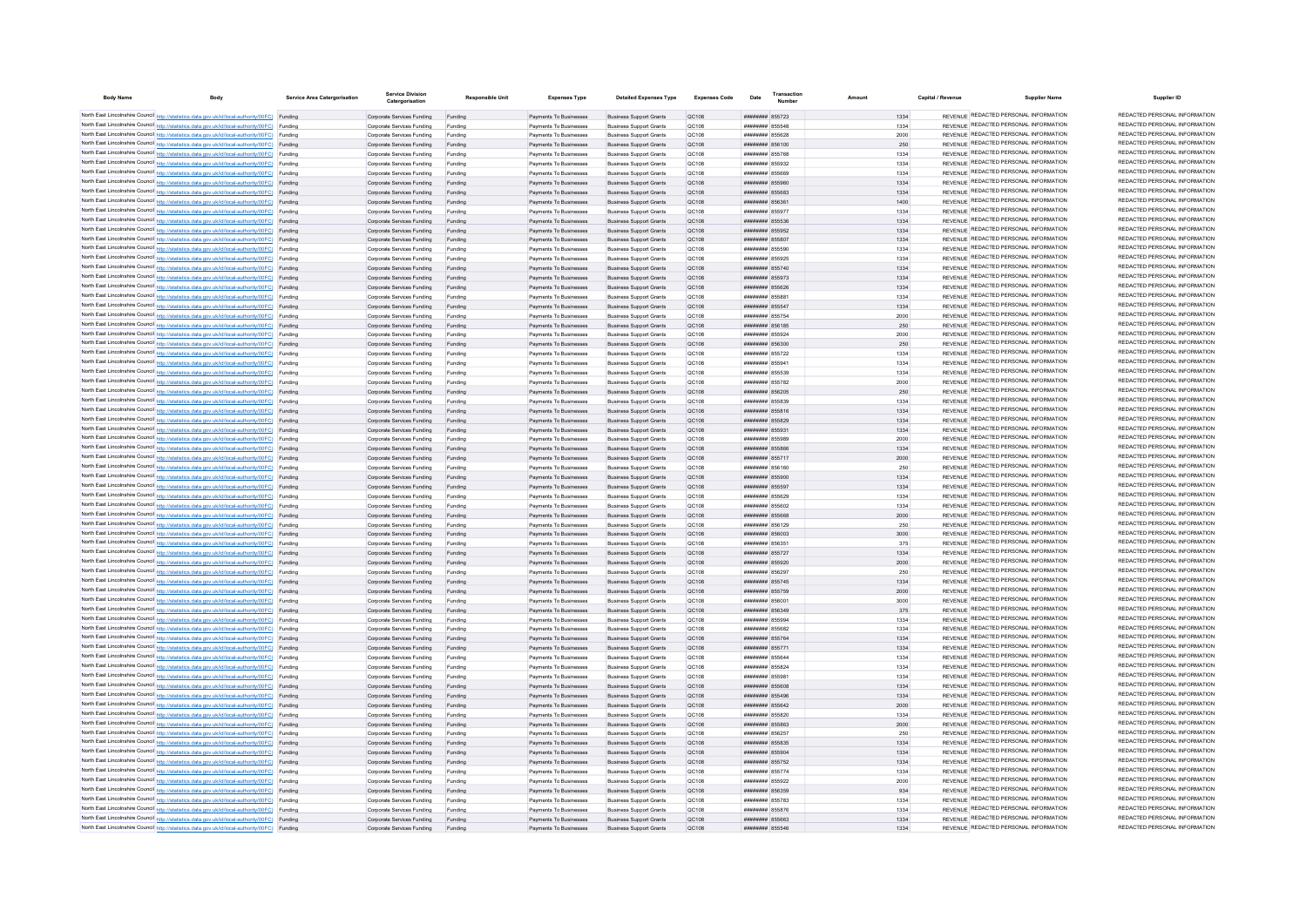| Body Name | Body | Service Area Catergorisation | Service Division Catergorisation | Responsible Unit | Expenses Type | Detailed Expenses Type | Expenses Code | Date | Transaction Number | Amount | Capital / Revenue | Supplier Name | Supplier ID |
|---|---|---|---|---|---|---|---|---|---|---|---|---|---|
| North East Lincolnshire Council | http://statistics.data.gov.uk/id/local-authority/00FC | Funding | Corporate Services Funding | Funding | Payments To Businesses | Business Support Grants | QC108 | ######## | 855723 | 1334 | REVENUE | REDACTED PERSONAL INFORMATION | REDACTED PERSONAL INFORMATION |
| North East Lincolnshire Council | http://statistics.data.gov.uk/id/local-authority/00FC | Funding | Corporate Services Funding | Funding | Payments To Businesses | Business Support Grants | QC108 | ######## | 855548 | 1334 | REVENUE | REDACTED PERSONAL INFORMATION | REDACTED PERSONAL INFORMATION |
| North East Lincolnshire Council | http://statistics.data.gov.uk/id/local-authority/00FC | Funding | Corporate Services Funding | Funding | Payments To Businesses | Business Support Grants | QC108 | ######## | 855628 | 2000 | REVENUE | REDACTED PERSONAL INFORMATION | REDACTED PERSONAL INFORMATION |
| North East Lincolnshire Council | http://statistics.data.gov.uk/id/local-authority/00FC | Funding | Corporate Services Funding | Funding | Payments To Businesses | Business Support Grants | QC108 | ######## | 856100 | 250 | REVENUE | REDACTED PERSONAL INFORMATION | REDACTED PERSONAL INFORMATION |
| North East Lincolnshire Council | http://statistics.data.gov.uk/id/local-authority/00FC | Funding | Corporate Services Funding | Funding | Payments To Businesses | Business Support Grants | QC108 | ######## | 855768 | 1334 | REVENUE | REDACTED PERSONAL INFORMATION | REDACTED PERSONAL INFORMATION |
| North East Lincolnshire Council | http://statistics.data.gov.uk/id/local-authority/00FC | Funding | Corporate Services Funding | Funding | Payments To Businesses | Business Support Grants | QC108 | ######## | 855932 | 1334 | REVENUE | REDACTED PERSONAL INFORMATION | REDACTED PERSONAL INFORMATION |
| North East Lincolnshire Council | http://statistics.data.gov.uk/id/local-authority/00FC | Funding | Corporate Services Funding | Funding | Payments To Businesses | Business Support Grants | QC108 | ######## | 855669 | 1334 | REVENUE | REDACTED PERSONAL INFORMATION | REDACTED PERSONAL INFORMATION |
| North East Lincolnshire Council | http://statistics.data.gov.uk/id/local-authority/00FC | Funding | Corporate Services Funding | Funding | Payments To Businesses | Business Support Grants | QC108 | ######## | 855960 | 1334 | REVENUE | REDACTED PERSONAL INFORMATION | REDACTED PERSONAL INFORMATION |
| North East Lincolnshire Council | http://statistics.data.gov.uk/id/local-authority/00FC | Funding | Corporate Services Funding | Funding | Payments To Businesses | Business Support Grants | QC108 | ######## | 855683 | 1334 | REVENUE | REDACTED PERSONAL INFORMATION | REDACTED PERSONAL INFORMATION |
| North East Lincolnshire Council | http://statistics.data.gov.uk/id/local-authority/00FC | Funding | Corporate Services Funding | Funding | Payments To Businesses | Business Support Grants | QC108 | ######## | 856361 | 1400 | REVENUE | REDACTED PERSONAL INFORMATION | REDACTED PERSONAL INFORMATION |
| North East Lincolnshire Council | http://statistics.data.gov.uk/id/local-authority/00FC | Funding | Corporate Services Funding | Funding | Payments To Businesses | Business Support Grants | QC108 | ######## | 855977 | 1334 | REVENUE | REDACTED PERSONAL INFORMATION | REDACTED PERSONAL INFORMATION |
| North East Lincolnshire Council | http://statistics.data.gov.uk/id/local-authority/00FC | Funding | Corporate Services Funding | Funding | Payments To Businesses | Business Support Grants | QC108 | ######## | 855536 | 1334 | REVENUE | REDACTED PERSONAL INFORMATION | REDACTED PERSONAL INFORMATION |
| North East Lincolnshire Council | http://statistics.data.gov.uk/id/local-authority/00FC | Funding | Corporate Services Funding | Funding | Payments To Businesses | Business Support Grants | QC108 | ######## | 855952 | 1334 | REVENUE | REDACTED PERSONAL INFORMATION | REDACTED PERSONAL INFORMATION |
| North East Lincolnshire Council | http://statistics.data.gov.uk/id/local-authority/00FC | Funding | Corporate Services Funding | Funding | Payments To Businesses | Business Support Grants | QC108 | ######## | 855807 | 1334 | REVENUE | REDACTED PERSONAL INFORMATION | REDACTED PERSONAL INFORMATION |
| North East Lincolnshire Council | http://statistics.data.gov.uk/id/local-authority/00FC | Funding | Corporate Services Funding | Funding | Payments To Businesses | Business Support Grants | QC108 | ######## | 855590 | 1334 | REVENUE | REDACTED PERSONAL INFORMATION | REDACTED PERSONAL INFORMATION |
| North East Lincolnshire Council | http://statistics.data.gov.uk/id/local-authority/00FC | Funding | Corporate Services Funding | Funding | Payments To Businesses | Business Support Grants | QC108 | ######## | 855925 | 1334 | REVENUE | REDACTED PERSONAL INFORMATION | REDACTED PERSONAL INFORMATION |
| North East Lincolnshire Council | http://statistics.data.gov.uk/id/local-authority/00FC | Funding | Corporate Services Funding | Funding | Payments To Businesses | Business Support Grants | QC108 | ######## | 855740 | 1334 | REVENUE | REDACTED PERSONAL INFORMATION | REDACTED PERSONAL INFORMATION |
| North East Lincolnshire Council | http://statistics.data.gov.uk/id/local-authority/00FC | Funding | Corporate Services Funding | Funding | Payments To Businesses | Business Support Grants | QC108 | ######## | 855973 | 1334 | REVENUE | REDACTED PERSONAL INFORMATION | REDACTED PERSONAL INFORMATION |
| North East Lincolnshire Council | http://statistics.data.gov.uk/id/local-authority/00FC | Funding | Corporate Services Funding | Funding | Payments To Businesses | Business Support Grants | QC108 | ######## | 855626 | 1334 | REVENUE | REDACTED PERSONAL INFORMATION | REDACTED PERSONAL INFORMATION |
| North East Lincolnshire Council | http://statistics.data.gov.uk/id/local-authority/00FC | Funding | Corporate Services Funding | Funding | Payments To Businesses | Business Support Grants | QC108 | ######## | 855881 | 1334 | REVENUE | REDACTED PERSONAL INFORMATION | REDACTED PERSONAL INFORMATION |
| North East Lincolnshire Council | http://statistics.data.gov.uk/id/local-authority/00FC | Funding | Corporate Services Funding | Funding | Payments To Businesses | Business Support Grants | QC108 | ######## | 855547 | 1334 | REVENUE | REDACTED PERSONAL INFORMATION | REDACTED PERSONAL INFORMATION |
| North East Lincolnshire Council | http://statistics.data.gov.uk/id/local-authority/00FC | Funding | Corporate Services Funding | Funding | Payments To Businesses | Business Support Grants | QC108 | ######## | 855754 | 2000 | REVENUE | REDACTED PERSONAL INFORMATION | REDACTED PERSONAL INFORMATION |
| North East Lincolnshire Council | http://statistics.data.gov.uk/id/local-authority/00FC | Funding | Corporate Services Funding | Funding | Payments To Businesses | Business Support Grants | QC108 | ######## | 856185 | 250 | REVENUE | REDACTED PERSONAL INFORMATION | REDACTED PERSONAL INFORMATION |
| North East Lincolnshire Council | http://statistics.data.gov.uk/id/local-authority/00FC | Funding | Corporate Services Funding | Funding | Payments To Businesses | Business Support Grants | QC108 | ######## | 855924 | 2000 | REVENUE | REDACTED PERSONAL INFORMATION | REDACTED PERSONAL INFORMATION |
| North East Lincolnshire Council | http://statistics.data.gov.uk/id/local-authority/00FC | Funding | Corporate Services Funding | Funding | Payments To Businesses | Business Support Grants | QC108 | ######## | 856300 | 250 | REVENUE | REDACTED PERSONAL INFORMATION | REDACTED PERSONAL INFORMATION |
| North East Lincolnshire Council | http://statistics.data.gov.uk/id/local-authority/00FC | Funding | Corporate Services Funding | Funding | Payments To Businesses | Business Support Grants | QC108 | ######## | 855722 | 1334 | REVENUE | REDACTED PERSONAL INFORMATION | REDACTED PERSONAL INFORMATION |
| North East Lincolnshire Council | http://statistics.data.gov.uk/id/local-authority/00FC | Funding | Corporate Services Funding | Funding | Payments To Businesses | Business Support Grants | QC108 | ######## | 855941 | 1334 | REVENUE | REDACTED PERSONAL INFORMATION | REDACTED PERSONAL INFORMATION |
| North East Lincolnshire Council | http://statistics.data.gov.uk/id/local-authority/00FC | Funding | Corporate Services Funding | Funding | Payments To Businesses | Business Support Grants | QC108 | ######## | 855539 | 1334 | REVENUE | REDACTED PERSONAL INFORMATION | REDACTED PERSONAL INFORMATION |
| North East Lincolnshire Council | http://statistics.data.gov.uk/id/local-authority/00FC | Funding | Corporate Services Funding | Funding | Payments To Businesses | Business Support Grants | QC108 | ######## | 855782 | 2000 | REVENUE | REDACTED PERSONAL INFORMATION | REDACTED PERSONAL INFORMATION |
| North East Lincolnshire Council | http://statistics.data.gov.uk/id/local-authority/00FC | Funding | Corporate Services Funding | Funding | Payments To Businesses | Business Support Grants | QC108 | ######## | 856205 | 250 | REVENUE | REDACTED PERSONAL INFORMATION | REDACTED PERSONAL INFORMATION |
| North East Lincolnshire Council | http://statistics.data.gov.uk/id/local-authority/00FC | Funding | Corporate Services Funding | Funding | Payments To Businesses | Business Support Grants | QC108 | ######## | 855839 | 1334 | REVENUE | REDACTED PERSONAL INFORMATION | REDACTED PERSONAL INFORMATION |
| North East Lincolnshire Council | http://statistics.data.gov.uk/id/local-authority/00FC | Funding | Corporate Services Funding | Funding | Payments To Businesses | Business Support Grants | QC108 | ######## | 855816 | 1334 | REVENUE | REDACTED PERSONAL INFORMATION | REDACTED PERSONAL INFORMATION |
| North East Lincolnshire Council | http://statistics.data.gov.uk/id/local-authority/00FC | Funding | Corporate Services Funding | Funding | Payments To Businesses | Business Support Grants | QC108 | ######## | 855829 | 1334 | REVENUE | REDACTED PERSONAL INFORMATION | REDACTED PERSONAL INFORMATION |
| North East Lincolnshire Council | http://statistics.data.gov.uk/id/local-authority/00FC | Funding | Corporate Services Funding | Funding | Payments To Businesses | Business Support Grants | QC108 | ######## | 855931 | 1334 | REVENUE | REDACTED PERSONAL INFORMATION | REDACTED PERSONAL INFORMATION |
| North East Lincolnshire Council | http://statistics.data.gov.uk/id/local-authority/00FC | Funding | Corporate Services Funding | Funding | Payments To Businesses | Business Support Grants | QC108 | ######## | 855989 | 2000 | REVENUE | REDACTED PERSONAL INFORMATION | REDACTED PERSONAL INFORMATION |
| North East Lincolnshire Council | http://statistics.data.gov.uk/id/local-authority/00FC | Funding | Corporate Services Funding | Funding | Payments To Businesses | Business Support Grants | QC108 | ######## | 855866 | 1334 | REVENUE | REDACTED PERSONAL INFORMATION | REDACTED PERSONAL INFORMATION |
| North East Lincolnshire Council | http://statistics.data.gov.uk/id/local-authority/00FC | Funding | Corporate Services Funding | Funding | Payments To Businesses | Business Support Grants | QC108 | ######## | 855717 | 2000 | REVENUE | REDACTED PERSONAL INFORMATION | REDACTED PERSONAL INFORMATION |
| North East Lincolnshire Council | http://statistics.data.gov.uk/id/local-authority/00FC | Funding | Corporate Services Funding | Funding | Payments To Businesses | Business Support Grants | QC108 | ######## | 856160 | 250 | REVENUE | REDACTED PERSONAL INFORMATION | REDACTED PERSONAL INFORMATION |
| North East Lincolnshire Council | http://statistics.data.gov.uk/id/local-authority/00FC | Funding | Corporate Services Funding | Funding | Payments To Businesses | Business Support Grants | QC108 | ######## | 855900 | 1334 | REVENUE | REDACTED PERSONAL INFORMATION | REDACTED PERSONAL INFORMATION |
| North East Lincolnshire Council | http://statistics.data.gov.uk/id/local-authority/00FC | Funding | Corporate Services Funding | Funding | Payments To Businesses | Business Support Grants | QC108 | ######## | 855597 | 1334 | REVENUE | REDACTED PERSONAL INFORMATION | REDACTED PERSONAL INFORMATION |
| North East Lincolnshire Council | http://statistics.data.gov.uk/id/local-authority/00FC | Funding | Corporate Services Funding | Funding | Payments To Businesses | Business Support Grants | QC108 | ######## | 855629 | 1334 | REVENUE | REDACTED PERSONAL INFORMATION | REDACTED PERSONAL INFORMATION |
| North East Lincolnshire Council | http://statistics.data.gov.uk/id/local-authority/00FC | Funding | Corporate Services Funding | Funding | Payments To Businesses | Business Support Grants | QC108 | ######## | 855602 | 1334 | REVENUE | REDACTED PERSONAL INFORMATION | REDACTED PERSONAL INFORMATION |
| North East Lincolnshire Council | http://statistics.data.gov.uk/id/local-authority/00FC | Funding | Corporate Services Funding | Funding | Payments To Businesses | Business Support Grants | QC108 | ######## | 855668 | 2000 | REVENUE | REDACTED PERSONAL INFORMATION | REDACTED PERSONAL INFORMATION |
| North East Lincolnshire Council | http://statistics.data.gov.uk/id/local-authority/00FC | Funding | Corporate Services Funding | Funding | Payments To Businesses | Business Support Grants | QC108 | ######## | 856129 | 250 | REVENUE | REDACTED PERSONAL INFORMATION | REDACTED PERSONAL INFORMATION |
| North East Lincolnshire Council | http://statistics.data.gov.uk/id/local-authority/00FC | Funding | Corporate Services Funding | Funding | Payments To Businesses | Business Support Grants | QC108 | ######## | 856003 | 3000 | REVENUE | REDACTED PERSONAL INFORMATION | REDACTED PERSONAL INFORMATION |
| North East Lincolnshire Council | http://statistics.data.gov.uk/id/local-authority/00FC | Funding | Corporate Services Funding | Funding | Payments To Businesses | Business Support Grants | QC108 | ######## | 856351 | 375 | REVENUE | REDACTED PERSONAL INFORMATION | REDACTED PERSONAL INFORMATION |
| North East Lincolnshire Council | http://statistics.data.gov.uk/id/local-authority/00FC | Funding | Corporate Services Funding | Funding | Payments To Businesses | Business Support Grants | QC108 | ######## | 855727 | 1334 | REVENUE | REDACTED PERSONAL INFORMATION | REDACTED PERSONAL INFORMATION |
| North East Lincolnshire Council | http://statistics.data.gov.uk/id/local-authority/00FC | Funding | Corporate Services Funding | Funding | Payments To Businesses | Business Support Grants | QC108 | ######## | 855920 | 2000 | REVENUE | REDACTED PERSONAL INFORMATION | REDACTED PERSONAL INFORMATION |
| North East Lincolnshire Council | http://statistics.data.gov.uk/id/local-authority/00FC | Funding | Corporate Services Funding | Funding | Payments To Businesses | Business Support Grants | QC108 | ######## | 856297 | 250 | REVENUE | REDACTED PERSONAL INFORMATION | REDACTED PERSONAL INFORMATION |
| North East Lincolnshire Council | http://statistics.data.gov.uk/id/local-authority/00FC | Funding | Corporate Services Funding | Funding | Payments To Businesses | Business Support Grants | QC108 | ######## | 855745 | 1334 | REVENUE | REDACTED PERSONAL INFORMATION | REDACTED PERSONAL INFORMATION |
| North East Lincolnshire Council | http://statistics.data.gov.uk/id/local-authority/00FC | Funding | Corporate Services Funding | Funding | Payments To Businesses | Business Support Grants | QC108 | ######## | 855759 | 2000 | REVENUE | REDACTED PERSONAL INFORMATION | REDACTED PERSONAL INFORMATION |
| North East Lincolnshire Council | http://statistics.data.gov.uk/id/local-authority/00FC | Funding | Corporate Services Funding | Funding | Payments To Businesses | Business Support Grants | QC108 | ######## | 856001 | 3000 | REVENUE | REDACTED PERSONAL INFORMATION | REDACTED PERSONAL INFORMATION |
| North East Lincolnshire Council | http://statistics.data.gov.uk/id/local-authority/00FC | Funding | Corporate Services Funding | Funding | Payments To Businesses | Business Support Grants | QC108 | ######## | 856349 | 375 | REVENUE | REDACTED PERSONAL INFORMATION | REDACTED PERSONAL INFORMATION |
| North East Lincolnshire Council | http://statistics.data.gov.uk/id/local-authority/00FC | Funding | Corporate Services Funding | Funding | Payments To Businesses | Business Support Grants | QC108 | ######## | 855994 | 1334 | REVENUE | REDACTED PERSONAL INFORMATION | REDACTED PERSONAL INFORMATION |
| North East Lincolnshire Council | http://statistics.data.gov.uk/id/local-authority/00FC | Funding | Corporate Services Funding | Funding | Payments To Businesses | Business Support Grants | QC108 | ######## | 855682 | 1334 | REVENUE | REDACTED PERSONAL INFORMATION | REDACTED PERSONAL INFORMATION |
| North East Lincolnshire Council | http://statistics.data.gov.uk/id/local-authority/00FC | Funding | Corporate Services Funding | Funding | Payments To Businesses | Business Support Grants | QC108 | ######## | 855764 | 1334 | REVENUE | REDACTED PERSONAL INFORMATION | REDACTED PERSONAL INFORMATION |
| North East Lincolnshire Council | http://statistics.data.gov.uk/id/local-authority/00FC | Funding | Corporate Services Funding | Funding | Payments To Businesses | Business Support Grants | QC108 | ######## | 855771 | 1334 | REVENUE | REDACTED PERSONAL INFORMATION | REDACTED PERSONAL INFORMATION |
| North East Lincolnshire Council | http://statistics.data.gov.uk/id/local-authority/00FC | Funding | Corporate Services Funding | Funding | Payments To Businesses | Business Support Grants | QC108 | ######## | 855644 | 1334 | REVENUE | REDACTED PERSONAL INFORMATION | REDACTED PERSONAL INFORMATION |
| North East Lincolnshire Council | http://statistics.data.gov.uk/id/local-authority/00FC | Funding | Corporate Services Funding | Funding | Payments To Businesses | Business Support Grants | QC108 | ######## | 855824 | 1334 | REVENUE | REDACTED PERSONAL INFORMATION | REDACTED PERSONAL INFORMATION |
| North East Lincolnshire Council | http://statistics.data.gov.uk/id/local-authority/00FC | Funding | Corporate Services Funding | Funding | Payments To Businesses | Business Support Grants | QC108 | ######## | 855981 | 1334 | REVENUE | REDACTED PERSONAL INFORMATION | REDACTED PERSONAL INFORMATION |
| North East Lincolnshire Council | http://statistics.data.gov.uk/id/local-authority/00FC | Funding | Corporate Services Funding | Funding | Payments To Businesses | Business Support Grants | QC108 | ######## | 855608 | 1334 | REVENUE | REDACTED PERSONAL INFORMATION | REDACTED PERSONAL INFORMATION |
| North East Lincolnshire Council | http://statistics.data.gov.uk/id/local-authority/00FC | Funding | Corporate Services Funding | Funding | Payments To Businesses | Business Support Grants | QC108 | ######## | 855496 | 1334 | REVENUE | REDACTED PERSONAL INFORMATION | REDACTED PERSONAL INFORMATION |
| North East Lincolnshire Council | http://statistics.data.gov.uk/id/local-authority/00FC | Funding | Corporate Services Funding | Funding | Payments To Businesses | Business Support Grants | QC108 | ######## | 855642 | 2000 | REVENUE | REDACTED PERSONAL INFORMATION | REDACTED PERSONAL INFORMATION |
| North East Lincolnshire Council | http://statistics.data.gov.uk/id/local-authority/00FC | Funding | Corporate Services Funding | Funding | Payments To Businesses | Business Support Grants | QC108 | ######## | 855820 | 1334 | REVENUE | REDACTED PERSONAL INFORMATION | REDACTED PERSONAL INFORMATION |
| North East Lincolnshire Council | http://statistics.data.gov.uk/id/local-authority/00FC | Funding | Corporate Services Funding | Funding | Payments To Businesses | Business Support Grants | QC108 | ######## | 855863 | 2000 | REVENUE | REDACTED PERSONAL INFORMATION | REDACTED PERSONAL INFORMATION |
| North East Lincolnshire Council | http://statistics.data.gov.uk/id/local-authority/00FC | Funding | Corporate Services Funding | Funding | Payments To Businesses | Business Support Grants | QC108 | ######## | 856257 | 250 | REVENUE | REDACTED PERSONAL INFORMATION | REDACTED PERSONAL INFORMATION |
| North East Lincolnshire Council | http://statistics.data.gov.uk/id/local-authority/00FC | Funding | Corporate Services Funding | Funding | Payments To Businesses | Business Support Grants | QC108 | ######## | 855835 | 1334 | REVENUE | REDACTED PERSONAL INFORMATION | REDACTED PERSONAL INFORMATION |
| North East Lincolnshire Council | http://statistics.data.gov.uk/id/local-authority/00FC | Funding | Corporate Services Funding | Funding | Payments To Businesses | Business Support Grants | QC108 | ######## | 855904 | 1334 | REVENUE | REDACTED PERSONAL INFORMATION | REDACTED PERSONAL INFORMATION |
| North East Lincolnshire Council | http://statistics.data.gov.uk/id/local-authority/00FC | Funding | Corporate Services Funding | Funding | Payments To Businesses | Business Support Grants | QC108 | ######## | 855752 | 1334 | REVENUE | REDACTED PERSONAL INFORMATION | REDACTED PERSONAL INFORMATION |
| North East Lincolnshire Council | http://statistics.data.gov.uk/id/local-authority/00FC | Funding | Corporate Services Funding | Funding | Payments To Businesses | Business Support Grants | QC108 | ######## | 855774 | 1334 | REVENUE | REDACTED PERSONAL INFORMATION | REDACTED PERSONAL INFORMATION |
| North East Lincolnshire Council | http://statistics.data.gov.uk/id/local-authority/00FC | Funding | Corporate Services Funding | Funding | Payments To Businesses | Business Support Grants | QC108 | ######## | 855922 | 2000 | REVENUE | REDACTED PERSONAL INFORMATION | REDACTED PERSONAL INFORMATION |
| North East Lincolnshire Council | http://statistics.data.gov.uk/id/local-authority/00FC | Funding | Corporate Services Funding | Funding | Payments To Businesses | Business Support Grants | QC108 | ######## | 856359 | 934 | REVENUE | REDACTED PERSONAL INFORMATION | REDACTED PERSONAL INFORMATION |
| North East Lincolnshire Council | http://statistics.data.gov.uk/id/local-authority/00FC | Funding | Corporate Services Funding | Funding | Payments To Businesses | Business Support Grants | QC108 | ######## | 855783 | 1334 | REVENUE | REDACTED PERSONAL INFORMATION | REDACTED PERSONAL INFORMATION |
| North East Lincolnshire Council | http://statistics.data.gov.uk/id/local-authority/00FC | Funding | Corporate Services Funding | Funding | Payments To Businesses | Business Support Grants | QC108 | ######## | 855876 | 1334 | REVENUE | REDACTED PERSONAL INFORMATION | REDACTED PERSONAL INFORMATION |
| North East Lincolnshire Council | http://statistics.data.gov.uk/id/local-authority/00FC | Funding | Corporate Services Funding | Funding | Payments To Businesses | Business Support Grants | QC108 | ######## | 855663 | 1334 | REVENUE | REDACTED PERSONAL INFORMATION | REDACTED PERSONAL INFORMATION |
| North East Lincolnshire Council | http://statistics.data.gov.uk/id/local-authority/00FC | Funding | Corporate Services Funding | Funding | Payments To Businesses | Business Support Grants | QC108 | ######## | 855546 | 1334 | REVENUE | REDACTED PERSONAL INFORMATION | REDACTED PERSONAL INFORMATION |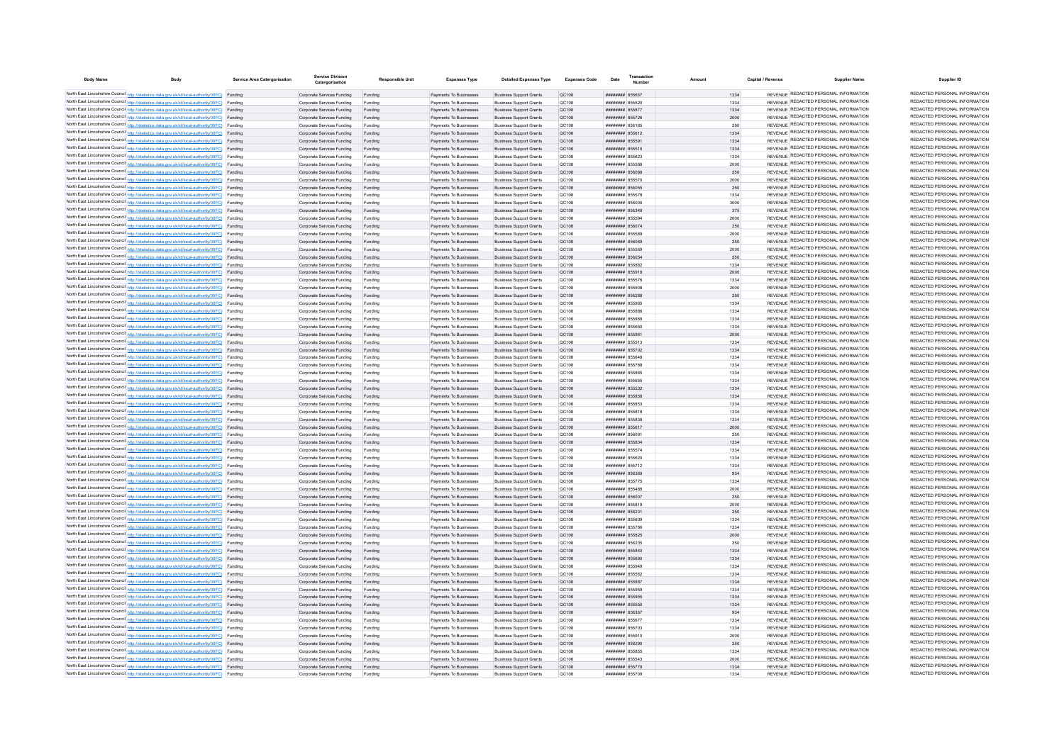| Body Name | Body | Service Area Catergorisation | Service Division Catergorisation | Responsible Unit | Expenses Type | Detailed Expenses Type | Expenses Code | Date | Transaction Number | Amount | Capital / Revenue | Supplier Name | Supplier ID |
|---|---|---|---|---|---|---|---|---|---|---|---|---|---|
| North East Lincolnshire Council | http://statistics.data.gov.uk/id/local-authority/00FC | Funding | Corporate Services Funding | Funding | Payments To Businesses | Business Support Grants | QC108 | ######## | 855657 | 1334 | REVENUE | REDACTED PERSONAL INFORMATION | REDACTED PERSONAL INFORMATION |
| North East Lincolnshire Council | http://statistics.data.gov.uk/id/local-authority/00FC | Funding | Corporate Services Funding | Funding | Payments To Businesses | Business Support Grants | QC108 | ######## | 855520 | 1334 | REVENUE | REDACTED PERSONAL INFORMATION | REDACTED PERSONAL INFORMATION |
| North East Lincolnshire Council | http://statistics.data.gov.uk/id/local-authority/00FC | Funding | Corporate Services Funding | Funding | Payments To Businesses | Business Support Grants | QC108 | ######## | 855877 | 1334 | REVENUE | REDACTED PERSONAL INFORMATION | REDACTED PERSONAL INFORMATION |
| North East Lincolnshire Council | http://statistics.data.gov.uk/id/local-authority/00FC | Funding | Corporate Services Funding | Funding | Payments To Businesses | Business Support Grants | QC108 | ######## | 855726 | 2000 | REVENUE | REDACTED PERSONAL INFORMATION | REDACTED PERSONAL INFORMATION |
| North East Lincolnshire Council | http://statistics.data.gov.uk/id/local-authority/00FC | Funding | Corporate Services Funding | Funding | Payments To Businesses | Business Support Grants | QC108 | ######## | 856165 | 250 | REVENUE | REDACTED PERSONAL INFORMATION | REDACTED PERSONAL INFORMATION |
| North East Lincolnshire Council | http://statistics.data.gov.uk/id/local-authority/00FC | Funding | Corporate Services Funding | Funding | Payments To Businesses | Business Support Grants | QC108 | ######## | 855612 | 1334 | REVENUE | REDACTED PERSONAL INFORMATION | REDACTED PERSONAL INFORMATION |
| North East Lincolnshire Council | http://statistics.data.gov.uk/id/local-authority/00FC | Funding | Corporate Services Funding | Funding | Payments To Businesses | Business Support Grants | QC108 | ######## | 855591 | 1334 | REVENUE | REDACTED PERSONAL INFORMATION | REDACTED PERSONAL INFORMATION |
| North East Lincolnshire Council | http://statistics.data.gov.uk/id/local-authority/00FC | Funding | Corporate Services Funding | Funding | Payments To Businesses | Business Support Grants | QC108 | ######## | 855510 | 1334 | REVENUE | REDACTED PERSONAL INFORMATION | REDACTED PERSONAL INFORMATION |
| North East Lincolnshire Council | http://statistics.data.gov.uk/id/local-authority/00FC | Funding | Corporate Services Funding | Funding | Payments To Businesses | Business Support Grants | QC108 | ######## | 855623 | 1334 | REVENUE | REDACTED PERSONAL INFORMATION | REDACTED PERSONAL INFORMATION |
| North East Lincolnshire Council | http://statistics.data.gov.uk/id/local-authority/00FC | Funding | Corporate Services Funding | Funding | Payments To Businesses | Business Support Grants | QC108 | ######## | 855588 | 2000 | REVENUE | REDACTED PERSONAL INFORMATION | REDACTED PERSONAL INFORMATION |
| North East Lincolnshire Council | http://statistics.data.gov.uk/id/local-authority/00FC | Funding | Corporate Services Funding | Funding | Payments To Businesses | Business Support Grants | QC108 | ######## | 856068 | 250 | REVENUE | REDACTED PERSONAL INFORMATION | REDACTED PERSONAL INFORMATION |
| North East Lincolnshire Council | http://statistics.data.gov.uk/id/local-authority/00FC | Funding | Corporate Services Funding | Funding | Payments To Businesses | Business Support Grants | QC108 | ######## | 855570 | 2000 | REVENUE | REDACTED PERSONAL INFORMATION | REDACTED PERSONAL INFORMATION |
| North East Lincolnshire Council | http://statistics.data.gov.uk/id/local-authority/00FC | Funding | Corporate Services Funding | Funding | Payments To Businesses | Business Support Grants | QC108 | ######## | 856055 | 250 | REVENUE | REDACTED PERSONAL INFORMATION | REDACTED PERSONAL INFORMATION |
| North East Lincolnshire Council | http://statistics.data.gov.uk/id/local-authority/00FC | Funding | Corporate Services Funding | Funding | Payments To Businesses | Business Support Grants | QC108 | ######## | 855578 | 1334 | REVENUE | REDACTED PERSONAL INFORMATION | REDACTED PERSONAL INFORMATION |
| North East Lincolnshire Council | http://statistics.data.gov.uk/id/local-authority/00FC | Funding | Corporate Services Funding | Funding | Payments To Businesses | Business Support Grants | QC108 | ######## | 856000 | 3000 | REVENUE | REDACTED PERSONAL INFORMATION | REDACTED PERSONAL INFORMATION |
| North East Lincolnshire Council | http://statistics.data.gov.uk/id/local-authority/00FC | Funding | Corporate Services Funding | Funding | Payments To Businesses | Business Support Grants | QC108 | ######## | 856348 | 375 | REVENUE | REDACTED PERSONAL INFORMATION | REDACTED PERSONAL INFORMATION |
| North East Lincolnshire Council | http://statistics.data.gov.uk/id/local-authority/00FC | Funding | Corporate Services Funding | Funding | Payments To Businesses | Business Support Grants | QC108 | ######## | 855594 | 2000 | REVENUE | REDACTED PERSONAL INFORMATION | REDACTED PERSONAL INFORMATION |
| North East Lincolnshire Council | http://statistics.data.gov.uk/id/local-authority/00FC | Funding | Corporate Services Funding | Funding | Payments To Businesses | Business Support Grants | QC108 | ######## | 856074 | 250 | REVENUE | REDACTED PERSONAL INFORMATION | REDACTED PERSONAL INFORMATION |
| North East Lincolnshire Council | http://statistics.data.gov.uk/id/local-authority/00FC | Funding | Corporate Services Funding | Funding | Payments To Businesses | Business Support Grants | QC108 | ######## | 855589 | 2000 | REVENUE | REDACTED PERSONAL INFORMATION | REDACTED PERSONAL INFORMATION |
| North East Lincolnshire Council | http://statistics.data.gov.uk/id/local-authority/00FC | Funding | Corporate Services Funding | Funding | Payments To Businesses | Business Support Grants | QC108 | ######## | 856069 | 250 | REVENUE | REDACTED PERSONAL INFORMATION | REDACTED PERSONAL INFORMATION |
| North East Lincolnshire Council | http://statistics.data.gov.uk/id/local-authority/00FC | Funding | Corporate Services Funding | Funding | Payments To Businesses | Business Support Grants | QC108 | ######## | 855569 | 2000 | REVENUE | REDACTED PERSONAL INFORMATION | REDACTED PERSONAL INFORMATION |
| North East Lincolnshire Council | http://statistics.data.gov.uk/id/local-authority/00FC | Funding | Corporate Services Funding | Funding | Payments To Businesses | Business Support Grants | QC108 | ######## | 856054 | 250 | REVENUE | REDACTED PERSONAL INFORMATION | REDACTED PERSONAL INFORMATION |
| North East Lincolnshire Council | http://statistics.data.gov.uk/id/local-authority/00FC | Funding | Corporate Services Funding | Funding | Payments To Businesses | Business Support Grants | QC108 | ######## | 855882 | 1334 | REVENUE | REDACTED PERSONAL INFORMATION | REDACTED PERSONAL INFORMATION |
| North East Lincolnshire Council | http://statistics.data.gov.uk/id/local-authority/00FC | Funding | Corporate Services Funding | Funding | Payments To Businesses | Business Support Grants | QC108 | ######## | 855918 | 2000 | REVENUE | REDACTED PERSONAL INFORMATION | REDACTED PERSONAL INFORMATION |
| North East Lincolnshire Council | http://statistics.data.gov.uk/id/local-authority/00FC | Funding | Corporate Services Funding | Funding | Payments To Businesses | Business Support Grants | QC108 | ######## | 855576 | 1334 | REVENUE | REDACTED PERSONAL INFORMATION | REDACTED PERSONAL INFORMATION |
| North East Lincolnshire Council | http://statistics.data.gov.uk/id/local-authority/00FC | Funding | Corporate Services Funding | Funding | Payments To Businesses | Business Support Grants | QC108 | ######## | 855998 | 2000 | REVENUE | REDACTED PERSONAL INFORMATION | REDACTED PERSONAL INFORMATION |
| North East Lincolnshire Council | http://statistics.data.gov.uk/id/local-authority/00FC | Funding | Corporate Services Funding | Funding | Payments To Businesses | Business Support Grants | QC108 | ######## | 856288 | 250 | REVENUE | REDACTED PERSONAL INFORMATION | REDACTED PERSONAL INFORMATION |
| North East Lincolnshire Council | http://statistics.data.gov.uk/id/local-authority/00FC | Funding | Corporate Services Funding | Funding | Payments To Businesses | Business Support Grants | QC108 | ######## | 855995 | 1334 | REVENUE | REDACTED PERSONAL INFORMATION | REDACTED PERSONAL INFORMATION |
| North East Lincolnshire Council | http://statistics.data.gov.uk/id/local-authority/00FC | Funding | Corporate Services Funding | Funding | Payments To Businesses | Business Support Grants | QC108 | ######## | 855886 | 1334 | REVENUE | REDACTED PERSONAL INFORMATION | REDACTED PERSONAL INFORMATION |
| North East Lincolnshire Council | http://statistics.data.gov.uk/id/local-authority/00FC | Funding | Corporate Services Funding | Funding | Payments To Businesses | Business Support Grants | QC108 | ######## | 855868 | 1334 | REVENUE | REDACTED PERSONAL INFORMATION | REDACTED PERSONAL INFORMATION |
| North East Lincolnshire Council | http://statistics.data.gov.uk/id/local-authority/00FC | Funding | Corporate Services Funding | Funding | Payments To Businesses | Business Support Grants | QC108 | ######## | 855680 | 1334 | REVENUE | REDACTED PERSONAL INFORMATION | REDACTED PERSONAL INFORMATION |
| North East Lincolnshire Council | http://statistics.data.gov.uk/id/local-authority/00FC | Funding | Corporate Services Funding | Funding | Payments To Businesses | Business Support Grants | QC108 | ######## | 855961 | 2000 | REVENUE | REDACTED PERSONAL INFORMATION | REDACTED PERSONAL INFORMATION |
| North East Lincolnshire Council | http://statistics.data.gov.uk/id/local-authority/00FC | Funding | Corporate Services Funding | Funding | Payments To Businesses | Business Support Grants | QC108 | ######## | 855513 | 1334 | REVENUE | REDACTED PERSONAL INFORMATION | REDACTED PERSONAL INFORMATION |
| North East Lincolnshire Council | http://statistics.data.gov.uk/id/local-authority/00FC | Funding | Corporate Services Funding | Funding | Payments To Businesses | Business Support Grants | QC108 | ######## | 855702 | 1334 | REVENUE | REDACTED PERSONAL INFORMATION | REDACTED PERSONAL INFORMATION |
| North East Lincolnshire Council | http://statistics.data.gov.uk/id/local-authority/00FC | Funding | Corporate Services Funding | Funding | Payments To Businesses | Business Support Grants | QC108 | ######## | 855648 | 1334 | REVENUE | REDACTED PERSONAL INFORMATION | REDACTED PERSONAL INFORMATION |
| North East Lincolnshire Council | http://statistics.data.gov.uk/id/local-authority/00FC | Funding | Corporate Services Funding | Funding | Payments To Businesses | Business Support Grants | QC108 | ######## | 855788 | 1334 | REVENUE | REDACTED PERSONAL INFORMATION | REDACTED PERSONAL INFORMATION |
| North East Lincolnshire Council | http://statistics.data.gov.uk/id/local-authority/00FC | Funding | Corporate Services Funding | Funding | Payments To Businesses | Business Support Grants | QC108 | ######## | 855885 | 1334 | REVENUE | REDACTED PERSONAL INFORMATION | REDACTED PERSONAL INFORMATION |
| North East Lincolnshire Council | http://statistics.data.gov.uk/id/local-authority/00FC | Funding | Corporate Services Funding | Funding | Payments To Businesses | Business Support Grants | QC108 | ######## | 855655 | 1334 | REVENUE | REDACTED PERSONAL INFORMATION | REDACTED PERSONAL INFORMATION |
| North East Lincolnshire Council | http://statistics.data.gov.uk/id/local-authority/00FC | Funding | Corporate Services Funding | Funding | Payments To Businesses | Business Support Grants | QC108 | ######## | 855532 | 1334 | REVENUE | REDACTED PERSONAL INFORMATION | REDACTED PERSONAL INFORMATION |
| North East Lincolnshire Council | http://statistics.data.gov.uk/id/local-authority/00FC | Funding | Corporate Services Funding | Funding | Payments To Businesses | Business Support Grants | QC108 | ######## | 855858 | 1334 | REVENUE | REDACTED PERSONAL INFORMATION | REDACTED PERSONAL INFORMATION |
| North East Lincolnshire Council | http://statistics.data.gov.uk/id/local-authority/00FC | Funding | Corporate Services Funding | Funding | Payments To Businesses | Business Support Grants | QC108 | ######## | 855853 | 1334 | REVENUE | REDACTED PERSONAL INFORMATION | REDACTED PERSONAL INFORMATION |
| North East Lincolnshire Council | http://statistics.data.gov.uk/id/local-authority/00FC | Funding | Corporate Services Funding | Funding | Payments To Businesses | Business Support Grants | QC108 | ######## | 855818 | 1334 | REVENUE | REDACTED PERSONAL INFORMATION | REDACTED PERSONAL INFORMATION |
| North East Lincolnshire Council | http://statistics.data.gov.uk/id/local-authority/00FC | Funding | Corporate Services Funding | Funding | Payments To Businesses | Business Support Grants | QC108 | ######## | 855838 | 1334 | REVENUE | REDACTED PERSONAL INFORMATION | REDACTED PERSONAL INFORMATION |
| North East Lincolnshire Council | http://statistics.data.gov.uk/id/local-authority/00FC | Funding | Corporate Services Funding | Funding | Payments To Businesses | Business Support Grants | QC108 | ######## | 855617 | 2000 | REVENUE | REDACTED PERSONAL INFORMATION | REDACTED PERSONAL INFORMATION |
| North East Lincolnshire Council | http://statistics.data.gov.uk/id/local-authority/00FC | Funding | Corporate Services Funding | Funding | Payments To Businesses | Business Support Grants | QC108 | ######## | 856091 | 250 | REVENUE | REDACTED PERSONAL INFORMATION | REDACTED PERSONAL INFORMATION |
| North East Lincolnshire Council | http://statistics.data.gov.uk/id/local-authority/00FC | Funding | Corporate Services Funding | Funding | Payments To Businesses | Business Support Grants | QC108 | ######## | 855834 | 1334 | REVENUE | REDACTED PERSONAL INFORMATION | REDACTED PERSONAL INFORMATION |
| North East Lincolnshire Council | http://statistics.data.gov.uk/id/local-authority/00FC | Funding | Corporate Services Funding | Funding | Payments To Businesses | Business Support Grants | QC108 | ######## | 855574 | 1334 | REVENUE | REDACTED PERSONAL INFORMATION | REDACTED PERSONAL INFORMATION |
| North East Lincolnshire Council | http://statistics.data.gov.uk/id/local-authority/00FC | Funding | Corporate Services Funding | Funding | Payments To Businesses | Business Support Grants | QC108 | ######## | 855620 | 1334 | REVENUE | REDACTED PERSONAL INFORMATION | REDACTED PERSONAL INFORMATION |
| North East Lincolnshire Council | http://statistics.data.gov.uk/id/local-authority/00FC | Funding | Corporate Services Funding | Funding | Payments To Businesses | Business Support Grants | QC108 | ######## | 855712 | 1334 | REVENUE | REDACTED PERSONAL INFORMATION | REDACTED PERSONAL INFORMATION |
| North East Lincolnshire Council | http://statistics.data.gov.uk/id/local-authority/00FC | Funding | Corporate Services Funding | Funding | Payments To Businesses | Business Support Grants | QC108 | ######## | 856369 | 934 | REVENUE | REDACTED PERSONAL INFORMATION | REDACTED PERSONAL INFORMATION |
| North East Lincolnshire Council | http://statistics.data.gov.uk/id/local-authority/00FC | Funding | Corporate Services Funding | Funding | Payments To Businesses | Business Support Grants | QC108 | ######## | 855775 | 1334 | REVENUE | REDACTED PERSONAL INFORMATION | REDACTED PERSONAL INFORMATION |
| North East Lincolnshire Council | http://statistics.data.gov.uk/id/local-authority/00FC | Funding | Corporate Services Funding | Funding | Payments To Businesses | Business Support Grants | QC108 | ######## | 855488 | 2000 | REVENUE | REDACTED PERSONAL INFORMATION | REDACTED PERSONAL INFORMATION |
| North East Lincolnshire Council | http://statistics.data.gov.uk/id/local-authority/00FC | Funding | Corporate Services Funding | Funding | Payments To Businesses | Business Support Grants | QC108 | ######## | 856007 | 250 | REVENUE | REDACTED PERSONAL INFORMATION | REDACTED PERSONAL INFORMATION |
| North East Lincolnshire Council | http://statistics.data.gov.uk/id/local-authority/00FC | Funding | Corporate Services Funding | Funding | Payments To Businesses | Business Support Grants | QC108 | ######## | 855819 | 2000 | REVENUE | REDACTED PERSONAL INFORMATION | REDACTED PERSONAL INFORMATION |
| North East Lincolnshire Council | http://statistics.data.gov.uk/id/local-authority/00FC | Funding | Corporate Services Funding | Funding | Payments To Businesses | Business Support Grants | QC108 | ######## | 856231 | 250 | REVENUE | REDACTED PERSONAL INFORMATION | REDACTED PERSONAL INFORMATION |
| North East Lincolnshire Council | http://statistics.data.gov.uk/id/local-authority/00FC | Funding | Corporate Services Funding | Funding | Payments To Businesses | Business Support Grants | QC108 | ######## | 855609 | 1334 | REVENUE | REDACTED PERSONAL INFORMATION | REDACTED PERSONAL INFORMATION |
| North East Lincolnshire Council | http://statistics.data.gov.uk/id/local-authority/00FC | Funding | Corporate Services Funding | Funding | Payments To Businesses | Business Support Grants | QC108 | ######## | 855786 | 1334 | REVENUE | REDACTED PERSONAL INFORMATION | REDACTED PERSONAL INFORMATION |
| North East Lincolnshire Council | http://statistics.data.gov.uk/id/local-authority/00FC | Funding | Corporate Services Funding | Funding | Payments To Businesses | Business Support Grants | QC108 | ######## | 855825 | 2000 | REVENUE | REDACTED PERSONAL INFORMATION | REDACTED PERSONAL INFORMATION |
| North East Lincolnshire Council | http://statistics.data.gov.uk/id/local-authority/00FC | Funding | Corporate Services Funding | Funding | Payments To Businesses | Business Support Grants | QC108 | ######## | 856235 | 250 | REVENUE | REDACTED PERSONAL INFORMATION | REDACTED PERSONAL INFORMATION |
| North East Lincolnshire Council | http://statistics.data.gov.uk/id/local-authority/00FC | Funding | Corporate Services Funding | Funding | Payments To Businesses | Business Support Grants | QC108 | ######## | 855840 | 1334 | REVENUE | REDACTED PERSONAL INFORMATION | REDACTED PERSONAL INFORMATION |
| North East Lincolnshire Council | http://statistics.data.gov.uk/id/local-authority/00FC | Funding | Corporate Services Funding | Funding | Payments To Businesses | Business Support Grants | QC108 | ######## | 855690 | 1334 | REVENUE | REDACTED PERSONAL INFORMATION | REDACTED PERSONAL INFORMATION |
| North East Lincolnshire Council | http://statistics.data.gov.uk/id/local-authority/00FC | Funding | Corporate Services Funding | Funding | Payments To Businesses | Business Support Grants | QC108 | ######## | 855949 | 1334 | REVENUE | REDACTED PERSONAL INFORMATION | REDACTED PERSONAL INFORMATION |
| North East Lincolnshire Council | http://statistics.data.gov.uk/id/local-authority/00FC | Funding | Corporate Services Funding | Funding | Payments To Businesses | Business Support Grants | QC108 | ######## | 855582 | 1334 | REVENUE | REDACTED PERSONAL INFORMATION | REDACTED PERSONAL INFORMATION |
| North East Lincolnshire Council | http://statistics.data.gov.uk/id/local-authority/00FC | Funding | Corporate Services Funding | Funding | Payments To Businesses | Business Support Grants | QC108 | ######## | 855887 | 1334 | REVENUE | REDACTED PERSONAL INFORMATION | REDACTED PERSONAL INFORMATION |
| North East Lincolnshire Council | http://statistics.data.gov.uk/id/local-authority/00FC | Funding | Corporate Services Funding | Funding | Payments To Businesses | Business Support Grants | QC108 | ######## | 855959 | 1334 | REVENUE | REDACTED PERSONAL INFORMATION | REDACTED PERSONAL INFORMATION |
| North East Lincolnshire Council | http://statistics.data.gov.uk/id/local-authority/00FC | Funding | Corporate Services Funding | Funding | Payments To Businesses | Business Support Grants | QC108 | ######## | 855955 | 1334 | REVENUE | REDACTED PERSONAL INFORMATION | REDACTED PERSONAL INFORMATION |
| North East Lincolnshire Council | http://statistics.data.gov.uk/id/local-authority/00FC | Funding | Corporate Services Funding | Funding | Payments To Businesses | Business Support Grants | QC108 | ######## | 855550 | 1334 | REVENUE | REDACTED PERSONAL INFORMATION | REDACTED PERSONAL INFORMATION |
| North East Lincolnshire Council | http://statistics.data.gov.uk/id/local-authority/00FC | Funding | Corporate Services Funding | Funding | Payments To Businesses | Business Support Grants | QC108 | ######## | 856367 | 934 | REVENUE | REDACTED PERSONAL INFORMATION | REDACTED PERSONAL INFORMATION |
| North East Lincolnshire Council | http://statistics.data.gov.uk/id/local-authority/00FC | Funding | Corporate Services Funding | Funding | Payments To Businesses | Business Support Grants | QC108 | ######## | 855677 | 1334 | REVENUE | REDACTED PERSONAL INFORMATION | REDACTED PERSONAL INFORMATION |
| North East Lincolnshire Council | http://statistics.data.gov.uk/id/local-authority/00FC | Funding | Corporate Services Funding | Funding | Payments To Businesses | Business Support Grants | QC108 | ######## | 855703 | 1334 | REVENUE | REDACTED PERSONAL INFORMATION | REDACTED PERSONAL INFORMATION |
| North East Lincolnshire Council | http://statistics.data.gov.uk/id/local-authority/00FC | Funding | Corporate Services Funding | Funding | Payments To Businesses | Business Support Grants | QC108 | ######## | 855910 | 2000 | REVENUE | REDACTED PERSONAL INFORMATION | REDACTED PERSONAL INFORMATION |
| North East Lincolnshire Council | http://statistics.data.gov.uk/id/local-authority/00FC | Funding | Corporate Services Funding | Funding | Payments To Businesses | Business Support Grants | QC108 | ######## | 856280 | 250 | REVENUE | REDACTED PERSONAL INFORMATION | REDACTED PERSONAL INFORMATION |
| North East Lincolnshire Council | http://statistics.data.gov.uk/id/local-authority/00FC | Funding | Corporate Services Funding | Funding | Payments To Businesses | Business Support Grants | QC108 | ######## | 855855 | 1334 | REVENUE | REDACTED PERSONAL INFORMATION | REDACTED PERSONAL INFORMATION |
| North East Lincolnshire Council | http://statistics.data.gov.uk/id/local-authority/00FC | Funding | Corporate Services Funding | Funding | Payments To Businesses | Business Support Grants | QC108 | ######## | 855543 | 2000 | REVENUE | REDACTED PERSONAL INFORMATION | REDACTED PERSONAL INFORMATION |
| North East Lincolnshire Council | http://statistics.data.gov.uk/id/local-authority/00FC | Funding | Corporate Services Funding | Funding | Payments To Businesses | Business Support Grants | QC108 | ######## | 855778 | 1334 | REVENUE | REDACTED PERSONAL INFORMATION | REDACTED PERSONAL INFORMATION |
| North East Lincolnshire Council | http://statistics.data.gov.uk/id/local-authority/00FC | Funding | Corporate Services Funding | Funding | Payments To Businesses | Business Support Grants | QC108 | ######## | 855709 | 1334 | REVENUE | REDACTED PERSONAL INFORMATION | REDACTED PERSONAL INFORMATION |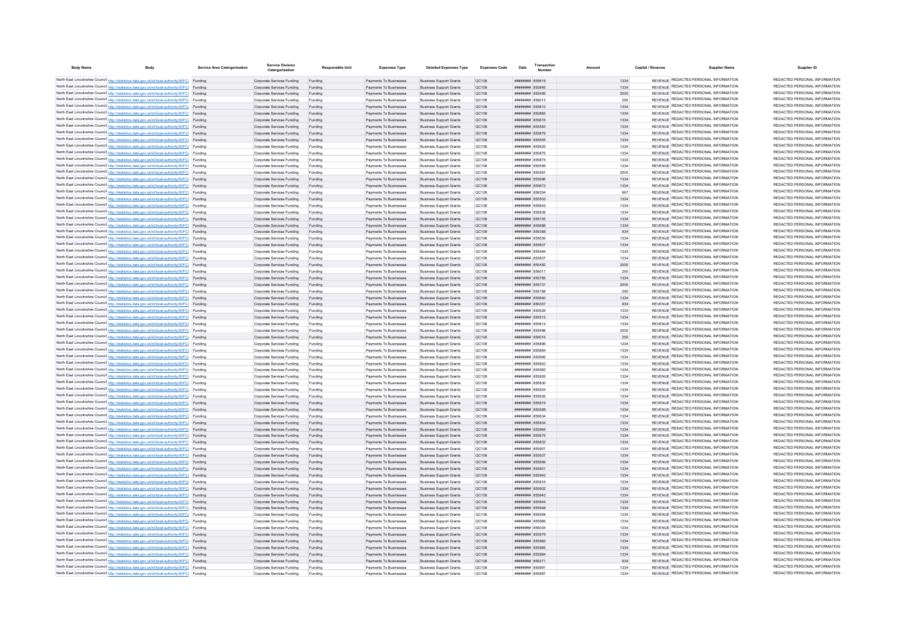| Body Name | Body | Service Area Catergorisation | Service Division Catergorisation | Responsible Unit | Expenses Type | Detailed Expenses Type | Expenses Code | Date | Transaction Number | Amount | Capital / Revenue | Supplier Name | Supplier ID |
|---|---|---|---|---|---|---|---|---|---|---|---|---|---|
| North East Lincolnshire Council | http://statistics.data.gov.uk/id/local-authority/00FC) | Funding | Corporate Services Funding | Funding | Payments To Businesses | Business Support Grants | QC108 | ######## | 855619 | 1334 | REVENUE | REDACTED PERSONAL INFORMATION | REDACTED PERSONAL INFORMATION |
| North East Lincolnshire Council | http://statistics.data.gov.uk/id/local-authority/00FC) | Funding | Corporate Services Funding | Funding | Payments To Businesses | Business Support Grants | QC108 | ######## | 855845 | 1334 | REVENUE | REDACTED PERSONAL INFORMATION | REDACTED PERSONAL INFORMATION |
| North East Lincolnshire Council | http://statistics.data.gov.uk/id/local-authority/00FC) | Funding | Corporate Services Funding | Funding | Payments To Businesses | Business Support Grants | QC108 | ######## | 855495 | 2000 | REVENUE | REDACTED PERSONAL INFORMATION | REDACTED PERSONAL INFORMATION |
| North East Lincolnshire Council | http://statistics.data.gov.uk/id/local-authority/00FC) | Funding | Corporate Services Funding | Funding | Payments To Businesses | Business Support Grants | QC108 | ######## | 856013 | 250 | REVENUE | REDACTED PERSONAL INFORMATION | REDACTED PERSONAL INFORMATION |
| North East Lincolnshire Council | http://statistics.data.gov.uk/id/local-authority/00FC) | Funding | Corporate Services Funding | Funding | Payments To Businesses | Business Support Grants | QC108 | ######## | 855610 | 1334 | REVENUE | REDACTED PERSONAL INFORMATION | REDACTED PERSONAL INFORMATION |
| North East Lincolnshire Council | http://statistics.data.gov.uk/id/local-authority/00FC) | Funding | Corporate Services Funding | Funding | Payments To Businesses | Business Support Grants | QC108 | ######## | 855865 | 1334 | REVENUE | REDACTED PERSONAL INFORMATION | REDACTED PERSONAL INFORMATION |
| North East Lincolnshire Council | http://statistics.data.gov.uk/id/local-authority/00FC) | Funding | Corporate Services Funding | Funding | Payments To Businesses | Business Support Grants | QC108 | ######## | 855616 | 1334 | REVENUE | REDACTED PERSONAL INFORMATION | REDACTED PERSONAL INFORMATION |
| North East Lincolnshire Council | http://statistics.data.gov.uk/id/local-authority/00FC) | Funding | Corporate Services Funding | Funding | Payments To Businesses | Business Support Grants | QC108 | ######## | 855563 | 1334 | REVENUE | REDACTED PERSONAL INFORMATION | REDACTED PERSONAL INFORMATION |
| North East Lincolnshire Council | http://statistics.data.gov.uk/id/local-authority/00FC) | Funding | Corporate Services Funding | Funding | Payments To Businesses | Business Support Grants | QC108 | ######## | 855879 | 1334 | REVENUE | REDACTED PERSONAL INFORMATION | REDACTED PERSONAL INFORMATION |
| North East Lincolnshire Council | http://statistics.data.gov.uk/id/local-authority/00FC) | Funding | Corporate Services Funding | Funding | Payments To Businesses | Business Support Grants | QC108 | ######## | 855555 | 1334 | REVENUE | REDACTED PERSONAL INFORMATION | REDACTED PERSONAL INFORMATION |
| North East Lincolnshire Council | http://statistics.data.gov.uk/id/local-authority/00FC) | Funding | Corporate Services Funding | Funding | Payments To Businesses | Business Support Grants | QC108 | ######## | 855625 | 1334 | REVENUE | REDACTED PERSONAL INFORMATION | REDACTED PERSONAL INFORMATION |
| North East Lincolnshire Council | http://statistics.data.gov.uk/id/local-authority/00FC) | Funding | Corporate Services Funding | Funding | Payments To Businesses | Business Support Grants | QC108 | ######## | 855875 | 1334 | REVENUE | REDACTED PERSONAL INFORMATION | REDACTED PERSONAL INFORMATION |
| North East Lincolnshire Council | http://statistics.data.gov.uk/id/local-authority/00FC) | Funding | Corporate Services Funding | Funding | Payments To Businesses | Business Support Grants | QC108 | ######## | 855874 | 1334 | REVENUE | REDACTED PERSONAL INFORMATION | REDACTED PERSONAL INFORMATION |
| North East Lincolnshire Council | http://statistics.data.gov.uk/id/local-authority/00FC) | Funding | Corporate Services Funding | Funding | Payments To Businesses | Business Support Grants | QC108 | ######## | 855556 | 1334 | REVENUE | REDACTED PERSONAL INFORMATION | REDACTED PERSONAL INFORMATION |
| North East Lincolnshire Council | http://statistics.data.gov.uk/id/local-authority/00FC) | Funding | Corporate Services Funding | Funding | Payments To Businesses | Business Support Grants | QC108 | ######## | 855567 | 2000 | REVENUE | REDACTED PERSONAL INFORMATION | REDACTED PERSONAL INFORMATION |
| North East Lincolnshire Council | http://statistics.data.gov.uk/id/local-authority/00FC) | Funding | Corporate Services Funding | Funding | Payments To Businesses | Business Support Grants | QC108 | ######## | 855686 | 1334 | REVENUE | REDACTED PERSONAL INFORMATION | REDACTED PERSONAL INFORMATION |
| North East Lincolnshire Council | http://statistics.data.gov.uk/id/local-authority/00FC) | Funding | Corporate Services Funding | Funding | Payments To Businesses | Business Support Grants | QC108 | ######## | 855673 | 1334 | REVENUE | REDACTED PERSONAL INFORMATION | REDACTED PERSONAL INFORMATION |
| North East Lincolnshire Council | http://statistics.data.gov.uk/id/local-authority/00FC) | Funding | Corporate Services Funding | Funding | Payments To Businesses | Business Support Grants | QC108 | ######## | 856354 | 667 | REVENUE | REDACTED PERSONAL INFORMATION | REDACTED PERSONAL INFORMATION |
| North East Lincolnshire Council | http://statistics.data.gov.uk/id/local-authority/00FC) | Funding | Corporate Services Funding | Funding | Payments To Businesses | Business Support Grants | QC108 | ######## | 855503 | 1334 | REVENUE | REDACTED PERSONAL INFORMATION | REDACTED PERSONAL INFORMATION |
| North East Lincolnshire Council | http://statistics.data.gov.uk/id/local-authority/00FC) | Funding | Corporate Services Funding | Funding | Payments To Businesses | Business Support Grants | QC108 | ######## | 855643 | 1334 | REVENUE | REDACTED PERSONAL INFORMATION | REDACTED PERSONAL INFORMATION |
| North East Lincolnshire Council | http://statistics.data.gov.uk/id/local-authority/00FC) | Funding | Corporate Services Funding | Funding | Payments To Businesses | Business Support Grants | QC108 | ######## | 855939 | 1334 | REVENUE | REDACTED PERSONAL INFORMATION | REDACTED PERSONAL INFORMATION |
| North East Lincolnshire Council | http://statistics.data.gov.uk/id/local-authority/00FC) | Funding | Corporate Services Funding | Funding | Payments To Businesses | Business Support Grants | QC108 | ######## | 855705 | 1334 | REVENUE | REDACTED PERSONAL INFORMATION | REDACTED PERSONAL INFORMATION |
| North East Lincolnshire Council | http://statistics.data.gov.uk/id/local-authority/00FC) | Funding | Corporate Services Funding | Funding | Payments To Businesses | Business Support Grants | QC108 | ######## | 855688 | 1334 | REVENUE | REDACTED PERSONAL INFORMATION | REDACTED PERSONAL INFORMATION |
| North East Lincolnshire Council | http://statistics.data.gov.uk/id/local-authority/00FC) | Funding | Corporate Services Funding | Funding | Payments To Businesses | Business Support Grants | QC108 | ######## | 856368 | 934 | REVENUE | REDACTED PERSONAL INFORMATION | REDACTED PERSONAL INFORMATION |
| North East Lincolnshire Council | http://statistics.data.gov.uk/id/local-authority/00FC) | Funding | Corporate Services Funding | Funding | Payments To Businesses | Business Support Grants | QC108 | ######## | 855636 | 1334 | REVENUE | REDACTED PERSONAL INFORMATION | REDACTED PERSONAL INFORMATION |
| North East Lincolnshire Council | http://statistics.data.gov.uk/id/local-authority/00FC) | Funding | Corporate Services Funding | Funding | Payments To Businesses | Business Support Grants | QC108 | ######## | 855607 | 1334 | REVENUE | REDACTED PERSONAL INFORMATION | REDACTED PERSONAL INFORMATION |
| North East Lincolnshire Council | http://statistics.data.gov.uk/id/local-authority/00FC) | Funding | Corporate Services Funding | Funding | Payments To Businesses | Business Support Grants | QC108 | ######## | 855494 | 1334 | REVENUE | REDACTED PERSONAL INFORMATION | REDACTED PERSONAL INFORMATION |
| North East Lincolnshire Council | http://statistics.data.gov.uk/id/local-authority/00FC) | Funding | Corporate Services Funding | Funding | Payments To Businesses | Business Support Grants | QC108 | ######## | 855837 | 1334 | REVENUE | REDACTED PERSONAL INFORMATION | REDACTED PERSONAL INFORMATION |
| North East Lincolnshire Council | http://statistics.data.gov.uk/id/local-authority/00FC) | Funding | Corporate Services Funding | Funding | Payments To Businesses | Business Support Grants | QC108 | ######## | 855492 | 2000 | REVENUE | REDACTED PERSONAL INFORMATION | REDACTED PERSONAL INFORMATION |
| North East Lincolnshire Council | http://statistics.data.gov.uk/id/local-authority/00FC) | Funding | Corporate Services Funding | Funding | Payments To Businesses | Business Support Grants | QC108 | ######## | 856011 | 250 | REVENUE | REDACTED PERSONAL INFORMATION | REDACTED PERSONAL INFORMATION |
| North East Lincolnshire Council | http://statistics.data.gov.uk/id/local-authority/00FC) | Funding | Corporate Services Funding | Funding | Payments To Businesses | Business Support Grants | QC108 | ######## | 855765 | 1334 | REVENUE | REDACTED PERSONAL INFORMATION | REDACTED PERSONAL INFORMATION |
| North East Lincolnshire Council | http://statistics.data.gov.uk/id/local-authority/00FC) | Funding | Corporate Services Funding | Funding | Payments To Businesses | Business Support Grants | QC108 | ######## | 855731 | 2000 | REVENUE | REDACTED PERSONAL INFORMATION | REDACTED PERSONAL INFORMATION |
| North East Lincolnshire Council | http://statistics.data.gov.uk/id/local-authority/00FC) | Funding | Corporate Services Funding | Funding | Payments To Businesses | Business Support Grants | QC108 | ######## | 856168 | 250 | REVENUE | REDACTED PERSONAL INFORMATION | REDACTED PERSONAL INFORMATION |
| North East Lincolnshire Council | http://statistics.data.gov.uk/id/local-authority/00FC) | Funding | Corporate Services Funding | Funding | Payments To Businesses | Business Support Grants | QC108 | ######## | 855640 | 1334 | REVENUE | REDACTED PERSONAL INFORMATION | REDACTED PERSONAL INFORMATION |
| North East Lincolnshire Council | http://statistics.data.gov.uk/id/local-authority/00FC) | Funding | Corporate Services Funding | Funding | Payments To Businesses | Business Support Grants | QC108 | ######## | 856357 | 934 | REVENUE | REDACTED PERSONAL INFORMATION | REDACTED PERSONAL INFORMATION |
| North East Lincolnshire Council | http://statistics.data.gov.uk/id/local-authority/00FC) | Funding | Corporate Services Funding | Funding | Payments To Businesses | Business Support Grants | QC108 | ######## | 855526 | 1334 | REVENUE | REDACTED PERSONAL INFORMATION | REDACTED PERSONAL INFORMATION |
| North East Lincolnshire Council | http://statistics.data.gov.uk/id/local-authority/00FC) | Funding | Corporate Services Funding | Funding | Payments To Businesses | Business Support Grants | QC108 | ######## | 855515 | 1334 | REVENUE | REDACTED PERSONAL INFORMATION | REDACTED PERSONAL INFORMATION |
| North East Lincolnshire Council | http://statistics.data.gov.uk/id/local-authority/00FC) | Funding | Corporate Services Funding | Funding | Payments To Businesses | Business Support Grants | QC108 | ######## | 855614 | 1334 | REVENUE | REDACTED PERSONAL INFORMATION | REDACTED PERSONAL INFORMATION |
| North East Lincolnshire Council | http://statistics.data.gov.uk/id/local-authority/00FC) | Funding | Corporate Services Funding | Funding | Payments To Businesses | Business Support Grants | QC108 | ######## | 855498 | 2000 | REVENUE | REDACTED PERSONAL INFORMATION | REDACTED PERSONAL INFORMATION |
| North East Lincolnshire Council | http://statistics.data.gov.uk/id/local-authority/00FC) | Funding | Corporate Services Funding | Funding | Payments To Businesses | Business Support Grants | QC108 | ######## | 856016 | 250 | REVENUE | REDACTED PERSONAL INFORMATION | REDACTED PERSONAL INFORMATION |
| North East Lincolnshire Council | http://statistics.data.gov.uk/id/local-authority/00FC) | Funding | Corporate Services Funding | Funding | Payments To Businesses | Business Support Grants | QC108 | ######## | 855896 | 1334 | REVENUE | REDACTED PERSONAL INFORMATION | REDACTED PERSONAL INFORMATION |
| North East Lincolnshire Council | http://statistics.data.gov.uk/id/local-authority/00FC) | Funding | Corporate Services Funding | Funding | Payments To Businesses | Business Support Grants | QC108 | ######## | 855664 | 1334 | REVENUE | REDACTED PERSONAL INFORMATION | REDACTED PERSONAL INFORMATION |
| North East Lincolnshire Council | http://statistics.data.gov.uk/id/local-authority/00FC) | Funding | Corporate Services Funding | Funding | Payments To Businesses | Business Support Grants | QC108 | ######## | 855906 | 1334 | REVENUE | REDACTED PERSONAL INFORMATION | REDACTED PERSONAL INFORMATION |
| North East Lincolnshire Council | http://statistics.data.gov.uk/id/local-authority/00FC) | Funding | Corporate Services Funding | Funding | Payments To Businesses | Business Support Grants | QC108 | ######## | 855903 | 1334 | REVENUE | REDACTED PERSONAL INFORMATION | REDACTED PERSONAL INFORMATION |
| North East Lincolnshire Council | http://statistics.data.gov.uk/id/local-authority/00FC) | Funding | Corporate Services Funding | Funding | Payments To Businesses | Business Support Grants | QC108 | ######## | 855962 | 1334 | REVENUE | REDACTED PERSONAL INFORMATION | REDACTED PERSONAL INFORMATION |
| North East Lincolnshire Council | http://statistics.data.gov.uk/id/local-authority/00FC) | Funding | Corporate Services Funding | Funding | Payments To Businesses | Business Support Grants | QC108 | ######## | 855926 | 1334 | REVENUE | REDACTED PERSONAL INFORMATION | REDACTED PERSONAL INFORMATION |
| North East Lincolnshire Council | http://statistics.data.gov.uk/id/local-authority/00FC) | Funding | Corporate Services Funding | Funding | Payments To Businesses | Business Support Grants | QC108 | ######## | 855830 | 1334 | REVENUE | REDACTED PERSONAL INFORMATION | REDACTED PERSONAL INFORMATION |
| North East Lincolnshire Council | http://statistics.data.gov.uk/id/local-authority/00FC) | Funding | Corporate Services Funding | Funding | Payments To Businesses | Business Support Grants | QC108 | ######## | 855504 | 1334 | REVENUE | REDACTED PERSONAL INFORMATION | REDACTED PERSONAL INFORMATION |
| North East Lincolnshire Council | http://statistics.data.gov.uk/id/local-authority/00FC) | Funding | Corporate Services Funding | Funding | Payments To Businesses | Business Support Grants | QC108 | ######## | 855935 | 1334 | REVENUE | REDACTED PERSONAL INFORMATION | REDACTED PERSONAL INFORMATION |
| North East Lincolnshire Council | http://statistics.data.gov.uk/id/local-authority/00FC) | Funding | Corporate Services Funding | Funding | Payments To Businesses | Business Support Grants | QC108 | ######## | 855919 | 1334 | REVENUE | REDACTED PERSONAL INFORMATION | REDACTED PERSONAL INFORMATION |
| North East Lincolnshire Council | http://statistics.data.gov.uk/id/local-authority/00FC) | Funding | Corporate Services Funding | Funding | Payments To Businesses | Business Support Grants | QC108 | ######## | 855568 | 1334 | REVENUE | REDACTED PERSONAL INFORMATION | REDACTED PERSONAL INFORMATION |
| North East Lincolnshire Council | http://statistics.data.gov.uk/id/local-authority/00FC) | Funding | Corporate Services Funding | Funding | Payments To Businesses | Business Support Grants | QC108 | ######## | 855634 | 1334 | REVENUE | REDACTED PERSONAL INFORMATION | REDACTED PERSONAL INFORMATION |
| North East Lincolnshire Council | http://statistics.data.gov.uk/id/local-authority/00FC) | Funding | Corporate Services Funding | Funding | Payments To Businesses | Business Support Grants | QC108 | ######## | 855934 | 1334 | REVENUE | REDACTED PERSONAL INFORMATION | REDACTED PERSONAL INFORMATION |
| North East Lincolnshire Council | http://statistics.data.gov.uk/id/local-authority/00FC) | Funding | Corporate Services Funding | Funding | Payments To Businesses | Business Support Grants | QC108 | ######## | 855964 | 1334 | REVENUE | REDACTED PERSONAL INFORMATION | REDACTED PERSONAL INFORMATION |
| North East Lincolnshire Council | http://statistics.data.gov.uk/id/local-authority/00FC) | Funding | Corporate Services Funding | Funding | Payments To Businesses | Business Support Grants | QC108 | ######## | 855675 | 1334 | REVENUE | REDACTED PERSONAL INFORMATION | REDACTED PERSONAL INFORMATION |
| North East Lincolnshire Council | http://statistics.data.gov.uk/id/local-authority/00FC) | Funding | Corporate Services Funding | Funding | Payments To Businesses | Business Support Grants | QC108 | ######## | 855832 | 1334 | REVENUE | REDACTED PERSONAL INFORMATION | REDACTED PERSONAL INFORMATION |
| North East Lincolnshire Council | http://statistics.data.gov.uk/id/local-authority/00FC) | Funding | Corporate Services Funding | Funding | Payments To Businesses | Business Support Grants | QC108 | ######## | 855907 | 1334 | REVENUE | REDACTED PERSONAL INFORMATION | REDACTED PERSONAL INFORMATION |
| North East Lincolnshire Council | http://statistics.data.gov.uk/id/local-authority/00FC) | Funding | Corporate Services Funding | Funding | Payments To Businesses | Business Support Grants | QC108 | ######## | 855937 | 1334 | REVENUE | REDACTED PERSONAL INFORMATION | REDACTED PERSONAL INFORMATION |
| North East Lincolnshire Council | http://statistics.data.gov.uk/id/local-authority/00FC) | Funding | Corporate Services Funding | Funding | Payments To Businesses | Business Support Grants | QC108 | ######## | 855956 | 1334 | REVENUE | REDACTED PERSONAL INFORMATION | REDACTED PERSONAL INFORMATION |
| North East Lincolnshire Council | http://statistics.data.gov.uk/id/local-authority/00FC) | Funding | Corporate Services Funding | Funding | Payments To Businesses | Business Support Grants | QC108 | ######## | 855901 | 1334 | REVENUE | REDACTED PERSONAL INFORMATION | REDACTED PERSONAL INFORMATION |
| North East Lincolnshire Council | http://statistics.data.gov.uk/id/local-authority/00FC) | Funding | Corporate Services Funding | Funding | Payments To Businesses | Business Support Grants | QC108 | ######## | 855942 | 1334 | REVENUE | REDACTED PERSONAL INFORMATION | REDACTED PERSONAL INFORMATION |
| North East Lincolnshire Council | http://statistics.data.gov.uk/id/local-authority/00FC) | Funding | Corporate Services Funding | Funding | Payments To Businesses | Business Support Grants | QC108 | ######## | 855916 | 1334 | REVENUE | REDACTED PERSONAL INFORMATION | REDACTED PERSONAL INFORMATION |
| North East Lincolnshire Council | http://statistics.data.gov.uk/id/local-authority/00FC) | Funding | Corporate Services Funding | Funding | Payments To Businesses | Business Support Grants | QC108 | ######## | 855902 | 1334 | REVENUE | REDACTED PERSONAL INFORMATION | REDACTED PERSONAL INFORMATION |
| North East Lincolnshire Council | http://statistics.data.gov.uk/id/local-authority/00FC) | Funding | Corporate Services Funding | Funding | Payments To Businesses | Business Support Grants | QC108 | ######## | 855943 | 1334 | REVENUE | REDACTED PERSONAL INFORMATION | REDACTED PERSONAL INFORMATION |
| North East Lincolnshire Council | http://statistics.data.gov.uk/id/local-authority/00FC) | Funding | Corporate Services Funding | Funding | Payments To Businesses | Business Support Grants | QC108 | ######## | 855944 | 1334 | REVENUE | REDACTED PERSONAL INFORMATION | REDACTED PERSONAL INFORMATION |
| North East Lincolnshire Council | http://statistics.data.gov.uk/id/local-authority/00FC) | Funding | Corporate Services Funding | Funding | Payments To Businesses | Business Support Grants | QC108 | ######## | 855948 | 1334 | REVENUE | REDACTED PERSONAL INFORMATION | REDACTED PERSONAL INFORMATION |
| North East Lincolnshire Council | http://statistics.data.gov.uk/id/local-authority/00FC) | Funding | Corporate Services Funding | Funding | Payments To Businesses | Business Support Grants | QC108 | ######## | 855958 | 1334 | REVENUE | REDACTED PERSONAL INFORMATION | REDACTED PERSONAL INFORMATION |
| North East Lincolnshire Council | http://statistics.data.gov.uk/id/local-authority/00FC) | Funding | Corporate Services Funding | Funding | Payments To Businesses | Business Support Grants | QC108 | ######## | 855966 | 1334 | REVENUE | REDACTED PERSONAL INFORMATION | REDACTED PERSONAL INFORMATION |
| North East Lincolnshire Council | http://statistics.data.gov.uk/id/local-authority/00FC) | Funding | Corporate Services Funding | Funding | Payments To Businesses | Business Support Grants | QC108 | ######## | 856004 | 1334 | REVENUE | REDACTED PERSONAL INFORMATION | REDACTED PERSONAL INFORMATION |
| North East Lincolnshire Council | http://statistics.data.gov.uk/id/local-authority/00FC) | Funding | Corporate Services Funding | Funding | Payments To Businesses | Business Support Grants | QC108 | ######## | 855979 | 1334 | REVENUE | REDACTED PERSONAL INFORMATION | REDACTED PERSONAL INFORMATION |
| North East Lincolnshire Council | http://statistics.data.gov.uk/id/local-authority/00FC) | Funding | Corporate Services Funding | Funding | Payments To Businesses | Business Support Grants | QC108 | ######## | 855983 | 1334 | REVENUE | REDACTED PERSONAL INFORMATION | REDACTED PERSONAL INFORMATION |
| North East Lincolnshire Council | http://statistics.data.gov.uk/id/local-authority/00FC) | Funding | Corporate Services Funding | Funding | Payments To Businesses | Business Support Grants | QC108 | ######## | 855985 | 1334 | REVENUE | REDACTED PERSONAL INFORMATION | REDACTED PERSONAL INFORMATION |
| North East Lincolnshire Council | http://statistics.data.gov.uk/id/local-authority/00FC) | Funding | Corporate Services Funding | Funding | Payments To Businesses | Business Support Grants | QC108 | ######## | 855984 | 1334 | REVENUE | REDACTED PERSONAL INFORMATION | REDACTED PERSONAL INFORMATION |
| North East Lincolnshire Council | http://statistics.data.gov.uk/id/local-authority/00FC) | Funding | Corporate Services Funding | Funding | Payments To Businesses | Business Support Grants | QC108 | ######## | 856371 | 934 | REVENUE | REDACTED PERSONAL INFORMATION | REDACTED PERSONAL INFORMATION |
| North East Lincolnshire Council | http://statistics.data.gov.uk/id/local-authority/00FC) | Funding | Corporate Services Funding | Funding | Payments To Businesses | Business Support Grants | QC108 | ######## | 855991 | 1334 | REVENUE | REDACTED PERSONAL INFORMATION | REDACTED PERSONAL INFORMATION |
| North East Lincolnshire Council | http://statistics.data.gov.uk/id/local-authority/00FC) | Funding | Corporate Services Funding | Funding | Payments To Businesses | Business Support Grants | QC108 | ######## | 855987 | 1334 | REVENUE | REDACTED PERSONAL INFORMATION | REDACTED PERSONAL INFORMATION |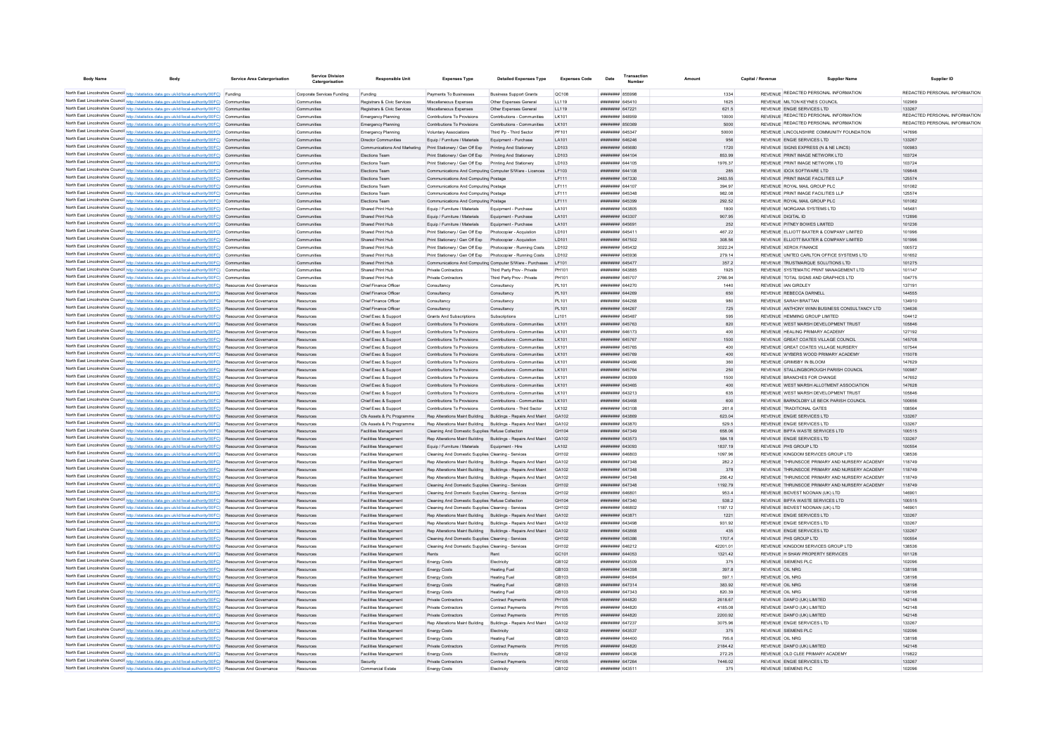| Body Name | Body | Service Area Catergorisation | Service Division Catergorisation | Responsible Unit | Expenses Type | Detailed Expenses Type | Expenses Code | Date | Transaction Number | Amount | Capital / Revenue | Supplier Name | Supplier ID |
|---|---|---|---|---|---|---|---|---|---|---|---|---|---|
| North East Lincolnshire Council | http://statistics.data.gov.uk/id/local-authority/00FC) | Funding | Corporate Services Funding | Funding | Payments To Businesses | Business Support Grants | QC108 | ######## | 855998 | 1334 | REVENUE | REDACTED PERSONAL INFORMATION | REDACTED PERSONAL INFORMATION |
| North East Lincolnshire Council | http://statistics.data.gov.uk/id/local-authority/00FC) | Communities | Communities | Registrars & Civic Services | Miscellaneous Expenses | Other Expenses General | LL119 | ######## | 645410 | 1625 | REVENUE | MILTON KEYNES COUNCIL | 102969 |
| North East Lincolnshire Council | http://statistics.data.gov.uk/id/local-authority/00FC) | Communities | Communities | Registrars & Civic Services | Miscellaneous Expenses | Other Expenses General | LL119 | ######## | 647221 | 621.5 | REVENUE | ENGIE SERVICES LTD | 133267 |
| North East Lincolnshire Council | http://statistics.data.gov.uk/id/local-authority/00FC) | Communities | Communities | Emergency Planning | Contributions To Provisions | Contributions - Communities | LK101 | ######## | 848959 | 10000 | REVENUE | REDACTED PERSONAL INFORMATION | REDACTED PERSONAL INFORMATION |
| North East Lincolnshire Council | http://statistics.data.gov.uk/id/local-authority/00FC) | Communities | Communities | Emergency Planning | Contributions To Provisions | Contributions - Communities | LK101 | ######## | 850369 | 5000 | REVENUE | REDACTED PERSONAL INFORMATION | REDACTED PERSONAL INFORMATION |
| North East Lincolnshire Council | http://statistics.data.gov.uk/id/local-authority/00FC) | Communities | Communities | Emergency Planning | Voluntary Associations | Third Pp - Third Sector | PF101 | ######## | 645347 | 50000 | REVENUE | LINCOLNSHIRE COMMUNITY FOUNDATION | 147696 |
| North East Lincolnshire Council | http://statistics.data.gov.uk/id/local-authority/00FC) | Communities | Communities | Director Communities | Equip / Furniture / Materials | Equipment - Purchase | LA101 | ######## | 646246 | 956 | REVENUE | ENGIE SERVICES LTD | 133267 |
| North East Lincolnshire Council | http://statistics.data.gov.uk/id/local-authority/00FC) | Communities | Communities | Communications And Marketing | Print Stationery / Gen Off Exp | Printing And Stationery | LD103 | ######## | 645680 | 1720 | REVENUE | SIGNS EXPRESS (N & NE LINCS) | 100983 |
| North East Lincolnshire Council | http://statistics.data.gov.uk/id/local-authority/00FC) | Communities | Communities | Elections Team | Print Stationery / Gen Off Exp | Printing And Stationery | LD103 | ######## | 644104 | 853.99 | REVENUE | PRINT IMAGE NETWORK LTD | 103724 |
| North East Lincolnshire Council | http://statistics.data.gov.uk/id/local-authority/00FC) | Communities | Communities | Elections Team | Print Stationery / Gen Off Exp | Printing And Stationery | LD103 | ######## | 644105 | 1976.37 | REVENUE | PRINT IMAGE NETWORK LTD | 103724 |
| North East Lincolnshire Council | http://statistics.data.gov.uk/id/local-authority/00FC) | Communities | Communities | Elections Team | Communications And Computing | Computer S/Ware - Licences | LF103 | ######## | 644108 | 285 | REVENUE | IDOX SOFTWARE LTD | 109848 |
| North East Lincolnshire Council | http://statistics.data.gov.uk/id/local-authority/00FC) | Communities | Communities | Elections Team | Communications And Computing | Postage | LF111 | ######## | 647330 | 2483.55 | REVENUE | PRINT IMAGE FACILITIES LLP | 125574 |
| North East Lincolnshire Council | http://statistics.data.gov.uk/id/local-authority/00FC) | Communities | Communities | Elections Team | Communications And Computing | Postage | LF111 | ######## | 644107 | 394.97 | REVENUE | ROYAL MAIL GROUP PLC | 101082 |
| North East Lincolnshire Council | http://statistics.data.gov.uk/id/local-authority/00FC) | Communities | Communities | Elections Team | Communications And Computing | Postage | LF111 | ######## | 645348 | 982.08 | REVENUE | PRINT IMAGE FACILITIES LLP | 125574 |
| North East Lincolnshire Council | http://statistics.data.gov.uk/id/local-authority/00FC) | Communities | Communities | Elections Team | Communications And Computing | Postage | LF111 | ######## | 645399 | 292.52 | REVENUE | ROYAL MAIL GROUP PLC | 101082 |
| North East Lincolnshire Council | http://statistics.data.gov.uk/id/local-authority/00FC) | Communities | Communities | Shared Print Hub | Equip / Furniture / Materials | Equipment - Purchase | LA101 | ######## | 643805 | 1800 | REVENUE | MORGANA SYSTEMS LTD | 145481 |
| North East Lincolnshire Council | http://statistics.data.gov.uk/id/local-authority/00FC) | Communities | Communities | Shared Print Hub | Equip / Furniture / Materials | Equipment - Purchase | LA101 | ######## | 643307 | 907.95 | REVENUE | DIGITAL ID | 112898 |
| North East Lincolnshire Council | http://statistics.data.gov.uk/id/local-authority/00FC) | Communities | Communities | Shared Print Hub | Equip / Furniture / Materials | Equipment - Purchase | LA101 | ######## | 645691 | 252 | REVENUE | PITNEY BOWES LIMITED | 101236 |
| North East Lincolnshire Council | http://statistics.data.gov.uk/id/local-authority/00FC) | Communities | Communities | Shared Print Hub | Print Stationery / Gen Off Exp | Photocopier - Acquistion | LD101 | ######## | 645411 | 467.22 | REVENUE | ELLIOTT BAXTER & COMPANY LIMITED | 101996 |
| North East Lincolnshire Council | http://statistics.data.gov.uk/id/local-authority/00FC) | Communities | Communities | Shared Print Hub | Print Stationery / Gen Off Exp | Photocopier - Acquistion | LD101 | ######## | 647502 | 308.56 | REVENUE | ELLIOTT BAXTER & COMPANY LIMITED | 101996 |
| North East Lincolnshire Council | http://statistics.data.gov.uk/id/local-authority/00FC) | Communities | Communities | Shared Print Hub | Print Stationery / Gen Off Exp | Photocopier - Running Costs | LD102 | ######## | 645432 | 3022.24 | REVENUE | XEROX FINANCE | 100572 |
| North East Lincolnshire Council | http://statistics.data.gov.uk/id/local-authority/00FC) | Communities | Communities | Shared Print Hub | Print Stationery / Gen Off Exp | Photocopier - Running Costs | LD102 | ######## | 645936 | 279.14 | REVENUE | UNITED CARLTON OFFICE SYSTEMS LTD | 101652 |
| North East Lincolnshire Council | http://statistics.data.gov.uk/id/local-authority/00FC) | Communities | Communities | Shared Print Hub | Communications And Computing | Computer S/Ware - Purchases | LF101 | ######## | 645477 | 357.2 | REVENUE | TRUSTMARQUE SOLUTIONS LTD | 101275 |
| North East Lincolnshire Council | http://statistics.data.gov.uk/id/local-authority/00FC) | Communities | Communities | Shared Print Hub | Private Contractors | Third Party Prov - Private | PH101 | ######## | 643885 | 1925 | REVENUE | SYSTEMATIC PRINT MANAGEMENT LTD | 101147 |
| North East Lincolnshire Council | http://statistics.data.gov.uk/id/local-authority/00FC) | Communities | Communities | Shared Print Hub | Private Contractors | Third Party Prov - Private | PH101 | ######## | 645707 | 2766.94 | REVENUE | TOTAL SIGNS AND GRAPHICS LTD | 104775 |
| North East Lincolnshire Council | http://statistics.data.gov.uk/id/local-authority/00FC) | Resources And Governance | Resources | Chief Finance Officer | Consultancy | Consultancy | PL101 | ######## | 644270 | 1440 | REVENUE | IAN GIRDLEY | 137191 |
| North East Lincolnshire Council | http://statistics.data.gov.uk/id/local-authority/00FC) | Resources And Governance | Resources | Chief Finance Officer | Consultancy | Consultancy | PL101 | ######## | 644269 | 650 | REVENUE | REBECCA DARNELL | 144555 |
| North East Lincolnshire Council | http://statistics.data.gov.uk/id/local-authority/00FC) | Resources And Governance | Resources | Chief Finance Officer | Consultancy | Consultancy | PL101 | ######## | 644268 | 980 | REVENUE | SARAH BRATTAN | 134910 |
| North East Lincolnshire Council | http://statistics.data.gov.uk/id/local-authority/00FC) | Resources And Governance | Resources | Chief Finance Officer | Consultancy | Consultancy | PL101 | ######## | 644267 | 725 | REVENUE | ANTHONY WINN BUSINESS CONSULTANCY LTD | 134636 |
| North East Lincolnshire Council | http://statistics.data.gov.uk/id/local-authority/00FC) | Resources And Governance | Resources | Chief Exec & Support | Grants And Subscriptions | Subscriptions | LJ101 | ######## | 645487 | 595 | REVENUE | HEMMING GROUP LIMITED | 104412 |
| North East Lincolnshire Council | http://statistics.data.gov.uk/id/local-authority/00FC) | Resources And Governance | Resources | Chief Exec & Support | Contributions To Provisions | Contributions - Communities | LK101 | ######## | 645763 | 820 | REVENUE | WEST MARSH DEVELOPMENT TRUST | 105846 |
| North East Lincolnshire Council | http://statistics.data.gov.uk/id/local-authority/00FC) | Resources And Governance | Resources | Chief Exec & Support | Contributions To Provisions | Contributions - Communities | LK101 | ######## | 646173 | 400 | REVENUE | HEALING PRIMARY ACADEMY | 127192 |
| North East Lincolnshire Council | http://statistics.data.gov.uk/id/local-authority/00FC) | Resources And Governance | Resources | Chief Exec & Support | Contributions To Provisions | Contributions - Communities | LK101 | ######## | 645767 | 1500 | REVENUE | GREAT COATES VILLAGE COUNCIL | 145708 |
| North East Lincolnshire Council | http://statistics.data.gov.uk/id/local-authority/00FC) | Resources And Governance | Resources | Chief Exec & Support | Contributions To Provisions | Contributions - Communities | LK101 | ######## | 645765 | 400 | REVENUE | GREAT COATES VILLAGE NURSERY | 107544 |
| North East Lincolnshire Council | http://statistics.data.gov.uk/id/local-authority/00FC) | Resources And Governance | Resources | Chief Exec & Support | Contributions To Provisions | Contributions - Communities | LK101 | ######## | 645769 | 400 | REVENUE | WYBERS WOOD PRIMARY ACADEMY | 115078 |
| North East Lincolnshire Council | http://statistics.data.gov.uk/id/local-authority/00FC) | Resources And Governance | Resources | Chief Exec & Support | Contributions To Provisions | Contributions - Communities | LK101 | ######## | 643486 | 360 | REVENUE | GRIMSBY IN BLOOM | 147629 |
| North East Lincolnshire Council | http://statistics.data.gov.uk/id/local-authority/00FC) | Resources And Governance | Resources | Chief Exec & Support | Contributions To Provisions | Contributions - Communities | LK101 | ######## | 645764 | 250 | REVENUE | STALLINGBOROUGH PARISH COUNCIL | 100987 |
| North East Lincolnshire Council | http://statistics.data.gov.uk/id/local-authority/00FC) | Resources And Governance | Resources | Chief Exec & Support | Contributions To Provisions | Contributions - Communities | LK101 | ######## | 643909 | 1500 | REVENUE | BRANCHES FOR CHANGE | 147652 |
| North East Lincolnshire Council | http://statistics.data.gov.uk/id/local-authority/00FC) | Resources And Governance | Resources | Chief Exec & Support | Contributions To Provisions | Contributions - Communities | LK101 | ######## | 643465 | 400 | REVENUE | WEST MARSH ALLOTMENT ASSOCIATION | 147628 |
| North East Lincolnshire Council | http://statistics.data.gov.uk/id/local-authority/00FC) | Resources And Governance | Resources | Chief Exec & Support | Contributions To Provisions | Contributions - Communities | LK101 | ######## | 643213 | 635 | REVENUE | WEST MARSH DEVELOPMENT TRUST | 105846 |
| North East Lincolnshire Council | http://statistics.data.gov.uk/id/local-authority/00FC) | Resources And Governance | Resources | Chief Exec & Support | Contributions To Provisions | Contributions - Communities | LK101 | ######## | 643468 | 600 | REVENUE | BARNOLDBY LE BECK PARISH COUNCIL | 100856 |
| North East Lincolnshire Council | http://statistics.data.gov.uk/id/local-authority/00FC) | Resources And Governance | Resources | Chief Exec & Support | Contributions To Provisions | Contributions - Third Sector | LK102 | ######## | 643108 | 261.6 | REVENUE | TRADITIONAL GATES | 108564 |
| North East Lincolnshire Council | http://statistics.data.gov.uk/id/local-authority/00FC) | Resources And Governance | Resources | Cfs Assets & Pc Programme | Rep Alterations Maint Building | Buildings - Repairs And Maint | GA102 | ######## | 643869 | 623.04 | REVENUE | ENGIE SERVICES LTD | 133267 |
| North East Lincolnshire Council | http://statistics.data.gov.uk/id/local-authority/00FC) | Resources And Governance | Resources | Cfs Assets & Pc Programme | Rep Alterations Maint Building | Buildings - Repairs And Maint | GA102 | ######## | 643870 | 529.5 | REVENUE | ENGIE SERVICES LTD | 133267 |
| North East Lincolnshire Council | http://statistics.data.gov.uk/id/local-authority/00FC) | Resources And Governance | Resources | Facilities Management | Cleaning And Domestic Supplies | Refuse Collection | GH104 | ######## | 647349 | 658.06 | REVENUE | BIFFA WASTE SERVICES LTD | 100515 |
| North East Lincolnshire Council | http://statistics.data.gov.uk/id/local-authority/00FC) | Resources And Governance | Resources | Facilities Management | Rep Alterations Maint Building | Buildings - Repairs And Maint | GA102 | ######## | 643573 | 584.18 | REVENUE | ENGIE SERVICES LTD | 133267 |
| North East Lincolnshire Council | http://statistics.data.gov.uk/id/local-authority/00FC) | Resources And Governance | Resources | Facilities Management | Equip / Furniture / Materials | Equipment - Hire | LA102 | ######## | 643093 | 1837.19 | REVENUE | PHS GROUP LTD | 100554 |
| North East Lincolnshire Council | http://statistics.data.gov.uk/id/local-authority/00FC) | Resources And Governance | Resources | Facilities Management | Cleaning And Domestic Supplies | Cleaning - Services | GH102 | ######## | 646803 | 1097.96 | REVENUE | KINGDOM SERVICES GROUP LTD | 138536 |
| North East Lincolnshire Council | http://statistics.data.gov.uk/id/local-authority/00FC) | Resources And Governance | Resources | Facilities Management | Rep Alterations Maint Building | Buildings - Repairs And Maint | GA102 | ######## | 647348 | 282.2 | REVENUE | THRUNSCOE PRIMARY AND NURSERY ACADEMY | 118749 |
| North East Lincolnshire Council | http://statistics.data.gov.uk/id/local-authority/00FC) | Resources And Governance | Resources | Facilities Management | Rep Alterations Maint Building | Buildings - Repairs And Maint | GA102 | ######## | 647348 | 378 | REVENUE | THRUNSCOE PRIMARY AND NURSERY ACADEMY | 118749 |
| North East Lincolnshire Council | http://statistics.data.gov.uk/id/local-authority/00FC) | Resources And Governance | Resources | Facilities Management | Rep Alterations Maint Building | Buildings - Repairs And Maint | GA102 | ######## | 647348 | 256.42 | REVENUE | THRUNSCOE PRIMARY AND NURSERY ACADEMY | 118749 |
| North East Lincolnshire Council | http://statistics.data.gov.uk/id/local-authority/00FC) | Resources And Governance | Resources | Facilities Management | Cleaning And Domestic Supplies | Cleaning - Services | GH102 | ######## | 647348 | 1192.79 | REVENUE | THRUNSCOE PRIMARY AND NURSERY ACADEMY | 118749 |
| North East Lincolnshire Council | http://statistics.data.gov.uk/id/local-authority/00FC) | Resources And Governance | Resources | Facilities Management | Cleaning And Domestic Supplies | Cleaning - Services | GH102 | ######## | 646801 | 953.4 | REVENUE | BIDVEST NOONAN (UK) LTD | 146901 |
| North East Lincolnshire Council | http://statistics.data.gov.uk/id/local-authority/00FC) | Resources And Governance | Resources | Facilities Management | Cleaning And Domestic Supplies | Refuse Collection | GH104 | ######## | 647340 | 538.2 | REVENUE | BIFFA WASTE SERVICES LTD | 100515 |
| North East Lincolnshire Council | http://statistics.data.gov.uk/id/local-authority/00FC) | Resources And Governance | Resources | Facilities Management | Cleaning And Domestic Supplies | Cleaning - Services | GH102 | ######## | 646802 | 1187.12 | REVENUE | BIDVEST NOONAN (UK) LTD | 146901 |
| North East Lincolnshire Council | http://statistics.data.gov.uk/id/local-authority/00FC) | Resources And Governance | Resources | Facilities Management | Rep Alterations Maint Building | Buildings - Repairs And Maint | GA102 | ######## | 643871 | 1221 | REVENUE | ENGIE SERVICES LTD | 133267 |
| North East Lincolnshire Council | http://statistics.data.gov.uk/id/local-authority/00FC) | Resources And Governance | Resources | Facilities Management | Rep Alterations Maint Building | Buildings - Repairs And Maint | GA102 | ######## | 643498 | 931.92 | REVENUE | ENGIE SERVICES LTD | 133267 |
| North East Lincolnshire Council | http://statistics.data.gov.uk/id/local-authority/00FC) | Resources And Governance | Resources | Facilities Management | Rep Alterations Maint Building | Buildings - Repairs And Maint | GA102 | ######## | 643868 | 435 | REVENUE | ENGIE SERVICES LTD | 133267 |
| North East Lincolnshire Council | http://statistics.data.gov.uk/id/local-authority/00FC) | Resources And Governance | Resources | Facilities Management | Cleaning And Domestic Supplies | Cleaning - Services | GH102 | ######## | 645386 | 1707.4 | REVENUE | PHS GROUP LTD | 100554 |
| North East Lincolnshire Council | http://statistics.data.gov.uk/id/local-authority/00FC) | Resources And Governance | Resources | Facilities Management | Cleaning And Domestic Supplies | Cleaning - Services | GH102 | ######## | 646212 | 42201.01 | REVENUE | KINGDOM SERVICES GROUP LTD | 138536 |
| North East Lincolnshire Council | http://statistics.data.gov.uk/id/local-authority/00FC) | Resources And Governance | Resources | Facilities Management | Rents | Rent | GC101 | ######## | 644053 | 1321.42 | REVENUE | H SHAW PROPERTY SERVICES | 101128 |
| North East Lincolnshire Council | http://statistics.data.gov.uk/id/local-authority/00FC) | Resources And Governance | Resources | Facilities Management | Energy Costs | Electricity | GB102 | ######## | 643509 | 375 | REVENUE | SIEMENS PLC | 102096 |
| North East Lincolnshire Council | http://statistics.data.gov.uk/id/local-authority/00FC) | Resources And Governance | Resources | Facilities Management | Energy Costs | Heating Fuel | GB103 | ######## | 644398 | 397.8 | REVENUE | OIL NRG | 138198 |
| North East Lincolnshire Council | http://statistics.data.gov.uk/id/local-authority/00FC) | Resources And Governance | Resources | Facilities Management | Energy Costs | Heating Fuel | GB103 | ######## | 644684 | 597.1 | REVENUE | OIL NRG | 138198 |
| North East Lincolnshire Council | http://statistics.data.gov.uk/id/local-authority/00FC) | Resources And Governance | Resources | Facilities Management | Energy Costs | Heating Fuel | GB103 | ######## | 647314 | 383.92 | REVENUE | OIL NRG | 138198 |
| North East Lincolnshire Council | http://statistics.data.gov.uk/id/local-authority/00FC) | Resources And Governance | Resources | Facilities Management | Energy Costs | Heating Fuel | GB103 | ######## | 647343 | 820.39 | REVENUE | OIL NRG | 138198 |
| North East Lincolnshire Council | http://statistics.data.gov.uk/id/local-authority/00FC) | Resources And Governance | Resources | Facilities Management | Private Contractors | Contract Payments | PH105 | ######## | 644820 | 2618.67 | REVENUE | DANFO (UK) LIMITED | 142148 |
| North East Lincolnshire Council | http://statistics.data.gov.uk/id/local-authority/00FC) | Resources And Governance | Resources | Facilities Management | Private Contractors | Contract Payments | PH105 | ######## | 644820 | 4185.08 | REVENUE | DANFO (UK) LIMITED | 142148 |
| North East Lincolnshire Council | http://statistics.data.gov.uk/id/local-authority/00FC) | Resources And Governance | Resources | Facilities Management | Private Contractors | Contract Payments | PH105 | ######## | 644820 | 2200.92 | REVENUE | DANFO (UK) LIMITED | 142148 |
| North East Lincolnshire Council | http://statistics.data.gov.uk/id/local-authority/00FC) | Resources And Governance | Resources | Facilities Management | Rep Alterations Maint Building | Buildings - Repairs And Maint | GA102 | ######## | 647237 | 3075.96 | REVENUE | ENGIE SERVICES LTD | 133267 |
| North East Lincolnshire Council | http://statistics.data.gov.uk/id/local-authority/00FC) | Resources And Governance | Resources | Facilities Management | Energy Costs | Electricity | GB102 | ######## | 643537 | 375 | REVENUE | SIEMENS PLC | 102096 |
| North East Lincolnshire Council | http://statistics.data.gov.uk/id/local-authority/00FC) | Resources And Governance | Resources | Facilities Management | Energy Costs | Heating Fuel | GB103 | ######## | 644400 | 795.6 | REVENUE | OIL NRG | 138198 |
| North East Lincolnshire Council | http://statistics.data.gov.uk/id/local-authority/00FC) | Resources And Governance | Resources | Facilities Management | Private Contractors | Contract Payments | PH105 | ######## | 644820 | 2184.42 | REVENUE | DANFO (UK) LIMITED | 142148 |
| North East Lincolnshire Council | http://statistics.data.gov.uk/id/local-authority/00FC) | Resources And Governance | Resources | Facilities Management | Energy Costs | Electricity | GB102 | ######## | 646436 | 272.25 | REVENUE | OLD CLEE PRIMARY ACADEMY | 119822 |
| North East Lincolnshire Council | http://statistics.data.gov.uk/id/local-authority/00FC) | Resources And Governance | Resources | Security | Private Contractors | Contract Payments | PH105 | ######## | 647284 | 7446.02 | REVENUE | ENGIE SERVICES LTD | 133267 |
| North East Lincolnshire Council | http://statistics.data.gov.uk/id/local-authority/00FC) | Resources And Governance | Resources | Commercial Estate | Energy Costs | Electricity | GB102 | ######## | 643511 | 375 | REVENUE | SIEMENS PLC | 102096 |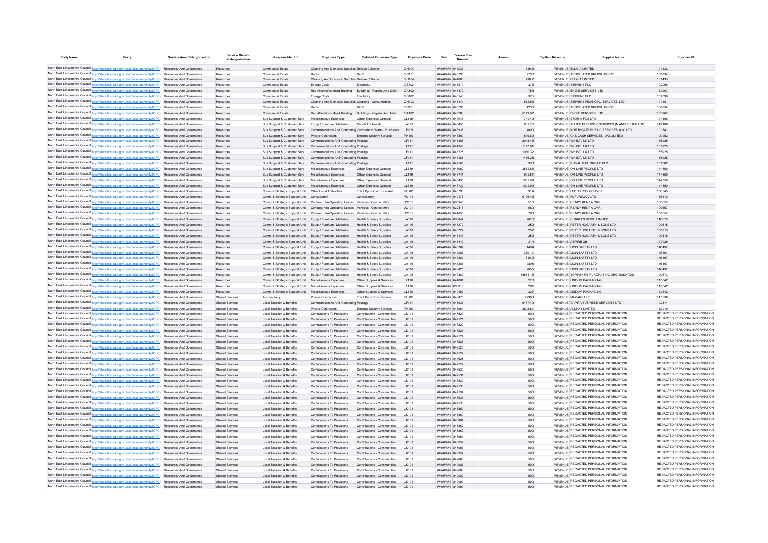| Body Name | Body | Service Area Catergorisation | Service Division Catergorisation | Responsible Unit | Expenses Type | Detailed Expenses Type | Expenses Code | Date | Transaction Number | Amount | Capital / Revenue | Supplier Name | Supplier ID |
|---|---|---|---|---|---|---|---|---|---|---|---|---|---|
| North East Lincolnshire Council | http://statistics.data.gov.uk/id/local-authority/00FC) | Resources And Governance | Resources | Commercial Estate | Cleaning And Domestic Supplies | Refuse Collection | GH104 | ######## | 644033 | 549.3 | REVENUE | ELLGIA LIMITED | 101433 |
| North East Lincolnshire Council | http://statistics.data.gov.uk/id/local-authority/00FC) | Resources And Governance | Resources | Commercial Estate | Rents | Rent | GC101 | ######## | 646796 | 2750 | REVENUE | ASSOCIATED BRITISH PORTS | 100834 |
| North East Lincolnshire Council | http://statistics.data.gov.uk/id/local-authority/00FC) | Resources And Governance | Resources | Commercial Estate | Cleaning And Domestic Supplies | Refuse Collection | GH104 | ######## | 644063 | 438.2 | REVENUE | ELLGIA LIMITED | 101433 |
| North East Lincolnshire Council | http://statistics.data.gov.uk/id/local-authority/00FC) | Resources And Governance | Resources | Commercial Estate | Energy Costs | Electricity | GB102 | ######## | 643510 | 375 | REVENUE | SIEMENS PLC | 102096 |
| North East Lincolnshire Council | http://statistics.data.gov.uk/id/local-authority/00FC) | Resources And Governance | Resources | Commercial Estate | Rep Alterations Maint Building | Buildings - Repairs And Maint | GA102 | ######## | 647372 | 756 | REVENUE | ENGIE SERVICES LTD | 133267 |
| North East Lincolnshire Council | http://statistics.data.gov.uk/id/local-authority/00FC) | Resources And Governance | Resources | Commercial Estate | Energy Costs | Electricity | GB102 | ######## | 643540 | 375 | REVENUE | SIEMENS PLC | 102096 |
| North East Lincolnshire Council | http://statistics.data.gov.uk/id/local-authority/00FC) | Resources And Governance | Resources | Commercial Estate | Cleaning And Domestic Supplies | Cleaning - Consumables | GH103 | ######## | 643441 | 572.53 | REVENUE | SIEMENS FINANCIAL SERVICES LTD | 101161 |
| North East Lincolnshire Council | http://statistics.data.gov.uk/id/local-authority/00FC) | Resources And Governance | Resources | Commercial Estate | Rents | Rent | GC101 | ######## | 646795 | 4250 | REVENUE | ASSOCIATED BRITISH PORTS | 100834 |
| North East Lincolnshire Council | http://statistics.data.gov.uk/id/local-authority/00FC) | Resources And Governance | Resources | Commercial Estate | Rep Alterations Maint Building | Buildings - Repairs And Maint | GA102 | ######## | 643283 | 6149.07 | REVENUE | ENGIE SERVICES LTD | 133267 |
| North East Lincolnshire Council | http://statistics.data.gov.uk/id/local-authority/00FC) | Resources And Governance | Resources | Bus Support & Customer Serv | Miscellaneous Expenses | Other Expenses General | LL119 | ######## | 644043 | 749.42 | REVENUE | STOR-A-FILE LTD | 124466 |
| North East Lincolnshire Council | http://statistics.data.gov.uk/id/local-authority/00FC) | Resources And Governance | Resources | Bus Support & Customer Serv | Equip / Furniture / Materials | Goods For Resale | LA123 | ######## | 643453 | 602.75 | REVENUE | ALLIED PUBLICITY SERVICES (MANCHESTER LTD) | 142186 |
| North East Lincolnshire Council | http://statistics.data.gov.uk/id/local-authority/00FC) | Resources And Governance | Resources | Bus Support & Customer Serv | Communications And Computing | Computer H/Ware - Purchases | LF105 | ######## | 646938 | 4000 | REVENUE | NORTHGATE PUBLIC SERVICES (UK) LTD | 101841 |
| North East Lincolnshire Council | http://statistics.data.gov.uk/id/local-authority/00FC) | Resources And Governance | Resources | Bus Support & Customer Serv | Private Contractors | External Security Services | PH103 | ######## | 645800 | 519.69 | REVENUE | G4S CASH SERVICES (UK) LIMITED | 100952 |
| North East Lincolnshire Council | http://statistics.data.gov.uk/id/local-authority/00FC) | Resources And Governance | Resources | Bus Support & Customer Serv | Communications And Computing | Postage | LF111 | ######## | 643305 | 2048.45 | REVENUE | WHISTL UK LTD | 135925 |
| North East Lincolnshire Council | http://statistics.data.gov.uk/id/local-authority/00FC) | Resources And Governance | Resources | Bus Support & Customer Serv | Communications And Computing | Postage | LF111 | ######## | 644348 | 1147.01 | REVENUE | WHISTL UK LTD | 135925 |
| North East Lincolnshire Council | http://statistics.data.gov.uk/id/local-authority/00FC) | Resources And Governance | Resources | Bus Support & Customer Serv | Communications And Computing | Postage | LF111 | ######## | 645228 | 1060.32 | REVENUE | WHISTL UK LTD | 135925 |
| North East Lincolnshire Council | http://statistics.data.gov.uk/id/local-authority/00FC) | Resources And Governance | Resources | Bus Support & Customer Serv | Communications And Computing | Postage | LF111 | ######## | 646187 | 1456.28 | REVENUE | WHISTL UK LTD | 135925 |
| North East Lincolnshire Council | http://statistics.data.gov.uk/id/local-authority/00FC) | Resources And Governance | Resources | Bus Support & Customer Serv | Communications And Computing | Postage | LF111 | ######## | 647508 | 333 | REVENUE | ROYAL MAIL GROUP PLC | 101082 |
| North East Lincolnshire Council | http://statistics.data.gov.uk/id/local-authority/00FC) | Resources And Governance | Resources | Bus Support & Customer Serv | Miscellaneous Expenses | Other Expenses General | LL119 | ######## | 643962 | 3562.86 | REVENUE | ON LINE PEOPLE LTD | 144850 |
| North East Lincolnshire Council | http://statistics.data.gov.uk/id/local-authority/00FC) | Resources And Governance | Resources | Bus Support & Customer Serv | Miscellaneous Expenses | Other Expenses General | LL119 | ######## | 645741 | 995.51 | REVENUE | ON LINE PEOPLE LTD | 144850 |
| North East Lincolnshire Council | http://statistics.data.gov.uk/id/local-authority/00FC) | Resources And Governance | Resources | Bus Support & Customer Serv | Miscellaneous Expenses | Other Expenses General | LL119 | ######## | 646430 | 1002.99 | REVENUE | ON LINE PEOPLE LTD | 144850 |
| North East Lincolnshire Council | http://statistics.data.gov.uk/id/local-authority/00FC) | Resources And Governance | Resources | Bus Support & Customer Serv | Miscellaneous Expenses | Other Expenses General | LL119 | ######## | 646732 | 1002.99 | REVENUE | ON LINE PEOPLE LTD | 144850 |
| North East Lincolnshire Council | http://statistics.data.gov.uk/id/local-authority/00FC) | Resources And Governance | Resources | Comm & Strategic Support Unit | Other Local Authorities | Third Pp - Other Local Auth | PC101 | ######## | 646798 | 914 | REVENUE | LEEDS CITY COUNCIL | 100545 |
| North East Lincolnshire Council | http://statistics.data.gov.uk/id/local-authority/00FC) | Resources And Governance | Resources | Comm & Strategic Support Unit | Consultancy | Consultancy | PL101 | ######## | 642476 | 61264.5 | REVENUE | FUTUREGOV.LTD | 135412 |
| North East Lincolnshire Council | http://statistics.data.gov.uk/id/local-authority/00FC) | Resources And Governance | Resources | Comm & Strategic Support Unit | Contract Hire-Operating Leases | Vehicles - Contract Hire | JC101 | ######## | 635943 | 510 | REVENUE | READY RENT A CAR | 100557 |
| North East Lincolnshire Council | http://statistics.data.gov.uk/id/local-authority/00FC) | Resources And Governance | Resources | Comm & Strategic Support Unit | Contract Hire-Operating Leases | Vehicles - Contract Hire | JC101 | ######## | 639815 | 680 | REVENUE | READY RENT A CAR | 100557 |
| North East Lincolnshire Council | http://statistics.data.gov.uk/id/local-authority/00FC) | Resources And Governance | Resources | Comm & Strategic Support Unit | Contract Hire-Operating Leases | Vehicles - Contract Hire | JC101 | ######## | 644058 | 760 | REVENUE | READY RENT A CAR | 100557 |
| North East Lincolnshire Council | http://statistics.data.gov.uk/id/local-authority/00FC) | Resources And Governance | Resources | Comm & Strategic Support Unit | Equip / Furniture / Materials | Health & Safety Supplies | LA116 | ######## | 638844 | 2670 | REVENUE | CHARLES BIRCH LIMITED | 146673 |
| North East Lincolnshire Council | http://statistics.data.gov.uk/id/local-authority/00FC) | Resources And Governance | Resources | Comm & Strategic Support Unit | Equip / Furniture / Materials | Health & Safety Supplies | LA116 | ######## | 647272 | 252 | REVENUE | PETER HOGARTH & SONS LTD | 100815 |
| North East Lincolnshire Council | http://statistics.data.gov.uk/id/local-authority/00FC) | Resources And Governance | Resources | Comm & Strategic Support Unit | Equip / Furniture / Materials | Health & Safety Supplies | LA116 | ######## | 646727 | 252 | REVENUE | PETER HOGARTH & SONS LTD | 100815 |
| North East Lincolnshire Council | http://statistics.data.gov.uk/id/local-authority/00FC) | Resources And Governance | Resources | Comm & Strategic Support Unit | Equip / Furniture / Materials | Health & Safety Supplies | LA116 | ######## | 643443 | 252 | REVENUE | PETER HOGARTH & SONS LTD | 100815 |
| North East Lincolnshire Council | http://statistics.data.gov.uk/id/local-authority/00FC) | Resources And Governance | Resources | Comm & Strategic Support Unit | Equip / Furniture / Materials | Health & Safety Supplies | LA116 | ######## | 643442 | 314 | REVENUE | ASPIRE GB | 147029 |
| North East Lincolnshire Council | http://statistics.data.gov.uk/id/local-authority/00FC) | Resources And Governance | Resources | Comm & Strategic Support Unit | Equip / Furniture / Materials | Health & Safety Supplies | LA116 | ######## | 646284 | 1404 | REVENUE | LION SAFETY LTD | 146497 |
| North East Lincolnshire Council | http://statistics.data.gov.uk/id/local-authority/00FC) | Resources And Governance | Resources | Comm & Strategic Support Unit | Equip / Furniture / Materials | Health & Safety Supplies | LA116 | ######## | 646286 | 3701.1 | REVENUE | LION SAFETY LTD | 146497 |
| North East Lincolnshire Council | http://statistics.data.gov.uk/id/local-authority/00FC) | Resources And Governance | Resources | Comm & Strategic Support Unit | Equip / Furniture / Materials | Health & Safety Supplies | LA116 | ######## | 646281 | 510.9 | REVENUE | LION SAFETY LTD | 146497 |
| North East Lincolnshire Council | http://statistics.data.gov.uk/id/local-authority/00FC) | Resources And Governance | Resources | Comm & Strategic Support Unit | Equip / Furniture / Materials | Health & Safety Supplies | LA116 | ######## | 646285 | 2808 | REVENUE | LION SAFETY LTD | 146497 |
| North East Lincolnshire Council | http://statistics.data.gov.uk/id/local-authority/00FC) | Resources And Governance | Resources | Comm & Strategic Support Unit | Equip / Furniture / Materials | Health & Safety Supplies | LA116 | ######## | 646425 | 2055 | REVENUE | LION SAFETY LTD | 146497 |
| North East Lincolnshire Council | http://statistics.data.gov.uk/id/local-authority/00FC) | Resources And Governance | Resources | Comm & Strategic Support Unit | Equip / Furniture / Materials | Health & Safety Supplies | LA116 | ######## | 644380 | 365641.5 | REVENUE | YORKSHIRE PURCHASING ORGANISATION | 100573 |
| North East Lincolnshire Council | http://statistics.data.gov.uk/id/local-authority/00FC) | Resources And Governance | Resources | Comm & Strategic Support Unit | Miscellaneous Expenses | Other Supplies & Services | LL110 | ######## | 644061 | 270 | REVENUE | LINDUM PACKAGING | 113542 |
| North East Lincolnshire Council | http://statistics.data.gov.uk/id/local-authority/00FC) | Resources And Governance | Resources | Comm & Strategic Support Unit | Miscellaneous Expenses | Other Supplies & Services | LL110 | ######## | 636018 | 291 | REVENUE | LINDUM PACKAGING | 113542 |
| North East Lincolnshire Council | http://statistics.data.gov.uk/id/local-authority/00FC) | Resources And Governance | Resources | Comm & Strategic Support Unit | Miscellaneous Expenses | Other Supplies & Services | LL110 | ######## | 640150 | 327 | REVENUE | LINDUM PACKAGING | 113542 |
| North East Lincolnshire Council | http://statistics.data.gov.uk/id/local-authority/00FC) | Resources And Governance | Shared Services | Accountancy | Private Contractors | Third Party Prov - Private | PH101 | ######## | 645476 | 22966 | REVENUE | MAZARS LLP | 141538 |
| North East Lincolnshire Council | http://statistics.data.gov.uk/id/local-authority/00FC) | Resources And Governance | Shared Services | Local Taxation & Benefits | Communications And Computing | Postage | LF111 | ######## | 643937 | 6437.49 | REVENUE | CAPITA BUSINESS SERVICES LTD | 102314 |
| North East Lincolnshire Council | http://statistics.data.gov.uk/id/local-authority/00FC) | Resources And Governance | Shared Services | Local Taxation & Benefits | Private Contractors | External Security Services | PH103 | ######## | 643964 | 3508.51 | REVENUE | ALLPAY LIMITED | 112919 |
| North East Lincolnshire Council | http://statistics.data.gov.uk/id/local-authority/00FC) | Resources And Governance | Shared Services | Local Taxation & Benefits | Contributions To Provisions | Contributions - Communities | LK101 | ######## | 847520 | 500 | REVENUE | REDACTED PERSONAL INFORMATION | REDACTED PERSONAL INFORMATION |
| North East Lincolnshire Council | http://statistics.data.gov.uk/id/local-authority/00FC) | Resources And Governance | Shared Services | Local Taxation & Benefits | Contributions To Provisions | Contributions - Communities | LK101 | ######## | 847521 | 500 | REVENUE | REDACTED PERSONAL INFORMATION | REDACTED PERSONAL INFORMATION |
| North East Lincolnshire Council | http://statistics.data.gov.uk/id/local-authority/00FC) | Resources And Governance | Shared Services | Local Taxation & Benefits | Contributions To Provisions | Contributions - Communities | LK101 | ######## | 847522 | 500 | REVENUE | REDACTED PERSONAL INFORMATION | REDACTED PERSONAL INFORMATION |
| North East Lincolnshire Council | http://statistics.data.gov.uk/id/local-authority/00FC) | Resources And Governance | Shared Services | Local Taxation & Benefits | Contributions To Provisions | Contributions - Communities | LK101 | ######## | 847523 | 500 | REVENUE | REDACTED PERSONAL INFORMATION | REDACTED PERSONAL INFORMATION |
| North East Lincolnshire Council | http://statistics.data.gov.uk/id/local-authority/00FC) | Resources And Governance | Shared Services | Local Taxation & Benefits | Contributions To Provisions | Contributions - Communities | LK101 | ######## | 847524 | 500 | REVENUE | REDACTED PERSONAL INFORMATION | REDACTED PERSONAL INFORMATION |
| North East Lincolnshire Council | http://statistics.data.gov.uk/id/local-authority/00FC) | Resources And Governance | Shared Services | Local Taxation & Benefits | Contributions To Provisions | Contributions - Communities | LK101 | ######## | 847525 | 500 | REVENUE | REDACTED PERSONAL INFORMATION | REDACTED PERSONAL INFORMATION |
| North East Lincolnshire Council | http://statistics.data.gov.uk/id/local-authority/00FC) | Resources And Governance | Shared Services | Local Taxation & Benefits | Contributions To Provisions | Contributions - Communities | LK101 | ######## | 847526 | 500 | REVENUE | REDACTED PERSONAL INFORMATION | REDACTED PERSONAL INFORMATION |
| North East Lincolnshire Council | http://statistics.data.gov.uk/id/local-authority/00FC) | Resources And Governance | Shared Services | Local Taxation & Benefits | Contributions To Provisions | Contributions - Communities | LK101 | ######## | 847527 | 500 | REVENUE | REDACTED PERSONAL INFORMATION | REDACTED PERSONAL INFORMATION |
| North East Lincolnshire Council | http://statistics.data.gov.uk/id/local-authority/00FC) | Resources And Governance | Shared Services | Local Taxation & Benefits | Contributions To Provisions | Contributions - Communities | LK101 | ######## | 847528 | 500 | REVENUE | REDACTED PERSONAL INFORMATION | REDACTED PERSONAL INFORMATION |
| North East Lincolnshire Council | http://statistics.data.gov.uk/id/local-authority/00FC) | Resources And Governance | Shared Services | Local Taxation & Benefits | Contributions To Provisions | Contributions - Communities | LK101 | ######## | 847529 | 500 | REVENUE | REDACTED PERSONAL INFORMATION | REDACTED PERSONAL INFORMATION |
| North East Lincolnshire Council | http://statistics.data.gov.uk/id/local-authority/00FC) | Resources And Governance | Shared Services | Local Taxation & Benefits | Contributions To Provisions | Contributions - Communities | LK101 | ######## | 847530 | 500 | REVENUE | REDACTED PERSONAL INFORMATION | REDACTED PERSONAL INFORMATION |
| North East Lincolnshire Council | http://statistics.data.gov.uk/id/local-authority/00FC) | Resources And Governance | Shared Services | Local Taxation & Benefits | Contributions To Provisions | Contributions - Communities | LK101 | ######## | 847531 | 500 | REVENUE | REDACTED PERSONAL INFORMATION | REDACTED PERSONAL INFORMATION |
| North East Lincolnshire Council | http://statistics.data.gov.uk/id/local-authority/00FC) | Resources And Governance | Shared Services | Local Taxation & Benefits | Contributions To Provisions | Contributions - Communities | LK101 | ######## | 847532 | 500 | REVENUE | REDACTED PERSONAL INFORMATION | REDACTED PERSONAL INFORMATION |
| North East Lincolnshire Council | http://statistics.data.gov.uk/id/local-authority/00FC) | Resources And Governance | Shared Services | Local Taxation & Benefits | Contributions To Provisions | Contributions - Communities | LK101 | ######## | 847533 | 500 | REVENUE | REDACTED PERSONAL INFORMATION | REDACTED PERSONAL INFORMATION |
| North East Lincolnshire Council | http://statistics.data.gov.uk/id/local-authority/00FC) | Resources And Governance | Shared Services | Local Taxation & Benefits | Contributions To Provisions | Contributions - Communities | LK101 | ######## | 847534 | 500 | REVENUE | REDACTED PERSONAL INFORMATION | REDACTED PERSONAL INFORMATION |
| North East Lincolnshire Council | http://statistics.data.gov.uk/id/local-authority/00FC) | Resources And Governance | Shared Services | Local Taxation & Benefits | Contributions To Provisions | Contributions - Communities | LK101 | ######## | 847535 | 500 | REVENUE | REDACTED PERSONAL INFORMATION | REDACTED PERSONAL INFORMATION |
| North East Lincolnshire Council | http://statistics.data.gov.uk/id/local-authority/00FC) | Resources And Governance | Shared Services | Local Taxation & Benefits | Contributions To Provisions | Contributions - Communities | LK101 | ######## | 847536 | 500 | REVENUE | REDACTED PERSONAL INFORMATION | REDACTED PERSONAL INFORMATION |
| North East Lincolnshire Council | http://statistics.data.gov.uk/id/local-authority/00FC) | Resources And Governance | Shared Services | Local Taxation & Benefits | Contributions To Provisions | Contributions - Communities | LK101 | ######## | 848859 | 500 | REVENUE | REDACTED PERSONAL INFORMATION | REDACTED PERSONAL INFORMATION |
| North East Lincolnshire Council | http://statistics.data.gov.uk/id/local-authority/00FC) | Resources And Governance | Shared Services | Local Taxation & Benefits | Contributions To Provisions | Contributions - Communities | LK101 | ######## | 848860 | 500 | REVENUE | REDACTED PERSONAL INFORMATION | REDACTED PERSONAL INFORMATION |
| North East Lincolnshire Council | http://statistics.data.gov.uk/id/local-authority/00FC) | Resources And Governance | Shared Services | Local Taxation & Benefits | Contributions To Provisions | Contributions - Communities | LK101 | ######## | 848861 | 500 | REVENUE | REDACTED PERSONAL INFORMATION | REDACTED PERSONAL INFORMATION |
| North East Lincolnshire Council | http://statistics.data.gov.uk/id/local-authority/00FC) | Resources And Governance | Shared Services | Local Taxation & Benefits | Contributions To Provisions | Contributions - Communities | LK101 | ######## | 848862 | 500 | REVENUE | REDACTED PERSONAL INFORMATION | REDACTED PERSONAL INFORMATION |
| North East Lincolnshire Council | http://statistics.data.gov.uk/id/local-authority/00FC) | Resources And Governance | Shared Services | Local Taxation & Benefits | Contributions To Provisions | Contributions - Communities | LK101 | ######## | 848863 | 500 | REVENUE | REDACTED PERSONAL INFORMATION | REDACTED PERSONAL INFORMATION |
| North East Lincolnshire Council | http://statistics.data.gov.uk/id/local-authority/00FC) | Resources And Governance | Shared Services | Local Taxation & Benefits | Contributions To Provisions | Contributions - Communities | LK101 | ######## | 848951 | 500 | REVENUE | REDACTED PERSONAL INFORMATION | REDACTED PERSONAL INFORMATION |
| North East Lincolnshire Council | http://statistics.data.gov.uk/id/local-authority/00FC) | Resources And Governance | Shared Services | Local Taxation & Benefits | Contributions To Provisions | Contributions - Communities | LK101 | ######## | 848952 | 500 | REVENUE | REDACTED PERSONAL INFORMATION | REDACTED PERSONAL INFORMATION |
| North East Lincolnshire Council | http://statistics.data.gov.uk/id/local-authority/00FC) | Resources And Governance | Shared Services | Local Taxation & Benefits | Contributions To Provisions | Contributions - Communities | LK101 | ######## | 848953 | 500 | REVENUE | REDACTED PERSONAL INFORMATION | REDACTED PERSONAL INFORMATION |
| North East Lincolnshire Council | http://statistics.data.gov.uk/id/local-authority/00FC) | Resources And Governance | Shared Services | Local Taxation & Benefits | Contributions To Provisions | Contributions - Communities | LK101 | ######## | 848954 | 500 | REVENUE | REDACTED PERSONAL INFORMATION | REDACTED PERSONAL INFORMATION |
| North East Lincolnshire Council | http://statistics.data.gov.uk/id/local-authority/00FC) | Resources And Governance | Shared Services | Local Taxation & Benefits | Contributions To Provisions | Contributions - Communities | LK101 | ######## | 849086 | 500 | REVENUE | REDACTED PERSONAL INFORMATION | REDACTED PERSONAL INFORMATION |
| North East Lincolnshire Council | http://statistics.data.gov.uk/id/local-authority/00FC) | Resources And Governance | Shared Services | Local Taxation & Benefits | Contributions To Provisions | Contributions - Communities | LK101 | ######## | 849087 | 500 | REVENUE | REDACTED PERSONAL INFORMATION | REDACTED PERSONAL INFORMATION |
| North East Lincolnshire Council | http://statistics.data.gov.uk/id/local-authority/00FC) | Resources And Governance | Shared Services | Local Taxation & Benefits | Contributions To Provisions | Contributions - Communities | LK101 | ######## | 849088 | 500 | REVENUE | REDACTED PERSONAL INFORMATION | REDACTED PERSONAL INFORMATION |
| North East Lincolnshire Council | http://statistics.data.gov.uk/id/local-authority/00FC) | Resources And Governance | Shared Services | Local Taxation & Benefits | Contributions To Provisions | Contributions - Communities | LK101 | ######## | 849089 | 500 | REVENUE | REDACTED PERSONAL INFORMATION | REDACTED PERSONAL INFORMATION |
| North East Lincolnshire Council | http://statistics.data.gov.uk/id/local-authority/00FC) | Resources And Governance | Shared Services | Local Taxation & Benefits | Contributions To Provisions | Contributions - Communities | LK101 | ######## | 849090 | 500 | REVENUE | REDACTED PERSONAL INFORMATION | REDACTED PERSONAL INFORMATION |
| North East Lincolnshire Council | http://statistics.data.gov.uk/id/local-authority/00FC) | Resources And Governance | Shared Services | Local Taxation & Benefits | Contributions To Provisions | Contributions - Communities | LK101 | ######## | 849091 | 500 | REVENUE | REDACTED PERSONAL INFORMATION | REDACTED PERSONAL INFORMATION |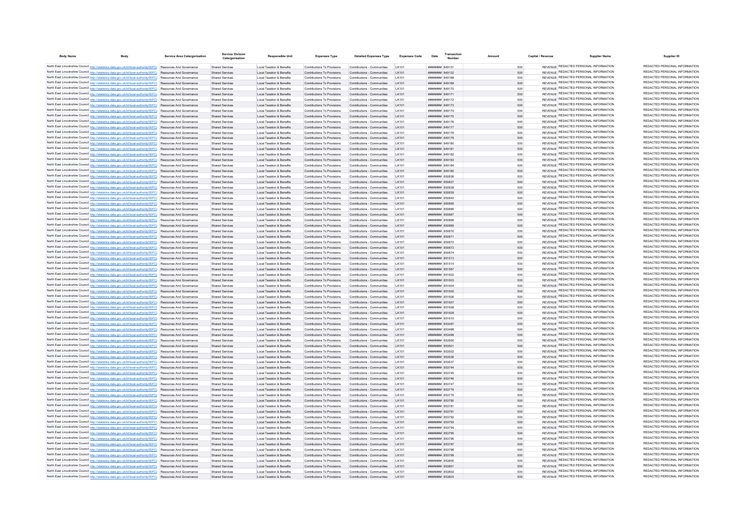| Body Name | Body | Service Area Catergorisation | Service Division Catergorisation | Responsible Unit | Expenses Type | Detailed Expenses Type | Expenses Code | Date | Transaction Number | Amount | Capital / Revenue | Supplier Name | Supplier ID |
|---|---|---|---|---|---|---|---|---|---|---|---|---|---|
| North East Lincolnshire Council | http://statistics.data.gov.uk/id/local-authority/00FC | Resources And Governance | Shared Services | Local Taxation & Benefits | Contributions To Provisions | Contributions - Communities | LK101 | ######## | 849131 | 500 | REVENUE | REDACTED PERSONAL INFORMATION | REDACTED PERSONAL INFORMATION |
| North East Lincolnshire Council | http://statistics.data.gov.uk/id/local-authority/00FC | Resources And Governance | Shared Services | Local Taxation & Benefits | Contributions To Provisions | Contributions - Communities | LK101 | ######## | 849132 | 500 | REVENUE | REDACTED PERSONAL INFORMATION | REDACTED PERSONAL INFORMATION |
| North East Lincolnshire Council | http://statistics.data.gov.uk/id/local-authority/00FC | Resources And Governance | Shared Services | Local Taxation & Benefits | Contributions To Provisions | Contributions - Communities | LK101 | ######## | 849168 | 500 | REVENUE | REDACTED PERSONAL INFORMATION | REDACTED PERSONAL INFORMATION |
| North East Lincolnshire Council | http://statistics.data.gov.uk/id/local-authority/00FC | Resources And Governance | Shared Services | Local Taxation & Benefits | Contributions To Provisions | Contributions - Communities | LK101 | ######## | 849169 | 500 | REVENUE | REDACTED PERSONAL INFORMATION | REDACTED PERSONAL INFORMATION |
| North East Lincolnshire Council | http://statistics.data.gov.uk/id/local-authority/00FC | Resources And Governance | Shared Services | Local Taxation & Benefits | Contributions To Provisions | Contributions - Communities | LK101 | ######## | 849170 | 500 | REVENUE | REDACTED PERSONAL INFORMATION | REDACTED PERSONAL INFORMATION |
| North East Lincolnshire Council | http://statistics.data.gov.uk/id/local-authority/00FC | Resources And Governance | Shared Services | Local Taxation & Benefits | Contributions To Provisions | Contributions - Communities | LK101 | ######## | 849171 | 500 | REVENUE | REDACTED PERSONAL INFORMATION | REDACTED PERSONAL INFORMATION |
| North East Lincolnshire Council | http://statistics.data.gov.uk/id/local-authority/00FC | Resources And Governance | Shared Services | Local Taxation & Benefits | Contributions To Provisions | Contributions - Communities | LK101 | ######## | 849172 | 500 | REVENUE | REDACTED PERSONAL INFORMATION | REDACTED PERSONAL INFORMATION |
| North East Lincolnshire Council | http://statistics.data.gov.uk/id/local-authority/00FC | Resources And Governance | Shared Services | Local Taxation & Benefits | Contributions To Provisions | Contributions - Communities | LK101 | ######## | 849173 | 500 | REVENUE | REDACTED PERSONAL INFORMATION | REDACTED PERSONAL INFORMATION |
| North East Lincolnshire Council | http://statistics.data.gov.uk/id/local-authority/00FC | Resources And Governance | Shared Services | Local Taxation & Benefits | Contributions To Provisions | Contributions - Communities | LK101 | ######## | 849174 | 500 | REVENUE | REDACTED PERSONAL INFORMATION | REDACTED PERSONAL INFORMATION |
| North East Lincolnshire Council | http://statistics.data.gov.uk/id/local-authority/00FC | Resources And Governance | Shared Services | Local Taxation & Benefits | Contributions To Provisions | Contributions - Communities | LK101 | ######## | 849175 | 500 | REVENUE | REDACTED PERSONAL INFORMATION | REDACTED PERSONAL INFORMATION |
| North East Lincolnshire Council | http://statistics.data.gov.uk/id/local-authority/00FC | Resources And Governance | Shared Services | Local Taxation & Benefits | Contributions To Provisions | Contributions - Communities | LK101 | ######## | 849176 | 500 | REVENUE | REDACTED PERSONAL INFORMATION | REDACTED PERSONAL INFORMATION |
| North East Lincolnshire Council | http://statistics.data.gov.uk/id/local-authority/00FC | Resources And Governance | Shared Services | Local Taxation & Benefits | Contributions To Provisions | Contributions - Communities | LK101 | ######## | 849177 | 500 | REVENUE | REDACTED PERSONAL INFORMATION | REDACTED PERSONAL INFORMATION |
| North East Lincolnshire Council | http://statistics.data.gov.uk/id/local-authority/00FC | Resources And Governance | Shared Services | Local Taxation & Benefits | Contributions To Provisions | Contributions - Communities | LK101 | ######## | 849178 | 500 | REVENUE | REDACTED PERSONAL INFORMATION | REDACTED PERSONAL INFORMATION |
| North East Lincolnshire Council | http://statistics.data.gov.uk/id/local-authority/00FC | Resources And Governance | Shared Services | Local Taxation & Benefits | Contributions To Provisions | Contributions - Communities | LK101 | ######## | 849179 | 500 | REVENUE | REDACTED PERSONAL INFORMATION | REDACTED PERSONAL INFORMATION |
| North East Lincolnshire Council | http://statistics.data.gov.uk/id/local-authority/00FC | Resources And Governance | Shared Services | Local Taxation & Benefits | Contributions To Provisions | Contributions - Communities | LK101 | ######## | 849180 | 500 | REVENUE | REDACTED PERSONAL INFORMATION | REDACTED PERSONAL INFORMATION |
| North East Lincolnshire Council | http://statistics.data.gov.uk/id/local-authority/00FC | Resources And Governance | Shared Services | Local Taxation & Benefits | Contributions To Provisions | Contributions - Communities | LK101 | ######## | 849181 | 500 | REVENUE | REDACTED PERSONAL INFORMATION | REDACTED PERSONAL INFORMATION |
| North East Lincolnshire Council | http://statistics.data.gov.uk/id/local-authority/00FC | Resources And Governance | Shared Services | Local Taxation & Benefits | Contributions To Provisions | Contributions - Communities | LK101 | ######## | 849182 | 500 | REVENUE | REDACTED PERSONAL INFORMATION | REDACTED PERSONAL INFORMATION |
| North East Lincolnshire Council | http://statistics.data.gov.uk/id/local-authority/00FC | Resources And Governance | Shared Services | Local Taxation & Benefits | Contributions To Provisions | Contributions - Communities | LK101 | ######## | 849183 | 500 | REVENUE | REDACTED PERSONAL INFORMATION | REDACTED PERSONAL INFORMATION |
| North East Lincolnshire Council | http://statistics.data.gov.uk/id/local-authority/00FC | Resources And Governance | Shared Services | Local Taxation & Benefits | Contributions To Provisions | Contributions - Communities | LK101 | ######## | 849184 | 500 | REVENUE | REDACTED PERSONAL INFORMATION | REDACTED PERSONAL INFORMATION |
| North East Lincolnshire Council | http://statistics.data.gov.uk/id/local-authority/00FC | Resources And Governance | Shared Services | Local Taxation & Benefits | Contributions To Provisions | Contributions - Communities | LK101 | ######## | 849185 | 500 | REVENUE | REDACTED PERSONAL INFORMATION | REDACTED PERSONAL INFORMATION |
| North East Lincolnshire Council | http://statistics.data.gov.uk/id/local-authority/00FC | Resources And Governance | Shared Services | Local Taxation & Benefits | Contributions To Provisions | Contributions - Communities | LK101 | ######## | 850836 | 500 | REVENUE | REDACTED PERSONAL INFORMATION | REDACTED PERSONAL INFORMATION |
| North East Lincolnshire Council | http://statistics.data.gov.uk/id/local-authority/00FC | Resources And Governance | Shared Services | Local Taxation & Benefits | Contributions To Provisions | Contributions - Communities | LK101 | ######## | 850837 | 500 | REVENUE | REDACTED PERSONAL INFORMATION | REDACTED PERSONAL INFORMATION |
| North East Lincolnshire Council | http://statistics.data.gov.uk/id/local-authority/00FC | Resources And Governance | Shared Services | Local Taxation & Benefits | Contributions To Provisions | Contributions - Communities | LK101 | ######## | 850838 | 500 | REVENUE | REDACTED PERSONAL INFORMATION | REDACTED PERSONAL INFORMATION |
| North East Lincolnshire Council | http://statistics.data.gov.uk/id/local-authority/00FC | Resources And Governance | Shared Services | Local Taxation & Benefits | Contributions To Provisions | Contributions - Communities | LK101 | ######## | 850839 | 500 | REVENUE | REDACTED PERSONAL INFORMATION | REDACTED PERSONAL INFORMATION |
| North East Lincolnshire Council | http://statistics.data.gov.uk/id/local-authority/00FC | Resources And Governance | Shared Services | Local Taxation & Benefits | Contributions To Provisions | Contributions - Communities | LK101 | ######## | 850840 | 500 | REVENUE | REDACTED PERSONAL INFORMATION | REDACTED PERSONAL INFORMATION |
| North East Lincolnshire Council | http://statistics.data.gov.uk/id/local-authority/00FC | Resources And Governance | Shared Services | Local Taxation & Benefits | Contributions To Provisions | Contributions - Communities | LK101 | ######## | 850865 | 500 | REVENUE | REDACTED PERSONAL INFORMATION | REDACTED PERSONAL INFORMATION |
| North East Lincolnshire Council | http://statistics.data.gov.uk/id/local-authority/00FC | Resources And Governance | Shared Services | Local Taxation & Benefits | Contributions To Provisions | Contributions - Communities | LK101 | ######## | 850866 | 500 | REVENUE | REDACTED PERSONAL INFORMATION | REDACTED PERSONAL INFORMATION |
| North East Lincolnshire Council | http://statistics.data.gov.uk/id/local-authority/00FC | Resources And Governance | Shared Services | Local Taxation & Benefits | Contributions To Provisions | Contributions - Communities | LK101 | ######## | 850867 | 500 | REVENUE | REDACTED PERSONAL INFORMATION | REDACTED PERSONAL INFORMATION |
| North East Lincolnshire Council | http://statistics.data.gov.uk/id/local-authority/00FC | Resources And Governance | Shared Services | Local Taxation & Benefits | Contributions To Provisions | Contributions - Communities | LK101 | ######## | 850868 | 500 | REVENUE | REDACTED PERSONAL INFORMATION | REDACTED PERSONAL INFORMATION |
| North East Lincolnshire Council | http://statistics.data.gov.uk/id/local-authority/00FC | Resources And Governance | Shared Services | Local Taxation & Benefits | Contributions To Provisions | Contributions - Communities | LK101 | ######## | 850869 | 500 | REVENUE | REDACTED PERSONAL INFORMATION | REDACTED PERSONAL INFORMATION |
| North East Lincolnshire Council | http://statistics.data.gov.uk/id/local-authority/00FC | Resources And Governance | Shared Services | Local Taxation & Benefits | Contributions To Provisions | Contributions - Communities | LK101 | ######## | 850870 | 500 | REVENUE | REDACTED PERSONAL INFORMATION | REDACTED PERSONAL INFORMATION |
| North East Lincolnshire Council | http://statistics.data.gov.uk/id/local-authority/00FC | Resources And Governance | Shared Services | Local Taxation & Benefits | Contributions To Provisions | Contributions - Communities | LK101 | ######## | 850871 | 500 | REVENUE | REDACTED PERSONAL INFORMATION | REDACTED PERSONAL INFORMATION |
| North East Lincolnshire Council | http://statistics.data.gov.uk/id/local-authority/00FC | Resources And Governance | Shared Services | Local Taxation & Benefits | Contributions To Provisions | Contributions - Communities | LK101 | ######## | 850872 | 500 | REVENUE | REDACTED PERSONAL INFORMATION | REDACTED PERSONAL INFORMATION |
| North East Lincolnshire Council | http://statistics.data.gov.uk/id/local-authority/00FC | Resources And Governance | Shared Services | Local Taxation & Benefits | Contributions To Provisions | Contributions - Communities | LK101 | ######## | 850873 | 500 | REVENUE | REDACTED PERSONAL INFORMATION | REDACTED PERSONAL INFORMATION |
| North East Lincolnshire Council | http://statistics.data.gov.uk/id/local-authority/00FC | Resources And Governance | Shared Services | Local Taxation & Benefits | Contributions To Provisions | Contributions - Communities | LK101 | ######## | 850874 | 500 | REVENUE | REDACTED PERSONAL INFORMATION | REDACTED PERSONAL INFORMATION |
| North East Lincolnshire Council | http://statistics.data.gov.uk/id/local-authority/00FC | Resources And Governance | Shared Services | Local Taxation & Benefits | Contributions To Provisions | Contributions - Communities | LK101 | ######## | 851513 | 500 | REVENUE | REDACTED PERSONAL INFORMATION | REDACTED PERSONAL INFORMATION |
| North East Lincolnshire Council | http://statistics.data.gov.uk/id/local-authority/00FC | Resources And Governance | Shared Services | Local Taxation & Benefits | Contributions To Provisions | Contributions - Communities | LK101 | ######## | 851514 | 500 | REVENUE | REDACTED PERSONAL INFORMATION | REDACTED PERSONAL INFORMATION |
| North East Lincolnshire Council | http://statistics.data.gov.uk/id/local-authority/00FC | Resources And Governance | Shared Services | Local Taxation & Benefits | Contributions To Provisions | Contributions - Communities | LK101 | ######## | 851587 | 500 | REVENUE | REDACTED PERSONAL INFORMATION | REDACTED PERSONAL INFORMATION |
| North East Lincolnshire Council | http://statistics.data.gov.uk/id/local-authority/00FC | Resources And Governance | Shared Services | Local Taxation & Benefits | Contributions To Provisions | Contributions - Communities | LK101 | ######## | 851602 | 500 | REVENUE | REDACTED PERSONAL INFORMATION | REDACTED PERSONAL INFORMATION |
| North East Lincolnshire Council | http://statistics.data.gov.uk/id/local-authority/00FC | Resources And Governance | Shared Services | Local Taxation & Benefits | Contributions To Provisions | Contributions - Communities | LK101 | ######## | 851603 | 500 | REVENUE | REDACTED PERSONAL INFORMATION | REDACTED PERSONAL INFORMATION |
| North East Lincolnshire Council | http://statistics.data.gov.uk/id/local-authority/00FC | Resources And Governance | Shared Services | Local Taxation & Benefits | Contributions To Provisions | Contributions - Communities | LK101 | ######## | 851604 | 500 | REVENUE | REDACTED PERSONAL INFORMATION | REDACTED PERSONAL INFORMATION |
| North East Lincolnshire Council | http://statistics.data.gov.uk/id/local-authority/00FC | Resources And Governance | Shared Services | Local Taxation & Benefits | Contributions To Provisions | Contributions - Communities | LK101 | ######## | 851605 | 500 | REVENUE | REDACTED PERSONAL INFORMATION | REDACTED PERSONAL INFORMATION |
| North East Lincolnshire Council | http://statistics.data.gov.uk/id/local-authority/00FC | Resources And Governance | Shared Services | Local Taxation & Benefits | Contributions To Provisions | Contributions - Communities | LK101 | ######## | 851606 | 500 | REVENUE | REDACTED PERSONAL INFORMATION | REDACTED PERSONAL INFORMATION |
| North East Lincolnshire Council | http://statistics.data.gov.uk/id/local-authority/00FC | Resources And Governance | Shared Services | Local Taxation & Benefits | Contributions To Provisions | Contributions - Communities | LK101 | ######## | 851607 | 500 | REVENUE | REDACTED PERSONAL INFORMATION | REDACTED PERSONAL INFORMATION |
| North East Lincolnshire Council | http://statistics.data.gov.uk/id/local-authority/00FC | Resources And Governance | Shared Services | Local Taxation & Benefits | Contributions To Provisions | Contributions - Communities | LK101 | ######## | 851608 | 500 | REVENUE | REDACTED PERSONAL INFORMATION | REDACTED PERSONAL INFORMATION |
| North East Lincolnshire Council | http://statistics.data.gov.uk/id/local-authority/00FC | Resources And Governance | Shared Services | Local Taxation & Benefits | Contributions To Provisions | Contributions - Communities | LK101 | ######## | 851609 | 500 | REVENUE | REDACTED PERSONAL INFORMATION | REDACTED PERSONAL INFORMATION |
| North East Lincolnshire Council | http://statistics.data.gov.uk/id/local-authority/00FC | Resources And Governance | Shared Services | Local Taxation & Benefits | Contributions To Provisions | Contributions - Communities | LK101 | ######## | 851610 | 500 | REVENUE | REDACTED PERSONAL INFORMATION | REDACTED PERSONAL INFORMATION |
| North East Lincolnshire Council | http://statistics.data.gov.uk/id/local-authority/00FC | Resources And Governance | Shared Services | Local Taxation & Benefits | Contributions To Provisions | Contributions - Communities | LK101 | ######## | 853497 | 500 | REVENUE | REDACTED PERSONAL INFORMATION | REDACTED PERSONAL INFORMATION |
| North East Lincolnshire Council | http://statistics.data.gov.uk/id/local-authority/00FC | Resources And Governance | Shared Services | Local Taxation & Benefits | Contributions To Provisions | Contributions - Communities | LK101 | ######## | 853498 | 500 | REVENUE | REDACTED PERSONAL INFORMATION | REDACTED PERSONAL INFORMATION |
| North East Lincolnshire Council | http://statistics.data.gov.uk/id/local-authority/00FC | Resources And Governance | Shared Services | Local Taxation & Benefits | Contributions To Provisions | Contributions - Communities | LK101 | ######## | 853499 | 500 | REVENUE | REDACTED PERSONAL INFORMATION | REDACTED PERSONAL INFORMATION |
| North East Lincolnshire Council | http://statistics.data.gov.uk/id/local-authority/00FC | Resources And Governance | Shared Services | Local Taxation & Benefits | Contributions To Provisions | Contributions - Communities | LK101 | ######## | 853500 | 500 | REVENUE | REDACTED PERSONAL INFORMATION | REDACTED PERSONAL INFORMATION |
| North East Lincolnshire Council | http://statistics.data.gov.uk/id/local-authority/00FC | Resources And Governance | Shared Services | Local Taxation & Benefits | Contributions To Provisions | Contributions - Communities | LK101 | ######## | 853501 | 500 | REVENUE | REDACTED PERSONAL INFORMATION | REDACTED PERSONAL INFORMATION |
| North East Lincolnshire Council | http://statistics.data.gov.uk/id/local-authority/00FC | Resources And Governance | Shared Services | Local Taxation & Benefits | Contributions To Provisions | Contributions - Communities | LK101 | ######## | 853502 | 500 | REVENUE | REDACTED PERSONAL INFORMATION | REDACTED PERSONAL INFORMATION |
| North East Lincolnshire Council | http://statistics.data.gov.uk/id/local-authority/00FC | Resources And Governance | Shared Services | Local Taxation & Benefits | Contributions To Provisions | Contributions - Communities | LK101 | ######## | 853536 | 500 | REVENUE | REDACTED PERSONAL INFORMATION | REDACTED PERSONAL INFORMATION |
| North East Lincolnshire Council | http://statistics.data.gov.uk/id/local-authority/00FC | Resources And Governance | Shared Services | Local Taxation & Benefits | Contributions To Provisions | Contributions - Communities | LK101 | ######## | 853537 | 500 | REVENUE | REDACTED PERSONAL INFORMATION | REDACTED PERSONAL INFORMATION |
| North East Lincolnshire Council | http://statistics.data.gov.uk/id/local-authority/00FC | Resources And Governance | Shared Services | Local Taxation & Benefits | Contributions To Provisions | Contributions - Communities | LK101 | ######## | 853744 | 500 | REVENUE | REDACTED PERSONAL INFORMATION | REDACTED PERSONAL INFORMATION |
| North East Lincolnshire Council | http://statistics.data.gov.uk/id/local-authority/00FC | Resources And Governance | Shared Services | Local Taxation & Benefits | Contributions To Provisions | Contributions - Communities | LK101 | ######## | 853745 | 500 | REVENUE | REDACTED PERSONAL INFORMATION | REDACTED PERSONAL INFORMATION |
| North East Lincolnshire Council | http://statistics.data.gov.uk/id/local-authority/00FC | Resources And Governance | Shared Services | Local Taxation & Benefits | Contributions To Provisions | Contributions - Communities | LK101 | ######## | 853746 | 500 | REVENUE | REDACTED PERSONAL INFORMATION | REDACTED PERSONAL INFORMATION |
| North East Lincolnshire Council | http://statistics.data.gov.uk/id/local-authority/00FC | Resources And Governance | Shared Services | Local Taxation & Benefits | Contributions To Provisions | Contributions - Communities | LK101 | ######## | 853747 | 500 | REVENUE | REDACTED PERSONAL INFORMATION | REDACTED PERSONAL INFORMATION |
| North East Lincolnshire Council | http://statistics.data.gov.uk/id/local-authority/00FC | Resources And Governance | Shared Services | Local Taxation & Benefits | Contributions To Provisions | Contributions - Communities | LK101 | ######## | 853778 | 500 | REVENUE | REDACTED PERSONAL INFORMATION | REDACTED PERSONAL INFORMATION |
| North East Lincolnshire Council | http://statistics.data.gov.uk/id/local-authority/00FC | Resources And Governance | Shared Services | Local Taxation & Benefits | Contributions To Provisions | Contributions - Communities | LK101 | ######## | 853779 | 500 | REVENUE | REDACTED PERSONAL INFORMATION | REDACTED PERSONAL INFORMATION |
| North East Lincolnshire Council | http://statistics.data.gov.uk/id/local-authority/00FC | Resources And Governance | Shared Services | Local Taxation & Benefits | Contributions To Provisions | Contributions - Communities | LK101 | ######## | 853780 | 500 | REVENUE | REDACTED PERSONAL INFORMATION | REDACTED PERSONAL INFORMATION |
| North East Lincolnshire Council | http://statistics.data.gov.uk/id/local-authority/00FC | Resources And Governance | Shared Services | Local Taxation & Benefits | Contributions To Provisions | Contributions - Communities | LK101 | ######## | 853781 | 500 | REVENUE | REDACTED PERSONAL INFORMATION | REDACTED PERSONAL INFORMATION |
| North East Lincolnshire Council | http://statistics.data.gov.uk/id/local-authority/00FC | Resources And Governance | Shared Services | Local Taxation & Benefits | Contributions To Provisions | Contributions - Communities | LK101 | ######## | 853791 | 500 | REVENUE | REDACTED PERSONAL INFORMATION | REDACTED PERSONAL INFORMATION |
| North East Lincolnshire Council | http://statistics.data.gov.uk/id/local-authority/00FC | Resources And Governance | Shared Services | Local Taxation & Benefits | Contributions To Provisions | Contributions - Communities | LK101 | ######## | 853792 | 500 | REVENUE | REDACTED PERSONAL INFORMATION | REDACTED PERSONAL INFORMATION |
| North East Lincolnshire Council | http://statistics.data.gov.uk/id/local-authority/00FC | Resources And Governance | Shared Services | Local Taxation & Benefits | Contributions To Provisions | Contributions - Communities | LK101 | ######## | 853793 | 500 | REVENUE | REDACTED PERSONAL INFORMATION | REDACTED PERSONAL INFORMATION |
| North East Lincolnshire Council | http://statistics.data.gov.uk/id/local-authority/00FC | Resources And Governance | Shared Services | Local Taxation & Benefits | Contributions To Provisions | Contributions - Communities | LK101 | ######## | 853794 | 500 | REVENUE | REDACTED PERSONAL INFORMATION | REDACTED PERSONAL INFORMATION |
| North East Lincolnshire Council | http://statistics.data.gov.uk/id/local-authority/00FC | Resources And Governance | Shared Services | Local Taxation & Benefits | Contributions To Provisions | Contributions - Communities | LK101 | ######## | 853795 | 500 | REVENUE | REDACTED PERSONAL INFORMATION | REDACTED PERSONAL INFORMATION |
| North East Lincolnshire Council | http://statistics.data.gov.uk/id/local-authority/00FC | Resources And Governance | Shared Services | Local Taxation & Benefits | Contributions To Provisions | Contributions - Communities | LK101 | ######## | 853796 | 500 | REVENUE | REDACTED PERSONAL INFORMATION | REDACTED PERSONAL INFORMATION |
| North East Lincolnshire Council | http://statistics.data.gov.uk/id/local-authority/00FC | Resources And Governance | Shared Services | Local Taxation & Benefits | Contributions To Provisions | Contributions - Communities | LK101 | ######## | 853797 | 500 | REVENUE | REDACTED PERSONAL INFORMATION | REDACTED PERSONAL INFORMATION |
| North East Lincolnshire Council | http://statistics.data.gov.uk/id/local-authority/00FC | Resources And Governance | Shared Services | Local Taxation & Benefits | Contributions To Provisions | Contributions - Communities | LK101 | ######## | 853798 | 500 | REVENUE | REDACTED PERSONAL INFORMATION | REDACTED PERSONAL INFORMATION |
| North East Lincolnshire Council | http://statistics.data.gov.uk/id/local-authority/00FC | Resources And Governance | Shared Services | Local Taxation & Benefits | Contributions To Provisions | Contributions - Communities | LK101 | ######## | 853799 | 500 | REVENUE | REDACTED PERSONAL INFORMATION | REDACTED PERSONAL INFORMATION |
| North East Lincolnshire Council | http://statistics.data.gov.uk/id/local-authority/00FC | Resources And Governance | Shared Services | Local Taxation & Benefits | Contributions To Provisions | Contributions - Communities | LK101 | ######## | 853800 | 500 | REVENUE | REDACTED PERSONAL INFORMATION | REDACTED PERSONAL INFORMATION |
| North East Lincolnshire Council | http://statistics.data.gov.uk/id/local-authority/00FC | Resources And Governance | Shared Services | Local Taxation & Benefits | Contributions To Provisions | Contributions - Communities | LK101 | ######## | 853801 | 500 | REVENUE | REDACTED PERSONAL INFORMATION | REDACTED PERSONAL INFORMATION |
| North East Lincolnshire Council | http://statistics.data.gov.uk/id/local-authority/00FC | Resources And Governance | Shared Services | Local Taxation & Benefits | Contributions To Provisions | Contributions - Communities | LK101 | ######## | 853802 | 500 | REVENUE | REDACTED PERSONAL INFORMATION | REDACTED PERSONAL INFORMATION |
| North East Lincolnshire Council | http://statistics.data.gov.uk/id/local-authority/00FC | Resources And Governance | Shared Services | Local Taxation & Benefits | Contributions To Provisions | Contributions - Communities | LK101 | ######## | 853803 | 500 | REVENUE | REDACTED PERSONAL INFORMATION | REDACTED PERSONAL INFORMATION |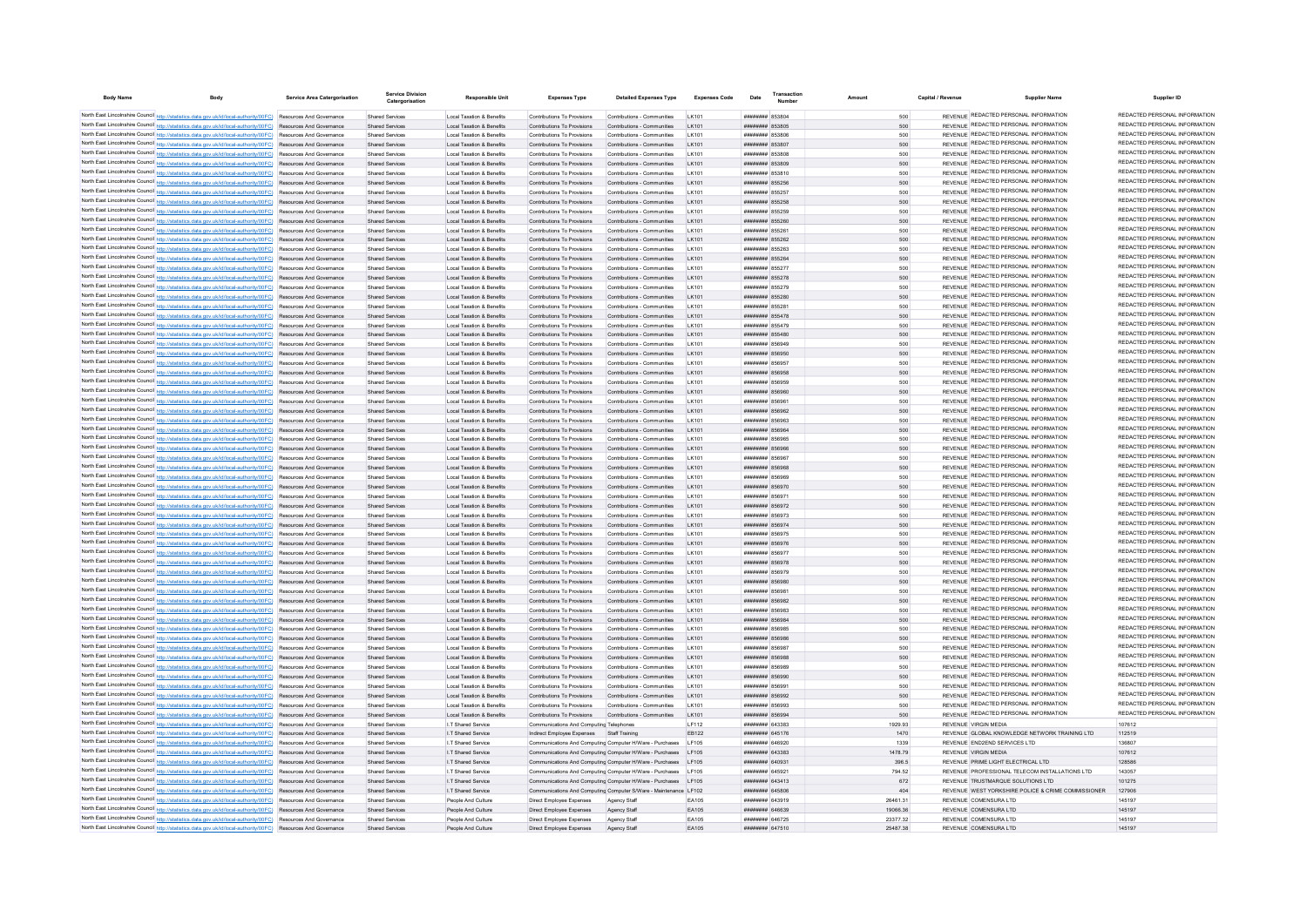| Body Name | Body | Service Area Catergorisation | Service Division Catergorisation | Responsible Unit | Expenses Type | Detailed Expenses Type | Expenses Code | Date | Transaction Number | Amount | Capital / Revenue | Supplier Name | Supplier ID |
|---|---|---|---|---|---|---|---|---|---|---|---|---|---|
| North East Lincolnshire Council | http://statistics.data.gov.uk/id/local-authority/00FC) | Resources And Governance | Shared Services | Local Taxation & Benefits | Contributions To Provisions | Contributions - Communities | LK101 | ######## | 853804 | 500 | REVENUE | REDACTED PERSONAL INFORMATION | REDACTED PERSONAL INFORMATION |
| North East Lincolnshire Council | http://statistics.data.gov.uk/id/local-authority/00FC) | Resources And Governance | Shared Services | Local Taxation & Benefits | Contributions To Provisions | Contributions - Communities | LK101 | ######## | 853805 | 500 | REVENUE | REDACTED PERSONAL INFORMATION | REDACTED PERSONAL INFORMATION |
| North East Lincolnshire Council | http://statistics.data.gov.uk/id/local-authority/00FC) | Resources And Governance | Shared Services | Local Taxation & Benefits | Contributions To Provisions | Contributions - Communities | LK101 | ######## | 853806 | 500 | REVENUE | REDACTED PERSONAL INFORMATION | REDACTED PERSONAL INFORMATION |
| North East Lincolnshire Council | http://statistics.data.gov.uk/id/local-authority/00FC) | Resources And Governance | Shared Services | Local Taxation & Benefits | Contributions To Provisions | Contributions - Communities | LK101 | ######## | 853807 | 500 | REVENUE | REDACTED PERSONAL INFORMATION | REDACTED PERSONAL INFORMATION |
| North East Lincolnshire Council | http://statistics.data.gov.uk/id/local-authority/00FC) | Resources And Governance | Shared Services | Local Taxation & Benefits | Contributions To Provisions | Contributions - Communities | LK101 | ######## | 853808 | 500 | REVENUE | REDACTED PERSONAL INFORMATION | REDACTED PERSONAL INFORMATION |
| North East Lincolnshire Council | http://statistics.data.gov.uk/id/local-authority/00FC) | Resources And Governance | Shared Services | Local Taxation & Benefits | Contributions To Provisions | Contributions - Communities | LK101 | ######## | 853809 | 500 | REVENUE | REDACTED PERSONAL INFORMATION | REDACTED PERSONAL INFORMATION |
| North East Lincolnshire Council | http://statistics.data.gov.uk/id/local-authority/00FC) | Resources And Governance | Shared Services | Local Taxation & Benefits | Contributions To Provisions | Contributions - Communities | LK101 | ######## | 853810 | 500 | REVENUE | REDACTED PERSONAL INFORMATION | REDACTED PERSONAL INFORMATION |
| North East Lincolnshire Council | http://statistics.data.gov.uk/id/local-authority/00FC) | Resources And Governance | Shared Services | Local Taxation & Benefits | Contributions To Provisions | Contributions - Communities | LK101 | ######## | 855256 | 500 | REVENUE | REDACTED PERSONAL INFORMATION | REDACTED PERSONAL INFORMATION |
| North East Lincolnshire Council | http://statistics.data.gov.uk/id/local-authority/00FC) | Resources And Governance | Shared Services | Local Taxation & Benefits | Contributions To Provisions | Contributions - Communities | LK101 | ######## | 855257 | 500 | REVENUE | REDACTED PERSONAL INFORMATION | REDACTED PERSONAL INFORMATION |
| North East Lincolnshire Council | http://statistics.data.gov.uk/id/local-authority/00FC) | Resources And Governance | Shared Services | Local Taxation & Benefits | Contributions To Provisions | Contributions - Communities | LK101 | ######## | 855258 | 500 | REVENUE | REDACTED PERSONAL INFORMATION | REDACTED PERSONAL INFORMATION |
| North East Lincolnshire Council | http://statistics.data.gov.uk/id/local-authority/00FC) | Resources And Governance | Shared Services | Local Taxation & Benefits | Contributions To Provisions | Contributions - Communities | LK101 | ######## | 855259 | 500 | REVENUE | REDACTED PERSONAL INFORMATION | REDACTED PERSONAL INFORMATION |
| North East Lincolnshire Council | http://statistics.data.gov.uk/id/local-authority/00FC) | Resources And Governance | Shared Services | Local Taxation & Benefits | Contributions To Provisions | Contributions - Communities | LK101 | ######## | 855260 | 500 | REVENUE | REDACTED PERSONAL INFORMATION | REDACTED PERSONAL INFORMATION |
| North East Lincolnshire Council | http://statistics.data.gov.uk/id/local-authority/00FC) | Resources And Governance | Shared Services | Local Taxation & Benefits | Contributions To Provisions | Contributions - Communities | LK101 | ######## | 855261 | 500 | REVENUE | REDACTED PERSONAL INFORMATION | REDACTED PERSONAL INFORMATION |
| North East Lincolnshire Council | http://statistics.data.gov.uk/id/local-authority/00FC) | Resources And Governance | Shared Services | Local Taxation & Benefits | Contributions To Provisions | Contributions - Communities | LK101 | ######## | 855262 | 500 | REVENUE | REDACTED PERSONAL INFORMATION | REDACTED PERSONAL INFORMATION |
| North East Lincolnshire Council | http://statistics.data.gov.uk/id/local-authority/00FC) | Resources And Governance | Shared Services | Local Taxation & Benefits | Contributions To Provisions | Contributions - Communities | LK101 | ######## | 855263 | 500 | REVENUE | REDACTED PERSONAL INFORMATION | REDACTED PERSONAL INFORMATION |
| North East Lincolnshire Council | http://statistics.data.gov.uk/id/local-authority/00FC) | Resources And Governance | Shared Services | Local Taxation & Benefits | Contributions To Provisions | Contributions - Communities | LK101 | ######## | 855264 | 500 | REVENUE | REDACTED PERSONAL INFORMATION | REDACTED PERSONAL INFORMATION |
| North East Lincolnshire Council | http://statistics.data.gov.uk/id/local-authority/00FC) | Resources And Governance | Shared Services | Local Taxation & Benefits | Contributions To Provisions | Contributions - Communities | LK101 | ######## | 855277 | 500 | REVENUE | REDACTED PERSONAL INFORMATION | REDACTED PERSONAL INFORMATION |
| North East Lincolnshire Council | http://statistics.data.gov.uk/id/local-authority/00FC) | Resources And Governance | Shared Services | Local Taxation & Benefits | Contributions To Provisions | Contributions - Communities | LK101 | ######## | 855278 | 500 | REVENUE | REDACTED PERSONAL INFORMATION | REDACTED PERSONAL INFORMATION |
| North East Lincolnshire Council | http://statistics.data.gov.uk/id/local-authority/00FC) | Resources And Governance | Shared Services | Local Taxation & Benefits | Contributions To Provisions | Contributions - Communities | LK101 | ######## | 855279 | 500 | REVENUE | REDACTED PERSONAL INFORMATION | REDACTED PERSONAL INFORMATION |
| North East Lincolnshire Council | http://statistics.data.gov.uk/id/local-authority/00FC) | Resources And Governance | Shared Services | Local Taxation & Benefits | Contributions To Provisions | Contributions - Communities | LK101 | ######## | 855280 | 500 | REVENUE | REDACTED PERSONAL INFORMATION | REDACTED PERSONAL INFORMATION |
| North East Lincolnshire Council | http://statistics.data.gov.uk/id/local-authority/00FC) | Resources And Governance | Shared Services | Local Taxation & Benefits | Contributions To Provisions | Contributions - Communities | LK101 | ######## | 855281 | 500 | REVENUE | REDACTED PERSONAL INFORMATION | REDACTED PERSONAL INFORMATION |
| North East Lincolnshire Council | http://statistics.data.gov.uk/id/local-authority/00FC) | Resources And Governance | Shared Services | Local Taxation & Benefits | Contributions To Provisions | Contributions - Communities | LK101 | ######## | 855478 | 500 | REVENUE | REDACTED PERSONAL INFORMATION | REDACTED PERSONAL INFORMATION |
| North East Lincolnshire Council | http://statistics.data.gov.uk/id/local-authority/00FC) | Resources And Governance | Shared Services | Local Taxation & Benefits | Contributions To Provisions | Contributions - Communities | LK101 | ######## | 855479 | 500 | REVENUE | REDACTED PERSONAL INFORMATION | REDACTED PERSONAL INFORMATION |
| North East Lincolnshire Council | http://statistics.data.gov.uk/id/local-authority/00FC) | Resources And Governance | Shared Services | Local Taxation & Benefits | Contributions To Provisions | Contributions - Communities | LK101 | ######## | 855480 | 500 | REVENUE | REDACTED PERSONAL INFORMATION | REDACTED PERSONAL INFORMATION |
| North East Lincolnshire Council | http://statistics.data.gov.uk/id/local-authority/00FC) | Resources And Governance | Shared Services | Local Taxation & Benefits | Contributions To Provisions | Contributions - Communities | LK101 | ######## | 856949 | 500 | REVENUE | REDACTED PERSONAL INFORMATION | REDACTED PERSONAL INFORMATION |
| North East Lincolnshire Council | http://statistics.data.gov.uk/id/local-authority/00FC) | Resources And Governance | Shared Services | Local Taxation & Benefits | Contributions To Provisions | Contributions - Communities | LK101 | ######## | 856950 | 500 | REVENUE | REDACTED PERSONAL INFORMATION | REDACTED PERSONAL INFORMATION |
| North East Lincolnshire Council | http://statistics.data.gov.uk/id/local-authority/00FC) | Resources And Governance | Shared Services | Local Taxation & Benefits | Contributions To Provisions | Contributions - Communities | LK101 | ######## | 856957 | 500 | REVENUE | REDACTED PERSONAL INFORMATION | REDACTED PERSONAL INFORMATION |
| North East Lincolnshire Council | http://statistics.data.gov.uk/id/local-authority/00FC) | Resources And Governance | Shared Services | Local Taxation & Benefits | Contributions To Provisions | Contributions - Communities | LK101 | ######## | 856958 | 500 | REVENUE | REDACTED PERSONAL INFORMATION | REDACTED PERSONAL INFORMATION |
| North East Lincolnshire Council | http://statistics.data.gov.uk/id/local-authority/00FC) | Resources And Governance | Shared Services | Local Taxation & Benefits | Contributions To Provisions | Contributions - Communities | LK101 | ######## | 856959 | 500 | REVENUE | REDACTED PERSONAL INFORMATION | REDACTED PERSONAL INFORMATION |
| North East Lincolnshire Council | http://statistics.data.gov.uk/id/local-authority/00FC) | Resources And Governance | Shared Services | Local Taxation & Benefits | Contributions To Provisions | Contributions - Communities | LK101 | ######## | 856960 | 500 | REVENUE | REDACTED PERSONAL INFORMATION | REDACTED PERSONAL INFORMATION |
| North East Lincolnshire Council | http://statistics.data.gov.uk/id/local-authority/00FC) | Resources And Governance | Shared Services | Local Taxation & Benefits | Contributions To Provisions | Contributions - Communities | LK101 | ######## | 856961 | 500 | REVENUE | REDACTED PERSONAL INFORMATION | REDACTED PERSONAL INFORMATION |
| North East Lincolnshire Council | http://statistics.data.gov.uk/id/local-authority/00FC) | Resources And Governance | Shared Services | Local Taxation & Benefits | Contributions To Provisions | Contributions - Communities | LK101 | ######## | 856962 | 500 | REVENUE | REDACTED PERSONAL INFORMATION | REDACTED PERSONAL INFORMATION |
| North East Lincolnshire Council | http://statistics.data.gov.uk/id/local-authority/00FC) | Resources And Governance | Shared Services | Local Taxation & Benefits | Contributions To Provisions | Contributions - Communities | LK101 | ######## | 856963 | 500 | REVENUE | REDACTED PERSONAL INFORMATION | REDACTED PERSONAL INFORMATION |
| North East Lincolnshire Council | http://statistics.data.gov.uk/id/local-authority/00FC) | Resources And Governance | Shared Services | Local Taxation & Benefits | Contributions To Provisions | Contributions - Communities | LK101 | ######## | 856964 | 500 | REVENUE | REDACTED PERSONAL INFORMATION | REDACTED PERSONAL INFORMATION |
| North East Lincolnshire Council | http://statistics.data.gov.uk/id/local-authority/00FC) | Resources And Governance | Shared Services | Local Taxation & Benefits | Contributions To Provisions | Contributions - Communities | LK101 | ######## | 856965 | 500 | REVENUE | REDACTED PERSONAL INFORMATION | REDACTED PERSONAL INFORMATION |
| North East Lincolnshire Council | http://statistics.data.gov.uk/id/local-authority/00FC) | Resources And Governance | Shared Services | Local Taxation & Benefits | Contributions To Provisions | Contributions - Communities | LK101 | ######## | 856966 | 500 | REVENUE | REDACTED PERSONAL INFORMATION | REDACTED PERSONAL INFORMATION |
| North East Lincolnshire Council | http://statistics.data.gov.uk/id/local-authority/00FC) | Resources And Governance | Shared Services | Local Taxation & Benefits | Contributions To Provisions | Contributions - Communities | LK101 | ######## | 856967 | 500 | REVENUE | REDACTED PERSONAL INFORMATION | REDACTED PERSONAL INFORMATION |
| North East Lincolnshire Council | http://statistics.data.gov.uk/id/local-authority/00FC) | Resources And Governance | Shared Services | Local Taxation & Benefits | Contributions To Provisions | Contributions - Communities | LK101 | ######## | 856968 | 500 | REVENUE | REDACTED PERSONAL INFORMATION | REDACTED PERSONAL INFORMATION |
| North East Lincolnshire Council | http://statistics.data.gov.uk/id/local-authority/00FC) | Resources And Governance | Shared Services | Local Taxation & Benefits | Contributions To Provisions | Contributions - Communities | LK101 | ######## | 856969 | 500 | REVENUE | REDACTED PERSONAL INFORMATION | REDACTED PERSONAL INFORMATION |
| North East Lincolnshire Council | http://statistics.data.gov.uk/id/local-authority/00FC) | Resources And Governance | Shared Services | Local Taxation & Benefits | Contributions To Provisions | Contributions - Communities | LK101 | ######## | 856970 | 500 | REVENUE | REDACTED PERSONAL INFORMATION | REDACTED PERSONAL INFORMATION |
| North East Lincolnshire Council | http://statistics.data.gov.uk/id/local-authority/00FC) | Resources And Governance | Shared Services | Local Taxation & Benefits | Contributions To Provisions | Contributions - Communities | LK101 | ######## | 856971 | 500 | REVENUE | REDACTED PERSONAL INFORMATION | REDACTED PERSONAL INFORMATION |
| North East Lincolnshire Council | http://statistics.data.gov.uk/id/local-authority/00FC) | Resources And Governance | Shared Services | Local Taxation & Benefits | Contributions To Provisions | Contributions - Communities | LK101 | ######## | 856972 | 500 | REVENUE | REDACTED PERSONAL INFORMATION | REDACTED PERSONAL INFORMATION |
| North East Lincolnshire Council | http://statistics.data.gov.uk/id/local-authority/00FC) | Resources And Governance | Shared Services | Local Taxation & Benefits | Contributions To Provisions | Contributions - Communities | LK101 | ######## | 856973 | 500 | REVENUE | REDACTED PERSONAL INFORMATION | REDACTED PERSONAL INFORMATION |
| North East Lincolnshire Council | http://statistics.data.gov.uk/id/local-authority/00FC) | Resources And Governance | Shared Services | Local Taxation & Benefits | Contributions To Provisions | Contributions - Communities | LK101 | ######## | 856974 | 500 | REVENUE | REDACTED PERSONAL INFORMATION | REDACTED PERSONAL INFORMATION |
| North East Lincolnshire Council | http://statistics.data.gov.uk/id/local-authority/00FC) | Resources And Governance | Shared Services | Local Taxation & Benefits | Contributions To Provisions | Contributions - Communities | LK101 | ######## | 856975 | 500 | REVENUE | REDACTED PERSONAL INFORMATION | REDACTED PERSONAL INFORMATION |
| North East Lincolnshire Council | http://statistics.data.gov.uk/id/local-authority/00FC) | Resources And Governance | Shared Services | Local Taxation & Benefits | Contributions To Provisions | Contributions - Communities | LK101 | ######## | 856976 | 500 | REVENUE | REDACTED PERSONAL INFORMATION | REDACTED PERSONAL INFORMATION |
| North East Lincolnshire Council | http://statistics.data.gov.uk/id/local-authority/00FC) | Resources And Governance | Shared Services | Local Taxation & Benefits | Contributions To Provisions | Contributions - Communities | LK101 | ######## | 856977 | 500 | REVENUE | REDACTED PERSONAL INFORMATION | REDACTED PERSONAL INFORMATION |
| North East Lincolnshire Council | http://statistics.data.gov.uk/id/local-authority/00FC) | Resources And Governance | Shared Services | Local Taxation & Benefits | Contributions To Provisions | Contributions - Communities | LK101 | ######## | 856978 | 500 | REVENUE | REDACTED PERSONAL INFORMATION | REDACTED PERSONAL INFORMATION |
| North East Lincolnshire Council | http://statistics.data.gov.uk/id/local-authority/00FC) | Resources And Governance | Shared Services | Local Taxation & Benefits | Contributions To Provisions | Contributions - Communities | LK101 | ######## | 856979 | 500 | REVENUE | REDACTED PERSONAL INFORMATION | REDACTED PERSONAL INFORMATION |
| North East Lincolnshire Council | http://statistics.data.gov.uk/id/local-authority/00FC) | Resources And Governance | Shared Services | Local Taxation & Benefits | Contributions To Provisions | Contributions - Communities | LK101 | ######## | 856980 | 500 | REVENUE | REDACTED PERSONAL INFORMATION | REDACTED PERSONAL INFORMATION |
| North East Lincolnshire Council | http://statistics.data.gov.uk/id/local-authority/00FC) | Resources And Governance | Shared Services | Local Taxation & Benefits | Contributions To Provisions | Contributions - Communities | LK101 | ######## | 856981 | 500 | REVENUE | REDACTED PERSONAL INFORMATION | REDACTED PERSONAL INFORMATION |
| North East Lincolnshire Council | http://statistics.data.gov.uk/id/local-authority/00FC) | Resources And Governance | Shared Services | Local Taxation & Benefits | Contributions To Provisions | Contributions - Communities | LK101 | ######## | 856982 | 500 | REVENUE | REDACTED PERSONAL INFORMATION | REDACTED PERSONAL INFORMATION |
| North East Lincolnshire Council | http://statistics.data.gov.uk/id/local-authority/00FC) | Resources And Governance | Shared Services | Local Taxation & Benefits | Contributions To Provisions | Contributions - Communities | LK101 | ######## | 856983 | 500 | REVENUE | REDACTED PERSONAL INFORMATION | REDACTED PERSONAL INFORMATION |
| North East Lincolnshire Council | http://statistics.data.gov.uk/id/local-authority/00FC) | Resources And Governance | Shared Services | Local Taxation & Benefits | Contributions To Provisions | Contributions - Communities | LK101 | ######## | 856984 | 500 | REVENUE | REDACTED PERSONAL INFORMATION | REDACTED PERSONAL INFORMATION |
| North East Lincolnshire Council | http://statistics.data.gov.uk/id/local-authority/00FC) | Resources And Governance | Shared Services | Local Taxation & Benefits | Contributions To Provisions | Contributions - Communities | LK101 | ######## | 856985 | 500 | REVENUE | REDACTED PERSONAL INFORMATION | REDACTED PERSONAL INFORMATION |
| North East Lincolnshire Council | http://statistics.data.gov.uk/id/local-authority/00FC) | Resources And Governance | Shared Services | Local Taxation & Benefits | Contributions To Provisions | Contributions - Communities | LK101 | ######## | 856986 | 500 | REVENUE | REDACTED PERSONAL INFORMATION | REDACTED PERSONAL INFORMATION |
| North East Lincolnshire Council | http://statistics.data.gov.uk/id/local-authority/00FC) | Resources And Governance | Shared Services | Local Taxation & Benefits | Contributions To Provisions | Contributions - Communities | LK101 | ######## | 856987 | 500 | REVENUE | REDACTED PERSONAL INFORMATION | REDACTED PERSONAL INFORMATION |
| North East Lincolnshire Council | http://statistics.data.gov.uk/id/local-authority/00FC) | Resources And Governance | Shared Services | Local Taxation & Benefits | Contributions To Provisions | Contributions - Communities | LK101 | ######## | 856988 | 500 | REVENUE | REDACTED PERSONAL INFORMATION | REDACTED PERSONAL INFORMATION |
| North East Lincolnshire Council | http://statistics.data.gov.uk/id/local-authority/00FC) | Resources And Governance | Shared Services | Local Taxation & Benefits | Contributions To Provisions | Contributions - Communities | LK101 | ######## | 856989 | 500 | REVENUE | REDACTED PERSONAL INFORMATION | REDACTED PERSONAL INFORMATION |
| North East Lincolnshire Council | http://statistics.data.gov.uk/id/local-authority/00FC) | Resources And Governance | Shared Services | Local Taxation & Benefits | Contributions To Provisions | Contributions - Communities | LK101 | ######## | 856990 | 500 | REVENUE | REDACTED PERSONAL INFORMATION | REDACTED PERSONAL INFORMATION |
| North East Lincolnshire Council | http://statistics.data.gov.uk/id/local-authority/00FC) | Resources And Governance | Shared Services | Local Taxation & Benefits | Contributions To Provisions | Contributions - Communities | LK101 | ######## | 856991 | 500 | REVENUE | REDACTED PERSONAL INFORMATION | REDACTED PERSONAL INFORMATION |
| North East Lincolnshire Council | http://statistics.data.gov.uk/id/local-authority/00FC) | Resources And Governance | Shared Services | Local Taxation & Benefits | Contributions To Provisions | Contributions - Communities | LK101 | ######## | 856992 | 500 | REVENUE | REDACTED PERSONAL INFORMATION | REDACTED PERSONAL INFORMATION |
| North East Lincolnshire Council | http://statistics.data.gov.uk/id/local-authority/00FC) | Resources And Governance | Shared Services | Local Taxation & Benefits | Contributions To Provisions | Contributions - Communities | LK101 | ######## | 856993 | 500 | REVENUE | REDACTED PERSONAL INFORMATION | REDACTED PERSONAL INFORMATION |
| North East Lincolnshire Council | http://statistics.data.gov.uk/id/local-authority/00FC) | Resources And Governance | Shared Services | Local Taxation & Benefits | Contributions To Provisions | Contributions - Communities | LK101 | ######## | 856994 | 500 | REVENUE | REDACTED PERSONAL INFORMATION | REDACTED PERSONAL INFORMATION |
| North East Lincolnshire Council | http://statistics.data.gov.uk/id/local-authority/00FC) | Resources And Governance | Shared Services | I.T Shared Service | Communications And Computing | Telephones | LF112 | ######## | 643383 | 1929.93 | REVENUE | VIRGIN MEDIA | 107612 |
| North East Lincolnshire Council | http://statistics.data.gov.uk/id/local-authority/00FC) | Resources And Governance | Shared Services | I.T Shared Service | Indirect Employee Expenses | Staff Training | EB122 | ######## | 645176 | 1470 | REVENUE | GLOBAL KNOWLEDGE NETWORK TRAINING LTD | 112519 |
| North East Lincolnshire Council | http://statistics.data.gov.uk/id/local-authority/00FC) | Resources And Governance | Shared Services | I.T Shared Service | Communications And Computing | Computer H/Ware - Purchases | LF105 | ######## | 646920 | 1339 | REVENUE | END2END SERVICES LTD | 136807 |
| North East Lincolnshire Council | http://statistics.data.gov.uk/id/local-authority/00FC) | Resources And Governance | Shared Services | I.T Shared Service | Communications And Computing | Computer H/Ware - Purchases | LF105 | ######## | 643383 | 1478.79 | REVENUE | VIRGIN MEDIA | 107612 |
| North East Lincolnshire Council | http://statistics.data.gov.uk/id/local-authority/00FC) | Resources And Governance | Shared Services | I.T Shared Service | Communications And Computing | Computer H/Ware - Purchases | LF105 | ######## | 640931 | 396.5 | REVENUE | PRIME LIGHT ELECTRICAL LTD | 128586 |
| North East Lincolnshire Council | http://statistics.data.gov.uk/id/local-authority/00FC) | Resources And Governance | Shared Services | I.T Shared Service | Communications And Computing | Computer H/Ware - Purchases | LF105 | ######## | 645921 | 794.52 | REVENUE | PROFESSIONAL TELECOM INSTALLATIONS LTD | 143057 |
| North East Lincolnshire Council | http://statistics.data.gov.uk/id/local-authority/00FC) | Resources And Governance | Shared Services | I.T Shared Service | Communications And Computing | Computer H/Ware - Purchases | LF105 | ######## | 643413 | 672 | REVENUE | TRUSTMARQUE SOLUTIONS LTD | 101275 |
| North East Lincolnshire Council | http://statistics.data.gov.uk/id/local-authority/00FC) | Resources And Governance | Shared Services | I.T Shared Service | Communications And Computing | Computer S/Ware - Maintenance | LF102 | ######## | 645838 | 404 | REVENUE | WEST YORKSHIRE POLICE & CRIME COMMISSIONER | 127906 |
| North East Lincolnshire Council | http://statistics.data.gov.uk/id/local-authority/00FC) | Resources And Governance | Shared Services | People And Culture | Direct Employee Expenses | Agency Staff | EA105 | ######## | 643919 | 26461.31 | REVENUE | COMENSURA LTD | 145197 |
| North East Lincolnshire Council | http://statistics.data.gov.uk/id/local-authority/00FC) | Resources And Governance | Shared Services | People And Culture | Direct Employee Expenses | Agency Staff | EA105 | ######## | 646639 | 19066.36 | REVENUE | COMENSURA LTD | 145197 |
| North East Lincolnshire Council | http://statistics.data.gov.uk/id/local-authority/00FC) | Resources And Governance | Shared Services | People And Culture | Direct Employee Expenses | Agency Staff | EA105 | ######## | 646725 | 23377.32 | REVENUE | COMENSURA LTD | 145197 |
| North East Lincolnshire Council | http://statistics.data.gov.uk/id/local-authority/00FC) | Resources And Governance | Shared Services | People And Culture | Direct Employee Expenses | Agency Staff | EA105 | ######## | 647510 | 25487.38 | REVENUE | COMENSURA LTD | 145197 |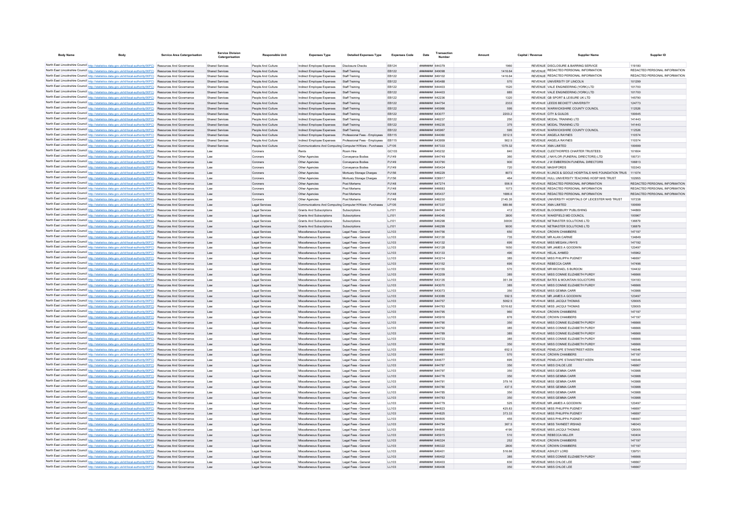| Body Name | Body | Service Area Catergorisation | Service Division Catergorisation | Responsible Unit | Expenses Type | Detailed Expenses Type | Expenses Code | Date | Transaction Number | Amount | Capital / Revenue | Supplier Name | Supplier ID |
|---|---|---|---|---|---|---|---|---|---|---|---|---|---|
| North East Lincolnshire Council | http://statistics.data.gov.uk/id/local-authority/00FC) | Resources And Governance | Shared Services | People And Culture | Indirect Employee Expenses | Disclosure Checks | EB124 | ######## | 644379 | 1960 | REVENUE | DISCLOSURE & BARRING SERVICE | 119180 |
| North East Lincolnshire Council | http://statistics.data.gov.uk/id/local-authority/00FC) | Resources And Governance | Shared Services | People And Culture | Indirect Employee Expenses | Staff Training | EB122 | ######## | 849098 | 1416.64 | REVENUE | REDACTED PERSONAL INFORMATION | REDACTED PERSONAL INFORMATION |
| North East Lincolnshire Council | http://statistics.data.gov.uk/id/local-authority/00FC) | Resources And Governance | Shared Services | People And Culture | Indirect Employee Expenses | Staff Training | EB122 | ######## | 849102 | 1416.64 | REVENUE | REDACTED PERSONAL INFORMATION | REDACTED PERSONAL INFORMATION |
| North East Lincolnshire Council | http://statistics.data.gov.uk/id/local-authority/00FC) | Resources And Governance | Shared Services | People And Culture | Indirect Employee Expenses | Staff Training | EB122 | ######## | 645488 | 570 | REVENUE | UNIVERSITY OF LINCOLN | 101299 |
| North East Lincolnshire Council | http://statistics.data.gov.uk/id/local-authority/00FC) | Resources And Governance | Shared Services | People And Culture | Indirect Employee Expenses | Staff Training | EB122 | ######## | 644403 | 1520 | REVENUE | VALE ENGINEERING (YORK) LTD | 101700 |
| North East Lincolnshire Council | http://statistics.data.gov.uk/id/local-authority/00FC) | Resources And Governance | Shared Services | People And Culture | Indirect Employee Expenses | Staff Training | EB122 | ######## | 644403 | 885 | REVENUE | VALE ENGINEERING (YORK) LTD | 101700 |
| North East Lincolnshire Council | http://statistics.data.gov.uk/id/local-authority/00FC) | Resources And Governance | Shared Services | People And Culture | Indirect Employee Expenses | Staff Training | EB122 | ######## | 642236 | 1320 | REVENUE | GB SPORT & LEISURE UK LTD | 145790 |
| North East Lincolnshire Council | http://statistics.data.gov.uk/id/local-authority/00FC) | Resources And Governance | Shared Services | People And Culture | Indirect Employee Expenses | Staff Training | EB122 | ######## | 644754 | 2333 | REVENUE | LEEDS BECKETT UNIVERSITY | 124773 |
| North East Lincolnshire Council | http://statistics.data.gov.uk/id/local-authority/00FC) | Resources And Governance | Shared Services | People And Culture | Indirect Employee Expenses | Staff Training | EB122 | ######## | 645986 | 595 | REVENUE | WARWICKSHIRE COUNTY COUNCIL | 112526 |
| North East Lincolnshire Council | http://statistics.data.gov.uk/id/local-authority/00FC) | Resources And Governance | Shared Services | People And Culture | Indirect Employee Expenses | Staff Training | EB122 | ######## | 643077 | 2203.2 | REVENUE | CITY & GUILDS | 100645 |
| North East Lincolnshire Council | http://statistics.data.gov.uk/id/local-authority/00FC) | Resources And Governance | Shared Services | People And Culture | Indirect Employee Expenses | Staff Training | EB122 | ######## | 646237 | 250 | REVENUE | MODAL TRAINING LTD | 141443 |
| North East Lincolnshire Council | http://statistics.data.gov.uk/id/local-authority/00FC) | Resources And Governance | Shared Services | People And Culture | Indirect Employee Expenses | Staff Training | EB122 | ######## | 646235 | 375 | REVENUE | MODAL TRAINING LTD | 141443 |
| North East Lincolnshire Council | http://statistics.data.gov.uk/id/local-authority/00FC) | Resources And Governance | Shared Services | People And Culture | Indirect Employee Expenses | Staff Training | EB122 | ######## | 645987 | 595 | REVENUE | WARWICKSHIRE COUNTY COUNCIL | 112526 |
| North East Lincolnshire Council | http://statistics.data.gov.uk/id/local-authority/00FC) | Resources And Governance | Shared Services | People And Culture | Indirect Employee Expenses | Professional Fees - Employees | EB115 | ######## | 644060 | 3512.5 | REVENUE | ANGELA RAYNES | 110574 |
| North East Lincolnshire Council | http://statistics.data.gov.uk/id/local-authority/00FC) | Resources And Governance | Shared Services | People And Culture | Indirect Employee Expenses | Professional Fees - Employees | EB115 | ######## | 643959 | 562.5 | REVENUE | ANGELA RAYNES | 110574 |
| North East Lincolnshire Council | http://statistics.data.gov.uk/id/local-authority/00FC) | Resources And Governance | Shared Services | People And Culture | Communications And Computing | Computer H/Ware - Purchases | LF105 | ######## | 647333 | 1379.32 | REVENUE | XMA LIMITED | 100699 |
| North East Lincolnshire Council | http://statistics.data.gov.uk/id/local-authority/00FC) | Resources And Governance | Law | Coroners | Rents | Room Hire | GC103 | ######## | 645232 | 840 | REVENUE | CLEETHORPES CHARTER TRUSTEES | 101604 |
| North East Lincolnshire Council | http://statistics.data.gov.uk/id/local-authority/00FC) | Resources And Governance | Law | Coroners | Other Agencies | Conveyance Bodies | PJ149 | ######## | 644749 | 360 | REVENUE | J NAYLOR (FUNERAL DIRECTORS) LTD | 100731 |
| North East Lincolnshire Council | http://statistics.data.gov.uk/id/local-authority/00FC) | Resources And Governance | Law | Coroners | Other Agencies | Conveyance Bodies | PJ149 | ######## | 643790 | 900 | REVENUE | J W EMBERSON FUNERAL DIRECTORS | 106813 |
| North East Lincolnshire Council | http://statistics.data.gov.uk/id/local-authority/00FC) | Resources And Governance | Law | Coroners | Other Agencies | Conveyance Bodies | PJ149 | ######## | 645434 | 720 | REVENUE | MASHFORDS | 103343 |
| North East Lincolnshire Council | http://statistics.data.gov.uk/id/local-authority/00FC) | Resources And Governance | Law | Coroners | Other Agencies | Mortuary Storage Charges | PJ156 | ######## | 646229 | 8073 | REVENUE | N LINCS & GOOLE HOSPITALS NHS FOUNDATION TRUS | 111074 |
| North East Lincolnshire Council | http://statistics.data.gov.uk/id/local-authority/00FC) | Resources And Governance | Law | Coroners | Other Agencies | Mortuary Storage Charges | PJ156 | ######## | 638917 | 464 | REVENUE | HULL UNIVERSITY TEACHING HOSP NHS TRUST | 102955 |
| North East Lincolnshire Council | http://statistics.data.gov.uk/id/local-authority/00FC) | Resources And Governance | Law | Coroners | Other Agencies | Post Mortems | PJ148 | ######## | 647274 | 556.9 | REVENUE | REDACTED PERSONAL INFORMATION | REDACTED PERSONAL INFORMATION |
| North East Lincolnshire Council | http://statistics.data.gov.uk/id/local-authority/00FC) | Resources And Governance | Law | Coroners | Other Agencies | Post Mortems | PJ148 | ######## | 646683 | 1073 | REVENUE | REDACTED PERSONAL INFORMATION | REDACTED PERSONAL INFORMATION |
| North East Lincolnshire Council | http://statistics.data.gov.uk/id/local-authority/00FC) | Resources And Governance | Law | Coroners | Other Agencies | Post Mortems | PJ148 | ######## | 645437 | 1686.6 | REVENUE | REDACTED PERSONAL INFORMATION | REDACTED PERSONAL INFORMATION |
| North East Lincolnshire Council | http://statistics.data.gov.uk/id/local-authority/00FC) | Resources And Governance | Law | Coroners | Other Agencies | Post Mortems | PJ148 | ######## | 646230 | 2145.35 | REVENUE | UNIVERSITY HOSPITALS OF LEICESTER NHS TRUST | 107238 |
| North East Lincolnshire Council | http://statistics.data.gov.uk/id/local-authority/00FC) | Resources And Governance | Law | Legal Services | Communications And Computing | Computer H/Ware - Purchases | LF105 | ######## | 647337 | 689.66 | REVENUE | XMA LIMITED | 100699 |
| North East Lincolnshire Council | http://statistics.data.gov.uk/id/local-authority/00FC) | Resources And Governance | Law | Legal Services | Grants And Subscriptions | Subscriptions | LJ101 | ######## | 644748 | 412 | REVENUE | BLOOMSBURY PUBLISHING | 144869 |
| North East Lincolnshire Council | http://statistics.data.gov.uk/id/local-authority/00FC) | Resources And Governance | Law | Legal Services | Grants And Subscriptions | Subscriptions | LJ101 | ######## | 644045 | 3800 | REVENUE | WAKEFIELD MD COUNCIL | 100967 |
| North East Lincolnshire Council | http://statistics.data.gov.uk/id/local-authority/00FC) | Resources And Governance | Law | Legal Services | Grants And Subscriptions | Subscriptions | LJ101 | ######## | 646298 | 30000 | REVENUE | NETMASTER SOLUTIONS LTD | 136879 |
| North East Lincolnshire Council | http://statistics.data.gov.uk/id/local-authority/00FC) | Resources And Governance | Law | Legal Services | Grants And Subscriptions | Subscriptions | LJ101 | ######## | 646299 | 9000 | REVENUE | NETMASTER SOLUTIONS LTD | 136879 |
| North East Lincolnshire Council | http://statistics.data.gov.uk/id/local-authority/00FC) | Resources And Governance | Law | Legal Services | Miscellaneous Expenses | Legal Fees - General | LL103 | ######## | 644756 | 650 | REVENUE | CROWN CHAMBERS | 147197 |
| North East Lincolnshire Council | http://statistics.data.gov.uk/id/local-authority/00FC) | Resources And Governance | Law | Legal Services | Miscellaneous Expenses | Legal Fees - General | LL103 | ######## | 643130 | 735 | REVENUE | MR ALAN CARNIE | 134849 |
| North East Lincolnshire Council | http://statistics.data.gov.uk/id/local-authority/00FC) | Resources And Governance | Law | Legal Services | Miscellaneous Expenses | Legal Fees - General | LL103 | ######## | 643132 | 695 | REVENUE | MISS MEGAN J RHYS | 147192 |
| North East Lincolnshire Council | http://statistics.data.gov.uk/id/local-authority/00FC) | Resources And Governance | Law | Legal Services | Miscellaneous Expenses | Legal Fees - General | LL103 | ######## | 643128 | 1650 | REVENUE | MR JAMES A GOODWIN | 123497 |
| North East Lincolnshire Council | http://statistics.data.gov.uk/id/local-authority/00FC) | Resources And Governance | Law | Legal Services | Miscellaneous Expenses | Legal Fees - General | LL103 | ######## | 643133 | 490 | REVENUE | HELAL AHMED | 145962 |
| North East Lincolnshire Council | http://statistics.data.gov.uk/id/local-authority/00FC) | Resources And Governance | Law | Legal Services | Miscellaneous Expenses | Legal Fees - General | LL103 | ######## | 643214 | 385 | REVENUE | MISS PHILIPPA PUDNEY | 146697 |
| North East Lincolnshire Council | http://statistics.data.gov.uk/id/local-authority/00FC) | Resources And Governance | Law | Legal Services | Miscellaneous Expenses | Legal Fees - General | LL103 | ######## | 643152 | 695 | REVENUE | REBECCA CARR | 147496 |
| North East Lincolnshire Council | http://statistics.data.gov.uk/id/local-authority/00FC) | Resources And Governance | Law | Legal Services | Miscellaneous Expenses | Legal Fees - General | LL103 | ######## | 643155 | 570 | REVENUE | MR MICHAEL S BURDON | 104432 |
| North East Lincolnshire Council | http://statistics.data.gov.uk/id/local-authority/00FC) | Resources And Governance | Law | Legal Services | Miscellaneous Expenses | Legal Fees - General | LL103 | ######## | 643209 | 385 | REVENUE | MISS CONNIE ELIZABETH PURDY | 146666 |
| North East Lincolnshire Council | http://statistics.data.gov.uk/id/local-authority/00FC) | Resources And Governance | Law | Legal Services | Miscellaneous Expenses | Legal Fees - General | LL103 | ######## | 643135 | 351.39 | REVENUE | BATES & MOUNTAIN SOLICITORS | 104183 |
| North East Lincolnshire Council | http://statistics.data.gov.uk/id/local-authority/00FC) | Resources And Governance | Law | Legal Services | Miscellaneous Expenses | Legal Fees - General | LL103 | ######## | 643070 | 385 | REVENUE | MISS CONNIE ELIZABETH PURDY | 146666 |
| North East Lincolnshire Council | http://statistics.data.gov.uk/id/local-authority/00FC) | Resources And Governance | Law | Legal Services | Miscellaneous Expenses | Legal Fees - General | LL103 | ######## | 643073 | 350 | REVENUE | MISS GEMMA CARR | 143988 |
| North East Lincolnshire Council | http://statistics.data.gov.uk/id/local-authority/00FC) | Resources And Governance | Law | Legal Services | Miscellaneous Expenses | Legal Fees - General | LL103 | ######## | 643089 | 592.5 | REVENUE | MR JAMES A GOODWIN | 123497 |
| North East Lincolnshire Council | http://statistics.data.gov.uk/id/local-authority/00FC) | Resources And Governance | Law | Legal Services | Miscellaneous Expenses | Legal Fees - General | LL103 | ######## | 644757 | 5062.5 | REVENUE | MISS JACQUI THOMAS | 129005 |
| North East Lincolnshire Council | http://statistics.data.gov.uk/id/local-authority/00FC) | Resources And Governance | Law | Legal Services | Miscellaneous Expenses | Legal Fees - General | LL103 | ######## | 644763 | 5316.62 | REVENUE | MISS JACQUI THOMAS | 129005 |
| North East Lincolnshire Council | http://statistics.data.gov.uk/id/local-authority/00FC) | Resources And Governance | Law | Legal Services | Miscellaneous Expenses | Legal Fees - General | LL103 | ######## | 644795 | 960 | REVENUE | CROWN CHAMBERS | 147197 |
| North East Lincolnshire Council | http://statistics.data.gov.uk/id/local-authority/00FC) | Resources And Governance | Law | Legal Services | Miscellaneous Expenses | Legal Fees - General | LL103 | ######## | 645916 | 876 | REVENUE | CROWN CHAMBERS | 147197 |
| North East Lincolnshire Council | http://statistics.data.gov.uk/id/local-authority/00FC) | Resources And Governance | Law | Legal Services | Miscellaneous Expenses | Legal Fees - General | LL103 | ######## | 644790 | 350 | REVENUE | MISS CONNIE ELIZABETH PURDY | 146666 |
| North East Lincolnshire Council | http://statistics.data.gov.uk/id/local-authority/00FC) | Resources And Governance | Law | Legal Services | Miscellaneous Expenses | Legal Fees - General | LL103 | ######## | 644792 | 385 | REVENUE | MISS CONNIE ELIZABETH PURDY | 146666 |
| North East Lincolnshire Council | http://statistics.data.gov.uk/id/local-authority/00FC) | Resources And Governance | Law | Legal Services | Miscellaneous Expenses | Legal Fees - General | LL103 | ######## | 644789 | 385 | REVENUE | MISS CONNIE ELIZABETH PURDY | 146666 |
| North East Lincolnshire Council | http://statistics.data.gov.uk/id/local-authority/00FC) | Resources And Governance | Law | Legal Services | Miscellaneous Expenses | Legal Fees - General | LL103 | ######## | 644723 | 385 | REVENUE | MISS CONNIE ELIZABETH PURDY | 146666 |
| North East Lincolnshire Council | http://statistics.data.gov.uk/id/local-authority/00FC) | Resources And Governance | Law | Legal Services | Miscellaneous Expenses | Legal Fees - General | LL103 | ######## | 644788 | 350 | REVENUE | MISS CONNIE ELIZABETH PURDY | 146666 |
| North East Lincolnshire Council | http://statistics.data.gov.uk/id/local-authority/00FC) | Resources And Governance | Law | Legal Services | Miscellaneous Expenses | Legal Fees - General | LL103 | ######## | 644681 | 652.5 | REVENUE | PENELOPE STANISTREET-KEEN | 146546 |
| North East Lincolnshire Council | http://statistics.data.gov.uk/id/local-authority/00FC) | Resources And Governance | Law | Legal Services | Miscellaneous Expenses | Legal Fees - General | LL103 | ######## | 644461 | 570 | REVENUE | CROWN CHAMBERS | 147197 |
| North East Lincolnshire Council | http://statistics.data.gov.uk/id/local-authority/00FC) | Resources And Governance | Law | Legal Services | Miscellaneous Expenses | Legal Fees - General | LL103 | ######## | 644677 | 695 | REVENUE | PENELOPE STANISTREET-KEEN | 146546 |
| North East Lincolnshire Council | http://statistics.data.gov.uk/id/local-authority/00FC) | Resources And Governance | Law | Legal Services | Miscellaneous Expenses | Legal Fees - General | LL103 | ######## | 644787 | 350 | REVENUE | MISS CHLOE LEE | 146667 |
| North East Lincolnshire Council | http://statistics.data.gov.uk/id/local-authority/00FC) | Resources And Governance | Law | Legal Services | Miscellaneous Expenses | Legal Fees - General | LL103 | ######## | 644797 | 350 | REVENUE | MISS GEMMA CARR | 143988 |
| North East Lincolnshire Council | http://statistics.data.gov.uk/id/local-authority/00FC) | Resources And Governance | Law | Legal Services | Miscellaneous Expenses | Legal Fees - General | LL103 | ######## | 644776 | 350 | REVENUE | MISS GEMMA CARR | 143988 |
| North East Lincolnshire Council | http://statistics.data.gov.uk/id/local-authority/00FC) | Resources And Governance | Law | Legal Services | Miscellaneous Expenses | Legal Fees - General | LL103 | ######## | 644791 | 379.16 | REVENUE | MISS GEMMA CARR | 143988 |
| North East Lincolnshire Council | http://statistics.data.gov.uk/id/local-authority/00FC) | Resources And Governance | Law | Legal Services | Miscellaneous Expenses | Legal Fees - General | LL103 | ######## | 644780 | 437.5 | REVENUE | MISS GEMMA CARR | 143988 |
| North East Lincolnshire Council | http://statistics.data.gov.uk/id/local-authority/00FC) | Resources And Governance | Law | Legal Services | Miscellaneous Expenses | Legal Fees - General | LL103 | ######## | 644785 | 350 | REVENUE | MISS GEMMA CARR | 143988 |
| North East Lincolnshire Council | http://statistics.data.gov.uk/id/local-authority/00FC) | Resources And Governance | Law | Legal Services | Miscellaneous Expenses | Legal Fees - General | LL103 | ######## | 644783 | 350 | REVENUE | MISS GEMMA CARR | 143988 |
| North East Lincolnshire Council | http://statistics.data.gov.uk/id/local-authority/00FC) | Resources And Governance | Law | Legal Services | Miscellaneous Expenses | Legal Fees - General | LL103 | ######## | 644779 | 525 | REVENUE | MR JAMES A GOODWIN | 123497 |
| North East Lincolnshire Council | http://statistics.data.gov.uk/id/local-authority/00FC) | Resources And Governance | Law | Legal Services | Miscellaneous Expenses | Legal Fees - General | LL103 | ######## | 644823 | 425.83 | REVENUE | MISS PHILIPPA PUDNEY | 146697 |
| North East Lincolnshire Council | http://statistics.data.gov.uk/id/local-authority/00FC) | Resources And Governance | Law | Legal Services | Miscellaneous Expenses | Legal Fees - General | LL103 | ######## | 644825 | 373.33 | REVENUE | MISS PHILIPPA PUDNEY | 146697 |
| North East Lincolnshire Council | http://statistics.data.gov.uk/id/local-authority/00FC) | Resources And Governance | Law | Legal Services | Miscellaneous Expenses | Legal Fees - General | LL103 | ######## | 644805 | 455 | REVENUE | MISS PHILIPPA PUDNEY | 146697 |
| North East Lincolnshire Council | http://statistics.data.gov.uk/id/local-authority/00FC) | Resources And Governance | Law | Legal Services | Miscellaneous Expenses | Legal Fees - General | LL103 | ######## | 644794 | 367.5 | REVENUE | MISS TAHNEET IRSHAD | 146043 |
| North East Lincolnshire Council | http://statistics.data.gov.uk/id/local-authority/00FC) | Resources And Governance | Law | Legal Services | Miscellaneous Expenses | Legal Fees - General | LL103 | ######## | 644830 | 4190 | REVENUE | MISS JACQUI THOMAS | 129005 |
| North East Lincolnshire Council | http://statistics.data.gov.uk/id/local-authority/00FC) | Resources And Governance | Law | Legal Services | Miscellaneous Expenses | Legal Fees - General | LL103 | ######## | 645915 | 510 | REVENUE | REBECCA MILLER | 140404 |
| North East Lincolnshire Council | http://statistics.data.gov.uk/id/local-authority/00FC) | Resources And Governance | Law | Legal Services | Miscellaneous Expenses | Legal Fees - General | LL103 | ######## | 646324 | 252 | REVENUE | CROWN CHAMBERS | 147197 |
| North East Lincolnshire Council | http://statistics.data.gov.uk/id/local-authority/00FC) | Resources And Governance | Law | Legal Services | Miscellaneous Expenses | Legal Fees - General | LL103 | ######## | 646322 | 2800 | REVENUE | CROWN CHAMBERS | 147197 |
| North East Lincolnshire Council | http://statistics.data.gov.uk/id/local-authority/00FC) | Resources And Governance | Law | Legal Services | Miscellaneous Expenses | Legal Fees - General | LL103 | ######## | 646401 | 516.66 | REVENUE | ASHLEY LORD | 139751 |
| North East Lincolnshire Council | http://statistics.data.gov.uk/id/local-authority/00FC) | Resources And Governance | Law | Legal Services | Miscellaneous Expenses | Legal Fees - General | LL103 | ######## | 646402 | 385 | REVENUE | MISS CONNIE ELIZABETH PURDY | 146666 |
| North East Lincolnshire Council | http://statistics.data.gov.uk/id/local-authority/00FC) | Resources And Governance | Law | Legal Services | Miscellaneous Expenses | Legal Fees - General | LL103 | ######## | 646403 | 630 | REVENUE | MISS CHLOE LEE | 146667 |
| North East Lincolnshire Council | http://statistics.data.gov.uk/id/local-authority/00FC) | Resources And Governance | Law | Legal Services | Miscellaneous Expenses | Legal Fees - General | LL103 | ######## | 646406 | 350 | REVENUE | MISS CHLOE LEE | 146667 |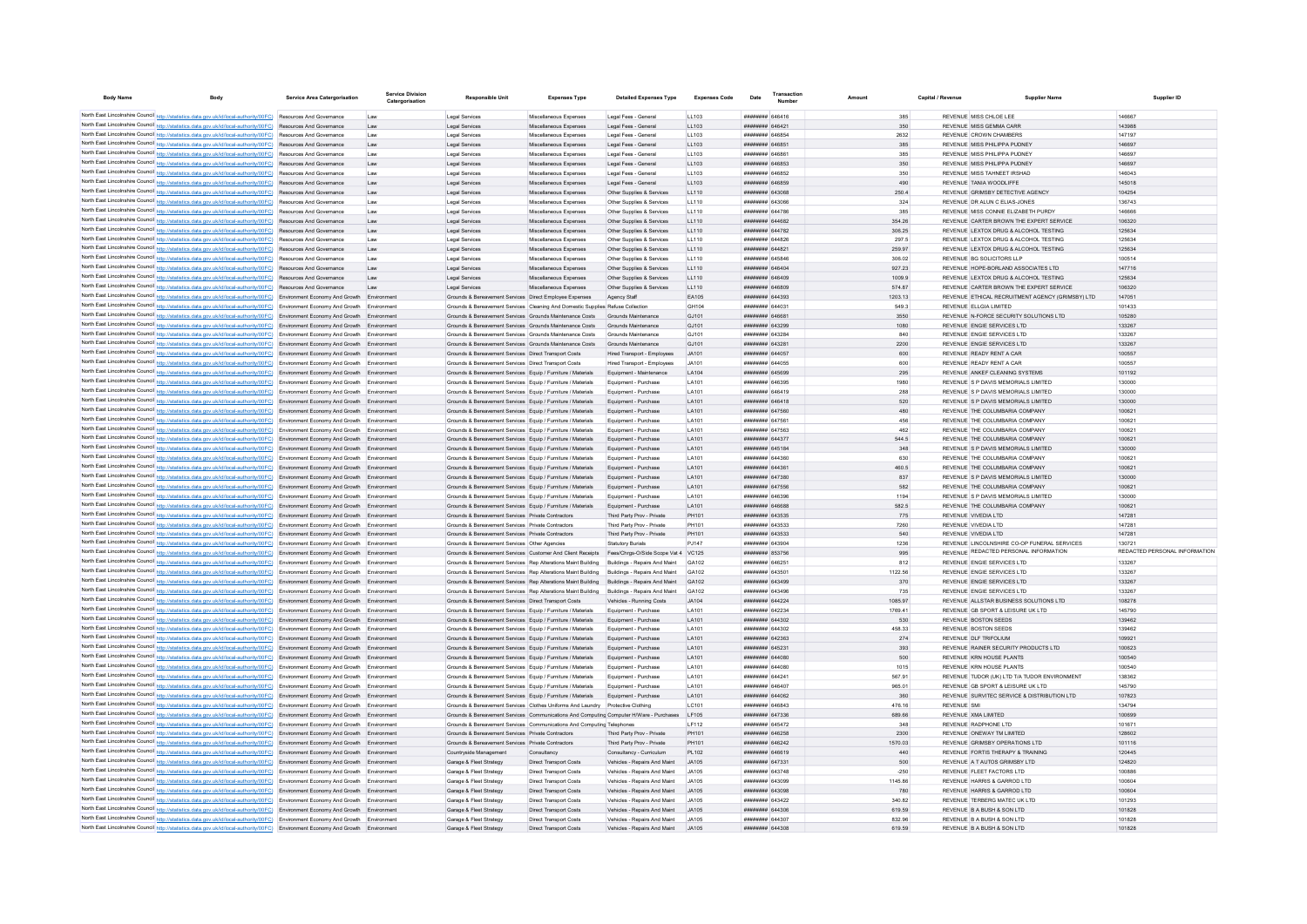| Body Name | Body | Service Area Catergorisation | Service Division Catergorisation | Responsible Unit | Expenses Type | Detailed Expenses Type | Expenses Code | Date | Transaction Number | Amount | Capital / Revenue | Supplier Name | Supplier ID |
|---|---|---|---|---|---|---|---|---|---|---|---|---|---|
| North East Lincolnshire Council | http://statistics.data.gov.uk/id/local-authority/00FC | Resources And Governance | Law | Legal Services | Miscellaneous Expenses | Legal Fees - General | LL103 | ######## | 646416 | 385 | REVENUE | MISS CHLOE LEE | 146667 |
| North East Lincolnshire Council | http://statistics.data.gov.uk/id/local-authority/00FC | Resources And Governance | Law | Legal Services | Miscellaneous Expenses | Legal Fees - General | LL103 | ######## | 646421 | 350 | REVENUE | MISS GEMMA CARR | 143988 |
| North East Lincolnshire Council | http://statistics.data.gov.uk/id/local-authority/00FC | Resources And Governance | Law | Legal Services | Miscellaneous Expenses | Legal Fees - General | LL103 | ######## | 646854 | 2632 | REVENUE | CROWN CHAMBERS | 147197 |
| North East Lincolnshire Council | http://statistics.data.gov.uk/id/local-authority/00FC | Resources And Governance | Law | Legal Services | Miscellaneous Expenses | Legal Fees - General | LL103 | ######## | 646851 | 385 | REVENUE | MISS PHILIPPA PUDNEY | 146697 |
| North East Lincolnshire Council | http://statistics.data.gov.uk/id/local-authority/00FC | Resources And Governance | Law | Legal Services | Miscellaneous Expenses | Legal Fees - General | LL103 | ######## | 646861 | 385 | REVENUE | MISS PHILIPPA PUDNEY | 146697 |
| North East Lincolnshire Council | http://statistics.data.gov.uk/id/local-authority/00FC | Resources And Governance | Law | Legal Services | Miscellaneous Expenses | Legal Fees - General | LL103 | ######## | 646853 | 350 | REVENUE | MISS PHILIPPA PUDNEY | 146697 |
| North East Lincolnshire Council | http://statistics.data.gov.uk/id/local-authority/00FC | Resources And Governance | Law | Legal Services | Miscellaneous Expenses | Legal Fees - General | LL103 | ######## | 646852 | 350 | REVENUE | MISS TAHNEET IRSHAD | 146043 |
| North East Lincolnshire Council | http://statistics.data.gov.uk/id/local-authority/00FC | Resources And Governance | Law | Legal Services | Miscellaneous Expenses | Legal Fees - General | LL103 | ######## | 646859 | 490 | REVENUE | TANIA WOODLIFFE | 145018 |
| North East Lincolnshire Council | http://statistics.data.gov.uk/id/local-authority/00FC | Resources And Governance | Law | Legal Services | Miscellaneous Expenses | Other Supplies & Services | LL110 | ######## | 643068 | 250.4 | REVENUE | GRIMSBY DETECTIVE AGENCY | 104254 |
| North East Lincolnshire Council | http://statistics.data.gov.uk/id/local-authority/00FC | Resources And Governance | Law | Legal Services | Miscellaneous Expenses | Other Supplies & Services | LL110 | ######## | 643066 | 324 | REVENUE | DR ALUN C ELIAS-JONES | 136743 |
| North East Lincolnshire Council | http://statistics.data.gov.uk/id/local-authority/00FC | Resources And Governance | Law | Legal Services | Miscellaneous Expenses | Other Supplies & Services | LL110 | ######## | 644786 | 385 | REVENUE | MISS CONNIE ELIZABETH PURDY | 146666 |
| North East Lincolnshire Council | http://statistics.data.gov.uk/id/local-authority/00FC | Resources And Governance | Law | Legal Services | Miscellaneous Expenses | Other Supplies & Services | LL110 | ######## | 644682 | 354.26 | REVENUE | CARTER BROWN THE EXPERT SERVICE | 106320 |
| North East Lincolnshire Council | http://statistics.data.gov.uk/id/local-authority/00FC | Resources And Governance | Law | Legal Services | Miscellaneous Expenses | Other Supplies & Services | LL110 | ######## | 644762 | 306.25 | REVENUE | LEXTOX DRUG & ALCOHOL TESTING | 125634 |
| North East Lincolnshire Council | http://statistics.data.gov.uk/id/local-authority/00FC | Resources And Governance | Law | Legal Services | Miscellaneous Expenses | Other Supplies & Services | LL110 | ######## | 644826 | 297.5 | REVENUE | LEXTOX DRUG & ALCOHOL TESTING | 125634 |
| North East Lincolnshire Council | http://statistics.data.gov.uk/id/local-authority/00FC | Resources And Governance | Law | Legal Services | Miscellaneous Expenses | Other Supplies & Services | LL110 | ######## | 644821 | 259.97 | REVENUE | LEXTOX DRUG & ALCOHOL TESTING | 125634 |
| North East Lincolnshire Council | http://statistics.data.gov.uk/id/local-authority/00FC | Resources And Governance | Law | Legal Services | Miscellaneous Expenses | Other Supplies & Services | LL110 | ######## | 645846 | 306.02 | REVENUE | BG SOLICITORS LLP | 100514 |
| North East Lincolnshire Council | http://statistics.data.gov.uk/id/local-authority/00FC | Resources And Governance | Law | Legal Services | Miscellaneous Expenses | Other Supplies & Services | LL110 | ######## | 646404 | 927.23 | REVENUE | HOPE-BORLAND ASSOCIATES LTD | 147716 |
| North East Lincolnshire Council | http://statistics.data.gov.uk/id/local-authority/00FC | Resources And Governance | Law | Legal Services | Miscellaneous Expenses | Other Supplies & Services | LL110 | ######## | 646409 | 1009.9 | REVENUE | LEXTOX DRUG & ALCOHOL TESTING | 125634 |
| North East Lincolnshire Council | http://statistics.data.gov.uk/id/local-authority/00FC | Resources And Governance | Law | Legal Services | Miscellaneous Expenses | Other Supplies & Services | LL110 | ######## | 646809 | 574.87 | REVENUE | CARTER BROWN THE EXPERT SERVICE | 106320 |
| North East Lincolnshire Council | http://statistics.data.gov.uk/id/local-authority/00FC | Environment Economy And Growth | Environment | Grounds & Bereavement Services | Direct Employee Expenses | Agency Staff | EA105 | ######## | 644393 | 1203.13 | REVENUE | ETHICAL RECRUITMENT AGENCY (GRIMSBY) LTD | 147051 |
| North East Lincolnshire Council | http://statistics.data.gov.uk/id/local-authority/00FC | Environment Economy And Growth | Environment | Grounds & Bereavement Services | Cleaning And Domestic Supplies | Refuse Collection | GH104 | ######## | 644031 | 549.3 | REVENUE | ELLGIA LIMITED | 101433 |
| North East Lincolnshire Council | http://statistics.data.gov.uk/id/local-authority/00FC | Environment Economy And Growth | Environment | Grounds & Bereavement Services | Grounds Maintenance Costs | Grounds Maintenance | GJ101 | ######## | 646681 | 3550 | REVENUE | N-FORCE SECURITY SOLUTIONS LTD | 105280 |
| North East Lincolnshire Council | http://statistics.data.gov.uk/id/local-authority/00FC | Environment Economy And Growth | Environment | Grounds & Bereavement Services | Grounds Maintenance Costs | Grounds Maintenance | GJ101 | ######## | 643299 | 1080 | REVENUE | ENGIE SERVICES LTD | 133267 |
| North East Lincolnshire Council | http://statistics.data.gov.uk/id/local-authority/00FC | Environment Economy And Growth | Environment | Grounds & Bereavement Services | Grounds Maintenance Costs | Grounds Maintenance | GJ101 | ######## | 643284 | 840 | REVENUE | ENGIE SERVICES LTD | 133267 |
| North East Lincolnshire Council | http://statistics.data.gov.uk/id/local-authority/00FC | Environment Economy And Growth | Environment | Grounds & Bereavement Services | Grounds Maintenance Costs | Grounds Maintenance | GJ101 | ######## | 643281 | 2200 | REVENUE | ENGIE SERVICES LTD | 133267 |
| North East Lincolnshire Council | http://statistics.data.gov.uk/id/local-authority/00FC | Environment Economy And Growth | Environment | Grounds & Bereavement Services | Direct Transport Costs | Hired Transport - Employees | JA101 | ######## | 644057 | 600 | REVENUE | READY RENT A CAR | 100557 |
| North East Lincolnshire Council | http://statistics.data.gov.uk/id/local-authority/00FC | Environment Economy And Growth | Environment | Grounds & Bereavement Services | Direct Transport Costs | Hired Transport - Employees | JA101 | ######## | 644055 | 600 | REVENUE | READY RENT A CAR | 100557 |
| North East Lincolnshire Council | http://statistics.data.gov.uk/id/local-authority/00FC | Environment Economy And Growth | Environment | Grounds & Bereavement Services | Equip / Furniture / Materials | Equipment - Maintenance | LA104 | ######## | 645699 | 295 | REVENUE | ANKEF CLEANING SYSTEMS | 101192 |
| North East Lincolnshire Council | http://statistics.data.gov.uk/id/local-authority/00FC | Environment Economy And Growth | Environment | Grounds & Bereavement Services | Equip / Furniture / Materials | Equipment - Purchase | LA101 | ######## | 646395 | 1980 | REVENUE | S P DAVIS MEMORIALS LIMITED | 130000 |
| North East Lincolnshire Council | http://statistics.data.gov.uk/id/local-authority/00FC | Environment Economy And Growth | Environment | Grounds & Bereavement Services | Equip / Furniture / Materials | Equipment - Purchase | LA101 | ######## | 646419 | 288 | REVENUE | S P DAVIS MEMORIALS LIMITED | 130000 |
| North East Lincolnshire Council | http://statistics.data.gov.uk/id/local-authority/00FC | Environment Economy And Growth | Environment | Grounds & Bereavement Services | Equip / Furniture / Materials | Equipment - Purchase | LA101 | ######## | 646418 | 520 | REVENUE | S P DAVIS MEMORIALS LIMITED | 130000 |
| North East Lincolnshire Council | http://statistics.data.gov.uk/id/local-authority/00FC | Environment Economy And Growth | Environment | Grounds & Bereavement Services | Equip / Furniture / Materials | Equipment - Purchase | LA101 | ######## | 647560 | 480 | REVENUE | THE COLUMBARIA COMPANY | 100621 |
| North East Lincolnshire Council | http://statistics.data.gov.uk/id/local-authority/00FC | Environment Economy And Growth | Environment | Grounds & Bereavement Services | Equip / Furniture / Materials | Equipment - Purchase | LA101 | ######## | 647561 | 456 | REVENUE | THE COLUMBARIA COMPANY | 100621 |
| North East Lincolnshire Council | http://statistics.data.gov.uk/id/local-authority/00FC | Environment Economy And Growth | Environment | Grounds & Bereavement Services | Equip / Furniture / Materials | Equipment - Purchase | LA101 | ######## | 647563 | 462 | REVENUE | THE COLUMBARIA COMPANY | 100621 |
| North East Lincolnshire Council | http://statistics.data.gov.uk/id/local-authority/00FC | Environment Economy And Growth | Environment | Grounds & Bereavement Services | Equip / Furniture / Materials | Equipment - Purchase | LA101 | ######## | 644377 | 544.5 | REVENUE | THE COLUMBARIA COMPANY | 100621 |
| North East Lincolnshire Council | http://statistics.data.gov.uk/id/local-authority/00FC | Environment Economy And Growth | Environment | Grounds & Bereavement Services | Equip / Furniture / Materials | Equipment - Purchase | LA101 | ######## | 645184 | 348 | REVENUE | S P DAVIS MEMORIALS LIMITED | 130000 |
| North East Lincolnshire Council | http://statistics.data.gov.uk/id/local-authority/00FC | Environment Economy And Growth | Environment | Grounds & Bereavement Services | Equip / Furniture / Materials | Equipment - Purchase | LA101 | ######## | 644360 | 630 | REVENUE | THE COLUMBARIA COMPANY | 100621 |
| North East Lincolnshire Council | http://statistics.data.gov.uk/id/local-authority/00FC | Environment Economy And Growth | Environment | Grounds & Bereavement Services | Equip / Furniture / Materials | Equipment - Purchase | LA101 | ######## | 644361 | 460.5 | REVENUE | THE COLUMBARIA COMPANY | 100621 |
| North East Lincolnshire Council | http://statistics.data.gov.uk/id/local-authority/00FC | Environment Economy And Growth | Environment | Grounds & Bereavement Services | Equip / Furniture / Materials | Equipment - Purchase | LA101 | ######## | 647380 | 837 | REVENUE | S P DAVIS MEMORIALS LIMITED | 130000 |
| North East Lincolnshire Council | http://statistics.data.gov.uk/id/local-authority/00FC | Environment Economy And Growth | Environment | Grounds & Bereavement Services | Equip / Furniture / Materials | Equipment - Purchase | LA101 | ######## | 647556 | 582 | REVENUE | THE COLUMBARIA COMPANY | 100621 |
| North East Lincolnshire Council | http://statistics.data.gov.uk/id/local-authority/00FC | Environment Economy And Growth | Environment | Grounds & Bereavement Services | Equip / Furniture / Materials | Equipment - Purchase | LA101 | ######## | 646396 | 1194 | REVENUE | S P DAVIS MEMORIALS LIMITED | 130000 |
| North East Lincolnshire Council | http://statistics.data.gov.uk/id/local-authority/00FC | Environment Economy And Growth | Environment | Grounds & Bereavement Services | Equip / Furniture / Materials | Equipment - Purchase | LA101 | ######## | 646688 | 582.5 | REVENUE | THE COLUMBARIA COMPANY | 100621 |
| North East Lincolnshire Council | http://statistics.data.gov.uk/id/local-authority/00FC | Environment Economy And Growth | Environment | Grounds & Bereavement Services | Private Contractors | Third Party Prov - Private | PH101 | ######## | 643535 | 775 | REVENUE | VIVEDIA LTD | 147281 |
| North East Lincolnshire Council | http://statistics.data.gov.uk/id/local-authority/00FC | Environment Economy And Growth | Environment | Grounds & Bereavement Services | Private Contractors | Third Party Prov - Private | PH101 | ######## | 643533 | 7260 | REVENUE | VIVEDIA LTD | 147281 |
| North East Lincolnshire Council | http://statistics.data.gov.uk/id/local-authority/00FC | Environment Economy And Growth | Environment | Grounds & Bereavement Services | Private Contractors | Third Party Prov - Private | PH101 | ######## | 643533 | 540 | REVENUE | VIVEDIA LTD | 147281 |
| North East Lincolnshire Council | http://statistics.data.gov.uk/id/local-authority/00FC | Environment Economy And Growth | Environment | Grounds & Bereavement Services | Other Agencies | Statutory Burials | PJ147 | ######## | 643904 | 1236 | REVENUE | LINCOLNSHIRE CO-OP FUNERAL SERVICES | 130721 |
| North East Lincolnshire Council | http://statistics.data.gov.uk/id/local-authority/00FC | Environment Economy And Growth | Environment | Grounds & Bereavement Services | Customer And Client Receipts | Fees/Chrgs-O/Side Scope Vat 4 | VC125 | ######## | 853756 | 995 | REVENUE | REDACTED PERSONAL INFORMATION | REDACTED PERSONAL INFORMATION |
| North East Lincolnshire Council | http://statistics.data.gov.uk/id/local-authority/00FC | Environment Economy And Growth | Environment | Grounds & Bereavement Services | Rep Alterations Maint Building | Buildings - Repairs And Maint | GA102 | ######## | 646251 | 812 | REVENUE | ENGIE SERVICES LTD | 133267 |
| North East Lincolnshire Council | http://statistics.data.gov.uk/id/local-authority/00FC | Environment Economy And Growth | Environment | Grounds & Bereavement Services | Rep Alterations Maint Building | Buildings - Repairs And Maint | GA102 | ######## | 643501 | 1122.56 | REVENUE | ENGIE SERVICES LTD | 133267 |
| North East Lincolnshire Council | http://statistics.data.gov.uk/id/local-authority/00FC | Environment Economy And Growth | Environment | Grounds & Bereavement Services | Rep Alterations Maint Building | Buildings - Repairs And Maint | GA102 | ######## | 643499 | 370 | REVENUE | ENGIE SERVICES LTD | 133267 |
| North East Lincolnshire Council | http://statistics.data.gov.uk/id/local-authority/00FC | Environment Economy And Growth | Environment | Grounds & Bereavement Services | Rep Alterations Maint Building | Buildings - Repairs And Maint | GA102 | ######## | 643496 | 735 | REVENUE | ENGIE SERVICES LTD | 133267 |
| North East Lincolnshire Council | http://statistics.data.gov.uk/id/local-authority/00FC | Environment Economy And Growth | Environment | Grounds & Bereavement Services | Direct Transport Costs | Vehicles - Running Costs | JA104 | ######## | 644224 | 1085.97 | REVENUE | ALLSTAR BUSINESS SOLUTIONS LTD | 108278 |
| North East Lincolnshire Council | http://statistics.data.gov.uk/id/local-authority/00FC | Environment Economy And Growth | Environment | Grounds & Bereavement Services | Equip / Furniture / Materials | Equipment - Purchase | LA101 | ######## | 642234 | 1769.41 | REVENUE | GB SPORT & LEISURE UK LTD | 145790 |
| North East Lincolnshire Council | http://statistics.data.gov.uk/id/local-authority/00FC | Environment Economy And Growth | Environment | Grounds & Bereavement Services | Equip / Furniture / Materials | Equipment - Purchase | LA101 | ######## | 644302 | 530 | REVENUE | BOSTON SEEDS | 139462 |
| North East Lincolnshire Council | http://statistics.data.gov.uk/id/local-authority/00FC | Environment Economy And Growth | Environment | Grounds & Bereavement Services | Equip / Furniture / Materials | Equipment - Purchase | LA101 | ######## | 644302 | 458.33 | REVENUE | BOSTON SEEDS | 139462 |
| North East Lincolnshire Council | http://statistics.data.gov.uk/id/local-authority/00FC | Environment Economy And Growth | Environment | Grounds & Bereavement Services | Equip / Furniture / Materials | Equipment - Purchase | LA101 | ######## | 642363 | 274 | REVENUE | DLF TRIFOLIUM | 109921 |
| North East Lincolnshire Council | http://statistics.data.gov.uk/id/local-authority/00FC | Environment Economy And Growth | Environment | Grounds & Bereavement Services | Equip / Furniture / Materials | Equipment - Purchase | LA101 | ######## | 645231 | 393 | REVENUE | RAINER SECURITY PRODUCTS LTD | 100623 |
| North East Lincolnshire Council | http://statistics.data.gov.uk/id/local-authority/00FC | Environment Economy And Growth | Environment | Grounds & Bereavement Services | Equip / Furniture / Materials | Equipment - Purchase | LA101 | ######## | 644080 | 500 | REVENUE | KRN HOUSE PLANTS | 100540 |
| North East Lincolnshire Council | http://statistics.data.gov.uk/id/local-authority/00FC | Environment Economy And Growth | Environment | Grounds & Bereavement Services | Equip / Furniture / Materials | Equipment - Purchase | LA101 | ######## | 644080 | 1015 | REVENUE | KRN HOUSE PLANTS | 100540 |
| North East Lincolnshire Council | http://statistics.data.gov.uk/id/local-authority/00FC | Environment Economy And Growth | Environment | Grounds & Bereavement Services | Equip / Furniture / Materials | Equipment - Purchase | LA101 | ######## | 644241 | 567.91 | REVENUE | TUDOR (UK) LTD T/A TUDOR ENVIRONMENT | 138362 |
| North East Lincolnshire Council | http://statistics.data.gov.uk/id/local-authority/00FC | Environment Economy And Growth | Environment | Grounds & Bereavement Services | Equip / Furniture / Materials | Equipment - Purchase | LA101 | ######## | 646407 | 965.01 | REVENUE | GB SPORT & LEISURE UK LTD | 145790 |
| North East Lincolnshire Council | http://statistics.data.gov.uk/id/local-authority/00FC | Environment Economy And Growth | Environment | Grounds & Bereavement Services | Equip / Furniture / Materials | Equipment - Purchase | LA101 | ######## | 644062 | 360 | REVENUE | SURVITEC SERVICE & DISTRIBUTION LTD | 107823 |
| North East Lincolnshire Council | http://statistics.data.gov.uk/id/local-authority/00FC | Environment Economy And Growth | Environment | Grounds & Bereavement Services | Clothes Uniforms And Laundry | Protective Clothing | LC101 | ######## | 646843 | 476.16 | REVENUE | SMI | 134794 |
| North East Lincolnshire Council | http://statistics.data.gov.uk/id/local-authority/00FC | Environment Economy And Growth | Environment | Grounds & Bereavement Services | Communications And Computing | Computer H/Ware - Purchases | LF105 | ######## | 647336 | 689.66 | REVENUE | XMA LIMITED | 100699 |
| North East Lincolnshire Council | http://statistics.data.gov.uk/id/local-authority/00FC | Environment Economy And Growth | Environment | Grounds & Bereavement Services | Communications And Computing | Telephones | LF112 | ######## | 645472 | 348 | REVENUE | RADPHONE LTD | 101671 |
| North East Lincolnshire Council | http://statistics.data.gov.uk/id/local-authority/00FC | Environment Economy And Growth | Environment | Grounds & Bereavement Services | Private Contractors | Third Party Prov - Private | PH101 | ######## | 646258 | 2300 | REVENUE | ONEWAY TM LIMITED | 128602 |
| North East Lincolnshire Council | http://statistics.data.gov.uk/id/local-authority/00FC | Environment Economy And Growth | Environment | Grounds & Bereavement Services | Private Contractors | Third Party Prov - Private | PH101 | ######## | 646242 | 1570.03 | REVENUE | GRIMSBY OPERATIONS LTD | 101116 |
| North East Lincolnshire Council | http://statistics.data.gov.uk/id/local-authority/00FC | Environment Economy And Growth | Environment | Countryside Management | Consultancy | Consultancy - Curriculum | PL102 | ######## | 646619 | 440 | REVENUE | FORTIS THERAPY & TRAINING | 120445 |
| North East Lincolnshire Council | http://statistics.data.gov.uk/id/local-authority/00FC | Environment Economy And Growth | Environment | Garage & Fleet Strategy | Direct Transport Costs | Vehicles - Repairs And Maint | JA105 | ######## | 647331 | 500 | REVENUE | A T AUTOS GRIMSBY LTD | 124820 |
| North East Lincolnshire Council | http://statistics.data.gov.uk/id/local-authority/00FC | Environment Economy And Growth | Environment | Garage & Fleet Strategy | Direct Transport Costs | Vehicles - Repairs And Maint | JA105 | ######## | 643748 | -250 | REVENUE | FLEET FACTORS LTD | 100886 |
| North East Lincolnshire Council | http://statistics.data.gov.uk/id/local-authority/00FC | Environment Economy And Growth | Environment | Garage & Fleet Strategy | Direct Transport Costs | Vehicles - Repairs And Maint | JA105 | ######## | 643099 | 1145.86 | REVENUE | HARRIS & GARROD LTD | 100604 |
| North East Lincolnshire Council | http://statistics.data.gov.uk/id/local-authority/00FC | Environment Economy And Growth | Environment | Garage & Fleet Strategy | Direct Transport Costs | Vehicles - Repairs And Maint | JA105 | ######## | 643098 | 780 | REVENUE | HARRIS & GARROD LTD | 100604 |
| North East Lincolnshire Council | http://statistics.data.gov.uk/id/local-authority/00FC | Environment Economy And Growth | Environment | Garage & Fleet Strategy | Direct Transport Costs | Vehicles - Repairs And Maint | JA105 | ######## | 643422 | 340.82 | REVENUE | TERBERG MATEC UK LTD | 101293 |
| North East Lincolnshire Council | http://statistics.data.gov.uk/id/local-authority/00FC | Environment Economy And Growth | Environment | Garage & Fleet Strategy | Direct Transport Costs | Vehicles - Repairs And Maint | JA105 | ######## | 644306 | 619.59 | REVENUE | B A BUSH & SON LTD | 101828 |
| North East Lincolnshire Council | http://statistics.data.gov.uk/id/local-authority/00FC | Environment Economy And Growth | Environment | Garage & Fleet Strategy | Direct Transport Costs | Vehicles - Repairs And Maint | JA105 | ######## | 644307 | 832.96 | REVENUE | B A BUSH & SON LTD | 101828 |
| North East Lincolnshire Council | http://statistics.data.gov.uk/id/local-authority/00FC | Environment Economy And Growth | Environment | Garage & Fleet Strategy | Direct Transport Costs | Vehicles - Repairs And Maint | JA105 | ######## | 644308 | 619.59 | REVENUE | B A BUSH & SON LTD | 101828 |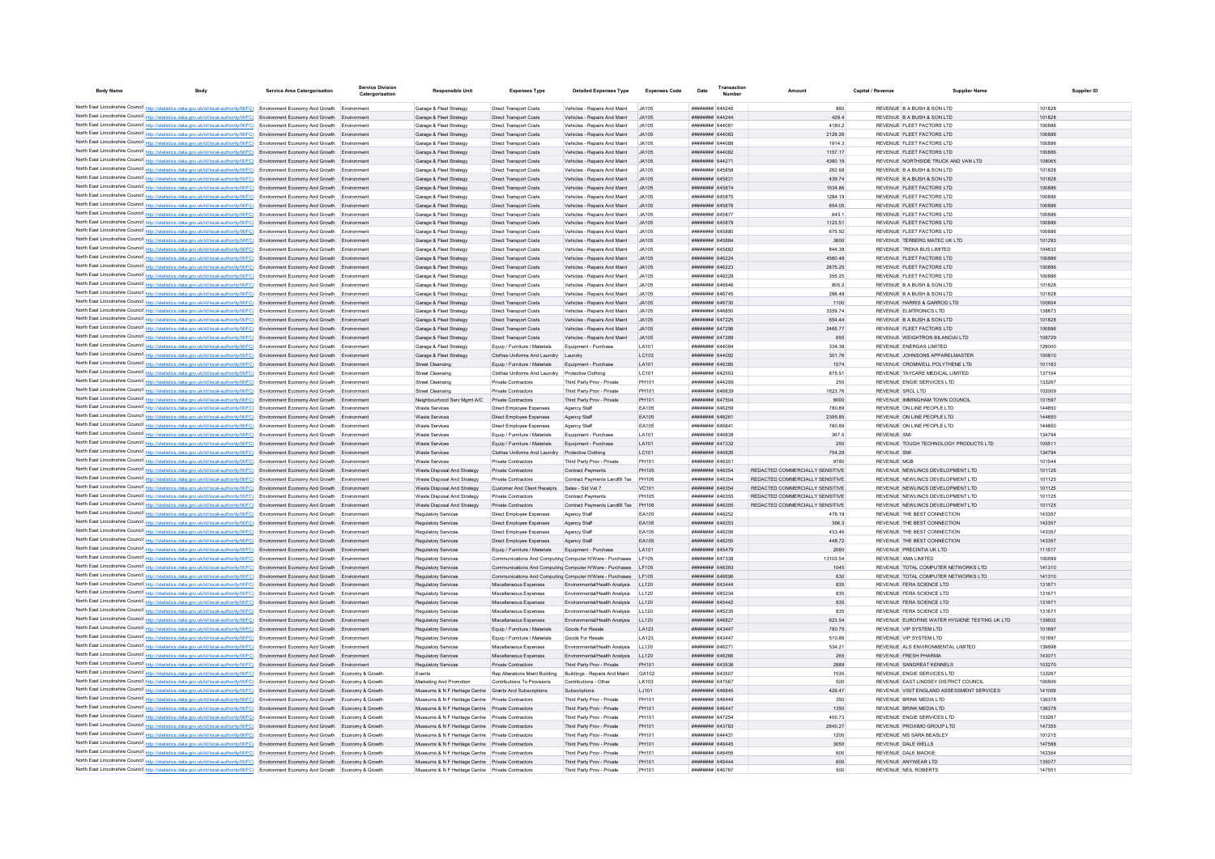| Body Name | Body | Service Area Catergorisation | Service Division Catergorisation | Responsible Unit | Expenses Type | Detailed Expenses Type | Expenses Code | Date | Transaction Number | Amount | Capital / Revenue | Supplier Name | Supplier ID |
|---|---|---|---|---|---|---|---|---|---|---|---|---|---|
| North East Lincolnshire Council | http://statistics.data.gov.uk/id/local-authority/00FC) | Environment Economy And Growth | Environment | Garage & Fleet Strategy | Direct Transport Costs | Vehicles - Repairs And Maint | JA105 | ######## | 644245 | 860 | REVENUE | B A BUSH & SON LTD | 101828 |
| North East Lincolnshire Council | http://statistics.data.gov.uk/id/local-authority/00FC) | Environment Economy And Growth | Environment | Garage & Fleet Strategy | Direct Transport Costs | Vehicles - Repairs And Maint | JA105 | ######## | 644244 | 428.4 | REVENUE | B A BUSH & SON LTD | 101828 |
| North East Lincolnshire Council | http://statistics.data.gov.uk/id/local-authority/00FC) | Environment Economy And Growth | Environment | Garage & Fleet Strategy | Direct Transport Costs | Vehicles - Repairs And Maint | JA105 | ######## | 644081 | 4180.2 | REVENUE | FLEET FACTORS LTD | 100886 |
| North East Lincolnshire Council | http://statistics.data.gov.uk/id/local-authority/00FC) | Environment Economy And Growth | Environment | Garage & Fleet Strategy | Direct Transport Costs | Vehicles - Repairs And Maint | JA105 | ######## | 644083 | 2129.26 | REVENUE | FLEET FACTORS LTD | 100886 |
| North East Lincolnshire Council | http://statistics.data.gov.uk/id/local-authority/00FC) | Environment Economy And Growth | Environment | Garage & Fleet Strategy | Direct Transport Costs | Vehicles - Repairs And Maint | JA105 | ######## | 644088 | 1914.3 | REVENUE | FLEET FACTORS LTD | 100886 |
| North East Lincolnshire Council | http://statistics.data.gov.uk/id/local-authority/00FC) | Environment Economy And Growth | Environment | Garage & Fleet Strategy | Direct Transport Costs | Vehicles - Repairs And Maint | JA105 | ######## | 644082 | 1157.17 | REVENUE | FLEET FACTORS LTD | 100886 |
| North East Lincolnshire Council | http://statistics.data.gov.uk/id/local-authority/00FC) | Environment Economy And Growth | Environment | Garage & Fleet Strategy | Direct Transport Costs | Vehicles - Repairs And Maint | JA105 | ######## | 644271 | 4360.19 | REVENUE | NORTHSIDE TRUCK AND VAN LTD | 108065 |
| North East Lincolnshire Council | http://statistics.data.gov.uk/id/local-authority/00FC) | Environment Economy And Growth | Environment | Garage & Fleet Strategy | Direct Transport Costs | Vehicles - Repairs And Maint | JA105 | ######## | 645858 | 262.68 | REVENUE | B A BUSH & SON LTD | 101828 |
| North East Lincolnshire Council | http://statistics.data.gov.uk/id/local-authority/00FC) | Environment Economy And Growth | Environment | Garage & Fleet Strategy | Direct Transport Costs | Vehicles - Repairs And Maint | JA105 | ######## | 645831 | 439.74 | REVENUE | B A BUSH & SON LTD | 101828 |
| North East Lincolnshire Council | http://statistics.data.gov.uk/id/local-authority/00FC) | Environment Economy And Growth | Environment | Garage & Fleet Strategy | Direct Transport Costs | Vehicles - Repairs And Maint | JA105 | ######## | 645874 | 1534.86 | REVENUE | FLEET FACTORS LTD | 100886 |
| North East Lincolnshire Council | http://statistics.data.gov.uk/id/local-authority/00FC) | Environment Economy And Growth | Environment | Garage & Fleet Strategy | Direct Transport Costs | Vehicles - Repairs And Maint | JA105 | ######## | 645875 | 1284.19 | REVENUE | FLEET FACTORS LTD | 100886 |
| North East Lincolnshire Council | http://statistics.data.gov.uk/id/local-authority/00FC) | Environment Economy And Growth | Environment | Garage & Fleet Strategy | Direct Transport Costs | Vehicles - Repairs And Maint | JA105 | ######## | 645876 | 654.05 | REVENUE | FLEET FACTORS LTD | 100886 |
| North East Lincolnshire Council | http://statistics.data.gov.uk/id/local-authority/00FC) | Environment Economy And Growth | Environment | Garage & Fleet Strategy | Direct Transport Costs | Vehicles - Repairs And Maint | JA105 | ######## | 645877 | 643.1 | REVENUE | FLEET FACTORS LTD | 100886 |
| North East Lincolnshire Council | http://statistics.data.gov.uk/id/local-authority/00FC) | Environment Economy And Growth | Environment | Garage & Fleet Strategy | Direct Transport Costs | Vehicles - Repairs And Maint | JA105 | ######## | 645879 | 1123.51 | REVENUE | FLEET FACTORS LTD | 100886 |
| North East Lincolnshire Council | http://statistics.data.gov.uk/id/local-authority/00FC) | Environment Economy And Growth | Environment | Garage & Fleet Strategy | Direct Transport Costs | Vehicles - Repairs And Maint | JA105 | ######## | 645880 | 675.92 | REVENUE | FLEET FACTORS LTD | 100886 |
| North East Lincolnshire Council | http://statistics.data.gov.uk/id/local-authority/00FC) | Environment Economy And Growth | Environment | Garage & Fleet Strategy | Direct Transport Costs | Vehicles - Repairs And Maint | JA105 | ######## | 645884 | 3600 | REVENUE | TERBERG MATEC UK LTD | 101293 |
| North East Lincolnshire Council | http://statistics.data.gov.uk/id/local-authority/00FC) | Environment Economy And Growth | Environment | Garage & Fleet Strategy | Direct Transport Costs | Vehicles - Repairs And Maint | JA105 | ######## | 645882 | 644.38 | REVENUE | TREKA BUS LIMITED | 104832 |
| North East Lincolnshire Council | http://statistics.data.gov.uk/id/local-authority/00FC) | Environment Economy And Growth | Environment | Garage & Fleet Strategy | Direct Transport Costs | Vehicles - Repairs And Maint | JA105 | ######## | 646224 | 4560.48 | REVENUE | FLEET FACTORS LTD | 100886 |
| North East Lincolnshire Council | http://statistics.data.gov.uk/id/local-authority/00FC) | Environment Economy And Growth | Environment | Garage & Fleet Strategy | Direct Transport Costs | Vehicles - Repairs And Maint | JA105 | ######## | 646223 | 2875.25 | REVENUE | FLEET FACTORS LTD | 100886 |
| North East Lincolnshire Council | http://statistics.data.gov.uk/id/local-authority/00FC) | Environment Economy And Growth | Environment | Garage & Fleet Strategy | Direct Transport Costs | Vehicles - Repairs And Maint | JA105 | ######## | 646228 | 355.25 | REVENUE | FLEET FACTORS LTD | 100886 |
| North East Lincolnshire Council | http://statistics.data.gov.uk/id/local-authority/00FC) | Environment Economy And Growth | Environment | Garage & Fleet Strategy | Direct Transport Costs | Vehicles - Repairs And Maint | JA105 | ######## | 646946 | 805.2 | REVENUE | B A BUSH & SON LTD | 101828 |
| North East Lincolnshire Council | http://statistics.data.gov.uk/id/local-authority/00FC) | Environment Economy And Growth | Environment | Garage & Fleet Strategy | Direct Transport Costs | Vehicles - Repairs And Maint | JA105 | ######## | 646745 | 288.48 | REVENUE | B A BUSH & SON LTD | 101828 |
| North East Lincolnshire Council | http://statistics.data.gov.uk/id/local-authority/00FC) | Environment Economy And Growth | Environment | Garage & Fleet Strategy | Direct Transport Costs | Vehicles - Repairs And Maint | JA105 | ######## | 646730 | 1100 | REVENUE | HARRIS & GARROD LTD | 100604 |
| North East Lincolnshire Council | http://statistics.data.gov.uk/id/local-authority/00FC) | Environment Economy And Growth | Environment | Garage & Fleet Strategy | Direct Transport Costs | Vehicles - Repairs And Maint | JA105 | ######## | 646850 | 3359.74 | REVENUE | ELMTRONICS LTD | 138873 |
| North East Lincolnshire Council | http://statistics.data.gov.uk/id/local-authority/00FC) | Environment Economy And Growth | Environment | Garage & Fleet Strategy | Direct Transport Costs | Vehicles - Repairs And Maint | JA105 | ######## | 647225 | 654.44 | REVENUE | B A BUSH & SON LTD | 101828 |
| North East Lincolnshire Council | http://statistics.data.gov.uk/id/local-authority/00FC) | Environment Economy And Growth | Environment | Garage & Fleet Strategy | Direct Transport Costs | Vehicles - Repairs And Maint | JA105 | ######## | 647296 | 2465.77 | REVENUE | FLEET FACTORS LTD | 100886 |
| North East Lincolnshire Council | http://statistics.data.gov.uk/id/local-authority/00FC) | Environment Economy And Growth | Environment | Garage & Fleet Strategy | Direct Transport Costs | Vehicles - Repairs And Maint | JA105 | ######## | 647289 | 655 | REVENUE | WEIGHTRON BILANCIAI LTD | 108729 |
| North East Lincolnshire Council | http://statistics.data.gov.uk/id/local-authority/00FC) | Environment Economy And Growth | Environment | Garage & Fleet Strategy | Equip / Furniture / Materials | Equipment - Purchase | LA101 | ######## | 644094 | 334.38 | REVENUE | ENERGAS LIMITED | 129000 |
| North East Lincolnshire Council | http://statistics.data.gov.uk/id/local-authority/00FC) | Environment Economy And Growth | Environment | Garage & Fleet Strategy | Clothes Uniforms And Laundry | Laundry | LC103 | ######## | 644092 | 301.76 | REVENUE | JOHNSONS APPARELMASTER | 100810 |
| North East Lincolnshire Council | http://statistics.data.gov.uk/id/local-authority/00FC) | Environment Economy And Growth | Environment | Street Cleansing | Equip / Furniture / Materials | Equipment - Purchase | LA101 | ######## | 646385 | 1074 | REVENUE | CROMWELL POLYTHENE LTD | 101183 |
| North East Lincolnshire Council | http://statistics.data.gov.uk/id/local-authority/00FC) | Environment Economy And Growth | Environment | Street Cleansing | Clothes Uniforms And Laundry | Protective Clothing | LC101 | ######## | 642553 | 875.51 | REVENUE | TAYCARE MEDICAL LIMITED | 137104 |
| North East Lincolnshire Council | http://statistics.data.gov.uk/id/local-authority/00FC) | Environment Economy And Growth | Environment | Street Cleansing | Private Contractors | Third Party Prov - Private | PH101 | ######## | 644299 | 250 | REVENUE | ENGIE SERVICES LTD | 133267 |
| North East Lincolnshire Council | http://statistics.data.gov.uk/id/local-authority/00FC) | Environment Economy And Growth | Environment | Street Cleansing | Private Contractors | Third Party Prov - Private | PH101 | ######## | 646839 | 1623.76 | REVENUE | SRCL LTD | 102009 |
| North East Lincolnshire Council | http://statistics.data.gov.uk/id/local-authority/00FC) | Environment Economy And Growth | Environment | Neighbourhood Serv Mgmt A/C | Private Contractors | Third Party Prov - Private | PH101 | ######## | 647504 | 6000 | REVENUE | IMMINGHAM TOWN COUNCIL | 101597 |
| North East Lincolnshire Council | http://statistics.data.gov.uk/id/local-authority/00FC) | Environment Economy And Growth | Environment | Waste Services | Direct Employee Expenses | Agency Staff | EA105 | ######## | 646259 | 780.89 | REVENUE | ON LINE PEOPLE LTD | 144850 |
| North East Lincolnshire Council | http://statistics.data.gov.uk/id/local-authority/00FC) | Environment Economy And Growth | Environment | Waste Services | Direct Employee Expenses | Agency Staff | EA105 | ######## | 646261 | 2395.85 | REVENUE | ON LINE PEOPLE LTD | 144850 |
| North East Lincolnshire Council | http://statistics.data.gov.uk/id/local-authority/00FC) | Environment Economy And Growth | Environment | Waste Services | Direct Employee Expenses | Agency Staff | EA105 | ######## | 646841 | 780.89 | REVENUE | ON LINE PEOPLE LTD | 144850 |
| North East Lincolnshire Council | http://statistics.data.gov.uk/id/local-authority/00FC) | Environment Economy And Growth | Environment | Waste Services | Equip / Furniture / Materials | Equipment - Purchase | LA101 | ######## | 646838 | 367.5 | REVENUE | SMI | 134794 |
| North East Lincolnshire Council | http://statistics.data.gov.uk/id/local-authority/00FC) | Environment Economy And Growth | Environment | Waste Services | Equip / Furniture / Materials | Equipment - Purchase | LA101 | ######## | 647332 | 250 | REVENUE | TOUGH TECHNOLOGY PRODUCTS LTD | 105511 |
| North East Lincolnshire Council | http://statistics.data.gov.uk/id/local-authority/00FC) | Environment Economy And Growth | Environment | Waste Services | Clothes Uniforms And Laundry | Protective Clothing | LC101 | ######## | 646826 | 754.29 | REVENUE | SMI | 134794 |
| North East Lincolnshire Council | http://statistics.data.gov.uk/id/local-authority/00FC) | Environment Economy And Growth | Environment | Waste Services | Private Contractors | Third Party Prov - Private | PH101 | ######## | 646351 | 9780 | REVENUE | MGB | 101544 |
| North East Lincolnshire Council | http://statistics.data.gov.uk/id/local-authority/00FC) | Environment Economy And Growth | Environment | Waste Disposal And Strategy | Private Contractors | Contract Payments | PH105 | ######## | 646354 | REDACTED COMMERCIALLY SENSITIVE | REVENUE | NEWLINCS DEVELOPMENT LTD | 101125 |
| North East Lincolnshire Council | http://statistics.data.gov.uk/id/local-authority/00FC) | Environment Economy And Growth | Environment | Waste Disposal And Strategy | Private Contractors | Contract Payments Landfill Tax | PH106 | ######## | 646354 | REDACTED COMMERCIALLY SENSITIVE | REVENUE | NEWLINCS DEVELOPMENT LTD | 101125 |
| North East Lincolnshire Council | http://statistics.data.gov.uk/id/local-authority/00FC) | Environment Economy And Growth | Environment | Waste Disposal And Strategy | Customer And Client Receipts | Sales - Std Vat 7 | VC101 | ######## | 646354 | REDACTED COMMERCIALLY SENSITIVE | REVENUE | NEWLINCS DEVELOPMENT LTD | 101125 |
| North East Lincolnshire Council | http://statistics.data.gov.uk/id/local-authority/00FC) | Environment Economy And Growth | Environment | Waste Disposal And Strategy | Private Contractors | Contract Payments | PH105 | ######## | 646355 | REDACTED COMMERCIALLY SENSITIVE | REVENUE | NEWLINCS DEVELOPMENT LTD | 101125 |
| North East Lincolnshire Council | http://statistics.data.gov.uk/id/local-authority/00FC) | Environment Economy And Growth | Environment | Waste Disposal And Strategy | Private Contractors | Contract Payments Landfill Tax | PH106 | ######## | 646355 | REDACTED COMMERCIALLY SENSITIVE | REVENUE | NEWLINCS DEVELOPMENT LTD | 101125 |
| North East Lincolnshire Council | http://statistics.data.gov.uk/id/local-authority/00FC) | Environment Economy And Growth | Environment | Regulatory Services | Direct Employee Expenses | Agency Staff | EA105 | ######## | 646252 | 476.19 | REVENUE | THE BEST CONNECTION | 143357 |
| North East Lincolnshire Council | http://statistics.data.gov.uk/id/local-authority/00FC) | Environment Economy And Growth | Environment | Regulatory Services | Direct Employee Expenses | Agency Staff | EA105 | ######## | 646253 | 366.3 | REVENUE | THE BEST CONNECTION | 143357 |
| North East Lincolnshire Council | http://statistics.data.gov.uk/id/local-authority/00FC) | Environment Economy And Growth | Environment | Regulatory Services | Direct Employee Expenses | Agency Staff | EA105 | ######## | 646256 | 433.46 | REVENUE | THE BEST CONNECTION | 143357 |
| North East Lincolnshire Council | http://statistics.data.gov.uk/id/local-authority/00FC) | Environment Economy And Growth | Environment | Regulatory Services | Direct Employee Expenses | Agency Staff | EA105 | ######## | 646255 | 448.72 | REVENUE | THE BEST CONNECTION | 143357 |
| North East Lincolnshire Council | http://statistics.data.gov.uk/id/local-authority/00FC) | Environment Economy And Growth | Environment | Regulatory Services | Equip / Furniture / Materials | Equipment - Purchase | LA101 | ######## | 645479 | 2060 | REVENUE | PRECINTIA UK LTD | 111517 |
| North East Lincolnshire Council | http://statistics.data.gov.uk/id/local-authority/00FC) | Environment Economy And Growth | Environment | Regulatory Services | Communications And Computing | Computer H/Ware - Purchases | LF105 | ######## | 647338 | 13103.54 | REVENUE | XMA LIMITED | 100699 |
| North East Lincolnshire Council | http://statistics.data.gov.uk/id/local-authority/00FC) | Environment Economy And Growth | Environment | Regulatory Services | Communications And Computing | Computer H/Ware - Purchases | LF105 | ######## | 646393 | 1045 | REVENUE | TOTAL COMPUTER NETWORKS LTD | 141310 |
| North East Lincolnshire Council | http://statistics.data.gov.uk/id/local-authority/00FC) | Environment Economy And Growth | Environment | Regulatory Services | Communications And Computing | Computer H/Ware - Purchases | LF105 | ######## | 646698 | 630 | REVENUE | TOTAL COMPUTER NETWORKS LTD | 141310 |
| North East Lincolnshire Council | http://statistics.data.gov.uk/id/local-authority/00FC) | Environment Economy And Growth | Environment | Regulatory Services | Miscellaneous Expenses | Environmental/Health Analysis | LL120 | ######## | 643444 | 835 | REVENUE | FERA SCIENCE LTD | 131671 |
| North East Lincolnshire Council | http://statistics.data.gov.uk/id/local-authority/00FC) | Environment Economy And Growth | Environment | Regulatory Services | Miscellaneous Expenses | Environmental/Health Analysis | LL120 | ######## | 645234 | 835 | REVENUE | FERA SCIENCE LTD | 131671 |
| North East Lincolnshire Council | http://statistics.data.gov.uk/id/local-authority/00FC) | Environment Economy And Growth | Environment | Regulatory Services | Miscellaneous Expenses | Environmental/Health Analysis | LL120 | ######## | 645442 | 835 | REVENUE | FERA SCIENCE LTD | 131671 |
| North East Lincolnshire Council | http://statistics.data.gov.uk/id/local-authority/00FC) | Environment Economy And Growth | Environment | Regulatory Services | Miscellaneous Expenses | Environmental/Health Analysis | LL120 | ######## | 645235 | 835 | REVENUE | FERA SCIENCE LTD | 131671 |
| North East Lincolnshire Council | http://statistics.data.gov.uk/id/local-authority/00FC) | Environment Economy And Growth | Environment | Regulatory Services | Miscellaneous Expenses | Environmental/Health Analysis | LL120 | ######## | 646827 | 623.54 | REVENUE | EUROFINS WATER HYGIENE TESTING UK LTD | 139602 |
| North East Lincolnshire Council | http://statistics.data.gov.uk/id/local-authority/00FC) | Environment Economy And Growth | Environment | Regulatory Services | Equip / Furniture / Materials | Goods For Resale | LA123 | ######## | 643447 | 780.75 | REVENUE | VIP SYSTEM LTD | 101697 |
| North East Lincolnshire Council | http://statistics.data.gov.uk/id/local-authority/00FC) | Environment Economy And Growth | Environment | Regulatory Services | Equip / Furniture / Materials | Goods For Resale | LA123 | ######## | 643447 | 510.86 | REVENUE | VIP SYSTEM LTD | 101697 |
| North East Lincolnshire Council | http://statistics.data.gov.uk/id/local-authority/00FC) | Environment Economy And Growth | Environment | Regulatory Services | Miscellaneous Expenses | Environmental/Health Analysis | LL120 | ######## | 646271 | 534.21 | REVENUE | ALS ENVIRONMENTAL LIMITED | 139898 |
| North East Lincolnshire Council | http://statistics.data.gov.uk/id/local-authority/00FC) | Environment Economy And Growth | Environment | Regulatory Services | Miscellaneous Expenses | Environmental/Health Analysis | LL120 | ######## | 646266 | 265 | REVENUE | FRESH PHARMA | 143071 |
| North East Lincolnshire Council | http://statistics.data.gov.uk/id/local-authority/00FC) | Environment Economy And Growth | Environment | Regulatory Services | Private Contractors | Third Party Prov - Private | PH101 | ######## | 643536 | 2889 | REVENUE | SANGREAT KENNELS | 103270 |
| North East Lincolnshire Council | http://statistics.data.gov.uk/id/local-authority/00FC) | Environment Economy And Growth | Economy & Growth | Events | Rep Alterations Maint Building | Buildings - Repairs And Maint | GA102 | ######## | 643507 | 1535 | REVENUE | ENGIE SERVICES LTD | 133267 |
| North East Lincolnshire Council | http://statistics.data.gov.uk/id/local-authority/00FC) | Environment Economy And Growth | Economy & Growth | Marketing And Promotion | Contributions To Provisions | Contributions - Other | LK103 | ######## | 647567 | 500 | REVENUE | EAST LINDSEY DISTRICT COUNCIL | 100808 |
| North East Lincolnshire Council | http://statistics.data.gov.uk/id/local-authority/00FC) | Environment Economy And Growth | Economy & Growth | Museums & N F Heritage Centre | Grants And Subscriptions | Subscriptions | LJ101 | ######## | 646845 | 429.47 | REVENUE | VISIT ENGLAND ASSESSMENT SERVICES | 141009 |
| North East Lincolnshire Council | http://statistics.data.gov.uk/id/local-authority/00FC) | Environment Economy And Growth | Economy & Growth | Museums & N F Heritage Centre | Private Contractors | Third Party Prov - Private | PH101 | ######## | 646449 | 350 | REVENUE | BRINK MEDIA LTD | 136378 |
| North East Lincolnshire Council | http://statistics.data.gov.uk/id/local-authority/00FC) | Environment Economy And Growth | Economy & Growth | Museums & N F Heritage Centre | Private Contractors | Third Party Prov - Private | PH101 | ######## | 646447 | 1350 | REVENUE | BRINK MEDIA LTD | 136378 |
| North East Lincolnshire Council | http://statistics.data.gov.uk/id/local-authority/00FC) | Environment Economy And Growth | Economy & Growth | Museums & N F Heritage Centre | Private Contractors | Third Party Prov - Private | PH101 | ######## | 647254 | 400.73 | REVENUE | ENGIE SERVICES LTD | 133267 |
| North East Lincolnshire Council | http://statistics.data.gov.uk/id/local-authority/00FC) | Environment Economy And Growth | Economy & Growth | Museums & N F Heritage Centre | Private Contractors | Third Party Prov - Private | PH101 | ######## | 643783 | 2640.27 | REVENUE | PROXIMO GROUP LTD | 147355 |
| North East Lincolnshire Council | http://statistics.data.gov.uk/id/local-authority/00FC) | Environment Economy And Growth | Economy & Growth | Museums & N F Heritage Centre | Private Contractors | Third Party Prov - Private | PH101 | ######## | 644431 | 1200 | REVENUE | MS SARA BEASLEY | 101215 |
| North East Lincolnshire Council | http://statistics.data.gov.uk/id/local-authority/00FC) | Environment Economy And Growth | Economy & Growth | Museums & N F Heritage Centre | Private Contractors | Third Party Prov - Private | PH101 | ######## | 646445 | 3050 | REVENUE | DALE WELLS | 147588 |
| North East Lincolnshire Council | http://statistics.data.gov.uk/id/local-authority/00FC) | Environment Economy And Growth | Economy & Growth | Museums & N F Heritage Centre | Private Contractors | Third Party Prov - Private | PH101 | ######## | 646455 | 600 | REVENUE | DALE MACKIE | 142354 |
| North East Lincolnshire Council | http://statistics.data.gov.uk/id/local-authority/00FC) | Environment Economy And Growth | Economy & Growth | Museums & N F Heritage Centre | Private Contractors | Third Party Prov - Private | PH101 | ######## | 646444 | 600 | REVENUE | ANYWEAR LTD | 135077 |
| North East Lincolnshire Council | http://statistics.data.gov.uk/id/local-authority/00FC) | Environment Economy And Growth | Economy & Growth | Museums & N F Heritage Centre | Private Contractors | Third Party Prov - Private | PH101 | ######## | 646767 | 500 | REVENUE | NEIL ROBERTS | 147551 |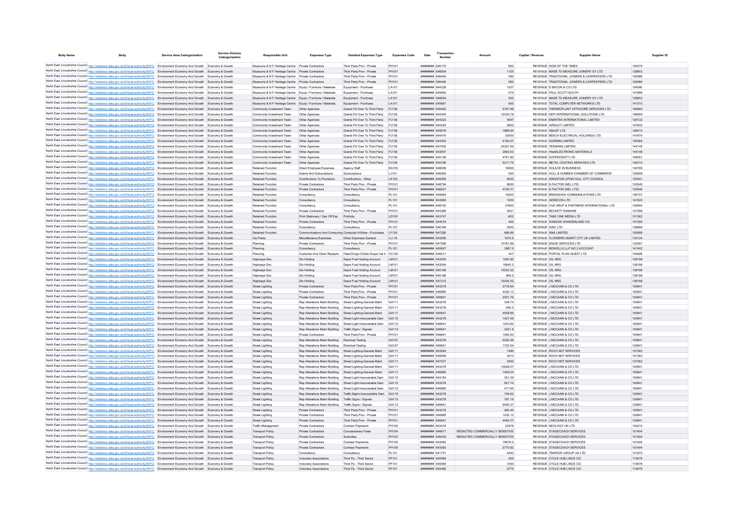| Body Name | Body | Service Area Catergorisation | Service Division Catergorisation | Responsible Unit | Expenses Type | Detailed Expenses Type | Expenses Code | Date | Transaction Number | Amount | Capital / Revenue | Supplier Name | Supplier ID |
|---|---|---|---|---|---|---|---|---|---|---|---|---|---|
| North East Lincolnshire Council | http://statistics.data.gov.uk/id/local-authority/00FC) | Environment Economy And Growth | Economy & Growth | Museums & N F Heritage Centre | Private Contractors | Third Party Prov - Private | PH101 | ######## | 646175 | 600 | REVENUE | SIGN OF THE TIMES | 100575 |
| North East Lincolnshire Council | http://statistics.data.gov.uk/id/local-authority/00FC) | Environment Economy And Growth | Economy & Growth | Museums & N F Heritage Centre | Private Contractors | Third Party Prov - Private | PH101 | ######## | 646604 | 1125 | REVENUE | MADE TO MEASURE JOINERY GY LTD | 128603 |
| North East Lincolnshire Council | http://statistics.data.gov.uk/id/local-authority/00FC) | Environment Economy And Growth | Economy & Growth | Museums & N F Heritage Centre | Private Contractors | Third Party Prov - Private | PH101 | ######## | 646446 | 585 | REVENUE | TRADITIONAL JOINERS & CARPENTERS LTD | 100986 |
| North East Lincolnshire Council | http://statistics.data.gov.uk/id/local-authority/00FC) | Environment Economy And Growth | Economy & Growth | Museums & N F Heritage Centre | Private Contractors | Third Party Prov - Private | PH101 | ######## | 646446 | 585 | REVENUE | TRADITIONAL JOINERS & CARPENTERS LTD | 100986 |
| North East Lincolnshire Council | http://statistics.data.gov.uk/id/local-authority/00FC) | Environment Economy And Growth | Economy & Growth | Museums & N F Heritage Centre | Equip / Furniture / Materials | Equipment - Purchase | LA101 | ######## | 644329 | 1257 | REVENUE | E BACON & CO LTD | 104090 |
| North East Lincolnshire Council | http://statistics.data.gov.uk/id/local-authority/00FC) | Environment Economy And Growth | Economy & Growth | Museums & N F Heritage Centre | Equip / Furniture / Materials | Equipment - Purchase | LA101 | ######## | 645693 | 575 | REVENUE | PAUL SCOTT-SOUTH | 147666 |
| North East Lincolnshire Council | http://statistics.data.gov.uk/id/local-authority/00FC) | Environment Economy And Growth | Economy & Growth | Museums & N F Heritage Centre | Equip / Furniture / Materials | Equipment - Purchase | LA101 | ######## | 646604 | 500 | REVENUE | MADE TO MEASURE JOINERY GY LTD | 128603 |
| North East Lincolnshire Council | http://statistics.data.gov.uk/id/local-authority/00FC) | Environment Economy And Growth | Economy & Growth | Museums & N F Heritage Centre | Equip / Furniture / Materials | Equipment - Purchase | LA101 | ######## | 645681 | 600 | REVENUE | TOTAL COMPUTER NETWORKS LTD | 141310 |
| North East Lincolnshire Council | http://statistics.data.gov.uk/id/local-authority/00FC) | Environment Economy And Growth | Economy & Growth | Community Investment Team | Other Agencies | Grants Pd Over To Third Party | PJ138 | ######## | 645463 | 5797.98 | REVENUE | THERMOPLANT OFFSHORE SERVICES LTD | 146860 |
| North East Lincolnshire Council | http://statistics.data.gov.uk/id/local-authority/00FC) | Environment Economy And Growth | Economy & Growth | Community Investment Team | Other Agencies | Grants Pd Over To Third Party | PJ138 | ######## | 644345 | 12030.78 | REVENUE | KEPI INTERNATIONAL SOLUTIONS LTD | 146859 |
| North East Lincolnshire Council | http://statistics.data.gov.uk/id/local-authority/00FC) | Environment Economy And Growth | Economy & Growth | Community Investment Team | Other Agencies | Grants Pd Over To Third Party | PJ138 | ######## | 644223 | 5597 | REVENUE | ENERTEK INTERNATIONAL LIMITED | 128132 |
| North East Lincolnshire Council | http://statistics.data.gov.uk/id/local-authority/00FC) | Environment Economy And Growth | Economy & Growth | Community Investment Team | Other Agencies | Grants Pd Over To Third Party | PJ138 | ######## | 644225 | 2805 | REVENUE | AIRDUCT LIMITED | 147633 |
| North East Lincolnshire Council | http://statistics.data.gov.uk/id/local-authority/00FC) | Environment Economy And Growth | Economy & Growth | Community Investment Team | Other Agencies | Grants Pd Over To Third Party | PJ138 | ######## | 645679 | 1886.94 | REVENUE | D&AGF LTD | 128410 |
| North East Lincolnshire Council | http://statistics.data.gov.uk/id/local-authority/00FC) | Environment Economy And Growth | Economy & Growth | Community Investment Team | Other Agencies | Grants Pd Over To Third Party | PJ138 | ######## | 645470 | 32500 | REVENUE | BEECH ELECTRICAL HOLDINGS LTD | 147679 |
| North East Lincolnshire Council | http://statistics.data.gov.uk/id/local-authority/00FC) | Environment Economy And Growth | Economy & Growth | Community Investment Team | Other Agencies | Grants Pd Over To Third Party | PJ138 | ######## | 644344 | 5190.57 | REVENUE | AGRIMIN LIMITED | 130564 |
| North East Lincolnshire Council | http://statistics.data.gov.uk/id/local-authority/00FC) | Environment Economy And Growth | Economy & Growth | Community Investment Team | Other Agencies | Grants Pd Over To Third Party | PJ138 | ######## | 647402 | 24357.46 | REVENUE | TEEMANS LIMITED | 144145 |
| North East Lincolnshire Council | http://statistics.data.gov.uk/id/local-authority/00FC) | Environment Economy And Growth | Economy & Growth | Community Investment Team | Other Agencies | Grants Pd Over To Third Party | PJ138 | ######## | 643907 | 2893.53 | REVENUE | HiiebELECTRONIC MATERIALS | 144148 |
| North East Lincolnshire Council | http://statistics.data.gov.uk/id/local-authority/00FC) | Environment Economy And Growth | Economy & Growth | Community Investment Team | Other Agencies | Grants Pd Over To Third Party | PJ138 | ######## | 645136 | 4751.85 | REVENUE | SUPERCRAFT LTD | 146051 |
| North East Lincolnshire Council | http://statistics.data.gov.uk/id/local-authority/00FC) | Environment Economy And Growth | Economy & Growth | Community Investment Team | Other Agencies | Grants Pd Over To Third Party | PJ138 | ######## | 645790 | 5217.75 | REVENUE | METAL COATING SERVICES LTD | 146310 |
| North East Lincolnshire Council | http://statistics.data.gov.uk/id/local-authority/00FC) | Environment Economy And Growth | Economy & Growth | Retained Function | Direct Employee Expenses | Agency Staff | EA105 | ######## | 646836 | 16065 | REVENUE | SOLACE IN BUSINESS | 100785 |
| North East Lincolnshire Council | http://statistics.data.gov.uk/id/local-authority/00FC) | Environment Economy And Growth | Economy & Growth | Retained Function | Grants And Subscriptions | Subscriptions | LJ101 | ######## | 646383 | 550 | REVENUE | HULL & HUMBER CHAMBER OF COMMERCE | 102808 |
| North East Lincolnshire Council | http://statistics.data.gov.uk/id/local-authority/00FC) | Environment Economy And Growth | Economy & Growth | Retained Function | Contributions To Provisions | Contributions - Other | LK103 | ######## | 646382 | 5000 | REVENUE | KINGSTON UPON HULL CITY COUNCIL | 100541 |
| North East Lincolnshire Council | http://statistics.data.gov.uk/id/local-authority/00FC) | Environment Economy And Growth | Economy & Growth | Retained Function | Private Contractors | Third Party Prov - Private | PH101 | ######## | 646794 | 9000 | REVENUE | E-FACTOR (NEL LTD) | 122549 |
| North East Lincolnshire Council | http://statistics.data.gov.uk/id/local-authority/00FC) | Environment Economy And Growth | Economy & Growth | Retained Function | Private Contractors | Third Party Prov - Private | PH101 | ######## | 646837 | 4720.01 | REVENUE | E-FACTOR (NEL LTD) | 122549 |
| North East Lincolnshire Council | http://statistics.data.gov.uk/id/local-authority/00FC) | Environment Economy And Growth | Economy & Growth | Retained Function | Consultancy | Consultancy | PL101 | ######## | 645964 | 10000 | REVENUE | BRADSHAW COMMUNICATIONS LTD | 146727 |
| North East Lincolnshire Council | http://statistics.data.gov.uk/id/local-authority/00FC) | Environment Economy And Growth | Economy & Growth | Retained Function | Consultancy | Consultancy | PL101 | ######## | 643993 | 1000 | REVENUE | GENECON LTD | 141505 |
| North East Lincolnshire Council | http://statistics.data.gov.uk/id/local-authority/00FC) | Environment Economy And Growth | Economy & Growth | Retained Function | Consultancy | Consultancy | PL101 | ######## | 646702 | 27800 | REVENUE | OVE ARUP & PARTNERS INTERNATIONAL LTD | 106464 |
| North East Lincolnshire Council | http://statistics.data.gov.uk/id/local-authority/00FC) | Environment Economy And Growth | Economy & Growth | Retained Function | Private Contractors | Third Party Prov - Private | PH101 | ######## | 644386 | 4541 | REVENUE | BECKETT RANKINE | 127288 |
| North East Lincolnshire Council | http://statistics.data.gov.uk/id/local-authority/00FC) | Environment Economy And Growth | Economy & Growth | Retained Function | Print Stationery / Gen Off Exp | Publicity | LD105 | ######## | 643747 | -602 | REVENUE | TAKE ONE MEDIA LTD | 101362 |
| North East Lincolnshire Council | http://statistics.data.gov.uk/id/local-authority/00FC) | Environment Economy And Growth | Economy & Growth | Retained Function | Private Contractors | Third Party Prov - Private | PH101 | ######## | 644018 | 400 | REVENUE | WINDOW WANDERLAND CIC | 147395 |
| North East Lincolnshire Council | http://statistics.data.gov.uk/id/local-authority/00FC) | Environment Economy And Growth | Economy & Growth | Retained Function | Consultancy | Consultancy | PL101 | ######## | 646184 | 2500 | REVENUE | WNC LTD | 138884 |
| North East Lincolnshire Council | http://statistics.data.gov.uk/id/local-authority/00FC) | Environment Economy And Growth | Economy & Growth | Retained Function | Communications And Computing | Computer H/Ware - Purchases | LF105 | ######## | 647280 | 689.66 | REVENUE | XMA LIMITED | 100699 |
| North East Lincolnshire Council | http://statistics.data.gov.uk/id/local-authority/00FC) | Environment Economy And Growth | Economy & Growth | Car Parks | Miscellaneous Expenses | Other Expenses General | LL119 | ######## | 643295 | 1974.6 | REVENUE | FLOWBIRD SMART CITY UK LIMITED | 134124 |
| North East Lincolnshire Council | http://statistics.data.gov.uk/id/local-authority/00FC) | Environment Economy And Growth | Economy & Growth | Planning | Private Contractors | Third Party Prov - Private | PH101 | ######## | 647286 | 10781.88 | REVENUE | ENGIE SERVICES LTD | 133267 |
| North East Lincolnshire Council | http://statistics.data.gov.uk/id/local-authority/00FC) | Environment Economy And Growth | Economy & Growth | Planning | Consultancy | Consultancy | PL101 | ######## | 645807 | 3987.5 | REVENUE | BIDWELLS LLP NO 2 ACCOUNT | 147402 |
| North East Lincolnshire Council | http://statistics.data.gov.uk/id/local-authority/00FC) | Environment Economy And Growth | Economy & Growth | Planning | Customer And Client Receipts | Fees/Chrgs-O/Side Scope Vat 4 | VC125 | ######## | 646217 | 407 | REVENUE | PORTAL PLAN QUEST LTD | 144928 |
| North East Lincolnshire Council | http://statistics.data.gov.uk/id/local-authority/00FC) | Environment Economy And Growth | Economy & Growth | Highways Dso | Dlo Holding | Depot Fuel Holding Account | LM101 | ######## | 643055 | 1000.85 | REVENUE | OIL NRG | 138198 |
| North East Lincolnshire Council | http://statistics.data.gov.uk/id/local-authority/00FC) | Environment Economy And Growth | Economy & Growth | Highways Dso | Dlo Holding | Depot Fuel Holding Account | LM101 | ######## | 643054 | 15640.2 | REVENUE | OIL NRG | 138198 |
| North East Lincolnshire Council | http://statistics.data.gov.uk/id/local-authority/00FC) | Environment Economy And Growth | Economy & Growth | Highways Dso | Dlo Holding | Depot Fuel Holding Account | LM101 | ######## | 645169 | 15303.32 | REVENUE | OIL NRG | 138198 |
| North East Lincolnshire Council | http://statistics.data.gov.uk/id/local-authority/00FC) | Environment Economy And Growth | Economy & Growth | Highways Dso | Dlo Holding | Depot Fuel Holding Account | LM101 | ######## | 645168 | 969.5 | REVENUE | OIL NRG | 138198 |
| North East Lincolnshire Council | http://statistics.data.gov.uk/id/local-authority/00FC) | Environment Economy And Growth | Economy & Growth | Highways Dso | Dlo Holding | Depot Fuel Holding Account | LM101 | ######## | 647312 | 15325.02 | REVENUE | OIL NRG | 138198 |
| North East Lincolnshire Council | http://statistics.data.gov.uk/id/local-authority/00FC) | Environment Economy And Growth | Economy & Growth | Street Lighting | Private Contractors | Third Party Prov - Private | PH101 | ######## | 643278 | 2778.84 | REVENUE | J MCCANN & CO LTD | 100841 |
| North East Lincolnshire Council | http://statistics.data.gov.uk/id/local-authority/00FC) | Environment Economy And Growth | Economy & Growth | Street Lighting | Private Contractors | Third Party Prov - Private | PH101 | ######## | 646885 | 4332.13 | REVENUE | J MCCANN & CO LTD | 100841 |
| North East Lincolnshire Council | http://statistics.data.gov.uk/id/local-authority/00FC) | Environment Economy And Growth | Economy & Growth | Street Lighting | Private Contractors | Third Party Prov - Private | PH101 | ######## | 646641 | 2001.76 | REVENUE | J MCCANN & CO LTD | 100841 |
| North East Lincolnshire Council | http://statistics.data.gov.uk/id/local-authority/00FC) | Environment Economy And Growth | Economy & Growth | Street Lighting | Rep Alterations Maint Building | Street Lighting-General Maint | GA111 | ######## | 643278 | 346.74 | REVENUE | J MCCANN & CO LTD | 100841 |
| North East Lincolnshire Council | http://statistics.data.gov.uk/id/local-authority/00FC) | Environment Economy And Growth | Economy & Growth | Street Lighting | Rep Alterations Maint Building | Street Lighting-General Maint | GA111 | ######## | 643278 | 565.5 | REVENUE | J MCCANN & CO LTD | 100841 |
| North East Lincolnshire Council | http://statistics.data.gov.uk/id/local-authority/00FC) | Environment Economy And Growth | Economy & Growth | Street Lighting | Rep Alterations Maint Building | Street Lighting-General Maint | GA111 | ######## | 646641 | 4558.86 | REVENUE | J MCCANN & CO LTD | 100841 |
| North East Lincolnshire Council | http://statistics.data.gov.uk/id/local-authority/00FC) | Environment Economy And Growth | Economy & Growth | Street Lighting | Rep Alterations Maint Building | Street Light-Irrecoverable Dam | GA112 | ######## | 643278 | 1427.49 | REVENUE | J MCCANN & CO LTD | 100841 |
| North East Lincolnshire Council | http://statistics.data.gov.uk/id/local-authority/00FC) | Environment Economy And Growth | Economy & Growth | Street Lighting | Rep Alterations Maint Building | Street Light-Irrecoverable Dam | GA112 | ######## | 646641 | 1253.92 | REVENUE | J MCCANN & CO LTD | 100841 |
| North East Lincolnshire Council | http://statistics.data.gov.uk/id/local-authority/00FC) | Environment Economy And Growth | Economy & Growth | Street Lighting | Rep Alterations Maint Building | Traffic Signs / Signals | GA113 | ######## | 646641 | 3021.8 | REVENUE | J MCCANN & CO LTD | 100841 |
| North East Lincolnshire Council | http://statistics.data.gov.uk/id/local-authority/00FC) | Environment Economy And Growth | Economy & Growth | Street Lighting | Private Contractors | Third Party Prov - Private | PH101 | ######## | 646641 | 1005.93 | REVENUE | J MCCANN & CO LTD | 100841 |
| North East Lincolnshire Council | http://statistics.data.gov.uk/id/local-authority/00FC) | Environment Economy And Growth | Economy & Growth | Street Lighting | Rep Alterations Maint Building | Electrical Testing | GA107 | ######## | 643278 | 5226.56 | REVENUE | J MCCANN & CO LTD | 100841 |
| North East Lincolnshire Council | http://statistics.data.gov.uk/id/local-authority/00FC) | Environment Economy And Growth | Economy & Growth | Street Lighting | Rep Alterations Maint Building | Electrical Testing | GA107 | ######## | 646641 | 1702.54 | REVENUE | J MCCANN & CO LTD | 100841 |
| North East Lincolnshire Council | http://statistics.data.gov.uk/id/local-authority/00FC) | Environment Economy And Growth | Economy & Growth | Street Lighting | Rep Alterations Maint Building | Street Lighting-General Maint | GA111 | ######## | 643064 | 1490 | REVENUE | ROCH NDT SERVICES | 127363 |
| North East Lincolnshire Council | http://statistics.data.gov.uk/id/local-authority/00FC) | Environment Economy And Growth | Economy & Growth | Street Lighting | Rep Alterations Maint Building | Street Lighting-General Maint | GA111 | ######## | 646948 | 2510 | REVENUE | ROCH NDT SERVICES | 127363 |
| North East Lincolnshire Council | http://statistics.data.gov.uk/id/local-authority/00FC) | Environment Economy And Growth | Economy & Growth | Street Lighting | Rep Alterations Maint Building | Street Lighting-General Maint | GA111 | ######## | 647537 | 2400 | REVENUE | ROCH NDT SERVICES | 127363 |
| North East Lincolnshire Council | http://statistics.data.gov.uk/id/local-authority/00FC) | Environment Economy And Growth | Economy & Growth | Street Lighting | Rep Alterations Maint Building | Street Lighting-General Maint | GA111 | ######## | 643278 | 13628.07 | REVENUE | J MCCANN & CO LTD | 100841 |
| North East Lincolnshire Council | http://statistics.data.gov.uk/id/local-authority/00FC) | Environment Economy And Growth | Economy & Growth | Street Lighting | Rep Alterations Maint Building | Street Lighting-General Maint | GA111 | ######## | 646885 | 1408.04 | REVENUE | J MCCANN & CO LTD | 100841 |
| North East Lincolnshire Council | http://statistics.data.gov.uk/id/local-authority/00FC) | Environment Economy And Growth | Economy & Growth | Street Lighting | Rep Alterations Maint Building | Street Light-Irrecoverable Dam | GA112 | ######## | 643154 | 351.39 | REVENUE | J MCCANN & CO LTD | 100841 |
| North East Lincolnshire Council | http://statistics.data.gov.uk/id/local-authority/00FC) | Environment Economy And Growth | Economy & Growth | Street Lighting | Rep Alterations Maint Building | Street Light-Irrecoverable Dam | GA112 | ######## | 643278 | 627.74 | REVENUE | J MCCANN & CO LTD | 100841 |
| North East Lincolnshire Council | http://statistics.data.gov.uk/id/local-authority/00FC) | Environment Economy And Growth | Economy & Growth | Street Lighting | Rep Alterations Maint Building | Street Light-Irrecoverable Dam | GA112 | ######## | 646885 | 477.95 | REVENUE | J MCCANN & CO LTD | 100841 |
| North East Lincolnshire Council | http://statistics.data.gov.uk/id/local-authority/00FC) | Environment Economy And Growth | Economy & Growth | Street Lighting | Rep Alterations Maint Building | Traffic Mgmt-Irrecoverable Dam | GA115 | ######## | 643278 | 749.62 | REVENUE | J MCCANN & CO LTD | 100841 |
| North East Lincolnshire Council | http://statistics.data.gov.uk/id/local-authority/00FC) | Environment Economy And Growth | Economy & Growth | Street Lighting | Rep Alterations Maint Building | Traffic Signs / Signals | GA113 | ######## | 643278 | 787.19 | REVENUE | J MCCANN & CO LTD | 100841 |
| North East Lincolnshire Council | http://statistics.data.gov.uk/id/local-authority/00FC) | Environment Economy And Growth | Economy & Growth | Street Lighting | Rep Alterations Maint Building | Traffic Signs / Signals | GA113 | ######## | 646641 | 9455.37 | REVENUE | J MCCANN & CO LTD | 100841 |
| North East Lincolnshire Council | http://statistics.data.gov.uk/id/local-authority/00FC) | Environment Economy And Growth | Economy & Growth | Street Lighting | Private Contractors | Third Party Prov - Private | PH101 | ######## | 643278 | 260.46 | REVENUE | J MCCANN & CO LTD | 100841 |
| North East Lincolnshire Council | http://statistics.data.gov.uk/id/local-authority/00FC) | Environment Economy And Growth | Economy & Growth | Street Lighting | Private Contractors | Third Party Prov - Private | PH101 | ######## | 646885 | 1432.12 | REVENUE | J MCCANN & CO LTD | 100841 |
| North East Lincolnshire Council | http://statistics.data.gov.uk/id/local-authority/00FC) | Environment Economy And Growth | Economy & Growth | Street Lighting | Private Contractors | Third Party Prov - Private | PH101 | ######## | 646641 | 4464.37 | REVENUE | J MCCANN & CO LTD | 100841 |
| North East Lincolnshire Council | http://statistics.data.gov.uk/id/local-authority/00FC) | Environment Economy And Growth | Economy & Growth | Traffic Management | Private Contractors | Contract Payments | PH105 | ######## | 643418 | 22478 | REVENUE | NEOLOGY UK LTD | 140210 |
| North East Lincolnshire Council | http://statistics.data.gov.uk/id/local-authority/00FC) | Environment Economy And Growth | Economy & Growth | Transport Policy | Private Contractors | Concessionary Fares | PH104 | ######## | 646671 | REDACTED COMMERCIALLY SENSITIVE | REVENUE | STAGECOACH SERVICES | 101404 |
| North East Lincolnshire Council | http://statistics.data.gov.uk/id/local-authority/00FC) | Environment Economy And Growth | Economy & Growth | Transport Policy | Private Contractors | Subsidies | PH102 | ######## | 646432 | REDACTED COMMERCIALLY SENSITIVE | REVENUE | STAGECOACH SERVICES | 101404 |
| North East Lincolnshire Council | http://statistics.data.gov.uk/id/local-authority/00FC) | Environment Economy And Growth | Economy & Growth | Transport Policy | Private Contractors | Contract Payments | PH105 | ######## | 643062 | 19679.5 | REVENUE | STAGECOACH SERVICES | 101404 |
| North East Lincolnshire Council | http://statistics.data.gov.uk/id/local-authority/00FC) | Environment Economy And Growth | Economy & Growth | Transport Policy | Private Contractors | Contract Payments | PH105 | ######## | 643063 | 2770.62 | REVENUE | STAGECOACH SERVICES | 101404 |
| North East Lincolnshire Council | http://statistics.data.gov.uk/id/local-authority/00FC) | Environment Economy And Growth | Economy & Growth | Transport Policy | Consultancy | Consultancy | PL101 | ######## | 641741 | 4240 | REVENUE | TRAPEZE GROUP UK LTD | 101970 |
| North East Lincolnshire Council | http://statistics.data.gov.uk/id/local-authority/00FC) | Environment Economy And Growth | Economy & Growth | Transport Policy | Voluntary Associations | Third Pp - Third Sector | PF101 | ######## | 645484 | 405 | REVENUE | CYCLE HUB LINCS CIC | 119476 |
| North East Lincolnshire Council | http://statistics.data.gov.uk/id/local-authority/00FC) | Environment Economy And Growth | Economy & Growth | Transport Policy | Voluntary Associations | Third Pp - Third Sector | PF101 | ######## | 645484 | 1050 | REVENUE | CYCLE HUB LINCS CIC | 119476 |
| North East Lincolnshire Council | http://statistics.data.gov.uk/id/local-authority/00FC) | Environment Economy And Growth | Economy & Growth | Transport Policy | Voluntary Associations | Third Pp - Third Sector | PF101 | ######## | 645482 | 2775 | REVENUE | CYCLE HUB LINCS CIC | 119476 |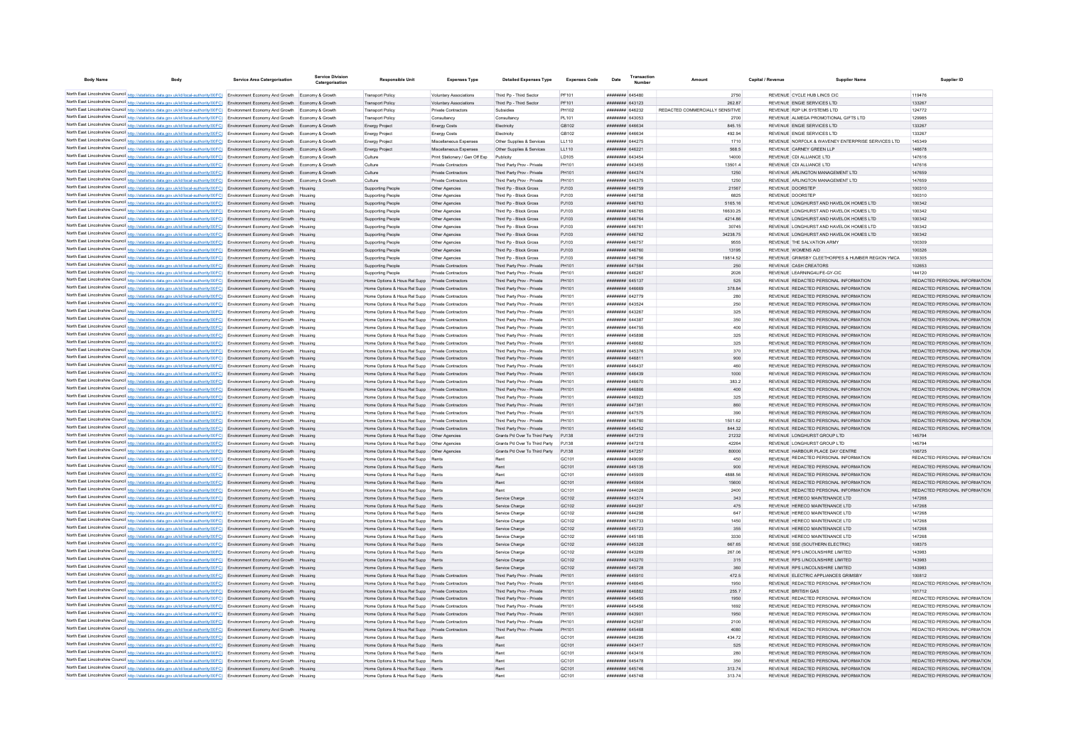| Body Name | Body | Service Area Catergorisation | Service Division Catergorisation | Responsible Unit | Expenses Type | Detailed Expenses Type | Expenses Code | Date | Transaction Number | Amount | Capital / Revenue | Supplier Name | Supplier ID |
|---|---|---|---|---|---|---|---|---|---|---|---|---|---|
| North East Lincolnshire Council | http://statistics.data.gov.uk/id/local-authority/00FC) | Environment Economy And Growth | Economy & Growth | Transport Policy | Voluntary Associations | Third Pp - Third Sector | PF101 | ######## | 645480 | 2750 | REVENUE | CYCLE HUB LINCS CIC | 119476 |
| North East Lincolnshire Council | http://statistics.data.gov.uk/id/local-authority/00FC) | Environment Economy And Growth | Economy & Growth | Transport Policy | Voluntary Associations | Third Pp - Third Sector | PF101 | ######## | 643123 | 262.87 | REVENUE | ENGIE SERVICES LTD | 133267 |
| North East Lincolnshire Council | http://statistics.data.gov.uk/id/local-authority/00FC) | Environment Economy And Growth | Economy & Growth | Transport Policy | Private Contractors | Subsidies | PH102 | ######## | 646232 | REDACTED COMMERCIALLY SENSITIVE | REVENUE | R2P UK SYSTEMS LTD | 124772 |
| North East Lincolnshire Council | http://statistics.data.gov.uk/id/local-authority/00FC) | Environment Economy And Growth | Economy & Growth | Transport Policy | Consultancy | Consultancy | PL101 | ######## | 643053 | 2700 | REVENUE | ALMEGA PROMOTIONAL GIFTS LTD | 129985 |
| North East Lincolnshire Council | http://statistics.data.gov.uk/id/local-authority/00FC) | Environment Economy And Growth | Economy & Growth | Energy Project | Energy Costs | Electricity | GB102 | ######## | 646634 | 845.15 | REVENUE | ENGIE SERVICES LTD | 133267 |
| North East Lincolnshire Council | http://statistics.data.gov.uk/id/local-authority/00FC) | Environment Economy And Growth | Economy & Growth | Energy Project | Energy Costs | Electricity | GB102 | ######## | 646634 | 492.94 | REVENUE | ENGIE SERVICES LTD | 133267 |
| North East Lincolnshire Council | http://statistics.data.gov.uk/id/local-authority/00FC) | Environment Economy And Growth | Economy & Growth | Energy Project | Miscellaneous Expenses | Other Supplies & Services | LL110 | ######## | 644275 | 1710 | REVENUE | NORFOLK & WAVENEY ENTERPRISE SERVICES LTD | 145349 |
| North East Lincolnshire Council | http://statistics.data.gov.uk/id/local-authority/00FC) | Environment Economy And Growth | Economy & Growth | Energy Project | Miscellaneous Expenses | Other Supplies & Services | LL110 | ######## | 646221 | 568.5 | REVENUE | CARNEY GREEN LLP | 146678 |
| North East Lincolnshire Council | http://statistics.data.gov.uk/id/local-authority/00FC) | Environment Economy And Growth | Economy & Growth | Culture | Print Stationery / Gen Off Exp | Publicity | LD105 | ######## | 643454 | 14000 | REVENUE | CDI ALLIANCE LTD | 147616 |
| North East Lincolnshire Council | http://statistics.data.gov.uk/id/local-authority/00FC) | Environment Economy And Growth | Economy & Growth | Culture | Private Contractors | Third Party Prov - Private | PH101 | ######## | 643455 | 13501.4 | REVENUE | CDI ALLIANCE LTD | 147616 |
| North East Lincolnshire Council | http://statistics.data.gov.uk/id/local-authority/00FC) | Environment Economy And Growth | Economy & Growth | Culture | Private Contractors | Third Party Prov - Private | PH101 | ######## | 644374 | 1250 | REVENUE | ARLINGTON MANAGEMENT LTD | 147659 |
| North East Lincolnshire Council | http://statistics.data.gov.uk/id/local-authority/00FC) | Environment Economy And Growth | Economy & Growth | Culture | Private Contractors | Third Party Prov - Private | PH101 | ######## | 644375 | 1250 | REVENUE | ARLINGTON MANAGEMENT LTD | 147659 |
| North East Lincolnshire Council | http://statistics.data.gov.uk/id/local-authority/00FC) | Environment Economy And Growth | Housing | Supporting People | Other Agencies | Third Pp - Block Gross | PJ103 | ######## | 646759 | 21567 | REVENUE | DOORSTEP | 100310 |
| North East Lincolnshire Council | http://statistics.data.gov.uk/id/local-authority/00FC) | Environment Economy And Growth | Housing | Supporting People | Other Agencies | Third Pp - Block Gross | PJ103 | ######## | 646758 | 6825 | REVENUE | DOORSTEP | 100310 |
| North East Lincolnshire Council | http://statistics.data.gov.uk/id/local-authority/00FC) | Environment Economy And Growth | Housing | Supporting People | Other Agencies | Third Pp - Block Gross | PJ103 | ######## | 646763 | 5165.16 | REVENUE | LONGHURST AND HAVELOK HOMES LTD | 100342 |
| North East Lincolnshire Council | http://statistics.data.gov.uk/id/local-authority/00FC) | Environment Economy And Growth | Housing | Supporting People | Other Agencies | Third Pp - Block Gross | PJ103 | ######## | 646765 | 16630.25 | REVENUE | LONGHURST AND HAVELOK HOMES LTD | 100342 |
| North East Lincolnshire Council | http://statistics.data.gov.uk/id/local-authority/00FC) | Environment Economy And Growth | Housing | Supporting People | Other Agencies | Third Pp - Block Gross | PJ103 | ######## | 646764 | 4214.86 | REVENUE | LONGHURST AND HAVELOK HOMES LTD | 100342 |
| North East Lincolnshire Council | http://statistics.data.gov.uk/id/local-authority/00FC) | Environment Economy And Growth | Housing | Supporting People | Other Agencies | Third Pp - Block Gross | PJ103 | ######## | 646761 | 30745 | REVENUE | LONGHURST AND HAVELOK HOMES LTD | 100342 |
| North East Lincolnshire Council | http://statistics.data.gov.uk/id/local-authority/00FC) | Environment Economy And Growth | Housing | Supporting People | Other Agencies | Third Pp - Block Gross | PJ103 | ######## | 646762 | 34238.75 | REVENUE | LONGHURST AND HAVELOK HOMES LTD | 100342 |
| North East Lincolnshire Council | http://statistics.data.gov.uk/id/local-authority/00FC) | Environment Economy And Growth | Housing | Supporting People | Other Agencies | Third Pp - Block Gross | PJ103 | ######## | 646757 | 9555 | REVENUE | THE SALVATION ARMY | 100309 |
| North East Lincolnshire Council | http://statistics.data.gov.uk/id/local-authority/00FC) | Environment Economy And Growth | Housing | Supporting People | Other Agencies | Third Pp - Block Gross | PJ103 | ######## | 646760 | 13195 | REVENUE | WOMENS AID | 100326 |
| North East Lincolnshire Council | http://statistics.data.gov.uk/id/local-authority/00FC) | Environment Economy And Growth | Housing | Supporting People | Other Agencies | Third Pp - Block Gross | PJ103 | ######## | 646756 | 19814.52 | REVENUE | GRIMSBY CLEETHORPES & HUMBER REGION YMCA | 100305 |
| North East Lincolnshire Council | http://statistics.data.gov.uk/id/local-authority/00FC) | Environment Economy And Growth | Housing | Supporting People | Private Contractors | Third Party Prov - Private | PH101 | ######## | 647584 | 250 | REVENUE | CASH CREATORS | 102653 |
| North East Lincolnshire Council | http://statistics.data.gov.uk/id/local-authority/00FC) | Environment Economy And Growth | Housing | Supporting People | Private Contractors | Third Party Prov - Private | PH101 | ######## | 646267 | 2026 | REVENUE | LEARNING4LIFE-GY-CIC | 144120 |
| North East Lincolnshire Council | http://statistics.data.gov.uk/id/local-authority/00FC) | Environment Economy And Growth | Housing | Home Options & Hous Rel Supp | Private Contractors | Third Party Prov - Private | PH101 | ######## | 645137 | 525 | REVENUE | REDACTED PERSONAL INFORMATION | REDACTED PERSONAL INFORMATION |
| North East Lincolnshire Council | http://statistics.data.gov.uk/id/local-authority/00FC) | Environment Economy And Growth | Housing | Home Options & Hous Rel Supp | Private Contractors | Third Party Prov - Private | PH101 | ######## | 646669 | 378.84 | REVENUE | REDACTED PERSONAL INFORMATION | REDACTED PERSONAL INFORMATION |
| North East Lincolnshire Council | http://statistics.data.gov.uk/id/local-authority/00FC) | Environment Economy And Growth | Housing | Home Options & Hous Rel Supp | Private Contractors | Third Party Prov - Private | PH101 | ######## | 642779 | 280 | REVENUE | REDACTED PERSONAL INFORMATION | REDACTED PERSONAL INFORMATION |
| North East Lincolnshire Council | http://statistics.data.gov.uk/id/local-authority/00FC) | Environment Economy And Growth | Housing | Home Options & Hous Rel Supp | Private Contractors | Third Party Prov - Private | PH101 | ######## | 643524 | 250 | REVENUE | REDACTED PERSONAL INFORMATION | REDACTED PERSONAL INFORMATION |
| North East Lincolnshire Council | http://statistics.data.gov.uk/id/local-authority/00FC) | Environment Economy And Growth | Housing | Home Options & Hous Rel Supp | Private Contractors | Third Party Prov - Private | PH101 | ######## | 643267 | 325 | REVENUE | REDACTED PERSONAL INFORMATION | REDACTED PERSONAL INFORMATION |
| North East Lincolnshire Council | http://statistics.data.gov.uk/id/local-authority/00FC) | Environment Economy And Growth | Housing | Home Options & Hous Rel Supp | Private Contractors | Third Party Prov - Private | PH101 | ######## | 644387 | 350 | REVENUE | REDACTED PERSONAL INFORMATION | REDACTED PERSONAL INFORMATION |
| North East Lincolnshire Council | http://statistics.data.gov.uk/id/local-authority/00FC) | Environment Economy And Growth | Housing | Home Options & Hous Rel Supp | Private Contractors | Third Party Prov - Private | PH101 | ######## | 644755 | 400 | REVENUE | REDACTED PERSONAL INFORMATION | REDACTED PERSONAL INFORMATION |
| North East Lincolnshire Council | http://statistics.data.gov.uk/id/local-authority/00FC) | Environment Economy And Growth | Housing | Home Options & Hous Rel Supp | Private Contractors | Third Party Prov - Private | PH101 | ######## | 645898 | 325 | REVENUE | REDACTED PERSONAL INFORMATION | REDACTED PERSONAL INFORMATION |
| North East Lincolnshire Council | http://statistics.data.gov.uk/id/local-authority/00FC) | Environment Economy And Growth | Housing | Home Options & Hous Rel Supp | Private Contractors | Third Party Prov - Private | PH101 | ######## | 646682 | 325 | REVENUE | REDACTED PERSONAL INFORMATION | REDACTED PERSONAL INFORMATION |
| North East Lincolnshire Council | http://statistics.data.gov.uk/id/local-authority/00FC) | Environment Economy And Growth | Housing | Home Options & Hous Rel Supp | Private Contractors | Third Party Prov - Private | PH101 | ######## | 645376 | 370 | REVENUE | REDACTED PERSONAL INFORMATION | REDACTED PERSONAL INFORMATION |
| North East Lincolnshire Council | http://statistics.data.gov.uk/id/local-authority/00FC) | Environment Economy And Growth | Housing | Home Options & Hous Rel Supp | Private Contractors | Third Party Prov - Private | PH101 | ######## | 646811 | 900 | REVENUE | REDACTED PERSONAL INFORMATION | REDACTED PERSONAL INFORMATION |
| North East Lincolnshire Council | http://statistics.data.gov.uk/id/local-authority/00FC) | Environment Economy And Growth | Housing | Home Options & Hous Rel Supp | Private Contractors | Third Party Prov - Private | PH101 | ######## | 646437 | 460 | REVENUE | REDACTED PERSONAL INFORMATION | REDACTED PERSONAL INFORMATION |
| North East Lincolnshire Council | http://statistics.data.gov.uk/id/local-authority/00FC) | Environment Economy And Growth | Housing | Home Options & Hous Rel Supp | Private Contractors | Third Party Prov - Private | PH101 | ######## | 646439 | 1000 | REVENUE | REDACTED PERSONAL INFORMATION | REDACTED PERSONAL INFORMATION |
| North East Lincolnshire Council | http://statistics.data.gov.uk/id/local-authority/00FC) | Environment Economy And Growth | Housing | Home Options & Hous Rel Supp | Private Contractors | Third Party Prov - Private | PH101 | ######## | 646670 | 383.2 | REVENUE | REDACTED PERSONAL INFORMATION | REDACTED PERSONAL INFORMATION |
| North East Lincolnshire Council | http://statistics.data.gov.uk/id/local-authority/00FC) | Environment Economy And Growth | Housing | Home Options & Hous Rel Supp | Private Contractors | Third Party Prov - Private | PH101 | ######## | 646866 | 400 | REVENUE | REDACTED PERSONAL INFORMATION | REDACTED PERSONAL INFORMATION |
| North East Lincolnshire Council | http://statistics.data.gov.uk/id/local-authority/00FC) | Environment Economy And Growth | Housing | Home Options & Hous Rel Supp | Private Contractors | Third Party Prov - Private | PH101 | ######## | 646923 | 325 | REVENUE | REDACTED PERSONAL INFORMATION | REDACTED PERSONAL INFORMATION |
| North East Lincolnshire Council | http://statistics.data.gov.uk/id/local-authority/00FC) | Environment Economy And Growth | Housing | Home Options & Hous Rel Supp | Private Contractors | Third Party Prov - Private | PH101 | ######## | 647361 | 860 | REVENUE | REDACTED PERSONAL INFORMATION | REDACTED PERSONAL INFORMATION |
| North East Lincolnshire Council | http://statistics.data.gov.uk/id/local-authority/00FC) | Environment Economy And Growth | Housing | Home Options & Hous Rel Supp | Private Contractors | Third Party Prov - Private | PH101 | ######## | 647575 | 390 | REVENUE | REDACTED PERSONAL INFORMATION | REDACTED PERSONAL INFORMATION |
| North East Lincolnshire Council | http://statistics.data.gov.uk/id/local-authority/00FC) | Environment Economy And Growth | Housing | Home Options & Hous Rel Supp | Private Contractors | Third Party Prov - Private | PH101 | ######## | 646780 | 1501.62 | REVENUE | REDACTED PERSONAL INFORMATION | REDACTED PERSONAL INFORMATION |
| North East Lincolnshire Council | http://statistics.data.gov.uk/id/local-authority/00FC) | Environment Economy And Growth | Housing | Home Options & Hous Rel Supp | Private Contractors | Third Party Prov - Private | PH101 | ######## | 645452 | 844.32 | REVENUE | REDACTED PERSONAL INFORMATION | REDACTED PERSONAL INFORMATION |
| North East Lincolnshire Council | http://statistics.data.gov.uk/id/local-authority/00FC) | Environment Economy And Growth | Housing | Home Options & Hous Rel Supp | Other Agencies | Grants Pd Over To Third Party | PJ138 | ######## | 647219 | 21232 | REVENUE | LONGHURST GROUP LTD | 145794 |
| North East Lincolnshire Council | http://statistics.data.gov.uk/id/local-authority/00FC) | Environment Economy And Growth | Housing | Home Options & Hous Rel Supp | Other Agencies | Grants Pd Over To Third Party | PJ138 | ######## | 647218 | 42264 | REVENUE | LONGHURST GROUP LTD | 145794 |
| North East Lincolnshire Council | http://statistics.data.gov.uk/id/local-authority/00FC) | Environment Economy And Growth | Housing | Home Options & Hous Rel Supp | Other Agencies | Grants Pd Over To Third Party | PJ138 | ######## | 647257 | 80000 | REVENUE | HARBOUR PLACE DAY CENTRE | 106725 |
| North East Lincolnshire Council | http://statistics.data.gov.uk/id/local-authority/00FC) | Environment Economy And Growth | Housing | Home Options & Hous Rel Supp | Rents | Rent | GC101 | ######## | 649099 | 450 | REVENUE | REDACTED PERSONAL INFORMATION | REDACTED PERSONAL INFORMATION |
| North East Lincolnshire Council | http://statistics.data.gov.uk/id/local-authority/00FC) | Environment Economy And Growth | Housing | Home Options & Hous Rel Supp | Rents | Rent | GC101 | ######## | 645135 | 900 | REVENUE | REDACTED PERSONAL INFORMATION | REDACTED PERSONAL INFORMATION |
| North East Lincolnshire Council | http://statistics.data.gov.uk/id/local-authority/00FC) | Environment Economy And Growth | Housing | Home Options & Hous Rel Supp | Rents | Rent | GC101 | ######## | 645909 | 4888.56 | REVENUE | REDACTED PERSONAL INFORMATION | REDACTED PERSONAL INFORMATION |
| North East Lincolnshire Council | http://statistics.data.gov.uk/id/local-authority/00FC) | Environment Economy And Growth | Housing | Home Options & Hous Rel Supp | Rents | Rent | GC101 | ######## | 645904 | 15600 | REVENUE | REDACTED PERSONAL INFORMATION | REDACTED PERSONAL INFORMATION |
| North East Lincolnshire Council | http://statistics.data.gov.uk/id/local-authority/00FC) | Environment Economy And Growth | Housing | Home Options & Hous Rel Supp | Rents | Rent | GC101 | ######## | 644028 | 2400 | REVENUE | REDACTED PERSONAL INFORMATION | REDACTED PERSONAL INFORMATION |
| North East Lincolnshire Council | http://statistics.data.gov.uk/id/local-authority/00FC) | Environment Economy And Growth | Housing | Home Options & Hous Rel Supp | Rents | Service Charge | GC102 | ######## | 643374 | 343 | REVENUE | HERECO MAINTENANCE LTD | 147268 |
| North East Lincolnshire Council | http://statistics.data.gov.uk/id/local-authority/00FC) | Environment Economy And Growth | Housing | Home Options & Hous Rel Supp | Rents | Service Charge | GC102 | ######## | 644297 | 475 | REVENUE | HERECO MAINTENANCE LTD | 147268 |
| North East Lincolnshire Council | http://statistics.data.gov.uk/id/local-authority/00FC) | Environment Economy And Growth | Housing | Home Options & Hous Rel Supp | Rents | Service Charge | GC102 | ######## | 644298 | 647 | REVENUE | HERECO MAINTENANCE LTD | 147268 |
| North East Lincolnshire Council | http://statistics.data.gov.uk/id/local-authority/00FC) | Environment Economy And Growth | Housing | Home Options & Hous Rel Supp | Rents | Service Charge | GC102 | ######## | 645733 | 1450 | REVENUE | HERECO MAINTENANCE LTD | 147268 |
| North East Lincolnshire Council | http://statistics.data.gov.uk/id/local-authority/00FC) | Environment Economy And Growth | Housing | Home Options & Hous Rel Supp | Rents | Service Charge | GC102 | ######## | 645723 | 355 | REVENUE | HERECO MAINTENANCE LTD | 147268 |
| North East Lincolnshire Council | http://statistics.data.gov.uk/id/local-authority/00FC) | Environment Economy And Growth | Housing | Home Options & Hous Rel Supp | Rents | Service Charge | GC102 | ######## | 645185 | 3330 | REVENUE | HERECO MAINTENANCE LTD | 147268 |
| North East Lincolnshire Council | http://statistics.data.gov.uk/id/local-authority/00FC) | Environment Economy And Growth | Housing | Home Options & Hous Rel Supp | Rents | Service Charge | GC102 | ######## | 645328 | 667.65 | REVENUE | SSE (SOUTHERN ELECTRIC) | 108375 |
| North East Lincolnshire Council | http://statistics.data.gov.uk/id/local-authority/00FC) | Environment Economy And Growth | Housing | Home Options & Hous Rel Supp | Rents | Service Charge | GC102 | ######## | 643289 | 267.06 | REVENUE | RPS LINCOLNSHIRE LIMITED | 143983 |
| North East Lincolnshire Council | http://statistics.data.gov.uk/id/local-authority/00FC) | Environment Economy And Growth | Housing | Home Options & Hous Rel Supp | Rents | Service Charge | GC102 | ######## | 643270 | 315 | REVENUE | RPS LINCOLNSHIRE LIMITED | 143983 |
| North East Lincolnshire Council | http://statistics.data.gov.uk/id/local-authority/00FC) | Environment Economy And Growth | Housing | Home Options & Hous Rel Supp | Rents | Service Charge | GC102 | ######## | 645728 | 360 | REVENUE | RPS LINCOLNSHIRE LIMITED | 143983 |
| North East Lincolnshire Council | http://statistics.data.gov.uk/id/local-authority/00FC) | Environment Economy And Growth | Housing | Home Options & Hous Rel Supp | Private Contractors | Third Party Prov - Private | PH101 | ######## | 645910 | 472.5 | REVENUE | ELECTRIC APPLIANCES GRIMSBY | 100812 |
| North East Lincolnshire Council | http://statistics.data.gov.uk/id/local-authority/00FC) | Environment Economy And Growth | Housing | Home Options & Hous Rel Supp | Private Contractors | Third Party Prov - Private | PH101 | ######## | 646645 | 1950 | REVENUE | REDACTED PERSONAL INFORMATION | REDACTED PERSONAL INFORMATION |
| North East Lincolnshire Council | http://statistics.data.gov.uk/id/local-authority/00FC) | Environment Economy And Growth | Housing | Home Options & Hous Rel Supp | Private Contractors | Third Party Prov - Private | PH101 | ######## | 646882 | 255.7 | REVENUE | BRITISH GAS | 101712 |
| North East Lincolnshire Council | http://statistics.data.gov.uk/id/local-authority/00FC) | Environment Economy And Growth | Housing | Home Options & Hous Rel Supp | Private Contractors | Third Party Prov - Private | PH101 | ######## | 645455 | 1950 | REVENUE | REDACTED PERSONAL INFORMATION | REDACTED PERSONAL INFORMATION |
| North East Lincolnshire Council | http://statistics.data.gov.uk/id/local-authority/00FC) | Environment Economy And Growth | Housing | Home Options & Hous Rel Supp | Private Contractors | Third Party Prov - Private | PH101 | ######## | 645456 | 1692 | REVENUE | REDACTED PERSONAL INFORMATION | REDACTED PERSONAL INFORMATION |
| North East Lincolnshire Council | http://statistics.data.gov.uk/id/local-authority/00FC) | Environment Economy And Growth | Housing | Home Options & Hous Rel Supp | Private Contractors | Third Party Prov - Private | PH101 | ######## | 643901 | 1950 | REVENUE | REDACTED PERSONAL INFORMATION | REDACTED PERSONAL INFORMATION |
| North East Lincolnshire Council | http://statistics.data.gov.uk/id/local-authority/00FC) | Environment Economy And Growth | Housing | Home Options & Hous Rel Supp | Private Contractors | Third Party Prov - Private | PH101 | ######## | 642597 | 2100 | REVENUE | REDACTED PERSONAL INFORMATION | REDACTED PERSONAL INFORMATION |
| North East Lincolnshire Council | http://statistics.data.gov.uk/id/local-authority/00FC) | Environment Economy And Growth | Housing | Home Options & Hous Rel Supp | Private Contractors | Third Party Prov - Private | PH101 | ######## | 645468 | 4080 | REVENUE | REDACTED PERSONAL INFORMATION | REDACTED PERSONAL INFORMATION |
| North East Lincolnshire Council | http://statistics.data.gov.uk/id/local-authority/00FC) | Environment Economy And Growth | Housing | Home Options & Hous Rel Supp | Rents | Rent | GC101 | ######## | 646295 | 434.72 | REVENUE | REDACTED PERSONAL INFORMATION | REDACTED PERSONAL INFORMATION |
| North East Lincolnshire Council | http://statistics.data.gov.uk/id/local-authority/00FC) | Environment Economy And Growth | Housing | Home Options & Hous Rel Supp | Rents | Rent | GC101 | ######## | 643417 | 525 | REVENUE | REDACTED PERSONAL INFORMATION | REDACTED PERSONAL INFORMATION |
| North East Lincolnshire Council | http://statistics.data.gov.uk/id/local-authority/00FC) | Environment Economy And Growth | Housing | Home Options & Hous Rel Supp | Rents | Rent | GC101 | ######## | 643416 | 280 | REVENUE | REDACTED PERSONAL INFORMATION | REDACTED PERSONAL INFORMATION |
| North East Lincolnshire Council | http://statistics.data.gov.uk/id/local-authority/00FC) | Environment Economy And Growth | Housing | Home Options & Hous Rel Supp | Rents | Rent | GC101 | ######## | 645478 | 350 | REVENUE | REDACTED PERSONAL INFORMATION | REDACTED PERSONAL INFORMATION |
| North East Lincolnshire Council | http://statistics.data.gov.uk/id/local-authority/00FC) | Environment Economy And Growth | Housing | Home Options & Hous Rel Supp | Rents | Rent | GC101 | ######## | 645746 | 313.74 | REVENUE | REDACTED PERSONAL INFORMATION | REDACTED PERSONAL INFORMATION |
| North East Lincolnshire Council | http://statistics.data.gov.uk/id/local-authority/00FC) | Environment Economy And Growth | Housing | Home Options & Hous Rel Supp | Rents | Rent | GC101 | ######## | 645748 | 313.74 | REVENUE | REDACTED PERSONAL INFORMATION | REDACTED PERSONAL INFORMATION |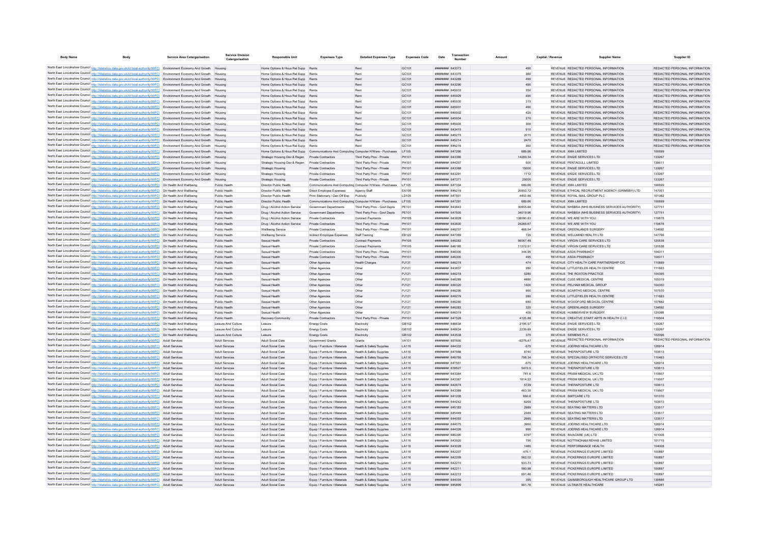| Body Name | Body | Service Area Catergorisation | Service Division Catergorisation | Responsible Unit | Expenses Type | Detailed Expenses Type | Expenses Code | Date | Transaction Number | Amount | Capital / Revenue | Supplier Name | Supplier ID |
|---|---|---|---|---|---|---|---|---|---|---|---|---|---|
| North East Lincolnshire Council | http://statistics.data.gov.uk/id/local-authority/00FC) | Environment Economy And Growth | Housing | Home Options & Hous Rel Supp | Rents | Rent | GC101 | ######## | 643373 | 490 | REVENUE | REDACTED PERSONAL INFORMATION | REDACTED PERSONAL INFORMATION |
| North East Lincolnshire Council | http://statistics.data.gov.uk/id/local-authority/00FC) | Environment Economy And Growth | Housing | Home Options & Hous Rel Supp | Rents | Rent | GC101 | ######## | 643375 | 360 | REVENUE | REDACTED PERSONAL INFORMATION | REDACTED PERSONAL INFORMATION |
| North East Lincolnshire Council | http://statistics.data.gov.uk/id/local-authority/00FC) | Environment Economy And Growth | Housing | Home Options & Hous Rel Supp | Rents | Rent | GC101 | ######## | 643289 | 490 | REVENUE | REDACTED PERSONAL INFORMATION | REDACTED PERSONAL INFORMATION |
| North East Lincolnshire Council | http://statistics.data.gov.uk/id/local-authority/00FC) | Environment Economy And Growth | Housing | Home Options & Hous Rel Supp | Rents | Rent | GC101 | ######## | 643290 | 490 | REVENUE | REDACTED PERSONAL INFORMATION | REDACTED PERSONAL INFORMATION |
| North East Lincolnshire Council | http://statistics.data.gov.uk/id/local-authority/00FC) | Environment Economy And Growth | Housing | Home Options & Hous Rel Supp | Rents | Rent | GC101 | ######## | 645933 | 350 | REVENUE | REDACTED PERSONAL INFORMATION | REDACTED PERSONAL INFORMATION |
| North East Lincolnshire Council | http://statistics.data.gov.uk/id/local-authority/00FC) | Environment Economy And Growth | Housing | Home Options & Hous Rel Supp | Rents | Rent | GC101 | ######## | 645929 | 490 | REVENUE | REDACTED PERSONAL INFORMATION | REDACTED PERSONAL INFORMATION |
| North East Lincolnshire Council | http://statistics.data.gov.uk/id/local-authority/00FC) | Environment Economy And Growth | Housing | Home Options & Hous Rel Supp | Rents | Rent | GC101 | ######## | 645930 | 315 | REVENUE | REDACTED PERSONAL INFORMATION | REDACTED PERSONAL INFORMATION |
| North East Lincolnshire Council | http://statistics.data.gov.uk/id/local-authority/00FC) | Environment Economy And Growth | Housing | Home Options & Hous Rel Supp | Rents | Rent | GC101 | ######## | 645931 | 490 | REVENUE | REDACTED PERSONAL INFORMATION | REDACTED PERSONAL INFORMATION |
| North East Lincolnshire Council | http://statistics.data.gov.uk/id/local-authority/00FC) | Environment Economy And Growth | Housing | Home Options & Hous Rel Supp | Rents | Rent | GC101 | ######## | 645932 | 420 | REVENUE | REDACTED PERSONAL INFORMATION | REDACTED PERSONAL INFORMATION |
| North East Lincolnshire Council | http://statistics.data.gov.uk/id/local-authority/00FC) | Environment Economy And Growth | Housing | Home Options & Hous Rel Supp | Rents | Rent | GC101 | ######## | 645934 | 270 | REVENUE | REDACTED PERSONAL INFORMATION | REDACTED PERSONAL INFORMATION |
| North East Lincolnshire Council | http://statistics.data.gov.uk/id/local-authority/00FC) | Environment Economy And Growth | Housing | Home Options & Hous Rel Supp | Rents | Rent | GC101 | ######## | 645935 | 300 | REVENUE | REDACTED PERSONAL INFORMATION | REDACTED PERSONAL INFORMATION |
| North East Lincolnshire Council | http://statistics.data.gov.uk/id/local-authority/00FC) | Environment Economy And Growth | Housing | Home Options & Hous Rel Supp | Rents | Rent | GC101 | ######## | 643415 | 910 | REVENUE | REDACTED PERSONAL INFORMATION | REDACTED PERSONAL INFORMATION |
| North East Lincolnshire Council | http://statistics.data.gov.uk/id/local-authority/00FC) | Environment Economy And Growth | Housing | Home Options & Hous Rel Supp | Rents | Rent | GC101 | ######## | 645215 | 2015 | REVENUE | REDACTED PERSONAL INFORMATION | REDACTED PERSONAL INFORMATION |
| North East Lincolnshire Council | http://statistics.data.gov.uk/id/local-authority/00FC) | Environment Economy And Growth | Housing | Home Options & Hous Rel Supp | Rents | Rent | GC101 | ######## | 645214 | 2470 | REVENUE | REDACTED PERSONAL INFORMATION | REDACTED PERSONAL INFORMATION |
| North East Lincolnshire Council | http://statistics.data.gov.uk/id/local-authority/00FC) | Environment Economy And Growth | Housing | Home Options & Hous Rel Supp | Rents | Rent | GC101 | ######## | 645216 | 360 | REVENUE | REDACTED PERSONAL INFORMATION | REDACTED PERSONAL INFORMATION |
| North East Lincolnshire Council | http://statistics.data.gov.uk/id/local-authority/00FC) | Environment Economy And Growth | Housing | Home Options & Hous Rel Supp | Communications And Computing | Computer H/Ware - Purchases | LF105 | ######## | 647290 | 689.66 | REVENUE | XMA LIMITED | 100699 |
| North East Lincolnshire Council | http://statistics.data.gov.uk/id/local-authority/00FC) | Environment Economy And Growth | Housing | Strategic Housing Dev & Regen | Private Contractors | Third Party Prov - Private | PH101 | ######## | 643366 | 14289.34 | REVENUE | ENGIE SERVICES LTD | 133267 |
| North East Lincolnshire Council | http://statistics.data.gov.uk/id/local-authority/00FC) | Environment Economy And Growth | Housing | Strategic Housing Dev & Regen | Private Contractors | Third Party Prov - Private | PH101 | ######## | 644257 | 500 | REVENUE | PENTAGULL LIMITED | 139611 |
| North East Lincolnshire Council | http://statistics.data.gov.uk/id/local-authority/00FC) | Environment Economy And Growth | Housing | Strategic Housing | Private Contractors | Third Party Prov - Private | PH101 | ######## | 643368 | 15000 | REVENUE | ENGIE SERVICES LTD | 133267 |
| North East Lincolnshire Council | http://statistics.data.gov.uk/id/local-authority/00FC) | Environment Economy And Growth | Housing | Strategic Housing | Private Contractors | Third Party Prov - Private | PH101 | ######## | 643291 | 1712 | REVENUE | ENGIE SERVICES LTD | 133267 |
| North East Lincolnshire Council | http://statistics.data.gov.uk/id/local-authority/00FC) | Environment Economy And Growth | Housing | Strategic Housing | Private Contractors | Third Party Prov - Private | PH101 | ######## | 647371 | 25000 | REVENUE | ENGIE SERVICES LTD | 133267 |
| North East Lincolnshire Council | http://statistics.data.gov.uk/id/local-authority/00FC) | Dir Health And Wellbeing | Public Health | Director Public Health | Communications And Computing | Computer H/Ware - Purchases | LF105 | ######## | 647334 | 689.66 | REVENUE | XMA LIMITED | 100699 |
| North East Lincolnshire Council | http://statistics.data.gov.uk/id/local-authority/00FC) | Dir Health And Wellbeing | Public Health | Director Public Health | Direct Employee Expenses | Agency Staff | EA105 | ######## | 645219 | 20853.72 | REVENUE | ETHICAL RECRUITMENT AGENCY (GRIMSBY) LTD | 147051 |
| North East Lincolnshire Council | http://statistics.data.gov.uk/id/local-authority/00FC) | Dir Health And Wellbeing | Public Health | Director Public Health | Print Stationery / Gen Off Exp | Publicity | LD105 | ######## | 647501 | 4403.86 | REVENUE | ROYAL MAIL GROUP PLC | 101082 |
| North East Lincolnshire Council | http://statistics.data.gov.uk/id/local-authority/00FC) | Dir Health And Wellbeing | Public Health | Director Public Health | Communications And Computing | Computer H/Ware - Purchases | LF105 | ######## | 647291 | 689.66 | REVENUE | XMA LIMITED | 100699 |
| North East Lincolnshire Council | http://statistics.data.gov.uk/id/local-authority/00FC) | Dir Health And Wellbeing | Public Health | Drug / Alcohol Action Service | Government Departments | Third Party Prov - Govt Depts | PE101 | ######## | 643843 | 30855.68 | REVENUE | NHSBSA (NHS BUSINESS SERVICES AUTHORITY) | 127751 |
| North East Lincolnshire Council | http://statistics.data.gov.uk/id/local-authority/00FC) | Dir Health And Wellbeing | Public Health | Drug / Alcohol Action Service | Government Departments | Third Party Prov - Govt Depts | PE101 | ######## | 647500 | 34019.96 | REVENUE | NHSBSA (NHS BUSINESS SERVICES AUTHORITY) | 127751 |
| North East Lincolnshire Council | http://statistics.data.gov.uk/id/local-authority/00FC) | Dir Health And Wellbeing | Public Health | Drug / Alcohol Action Service | Private Contractors | Contract Payments | PH105 | ######## | 643828 | 138090.83 | REVENUE | WE ARE WITH YOU | 119878 |
| North East Lincolnshire Council | http://statistics.data.gov.uk/id/local-authority/00FC) | Dir Health And Wellbeing | Public Health | Drug / Alcohol Action Service | Private Contractors | Third Party Prov - Private | PH101 | ######## | 643830 | 24266.67 | REVENUE | WE ARE WITH YOU | 119878 |
| North East Lincolnshire Council | http://statistics.data.gov.uk/id/local-authority/00FC) | Dir Health And Wellbeing | Public Health | Wellbeing Service | Private Contractors | Third Party Prov - Private | PH101 | ######## | 646707 | 466.54 | REVENUE | GREENLANDS SURGERY | 134692 |
| North East Lincolnshire Council | http://statistics.data.gov.uk/id/local-authority/00FC) | Dir Health And Wellbeing | Public Health | Wellbeing Service | Indirect Employee Expenses | Staff Training | EB122 | ######## | 647369 | 720 | REVENUE | WELLMIND HEALTH LTD | 147766 |
| North East Lincolnshire Council | http://statistics.data.gov.uk/id/local-authority/00FC) | Dir Health And Wellbeing | Public Health | Sexual Health | Private Contractors | Contract Payments | PH105 | ######## | 646282 | 56067.48 | REVENUE | VIRGIN CARE SERVICES LTD | 120538 |
| North East Lincolnshire Council | http://statistics.data.gov.uk/id/local-authority/00FC) | Dir Health And Wellbeing | Public Health | Sexual Health | Private Contractors | Contract Payments | PH105 | ######## | 646185 | 11272.51 | REVENUE | VIRGIN CARE SERVICES LTD | 120538 |
| North East Lincolnshire Council | http://statistics.data.gov.uk/id/local-authority/00FC) | Dir Health And Wellbeing | Public Health | Sexual Health | Private Contractors | Third Party Prov - Private | PH101 | ######## | 646300 | 344.95 | REVENUE | ASDA PHARMACY | 104011 |
| North East Lincolnshire Council | http://statistics.data.gov.uk/id/local-authority/00FC) | Dir Health And Wellbeing | Public Health | Sexual Health | Private Contractors | Third Party Prov - Private | PH101 | ######## | 646300 | 495 | REVENUE | ASDA PHARMACY | 104011 |
| North East Lincolnshire Council | http://statistics.data.gov.uk/id/local-authority/00FC) | Dir Health And Wellbeing | Public Health | Sexual Health | Other Agencies | Health Charges | PJ131 | ######## | 646219 | 474 | REVENUE | CITY HEALTH CARE PARTNERSHIP CIC | 110889 |
| North East Lincolnshire Council | http://statistics.data.gov.uk/id/local-authority/00FC) | Dir Health And Wellbeing | Public Health | Sexual Health | Other Agencies | Other | PJ121 | ######## | 643837 | 280 | REVENUE | LITTLEFIELDS HEALTH CENTRE | 111683 |
| North East Lincolnshire Council | http://statistics.data.gov.uk/id/local-authority/00FC) | Dir Health And Wellbeing | Public Health | Sexual Health | Other Agencies | Other | PJ121 | ######## | 646218 | 5280 | REVENUE | THE ROXTON PRACTICE | 104395 |
| North East Lincolnshire Council | http://statistics.data.gov.uk/id/local-authority/00FC) | Dir Health And Wellbeing | Public Health | Sexual Health | Other Agencies | Other | PJ121 | ######## | 646289 | 4880 | REVENUE | CLEE MEDICAL CENTRE | 105319 |
| North East Lincolnshire Council | http://statistics.data.gov.uk/id/local-authority/00FC) | Dir Health And Wellbeing | Public Health | Sexual Health | Other Agencies | Other | PJ121 | ######## | 646320 | 1400 | REVENUE | PELHAM MEDICAL GROUP | 104350 |
| North East Lincolnshire Council | http://statistics.data.gov.uk/id/local-authority/00FC) | Dir Health And Wellbeing | Public Health | Sexual Health | Other Agencies | Other | PJ121 | ######## | 646290 | 960 | REVENUE | SCARTHO MEDICAL CENTRE | 107570 |
| North East Lincolnshire Council | http://statistics.data.gov.uk/id/local-authority/00FC) | Dir Health And Wellbeing | Public Health | Sexual Health | Other Agencies | Other | PJ121 | ######## | 646279 | 280 | REVENUE | LITTLEFIELDS HEALTH CENTRE | 111683 |
| North East Lincolnshire Council | http://statistics.data.gov.uk/id/local-authority/00FC) | Dir Health And Wellbeing | Public Health | Sexual Health | Other Agencies | Other | PJ121 | ######## | 646280 | 680 | REVENUE | WOODFORD MEDICAL CENTRE | 107882 |
| North East Lincolnshire Council | http://statistics.data.gov.uk/id/local-authority/00FC) | Dir Health And Wellbeing | Public Health | Sexual Health | Other Agencies | Other | PJ121 | ######## | 646283 | 320 | REVENUE | GREENLANDS SURGERY | 134692 |
| North East Lincolnshire Council | http://statistics.data.gov.uk/id/local-authority/00FC) | Dir Health And Wellbeing | Public Health | Sexual Health | Other Agencies | Other | PJ121 | ######## | 646319 | 400 | REVENUE | HUMBERVIEW SURGERY | 120098 |
| North East Lincolnshire Council | http://statistics.data.gov.uk/id/local-authority/00FC) | Dir Health And Wellbeing | Public Health | Recovery Community | Private Contractors | Third Party Prov - Private | PH101 | ######## | 647528 | 4125.88 | REVENUE | CREATIVE START ARTS IN HEALTH C.I.C | 119504 |
| North East Lincolnshire Council | http://statistics.data.gov.uk/id/local-authority/00FC) | Dir Health And Wellbeing | Leisure And Culture | Leisure | Energy Costs | Electricity | GB102 | ######## | 646634 | 2195.57 | REVENUE | ENGIE SERVICES LTD | 133267 |
| North East Lincolnshire Council | http://statistics.data.gov.uk/id/local-authority/00FC) | Dir Health And Wellbeing | Leisure And Culture | Leisure | Energy Costs | Electricity | GB102 | ######## | 646634 | 2239.89 | REVENUE | ENGIE SERVICES LTD | 133267 |
| North East Lincolnshire Council | http://statistics.data.gov.uk/id/local-authority/00FC) | Dir Health And Wellbeing | Leisure And Culture | Leisure | Energy Costs | Electricity | GB102 | ######## | 643538 | 375 | REVENUE | SIEMENS PLC | 102096 |
| North East Lincolnshire Council | http://statistics.data.gov.uk/id/local-authority/00FC) | Adult Services | Adult Services | Adult Social Care | Government Grants | Grants | VA101 | ######## | 851600 | -5276.47 | REVENUE | REDACTED PERSONAL INFORMATION | REDACTED PERSONAL INFORMATION |
| North East Lincolnshire Council | http://statistics.data.gov.uk/id/local-authority/00FC) | Adult Services | Adult Services | Adult Social Care | Equip / Furniture / Materials | Health & Safety Supplies | LA116 | ######## | 644332 | -575 | REVENUE | JOERNS HEALTHCARE LTD | 126914 |
| North East Lincolnshire Council | http://statistics.data.gov.uk/id/local-authority/00FC) | Adult Services | Adult Services | Adult Social Care | Equip / Furniture / Materials | Health & Safety Supplies | LA116 | ######## | 647566 | 8740 | REVENUE | THERAPOSTURE LTD | 103613 |
| North East Lincolnshire Council | http://statistics.data.gov.uk/id/local-authority/00FC) | Adult Services | Adult Services | Adult Social Care | Equip / Furniture / Materials | Health & Safety Supplies | LA116 | ######## | 646755 | 798.34 | REVENUE | SPECIALISED ORTHOTIC SERVICES LTD | 110463 |
| North East Lincolnshire Council | http://statistics.data.gov.uk/id/local-authority/00FC) | Adult Services | Adult Services | Adult Social Care | Equip / Furniture / Materials | Health & Safety Supplies | LA116 | ######## | 647551 | -575 | REVENUE | JOERNS HEALTHCARE LTD | 126914 |
| North East Lincolnshire Council | http://statistics.data.gov.uk/id/local-authority/00FC) | Adult Services | Adult Services | Adult Social Care | Equip / Furniture / Materials | Health & Safety Supplies | LA116 | ######## | 639527 | 5473.5 | REVENUE | THERAPOSTURE LTD | 103613 |
| North East Lincolnshire Council | http://statistics.data.gov.uk/id/local-authority/00FC) | Adult Services | Adult Services | Adult Social Care | Equip / Furniture / Materials | Health & Safety Supplies | LA116 | ######## | 643384 | 741.6 | REVENUE | PRISM MEDICAL UK LTD | 119507 |
| North East Lincolnshire Council | http://statistics.data.gov.uk/id/local-authority/00FC) | Adult Services | Adult Services | Adult Social Care | Equip / Furniture / Materials | Health & Safety Supplies | LA116 | ######## | 643387 | 1614.22 | REVENUE | PRISM MEDICAL UK LTD | 119507 |
| North East Lincolnshire Council | http://statistics.data.gov.uk/id/local-authority/00FC) | Adult Services | Adult Services | Adult Social Care | Equip / Furniture / Materials | Health & Safety Supplies | LA116 | ######## | 642674 | 5729 | REVENUE | THERAPOSTURE LTD | 103613 |
| North East Lincolnshire Council | http://statistics.data.gov.uk/id/local-authority/00FC) | Adult Services | Adult Services | Adult Social Care | Equip / Furniture / Materials | Health & Safety Supplies | LA116 | ######## | 643389 | 463.38 | REVENUE | PRISM MEDICAL UK LTD | 119507 |
| North East Lincolnshire Council | http://statistics.data.gov.uk/id/local-authority/00FC) | Adult Services | Adult Services | Adult Social Care | Equip / Furniture / Materials | Health & Safety Supplies | LA116 | ######## | 641208 | 660.8 | REVENUE | SMITCARE LTD | 101070 |
| North East Lincolnshire Council | http://statistics.data.gov.uk/id/local-authority/00FC) | Adult Services | Adult Services | Adult Social Care | Equip / Furniture / Materials | Health & Safety Supplies | LA116 | ######## | 644242 | 6269 | REVENUE | THERAPOSTURE LTD | 103613 |
| North East Lincolnshire Council | http://statistics.data.gov.uk/id/local-authority/00FC) | Adult Services | Adult Services | Adult Social Care | Equip / Furniture / Materials | Health & Safety Supplies | LA116 | ######## | 645183 | 2989 | REVENUE | SEATING MATTERS LTD | 123517 |
| North East Lincolnshire Council | http://statistics.data.gov.uk/id/local-authority/00FC) | Adult Services | Adult Services | Adult Social Care | Equip / Furniture / Materials | Health & Safety Supplies | LA116 | ######## | 645449 | 2349 | REVENUE | SEATING MATTERS LTD | 123517 |
| North East Lincolnshire Council | http://statistics.data.gov.uk/id/local-authority/00FC) | Adult Services | Adult Services | Adult Social Care | Equip / Furniture / Materials | Health & Safety Supplies | LA116 | ######## | 644093 | 2985 | REVENUE | SEATING MATTERS LTD | 123517 |
| North East Lincolnshire Council | http://statistics.data.gov.uk/id/local-authority/00FC) | Adult Services | Adult Services | Adult Social Care | Equip / Furniture / Materials | Health & Safety Supplies | LA116 | ######## | 644075 | 3960 | REVENUE | JOERNS HEALTHCARE LTD | 126914 |
| North East Lincolnshire Council | http://statistics.data.gov.uk/id/local-authority/00FC) | Adult Services | Adult Services | Adult Social Care | Equip / Furniture / Materials | Health & Safety Supplies | LA116 | ######## | 644326 | 990 | REVENUE | JOERNS HEALTHCARE LTD | 126914 |
| North East Lincolnshire Council | http://statistics.data.gov.uk/id/local-authority/00FC) | Adult Services | Adult Services | Adult Social Care | Equip / Furniture / Materials | Health & Safety Supplies | LA116 | ######## | 645390 | 4797 | REVENUE | INVACARE (UK) LTD | 101008 |
| North East Lincolnshire Council | http://statistics.data.gov.uk/id/local-authority/00FC) | Adult Services | Adult Services | Adult Social Care | Equip / Furniture / Materials | Health & Safety Supplies | LA116 | ######## | 643920 | 790 | REVENUE | NOTTINGHAM REHAB LIMITED | 101715 |
| North East Lincolnshire Council | http://statistics.data.gov.uk/id/local-authority/00FC) | Adult Services | Adult Services | Adult Social Care | Equip / Furniture / Materials | Health & Safety Supplies | LA116 | ######## | 643028 | 1485 | REVENUE | PERFORMANCE HEALTH | 104008 |
| North East Lincolnshire Council | http://statistics.data.gov.uk/id/local-authority/00FC) | Adult Services | Adult Services | Adult Social Care | Equip / Furniture / Materials | Health & Safety Supplies | LA116 | ######## | 642207 | 475.1 | REVENUE | PICKERINGS EUROPE LIMITED | 100897 |
| North East Lincolnshire Council | http://statistics.data.gov.uk/id/local-authority/00FC) | Adult Services | Adult Services | Adult Social Care | Equip / Furniture / Materials | Health & Safety Supplies | LA116 | ######## | 642209 | 562.02 | REVENUE | PICKERINGS EUROPE LIMITED | 100897 |
| North East Lincolnshire Council | http://statistics.data.gov.uk/id/local-authority/00FC) | Adult Services | Adult Services | Adult Social Care | Equip / Furniture / Materials | Health & Safety Supplies | LA116 | ######## | 642210 | 533.73 | REVENUE | PICKERINGS EUROPE LIMITED | 100897 |
| North East Lincolnshire Council | http://statistics.data.gov.uk/id/local-authority/00FC) | Adult Services | Adult Services | Adult Social Care | Equip / Furniture / Materials | Health & Safety Supplies | LA116 | ######## | 642211 | 580.98 | REVENUE | PICKERINGS EUROPE LIMITED | 100897 |
| North East Lincolnshire Council | http://statistics.data.gov.uk/id/local-authority/00FC) | Adult Services | Adult Services | Adult Social Care | Equip / Furniture / Materials | Health & Safety Supplies | LA116 | ######## | 642212 | 691.46 | REVENUE | PICKERINGS EUROPE LIMITED | 100897 |
| North East Lincolnshire Council | http://statistics.data.gov.uk/id/local-authority/00FC) | Adult Services | Adult Services | Adult Social Care | Equip / Furniture / Materials | Health & Safety Supplies | LA116 | ######## | 644004 | 395 | REVENUE | GAINSBOROUGH HEALTHCARE GROUP LTD | 139686 |
| North East Lincolnshire Council | http://statistics.data.gov.uk/id/local-authority/00FC) | Adult Services | Adult Services | Adult Social Care | Equip / Furniture / Materials | Health & Safety Supplies | LA116 | ######## | 645899 | 901.76 | REVENUE | ULTIMATE HEALTHCARE | 145281 |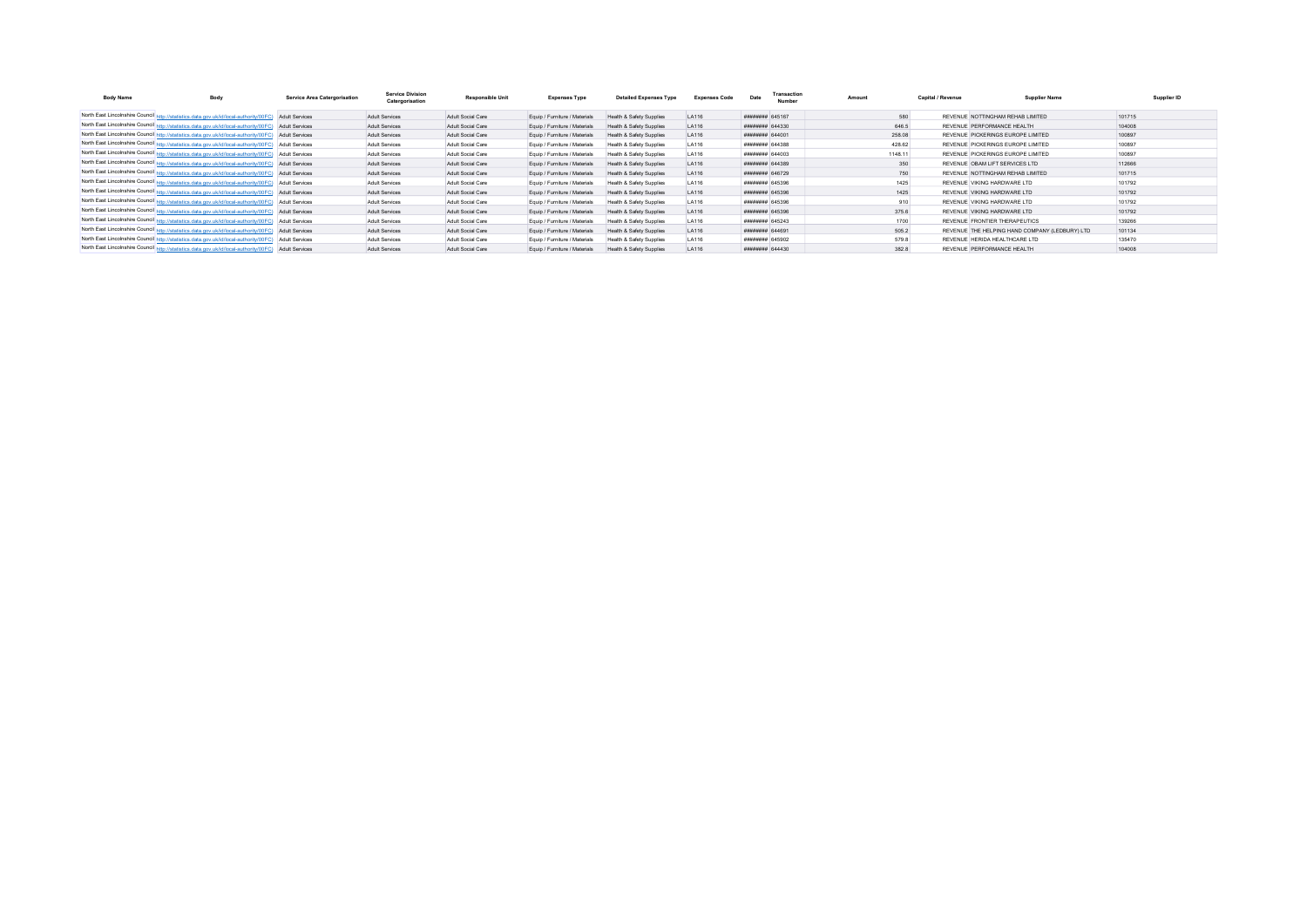| Body Name | Body | Service Area Catergorisation | Service Division Catergorisation | Responsible Unit | Expenses Type | Detailed Expenses Type | Expenses Code | Date | Transaction Number | Amount | Capital / Revenue | Supplier Name | Supplier ID |
|---|---|---|---|---|---|---|---|---|---|---|---|---|---|
| North East Lincolnshire Council | http://statistics.data.gov.uk/id/local-authority/00FC) | Adult Services | Adult Services | Adult Social Care | Equip / Furniture / Materials | Health & Safety Supplies | LA116 | ######## | 645167 | 580 | REVENUE | NOTTINGHAM REHAB LIMITED | 101715 |
| North East Lincolnshire Council | http://statistics.data.gov.uk/id/local-authority/00FC) | Adult Services | Adult Services | Adult Social Care | Equip / Furniture / Materials | Health & Safety Supplies | LA116 | ######## | 644330 | 646.5 | REVENUE | PERFORMANCE HEALTH | 104008 |
| North East Lincolnshire Council | http://statistics.data.gov.uk/id/local-authority/00FC) | Adult Services | Adult Services | Adult Social Care | Equip / Furniture / Materials | Health & Safety Supplies | LA116 | ######## | 644001 | 258.08 | REVENUE | PICKERINGS EUROPE LIMITED | 100897 |
| North East Lincolnshire Council | http://statistics.data.gov.uk/id/local-authority/00FC) | Adult Services | Adult Services | Adult Social Care | Equip / Furniture / Materials | Health & Safety Supplies | LA116 | ######## | 644388 | 428.62 | REVENUE | PICKERINGS EUROPE LIMITED | 100897 |
| North East Lincolnshire Council | http://statistics.data.gov.uk/id/local-authority/00FC) | Adult Services | Adult Services | Adult Social Care | Equip / Furniture / Materials | Health & Safety Supplies | LA116 | ######## | 644003 | 1148.11 | REVENUE | PICKERINGS EUROPE LIMITED | 100897 |
| North East Lincolnshire Council | http://statistics.data.gov.uk/id/local-authority/00FC) | Adult Services | Adult Services | Adult Social Care | Equip / Furniture / Materials | Health & Safety Supplies | LA116 | ######## | 644389 | 350 | REVENUE | OBAM LIFT SERVICES LTD | 112666 |
| North East Lincolnshire Council | http://statistics.data.gov.uk/id/local-authority/00FC) | Adult Services | Adult Services | Adult Social Care | Equip / Furniture / Materials | Health & Safety Supplies | LA116 | ######## | 646729 | 750 | REVENUE | NOTTINGHAM REHAB LIMITED | 101715 |
| North East Lincolnshire Council | http://statistics.data.gov.uk/id/local-authority/00FC) | Adult Services | Adult Services | Adult Social Care | Equip / Furniture / Materials | Health & Safety Supplies | LA116 | ######## | 645396 | 1425 | REVENUE | VIKING HARDWARE LTD | 101792 |
| North East Lincolnshire Council | http://statistics.data.gov.uk/id/local-authority/00FC) | Adult Services | Adult Services | Adult Social Care | Equip / Furniture / Materials | Health & Safety Supplies | LA116 | ######## | 645396 | 1425 | REVENUE | VIKING HARDWARE LTD | 101792 |
| North East Lincolnshire Council | http://statistics.data.gov.uk/id/local-authority/00FC) | Adult Services | Adult Services | Adult Social Care | Equip / Furniture / Materials | Health & Safety Supplies | LA116 | ######## | 645396 | 910 | REVENUE | VIKING HARDWARE LTD | 101792 |
| North East Lincolnshire Council | http://statistics.data.gov.uk/id/local-authority/00FC) | Adult Services | Adult Services | Adult Social Care | Equip / Furniture / Materials | Health & Safety Supplies | LA116 | ######## | 645396 | 375.6 | REVENUE | VIKING HARDWARE LTD | 101792 |
| North East Lincolnshire Council | http://statistics.data.gov.uk/id/local-authority/00FC) | Adult Services | Adult Services | Adult Social Care | Equip / Furniture / Materials | Health & Safety Supplies | LA116 | ######## | 645243 | 1700 | REVENUE | FRONTIER THERAPEUTICS | 139266 |
| North East Lincolnshire Council | http://statistics.data.gov.uk/id/local-authority/00FC) | Adult Services | Adult Services | Adult Social Care | Equip / Furniture / Materials | Health & Safety Supplies | LA116 | ######## | 644691 | 505.2 | REVENUE | THE HELPING HAND COMPANY (LEDBURY) LTD | 101134 |
| North East Lincolnshire Council | http://statistics.data.gov.uk/id/local-authority/00FC) | Adult Services | Adult Services | Adult Social Care | Equip / Furniture / Materials | Health & Safety Supplies | LA116 | ######## | 645902 | 579.8 | REVENUE | HERIDA HEALTHCARE LTD | 135470 |
| North East Lincolnshire Council | http://statistics.data.gov.uk/id/local-authority/00FC) | Adult Services | Adult Services | Adult Social Care | Equip / Furniture / Materials | Health & Safety Supplies | LA116 | ######## | 644430 | 382.8 | REVENUE | PERFORMANCE HEALTH | 104008 |